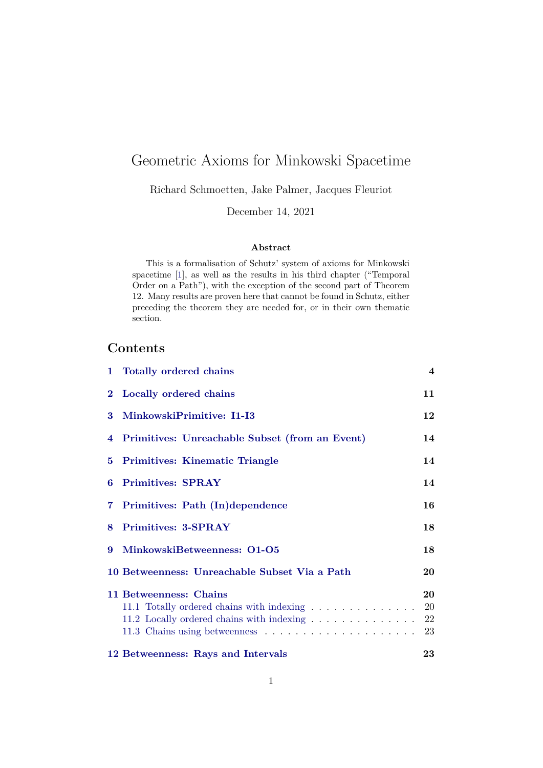# Geometric Axioms for Minkowski Spacetime

Richard Schmoetten, Jake Palmer, Jacques Fleuriot

December 14, 2021

**Abstract**

This is a formalisation of Schutz' system of axioms for Minkowski spacetime [1], as well as the results in his third chapter ("Temporal Order on a Path"), with the exception of the second part of Theorem 12. Many results are proven here that cannot be found in Schutz, either preceding the theorem they are needed for, or in their own thematic section.

## Contents

- **1 Totally ordered chains** 4
- **2 Locally ordered chains** 11
- **3 MinkowskiPrimitive: I1-I3** 12
- **4 Primitives: Unreachable Subset (from an Event)** 14
- **5 Primitives: Kinematic Triangle** 14
- **6 Primitives: SPRAY** 14
- **7 Primitives: Path (In)dependence** 16
- **8 Primitives: 3-SPRAY** 18
- **9 MinkowskiBetweenness: O1-O5** 18
- **10 Betweenness: Unreachable Subset Via a Path** 20
- **11 Betweenness: Chains** 20
  - 11.1 Totally ordered chains with indexing 20
  - 11.2 Locally ordered chains with indexing 22
  - 11.3 Chains using betweenness 23
- **12 Betweenness: Rays and Intervals** 23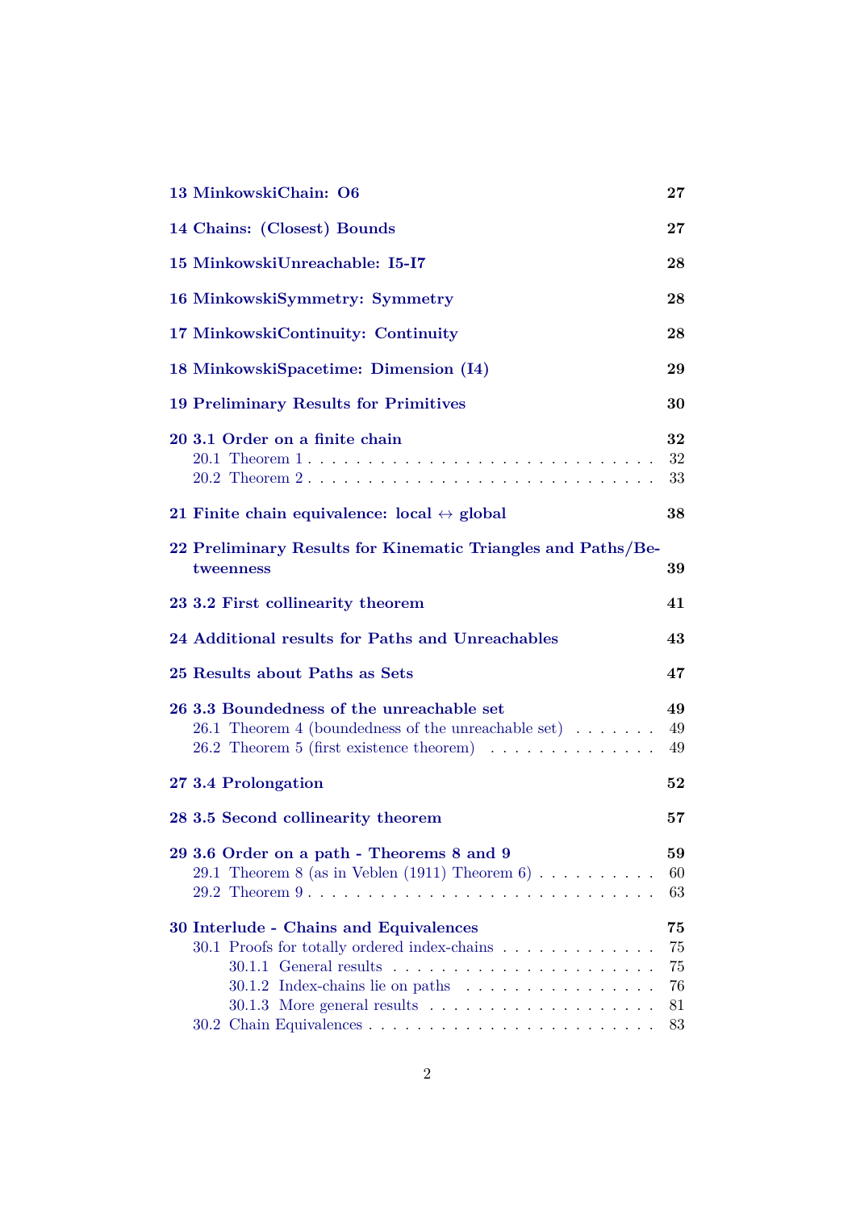13 MinkowskiChain: O6 — 27

14 Chains: (Closest) Bounds — 27

15 MinkowskiUnreachable: I5-I7 — 28

16 MinkowskiSymmetry: Symmetry — 28

17 MinkowskiContinuity: Continuity — 28

18 MinkowskiSpacetime: Dimension (I4) — 29

19 Preliminary Results for Primitives — 30

20 3.1 Order on a finite chain — 32
- 20.1 Theorem 1 — 32
- 20.2 Theorem 2 — 33

21 Finite chain equivalence: local $\leftrightarrow$ global — 38

22 Preliminary Results for Kinematic Triangles and Paths/Betweenness — 39

23 3.2 First collinearity theorem — 41

24 Additional results for Paths and Unreachables — 43

25 Results about Paths as Sets — 47

26 3.3 Boundedness of the unreachable set — 49
- 26.1 Theorem 4 (boundedness of the unreachable set) — 49
- 26.2 Theorem 5 (first existence theorem) — 49

27 3.4 Prolongation — 52

28 3.5 Second collinearity theorem — 57

29 3.6 Order on a path - Theorems 8 and 9 — 59
- 29.1 Theorem 8 (as in Veblen (1911) Theorem 6) — 60
- 29.2 Theorem 9 — 63

30 Interlude - Chains and Equivalences — 75
- 30.1 Proofs for totally ordered index-chains — 75
  - 30.1.1 General results — 75
  - 30.1.2 Index-chains lie on paths — 76
  - 30.1.3 More general results — 81
- 30.2 Chain Equivalences — 83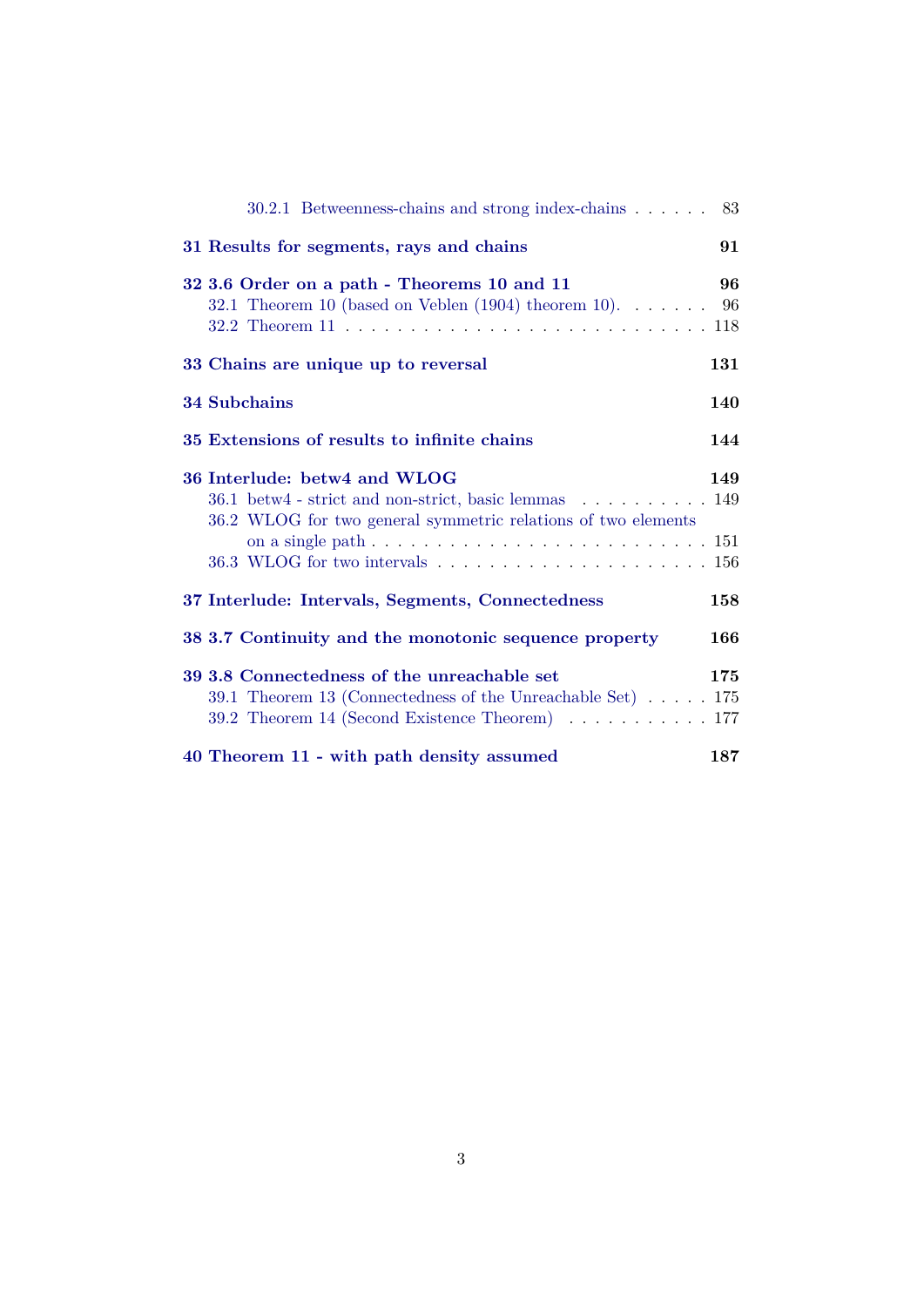30.2.1 Betweenness-chains and strong index-chains . . . . . . 83

**31 Results for segments, rays and chains** **91**

**32 3.6 Order on a path - Theorems 10 and 11** **96**
32.1 Theorem 10 (based on Veblen (1904) theorem 10). . . . . . . 96
32.2 Theorem 11 . . . . . . . . . . . . . . . . . . . . . . . . . . . 118

**33 Chains are unique up to reversal** **131**

**34 Subchains** **140**

**35 Extensions of results to infinite chains** **144**

**36 Interlude: betw4 and WLOG** **149**
36.1 betw4 - strict and non-strict, basic lemmas . . . . . . . . . . 149
36.2 WLOG for two general symmetric relations of two elements on a single path . . . . . . . . . . . . . . . . . . . . . . . . . . 151
36.3 WLOG for two intervals . . . . . . . . . . . . . . . . . . . . . 156

**37 Interlude: Intervals, Segments, Connectedness** **158**

**38 3.7 Continuity and the monotonic sequence property** **166**

**39 3.8 Connectedness of the unreachable set** **175**
39.1 Theorem 13 (Connectedness of the Unreachable Set) . . . . . 175
39.2 Theorem 14 (Second Existence Theorem) . . . . . . . . . . . 177

**40 Theorem 11 - with path density assumed** **187**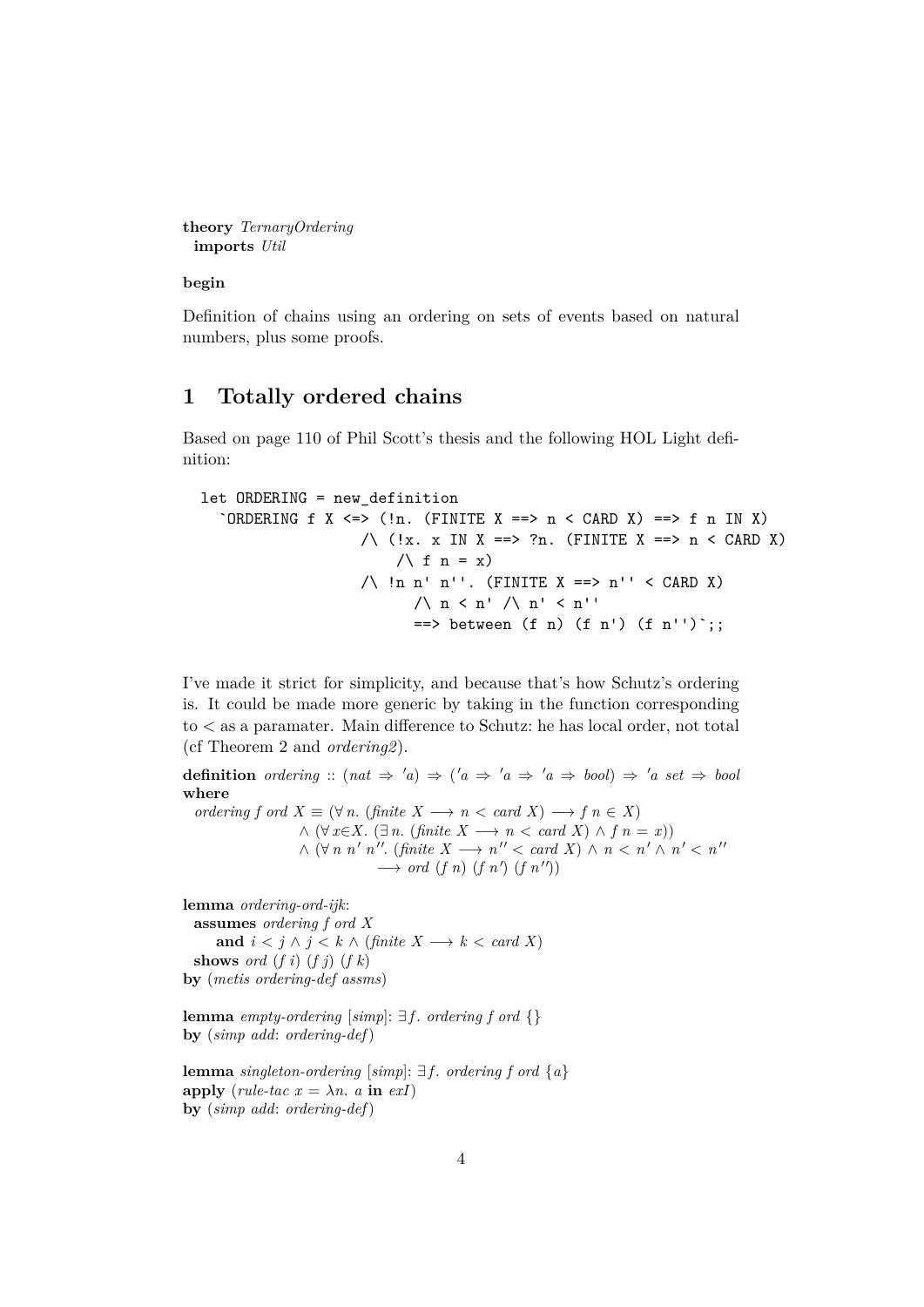**theory** *TernaryOrdering*
  **imports** *Util*

**begin**

Definition of chains using an ordering on sets of events based on natural numbers, plus some proofs.

# 1 Totally ordered chains

Based on page 110 of Phil Scott's thesis and the following HOL Light definition:

```
let ORDERING = new_definition
  `ORDERING f X <=> (!n. (FINITE X ==> n < CARD X) ==> f n IN X)
                 /\ (!x. x IN X ==> ?n. (FINITE X ==> n < CARD X)
                     /\ f n = x)
                 /\ !n n' n''. (FINITE X ==> n'' < CARD X)
                       /\ n < n' /\ n' < n''
                       ==> between (f n) (f n') (f n'')`;;
```

I've made it strict for simplicity, and because that's how Schutz's ordering is. It could be made more generic by taking in the function corresponding to < as a paramater. Main difference to Schutz: he has local order, not total (cf Theorem 2 and *ordering2*).

**definition** *ordering* :: $(nat \Rightarrow 'a) \Rightarrow ('a \Rightarrow 'a \Rightarrow 'a \Rightarrow bool) \Rightarrow 'a\ set \Rightarrow bool$
**where**
  *ordering f ord X* $\equiv (\forall n.\ (finite\ X \longrightarrow n < card\ X) \longrightarrow f\ n \in X)$
    $\wedge\ (\forall x \in X.\ (\exists n.\ (finite\ X \longrightarrow n < card\ X) \wedge f\ n = x))$
    $\wedge\ (\forall n\ n'\ n''.\ (finite\ X \longrightarrow n'' < card\ X) \wedge n < n' \wedge n' < n''$
      $\longrightarrow ord\ (f\ n)\ (f\ n')\ (f\ n''))$

**lemma** *ordering-ord-ijk*:
  **assumes** *ordering f ord X*
    **and** $i < j \wedge j < k \wedge (finite\ X \longrightarrow k < card\ X)$
  **shows** $ord\ (f\ i)\ (f\ j)\ (f\ k)$
**by** (*metis ordering-def assms*)

**lemma** *empty-ordering* [*simp*]: $\exists f.\ ordering\ f\ ord\ \{\}$
**by** (*simp add*: *ordering-def*)

**lemma** *singleton-ordering* [*simp*]: $\exists f.\ ordering\ f\ ord\ \{a\}$
**apply** (*rule-tac* $x = \lambda n.\ a$ **in** *exI*)
**by** (*simp add*: *ordering-def*)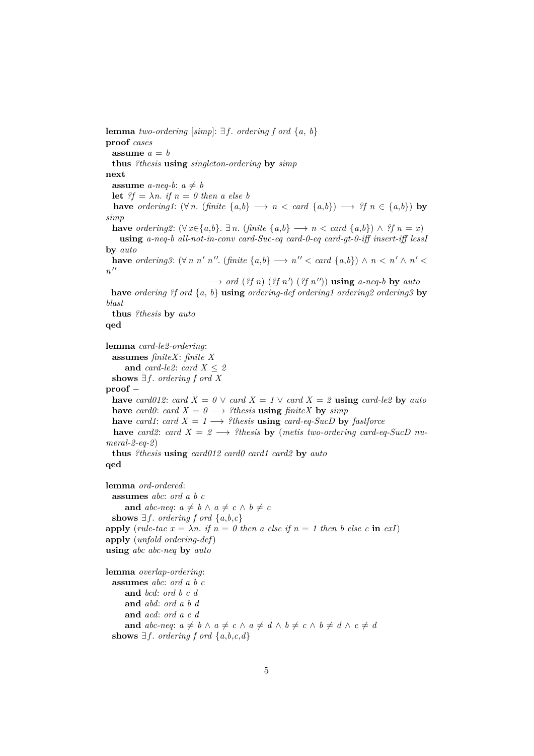```
lemma two-ordering [simp]: ∃f. ordering f ord {a, b}
proof cases
  assume a = b
  thus ?thesis using singleton-ordering by simp
next
  assume a-neq-b: a ≠ b
  let ?f = λn. if n = 0 then a else b
  have ordering1: (∀ n. (finite {a,b} ⟶ n < card {a,b}) ⟶ ?f n ∈ {a,b}) by simp
  have ordering2: (∀ x∈{a,b}. ∃ n. (finite {a,b} ⟶ n < card {a,b}) ∧ ?f n = x)
    using a-neq-b all-not-in-conv card-Suc-eq card-0-eq card-gt-0-iff insert-iff lessI by auto
  have ordering3: (∀ n n' n''. (finite {a,b} ⟶ n'' < card {a,b}) ∧ n < n' ∧ n' < n''
                          ⟶ ord (?f n) (?f n') (?f n'')) using a-neq-b by auto
  have ordering ?f ord {a, b} using ordering-def ordering1 ordering2 ordering3 by blast
  thus ?thesis by auto
qed

lemma card-le2-ordering:
  assumes finiteX: finite X
      and card-le2: card X ≤ 2
  shows ∃f. ordering f ord X
proof –
  have card012: card X = 0 ∨ card X = 1 ∨ card X = 2 using card-le2 by auto
  have card0: card X = 0 ⟶ ?thesis using finiteX by simp
  have card1: card X = 1 ⟶ ?thesis using card-eq-SucD by fastforce
  have card2: card X = 2 ⟶ ?thesis by (metis two-ordering card-eq-SucD numeral-2-eq-2)
  thus ?thesis using card012 card0 card1 card2 by auto
qed

lemma ord-ordered:
  assumes abc: ord a b c
      and abc-neq: a ≠ b ∧ a ≠ c ∧ b ≠ c
  shows ∃f. ordering f ord {a,b,c}
apply (rule-tac x = λn. if n = 0 then a else if n = 1 then b else c in exI)
apply (unfold ordering-def)
using abc abc-neq by auto

lemma overlap-ordering:
  assumes abc: ord a b c
      and bcd: ord b c d
      and abd: ord a b d
      and acd: ord a c d
      and abc-neq: a ≠ b ∧ a ≠ c ∧ a ≠ d ∧ b ≠ c ∧ b ≠ d ∧ c ≠ d
  shows ∃f. ordering f ord {a,b,c,d}
```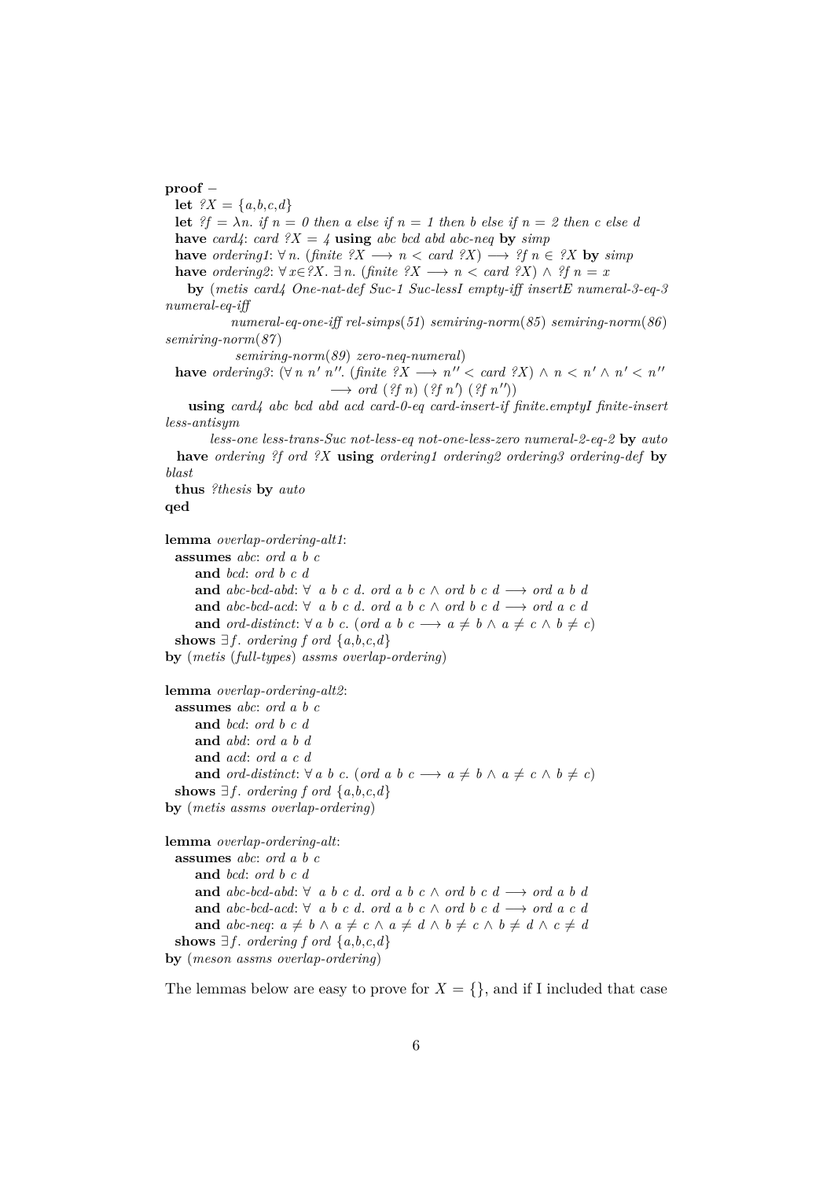```
proof –
  let ?X = {a,b,c,d}
  let ?f = λn. if n = 0 then a else if n = 1 then b else if n = 2 then c else d
  have card4: card ?X = 4 using abc bcd abd abc-neq by simp
  have ordering1: ∀ n. (finite ?X ⟶ n < card ?X) ⟶ ?f n ∈ ?X by simp
  have ordering2: ∀ x∈?X. ∃ n. (finite ?X ⟶ n < card ?X) ∧ ?f n = x
    by (metis card4 One-nat-def Suc-1 Suc-lessI empty-iff insertE numeral-3-eq-3
numeral-eq-iff
            numeral-eq-one-iff rel-simps(51) semiring-norm(85) semiring-norm(86)
semiring-norm(87)
             semiring-norm(89) zero-neq-numeral)
  have ordering3: (∀ n n' n''. (finite ?X ⟶ n'' < card ?X) ∧ n < n' ∧ n' < n''
                              ⟶ ord (?f n) (?f n') (?f n''))
    using card4 abc bcd abd acd card-0-eq card-insert-if finite.emptyI finite-insert
less-antisym
        less-one less-trans-Suc not-less-eq not-one-less-zero numeral-2-eq-2 by auto
  have ordering ?f ord ?X using ordering1 ordering2 ordering3 ordering-def by
blast
  thus ?thesis by auto
qed

lemma overlap-ordering-alt1:
  assumes abc: ord a b c
      and bcd: ord b c d
      and abc-bcd-abd: ∀ a b c d. ord a b c ∧ ord b c d ⟶ ord a b d
      and abc-bcd-acd: ∀ a b c d. ord a b c ∧ ord b c d ⟶ ord a c d
      and ord-distinct: ∀ a b c. (ord a b c ⟶ a ≠ b ∧ a ≠ c ∧ b ≠ c)
  shows ∃ f. ordering f ord {a,b,c,d}
by (metis (full-types) assms overlap-ordering)

lemma overlap-ordering-alt2:
  assumes abc: ord a b c
      and bcd: ord b c d
      and abd: ord a b d
      and acd: ord a c d
      and ord-distinct: ∀ a b c. (ord a b c ⟶ a ≠ b ∧ a ≠ c ∧ b ≠ c)
  shows ∃ f. ordering f ord {a,b,c,d}
by (metis assms overlap-ordering)

lemma overlap-ordering-alt:
  assumes abc: ord a b c
      and bcd: ord b c d
      and abc-bcd-abd: ∀ a b c d. ord a b c ∧ ord b c d ⟶ ord a b d
      and abc-bcd-acd: ∀ a b c d. ord a b c ∧ ord b c d ⟶ ord a c d
      and abc-neq: a ≠ b ∧ a ≠ c ∧ a ≠ d ∧ b ≠ c ∧ b ≠ d ∧ c ≠ d
  shows ∃ f. ordering f ord {a,b,c,d}
by (meson assms overlap-ordering)
```

The lemmas below are easy to prove for $X = \{\}$, and if I included that case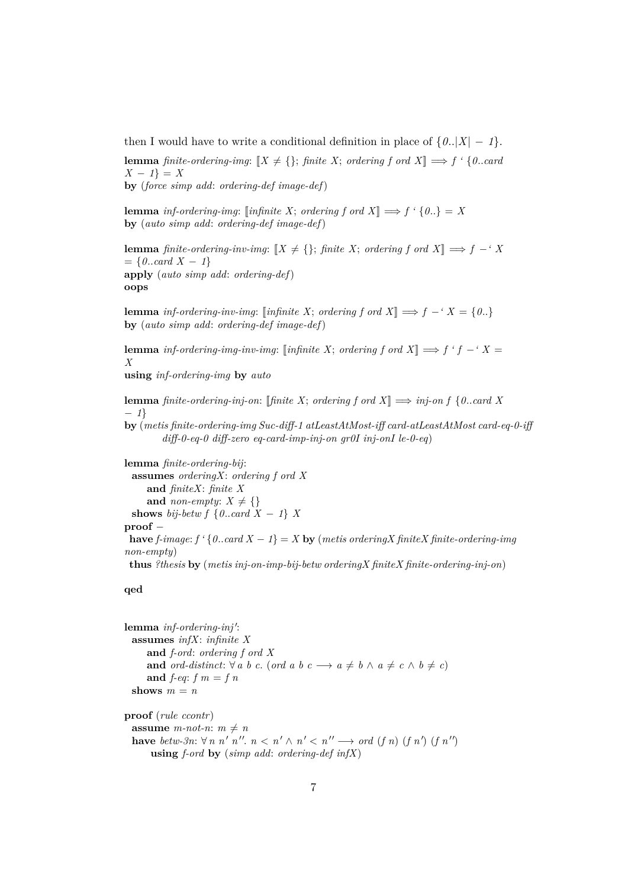then I would have to write a conditional definition in place of $\{0..|X| - 1\}$.

```
lemma finite-ordering-img: ⟦X ≠ {}; finite X; ordering f ord X⟧ ⟹ f ` {0..card
X − 1} = X
by (force simp add: ordering-def image-def)

lemma inf-ordering-img: ⟦infinite X; ordering f ord X⟧ ⟹ f ` {0..} = X
by (auto simp add: ordering-def image-def)

lemma finite-ordering-inv-img: ⟦X ≠ {}; finite X; ordering f ord X⟧ ⟹ f −` X
= {0..card X − 1}
apply (auto simp add: ordering-def)
oops

lemma inf-ordering-inv-img: ⟦infinite X; ordering f ord X⟧ ⟹ f −` X = {0..}
by (auto simp add: ordering-def image-def)

lemma inf-ordering-img-inv-img: ⟦infinite X; ordering f ord X⟧ ⟹ f ` f −` X =
X
using inf-ordering-img by auto

lemma finite-ordering-inj-on: ⟦finite X; ordering f ord X⟧ ⟹ inj-on f {0..card X
− 1}
by (metis finite-ordering-img Suc-diff-1 atLeastAtMost-iff card-atLeastAtMost card-eq-0-iff
      diff-0-eq-0 diff-zero eq-card-imp-inj-on gr0I inj-onI le-0-eq)

lemma finite-ordering-bij:
  assumes orderingX: ordering f ord X
      and finiteX: finite X
      and non-empty: X ≠ {}
  shows bij-betw f {0..card X − 1} X
proof −
 have f-image: f ` {0..card X − 1} = X by (metis orderingX finiteX finite-ordering-img
non-empty)
 thus ?thesis by (metis inj-on-imp-bij-betw orderingX finiteX finite-ordering-inj-on)

qed


lemma inf-ordering-inj':
  assumes infX: infinite X
      and f-ord: ordering f ord X
      and ord-distinct: ∀ a b c. (ord a b c ⟶ a ≠ b ∧ a ≠ c ∧ b ≠ c)
      and f-eq: f m = f n
  shows m = n

proof (rule ccontr)
  assume m-not-n: m ≠ n
  have betw-3n: ∀ n n′ n″. n < n′ ∧ n′ < n″ ⟶ ord (f n) (f n′) (f n″)
      using f-ord by (simp add: ordering-def infX)
```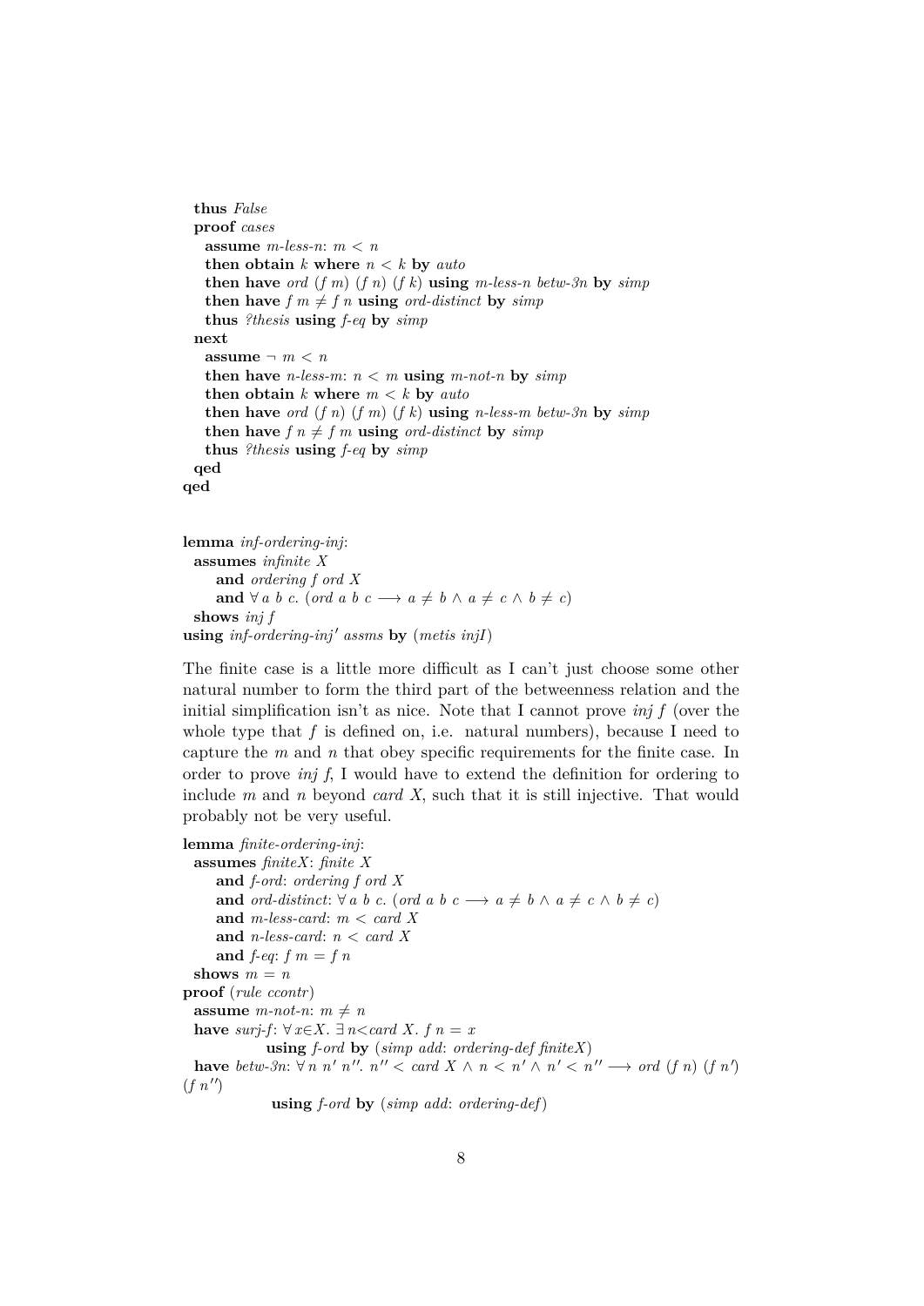```
  thus False
  proof cases
    assume m-less-n: m < n
    then obtain k where n < k by auto
    then have ord (f m) (f n) (f k) using m-less-n betw-3n by simp
    then have f m ≠ f n using ord-distinct by simp
    thus ?thesis using f-eq by simp
  next
    assume ¬ m < n
    then have n-less-m: n < m using m-not-n by simp
    then obtain k where m < k by auto
    then have ord (f n) (f m) (f k) using n-less-m betw-3n by simp
    then have f n ≠ f m using ord-distinct by simp
    thus ?thesis using f-eq by simp
  qed
qed
```

```
lemma inf-ordering-inj:
  assumes infinite X
      and ordering f ord X
      and ∀ a b c. (ord a b c ⟶ a ≠ b ∧ a ≠ c ∧ b ≠ c)
  shows inj f
using inf-ordering-inj' assms by (metis injI)
```

The finite case is a little more difficult as I can't just choose some other natural number to form the third part of the betweenness relation and the initial simplification isn't as nice. Note that I cannot prove *inj f* (over the whole type that $f$ is defined on, i.e. natural numbers), because I need to capture the $m$ and $n$ that obey specific requirements for the finite case. In order to prove *inj f*, I would have to extend the definition for ordering to include $m$ and $n$ beyond *card X*, such that it is still injective. That would probably not be very useful.

```
lemma finite-ordering-inj:
  assumes finiteX: finite X
      and f-ord: ordering f ord X
      and ord-distinct: ∀ a b c. (ord a b c ⟶ a ≠ b ∧ a ≠ c ∧ b ≠ c)
      and m-less-card: m < card X
      and n-less-card: n < card X
      and f-eq: f m = f n
  shows m = n
proof (rule ccontr)
  assume m-not-n: m ≠ n
  have surj-f: ∀ x∈X. ∃ n<card X. f n = x
            using f-ord by (simp add: ordering-def finiteX)
  have betw-3n: ∀ n n' n''. n'' < card X ∧ n < n' ∧ n' < n'' ⟶ ord (f n) (f n')
(f n'')
             using f-ord by (simp add: ordering-def)
```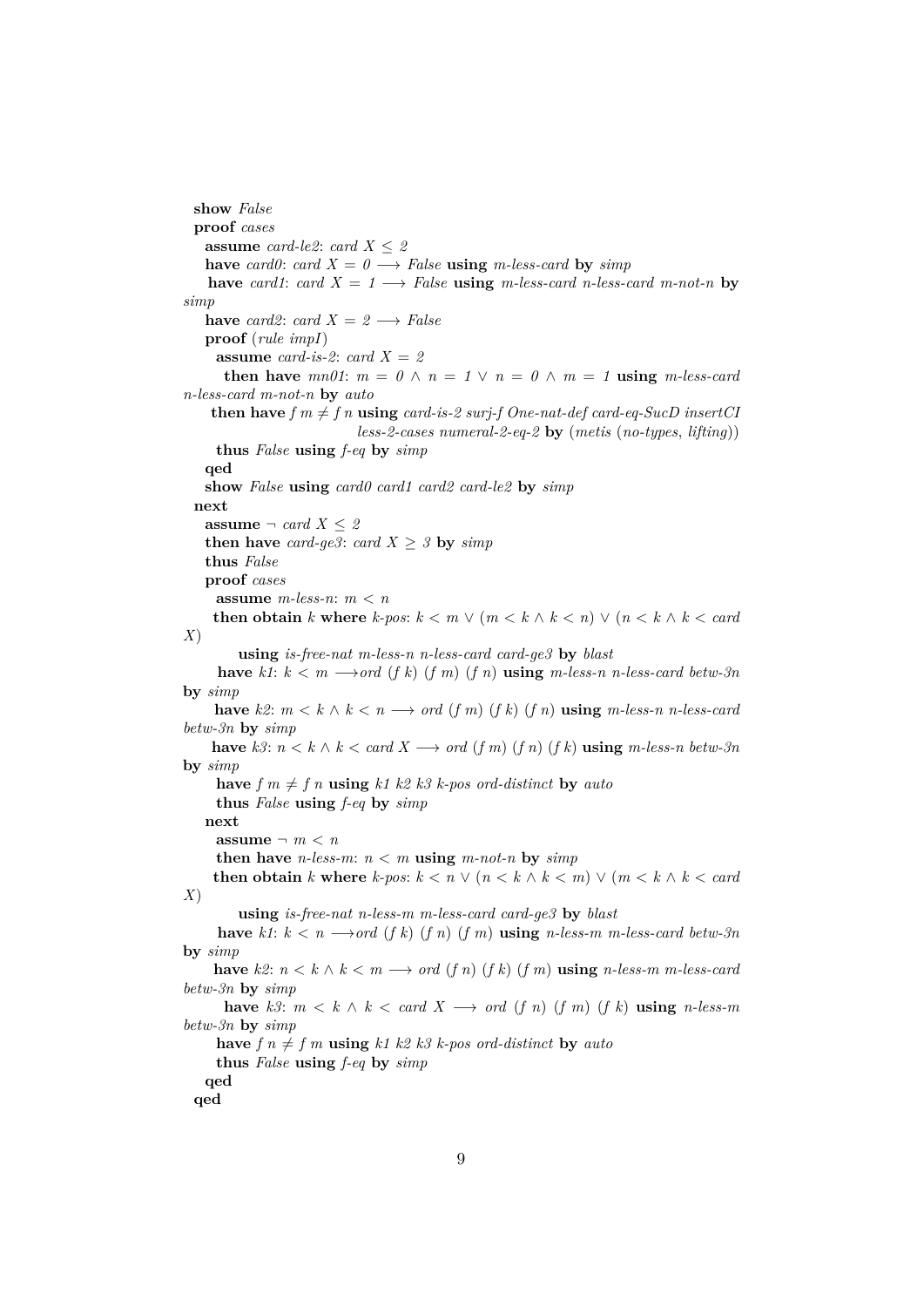```
  show False
  proof cases
    assume card-le2: card X ≤ 2
    have card0: card X = 0 ⟶ False using m-less-card by simp
    have card1: card X = 1 ⟶ False using m-less-card n-less-card m-not-n by simp
    have card2: card X = 2 ⟶ False
    proof (rule impI)
      assume card-is-2: card X = 2
      then have mn01: m = 0 ∧ n = 1 ∨ n = 0 ∧ m = 1 using m-less-card n-less-card m-not-n by auto
      then have f m ≠ f n using card-is-2 surj-f One-nat-def card-eq-SucD insertCI
                                less-2-cases numeral-2-eq-2 by (metis (no-types, lifting))
      thus False using f-eq by simp
    qed
    show False using card0 card1 card2 card-le2 by simp
  next
    assume ¬ card X ≤ 2
    then have card-ge3: card X ≥ 3 by simp
    thus False
    proof cases
      assume m-less-n: m < n
      then obtain k where k-pos: k < m ∨ (m < k ∧ k < n) ∨ (n < k ∧ k < card X)
        using is-free-nat m-less-n n-less-card card-ge3 by blast
      have k1: k < m ⟶ord (f k) (f m) (f n) using m-less-n n-less-card betw-3n by simp
      have k2: m < k ∧ k < n ⟶ ord (f m) (f k) (f n) using m-less-n n-less-card betw-3n by simp
      have k3: n < k ∧ k < card X ⟶ ord (f m) (f n) (f k) using m-less-n betw-3n by simp
      have f m ≠ f n using k1 k2 k3 k-pos ord-distinct by auto
      thus False using f-eq by simp
    next
      assume ¬ m < n
      then have n-less-m: n < m using m-not-n by simp
      then obtain k where k-pos: k < n ∨ (n < k ∧ k < m) ∨ (m < k ∧ k < card X)
        using is-free-nat n-less-m m-less-card card-ge3 by blast
      have k1: k < n ⟶ord (f k) (f n) (f m) using n-less-m m-less-card betw-3n by simp
      have k2: n < k ∧ k < m ⟶ ord (f n) (f k) (f m) using n-less-m m-less-card betw-3n by simp
      have k3: m < k ∧ k < card X ⟶ ord (f n) (f m) (f k) using n-less-m betw-3n by simp
      have f n ≠ f m using k1 k2 k3 k-pos ord-distinct by auto
      thus False using f-eq by simp
    qed
  qed
```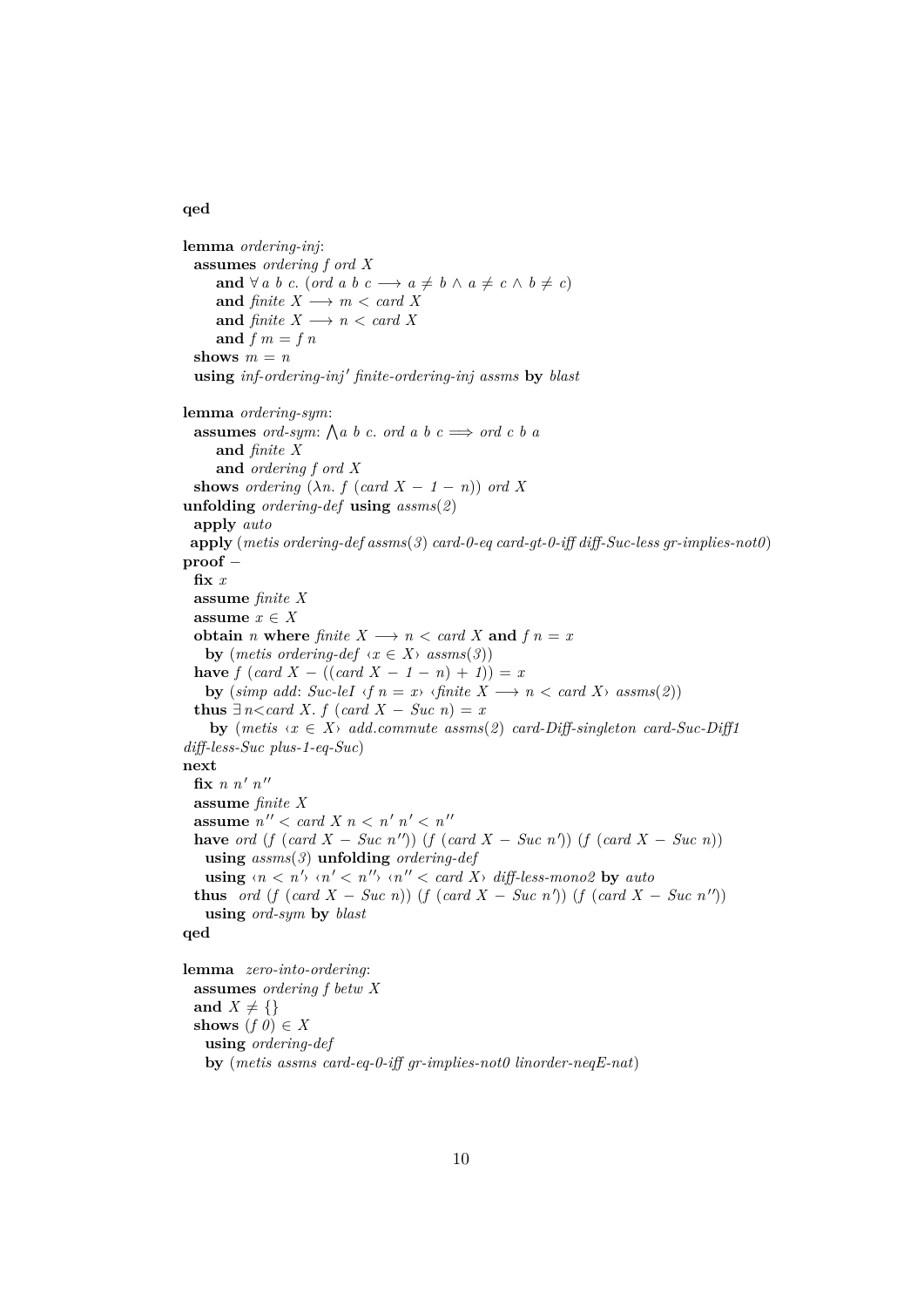```
qed

lemma ordering-inj:
  assumes ordering f ord X
      and ∀ a b c. (ord a b c ⟶ a ≠ b ∧ a ≠ c ∧ b ≠ c)
      and finite X ⟶ m < card X
      and finite X ⟶ n < card X
      and f m = f n
  shows m = n
  using inf-ordering-inj' finite-ordering-inj assms by blast

lemma ordering-sym:
  assumes ord-sym: ⋀a b c. ord a b c ⟹ ord c b a
      and finite X
      and ordering f ord X
  shows ordering (λn. f (card X − 1 − n)) ord X
unfolding ordering-def using assms(2)
  apply auto
 apply (metis ordering-def assms(3) card-0-eq card-gt-0-iff diff-Suc-less gr-implies-not0)
proof −
  fix x
  assume finite X
  assume x ∈ X
  obtain n where finite X ⟶ n < card X and f n = x
    by (metis ordering-def ‹x ∈ X› assms(3))
  have f (card X − ((card X − 1 − n) + 1)) = x
    by (simp add: Suc-leI ‹f n = x› ‹finite X ⟶ n < card X› assms(2))
  thus ∃ n<card X. f (card X − Suc n) = x
     by (metis ‹x ∈ X› add.commute assms(2) card-Diff-singleton card-Suc-Diff1
diff-less-Suc plus-1-eq-Suc)
next
  fix n n' n''
  assume finite X
  assume n'' < card X n < n' n' < n''
  have ord (f (card X − Suc n'')) (f (card X − Suc n')) (f (card X − Suc n))
    using assms(3) unfolding ordering-def
    using ‹n < n'› ‹n' < n''› ‹n'' < card X› diff-less-mono2 by auto
  thus  ord (f (card X − Suc n)) (f (card X − Suc n')) (f (card X − Suc n''))
    using ord-sym by blast
qed

lemma  zero-into-ordering:
  assumes ordering f betw X
  and X ≠ {}
  shows (f 0) ∈ X
    using ordering-def
    by (metis assms card-eq-0-iff gr-implies-not0 linorder-neqE-nat)
```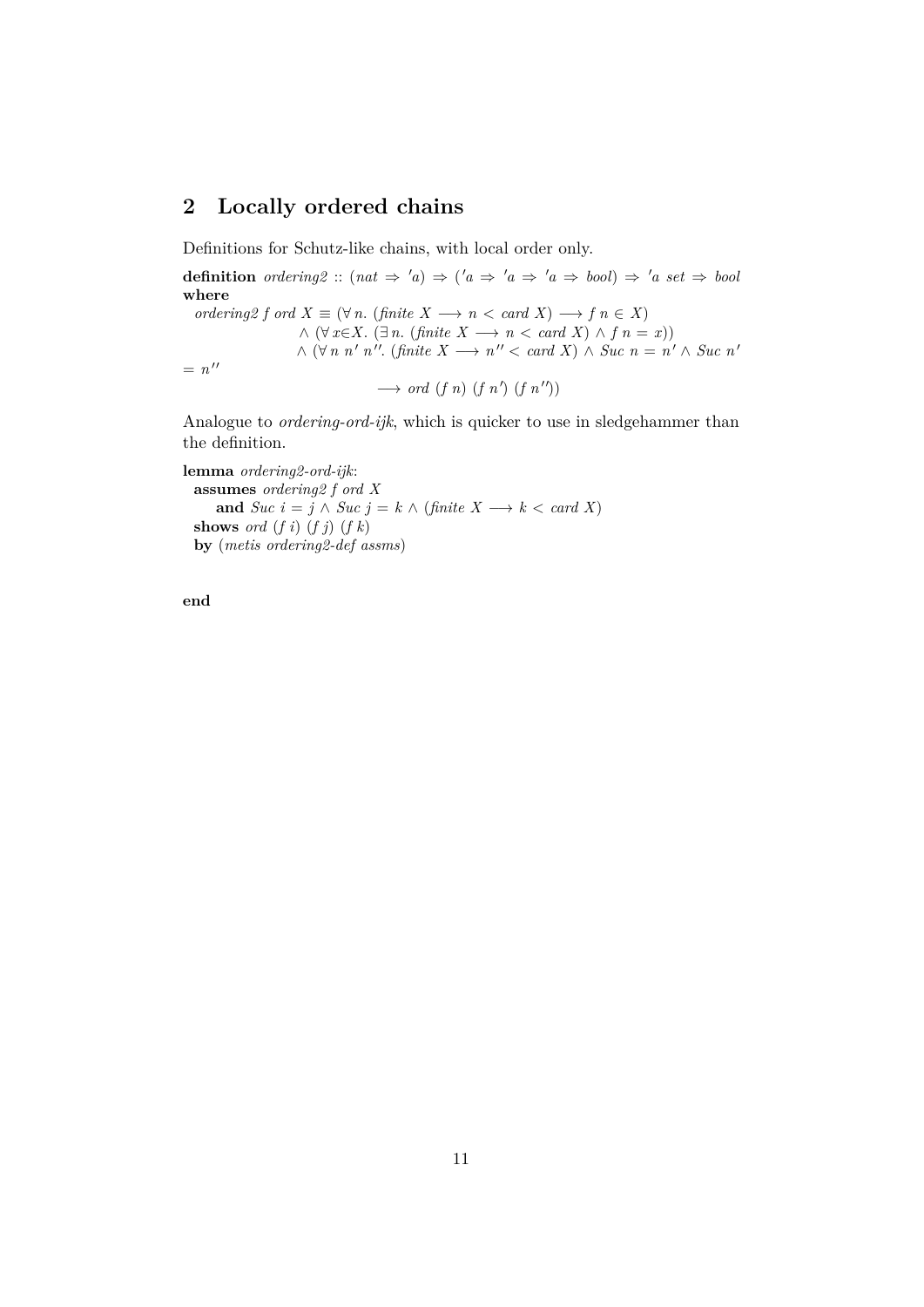## 2 Locally ordered chains

Definitions for Schutz-like chains, with local order only.

```
definition ordering2 :: (nat ⇒ 'a) ⇒ ('a ⇒ 'a ⇒ 'a ⇒ bool) ⇒ 'a set ⇒ bool
where
  ordering2 f ord X ≡ (∀ n. (finite X ⟶ n < card X) ⟶ f n ∈ X)
                  ∧ (∀ x∈X. (∃ n. (finite X ⟶ n < card X) ∧ f n = x))
                  ∧ (∀ n n' n''. (finite X ⟶ n'' < card X) ∧ Suc n = n' ∧ Suc n'
= n''
                          ⟶ ord (f n) (f n') (f n''))
```

Analogue to *ordering-ord-ijk*, which is quicker to use in sledgehammer than the definition.

```
lemma ordering2-ord-ijk:
  assumes ordering2 f ord X
      and Suc i = j ∧ Suc j = k ∧ (finite X ⟶ k < card X)
  shows ord (f i) (f j) (f k)
  by (metis ordering2-def assms)

end
```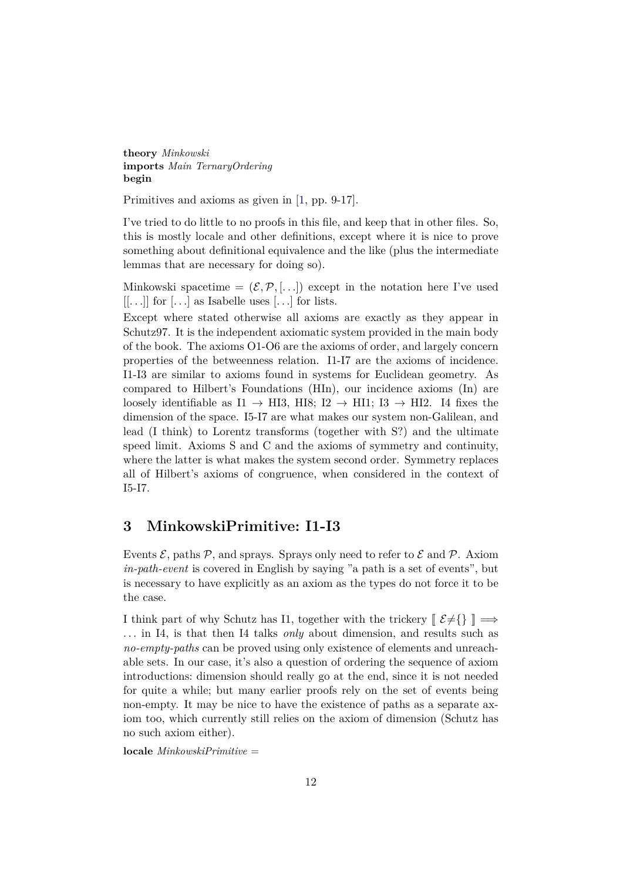**theory** *Minkowski*
**imports** *Main TernaryOrdering*
**begin**

Primitives and axioms as given in [1, pp. 9-17].

I've tried to do little to no proofs in this file, and keep that in other files. So, this is mostly locale and other definitions, except where it is nice to prove something about definitional equivalence and the like (plus the intermediate lemmas that are necessary for doing so).

Minkowski spacetime = $(\mathcal{E}, \mathcal{P}, [\ldots])$ except in the notation here I've used $[[\ldots]]$ for $[\ldots]$ as Isabelle uses $[\ldots]$ for lists.

Except where stated otherwise all axioms are exactly as they appear in Schutz97. It is the independent axiomatic system provided in the main body of the book. The axioms O1-O6 are the axioms of order, and largely concern properties of the betweenness relation. I1-I7 are the axioms of incidence. I1-I3 are similar to axioms found in systems for Euclidean geometry. As compared to Hilbert's Foundations (HIn), our incidence axioms (In) are loosely identifiable as I1 $\rightarrow$ HI3, HI8; I2 $\rightarrow$ HI1; I3 $\rightarrow$ HI2. I4 fixes the dimension of the space. I5-I7 are what makes our system non-Galilean, and lead (I think) to Lorentz transforms (together with S?) and the ultimate speed limit. Axioms S and C and the axioms of symmetry and continuity, where the latter is what makes the system second order. Symmetry replaces all of Hilbert's axioms of congruence, when considered in the context of I5-I7.

## 3 MinkowskiPrimitive: I1-I3

Events $\mathcal{E}$, paths $\mathcal{P}$, and sprays. Sprays only need to refer to $\mathcal{E}$ and $\mathcal{P}$. Axiom *in-path-event* is covered in English by saying "a path is a set of events", but is necessary to have explicitly as an axiom as the types do not force it to be the case.

I think part of why Schutz has I1, together with the trickery $[\![ \mathcal{E} \neq \{\} ]\!] \Longrightarrow \ldots$ in I4, is that then I4 talks *only* about dimension, and results such as *no-empty-paths* can be proved using only existence of elements and unreachable sets. In our case, it's also a question of ordering the sequence of axiom introductions: dimension should really go at the end, since it is not needed for quite a while; but many earlier proofs rely on the set of events being non-empty. It may be nice to have the existence of paths as a separate axiom too, which currently still relies on the axiom of dimension (Schutz has no such axiom either).

**locale** *MinkowskiPrimitive* =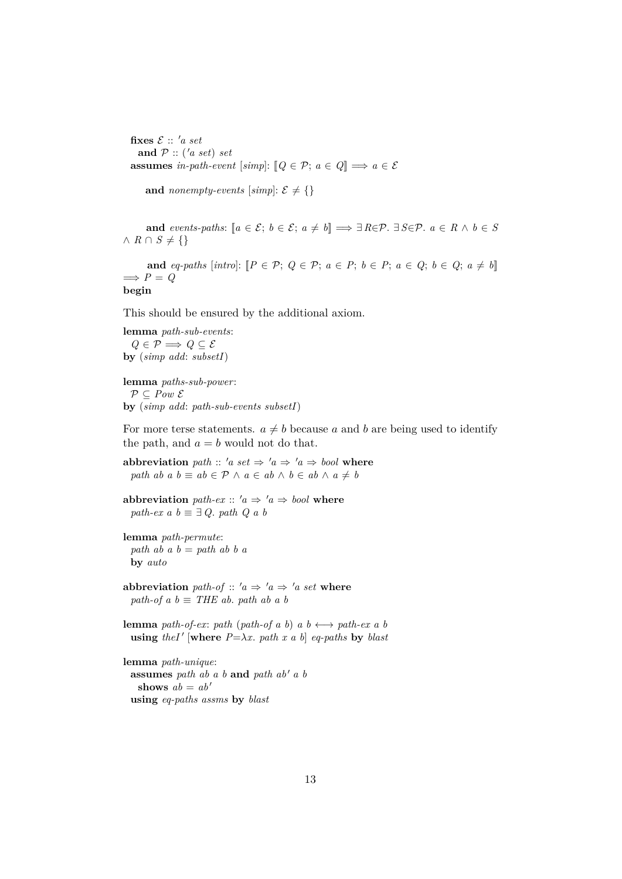**fixes** $\mathcal{E}$ :: *'a set*
  **and** $\mathcal{P}$ :: *('a set) set*
**assumes** *in-path-event* [*simp*]: $[\![Q \in \mathcal{P};\ a \in Q]\!] \Longrightarrow a \in \mathcal{E}$

  **and** *nonempty-events* [*simp*]: $\mathcal{E} \neq \{\}$

  **and** *events-paths*: $[\![a \in \mathcal{E};\ b \in \mathcal{E};\ a \neq b]\!] \Longrightarrow \exists R{\in}\mathcal{P}.\ \exists S{\in}\mathcal{P}.\ a \in R \wedge b \in S \wedge R \cap S \neq \{\}$

  **and** *eq-paths* [*intro*]: $[\![P \in \mathcal{P};\ Q \in \mathcal{P};\ a \in P;\ b \in P;\ a \in Q;\ b \in Q;\ a \neq b]\!] \Longrightarrow P = Q$
**begin**

This should be ensured by the additional axiom.

**lemma** *path-sub-events*:
  $Q \in \mathcal{P} \Longrightarrow Q \subseteq \mathcal{E}$
**by** (*simp add*: *subsetI*)

**lemma** *paths-sub-power*:
  $\mathcal{P} \subseteq Pow\ \mathcal{E}$
**by** (*simp add*: *path-sub-events subsetI*)

For more terse statements. $a \neq b$ because $a$ and $b$ are being used to identify the path, and $a = b$ would not do that.

**abbreviation** *path* :: *'a set* $\Rightarrow$ *'a* $\Rightarrow$ *'a* $\Rightarrow$ *bool* **where**
  *path ab a b* $\equiv ab \in \mathcal{P} \wedge a \in ab \wedge b \in ab \wedge a \neq b$

**abbreviation** *path-ex* :: *'a* $\Rightarrow$ *'a* $\Rightarrow$ *bool* **where**
  *path-ex a b* $\equiv \exists Q.$ *path Q a b*

**lemma** *path-permute*:
  *path ab a b* = *path ab b a*
  **by** *auto*

**abbreviation** *path-of* :: *'a* $\Rightarrow$ *'a* $\Rightarrow$ *'a set* **where**
  *path-of a b* $\equiv$ *THE ab. path ab a b*

**lemma** *path-of-ex*: *path* (*path-of a b*) *a b* $\longleftrightarrow$ *path-ex a b*
  **using** *theI'* [**where** $P = \lambda x.$ *path x a b*] *eq-paths* **by** *blast*

**lemma** *path-unique*:
  **assumes** *path ab a b* **and** *path ab' a b*
    **shows** $ab = ab'$
  **using** *eq-paths assms* **by** *blast*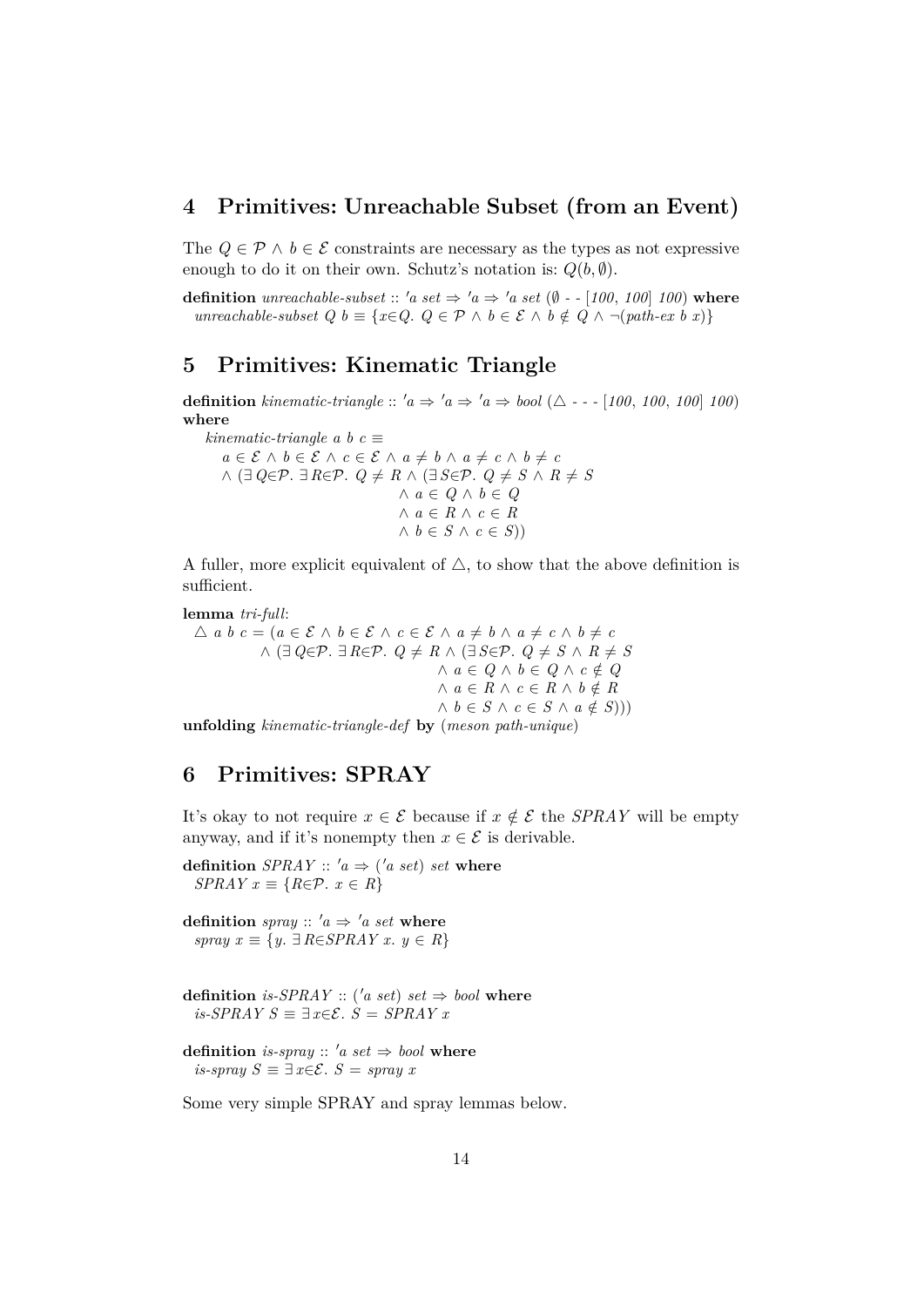## 4 Primitives: Unreachable Subset (from an Event)

The $Q \in \mathcal{P} \wedge b \in \mathcal{E}$ constraints are necessary as the types as not expressive enough to do it on their own. Schutz's notation is: $Q(b, \emptyset)$.

**definition** *unreachable-subset* :: $'a\ set \Rightarrow 'a \Rightarrow 'a\ set$ ($\emptyset$ - - [*100*, *100*] *100*) **where**
*unreachable-subset* $Q\ b \equiv \{x{\in}Q.\ Q \in \mathcal{P} \wedge b \in \mathcal{E} \wedge b \notin Q \wedge \neg(\textit{path-ex}\ b\ x)\}$

## 5 Primitives: Kinematic Triangle

**definition** *kinematic-triangle* :: $'a \Rightarrow 'a \Rightarrow 'a \Rightarrow bool$ ($\triangle$ - - - [*100*, *100*, *100*] *100*) **where**

```
kinematic-triangle a b c ≡
    a ∈ ℰ ∧ b ∈ ℰ ∧ c ∈ ℰ ∧ a ≠ b ∧ a ≠ c ∧ b ≠ c
    ∧ (∃ Q∈𝒫. ∃ R∈𝒫. Q ≠ R ∧ (∃ S∈𝒫. Q ≠ S ∧ R ≠ S
                                 ∧ a ∈ Q ∧ b ∈ Q
                                 ∧ a ∈ R ∧ c ∈ R
                                 ∧ b ∈ S ∧ c ∈ S))
```

A fuller, more explicit equivalent of $\triangle$, to show that the above definition is sufficient.

**lemma** *tri-full*:

```
△ a b c = (a ∈ ℰ ∧ b ∈ ℰ ∧ c ∈ ℰ ∧ a ≠ b ∧ a ≠ c ∧ b ≠ c
         ∧ (∃ Q∈𝒫. ∃ R∈𝒫. Q ≠ R ∧ (∃ S∈𝒫. Q ≠ S ∧ R ≠ S
                                      ∧ a ∈ Q ∧ b ∈ Q ∧ c ∉ Q
                                      ∧ a ∈ R ∧ c ∈ R ∧ b ∉ R
                                      ∧ b ∈ S ∧ c ∈ S ∧ a ∉ S)))
```

**unfolding** *kinematic-triangle-def* **by** (*meson path-unique*)

## 6 Primitives: SPRAY

It's okay to not require $x \in \mathcal{E}$ because if $x \notin \mathcal{E}$ the *SPRAY* will be empty anyway, and if it's nonempty then $x \in \mathcal{E}$ is derivable.

**definition** *SPRAY* :: $'a \Rightarrow ('a\ set)\ set$ **where**
$\textit{SPRAY}\ x \equiv \{R{\in}\mathcal{P}.\ x \in R\}$

**definition** *spray* :: $'a \Rightarrow 'a\ set$ **where**
$\textit{spray}\ x \equiv \{y.\ \exists R{\in}\textit{SPRAY}\ x.\ y \in R\}$

**definition** *is-SPRAY* :: $('a\ set)\ set \Rightarrow bool$ **where**
$\textit{is-SPRAY}\ S \equiv \exists x{\in}\mathcal{E}.\ S = \textit{SPRAY}\ x$

**definition** *is-spray* :: $'a\ set \Rightarrow bool$ **where**
$\textit{is-spray}\ S \equiv \exists x{\in}\mathcal{E}.\ S = \textit{spray}\ x$

Some very simple SPRAY and spray lemmas below.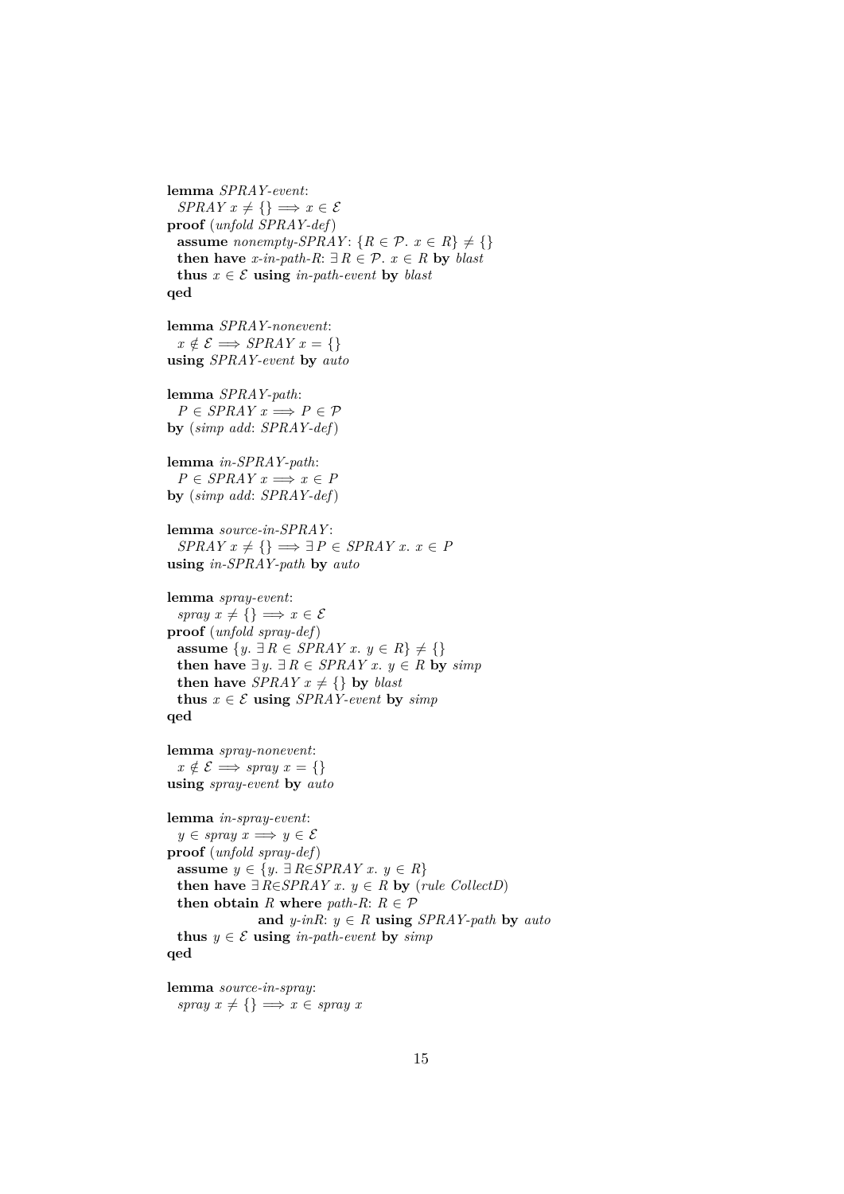```
lemma SPRAY-event:
  SPRAY x ≠ {} ⟹ x ∈ ℰ
proof (unfold SPRAY-def)
  assume nonempty-SPRAY: {R ∈ 𝒫. x ∈ R} ≠ {}
  then have x-in-path-R: ∃ R ∈ 𝒫. x ∈ R by blast
  thus x ∈ ℰ using in-path-event by blast
qed

lemma SPRAY-nonevent:
  x ∉ ℰ ⟹ SPRAY x = {}
using SPRAY-event by auto

lemma SPRAY-path:
  P ∈ SPRAY x ⟹ P ∈ 𝒫
by (simp add: SPRAY-def)

lemma in-SPRAY-path:
  P ∈ SPRAY x ⟹ x ∈ P
by (simp add: SPRAY-def)

lemma source-in-SPRAY:
  SPRAY x ≠ {} ⟹ ∃ P ∈ SPRAY x. x ∈ P
using in-SPRAY-path by auto

lemma spray-event:
  spray x ≠ {} ⟹ x ∈ ℰ
proof (unfold spray-def)
  assume {y. ∃ R ∈ SPRAY x. y ∈ R} ≠ {}
  then have ∃ y. ∃ R ∈ SPRAY x. y ∈ R by simp
  then have SPRAY x ≠ {} by blast
  thus x ∈ ℰ using SPRAY-event by simp
qed

lemma spray-nonevent:
  x ∉ ℰ ⟹ spray x = {}
using spray-event by auto

lemma in-spray-event:
  y ∈ spray x ⟹ y ∈ ℰ
proof (unfold spray-def)
  assume y ∈ {y. ∃ R∈SPRAY x. y ∈ R}
  then have ∃ R∈SPRAY x. y ∈ R by (rule CollectD)
  then obtain R where path-R: R ∈ 𝒫
                 and y-inR: y ∈ R using SPRAY-path by auto
  thus y ∈ ℰ using in-path-event by simp
qed

lemma source-in-spray:
  spray x ≠ {} ⟹ x ∈ spray x
```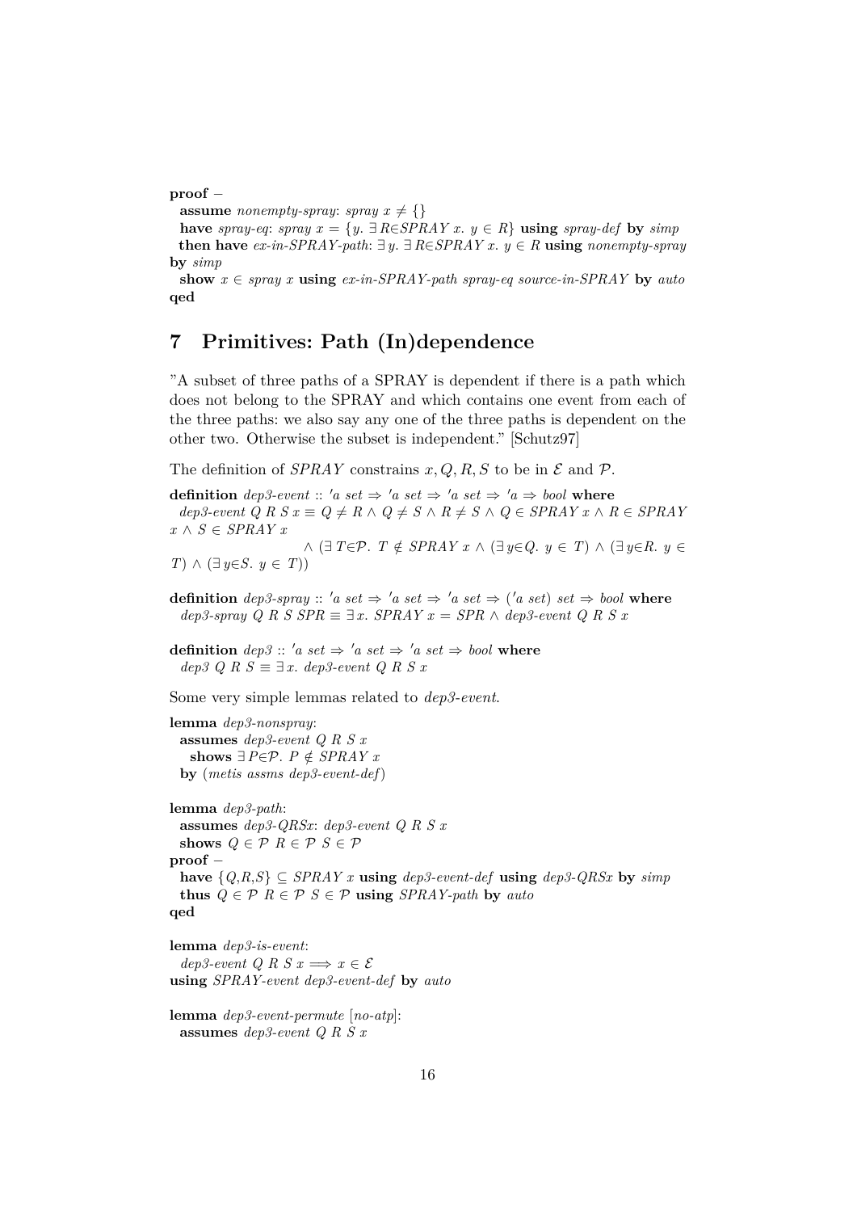**proof** −
  **assume** *nonempty-spray*: *spray x* ≠ {}
  **have** *spray-eq*: *spray x* = {*y*. ∃ *R*∈*SPRAY x*. *y* ∈ *R*} **using** *spray-def* **by** *simp*
  **then have** *ex-in-SPRAY-path*: ∃ *y*. ∃ *R*∈*SPRAY x*. *y* ∈ *R* **using** *nonempty-spray* **by** *simp*
  **show** *x* ∈ *spray x* **using** *ex-in-SPRAY-path spray-eq source-in-SPRAY* **by** *auto*
**qed**

# 7 Primitives: Path (In)dependence

"A subset of three paths of a SPRAY is dependent if there is a path which does not belong to the SPRAY and which contains one event from each of the three paths: we also say any one of the three paths is dependent on the other two. Otherwise the subset is independent." [Schutz97]

The definition of *SPRAY* constrains $x, Q, R, S$ to be in $\mathcal{E}$ and $\mathcal{P}$.

**definition** *dep3-event* :: *'a set* ⇒ *'a set* ⇒ *'a set* ⇒ *'a* ⇒ *bool* **where**
  *dep3-event Q R S x* ≡ *Q* ≠ *R* ∧ *Q* ≠ *S* ∧ *R* ≠ *S* ∧ *Q* ∈ *SPRAY x* ∧ *R* ∈ *SPRAY x* ∧ *S* ∈ *SPRAY x*
    ∧ (∃ *T*∈𝒫. *T* ∉ *SPRAY x* ∧ (∃ *y*∈*Q*. *y* ∈ *T*) ∧ (∃ *y*∈*R*. *y* ∈ *T*) ∧ (∃ *y*∈*S*. *y* ∈ *T*))

**definition** *dep3-spray* :: *'a set* ⇒ *'a set* ⇒ *'a set* ⇒ (*'a set*) *set* ⇒ *bool* **where**
  *dep3-spray Q R S SPR* ≡ ∃ *x*. *SPRAY x* = *SPR* ∧ *dep3-event Q R S x*

**definition** *dep3* :: *'a set* ⇒ *'a set* ⇒ *'a set* ⇒ *bool* **where**
  *dep3 Q R S* ≡ ∃ *x*. *dep3-event Q R S x*

Some very simple lemmas related to *dep3-event*.

**lemma** *dep3-nonspray*:
  **assumes** *dep3-event Q R S x*
    **shows** ∃ *P*∈𝒫. *P* ∉ *SPRAY x*
  **by** (*metis assms dep3-event-def*)

**lemma** *dep3-path*:
  **assumes** *dep3-QRSx*: *dep3-event Q R S x*
  **shows** *Q* ∈ 𝒫 *R* ∈ 𝒫 *S* ∈ 𝒫
**proof** −
  **have** {*Q*,*R*,*S*} ⊆ *SPRAY x* **using** *dep3-event-def* **using** *dep3-QRSx* **by** *simp*
  **thus** *Q* ∈ 𝒫 *R* ∈ 𝒫 *S* ∈ 𝒫 **using** *SPRAY-path* **by** *auto*
**qed**

**lemma** *dep3-is-event*:
  *dep3-event Q R S x* ⟹ *x* ∈ ℰ
**using** *SPRAY-event dep3-event-def* **by** *auto*

**lemma** *dep3-event-permute* [*no-atp*]:
  **assumes** *dep3-event Q R S x*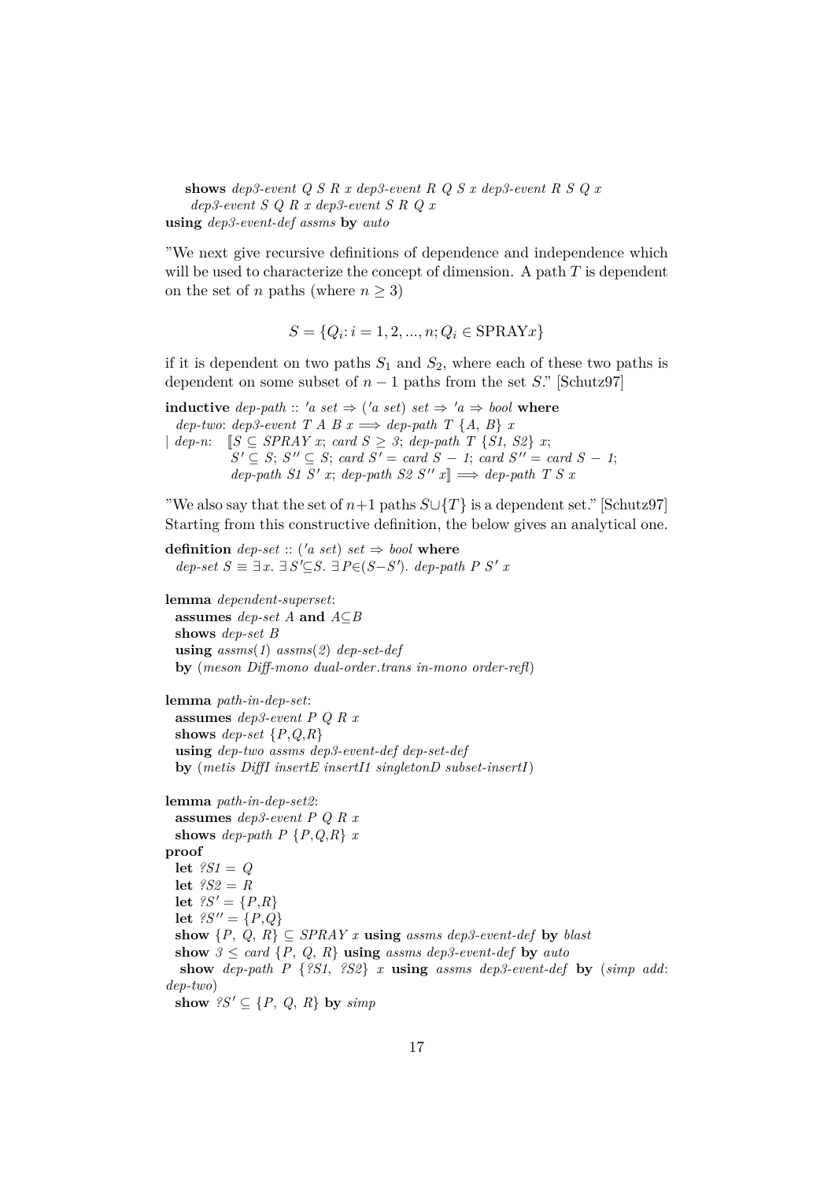```
  shows dep3-event Q S R x dep3-event R Q S x dep3-event R S Q x
    dep3-event S Q R x dep3-event S R Q x
using dep3-event-def assms by auto
```

"We next give recursive definitions of dependence and independence which will be used to characterize the concept of dimension. A path $T$ is dependent on the set of $n$ paths (where $n \geq 3$)

$$S = \{Q_i : i = 1, 2, ..., n; Q_i \in \text{SPRAY}x\}$$

if it is dependent on two paths $S_1$ and $S_2$, where each of these two paths is dependent on some subset of $n - 1$ paths from the set $S$." [Schutz97]

```
inductive dep-path :: 'a set ⇒ ('a set) set ⇒ 'a ⇒ bool where
  dep-two: dep3-event T A B x ⟹ dep-path T {A, B} x
| dep-n:   ⟦S ⊆ SPRAY x; card S ≥ 3; dep-path T {S1, S2} x;
            S' ⊆ S; S'' ⊆ S; card S' = card S − 1; card S'' = card S − 1;
            dep-path S1 S' x; dep-path S2 S'' x⟧ ⟹ dep-path T S x
```

"We also say that the set of $n+1$ paths $S \cup \{T\}$ is a dependent set." [Schutz97]
Starting from this constructive definition, the below gives an analytical one.

```
definition dep-set :: ('a set) set ⇒ bool where
  dep-set S ≡ ∃ x. ∃ S'⊆S. ∃ P∈(S−S'). dep-path P S' x

lemma dependent-superset:
  assumes dep-set A and A⊆B
  shows dep-set B
  using assms(1) assms(2) dep-set-def
  by (meson Diff-mono dual-order.trans in-mono order-refl)

lemma path-in-dep-set:
  assumes dep3-event P Q R x
  shows dep-set {P,Q,R}
  using dep-two assms dep3-event-def dep-set-def
  by (metis DiffI insertE insertI1 singletonD subset-insertI)

lemma path-in-dep-set2:
  assumes dep3-event P Q R x
  shows dep-path P {P,Q,R} x
proof
  let ?S1 = Q
  let ?S2 = R
  let ?S' = {P,R}
  let ?S'' = {P,Q}
  show {P, Q, R} ⊆ SPRAY x using assms dep3-event-def by blast
  show 3 ≤ card {P, Q, R} using assms dep3-event-def by auto
   show dep-path P {?S1, ?S2} x using assms dep3-event-def by (simp add:
dep-two)
  show ?S' ⊆ {P, Q, R} by simp
```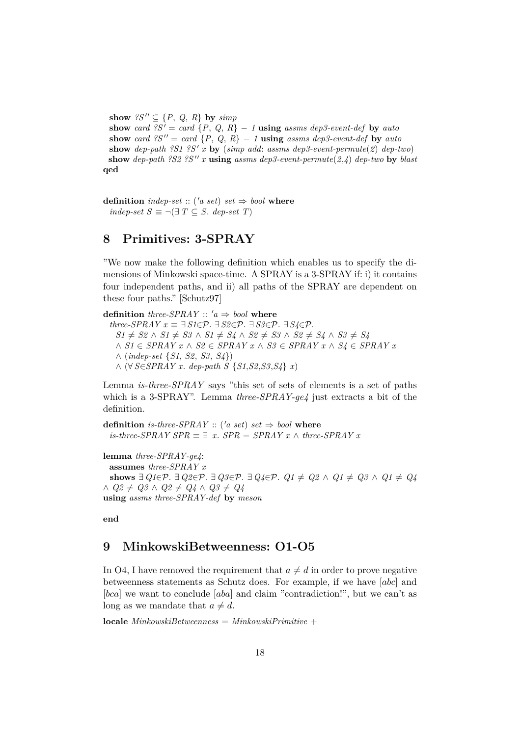```
  show ?S'' ⊆ {P, Q, R} by simp
  show card ?S' = card {P, Q, R} − 1 using assms dep3-event-def by auto
  show card ?S'' = card {P, Q, R} − 1 using assms dep3-event-def by auto
  show dep-path ?S1 ?S' x by (simp add: assms dep3-event-permute(2) dep-two)
  show dep-path ?S2 ?S'' x using assms dep3-event-permute(2,4) dep-two by blast
qed
```

```
definition indep-set :: ('a set) set ⇒ bool where
  indep-set S ≡ ¬(∃ T ⊆ S. dep-set T)
```

# 8 Primitives: 3-SPRAY

"We now make the following definition which enables us to specify the dimensions of Minkowski space-time. A SPRAY is a 3-SPRAY if: i) it contains four independent paths, and ii) all paths of the SPRAY are dependent on these four paths." [Schutz97]

```
definition three-SPRAY :: 'a ⇒ bool where
  three-SPRAY x ≡ ∃ S1∈𝒫. ∃ S2∈𝒫. ∃ S3∈𝒫. ∃ S4∈𝒫.
    S1 ≠ S2 ∧ S1 ≠ S3 ∧ S1 ≠ S4 ∧ S2 ≠ S3 ∧ S2 ≠ S4 ∧ S3 ≠ S4
    ∧ S1 ∈ SPRAY x ∧ S2 ∈ SPRAY x ∧ S3 ∈ SPRAY x ∧ S4 ∈ SPRAY x
    ∧ (indep-set {S1, S2, S3, S4})
    ∧ (∀ S∈SPRAY x. dep-path S {S1,S2,S3,S4} x)
```

Lemma *is-three-SPRAY* says "this set of sets of elements is a set of paths which is a 3-SPRAY". Lemma *three-SPRAY-ge4* just extracts a bit of the definition.

```
definition is-three-SPRAY :: ('a set) set ⇒ bool where
  is-three-SPRAY SPR ≡ ∃ x. SPR = SPRAY x ∧ three-SPRAY x
```

```
lemma three-SPRAY-ge4:
  assumes three-SPRAY x
  shows ∃ Q1∈𝒫. ∃ Q2∈𝒫. ∃ Q3∈𝒫. ∃ Q4∈𝒫. Q1 ≠ Q2 ∧ Q1 ≠ Q3 ∧ Q1 ≠ Q4
∧ Q2 ≠ Q3 ∧ Q2 ≠ Q4 ∧ Q3 ≠ Q4
using assms three-SPRAY-def by meson
```

```
end
```

# 9 MinkowskiBetweenness: O1-O5

In O4, I have removed the requirement that $a \neq d$ in order to prove negative betweenness statements as Schutz does. For example, if we have [*abc*] and [*bca*] we want to conclude [*aba*] and claim "contradiction!", but we can't as long as we mandate that $a \neq d$.

```
locale MinkowskiBetweenness = MinkowskiPrimitive +
```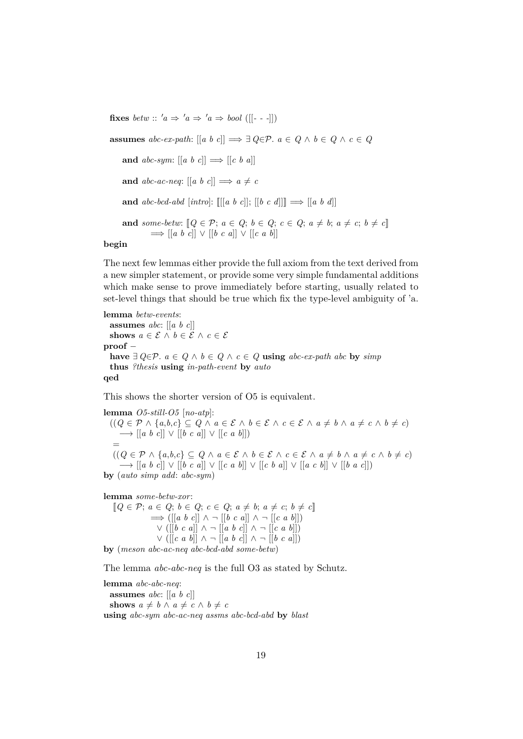```
fixes betw :: 'a ⇒ 'a ⇒ 'a ⇒ bool ([[- - -]])

assumes abc-ex-path: [[a b c]] ⟹ ∃ Q∈𝒫. a ∈ Q ∧ b ∈ Q ∧ c ∈ Q

    and abc-sym: [[a b c]] ⟹ [[c b a]]

    and abc-ac-neq: [[a b c]] ⟹ a ≠ c

    and abc-bcd-abd [intro]: ⟦[[a b c]]; [[b c d]]⟧ ⟹ [[a b d]]

    and some-betw: ⟦Q ∈ 𝒫; a ∈ Q; b ∈ Q; c ∈ Q; a ≠ b; a ≠ c; b ≠ c⟧
            ⟹ [[a b c]] ∨ [[b c a]] ∨ [[c a b]]
begin
```

The next few lemmas either provide the full axiom from the text derived from a new simpler statement, or provide some very simple fundamental additions which make sense to prove immediately before starting, usually related to set-level things that should be true which fix the type-level ambiguity of 'a.

```
lemma betw-events:
  assumes abc: [[a b c]]
  shows a ∈ ℰ ∧ b ∈ ℰ ∧ c ∈ ℰ
proof −
  have ∃ Q∈𝒫. a ∈ Q ∧ b ∈ Q ∧ c ∈ Q using abc-ex-path abc by simp
  thus ?thesis using in-path-event by auto
qed
```

This shows the shorter version of O5 is equivalent.

```
lemma O5-still-O5 [no-atp]:
  ((Q ∈ 𝒫 ∧ {a,b,c} ⊆ Q ∧ a ∈ ℰ ∧ b ∈ ℰ ∧ c ∈ ℰ ∧ a ≠ b ∧ a ≠ c ∧ b ≠ c)
     ⟶ [[a b c]] ∨ [[b c a]] ∨ [[c a b]])
   =
  ((Q ∈ 𝒫 ∧ {a,b,c} ⊆ Q ∧ a ∈ ℰ ∧ b ∈ ℰ ∧ c ∈ ℰ ∧ a ≠ b ∧ a ≠ c ∧ b ≠ c)
     ⟶ [[a b c]] ∨ [[b c a]] ∨ [[c a b]] ∨ [[c b a]] ∨ [[a c b]] ∨ [[b a c]])
by (auto simp add: abc-sym)

lemma some-betw-xor:
  ⟦Q ∈ 𝒫; a ∈ Q; b ∈ Q; c ∈ Q; a ≠ b; a ≠ c; b ≠ c⟧
              ⟹ ([[a b c]] ∧ ¬ [[b c a]] ∧ ¬ [[c a b]])
                ∨ ([[b c a]] ∧ ¬ [[a b c]] ∧ ¬ [[c a b]])
                ∨ ([[c a b]] ∧ ¬ [[a b c]] ∧ ¬ [[b c a]])
by (meson abc-ac-neq abc-bcd-abd some-betw)
```

The lemma *abc-abc-neq* is the full O3 as stated by Schutz.

```
lemma abc-abc-neq:
  assumes abc: [[a b c]]
  shows a ≠ b ∧ a ≠ c ∧ b ≠ c
using abc-sym abc-ac-neq assms abc-bcd-abd by blast
```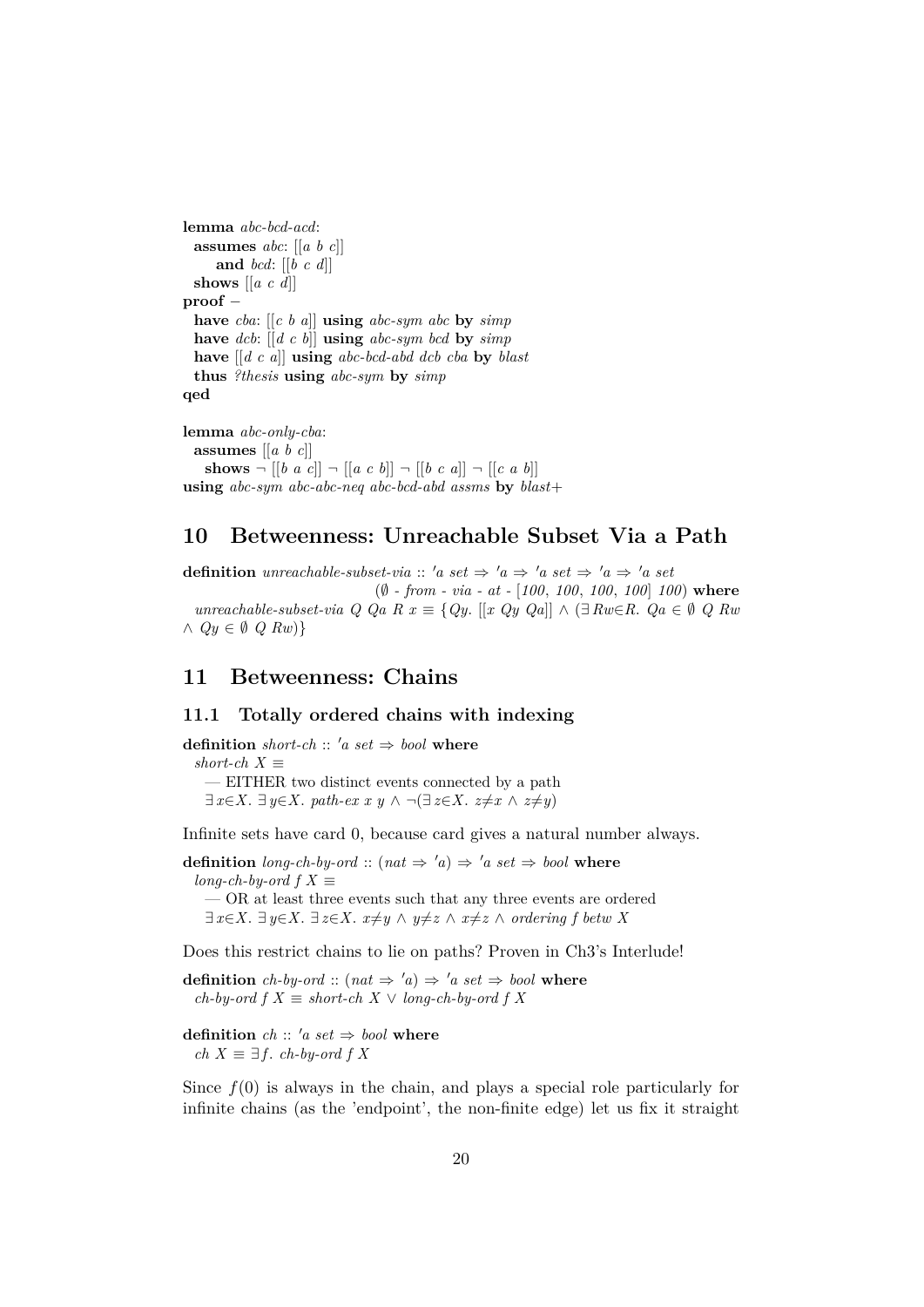```
lemma abc-bcd-acd:
  assumes abc: [[a b c]]
      and bcd: [[b c d]]
  shows [[a c d]]
proof –
  have cba: [[c b a]] using abc-sym abc by simp
  have dcb: [[d c b]] using abc-sym bcd by simp
  have [[d c a]] using abc-bcd-abd dcb cba by blast
  thus ?thesis using abc-sym by simp
qed

lemma abc-only-cba:
  assumes [[a b c]]
    shows ¬ [[b a c]] ¬ [[a c b]] ¬ [[b c a]] ¬ [[c a b]]
using abc-sym abc-abc-neq abc-bcd-abd assms by blast+
```

# 10 Betweenness: Unreachable Subset Via a Path

```
definition unreachable-subset-via :: 'a set ⇒ 'a ⇒ 'a set ⇒ 'a ⇒ 'a set
                         (∅ - from - via - at - [100, 100, 100, 100] 100) where
  unreachable-subset-via Q Qa R x ≡ {Qy. [[x Qy Qa]] ∧ (∃ Rw∈R. Qa ∈ ∅ Q Rw
∧ Qy ∈ ∅ Q Rw)}
```

# 11 Betweenness: Chains

## 11.1 Totally ordered chains with indexing

```
definition short-ch :: 'a set ⇒ bool where
  short-ch X ≡
    — EITHER two distinct events connected by a path
    ∃ x∈X. ∃ y∈X. path-ex x y ∧ ¬(∃ z∈X. z≠x ∧ z≠y)
```

Infinite sets have card 0, because card gives a natural number always.

```
definition long-ch-by-ord :: (nat ⇒ 'a) ⇒ 'a set ⇒ bool where
  long-ch-by-ord f X ≡
    — OR at least three events such that any three events are ordered
    ∃ x∈X. ∃ y∈X. ∃ z∈X. x≠y ∧ y≠z ∧ x≠z ∧ ordering f betw X
```

Does this restrict chains to lie on paths? Proven in Ch3's Interlude!

```
definition ch-by-ord :: (nat ⇒ 'a) ⇒ 'a set ⇒ bool where
  ch-by-ord f X ≡ short-ch X ∨ long-ch-by-ord f X

definition ch :: 'a set ⇒ bool where
  ch X ≡ ∃ f. ch-by-ord f X
```

Since $f(0)$ is always in the chain, and plays a special role particularly for infinite chains (as the 'endpoint', the non-finite edge) let us fix it straight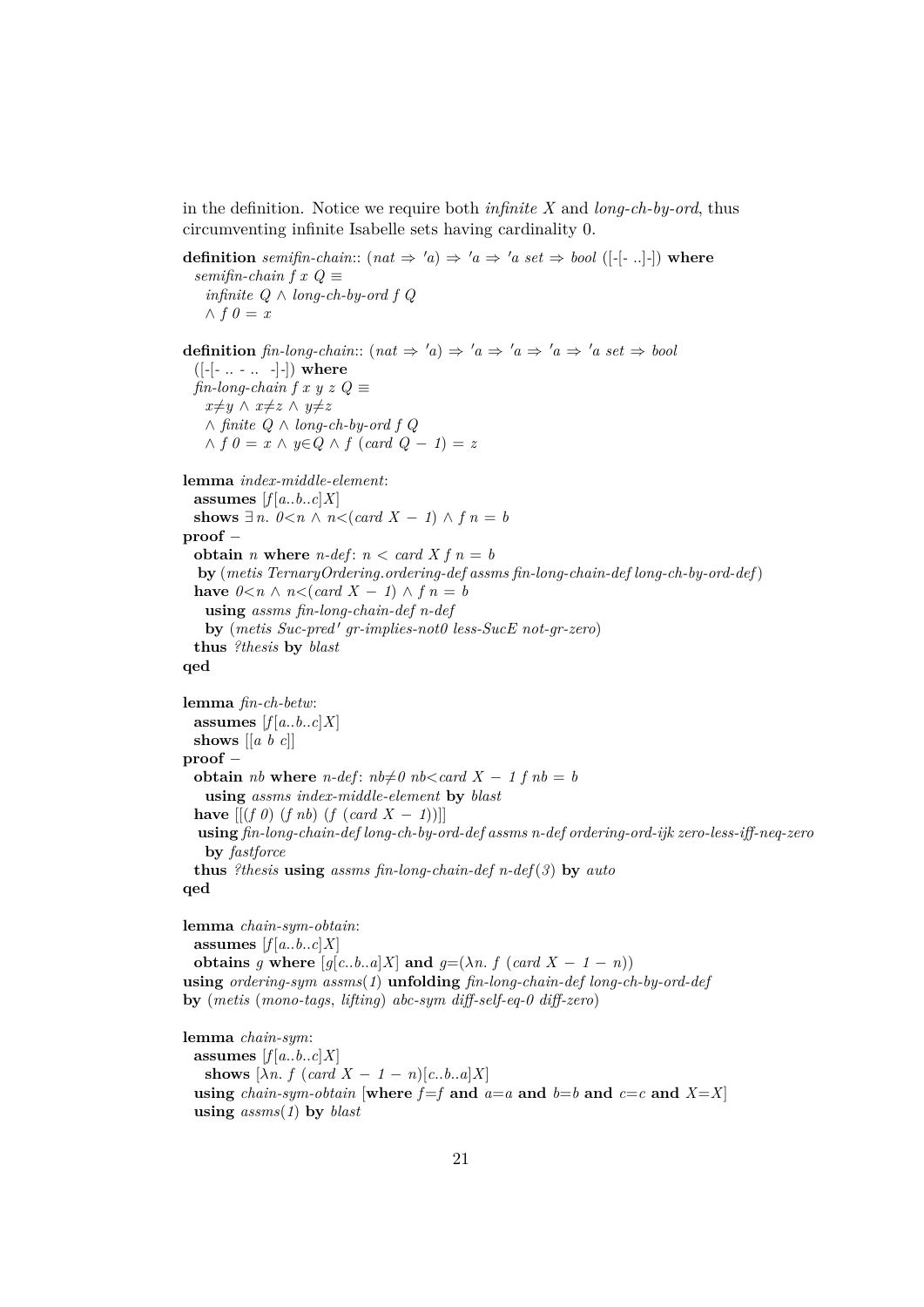in the definition. Notice we require both *infinite X* and *long-ch-by-ord*, thus circumventing infinite Isabelle sets having cardinality 0.

```
definition semifin-chain:: (nat ⇒ 'a) ⇒ 'a ⇒ 'a set ⇒ bool ([-[- ..]-]) where
  semifin-chain f x Q ≡
    infinite Q ∧ long-ch-by-ord f Q
    ∧ f 0 = x

definition fin-long-chain:: (nat ⇒ 'a) ⇒ 'a ⇒ 'a ⇒ 'a ⇒ 'a set ⇒ bool
  ([-[- .. - ..  -]-]) where
  fin-long-chain f x y z Q ≡
    x≠y ∧ x≠z ∧ y≠z
    ∧ finite Q ∧ long-ch-by-ord f Q
    ∧ f 0 = x ∧ y∈Q ∧ f (card Q − 1) = z

lemma index-middle-element:
  assumes [f[a..b..c]X]
  shows ∃ n. 0<n ∧ n<(card X − 1) ∧ f n = b
proof −
  obtain n where n-def: n < card X f n = b
   by (metis TernaryOrdering.ordering-def assms fin-long-chain-def long-ch-by-ord-def)
  have 0<n ∧ n<(card X − 1) ∧ f n = b
    using assms fin-long-chain-def n-def
    by (metis Suc-pred' gr-implies-not0 less-SucE not-gr-zero)
  thus ?thesis by blast
qed

lemma fin-ch-betw:
  assumes [f[a..b..c]X]
  shows [[a b c]]
proof −
  obtain nb where n-def: nb≠0 nb<card X − 1 f nb = b
    using assms index-middle-element by blast
  have [[(f 0) (f nb) (f (card X − 1))]]
   using fin-long-chain-def long-ch-by-ord-def assms n-def ordering-ord-ijk zero-less-iff-neq-zero
    by fastforce
  thus ?thesis using assms fin-long-chain-def n-def(3) by auto
qed

lemma chain-sym-obtain:
  assumes [f[a..b..c]X]
  obtains g where [g[c..b..a]X] and g=(λn. f (card X − 1 − n))
using ordering-sym assms(1) unfolding fin-long-chain-def long-ch-by-ord-def
by (metis (mono-tags, lifting) abc-sym diff-self-eq-0 diff-zero)

lemma chain-sym:
  assumes [f[a..b..c]X]
    shows [λn. f (card X − 1 − n)[c..b..a]X]
  using chain-sym-obtain [where f=f and a=a and b=b and c=c and X=X]
  using assms(1) by blast
```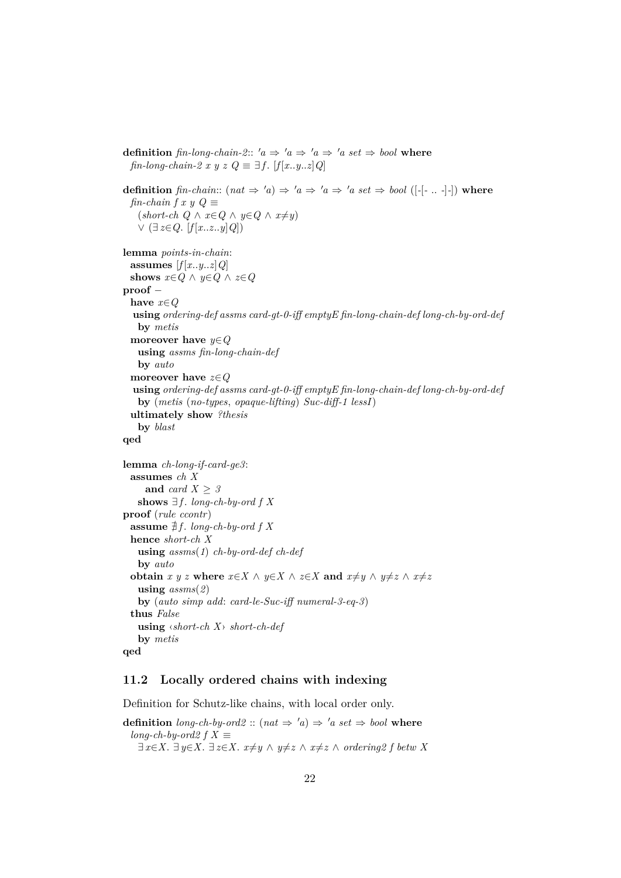```
definition fin-long-chain-2:: 'a ⇒ 'a ⇒ 'a ⇒ 'a set ⇒ bool where
  fin-long-chain-2 x y z Q ≡ ∃f. [f[x..y..z]Q]

definition fin-chain:: (nat ⇒ 'a) ⇒ 'a ⇒ 'a ⇒ 'a set ⇒ bool ([-[- .. -]-]) where
  fin-chain f x y Q ≡
    (short-ch Q ∧ x∈Q ∧ y∈Q ∧ x≠y)
    ∨ (∃z∈Q. [f[x..z..y]Q])

lemma points-in-chain:
  assumes [f[x..y..z]Q]
  shows x∈Q ∧ y∈Q ∧ z∈Q
proof −
  have x∈Q
   using ordering-def assms card-gt-0-iff emptyE fin-long-chain-def long-ch-by-ord-def
    by metis
  moreover have y∈Q
    using assms fin-long-chain-def
    by auto
  moreover have z∈Q
   using ordering-def assms card-gt-0-iff emptyE fin-long-chain-def long-ch-by-ord-def
    by (metis (no-types, opaque-lifting) Suc-diff-1 lessI)
  ultimately show ?thesis
    by blast
qed

lemma ch-long-if-card-ge3:
  assumes ch X
      and card X ≥ 3
    shows ∃f. long-ch-by-ord f X
proof (rule ccontr)
  assume ∄f. long-ch-by-ord f X
  hence short-ch X
    using assms(1) ch-by-ord-def ch-def
    by auto
  obtain x y z where x∈X ∧ y∈X ∧ z∈X and x≠y ∧ y≠z ∧ x≠z
    using assms(2)
    by (auto simp add: card-le-Suc-iff numeral-3-eq-3)
  thus False
    using ‹short-ch X› short-ch-def
    by metis
qed
```

## 11.2 Locally ordered chains with indexing

Definition for Schutz-like chains, with local order only.

```
definition long-ch-by-ord2 :: (nat ⇒ 'a) ⇒ 'a set ⇒ bool where
  long-ch-by-ord2 f X ≡
    ∃x∈X. ∃y∈X. ∃z∈X. x≠y ∧ y≠z ∧ x≠z ∧ ordering2 f betw X
```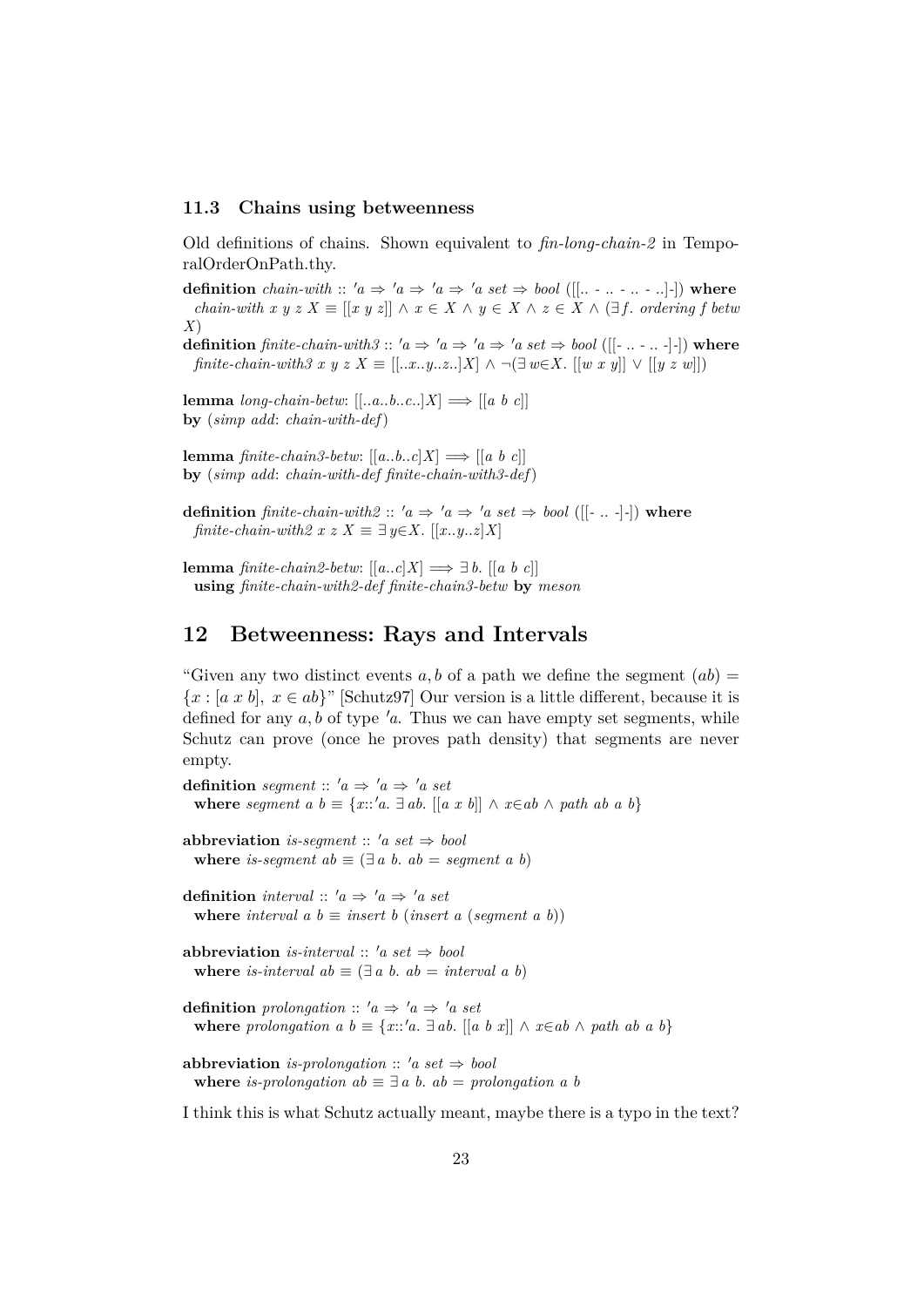### 11.3 Chains using betweenness

Old definitions of chains. Shown equivalent to *fin-long-chain-2* in TemporalOrderOnPath.thy.

**definition** *chain-with* :: *'a ⇒ 'a ⇒ 'a ⇒ 'a set ⇒ bool* ([[.. - .. - .. - ..]-]) **where**
  *chain-with x y z X ≡ [[x y z]] ∧ x ∈ X ∧ y ∈ X ∧ z ∈ X ∧ (∃ f. ordering f betw X)*

**definition** *finite-chain-with3* :: *'a ⇒ 'a ⇒ 'a ⇒ 'a set ⇒ bool* ([[- .. - .. -]-]) **where**
  *finite-chain-with3 x y z X ≡ [[..x..y..z..]X] ∧ ¬(∃ w∈X. [[w x y]] ∨ [[y z w]])*

**lemma** *long-chain-betw*: *[[..a..b..c..]X] ⟹ [[a b c]]*
**by** (*simp add*: *chain-with-def*)

**lemma** *finite-chain3-betw*: *[[a..b..c]X] ⟹ [[a b c]]*
**by** (*simp add*: *chain-with-def finite-chain-with3-def*)

**definition** *finite-chain-with2* :: *'a ⇒ 'a ⇒ 'a set ⇒ bool* ([[- .. -]-]) **where**
  *finite-chain-with2 x z X ≡ ∃ y∈X. [[x..y..z]X]*

**lemma** *finite-chain2-betw*: *[[a..c]X] ⟹ ∃ b. [[a b c]]*
  **using** *finite-chain-with2-def finite-chain3-betw* **by** *meson*

## 12 Betweenness: Rays and Intervals

"Given any two distinct events $a, b$ of a path we define the segment $(ab) = \{x : [a\ x\ b],\ x \in ab\}$" [Schutz97] Our version is a little different, because it is defined for any $a, b$ of type $'a$. Thus we can have empty set segments, while Schutz can prove (once he proves path density) that segments are never empty.

**definition** *segment* :: *'a ⇒ 'a ⇒ 'a set*
  **where** *segment a b ≡ {x::'a. ∃ ab. [[a x b]] ∧ x∈ab ∧ path ab a b}*

**abbreviation** *is-segment* :: *'a set ⇒ bool*
  **where** *is-segment ab ≡ (∃ a b. ab = segment a b)*

**definition** *interval* :: *'a ⇒ 'a ⇒ 'a set*
  **where** *interval a b ≡ insert b (insert a (segment a b))*

**abbreviation** *is-interval* :: *'a set ⇒ bool*
  **where** *is-interval ab ≡ (∃ a b. ab = interval a b)*

**definition** *prolongation* :: *'a ⇒ 'a ⇒ 'a set*
  **where** *prolongation a b ≡ {x::'a. ∃ ab. [[a b x]] ∧ x∈ab ∧ path ab a b}*

**abbreviation** *is-prolongation* :: *'a set ⇒ bool*
  **where** *is-prolongation ab ≡ ∃ a b. ab = prolongation a b*

I think this is what Schutz actually meant, maybe there is a typo in the text?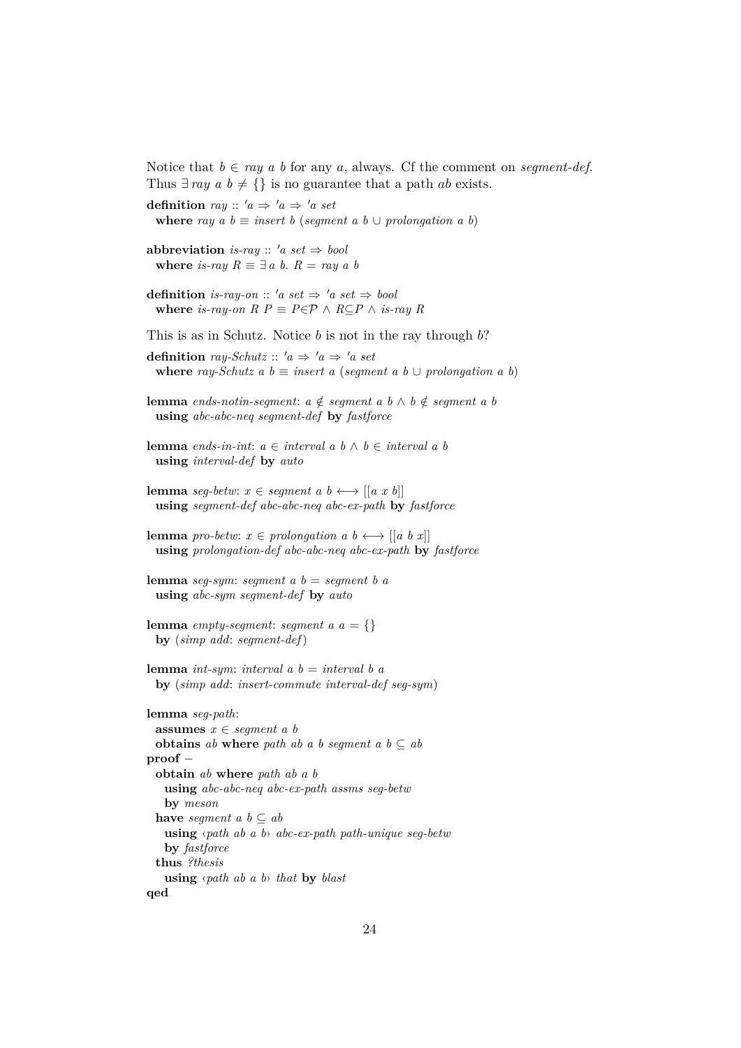Notice that $b \in$ *ray a b* for any $a$, always. Cf the comment on *segment-def*. Thus $\exists$ *ray a b* $\neq \{\}$ is no guarantee that a path *ab* exists.

```
definition ray :: 'a ⇒ 'a ⇒ 'a set
  where ray a b ≡ insert b (segment a b ∪ prolongation a b)

abbreviation is-ray :: 'a set ⇒ bool
  where is-ray R ≡ ∃ a b. R = ray a b

definition is-ray-on :: 'a set ⇒ 'a set ⇒ bool
  where is-ray-on R P ≡ P∈𝒫 ∧ R⊆P ∧ is-ray R
```

This is as in Schutz. Notice $b$ is not in the ray through $b$?

```
definition ray-Schutz :: 'a ⇒ 'a ⇒ 'a set
  where ray-Schutz a b ≡ insert a (segment a b ∪ prolongation a b)

lemma ends-notin-segment: a ∉ segment a b ∧ b ∉ segment a b
  using abc-abc-neq segment-def by fastforce

lemma ends-in-int: a ∈ interval a b ∧ b ∈ interval a b
  using interval-def by auto

lemma seg-betw: x ∈ segment a b ⟷ [[a x b]]
  using segment-def abc-abc-neq abc-ex-path by fastforce

lemma pro-betw: x ∈ prolongation a b ⟷ [[a b x]]
  using prolongation-def abc-abc-neq abc-ex-path by fastforce

lemma seg-sym: segment a b = segment b a
  using abc-sym segment-def by auto

lemma empty-segment: segment a a = {}
  by (simp add: segment-def)

lemma int-sym: interval a b = interval b a
  by (simp add: insert-commute interval-def seg-sym)

lemma seg-path:
  assumes x ∈ segment a b
  obtains ab where path ab a b segment a b ⊆ ab
proof –
  obtain ab where path ab a b
    using abc-abc-neq abc-ex-path assms seg-betw
    by meson
  have segment a b ⊆ ab
    using ‹path ab a b› abc-ex-path path-unique seg-betw
    by fastforce
  thus ?thesis
    using ‹path ab a b› that by blast
qed
```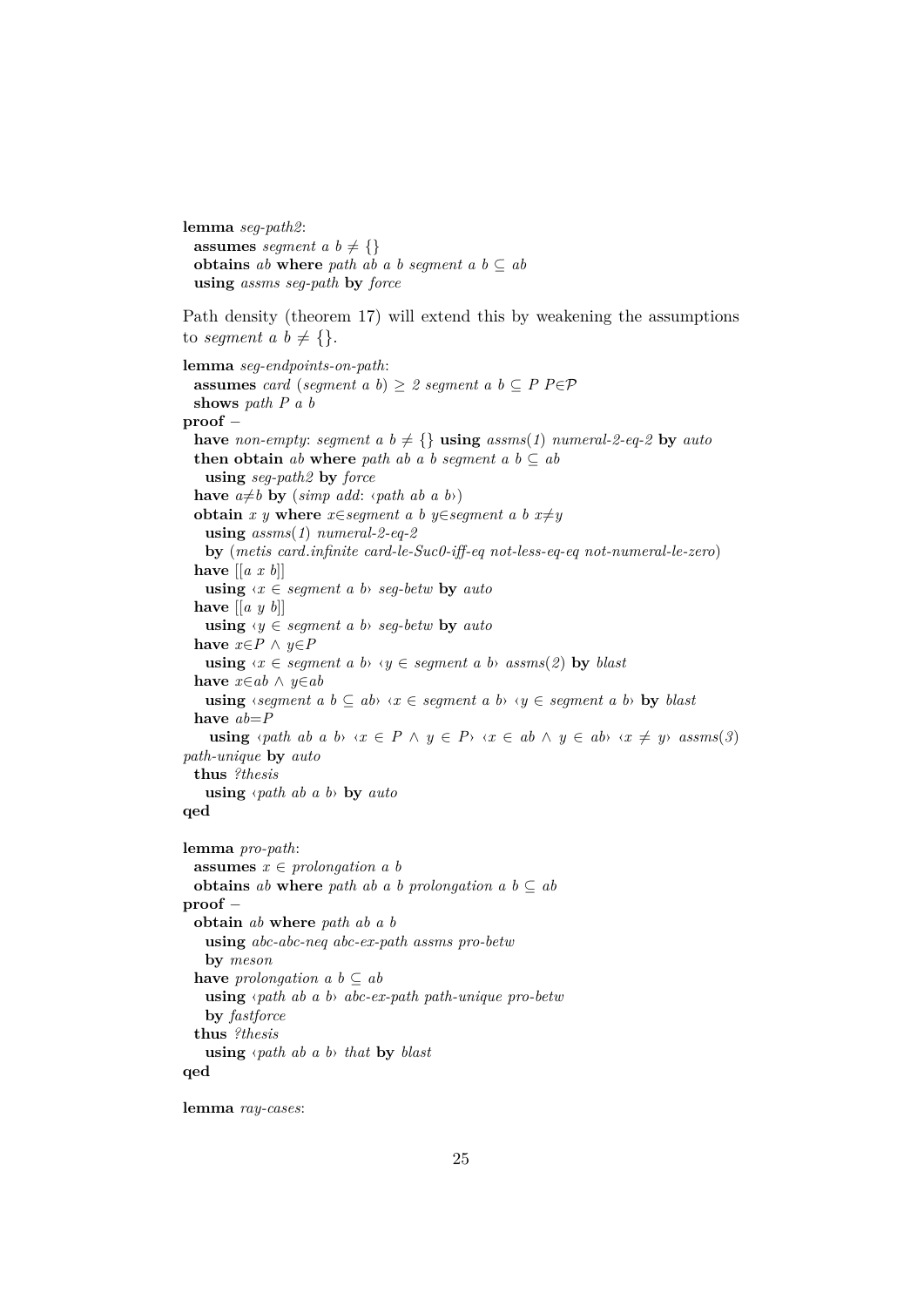```
lemma seg-path2:
  assumes segment a b ≠ {}
  obtains ab where path ab a b segment a b ⊆ ab
  using assms seg-path by force
```

Path density (theorem 17) will extend this by weakening the assumptions to *segment a b* ≠ {}.

```
lemma seg-endpoints-on-path:
  assumes card (segment a b) ≥ 2 segment a b ⊆ P P∈𝒫
  shows path P a b
proof –
  have non-empty: segment a b ≠ {} using assms(1) numeral-2-eq-2 by auto
  then obtain ab where path ab a b segment a b ⊆ ab
    using seg-path2 by force
  have a≠b by (simp add: ‹path ab a b›)
  obtain x y where x∈segment a b y∈segment a b x≠y
    using assms(1) numeral-2-eq-2
    by (metis card.infinite card-le-Suc0-iff-eq not-less-eq-eq not-numeral-le-zero)
  have [[a x b]]
    using ‹x ∈ segment a b› seg-betw by auto
  have [[a y b]]
    using ‹y ∈ segment a b› seg-betw by auto
  have x∈P ∧ y∈P
    using ‹x ∈ segment a b› ‹y ∈ segment a b› assms(2) by blast
  have x∈ab ∧ y∈ab
    using ‹segment a b ⊆ ab› ‹x ∈ segment a b› ‹y ∈ segment a b› by blast
  have ab=P
    using ‹path ab a b› ‹x ∈ P ∧ y ∈ P› ‹x ∈ ab ∧ y ∈ ab› ‹x ≠ y› assms(3)
path-unique by auto
  thus ?thesis
    using ‹path ab a b› by auto
qed

lemma pro-path:
  assumes x ∈ prolongation a b
  obtains ab where path ab a b prolongation a b ⊆ ab
proof –
  obtain ab where path ab a b
    using abc-abc-neq abc-ex-path assms pro-betw
    by meson
  have prolongation a b ⊆ ab
    using ‹path ab a b› abc-ex-path path-unique pro-betw
    by fastforce
  thus ?thesis
    using ‹path ab a b› that by blast
qed

lemma ray-cases:
```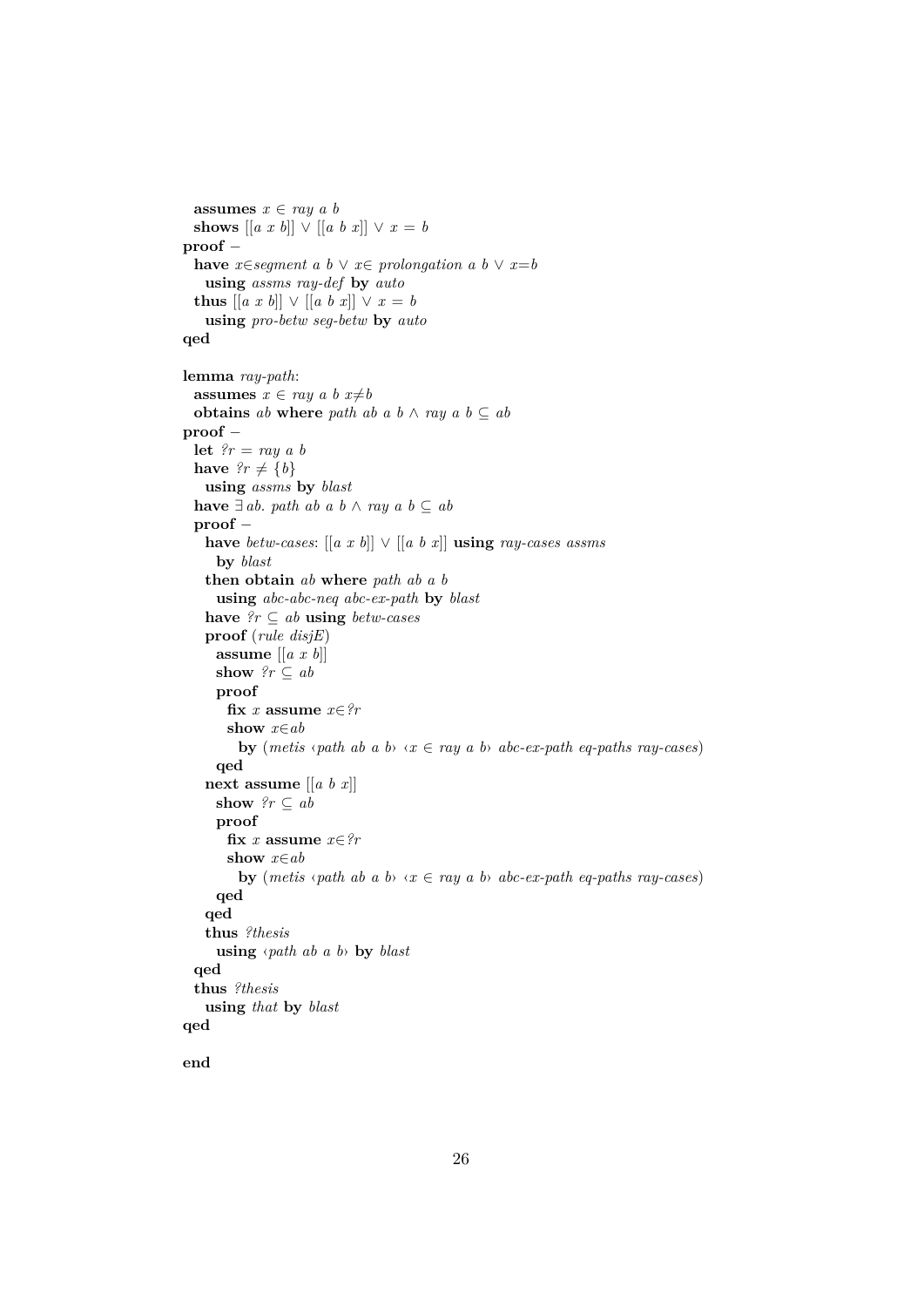```
  assumes x ∈ ray a b
  shows [[a x b]] ∨ [[a b x]] ∨ x = b
proof −
  have x∈segment a b ∨ x∈ prolongation a b ∨ x=b
    using assms ray-def by auto
  thus [[a x b]] ∨ [[a b x]] ∨ x = b
    using pro-betw seg-betw by auto
qed

lemma ray-path:
  assumes x ∈ ray a b x≠b
  obtains ab where path ab a b ∧ ray a b ⊆ ab
proof −
  let ?r = ray a b
  have ?r ≠ {b}
    using assms by blast
  have ∃ ab. path ab a b ∧ ray a b ⊆ ab
  proof −
    have betw-cases: [[a x b]] ∨ [[a b x]] using ray-cases assms
      by blast
    then obtain ab where path ab a b
      using abc-abc-neq abc-ex-path by blast
    have ?r ⊆ ab using betw-cases
    proof (rule disjE)
      assume [[a x b]]
      show ?r ⊆ ab
      proof
        fix x assume x∈?r
        show x∈ab
          by (metis ‹path ab a b› ‹x ∈ ray a b› abc-ex-path eq-paths ray-cases)
      qed
    next assume [[a b x]]
      show ?r ⊆ ab
      proof
        fix x assume x∈?r
        show x∈ab
          by (metis ‹path ab a b› ‹x ∈ ray a b› abc-ex-path eq-paths ray-cases)
      qed
    qed
    thus ?thesis
      using ‹path ab a b› by blast
  qed
  thus ?thesis
    using that by blast
qed

end
```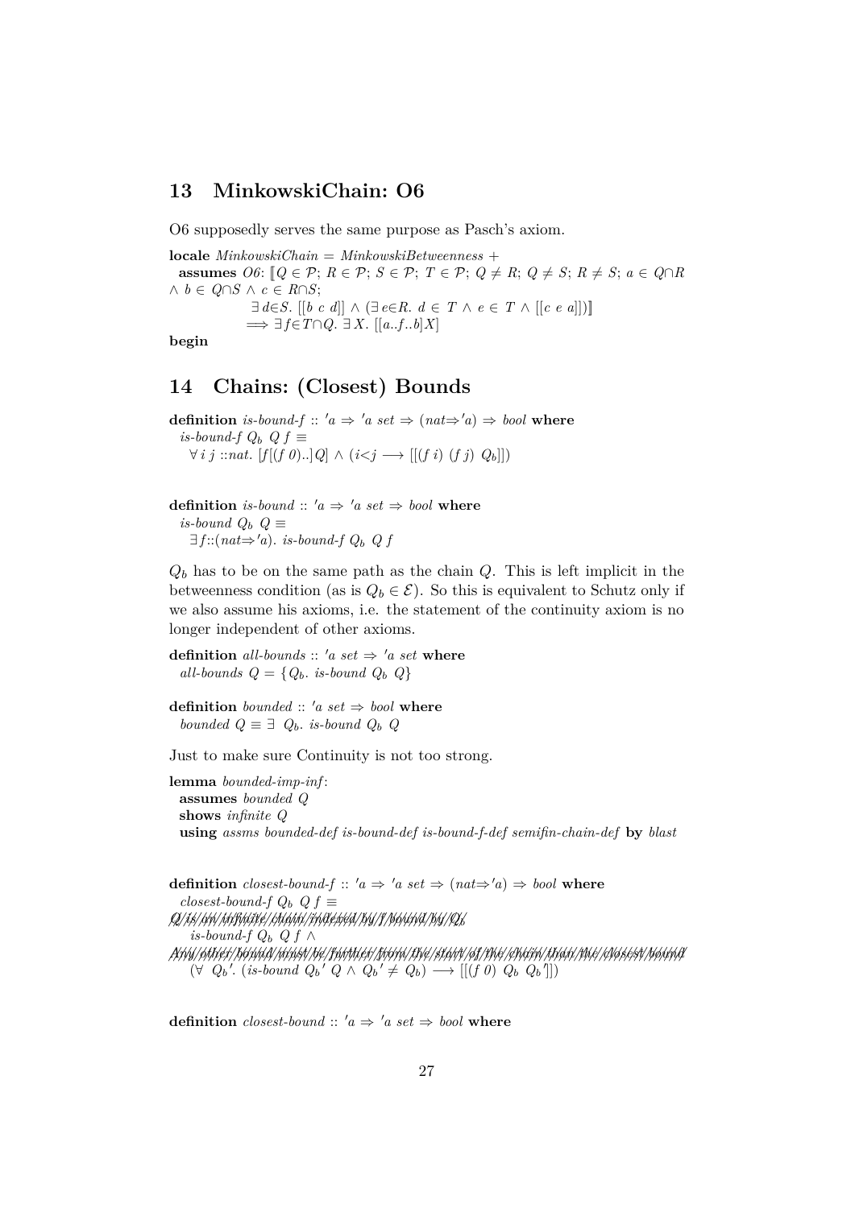## 13 MinkowskiChain: O6

O6 supposedly serves the same purpose as Pasch's axiom.

```
locale MinkowskiChain = MinkowskiBetweenness +
  assumes O6: ⟦Q ∈ 𝒫; R ∈ 𝒫; S ∈ 𝒫; T ∈ 𝒫; Q ≠ R; Q ≠ S; R ≠ S; a ∈ Q∩R
∧ b ∈ Q∩S ∧ c ∈ R∩S;
              ∃ d∈S. [[b c d]] ∧ (∃ e∈R. d ∈ T ∧ e ∈ T ∧ [[c e a]])⟧
             ⟹ ∃ f∈T∩Q. ∃ X. [[a..f..b]X]
begin
```

## 14 Chains: (Closest) Bounds

```
definition is-bound-f :: 'a ⇒ 'a set ⇒ (nat⇒'a) ⇒ bool where
  is-bound-f Q_b Q f ≡
    ∀ i j ::nat. [f[(f 0)..]Q] ∧ (i<j ⟶ [[(f i) (f j) Q_b]])
```

```
definition is-bound :: 'a ⇒ 'a set ⇒ bool where
  is-bound Q_b Q ≡
    ∃ f::(nat⇒'a). is-bound-f Q_b Q f
```

$Q_b$ has to be on the same path as the chain $Q$. This is left implicit in the betweenness condition (as is $Q_b \in \mathcal{E}$). So this is equivalent to Schutz only if we also assume his axioms, i.e. the statement of the continuity axiom is no longer independent of other axioms.

```
definition all-bounds :: 'a set ⇒ 'a set where
  all-bounds Q = {Q_b. is-bound Q_b Q}
```

```
definition bounded :: 'a set ⇒ bool where
  bounded Q ≡ ∃ Q_b. is-bound Q_b Q
```

Just to make sure Continuity is not too strong.

```
lemma bounded-imp-inf:
  assumes bounded Q
  shows infinite Q
  using assms bounded-def is-bound-def is-bound-f-def semifin-chain-def by blast
```

```
definition closest-bound-f :: 'a ⇒ 'a set ⇒ (nat⇒'a) ⇒ bool where
  closest-bound-f Q_b Q f ≡
  — Q is an infinite chain indexed by f bound by Q_b
    is-bound-f Q_b Q f ∧
  — Any other bound must be further from the start of the chain than the closest bound
    (∀ Q_b'. (is-bound Q_b' Q ∧ Q_b' ≠ Q_b) ⟶ [[(f 0) Q_b Q_b']])
```

```
definition closest-bound :: 'a ⇒ 'a set ⇒ bool where
```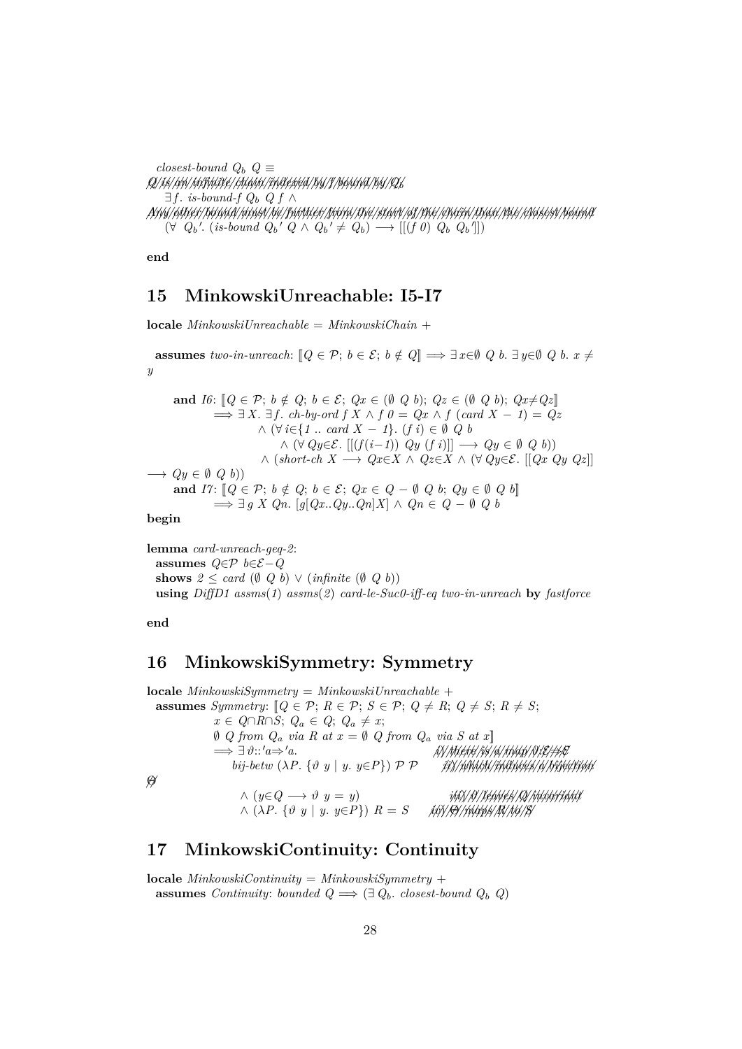*closest-bound* $Q_b$ $Q$ $\equiv$

~~Q is an infinite chain indexed by f bound by Qb~~

$\exists f.$ *is-bound-f* $Q_b$ $Q$ $f$ $\wedge$

~~Any other bound must be further from the start of the chain than the closest bound~~

$(\forall\ Q_b'.\ (\textit{is-bound}\ Q_b'\ Q \wedge Q_b' \neq Q_b) \longrightarrow [[(f\ 0)\ Q_b\ Q_b']])$

**end**

# 15 MinkowskiUnreachable: I5-I7

**locale** *MinkowskiUnreachable* = *MinkowskiChain* +

**assumes** *two-in-unreach*: $[\![Q \in \mathcal{P};\ b \in \mathcal{E};\ b \notin Q]\!] \Longrightarrow \exists x{\in}\emptyset\ Q\ b.\ \exists y{\in}\emptyset\ Q\ b.\ x \neq y$

**and** *I6*: $[\![Q \in \mathcal{P};\ b \notin Q;\ b \in \mathcal{E};\ Qx \in (\emptyset\ Q\ b);\ Qz \in (\emptyset\ Q\ b);\ Qx{\neq}Qz]\!]$
$\Longrightarrow \exists X.\ \exists f.\ \textit{ch-by-ord}\ f\ X \wedge f\ 0 = Qx \wedge f\ (\textit{card}\ X - 1) = Qz$
$\wedge\ (\forall\ i{\in}\{1\ ..\ \textit{card}\ X - 1\}.\ (f\ i) \in \emptyset\ Q\ b$
$\wedge\ (\forall\ Qy{\in}\mathcal{E}.\ [[(f(i{-}1))\ Qy\ (f\ i)]] \longrightarrow Qy \in \emptyset\ Q\ b))$
$\wedge\ (\textit{short-ch}\ X \longrightarrow Qx{\in}X \wedge Qz{\in}X \wedge (\forall\ Qy{\in}\mathcal{E}.\ [[Qx\ Qy\ Qz]] \longrightarrow Qy \in \emptyset\ Q\ b))$

**and** *I7*: $[\![Q \in \mathcal{P};\ b \notin Q;\ b \in \mathcal{E};\ Qx \in Q - \emptyset\ Q\ b;\ Qy \in \emptyset\ Q\ b]\!]$
$\Longrightarrow \exists\ g\ X\ Qn.\ [g[Qx..Qy..Qn]X] \wedge Qn \in Q - \emptyset\ Q\ b$

**begin**

**lemma** *card-unreach-geq-2*:
**assumes** $Q{\in}\mathcal{P}$ $b{\in}\mathcal{E}{-}Q$
**shows** $2 \leq \textit{card}\ (\emptyset\ Q\ b) \vee (\textit{infinite}\ (\emptyset\ Q\ b))$
**using** *DiffD1 assms(1) assms(2) card-le-Suc0-iff-eq two-in-unreach* **by** *fastforce*

**end**

# 16 MinkowskiSymmetry: Symmetry

**locale** *MinkowskiSymmetry* = *MinkowskiUnreachable* +
**assumes** *Symmetry*: $[\![Q \in \mathcal{P};\ R \in \mathcal{P};\ S \in \mathcal{P};\ Q \neq R;\ Q \neq S;\ R \neq S;$
$x \in Q{\cap}R{\cap}S;\ Q_a \in Q;\ Q_a \neq x;$
$\emptyset\ Q\ \textit{from}\ Q_a\ \textit{via}\ R\ \textit{at}\ x = \emptyset\ Q\ \textit{from}\ Q_a\ \textit{via}\ S\ \textit{at}\ x]\!]$
$\Longrightarrow \exists\,\vartheta{::}'a{\Rightarrow}'a.$ ~~i) there is a map θ:E⇒E~~
$\textit{bij-betw}\ (\lambda P.\ \{\vartheta\ y \mid y.\ y{\in}P\})\ \mathcal{P}\ \mathcal{P}$ ~~ii) which induces a bijection Θ~~
$\wedge\ (y{\in}Q \longrightarrow \vartheta\ y = y)$ ~~iii) θ leaves Q invariant~~
$\wedge\ (\lambda P.\ \{\vartheta\ y \mid y.\ y{\in}P\})\ R = S$ ~~iv) Θ maps R to S~~

# 17 MinkowskiContinuity: Continuity

**locale** *MinkowskiContinuity* = *MinkowskiSymmetry* +
**assumes** *Continuity*: *bounded* $Q \Longrightarrow (\exists\ Q_b.\ \textit{closest-bound}\ Q_b\ Q)$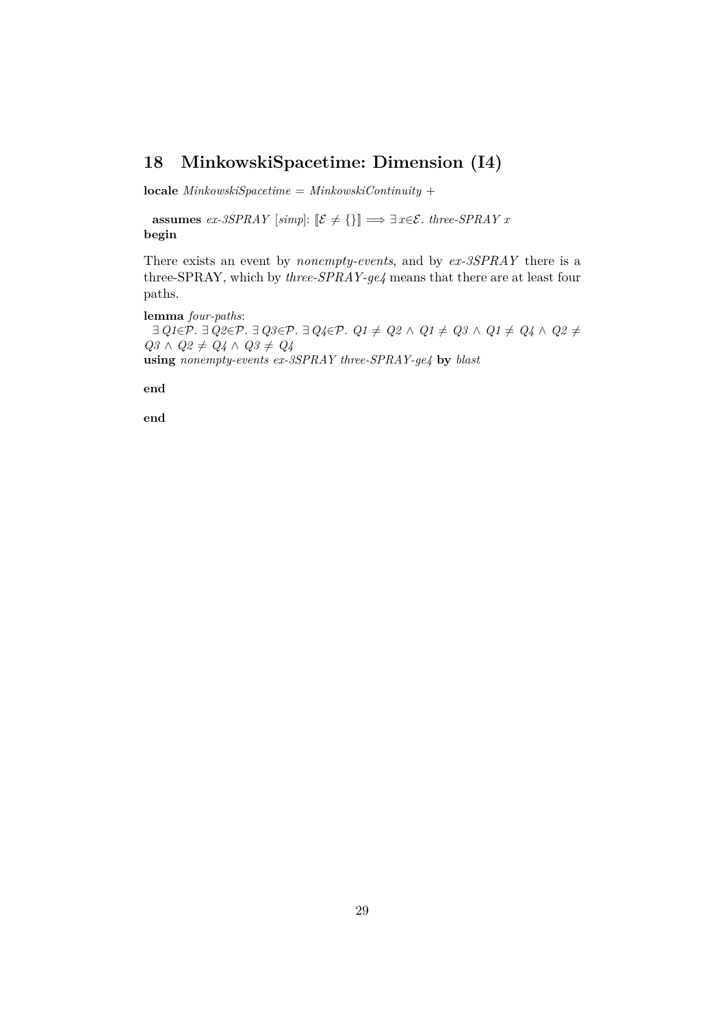## 18 MinkowskiSpacetime: Dimension (I4)

**locale** *MinkowskiSpacetime = MinkowskiContinuity +*

**assumes** *ex-3SPRAY* [*simp*]: $[\![\mathcal{E} \neq \{\}]\!] \Longrightarrow \exists x{\in}\mathcal{E}.$ *three-SPRAY x*
**begin**

There exists an event by *nonempty-events*, and by *ex-3SPRAY* there is a three-SPRAY, which by *three-SPRAY-ge4* means that there are at least four paths.

**lemma** *four-paths*:
$\exists\, Q1{\in}\mathcal{P}.\ \exists\, Q2{\in}\mathcal{P}.\ \exists\, Q3{\in}\mathcal{P}.\ \exists\, Q4{\in}\mathcal{P}.\ Q1 \neq Q2 \wedge Q1 \neq Q3 \wedge Q1 \neq Q4 \wedge Q2 \neq Q3 \wedge Q2 \neq Q4 \wedge Q3 \neq Q4$
**using** *nonempty-events ex-3SPRAY three-SPRAY-ge4* **by** *blast*

**end**

**end**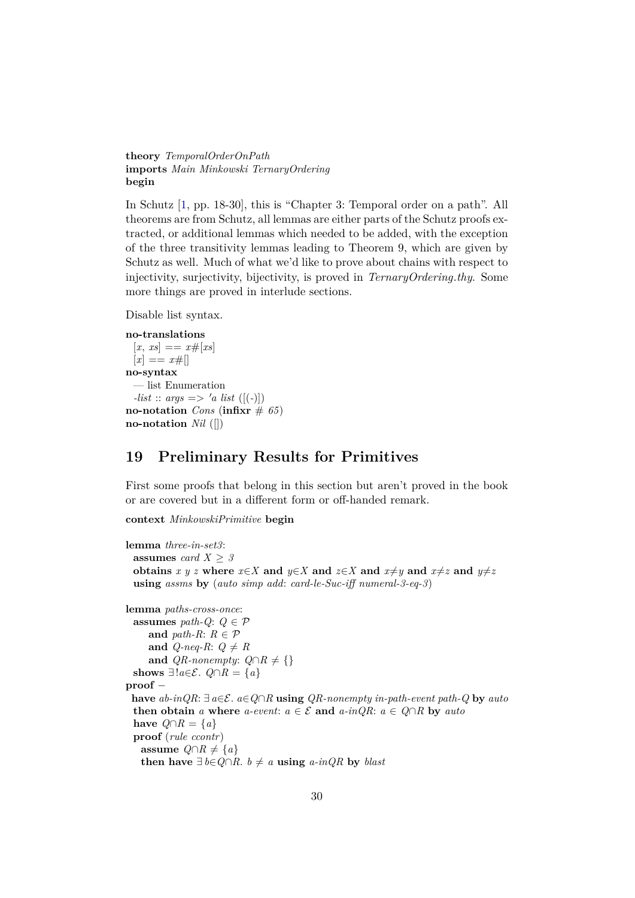**theory** *TemporalOrderOnPath*
**imports** *Main Minkowski TernaryOrdering*
**begin**

In Schutz [1, pp. 18-30], this is "Chapter 3: Temporal order on a path". All theorems are from Schutz, all lemmas are either parts of the Schutz proofs extracted, or additional lemmas which needed to be added, with the exception of the three transitivity lemmas leading to Theorem 9, which are given by Schutz as well. Much of what we'd like to prove about chains with respect to injectivity, surjectivity, bijectivity, is proved in *TernaryOrdering.thy*. Some more things are proved in interlude sections.

Disable list syntax.

```
no-translations
  [x, xs] == x#[xs]
  [x] == x#[]
no-syntax
  — list Enumeration
  -list :: args => 'a list ([(-)])
no-notation Cons (infixr # 65)
no-notation Nil ([])
```

## 19 Preliminary Results for Primitives

First some proofs that belong in this section but aren't proved in the book or are covered but in a different form or off-handed remark.

```
context MinkowskiPrimitive begin

lemma three-in-set3:
  assumes card X ≥ 3
  obtains x y z where x∈X and y∈X and z∈X and x≠y and x≠z and y≠z
  using assms by (auto simp add: card-le-Suc-iff numeral-3-eq-3)

lemma paths-cross-once:
  assumes path-Q: Q ∈ 𝒫
      and path-R: R ∈ 𝒫
      and Q-neq-R: Q ≠ R
      and QR-nonempty: Q∩R ≠ {}
  shows ∃!a∈ℰ. Q∩R = {a}
proof −
  have ab-inQR: ∃ a∈ℰ. a∈Q∩R using QR-nonempty in-path-event path-Q by auto
  then obtain a where a-event: a ∈ ℰ and a-inQR: a ∈ Q∩R by auto
  have Q∩R = {a}
  proof (rule ccontr)
    assume Q∩R ≠ {a}
    then have ∃ b∈Q∩R. b ≠ a using a-inQR by blast
```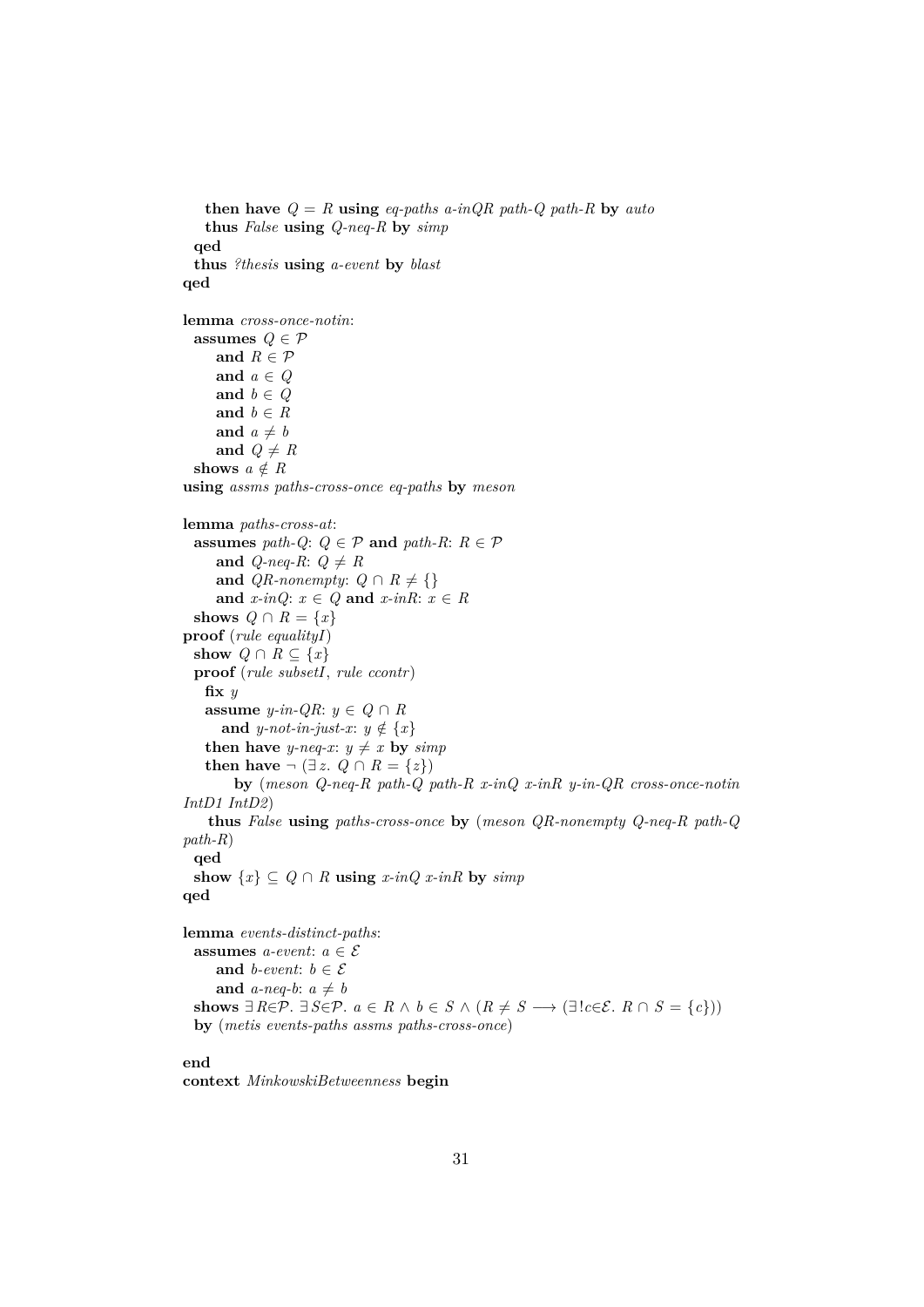```
    then have Q = R using eq-paths a-inQR path-Q path-R by auto
    thus False using Q-neq-R by simp
  qed
  thus ?thesis using a-event by blast
qed

lemma cross-once-notin:
  assumes Q ∈ 𝒫
      and R ∈ 𝒫
      and a ∈ Q
      and b ∈ Q
      and b ∈ R
      and a ≠ b
      and Q ≠ R
  shows a ∉ R
using assms paths-cross-once eq-paths by meson

lemma paths-cross-at:
  assumes path-Q: Q ∈ 𝒫 and path-R: R ∈ 𝒫
      and Q-neq-R: Q ≠ R
      and QR-nonempty: Q ∩ R ≠ {}
      and x-inQ: x ∈ Q and x-inR: x ∈ R
  shows Q ∩ R = {x}
proof (rule equalityI)
  show Q ∩ R ⊆ {x}
  proof (rule subsetI, rule ccontr)
    fix y
    assume y-in-QR: y ∈ Q ∩ R
       and y-not-in-just-x: y ∉ {x}
    then have y-neq-x: y ≠ x by simp
    then have ¬ (∃ z. Q ∩ R = {z})
        by (meson Q-neq-R path-Q path-R x-inQ x-inR y-in-QR cross-once-notin
IntD1 IntD2)
    thus False using paths-cross-once by (meson QR-nonempty Q-neq-R path-Q
path-R)
  qed
  show {x} ⊆ Q ∩ R using x-inQ x-inR by simp
qed

lemma events-distinct-paths:
  assumes a-event: a ∈ ℰ
      and b-event: b ∈ ℰ
      and a-neq-b: a ≠ b
  shows ∃ R∈𝒫. ∃ S∈𝒫. a ∈ R ∧ b ∈ S ∧ (R ≠ S ⟶ (∃!c∈ℰ. R ∩ S = {c}))
  by (metis events-paths assms paths-cross-once)

end
context MinkowskiBetweenness begin
```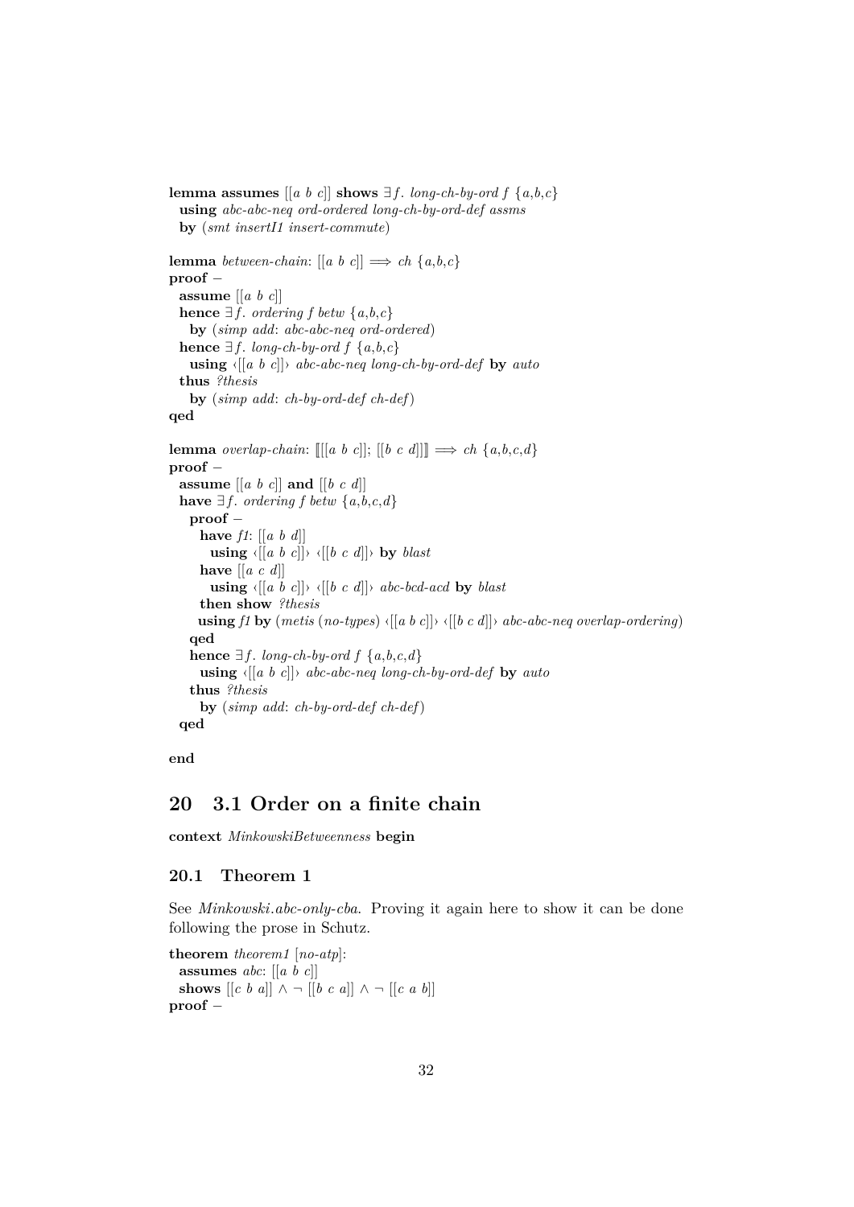```
lemma assumes [[a b c]] shows ∃f. long-ch-by-ord f {a,b,c}
  using abc-abc-neq ord-ordered long-ch-by-ord-def assms
  by (smt insertI1 insert-commute)

lemma between-chain: [[a b c]] ⟹ ch {a,b,c}
proof −
  assume [[a b c]]
  hence ∃f. ordering f betw {a,b,c}
    by (simp add: abc-abc-neq ord-ordered)
  hence ∃f. long-ch-by-ord f {a,b,c}
    using ‹[[a b c]]› abc-abc-neq long-ch-by-ord-def by auto
  thus ?thesis
    by (simp add: ch-by-ord-def ch-def)
qed

lemma overlap-chain: ⟦[[a b c]]; [[b c d]]⟧ ⟹ ch {a,b,c,d}
proof −
  assume [[a b c]] and [[b c d]]
  have ∃f. ordering f betw {a,b,c,d}
    proof −
      have f1: [[a b d]]
        using ‹[[a b c]]› ‹[[b c d]]› by blast
      have [[a c d]]
        using ‹[[a b c]]› ‹[[b c d]]› abc-bcd-acd by blast
      then show ?thesis
      using f1 by (metis (no-types) ‹[[a b c]]› ‹[[b c d]]› abc-abc-neq overlap-ordering)
    qed
    hence ∃f. long-ch-by-ord f {a,b,c,d}
      using ‹[[a b c]]› abc-abc-neq long-ch-by-ord-def by auto
    thus ?thesis
      by (simp add: ch-by-ord-def ch-def)
  qed

end
```

# 20 3.1 Order on a finite chain

```
context MinkowskiBetweenness begin
```

## 20.1 Theorem 1

See *Minkowski.abc-only-cba*. Proving it again here to show it can be done following the prose in Schutz.

```
theorem theorem1 [no-atp]:
  assumes abc: [[a b c]]
  shows [[c b a]] ∧ ¬ [[b c a]] ∧ ¬ [[c a b]]
proof −
```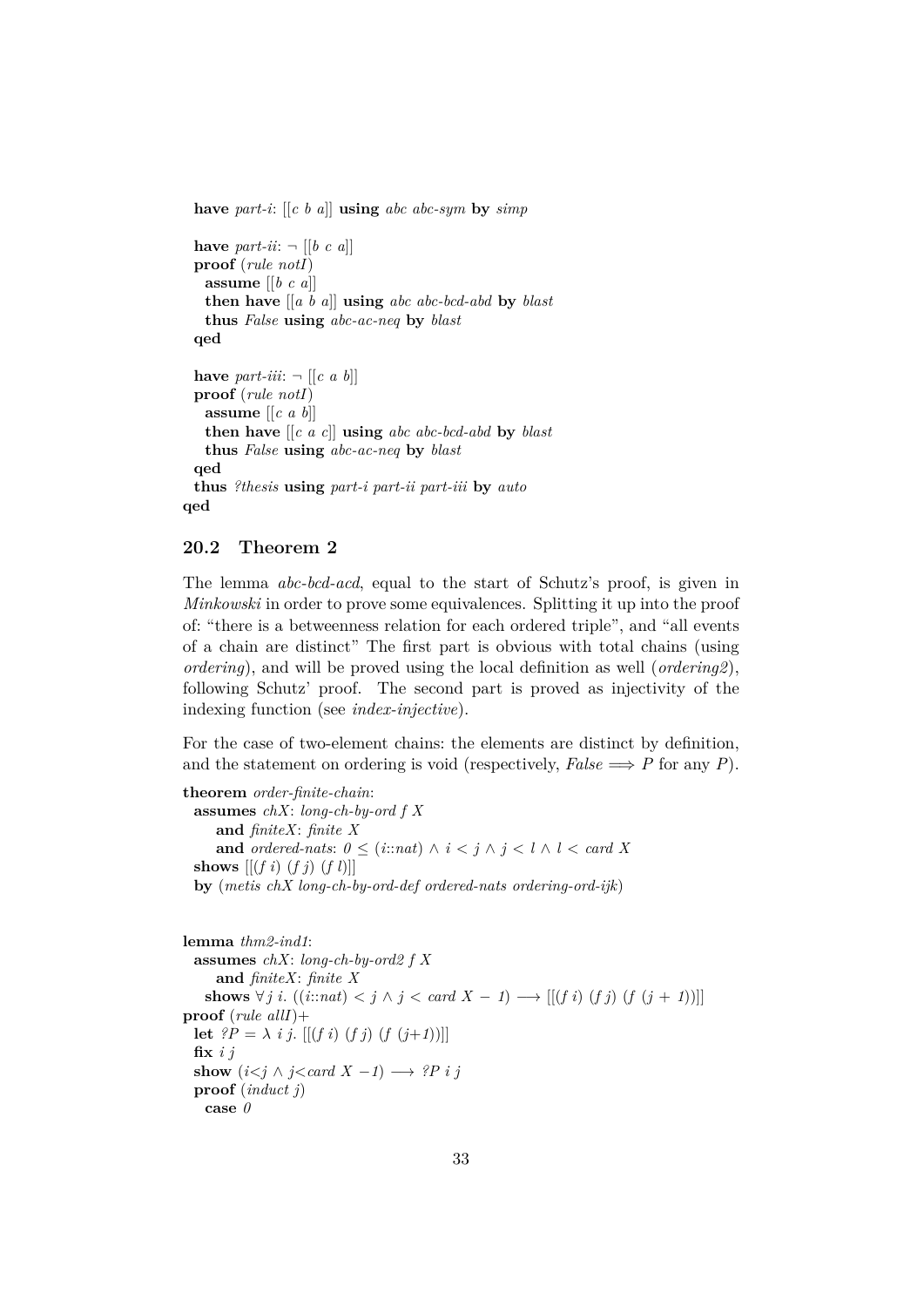```
  have part-i: [[c b a]] using abc abc-sym by simp

  have part-ii: ¬ [[b c a]]
  proof (rule notI)
    assume [[b c a]]
    then have [[a b a]] using abc abc-bcd-abd by blast
    thus False using abc-ac-neq by blast
  qed

  have part-iii: ¬ [[c a b]]
  proof (rule notI)
    assume [[c a b]]
    then have [[c a c]] using abc abc-bcd-abd by blast
    thus False using abc-ac-neq by blast
  qed
  thus ?thesis using part-i part-ii part-iii by auto
qed
```

## 20.2 Theorem 2

The lemma *abc-bcd-acd*, equal to the start of Schutz's proof, is given in *Minkowski* in order to prove some equivalences. Splitting it up into the proof of: "there is a betweenness relation for each ordered triple", and "all events of a chain are distinct" The first part is obvious with total chains (using *ordering*), and will be proved using the local definition as well (*ordering2*), following Schutz' proof. The second part is proved as injectivity of the indexing function (see *index-injective*).

For the case of two-element chains: the elements are distinct by definition, and the statement on ordering is void (respectively, $False \Longrightarrow P$ for any $P$).

```
theorem order-finite-chain:
  assumes chX: long-ch-by-ord f X
      and finiteX: finite X
      and ordered-nats: 0 ≤ (i::nat) ∧ i < j ∧ j < l ∧ l < card X
  shows [[(f i) (f j) (f l)]]
  by (metis chX long-ch-by-ord-def ordered-nats ordering-ord-ijk)


lemma thm2-ind1:
  assumes chX: long-ch-by-ord2 f X
      and finiteX: finite X
    shows ∀ j i. ((i::nat) < j ∧ j < card X − 1) ⟶ [[(f i) (f j) (f (j + 1))]]
proof (rule allI)+
  let ?P = λ i j. [[(f i) (f j) (f (j+1))]]
  fix i j
  show (i<j ∧ j<card X −1) ⟶ ?P i j
  proof (induct j)
    case 0
```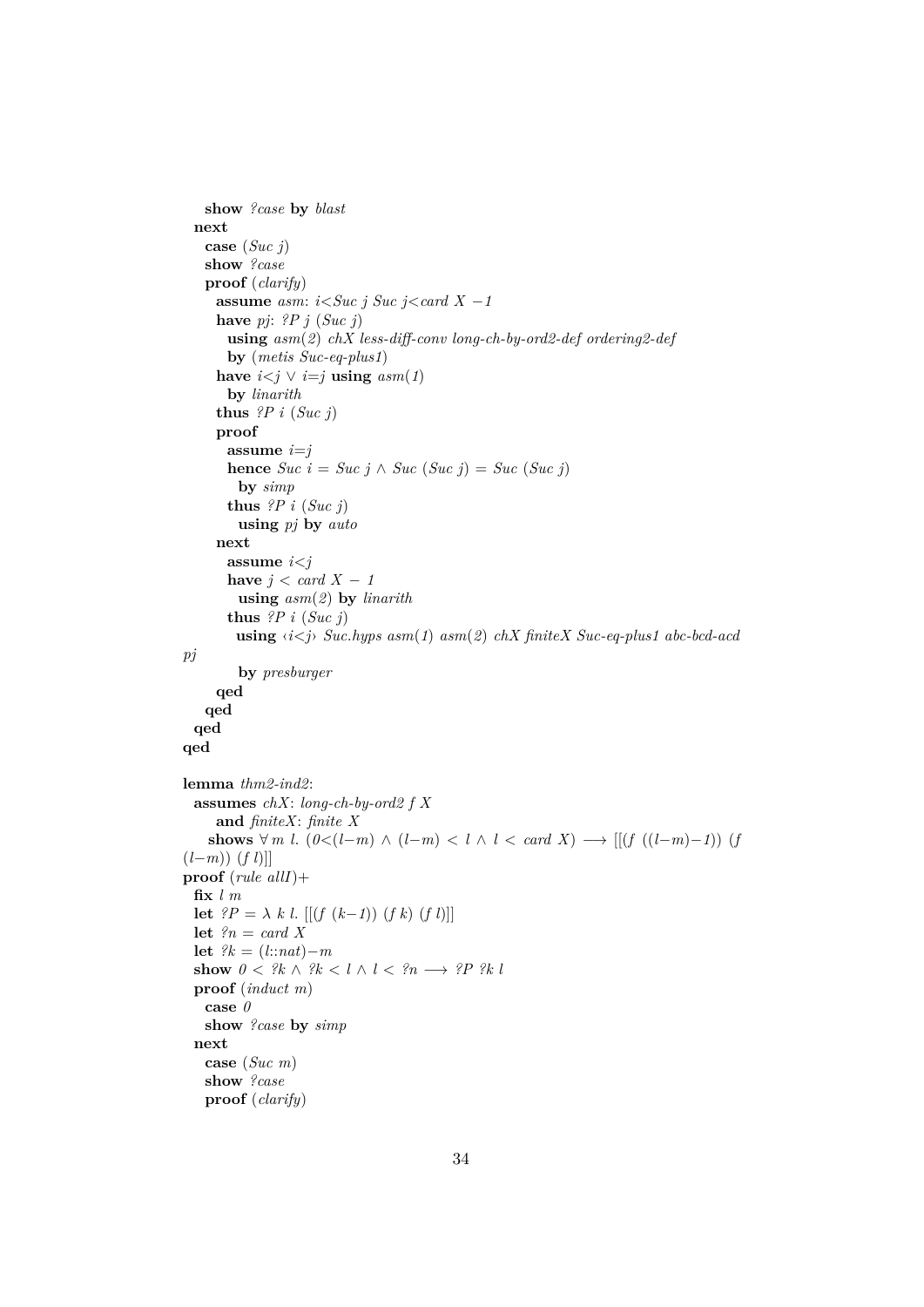```
    show ?case by blast
  next
    case (Suc j)
    show ?case
    proof (clarify)
      assume asm: i<Suc j Suc j<card X −1
      have pj: ?P j (Suc j)
        using asm(2) chX less-diff-conv long-ch-by-ord2-def ordering2-def
        by (metis Suc-eq-plus1)
      have i<j ∨ i=j using asm(1)
        by linarith
      thus ?P i (Suc j)
      proof
        assume i=j
        hence Suc i = Suc j ∧ Suc (Suc j) = Suc (Suc j)
          by simp
        thus ?P i (Suc j)
          using pj by auto
      next
        assume i<j
        have j < card X − 1
          using asm(2) by linarith
        thus ?P i (Suc j)
          using ‹i<j› Suc.hyps asm(1) asm(2) chX finiteX Suc-eq-plus1 abc-bcd-acd
pj
          by presburger
      qed
    qed
  qed
qed

lemma thm2-ind2:
  assumes chX: long-ch-by-ord2 f X
      and finiteX: finite X
    shows ∀ m l. (0<(l−m) ∧ (l−m) < l ∧ l < card X) ⟶ [[(f ((l−m)−1)) (f
(l−m)) (f l)]]
proof (rule allI)+
  fix l m
  let ?P = λ k l. [[(f (k−1)) (f k) (f l)]]
  let ?n = card X
  let ?k = (l::nat)−m
  show 0 < ?k ∧ ?k < l ∧ l < ?n ⟶ ?P ?k l
  proof (induct m)
    case 0
    show ?case by simp
  next
    case (Suc m)
    show ?case
    proof (clarify)
```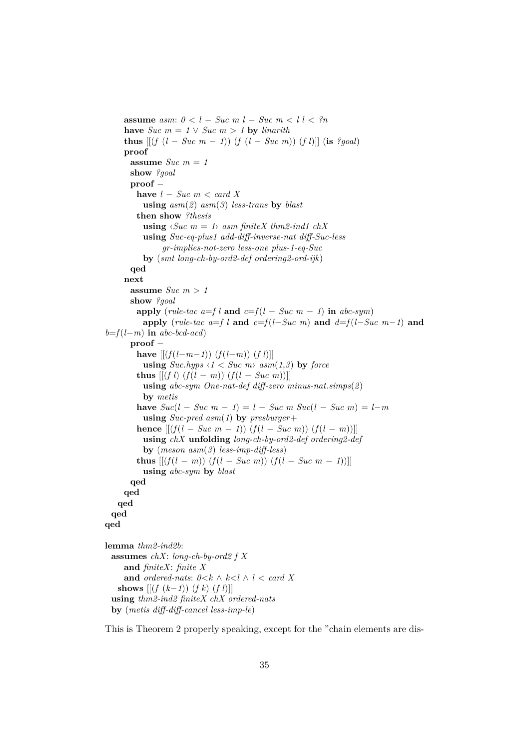```
      assume asm: 0 < l − Suc m l − Suc m < l l < ?n
      have Suc m = 1 ∨ Suc m > 1 by linarith
      thus [[(f (l − Suc m − 1)) (f (l − Suc m)) (f l)]] (is ?goal)
      proof
        assume Suc m = 1
        show ?goal
        proof −
          have l − Suc m < card X
            using asm(2) asm(3) less-trans by blast
          then show ?thesis
            using ‹Suc m = 1› asm finiteX thm2-ind1 chX
            using Suc-eq-plus1 add-diff-inverse-nat diff-Suc-less
                  gr-implies-not-zero less-one plus-1-eq-Suc
            by (smt long-ch-by-ord2-def ordering2-ord-ijk)
        qed
      next
        assume Suc m > 1
        show ?goal
          apply (rule-tac a=f l and c=f(l − Suc m − 1) in abc-sym)
            apply (rule-tac a=f l and c=f(l−Suc m) and d=f(l−Suc m−1) and
b=f(l−m) in abc-bcd-acd)
        proof −
          have [[(f(l−m−1)) (f(l−m)) (f l)]]
            using Suc.hyps ‹1 < Suc m› asm(1,3) by force
          thus [[(f l) (f(l − m)) (f(l − Suc m))]]
            using abc-sym One-nat-def diff-zero minus-nat.simps(2)
            by metis
          have Suc(l − Suc m − 1) = l − Suc m Suc(l − Suc m) = l−m
            using Suc-pred asm(1) by presburger+
          hence [[(f(l − Suc m − 1)) (f(l − Suc m)) (f(l − m))]]
            using chX unfolding long-ch-by-ord2-def ordering2-def
            by (meson asm(3) less-imp-diff-less)
          thus [[(f(l − m)) (f(l − Suc m)) (f(l − Suc m − 1))]]
            using abc-sym by blast
        qed
      qed
    qed
  qed
qed

lemma thm2-ind2b:
  assumes chX: long-ch-by-ord2 f X
      and finiteX: finite X
      and ordered-nats: 0<k ∧ k<l ∧ l < card X
    shows [[(f (k−1)) (f k) (f l)]]
  using thm2-ind2 finiteX chX ordered-nats
  by (metis diff-diff-cancel less-imp-le)
```

This is Theorem 2 properly speaking, except for the "chain elements are dis-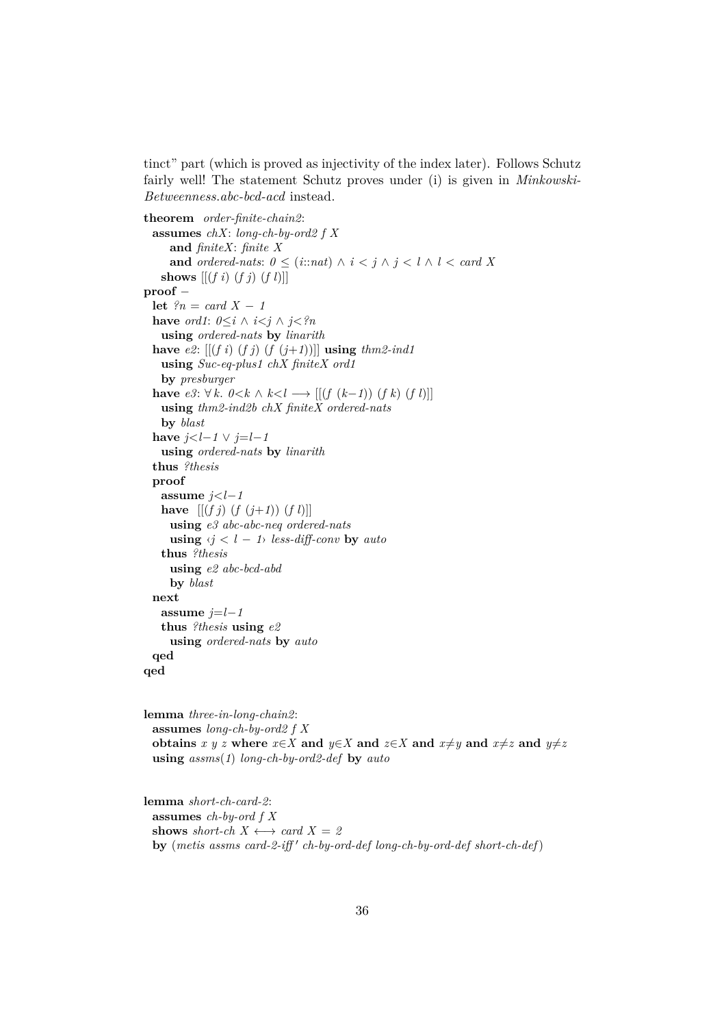tinct" part (which is proved as injectivity of the index later). Follows Schutz fairly well! The statement Schutz proves under (i) is given in *Minkowski-Betweenness.abc-bcd-acd* instead.

```
theorem order-finite-chain2:
  assumes chX: long-ch-by-ord2 f X
      and finiteX: finite X
      and ordered-nats: 0 ≤ (i::nat) ∧ i < j ∧ j < l ∧ l < card X
    shows [[(f i) (f j) (f l)]]
proof −
  let ?n = card X − 1
  have ord1: 0≤i ∧ i<j ∧ j<?n
    using ordered-nats by linarith
  have e2: [[(f i) (f j) (f (j+1))]] using thm2-ind1
    using Suc-eq-plus1 chX finiteX ord1
    by presburger
  have e3: ∀ k. 0<k ∧ k<l ⟶ [[(f (k−1)) (f k) (f l)]]
    using thm2-ind2b chX finiteX ordered-nats
    by blast
  have j<l−1 ∨ j=l−1
    using ordered-nats by linarith
  thus ?thesis
  proof
    assume j<l−1
    have [[(f j) (f (j+1)) (f l)]]
      using e3 abc-abc-neq ordered-nats
      using ‹j < l − 1› less-diff-conv by auto
    thus ?thesis
      using e2 abc-bcd-abd
      by blast
  next
    assume j=l−1
    thus ?thesis using e2
      using ordered-nats by auto
  qed
qed
```

```
lemma three-in-long-chain2:
  assumes long-ch-by-ord2 f X
  obtains x y z where x∈X and y∈X and z∈X and x≠y and x≠z and y≠z
  using assms(1) long-ch-by-ord2-def by auto
```

```
lemma short-ch-card-2:
  assumes ch-by-ord f X
  shows short-ch X ⟷ card X = 2
  by (metis assms card-2-iff' ch-by-ord-def long-ch-by-ord-def short-ch-def)
```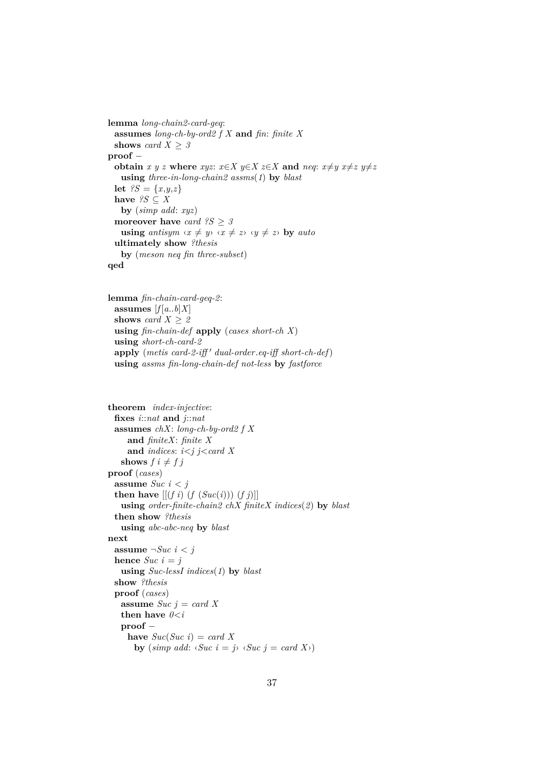```
lemma long-chain2-card-geq:
  assumes long-ch-by-ord2 f X and fin: finite X
  shows card X ≥ 3
proof −
  obtain x y z where xyz: x∈X y∈X z∈X and neq: x≠y x≠z y≠z
    using three-in-long-chain2 assms(1) by blast
  let ?S = {x,y,z}
  have ?S ⊆ X
    by (simp add: xyz)
  moreover have card ?S ≥ 3
    using antisym ‹x ≠ y› ‹x ≠ z› ‹y ≠ z› by auto
  ultimately show ?thesis
    by (meson neq fin three-subset)
qed


lemma fin-chain-card-geq-2:
  assumes [f[a..b]X]
  shows card X ≥ 2
  using fin-chain-def apply (cases short-ch X)
  using short-ch-card-2
  apply (metis card-2-iff' dual-order.eq-iff short-ch-def)
  using assms fin-long-chain-def not-less by fastforce



theorem index-injective:
  fixes i::nat and j::nat
  assumes chX: long-ch-by-ord2 f X
      and finiteX: finite X
      and indices: i<j j<card X
    shows f i ≠ f j
proof (cases)
  assume Suc i < j
  then have [[(f i) (f (Suc(i))) (f j)]]
    using order-finite-chain2 chX finiteX indices(2) by blast
  then show ?thesis
    using abc-abc-neq by blast
next
  assume ¬Suc i < j
  hence Suc i = j
    using Suc-lessI indices(1) by blast
  show ?thesis
  proof (cases)
    assume Suc j = card X
    then have 0<i
    proof −
      have Suc(Suc i) = card X
        by (simp add: ‹Suc i = j› ‹Suc j = card X›)
```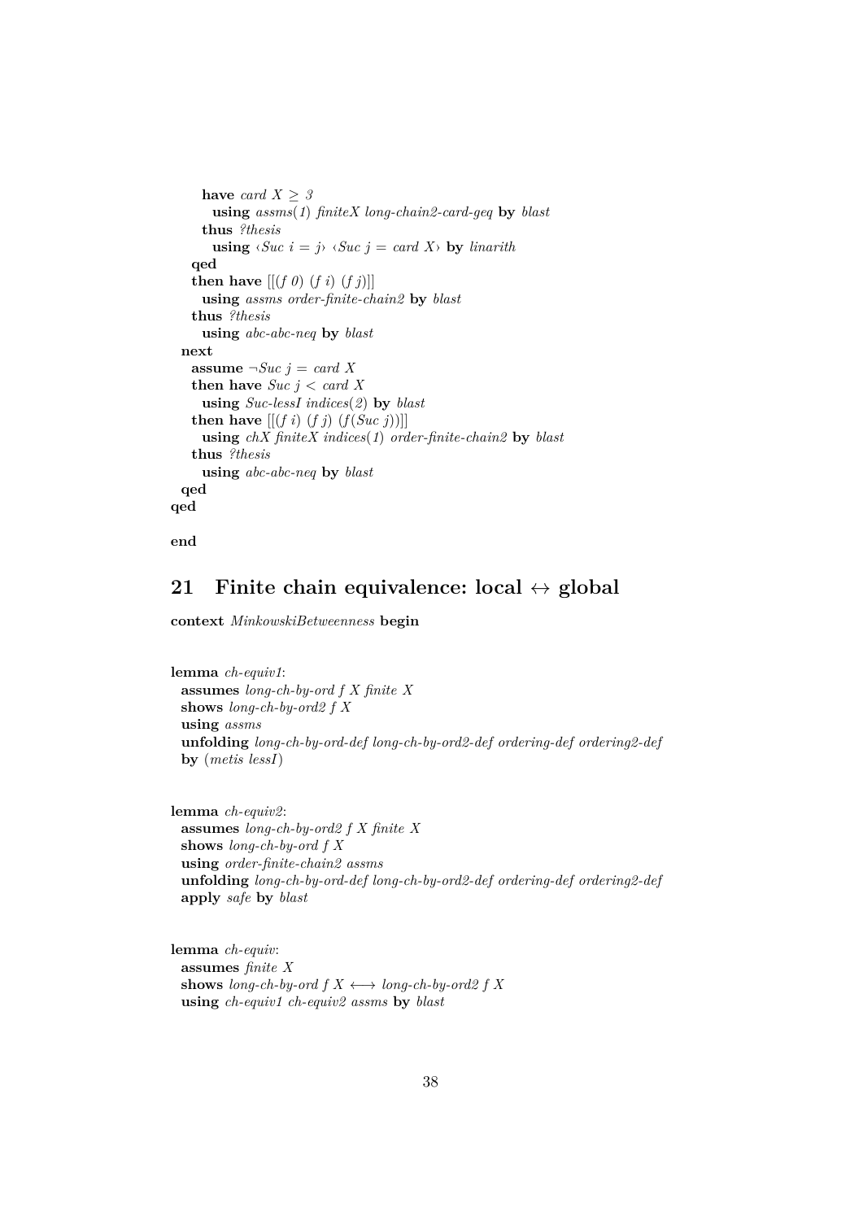```
      have card X ≥ 3
        using assms(1) finiteX long-chain2-card-geq by blast
      thus ?thesis
        using ‹Suc i = j› ‹Suc j = card X› by linarith
    qed
    then have [[(f 0) (f i) (f j)]]
      using assms order-finite-chain2 by blast
    thus ?thesis
      using abc-abc-neq by blast
  next
    assume ¬Suc j = card X
    then have Suc j < card X
      using Suc-lessI indices(2) by blast
    then have [[(f i) (f j) (f(Suc j))]]
      using chX finiteX indices(1) order-finite-chain2 by blast
    thus ?thesis
      using abc-abc-neq by blast
  qed
qed

end
```

## 21 Finite chain equivalence: local ↔ global

```
context MinkowskiBetweenness begin


lemma ch-equiv1:
  assumes long-ch-by-ord f X finite X
  shows long-ch-by-ord2 f X
  using assms
  unfolding long-ch-by-ord-def long-ch-by-ord2-def ordering-def ordering2-def
  by (metis lessI)


lemma ch-equiv2:
  assumes long-ch-by-ord2 f X finite X
  shows long-ch-by-ord f X
  using order-finite-chain2 assms
  unfolding long-ch-by-ord-def long-ch-by-ord2-def ordering-def ordering2-def
  apply safe by blast


lemma ch-equiv:
  assumes finite X
  shows long-ch-by-ord f X ⟷ long-ch-by-ord2 f X
  using ch-equiv1 ch-equiv2 assms by blast
```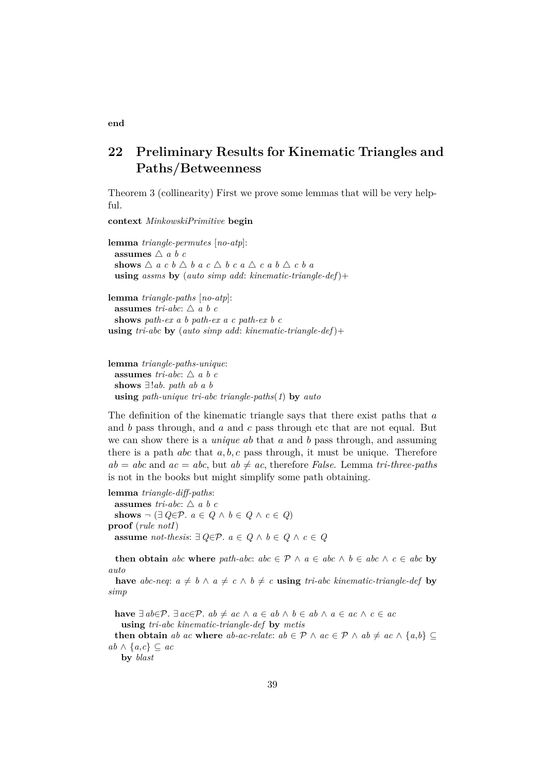**end**

# 22 Preliminary Results for Kinematic Triangles and Paths/Betweenness

Theorem 3 (collinearity) First we prove some lemmas that will be very helpful.

```
context MinkowskiPrimitive begin

lemma triangle-permutes [no-atp]:
  assumes △ a b c
  shows △ a c b △ b a c △ b c a △ c a b △ c b a
  using assms by (auto simp add: kinematic-triangle-def)+

lemma triangle-paths [no-atp]:
  assumes tri-abc: △ a b c
  shows path-ex a b path-ex a c path-ex b c
using tri-abc by (auto simp add: kinematic-triangle-def)+


lemma triangle-paths-unique:
  assumes tri-abc: △ a b c
  shows ∃!ab. path ab a b
  using path-unique tri-abc triangle-paths(1) by auto
```

The definition of the kinematic triangle says that there exist paths that $a$ and $b$ pass through, and $a$ and $c$ pass through etc that are not equal. But we can show there is a *unique* $ab$ that $a$ and $b$ pass through, and assuming there is a path $abc$ that $a, b, c$ pass through, it must be unique. Therefore $ab = abc$ and $ac = abc$, but $ab \neq ac$, therefore *False*. Lemma *tri-three-paths* is not in the books but might simplify some path obtaining.

```
lemma triangle-diff-paths:
  assumes tri-abc: △ a b c
  shows ¬ (∃ Q∈𝒫. a ∈ Q ∧ b ∈ Q ∧ c ∈ Q)
proof (rule notI)
  assume not-thesis: ∃ Q∈𝒫. a ∈ Q ∧ b ∈ Q ∧ c ∈ Q

  then obtain abc where path-abc: abc ∈ 𝒫 ∧ a ∈ abc ∧ b ∈ abc ∧ c ∈ abc by auto
  have abc-neq: a ≠ b ∧ a ≠ c ∧ b ≠ c using tri-abc kinematic-triangle-def by simp

  have ∃ ab∈𝒫. ∃ ac∈𝒫. ab ≠ ac ∧ a ∈ ab ∧ b ∈ ab ∧ a ∈ ac ∧ c ∈ ac
    using tri-abc kinematic-triangle-def by metis
  then obtain ab ac where ab-ac-relate: ab ∈ 𝒫 ∧ ac ∈ 𝒫 ∧ ab ≠ ac ∧ {a,b} ⊆ ab ∧ {a,c} ⊆ ac
    by blast
```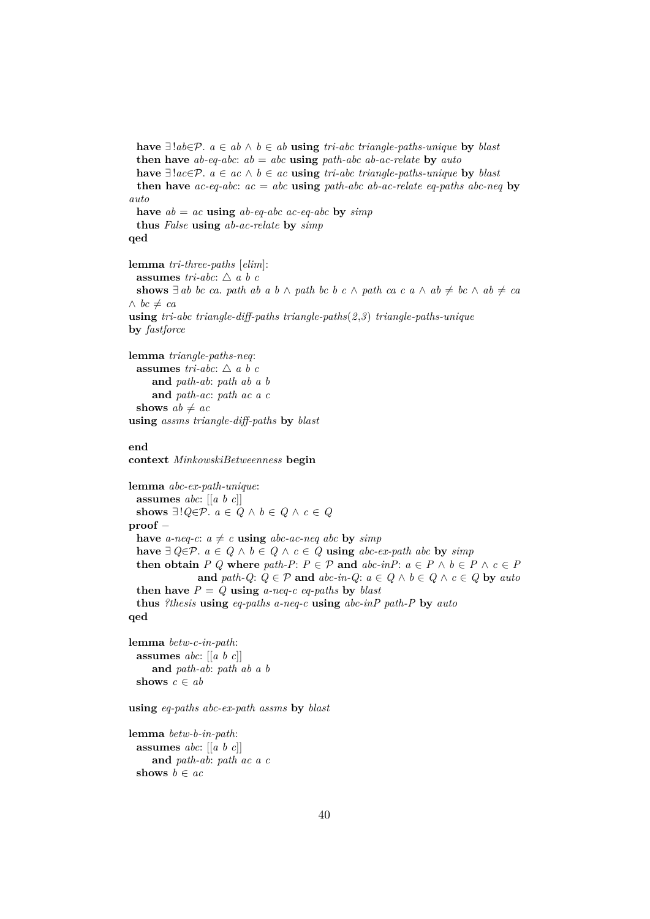```
  have ∃!ab∈𝒫. a ∈ ab ∧ b ∈ ab using tri-abc triangle-paths-unique by blast
  then have ab-eq-abc: ab = abc using path-abc ab-ac-relate by auto
  have ∃!ac∈𝒫. a ∈ ac ∧ b ∈ ac using tri-abc triangle-paths-unique by blast
  then have ac-eq-abc: ac = abc using path-abc ab-ac-relate eq-paths abc-neq by
auto
  have ab = ac using ab-eq-abc ac-eq-abc by simp
  thus False using ab-ac-relate by simp
qed

lemma tri-three-paths [elim]:
  assumes tri-abc: △ a b c
  shows ∃ ab bc ca. path ab a b ∧ path bc b c ∧ path ca c a ∧ ab ≠ bc ∧ ab ≠ ca
∧ bc ≠ ca
using tri-abc triangle-diff-paths triangle-paths(2,3) triangle-paths-unique
by fastforce

lemma triangle-paths-neq:
  assumes tri-abc: △ a b c
      and path-ab: path ab a b
      and path-ac: path ac a c
  shows ab ≠ ac
using assms triangle-diff-paths by blast

end
context MinkowskiBetweenness begin

lemma abc-ex-path-unique:
  assumes abc: [[a b c]]
  shows ∃!Q∈𝒫. a ∈ Q ∧ b ∈ Q ∧ c ∈ Q
proof −
  have a-neq-c: a ≠ c using abc-ac-neq abc by simp
  have ∃ Q∈𝒫. a ∈ Q ∧ b ∈ Q ∧ c ∈ Q using abc-ex-path abc by simp
  then obtain P Q where path-P: P ∈ 𝒫 and abc-inP: a ∈ P ∧ b ∈ P ∧ c ∈ P
                  and path-Q: Q ∈ 𝒫 and abc-in-Q: a ∈ Q ∧ b ∈ Q ∧ c ∈ Q by auto
  then have P = Q using a-neq-c eq-paths by blast
  thus ?thesis using eq-paths a-neq-c using abc-inP path-P by auto
qed

lemma betw-c-in-path:
  assumes abc: [[a b c]]
      and path-ab: path ab a b
  shows c ∈ ab

using eq-paths abc-ex-path assms by blast

lemma betw-b-in-path:
  assumes abc: [[a b c]]
      and path-ab: path ac a c
  shows b ∈ ac
```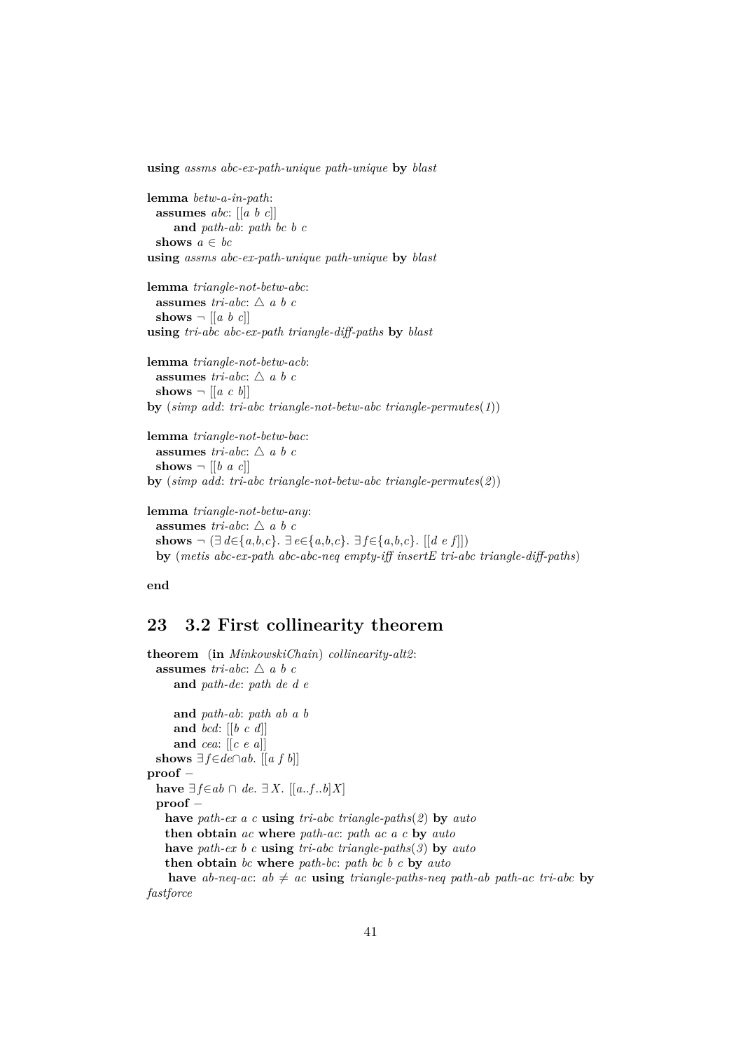```
using assms abc-ex-path-unique path-unique by blast

lemma betw-a-in-path:
  assumes abc: [[a b c]]
      and path-ab: path bc b c
  shows a ∈ bc
using assms abc-ex-path-unique path-unique by blast

lemma triangle-not-betw-abc:
  assumes tri-abc: △ a b c
  shows ¬ [[a b c]]
using tri-abc abc-ex-path triangle-diff-paths by blast

lemma triangle-not-betw-acb:
  assumes tri-abc: △ a b c
  shows ¬ [[a c b]]
by (simp add: tri-abc triangle-not-betw-abc triangle-permutes(1))

lemma triangle-not-betw-bac:
  assumes tri-abc: △ a b c
  shows ¬ [[b a c]]
by (simp add: tri-abc triangle-not-betw-abc triangle-permutes(2))

lemma triangle-not-betw-any:
  assumes tri-abc: △ a b c
  shows ¬ (∃ d∈{a,b,c}. ∃ e∈{a,b,c}. ∃ f∈{a,b,c}. [[d e f]])
  by (metis abc-ex-path abc-abc-neq empty-iff insertE tri-abc triangle-diff-paths)

end
```

# 23 3.2 First collinearity theorem

```
theorem (in MinkowskiChain) collinearity-alt2:
  assumes tri-abc: △ a b c
      and path-de: path de d e

      and path-ab: path ab a b
      and bcd: [[b c d]]
      and cea: [[c e a]]
  shows ∃ f∈de∩ab. [[a f b]]
proof −
  have ∃ f∈ab ∩ de. ∃ X. [[a..f..b]X]
  proof −
    have path-ex a c using tri-abc triangle-paths(2) by auto
    then obtain ac where path-ac: path ac a c by auto
    have path-ex b c using tri-abc triangle-paths(3) by auto
    then obtain bc where path-bc: path bc b c by auto
     have ab-neq-ac: ab ≠ ac using triangle-paths-neq path-ab path-ac tri-abc by
fastforce
```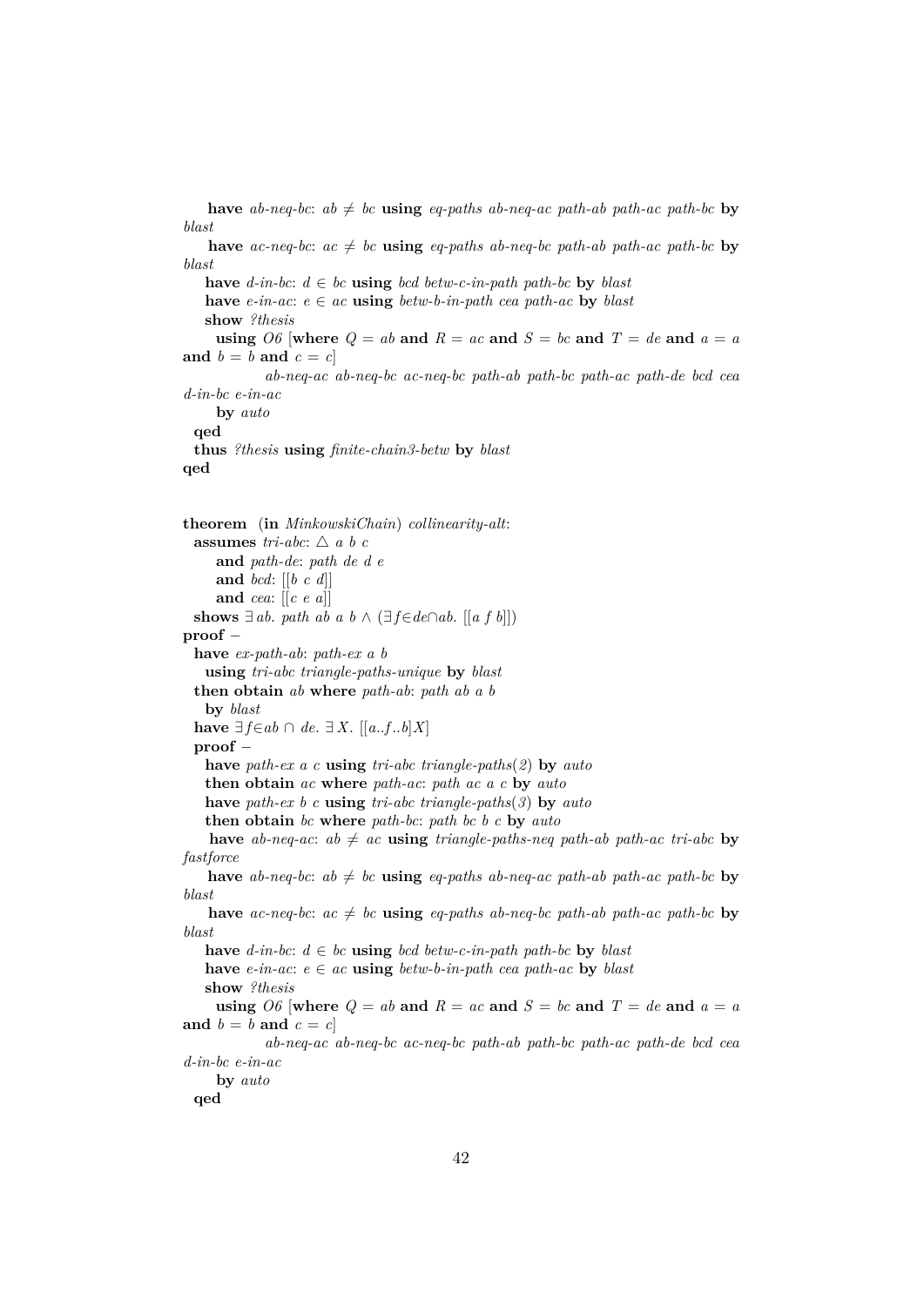```
    have ab-neq-bc: ab ≠ bc using eq-paths ab-neq-ac path-ab path-ac path-bc by blast
    have ac-neq-bc: ac ≠ bc using eq-paths ab-neq-bc path-ab path-ac path-bc by blast
    have d-in-bc: d ∈ bc using bcd betw-c-in-path path-bc by blast
    have e-in-ac: e ∈ ac using betw-b-in-path cea path-ac by blast
    show ?thesis
      using O6 [where Q = ab and R = ac and S = bc and T = de and a = a and b = b and c = c]
            ab-neq-ac ab-neq-bc ac-neq-bc path-ab path-bc path-ac path-de bcd cea d-in-bc e-in-ac
      by auto
  qed
  thus ?thesis using finite-chain3-betw by blast
qed


theorem (in MinkowskiChain) collinearity-alt:
  assumes tri-abc: △ a b c
      and path-de: path de d e
      and bcd: [[b c d]]
      and cea: [[c e a]]
  shows ∃ ab. path ab a b ∧ (∃ f∈de∩ab. [[a f b]])
proof −
  have ex-path-ab: path-ex a b
    using tri-abc triangle-paths-unique by blast
  then obtain ab where path-ab: path ab a b
    by blast
  have ∃ f∈ab ∩ de. ∃ X. [[a..f..b]X]
  proof −
    have path-ex a c using tri-abc triangle-paths(2) by auto
    then obtain ac where path-ac: path ac a c by auto
    have path-ex b c using tri-abc triangle-paths(3) by auto
    then obtain bc where path-bc: path bc b c by auto
    have ab-neq-ac: ab ≠ ac using triangle-paths-neq path-ab path-ac tri-abc by fastforce
    have ab-neq-bc: ab ≠ bc using eq-paths ab-neq-ac path-ab path-ac path-bc by blast
    have ac-neq-bc: ac ≠ bc using eq-paths ab-neq-bc path-ab path-ac path-bc by blast
    have d-in-bc: d ∈ bc using bcd betw-c-in-path path-bc by blast
    have e-in-ac: e ∈ ac using betw-b-in-path cea path-ac by blast
    show ?thesis
      using O6 [where Q = ab and R = ac and S = bc and T = de and a = a and b = b and c = c]
            ab-neq-ac ab-neq-bc ac-neq-bc path-ab path-bc path-ac path-de bcd cea d-in-bc e-in-ac
      by auto
  qed
```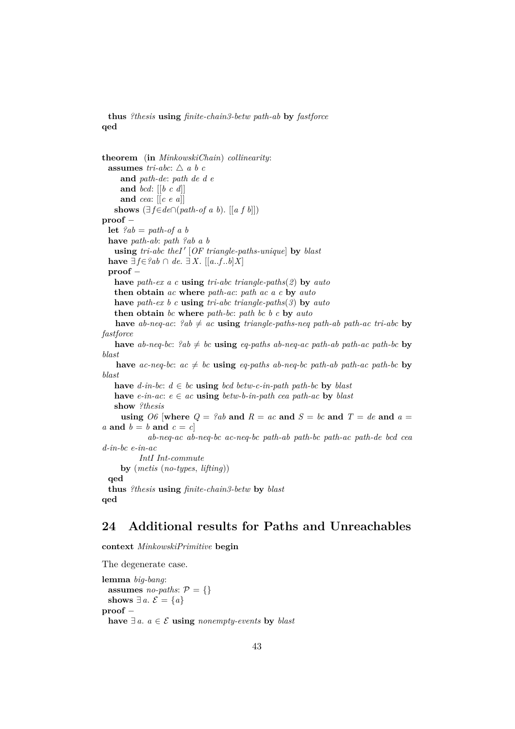```
  thus ?thesis using finite-chain3-betw path-ab by fastforce
qed


theorem (in MinkowskiChain) collinearity:
  assumes tri-abc: △ a b c
      and path-de: path de d e
      and bcd: [[b c d]]
      and cea: [[c e a]]
    shows (∃f∈de∩(path-of a b). [[a f b]])
proof −
  let ?ab = path-of a b
  have path-ab: path ?ab a b
    using tri-abc theI' [OF triangle-paths-unique] by blast
  have ∃f∈?ab ∩ de. ∃X. [[a..f..b]X]
  proof −
    have path-ex a c using tri-abc triangle-paths(2) by auto
    then obtain ac where path-ac: path ac a c by auto
    have path-ex b c using tri-abc triangle-paths(3) by auto
    then obtain bc where path-bc: path bc b c by auto
    have ab-neq-ac: ?ab ≠ ac using triangle-paths-neq path-ab path-ac tri-abc by fastforce
    have ab-neq-bc: ?ab ≠ bc using eq-paths ab-neq-ac path-ab path-ac path-bc by blast
    have ac-neq-bc: ac ≠ bc using eq-paths ab-neq-bc path-ab path-ac path-bc by blast
    have d-in-bc: d ∈ bc using bcd betw-c-in-path path-bc by blast
    have e-in-ac: e ∈ ac using betw-b-in-path cea path-ac by blast
    show ?thesis
      using O6 [where Q = ?ab and R = ac and S = bc and T = de and a = a and b = b and c = c]
            ab-neq-ac ab-neq-bc ac-neq-bc path-ab path-bc path-ac path-de bcd cea d-in-bc e-in-ac
          IntI Int-commute
      by (metis (no-types, lifting))
  qed
  thus ?thesis using finite-chain3-betw by blast
qed
```

## 24 Additional results for Paths and Unreachables

```
context MinkowskiPrimitive begin
```

The degenerate case.

```
lemma big-bang:
  assumes no-paths: 𝒫 = {}
  shows ∃a. ℰ = {a}
proof −
  have ∃a. a ∈ ℰ using nonempty-events by blast
```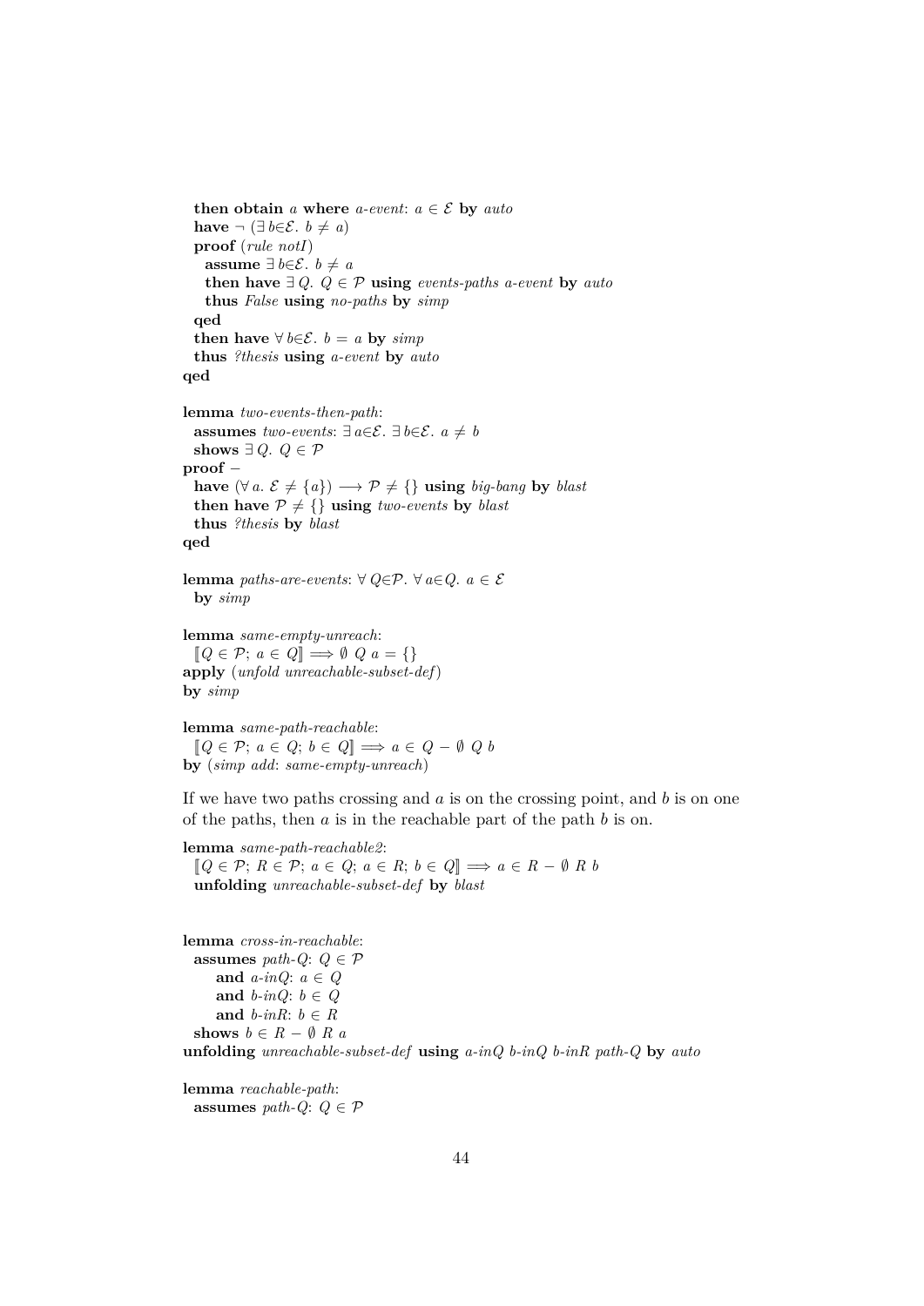```
  then obtain a where a-event: a ∈ ℰ by auto
  have ¬ (∃ b∈ℰ. b ≠ a)
  proof (rule notI)
    assume ∃ b∈ℰ. b ≠ a
    then have ∃ Q. Q ∈ 𝒫 using events-paths a-event by auto
    thus False using no-paths by simp
  qed
  then have ∀ b∈ℰ. b = a by simp
  thus ?thesis using a-event by auto
qed

lemma two-events-then-path:
  assumes two-events: ∃ a∈ℰ. ∃ b∈ℰ. a ≠ b
  shows ∃ Q. Q ∈ 𝒫
proof −
  have (∀ a. ℰ ≠ {a}) ⟶ 𝒫 ≠ {} using big-bang by blast
  then have 𝒫 ≠ {} using two-events by blast
  thus ?thesis by blast
qed

lemma paths-are-events: ∀ Q∈𝒫. ∀ a∈Q. a ∈ ℰ
  by simp

lemma same-empty-unreach:
  ⟦Q ∈ 𝒫; a ∈ Q⟧ ⟹ ∅ Q a = {}
apply (unfold unreachable-subset-def)
by simp

lemma same-path-reachable:
  ⟦Q ∈ 𝒫; a ∈ Q; b ∈ Q⟧ ⟹ a ∈ Q − ∅ Q b
by (simp add: same-empty-unreach)
```

If we have two paths crossing and $a$ is on the crossing point, and $b$ is on one of the paths, then $a$ is in the reachable part of the path $b$ is on.

```
lemma same-path-reachable2:
  ⟦Q ∈ 𝒫; R ∈ 𝒫; a ∈ Q; a ∈ R; b ∈ Q⟧ ⟹ a ∈ R − ∅ R b
  unfolding unreachable-subset-def by blast


lemma cross-in-reachable:
  assumes path-Q: Q ∈ 𝒫
      and a-inQ: a ∈ Q
      and b-inQ: b ∈ Q
      and b-inR: b ∈ R
  shows b ∈ R − ∅ R a
unfolding unreachable-subset-def using a-inQ b-inQ b-inR path-Q by auto

lemma reachable-path:
  assumes path-Q: Q ∈ 𝒫
```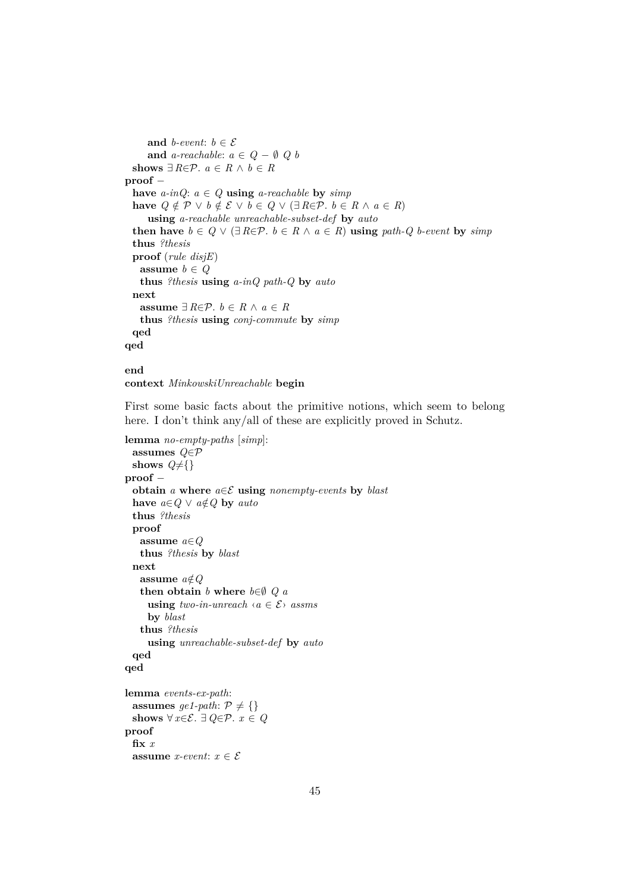```
    and b-event: b ∈ ℰ
    and a-reachable: a ∈ Q − ∅ Q b
  shows ∃R∈𝒫. a ∈ R ∧ b ∈ R
proof −
  have a-inQ: a ∈ Q using a-reachable by simp
  have Q ∉ 𝒫 ∨ b ∉ ℰ ∨ b ∈ Q ∨ (∃R∈𝒫. b ∈ R ∧ a ∈ R)
    using a-reachable unreachable-subset-def by auto
  then have b ∈ Q ∨ (∃R∈𝒫. b ∈ R ∧ a ∈ R) using path-Q b-event by simp
  thus ?thesis
  proof (rule disjE)
    assume b ∈ Q
    thus ?thesis using a-inQ path-Q by auto
  next
    assume ∃R∈𝒫. b ∈ R ∧ a ∈ R
    thus ?thesis using conj-commute by simp
  qed
qed

end
context MinkowskiUnreachable begin
```

First some basic facts about the primitive notions, which seem to belong here. I don't think any/all of these are explicitly proved in Schutz.

```
lemma no-empty-paths [simp]:
  assumes Q∈𝒫
  shows Q≠{}
proof −
  obtain a where a∈ℰ using nonempty-events by blast
  have a∈Q ∨ a∉Q by auto
  thus ?thesis
  proof
    assume a∈Q
    thus ?thesis by blast
  next
    assume a∉Q
    then obtain b where b∈∅ Q a
      using two-in-unreach ‹a ∈ ℰ› assms
      by blast
    thus ?thesis
      using unreachable-subset-def by auto
  qed
qed

lemma events-ex-path:
  assumes ge1-path: 𝒫 ≠ {}
  shows ∀x∈ℰ. ∃Q∈𝒫. x ∈ Q
proof
  fix x
  assume x-event: x ∈ ℰ
```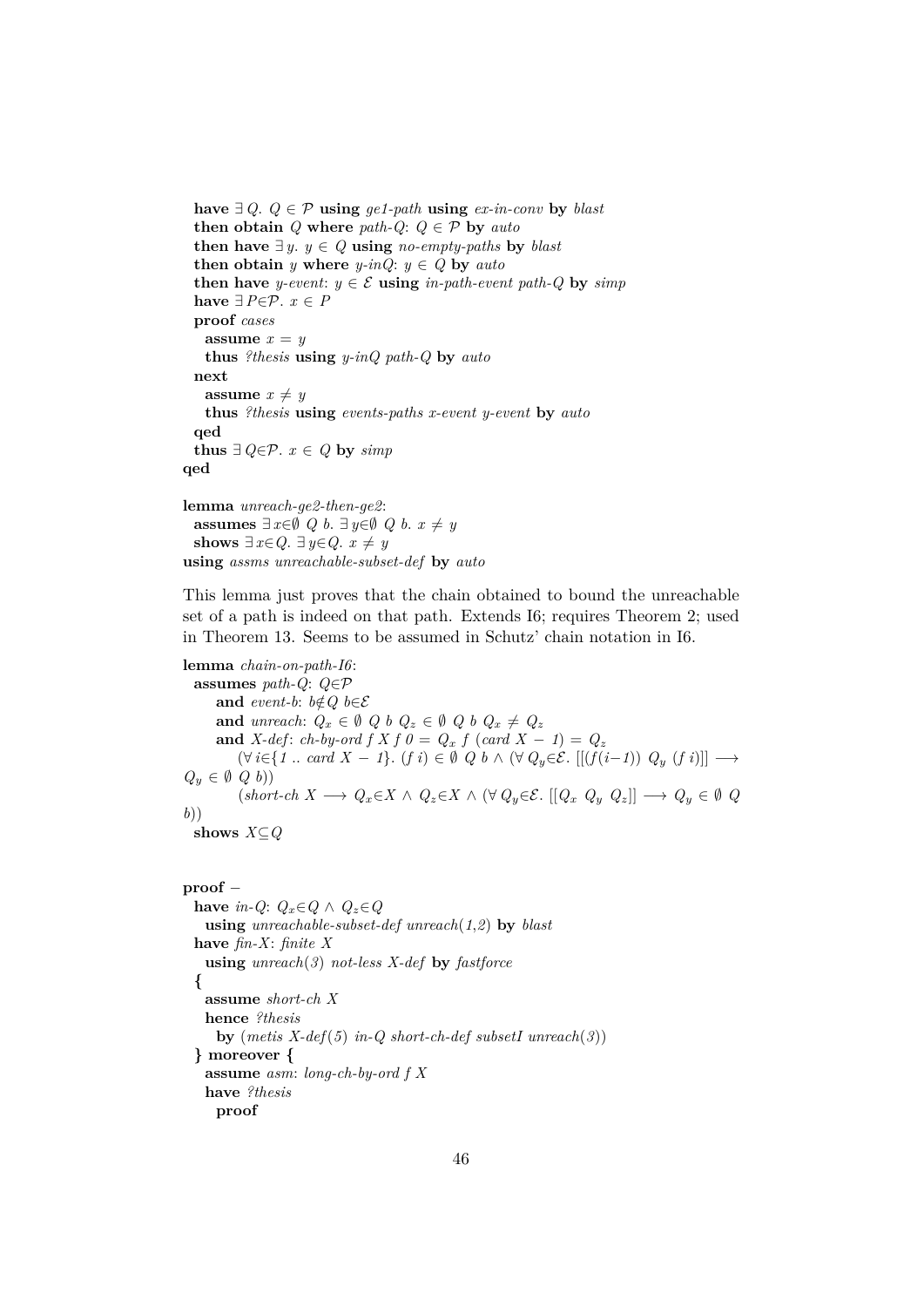```
  have ∃ Q. Q ∈ 𝒫 using ge1-path using ex-in-conv by blast
  then obtain Q where path-Q: Q ∈ 𝒫 by auto
  then have ∃ y. y ∈ Q using no-empty-paths by blast
  then obtain y where y-inQ: y ∈ Q by auto
  then have y-event: y ∈ ℰ using in-path-event path-Q by simp
  have ∃ P∈𝒫. x ∈ P
  proof cases
    assume x = y
    thus ?thesis using y-inQ path-Q by auto
  next
    assume x ≠ y
    thus ?thesis using events-paths x-event y-event by auto
  qed
  thus ∃ Q∈𝒫. x ∈ Q by simp
qed

lemma unreach-ge2-then-ge2:
  assumes ∃ x∈∅ Q b. ∃ y∈∅ Q b. x ≠ y
  shows ∃ x∈Q. ∃ y∈Q. x ≠ y
using assms unreachable-subset-def by auto
```

This lemma just proves that the chain obtained to bound the unreachable set of a path is indeed on that path. Extends I6; requires Theorem 2; used in Theorem 13. Seems to be assumed in Schutz' chain notation in I6.

```
lemma chain-on-path-I6:
  assumes path-Q: Q∈𝒫
      and event-b: b∉Q b∈ℰ
      and unreach: Q_x ∈ ∅ Q b Q_z ∈ ∅ Q b Q_x ≠ Q_z
      and X-def: ch-by-ord f X f 0 = Q_x f (card X − 1) = Q_z
          (∀ i∈{1 .. card X − 1}. (f i) ∈ ∅ Q b ∧ (∀ Q_y∈ℰ. [[(f(i−1)) Q_y (f i)]] ⟶
Q_y ∈ ∅ Q b))
          (short-ch X ⟶ Q_x∈X ∧ Q_z∈X ∧ (∀ Q_y∈ℰ. [[Q_x Q_y Q_z]] ⟶ Q_y ∈ ∅ Q
b))
  shows X⊆Q


proof −
  have in-Q: Q_x∈Q ∧ Q_z∈Q
    using unreachable-subset-def unreach(1,2) by blast
  have fin-X: finite X
    using unreach(3) not-less X-def by fastforce
  {
    assume short-ch X
    hence ?thesis
      by (metis X-def(5) in-Q short-ch-def subsetI unreach(3))
  } moreover {
    assume asm: long-ch-by-ord f X
    have ?thesis
      proof
```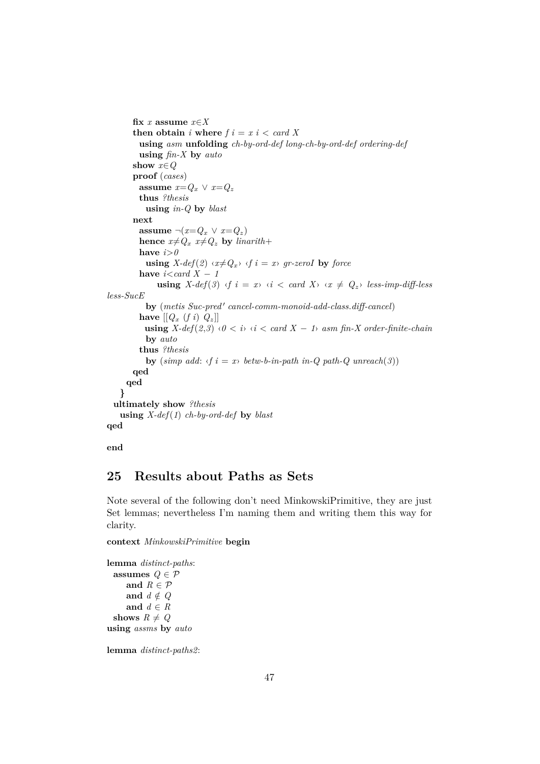```
        fix x assume x∈X
        then obtain i where f i = x i < card X
          using asm unfolding ch-by-ord-def long-ch-by-ord-def ordering-def
          using fin-X by auto
        show x∈Q
        proof (cases)
          assume x=Q_x ∨ x=Q_z
          thus ?thesis
            using in-Q by blast
        next
          assume ¬(x=Q_x ∨ x=Q_z)
          hence x≠Q_x x≠Q_z by linarith+
          have i>0
            using X-def(2) ‹x≠Q_x› ‹f i = x› gr-zeroI by force
          have i<card X − 1
              using X-def(3) ‹f i = x› ‹i < card X› ‹x ≠ Q_z› less-imp-diff-less
less-SucE
            by (metis Suc-pred' cancel-comm-monoid-add-class.diff-cancel)
          have [[Q_x (f i) Q_z]]
            using X-def(2,3) ‹0 < i› ‹i < card X − 1› asm fin-X order-finite-chain
            by auto
          thus ?thesis
            by (simp add: ‹f i = x› betw-b-in-path in-Q path-Q unreach(3))
        qed
      qed
    }
  ultimately show ?thesis
    using X-def(1) ch-by-ord-def by blast
qed

end
```

## 25 Results about Paths as Sets

Note several of the following don't need MinkowskiPrimitive, they are just Set lemmas; nevertheless I'm naming them and writing them this way for clarity.

```
context MinkowskiPrimitive begin

lemma distinct-paths:
  assumes Q ∈ 𝒫
      and R ∈ 𝒫
      and d ∉ Q
      and d ∈ R
  shows R ≠ Q
using assms by auto

lemma distinct-paths2:
```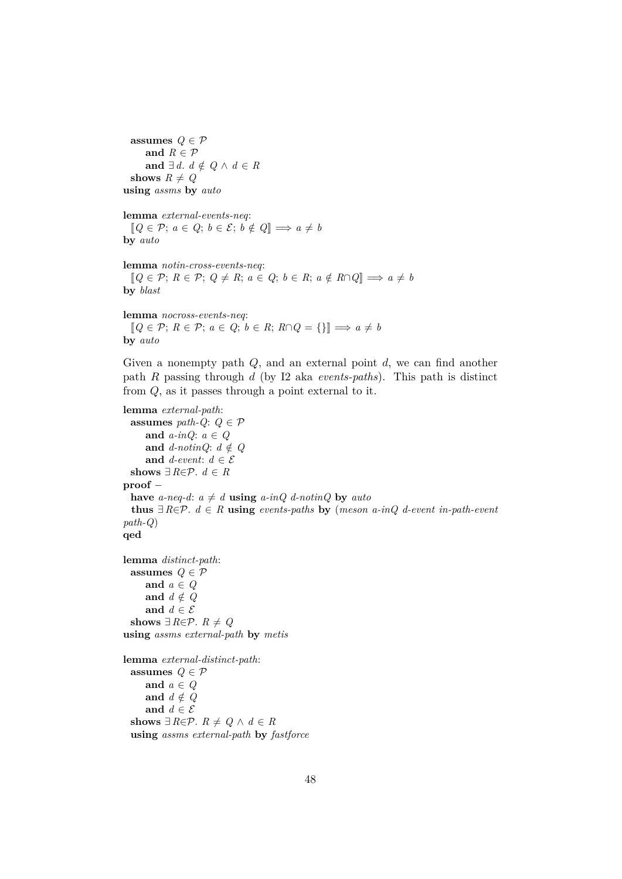```
  assumes Q ∈ 𝒫
      and R ∈ 𝒫
      and ∃ d. d ∉ Q ∧ d ∈ R
  shows R ≠ Q
using assms by auto

lemma external-events-neq:
  ⟦Q ∈ 𝒫; a ∈ Q; b ∈ ℰ; b ∉ Q⟧ ⟹ a ≠ b
by auto

lemma notin-cross-events-neq:
  ⟦Q ∈ 𝒫; R ∈ 𝒫; Q ≠ R; a ∈ Q; b ∈ R; a ∉ R∩Q⟧ ⟹ a ≠ b
by blast

lemma nocross-events-neq:
  ⟦Q ∈ 𝒫; R ∈ 𝒫; a ∈ Q; b ∈ R; R∩Q = {}⟧ ⟹ a ≠ b
by auto
```

Given a nonempty path $Q$, and an external point $d$, we can find another path $R$ passing through $d$ (by I2 aka *events-paths*). This path is distinct from $Q$, as it passes through a point external to it.

```
lemma external-path:
  assumes path-Q: Q ∈ 𝒫
      and a-inQ: a ∈ Q
      and d-notinQ: d ∉ Q
      and d-event: d ∈ ℰ
  shows ∃ R∈𝒫. d ∈ R
proof −
  have a-neq-d: a ≠ d using a-inQ d-notinQ by auto
  thus ∃ R∈𝒫. d ∈ R using events-paths by (meson a-inQ d-event in-path-event
path-Q)
qed

lemma distinct-path:
  assumes Q ∈ 𝒫
      and a ∈ Q
      and d ∉ Q
      and d ∈ ℰ
  shows ∃ R∈𝒫. R ≠ Q
using assms external-path by metis

lemma external-distinct-path:
  assumes Q ∈ 𝒫
      and a ∈ Q
      and d ∉ Q
      and d ∈ ℰ
  shows ∃ R∈𝒫. R ≠ Q ∧ d ∈ R
  using assms external-path by fastforce
```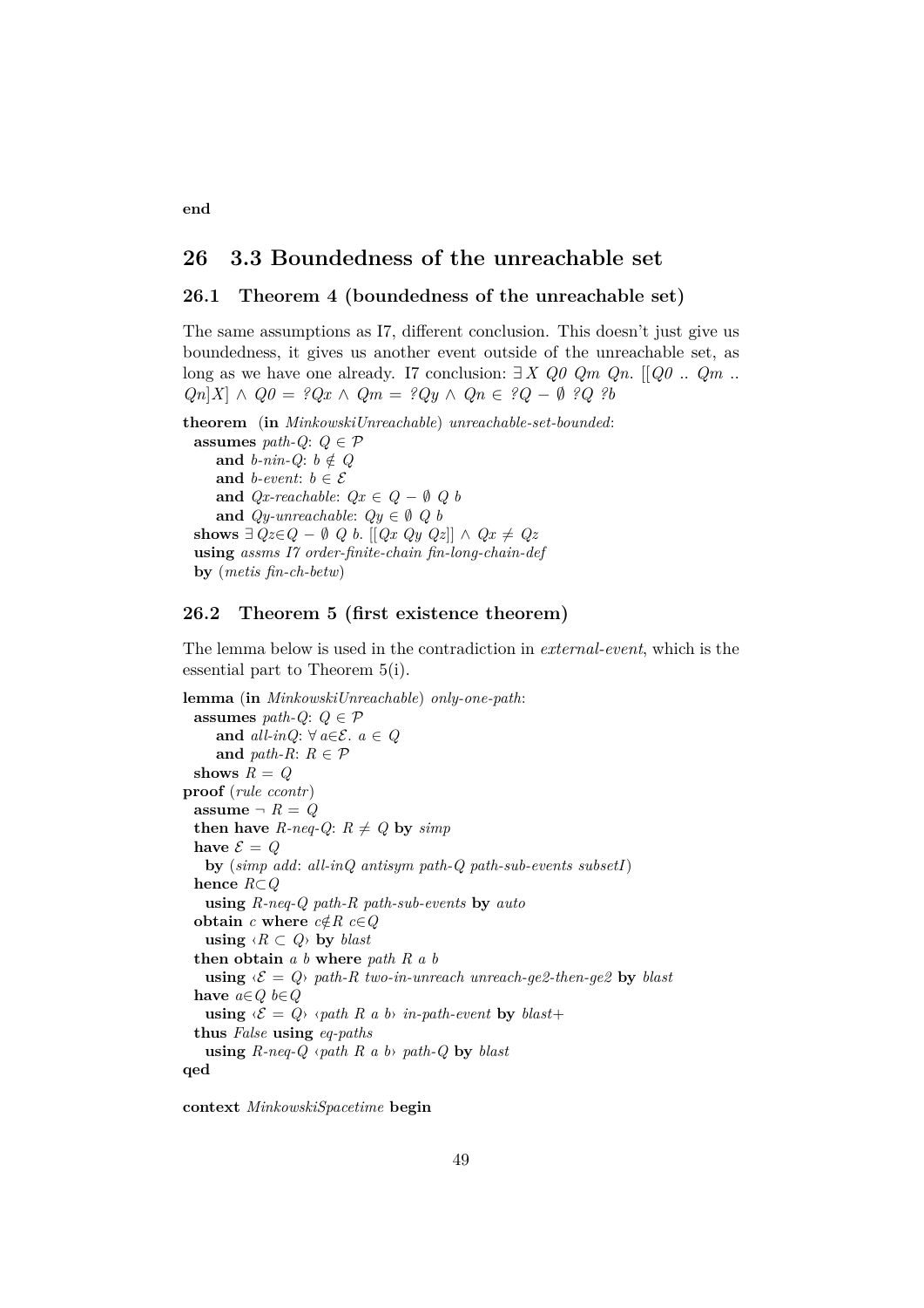end

# 26 3.3 Boundedness of the unreachable set

## 26.1 Theorem 4 (boundedness of the unreachable set)

The same assumptions as I7, different conclusion. This doesn't just give us boundedness, it gives us another event outside of the unreachable set, as long as we have one already. I7 conclusion: ∃ X Q0 Qm Qn. [[Q0 .. Qm .. Qn]X] ∧ Q0 = ?Qx ∧ Qm = ?Qy ∧ Qn ∈ ?Q − ∅ ?Q ?b

```
theorem (in MinkowskiUnreachable) unreachable-set-bounded:
  assumes path-Q: Q ∈ 𝒫
      and b-nin-Q: b ∉ Q
      and b-event: b ∈ ℰ
      and Qx-reachable: Qx ∈ Q − ∅ Q b
      and Qy-unreachable: Qy ∈ ∅ Q b
  shows ∃ Qz∈Q − ∅ Q b. [[Qx Qy Qz]] ∧ Qx ≠ Qz
  using assms I7 order-finite-chain fin-long-chain-def
  by (metis fin-ch-betw)
```

## 26.2 Theorem 5 (first existence theorem)

The lemma below is used in the contradiction in *external-event*, which is the essential part to Theorem 5(i).

```
lemma (in MinkowskiUnreachable) only-one-path:
  assumes path-Q: Q ∈ 𝒫
      and all-inQ: ∀ a∈ℰ. a ∈ Q
      and path-R: R ∈ 𝒫
  shows R = Q
proof (rule ccontr)
  assume ¬ R = Q
  then have R-neq-Q: R ≠ Q by simp
  have ℰ = Q
    by (simp add: all-inQ antisym path-Q path-sub-events subsetI)
  hence R⊂Q
    using R-neq-Q path-R path-sub-events by auto
  obtain c where c∉R c∈Q
    using ‹R ⊂ Q› by blast
  then obtain a b where path R a b
    using ‹ℰ = Q› path-R two-in-unreach unreach-ge2-then-ge2 by blast
  have a∈Q b∈Q
    using ‹ℰ = Q› ‹path R a b› in-path-event by blast+
  thus False using eq-paths
    using R-neq-Q ‹path R a b› path-Q by blast
qed

context MinkowskiSpacetime begin
```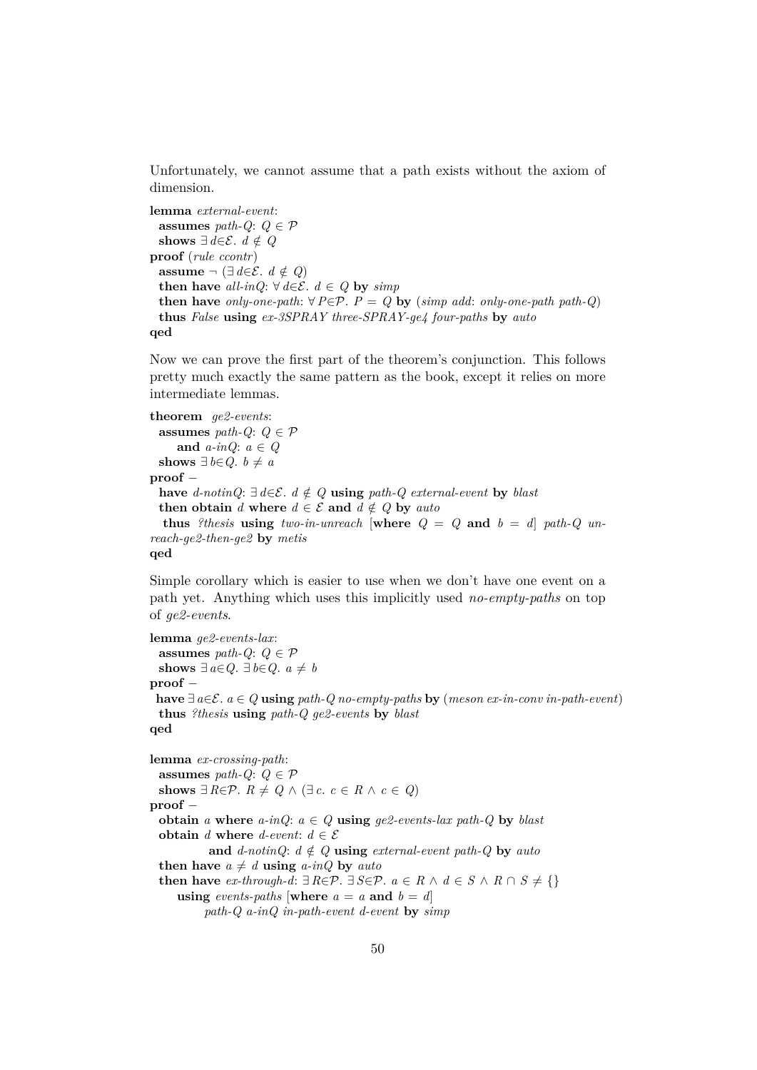Unfortunately, we cannot assume that a path exists without the axiom of dimension.

```
lemma external-event:
  assumes path-Q: Q ∈ 𝒫
  shows ∃ d∈ℰ. d ∉ Q
proof (rule ccontr)
  assume ¬ (∃ d∈ℰ. d ∉ Q)
  then have all-inQ: ∀ d∈ℰ. d ∈ Q by simp
  then have only-one-path: ∀ P∈𝒫. P = Q by (simp add: only-one-path path-Q)
  thus False using ex-3SPRAY three-SPRAY-ge4 four-paths by auto
qed
```

Now we can prove the first part of the theorem's conjunction. This follows pretty much exactly the same pattern as the book, except it relies on more intermediate lemmas.

```
theorem ge2-events:
  assumes path-Q: Q ∈ 𝒫
      and a-inQ: a ∈ Q
  shows ∃ b∈Q. b ≠ a
proof −
  have d-notinQ: ∃ d∈ℰ. d ∉ Q using path-Q external-event by blast
  then obtain d where d ∈ ℰ and d ∉ Q by auto
  thus ?thesis using two-in-unreach [where Q = Q and b = d] path-Q un-
reach-ge2-then-ge2 by metis
qed
```

Simple corollary which is easier to use when we don't have one event on a path yet. Anything which uses this implicitly used *no-empty-paths* on top of *ge2-events*.

```
lemma ge2-events-lax:
  assumes path-Q: Q ∈ 𝒫
  shows ∃ a∈Q. ∃ b∈Q. a ≠ b
proof −
  have ∃ a∈ℰ. a ∈ Q using path-Q no-empty-paths by (meson ex-in-conv in-path-event)
  thus ?thesis using path-Q ge2-events by blast
qed

lemma ex-crossing-path:
  assumes path-Q: Q ∈ 𝒫
  shows ∃ R∈𝒫. R ≠ Q ∧ (∃ c. c ∈ R ∧ c ∈ Q)
proof −
  obtain a where a-inQ: a ∈ Q using ge2-events-lax path-Q by blast
  obtain d where d-event: d ∈ ℰ
            and d-notinQ: d ∉ Q using external-event path-Q by auto
  then have a ≠ d using a-inQ by auto
  then have ex-through-d: ∃ R∈𝒫. ∃ S∈𝒫. a ∈ R ∧ d ∈ S ∧ R ∩ S ≠ {}
      using events-paths [where a = a and b = d]
          path-Q a-inQ in-path-event d-event by simp
```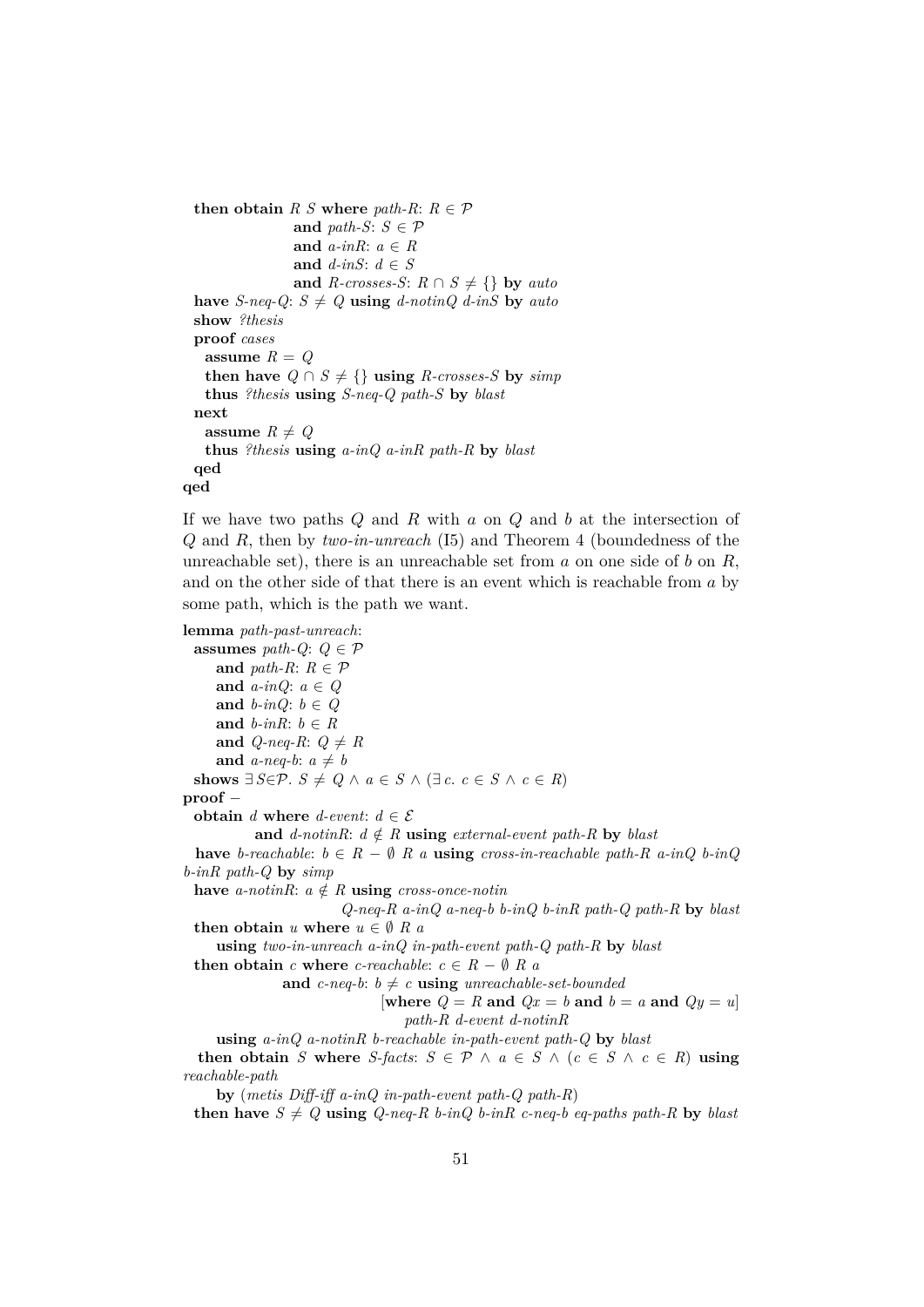```
  then obtain R S where path-R: R ∈ 𝒫
                  and path-S: S ∈ 𝒫
                  and a-inR: a ∈ R
                  and d-inS: d ∈ S
                  and R-crosses-S: R ∩ S ≠ {} by auto
  have S-neq-Q: S ≠ Q using d-notinQ d-inS by auto
  show ?thesis
  proof cases
    assume R = Q
    then have Q ∩ S ≠ {} using R-crosses-S by simp
    thus ?thesis using S-neq-Q path-S by blast
  next
    assume R ≠ Q
    thus ?thesis using a-inQ a-inR path-R by blast
  qed
qed
```

If we have two paths $Q$ and $R$ with $a$ on $Q$ and $b$ at the intersection of $Q$ and $R$, then by *two-in-unreach* (I5) and Theorem 4 (boundedness of the unreachable set), there is an unreachable set from $a$ on one side of $b$ on $R$, and on the other side of that there is an event which is reachable from $a$ by some path, which is the path we want.

```
lemma path-past-unreach:
  assumes path-Q: Q ∈ 𝒫
    and path-R: R ∈ 𝒫
    and a-inQ: a ∈ Q
    and b-inQ: b ∈ Q
    and b-inR: b ∈ R
    and Q-neq-R: Q ≠ R
    and a-neq-b: a ≠ b
  shows ∃S∈𝒫. S ≠ Q ∧ a ∈ S ∧ (∃c. c ∈ S ∧ c ∈ R)
proof −
  obtain d where d-event: d ∈ ℰ
           and d-notinR: d ∉ R using external-event path-R by blast
  have b-reachable: b ∈ R − ∅ R a using cross-in-reachable path-R a-inQ b-inQ
b-inR path-Q by simp
  have a-notinR: a ∉ R using cross-once-notin
                         Q-neq-R a-inQ a-neq-b b-inQ b-inR path-Q path-R by blast
  then obtain u where u ∈ ∅ R a
      using two-in-unreach a-inQ in-path-event path-Q path-R by blast
  then obtain c where c-reachable: c ∈ R − ∅ R a
                and c-neq-b: b ≠ c using unreachable-set-bounded
                                  [where Q = R and Qx = b and b = a and Qy = u]
                                    path-R d-event d-notinR
      using a-inQ a-notinR b-reachable in-path-event path-Q by blast
  then obtain S where S-facts: S ∈ 𝒫 ∧ a ∈ S ∧ (c ∈ S ∧ c ∈ R) using
reachable-path
      by (metis Diff-iff a-inQ in-path-event path-Q path-R)
  then have S ≠ Q using Q-neq-R b-inQ b-inR c-neq-b eq-paths path-R by blast
```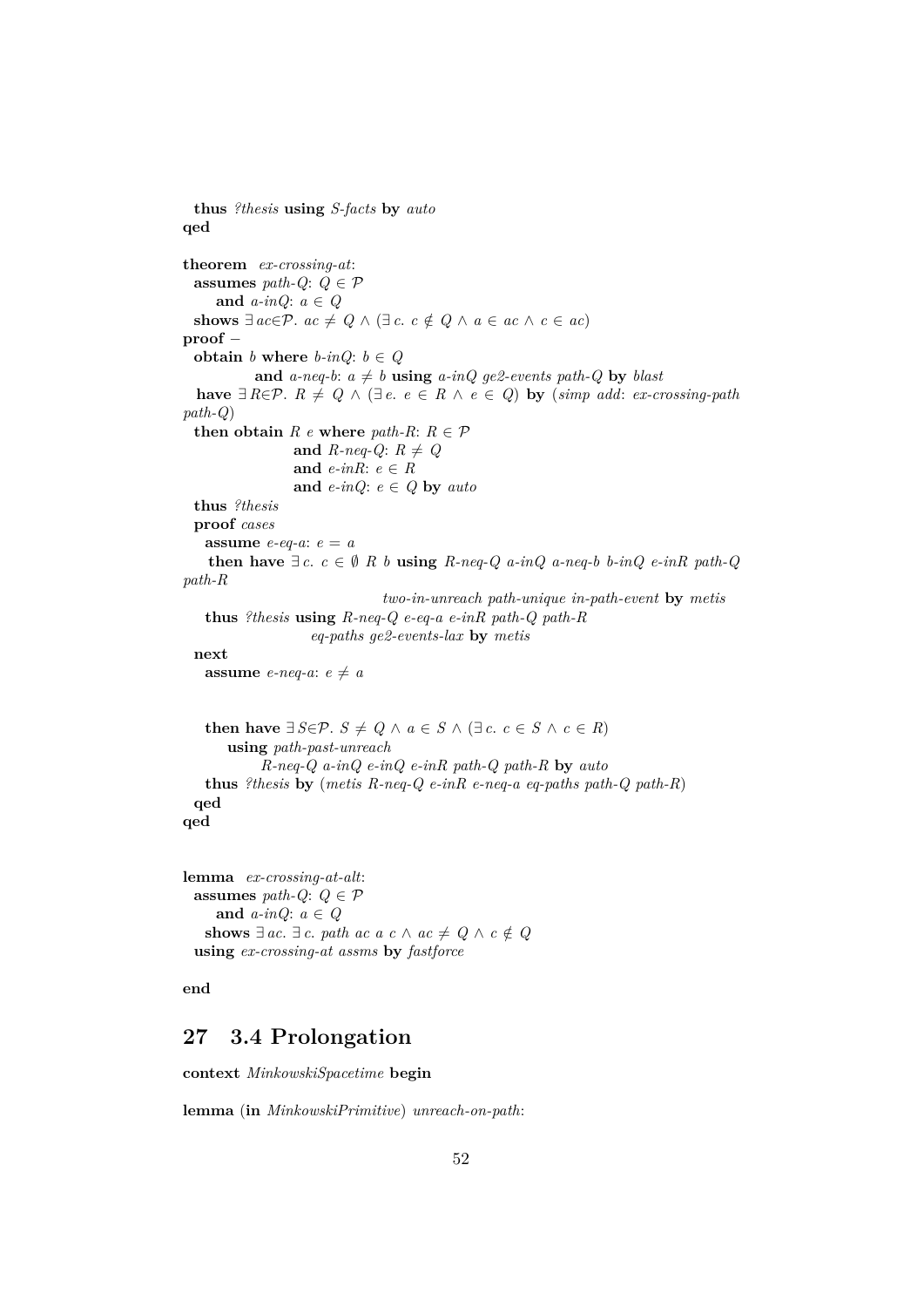```
  thus ?thesis using S-facts by auto
qed

theorem ex-crossing-at:
  assumes path-Q: Q ∈ 𝒫
      and a-inQ: a ∈ Q
  shows ∃ ac∈𝒫. ac ≠ Q ∧ (∃ c. c ∉ Q ∧ a ∈ ac ∧ c ∈ ac)
proof −
  obtain b where b-inQ: b ∈ Q
            and a-neq-b: a ≠ b using a-inQ ge2-events path-Q by blast
  have ∃ R∈𝒫. R ≠ Q ∧ (∃ e. e ∈ R ∧ e ∈ Q) by (simp add: ex-crossing-path
path-Q)
  then obtain R e where path-R: R ∈ 𝒫
                  and R-neq-Q: R ≠ Q
                  and e-inR: e ∈ R
                  and e-inQ: e ∈ Q by auto
  thus ?thesis
  proof cases
    assume e-eq-a: e = a
    then have ∃ c. c ∈ ∅ R b using R-neq-Q a-inQ a-neq-b b-inQ e-inR path-Q
path-R
                                two-in-unreach path-unique in-path-event by metis
    thus ?thesis using R-neq-Q e-eq-a e-inR path-Q path-R
                  eq-paths ge2-events-lax by metis
  next
    assume e-neq-a: e ≠ a


    then have ∃ S∈𝒫. S ≠ Q ∧ a ∈ S ∧ (∃ c. c ∈ S ∧ c ∈ R)
        using path-past-unreach
            R-neq-Q a-inQ e-inQ e-inR path-Q path-R by auto
    thus ?thesis by (metis R-neq-Q e-inR e-neq-a eq-paths path-Q path-R)
  qed
qed


lemma ex-crossing-at-alt:
  assumes path-Q: Q ∈ 𝒫
      and a-inQ: a ∈ Q
    shows ∃ ac. ∃ c. path ac a c ∧ ac ≠ Q ∧ c ∉ Q
  using ex-crossing-at assms by fastforce

end
```

# 27 3.4 Prolongation

```
context MinkowskiSpacetime begin

lemma (in MinkowskiPrimitive) unreach-on-path:
```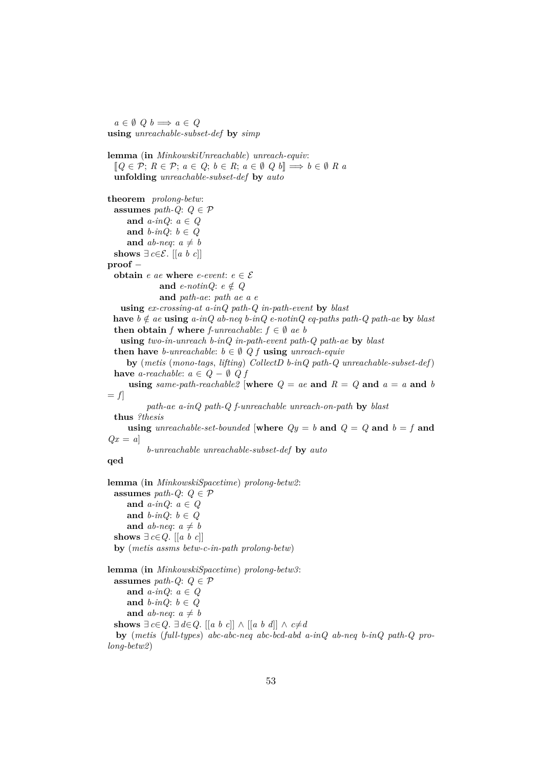```
  a ∈ ∅ Q b ⟹ a ∈ Q
using unreachable-subset-def by simp

lemma (in MinkowskiUnreachable) unreach-equiv:
  ⟦Q ∈ 𝒫; R ∈ 𝒫; a ∈ Q; b ∈ R; a ∈ ∅ Q b⟧ ⟹ b ∈ ∅ R a
  unfolding unreachable-subset-def by auto

theorem prolong-betw:
  assumes path-Q: Q ∈ 𝒫
      and a-inQ: a ∈ Q
      and b-inQ: b ∈ Q
      and ab-neq: a ≠ b
  shows ∃ c∈ℰ. [[a b c]]
proof −
  obtain e ae where e-event: e ∈ ℰ
               and e-notinQ: e ∉ Q
               and path-ae: path ae a e
    using ex-crossing-at a-inQ path-Q in-path-event by blast
  have b ∉ ae using a-inQ ab-neq b-inQ e-notinQ eq-paths path-Q path-ae by blast
  then obtain f where f-unreachable: f ∈ ∅ ae b
    using two-in-unreach b-inQ in-path-event path-Q path-ae by blast
  then have b-unreachable: b ∈ ∅ Q f using unreach-equiv
      by (metis (mono-tags, lifting) CollectD b-inQ path-Q unreachable-subset-def)
  have a-reachable: a ∈ Q − ∅ Q f
      using same-path-reachable2 [where Q = ae and R = Q and a = a and b
= f]
           path-ae a-inQ path-Q f-unreachable unreach-on-path by blast
  thus ?thesis
      using unreachable-set-bounded [where Qy = b and Q = Q and b = f and
Qx = a]
           b-unreachable unreachable-subset-def by auto
qed

lemma (in MinkowskiSpacetime) prolong-betw2:
  assumes path-Q: Q ∈ 𝒫
      and a-inQ: a ∈ Q
      and b-inQ: b ∈ Q
      and ab-neq: a ≠ b
  shows ∃ c∈Q. [[a b c]]
  by (metis assms betw-c-in-path prolong-betw)

lemma (in MinkowskiSpacetime) prolong-betw3:
  assumes path-Q: Q ∈ 𝒫
      and a-inQ: a ∈ Q
      and b-inQ: b ∈ Q
      and ab-neq: a ≠ b
  shows ∃ c∈Q. ∃ d∈Q. [[a b c]] ∧ [[a b d]] ∧ c≠d
   by (metis (full-types) abc-abc-neq abc-bcd-abd a-inQ ab-neq b-inQ path-Q pro-
long-betw2)
```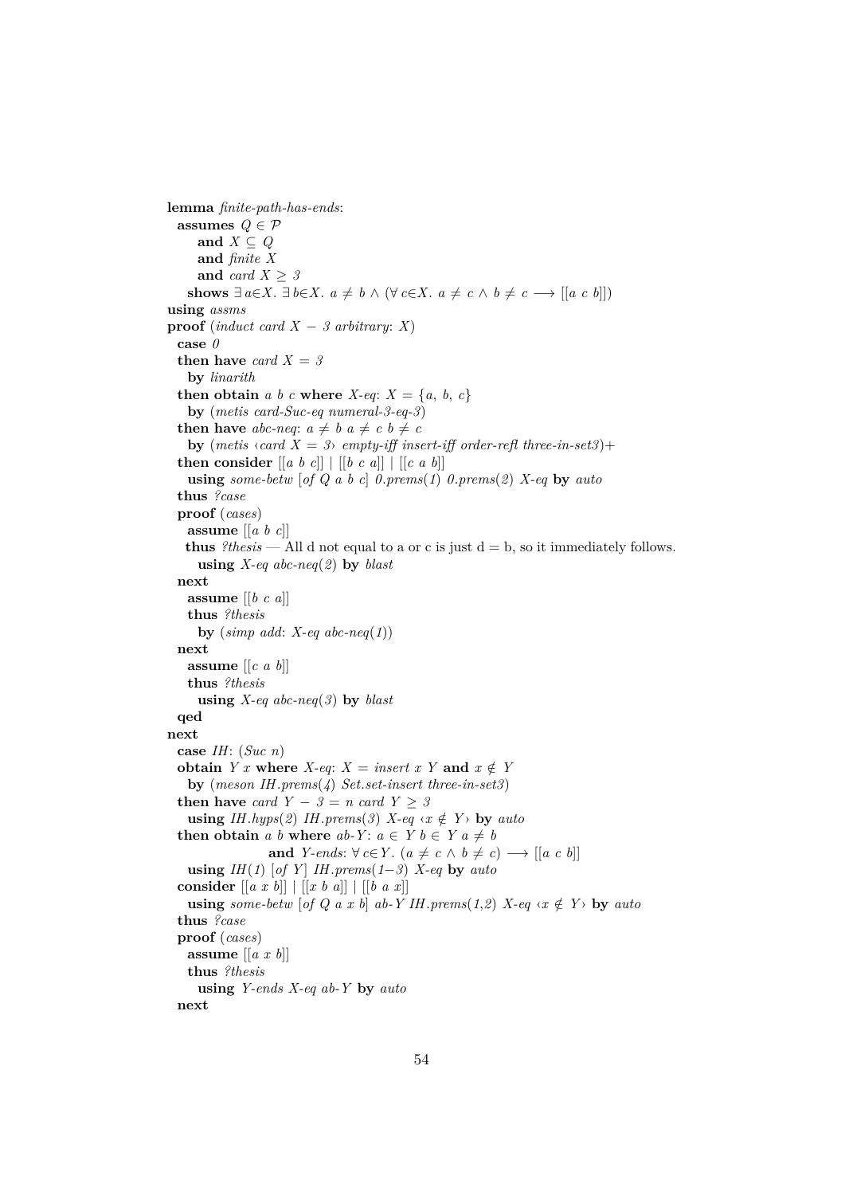```
lemma finite-path-has-ends:
  assumes Q ∈ 𝒫
      and X ⊆ Q
      and finite X
      and card X ≥ 3
    shows ∃ a∈X. ∃ b∈X. a ≠ b ∧ (∀ c∈X. a ≠ c ∧ b ≠ c ⟶ [[a c b]])
using assms
proof (induct card X − 3 arbitrary: X)
  case 0
  then have card X = 3
    by linarith
  then obtain a b c where X-eq: X = {a, b, c}
    by (metis card-Suc-eq numeral-3-eq-3)
  then have abc-neq: a ≠ b a ≠ c b ≠ c
    by (metis ‹card X = 3› empty-iff insert-iff order-refl three-in-set3)+
  then consider [[a b c]] | [[b c a]] | [[c a b]]
    using some-betw [of Q a b c] 0.prems(1) 0.prems(2) X-eq by auto
  thus ?case
  proof (cases)
    assume [[a b c]]
   thus ?thesis — All d not equal to a or c is just d = b, so it immediately follows.
      using X-eq abc-neq(2) by blast
  next
    assume [[b c a]]
    thus ?thesis
      by (simp add: X-eq abc-neq(1))
  next
    assume [[c a b]]
    thus ?thesis
      using X-eq abc-neq(3) by blast
  qed
next
  case IH: (Suc n)
  obtain Y x where X-eq: X = insert x Y and x ∉ Y
    by (meson IH.prems(4) Set.set-insert three-in-set3)
  then have card Y − 3 = n card Y ≥ 3
    using IH.hyps(2) IH.prems(3) X-eq ‹x ∉ Y› by auto
  then obtain a b where ab-Y: a ∈ Y b ∈ Y a ≠ b
                    and Y-ends: ∀ c∈Y. (a ≠ c ∧ b ≠ c) ⟶ [[a c b]]
    using IH(1) [of Y] IH.prems(1−3) X-eq by auto
  consider [[a x b]] | [[x b a]] | [[b a x]]
    using some-betw [of Q a x b] ab-Y IH.prems(1,2) X-eq ‹x ∉ Y› by auto
  thus ?case
  proof (cases)
    assume [[a x b]]
    thus ?thesis
      using Y-ends X-eq ab-Y by auto
  next
```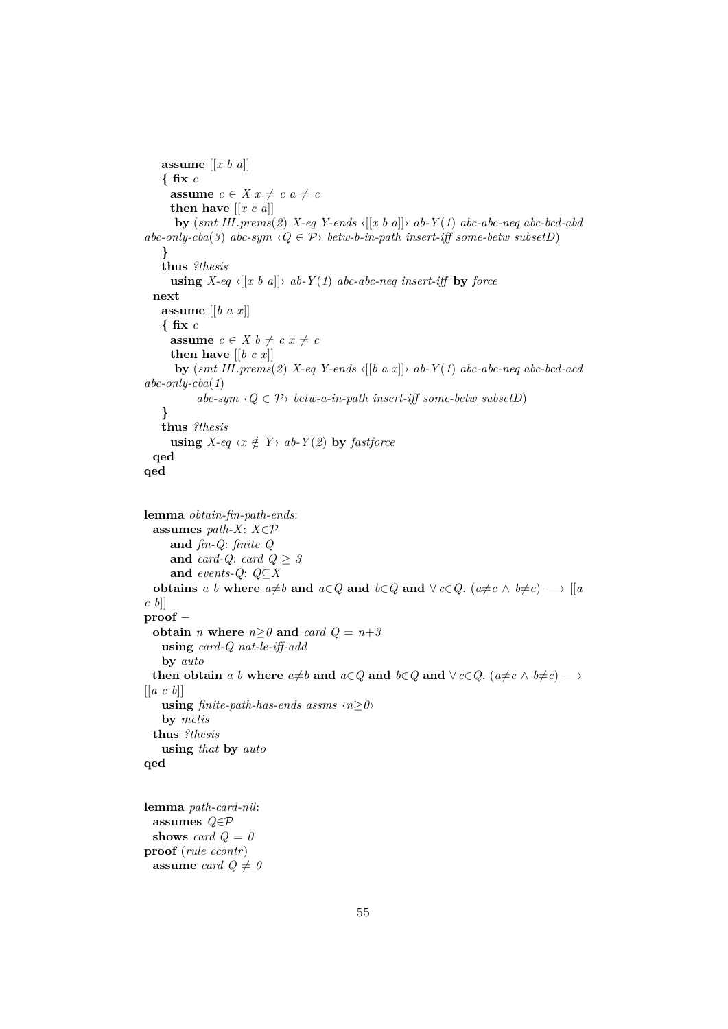```
    assume [[x b a]]
    { fix c
      assume c ∈ X x ≠ c a ≠ c
      then have [[x c a]]
       by (smt IH.prems(2) X-eq Y-ends ‹[[x b a]]› ab-Y(1) abc-abc-neq abc-bcd-abd
abc-only-cba(3) abc-sym ‹Q ∈ 𝒫› betw-b-in-path insert-iff some-betw subsetD)
    }
    thus ?thesis
      using X-eq ‹[[x b a]]› ab-Y(1) abc-abc-neq insert-iff by force
  next
    assume [[b a x]]
    { fix c
      assume c ∈ X b ≠ c x ≠ c
      then have [[b c x]]
       by (smt IH.prems(2) X-eq Y-ends ‹[[b a x]]› ab-Y(1) abc-abc-neq abc-bcd-acd
abc-only-cba(1)
           abc-sym ‹Q ∈ 𝒫› betw-a-in-path insert-iff some-betw subsetD)
    }
    thus ?thesis
      using X-eq ‹x ∉ Y› ab-Y(2) by fastforce
  qed
qed


lemma obtain-fin-path-ends:
  assumes path-X: X∈𝒫
      and fin-Q: finite Q
      and card-Q: card Q ≥ 3
      and events-Q: Q⊆X
  obtains a b where a≠b and a∈Q and b∈Q and ∀ c∈Q. (a≠c ∧ b≠c) ⟶ [[a
c b]]
proof −
  obtain n where n≥0 and card Q = n+3
    using card-Q nat-le-iff-add
    by auto
  then obtain a b where a≠b and a∈Q and b∈Q and ∀ c∈Q. (a≠c ∧ b≠c) ⟶
[[a c b]]
    using finite-path-has-ends assms ‹n≥0›
    by metis
  thus ?thesis
    using that by auto
qed


lemma path-card-nil:
  assumes Q∈𝒫
  shows card Q = 0
proof (rule ccontr)
  assume card Q ≠ 0
```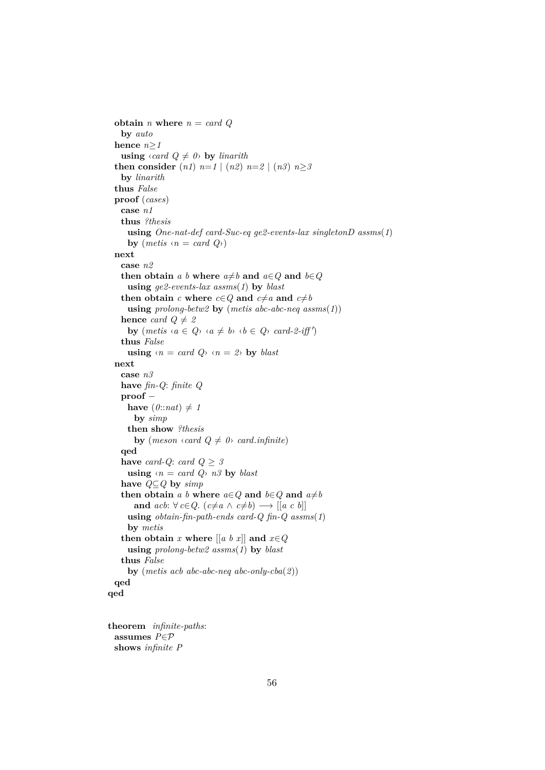```
  obtain n where n = card Q
    by auto
  hence n≥1
    using ‹card Q ≠ 0› by linarith
  then consider (n1) n=1 | (n2) n=2 | (n3) n≥3
    by linarith
  thus False
  proof (cases)
    case n1
    thus ?thesis
      using One-nat-def card-Suc-eq ge2-events-lax singletonD assms(1)
      by (metis ‹n = card Q›)
  next
    case n2
    then obtain a b where a≠b and a∈Q and b∈Q
      using ge2-events-lax assms(1) by blast
    then obtain c where c∈Q and c≠a and c≠b
      using prolong-betw2 by (metis abc-abc-neq assms(1))
    hence card Q ≠ 2
      by (metis ‹a ∈ Q› ‹a ≠ b› ‹b ∈ Q› card-2-iff')
    thus False
      using ‹n = card Q› ‹n = 2› by blast
  next
    case n3
    have fin-Q: finite Q
    proof −
      have (0::nat) ≠ 1
        by simp
      then show ?thesis
        by (meson ‹card Q ≠ 0› card.infinite)
    qed
    have card-Q: card Q ≥ 3
      using ‹n = card Q› n3 by blast
    have Q⊆Q by simp
    then obtain a b where a∈Q and b∈Q and a≠b
        and acb: ∀ c∈Q. (c≠a ∧ c≠b) ⟶ [[a c b]]
      using obtain-fin-path-ends card-Q fin-Q assms(1)
      by metis
    then obtain x where [[a b x]] and x∈Q
      using prolong-betw2 assms(1) by blast
    thus False
      by (metis acb abc-abc-neq abc-only-cba(2))
  qed
qed


theorem infinite-paths:
  assumes P∈𝒫
  shows infinite P
```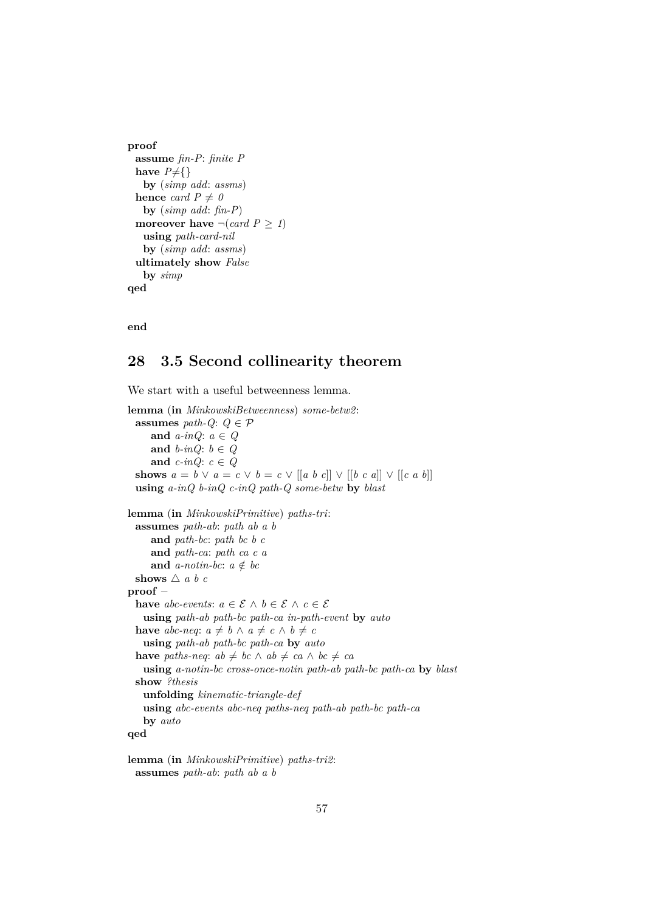```
proof
  assume fin-P: finite P
  have P≠{}
    by (simp add: assms)
  hence card P ≠ 0
    by (simp add: fin-P)
  moreover have ¬(card P ≥ 1)
    using path-card-nil
    by (simp add: assms)
  ultimately show False
    by simp
qed


end
```

## 28 3.5 Second collinearity theorem

We start with a useful betweenness lemma.

```
lemma (in MinkowskiBetweenness) some-betw2:
  assumes path-Q: Q ∈ 𝒫
      and a-inQ: a ∈ Q
      and b-inQ: b ∈ Q
      and c-inQ: c ∈ Q
  shows a = b ∨ a = c ∨ b = c ∨ [[a b c]] ∨ [[b c a]] ∨ [[c a b]]
  using a-inQ b-inQ c-inQ path-Q some-betw by blast

lemma (in MinkowskiPrimitive) paths-tri:
  assumes path-ab: path ab a b
      and path-bc: path bc b c
      and path-ca: path ca c a
      and a-notin-bc: a ∉ bc
  shows △ a b c
proof −
  have abc-events: a ∈ ℰ ∧ b ∈ ℰ ∧ c ∈ ℰ
    using path-ab path-bc path-ca in-path-event by auto
  have abc-neq: a ≠ b ∧ a ≠ c ∧ b ≠ c
    using path-ab path-bc path-ca by auto
  have paths-neq: ab ≠ bc ∧ ab ≠ ca ∧ bc ≠ ca
    using a-notin-bc cross-once-notin path-ab path-bc path-ca by blast
  show ?thesis
    unfolding kinematic-triangle-def
    using abc-events abc-neq paths-neq path-ab path-bc path-ca
    by auto
qed

lemma (in MinkowskiPrimitive) paths-tri2:
  assumes path-ab: path ab a b
```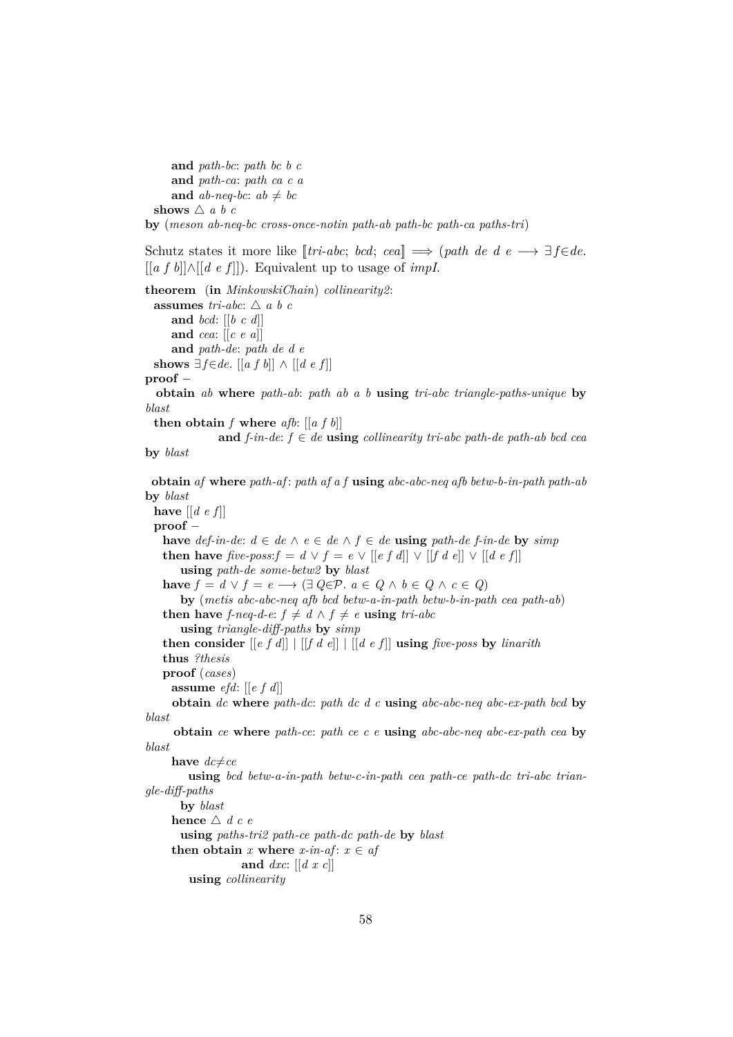```
    and path-bc: path bc b c
    and path-ca: path ca c a
    and ab-neq-bc: ab ≠ bc
  shows △ a b c
by (meson ab-neq-bc cross-once-notin path-ab path-bc path-ca paths-tri)
```

Schutz states it more like ⟦*tri-abc*; *bcd*; *cea*⟧ ⟹ (*path de d e* ⟶ ∃*f*∈*de*. [[*a f b*]]∧[[*d e f*]]). Equivalent up to usage of *impI*.

```
theorem (in MinkowskiChain) collinearity2:
  assumes tri-abc: △ a b c
    and bcd: [[b c d]]
    and cea: [[c e a]]
    and path-de: path de d e
  shows ∃f∈de. [[a f b]] ∧ [[d e f]]
proof −
  obtain ab where path-ab: path ab a b using tri-abc triangle-paths-unique by blast
  then obtain f where afb: [[a f b]]
        and f-in-de: f ∈ de using collinearity tri-abc path-de path-ab bcd cea by blast

  obtain af where path-af: path af a f using abc-abc-neq afb betw-b-in-path path-ab by blast
  have [[d e f]]
  proof −
    have def-in-de: d ∈ de ∧ e ∈ de ∧ f ∈ de using path-de f-in-de by simp
    then have five-poss:f = d ∨ f = e ∨ [[e f d]] ∨ [[f d e]] ∨ [[d e f]]
      using path-de some-betw2 by blast
    have f = d ∨ f = e ⟶ (∃ Q∈P. a ∈ Q ∧ b ∈ Q ∧ c ∈ Q)
      by (metis abc-abc-neq afb bcd betw-a-in-path betw-b-in-path cea path-ab)
    then have f-neq-d-e: f ≠ d ∧ f ≠ e using tri-abc
      using triangle-diff-paths by simp
    then consider [[e f d]] | [[f d e]] | [[d e f]] using five-poss by linarith
    thus ?thesis
    proof (cases)
      assume efd: [[e f d]]
      obtain dc where path-dc: path dc d c using abc-abc-neq abc-ex-path bcd by blast
      obtain ce where path-ce: path ce c e using abc-abc-neq abc-ex-path cea by blast
      have dc≠ce
        using bcd betw-a-in-path betw-c-in-path cea path-ce path-dc tri-abc triangle-diff-paths
        by blast
      hence △ d c e
        using paths-tri2 path-ce path-dc path-de by blast
      then obtain x where x-in-af: x ∈ af
              and dxc: [[d x c]]
        using collinearity
```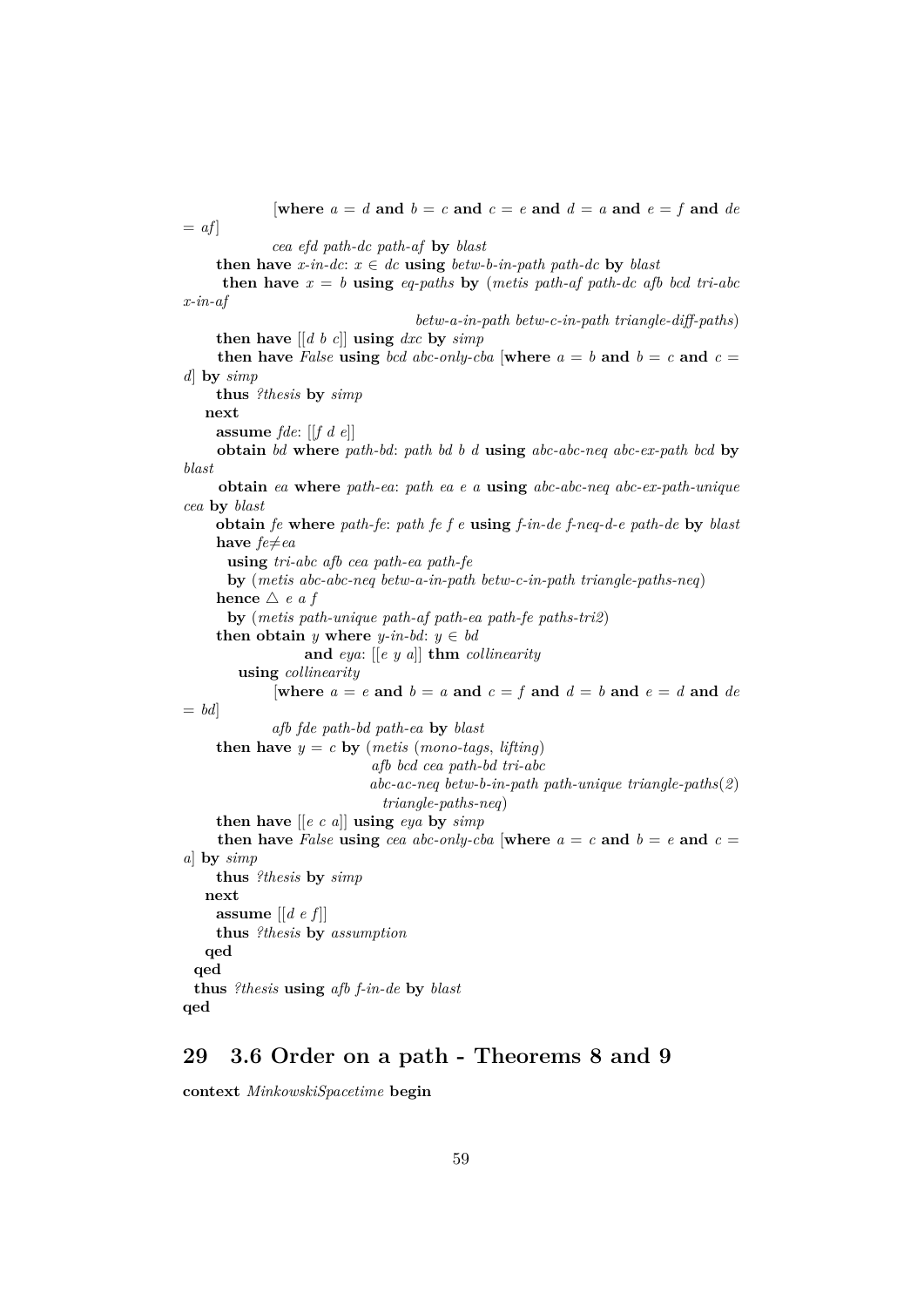```
          [where a = d and b = c and c = e and d = a and e = f and de
= af]
          cea efd path-dc path-af by blast
    then have x-in-dc: x ∈ dc using betw-b-in-path path-dc by blast
    then have x = b using eq-paths by (metis path-af path-dc afb bcd tri-abc
x-in-af
                              betw-a-in-path betw-c-in-path triangle-diff-paths)
    then have [[d b c]] using dxc by simp
    then have False using bcd abc-only-cba [where a = b and b = c and c =
d] by simp
    thus ?thesis by simp
  next
    assume fde: [[f d e]]
    obtain bd where path-bd: path bd b d using abc-abc-neq abc-ex-path bcd by
blast
    obtain ea where path-ea: path ea e a using abc-abc-neq abc-ex-path-unique
cea by blast
    obtain fe where path-fe: path fe f e using f-in-de f-neq-d-e path-de by blast
    have fe≠ea
      using tri-abc afb cea path-ea path-fe
      by (metis abc-abc-neq betw-a-in-path betw-c-in-path triangle-paths-neq)
    hence △ e a f
      by (metis path-unique path-af path-ea path-fe paths-tri2)
    then obtain y where y-in-bd: y ∈ bd
                and eya: [[e y a]] thm collinearity
      using collinearity
          [where a = e and b = a and c = f and d = b and e = d and de
= bd]
          afb fde path-bd path-ea by blast
    then have y = c by (metis (mono-tags, lifting)
                            afb bcd cea path-bd tri-abc
                            abc-ac-neq betw-b-in-path path-unique triangle-paths(2)
                              triangle-paths-neq)
    then have [[e c a]] using eya by simp
    then have False using cea abc-only-cba [where a = c and b = e and c =
a] by simp
    thus ?thesis by simp
  next
    assume [[d e f]]
    thus ?thesis by assumption
  qed
 qed
 thus ?thesis using afb f-in-de by blast
qed
```

## 29 3.6 Order on a path - Theorems 8 and 9

```
context MinkowskiSpacetime begin
```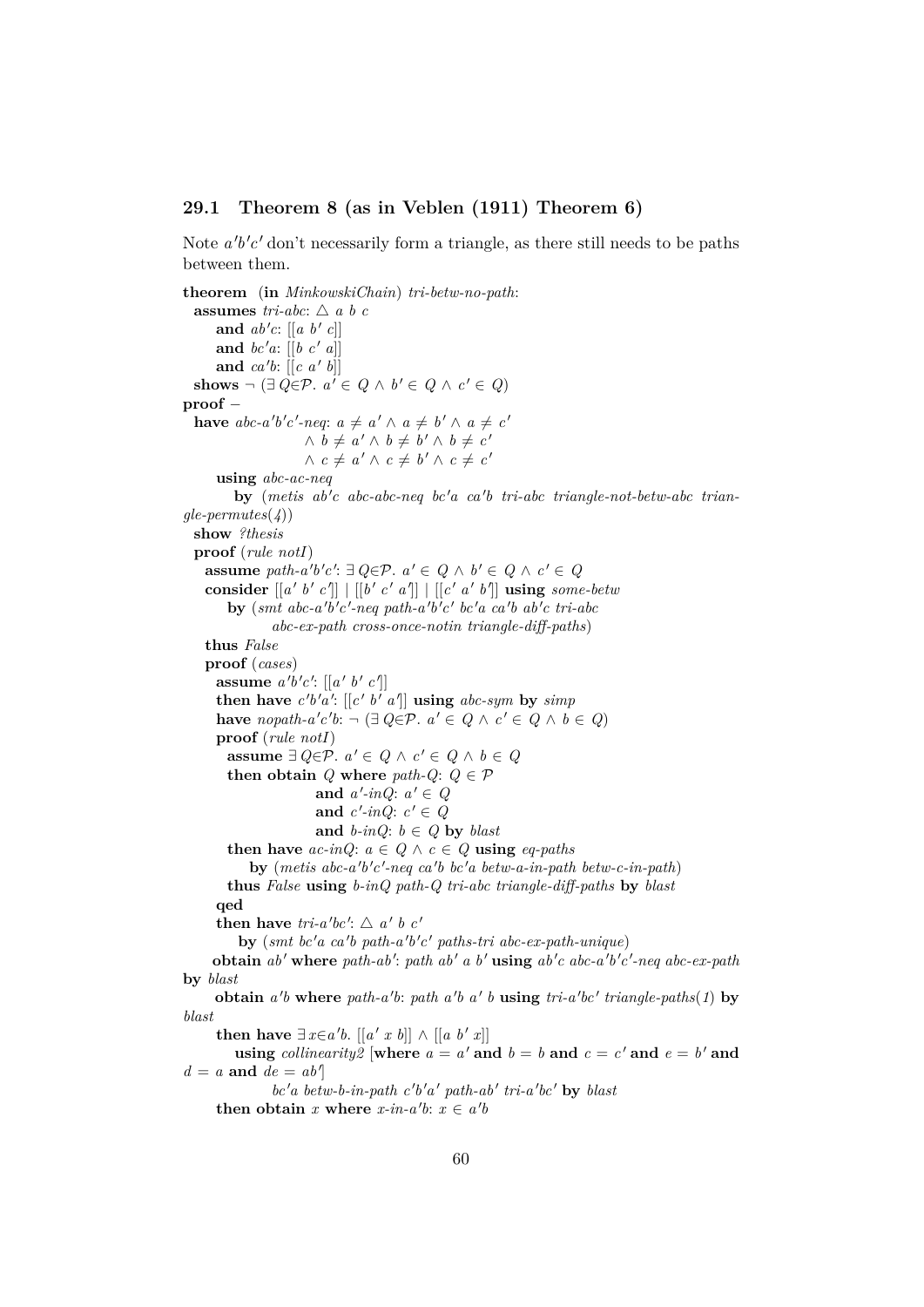### 29.1 Theorem 8 (as in Veblen (1911) Theorem 6)

Note $a'b'c'$ don't necessarily form a triangle, as there still needs to be paths between them.

```
theorem (in MinkowskiChain) tri-betw-no-path:
  assumes tri-abc: △ a b c
    and ab'c: [[a b' c]]
    and bc'a: [[b c' a]]
    and ca'b: [[c a' b]]
  shows ¬ (∃ Q∈𝒫. a' ∈ Q ∧ b' ∈ Q ∧ c' ∈ Q)
proof –
  have abc-a'b'c'-neq: a ≠ a' ∧ a ≠ b' ∧ a ≠ c'
                     ∧ b ≠ a' ∧ b ≠ b' ∧ b ≠ c'
                     ∧ c ≠ a' ∧ c ≠ b' ∧ c ≠ c'
    using abc-ac-neq
      by (metis ab'c abc-abc-neq bc'a ca'b tri-abc triangle-not-betw-abc triangle-permutes(4))
  show ?thesis
  proof (rule notI)
    assume path-a'b'c': ∃ Q∈𝒫. a' ∈ Q ∧ b' ∈ Q ∧ c' ∈ Q
    consider [[a' b' c']] | [[b' c' a']] | [[c' a' b']] using some-betw
      by (smt abc-a'b'c'-neq path-a'b'c' bc'a ca'b ab'c tri-abc
              abc-ex-path cross-once-notin triangle-diff-paths)
    thus False
    proof (cases)
      assume a'b'c': [[a' b' c']]
      then have c'b'a': [[c' b' a']] using abc-sym by simp
      have nopath-a'c'b: ¬ (∃ Q∈𝒫. a' ∈ Q ∧ c' ∈ Q ∧ b ∈ Q)
      proof (rule notI)
        assume ∃ Q∈𝒫. a' ∈ Q ∧ c' ∈ Q ∧ b ∈ Q
        then obtain Q where path-Q: Q ∈ 𝒫
                      and a'-inQ: a' ∈ Q
                      and c'-inQ: c' ∈ Q
                      and b-inQ: b ∈ Q by blast
        then have ac-inQ: a ∈ Q ∧ c ∈ Q using eq-paths
          by (metis abc-a'b'c'-neq ca'b bc'a betw-a-in-path betw-c-in-path)
        thus False using b-inQ path-Q tri-abc triangle-diff-paths by blast
      qed
      then have tri-a'bc': △ a' b c'
        by (smt bc'a ca'b path-a'b'c' paths-tri abc-ex-path-unique)
      obtain ab' where path-ab': path ab' a b' using ab'c abc-a'b'c'-neq abc-ex-path by blast
      obtain a'b where path-a'b: path a'b a' b using tri-a'bc' triangle-paths(1) by blast
      then have ∃ x∈a'b. [[a' x b]] ∧ [[a b' x]]
        using collinearity2 [where a = a' and b = b and c = c' and e = b' and d = a and de = ab']
              bc'a betw-b-in-path c'b'a' path-ab' tri-a'bc' by blast
      then obtain x where x-in-a'b: x ∈ a'b
```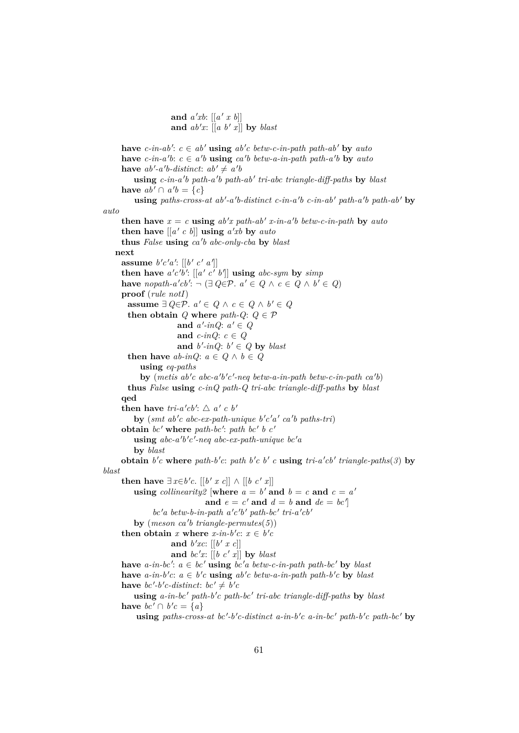```
              and a'xb: [[a' x b]]
              and ab'x: [[a b' x]] by blast
    have c-in-ab': c ∈ ab' using ab'c betw-c-in-path path-ab' by auto
    have c-in-a'b: c ∈ a'b using ca'b betw-a-in-path path-a'b by auto
    have ab'-a'b-distinct: ab' ≠ a'b
      using c-in-a'b path-a'b path-ab' tri-abc triangle-diff-paths by blast
    have ab' ∩ a'b = {c}
      using paths-cross-at ab'-a'b-distinct c-in-a'b c-in-ab' path-a'b path-ab' by
auto
    then have x = c using ab'x path-ab' x-in-a'b betw-c-in-path by auto
    then have [[a' c b]] using a'xb by auto
    thus False using ca'b abc-only-cba by blast
  next
    assume b'c'a': [[b' c' a']]
    then have a'c'b': [[a' c' b']] using abc-sym by simp
    have nopath-a'cb': ¬ (∃ Q∈𝒫. a' ∈ Q ∧ c ∈ Q ∧ b' ∈ Q)
    proof (rule notI)
      assume ∃ Q∈𝒫. a' ∈ Q ∧ c ∈ Q ∧ b' ∈ Q
      then obtain Q where path-Q: Q ∈ 𝒫
                 and a'-inQ: a' ∈ Q
                 and c-inQ: c ∈ Q
                 and b'-inQ: b' ∈ Q by blast
      then have ab-inQ: a ∈ Q ∧ b ∈ Q
        using eq-paths
        by (metis ab'c abc-a'b'c'-neq betw-a-in-path betw-c-in-path ca'b)
      thus False using c-inQ path-Q tri-abc triangle-diff-paths by blast
    qed
    then have tri-a'cb': △ a' c b'
      by (smt ab'c abc-ex-path-unique b'c'a' ca'b paths-tri)
    obtain bc' where path-bc': path bc' b c'
      using abc-a'b'c'-neq abc-ex-path-unique bc'a
      by blast
    obtain b'c where path-b'c: path b'c b' c using tri-a'cb' triangle-paths(3) by
blast
    then have ∃ x∈b'c. [[b' x c]] ∧ [[b c' x]]
      using collinearity2 [where a = b' and b = c and c = a'
                          and e = c' and d = b and de = bc']
            bc'a betw-b-in-path a'c'b' path-bc' tri-a'cb'
      by (meson ca'b triangle-permutes(5))
    then obtain x where x-in-b'c: x ∈ b'c
                 and b'xc: [[b' x c]]
                 and bc'x: [[b c' x]] by blast
    have a-in-bc': a ∈ bc' using bc'a betw-c-in-path path-bc' by blast
    have a-in-b'c: a ∈ b'c using ab'c betw-a-in-path path-b'c by blast
    have bc'-b'c-distinct: bc' ≠ b'c
      using a-in-bc' path-b'c path-bc' tri-abc triangle-diff-paths by blast
    have bc' ∩ b'c = {a}
      using paths-cross-at bc'-b'c-distinct a-in-b'c a-in-bc' path-b'c path-bc' by
```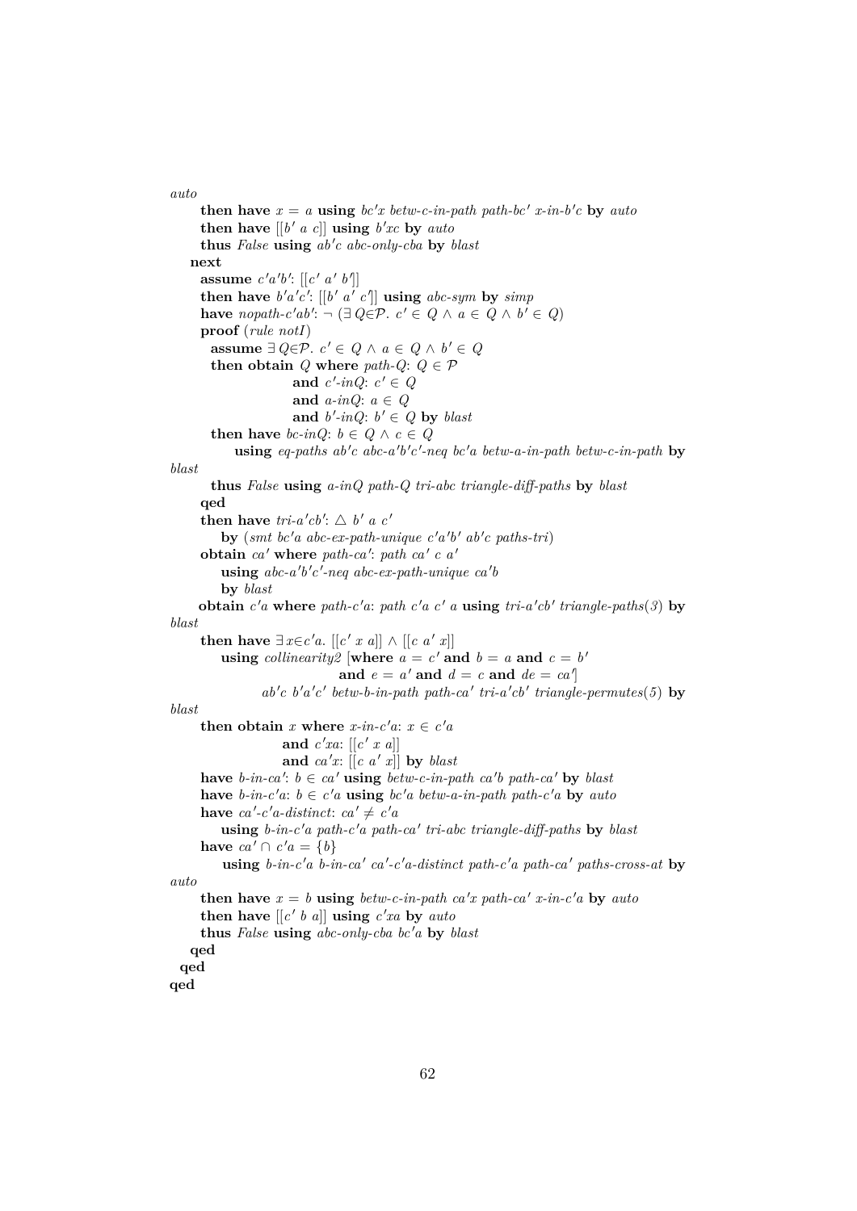```
auto
      then have x = a using bc'x betw-c-in-path path-bc' x-in-b'c by auto
      then have [[b' a c]] using b'xc by auto
      thus False using ab'c abc-only-cba by blast
    next
      assume c'a'b': [[c' a' b']]
      then have b'a'c': [[b' a' c']] using abc-sym by simp
      have nopath-c'ab': ¬ (∃ Q∈𝒫. c' ∈ Q ∧ a ∈ Q ∧ b' ∈ Q)
      proof (rule notI)
        assume ∃ Q∈𝒫. c' ∈ Q ∧ a ∈ Q ∧ b' ∈ Q
        then obtain Q where path-Q: Q ∈ 𝒫
                      and c'-inQ: c' ∈ Q
                      and a-inQ: a ∈ Q
                      and b'-inQ: b' ∈ Q by blast
        then have bc-inQ: b ∈ Q ∧ c ∈ Q
            using eq-paths ab'c abc-a'b'c'-neq bc'a betw-a-in-path betw-c-in-path by
blast
        thus False using a-inQ path-Q tri-abc triangle-diff-paths by blast
      qed
      then have tri-a'cb': △ b' a c'
          by (smt bc'a abc-ex-path-unique c'a'b' ab'c paths-tri)
      obtain ca' where path-ca': path ca' c a'
          using abc-a'b'c'-neq abc-ex-path-unique ca'b
          by blast
     obtain c'a where path-c'a: path c'a c' a using tri-a'cb' triangle-paths(3) by
blast
      then have ∃ x∈c'a. [[c' x a]] ∧ [[c a' x]]
          using collinearity2 [where a = c' and b = a and c = b'
                              and e = a' and d = c and de = ca']
                ab'c b'a'c' betw-b-in-path path-ca' tri-a'cb' triangle-permutes(5) by
blast
      then obtain x where x-in-c'a: x ∈ c'a
                    and c'xa: [[c' x a]]
                    and ca'x: [[c a' x]] by blast
      have b-in-ca': b ∈ ca' using betw-c-in-path ca'b path-ca' by blast
      have b-in-c'a: b ∈ c'a using bc'a betw-a-in-path path-c'a by auto
      have ca'-c'a-distinct: ca' ≠ c'a
          using b-in-c'a path-c'a path-ca' tri-abc triangle-diff-paths by blast
      have ca' ∩ c'a = {b}
          using b-in-c'a b-in-ca' ca'-c'a-distinct path-c'a path-ca' paths-cross-at by
auto
      then have x = b using betw-c-in-path ca'x path-ca' x-in-c'a by auto
      then have [[c' b a]] using c'xa by auto
      thus False using abc-only-cba bc'a by blast
    qed
  qed
qed
```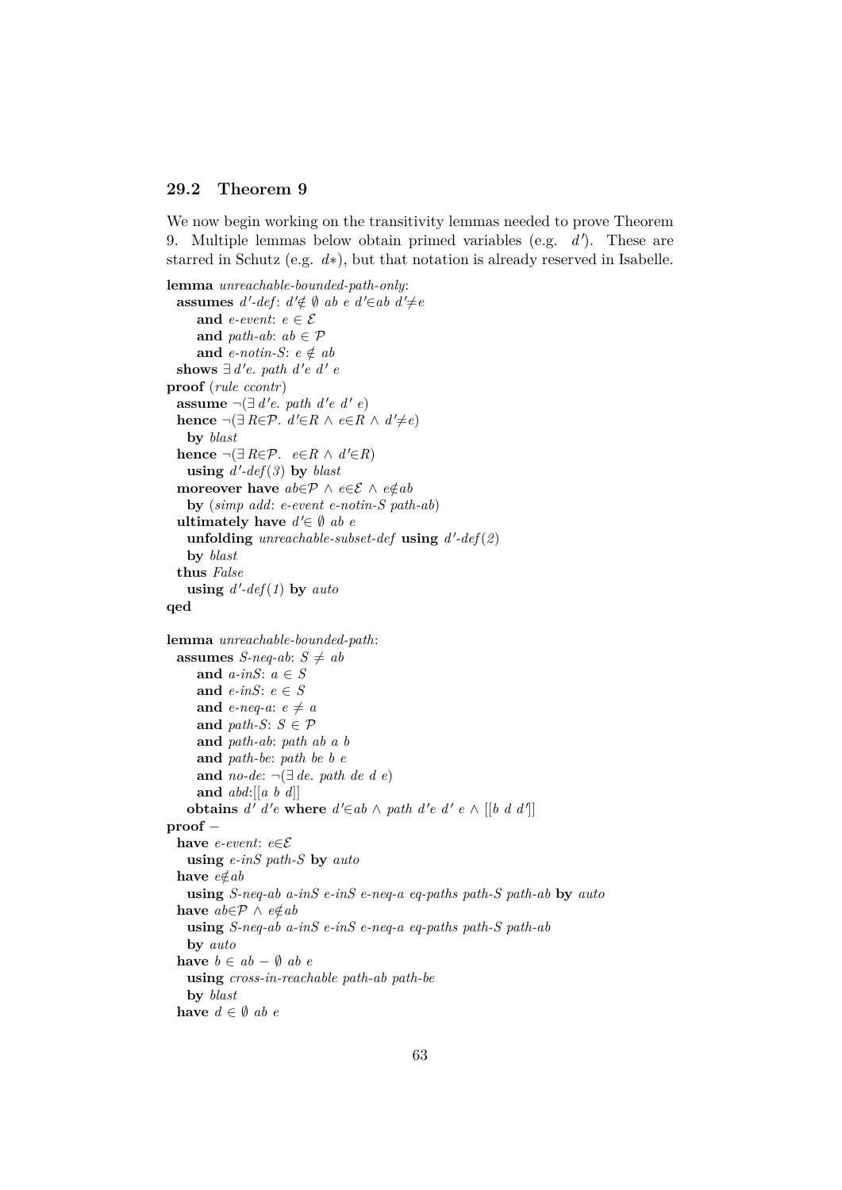## 29.2 Theorem 9

We now begin working on the transitivity lemmas needed to prove Theorem 9. Multiple lemmas below obtain primed variables (e.g. $d'$). These are starred in Schutz (e.g. $d*$), but that notation is already reserved in Isabelle.

```
lemma unreachable-bounded-path-only:
  assumes d'-def: d'∉ ∅ ab e d'∈ab d'≠e
      and e-event: e ∈ ℰ
      and path-ab: ab ∈ 𝒫
      and e-notin-S: e ∉ ab
  shows ∃ d'e. path d'e d' e
proof (rule ccontr)
  assume ¬(∃ d'e. path d'e d' e)
  hence ¬(∃ R∈𝒫. d'∈R ∧ e∈R ∧ d'≠e)
    by blast
  hence ¬(∃ R∈𝒫.  e∈R ∧ d'∈R)
    using d'-def(3) by blast
  moreover have ab∈𝒫 ∧ e∈ℰ ∧ e∉ab
    by (simp add: e-event e-notin-S path-ab)
  ultimately have d'∈ ∅ ab e
    unfolding unreachable-subset-def using d'-def(2)
    by blast
  thus False
    using d'-def(1) by auto
qed

lemma unreachable-bounded-path:
  assumes S-neq-ab: S ≠ ab
      and a-inS: a ∈ S
      and e-inS: e ∈ S
      and e-neq-a: e ≠ a
      and path-S: S ∈ 𝒫
      and path-ab: path ab a b
      and path-be: path be b e
      and no-de: ¬(∃ de. path de d e)
      and abd:[[a b d]]
    obtains d' d'e where d'∈ab ∧ path d'e d' e ∧ [[b d d']]
proof −
  have e-event: e∈ℰ
    using e-inS path-S by auto
  have e∉ab
    using S-neq-ab a-inS e-inS e-neq-a eq-paths path-S path-ab by auto
  have ab∈𝒫 ∧ e∉ab
    using S-neq-ab a-inS e-inS e-neq-a eq-paths path-S path-ab
    by auto
  have b ∈ ab − ∅ ab e
    using cross-in-reachable path-ab path-be
    by blast
  have d ∈ ∅ ab e
```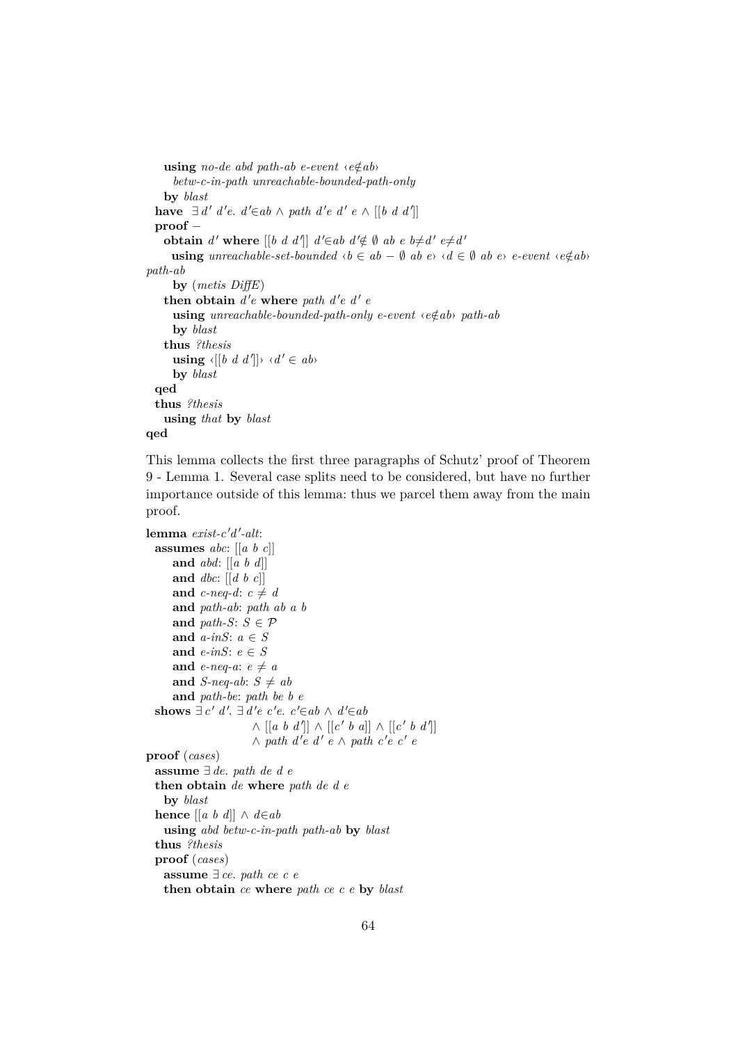```
    using no-de abd path-ab e-event ‹e∉ab›
      betw-c-in-path unreachable-bounded-path-only
    by blast
  have ∃ d' d'e. d'∈ab ∧ path d'e d' e ∧ [[b d d']]
  proof –
    obtain d' where [[b d d']] d'∈ab d'∉ ∅ ab e b≠d' e≠d'
      using unreachable-set-bounded ‹b ∈ ab − ∅ ab e› ‹d ∈ ∅ ab e› e-event ‹e∉ab›
path-ab
      by (metis DiffE)
    then obtain d'e where path d'e d' e
      using unreachable-bounded-path-only e-event ‹e∉ab› path-ab
      by blast
    thus ?thesis
      using ‹[[b d d']]› ‹d' ∈ ab›
      by blast
  qed
  thus ?thesis
    using that by blast
qed
```

This lemma collects the first three paragraphs of Schutz' proof of Theorem 9 - Lemma 1. Several case splits need to be considered, but have no further importance outside of this lemma: thus we parcel them away from the main proof.

```
lemma exist-c'd'-alt:
  assumes abc: [[a b c]]
      and abd: [[a b d]]
      and dbc: [[d b c]]
      and c-neq-d: c ≠ d
      and path-ab: path ab a b
      and path-S: S ∈ 𝒫
      and a-inS: a ∈ S
      and e-inS: e ∈ S
      and e-neq-a: e ≠ a
      and S-neq-ab: S ≠ ab
      and path-be: path be b e
  shows ∃ c' d'. ∃ d'e c'e. c'∈ab ∧ d'∈ab
                    ∧ [[a b d']] ∧ [[c' b a]] ∧ [[c' b d']]
                    ∧ path d'e d' e ∧ path c'e c' e
proof (cases)
  assume ∃ de. path de d e
  then obtain de where path de d e
    by blast
  hence [[a b d]] ∧ d∈ab
    using abd betw-c-in-path path-ab by blast
  thus ?thesis
  proof (cases)
    assume ∃ ce. path ce c e
    then obtain ce where path ce c e by blast
```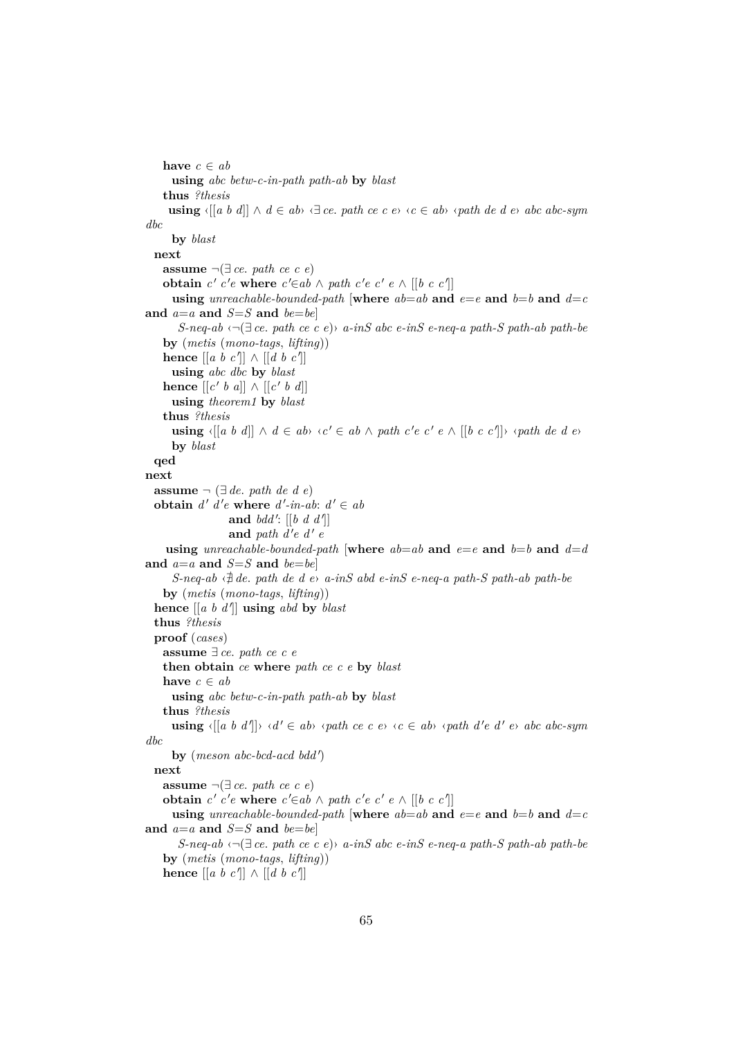```
      have c ∈ ab
        using abc betw-c-in-path path-ab by blast
      thus ?thesis
       using ‹[[a b d]] ∧ d ∈ ab› ‹∃ ce. path ce c e› ‹c ∈ ab› ‹path de d e› abc abc-sym
dbc
        by blast
    next
      assume ¬(∃ ce. path ce c e)
      obtain c' c'e where c'∈ab ∧ path c'e c' e ∧ [[b c c']]
        using unreachable-bounded-path [where ab=ab and e=e and b=b and d=c
and a=a and S=S and be=be]
          S-neq-ab ‹¬(∃ ce. path ce c e)› a-inS abc e-inS e-neq-a path-S path-ab path-be
      by (metis (mono-tags, lifting))
      hence [[a b c']] ∧ [[d b c']]
        using abc dbc by blast
      hence [[c' b a]] ∧ [[c' b d]]
        using theorem1 by blast
      thus ?thesis
        using ‹[[a b d]] ∧ d ∈ ab› ‹c' ∈ ab ∧ path c'e c' e ∧ [[b c c']]› ‹path de d e›
        by blast
  qed
next
  assume ¬ (∃ de. path de d e)
  obtain d' d'e where d'-in-ab: d' ∈ ab
                  and bdd': [[b d d']]
                  and path d'e d' e
    using unreachable-bounded-path [where ab=ab and e=e and b=b and d=d
and a=a and S=S and be=be]
      S-neq-ab ‹∄ de. path de d e› a-inS abd e-inS e-neq-a path-S path-ab path-be
    by (metis (mono-tags, lifting))
  hence [[a b d']] using abd by blast
  thus ?thesis
  proof (cases)
    assume ∃ ce. path ce c e
    then obtain ce where path ce c e by blast
    have c ∈ ab
      using abc betw-c-in-path path-ab by blast
    thus ?thesis
      using ‹[[a b d']]› ‹d' ∈ ab› ‹path ce c e› ‹c ∈ ab› ‹path d'e d' e› abc abc-sym
dbc
      by (meson abc-bcd-acd bdd')
  next
    assume ¬(∃ ce. path ce c e)
    obtain c' c'e where c'∈ab ∧ path c'e c' e ∧ [[b c c']]
      using unreachable-bounded-path [where ab=ab and e=e and b=b and d=c
and a=a and S=S and be=be]
        S-neq-ab ‹¬(∃ ce. path ce c e)› a-inS abc e-inS e-neq-a path-S path-ab path-be
    by (metis (mono-tags, lifting))
    hence [[a b c']] ∧ [[d b c']]
```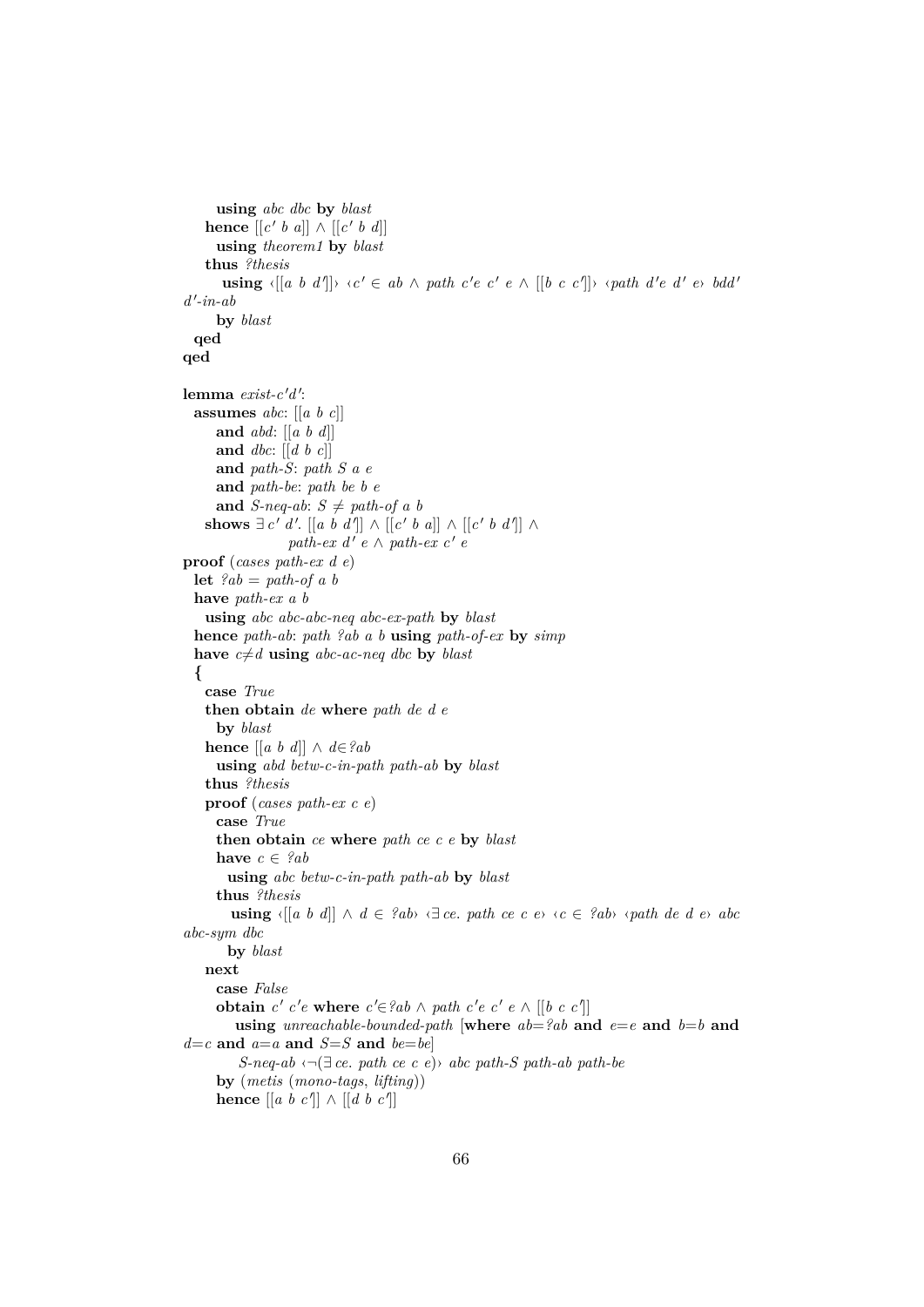```
      using abc dbc by blast
    hence [[c' b a]] ∧ [[c' b d]]
      using theorem1 by blast
    thus ?thesis
      using ‹[[a b d']]› ‹c' ∈ ab ∧ path c'e c' e ∧ [[b c c']]› ‹path d'e d' e› bdd'
d'-in-ab
      by blast
  qed
qed

lemma exist-c'd':
  assumes abc: [[a b c]]
      and abd: [[a b d]]
      and dbc: [[d b c]]
      and path-S: path S a e
      and path-be: path be b e
      and S-neq-ab: S ≠ path-of a b
    shows ∃ c' d'. [[a b d']] ∧ [[c' b a]] ∧ [[c' b d']] ∧
                   path-ex d' e ∧ path-ex c' e
proof (cases path-ex d e)
  let ?ab = path-of a b
  have path-ex a b
    using abc abc-abc-neq abc-ex-path by blast
  hence path-ab: path ?ab a b using path-of-ex by simp
  have c≠d using abc-ac-neq dbc by blast
  {
    case True
    then obtain de where path de d e
      by blast
    hence [[a b d]] ∧ d∈?ab
      using abd betw-c-in-path path-ab by blast
    thus ?thesis
    proof (cases path-ex c e)
      case True
      then obtain ce where path ce c e by blast
      have c ∈ ?ab
        using abc betw-c-in-path path-ab by blast
      thus ?thesis
        using ‹[[a b d]] ∧ d ∈ ?ab› ‹∃ ce. path ce c e› ‹c ∈ ?ab› ‹path de d e› abc
abc-sym dbc
        by blast
    next
      case False
      obtain c' c'e where c'∈?ab ∧ path c'e c' e ∧ [[b c c']]
        using unreachable-bounded-path [where ab=?ab and e=e and b=b and
d=c and a=a and S=S and be=be]
          S-neq-ab ‹¬(∃ ce. path ce c e)› abc path-S path-ab path-be
      by (metis (mono-tags, lifting))
      hence [[a b c']] ∧ [[d b c']]
```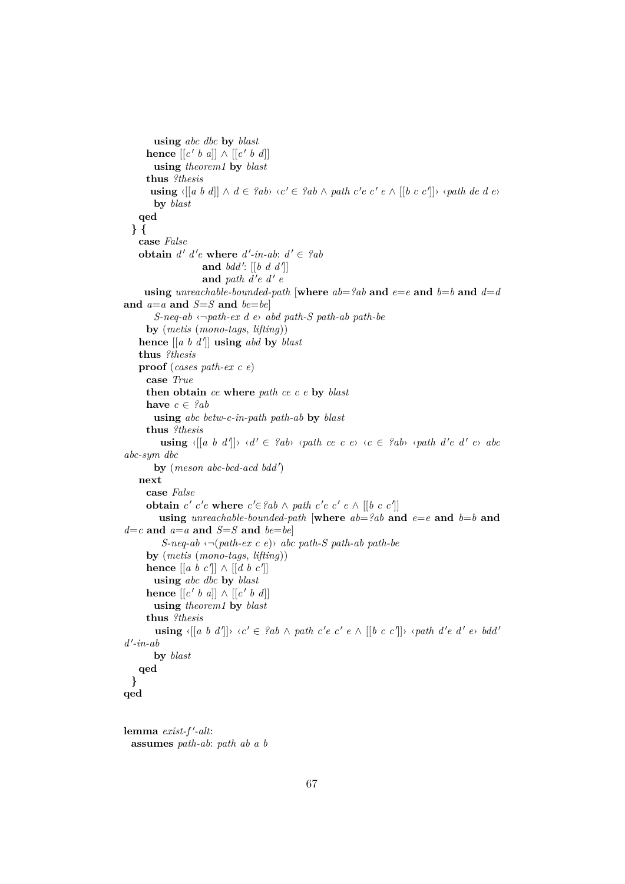```
        using abc dbc by blast
      hence [[c' b a]] ∧ [[c' b d]]
        using theorem1 by blast
      thus ?thesis
        using ‹[[a b d]] ∧ d ∈ ?ab› ‹c' ∈ ?ab ∧ path c'e c' e ∧ [[b c c']]› ‹path de d e›
        by blast
    qed
  } {
    case False
    obtain d' d'e where d'-in-ab: d' ∈ ?ab
                    and bdd': [[b d d']]
                    and path d'e d' e
      using unreachable-bounded-path [where ab=?ab and e=e and b=b and d=d
and a=a and S=S and be=be]
        S-neq-ab ‹¬path-ex d e› abd path-S path-ab path-be
      by (metis (mono-tags, lifting))
    hence [[a b d']] using abd by blast
    thus ?thesis
    proof (cases path-ex c e)
      case True
      then obtain ce where path ce c e by blast
      have c ∈ ?ab
        using abc betw-c-in-path path-ab by blast
      thus ?thesis
        using ‹[[a b d']]› ‹d' ∈ ?ab› ‹path ce c e› ‹c ∈ ?ab› ‹path d'e d' e› abc
abc-sym dbc
        by (meson abc-bcd-acd bdd')
    next
      case False
      obtain c' c'e where c'∈?ab ∧ path c'e c' e ∧ [[b c c']]
        using unreachable-bounded-path [where ab=?ab and e=e and b=b and
d=c and a=a and S=S and be=be]
          S-neq-ab ‹¬(path-ex c e)› abc path-S path-ab path-be
      by (metis (mono-tags, lifting))
      hence [[a b c']] ∧ [[d b c']]
        using abc dbc by blast
      hence [[c' b a]] ∧ [[c' b d]]
        using theorem1 by blast
      thus ?thesis
        using ‹[[a b d']]› ‹c' ∈ ?ab ∧ path c'e c' e ∧ [[b c c']]› ‹path d'e d' e› bdd'
d'-in-ab
        by blast
    qed
  }
qed


lemma exist-f'-alt:
  assumes path-ab: path ab a b
```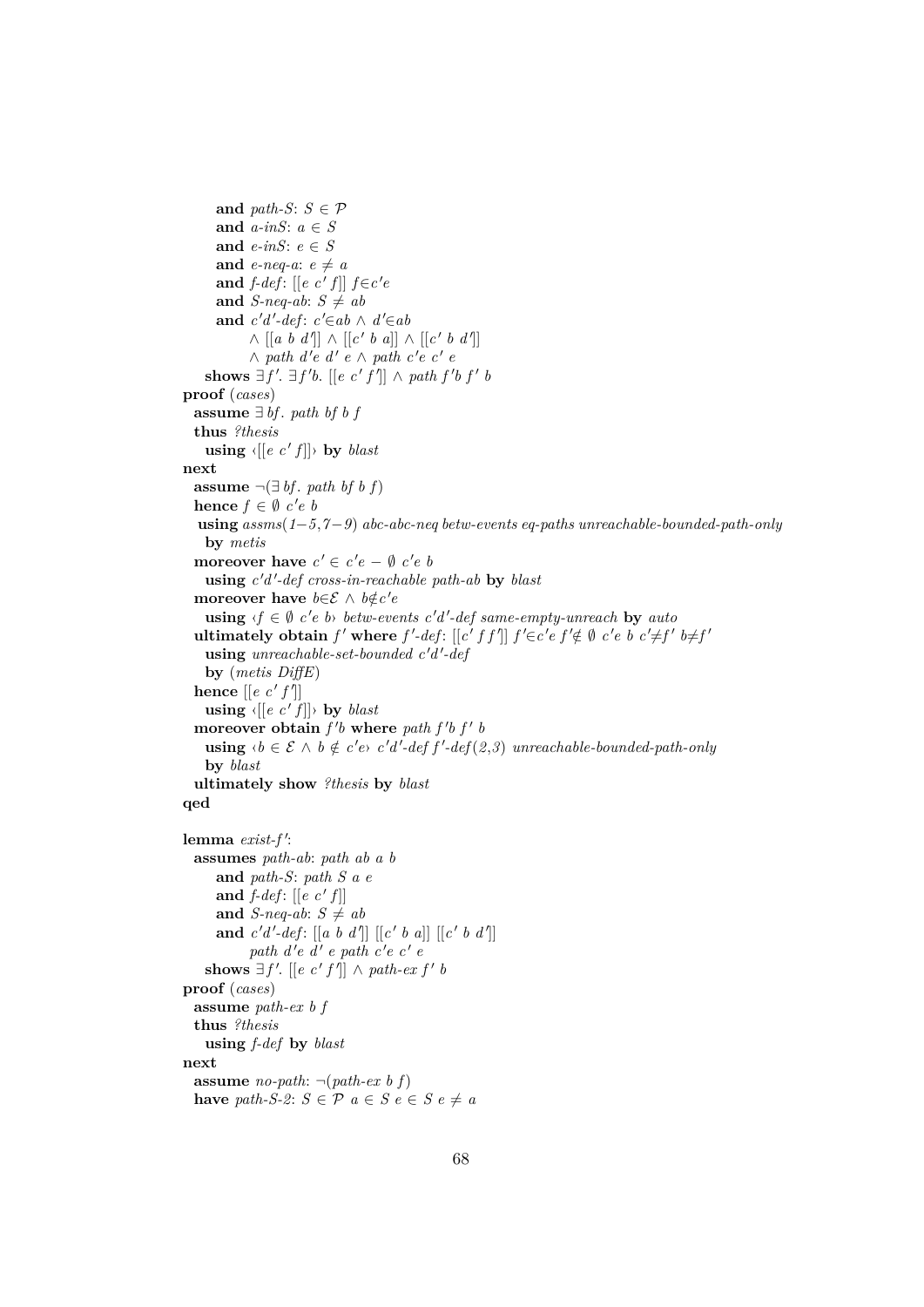```
      and path-S: S ∈ 𝒫
      and a-inS: a ∈ S
      and e-inS: e ∈ S
      and e-neq-a: e ≠ a
      and f-def: [[e c' f]] f∈c'e
      and S-neq-ab: S ≠ ab
      and c'd'-def: c'∈ab ∧ d'∈ab
            ∧ [[a b d']] ∧ [[c' b a]] ∧ [[c' b d']]
            ∧ path d'e d' e ∧ path c'e c' e
    shows ∃f'. ∃f'b. [[e c' f']] ∧ path f'b f' b
proof (cases)
  assume ∃ bf. path bf b f
  thus ?thesis
    using ‹[[e c' f]]› by blast
next
  assume ¬(∃ bf. path bf b f)
  hence f ∈ ∅ c'e b
   using assms(1−5,7−9) abc-abc-neq betw-events eq-paths unreachable-bounded-path-only
    by metis
  moreover have c' ∈ c'e − ∅ c'e b
    using c'd'-def cross-in-reachable path-ab by blast
  moreover have b∈ℰ ∧ b∉c'e
    using ‹f ∈ ∅ c'e b› betw-events c'd'-def same-empty-unreach by auto
  ultimately obtain f' where f'-def: [[c' f f']] f'∈c'e f'∉ ∅ c'e b c'≠f' b≠f'
    using unreachable-set-bounded c'd'-def
    by (metis DiffE)
  hence [[e c' f']]
    using ‹[[e c' f]]› by blast
  moreover obtain f'b where path f'b f' b
    using ‹b ∈ ℰ ∧ b ∉ c'e› c'd'-def f'-def(2,3) unreachable-bounded-path-only
    by blast
  ultimately show ?thesis by blast
qed

lemma exist-f':
  assumes path-ab: path ab a b
      and path-S: path S a e
      and f-def: [[e c' f]]
      and S-neq-ab: S ≠ ab
      and c'd'-def: [[a b d']] [[c' b a]] [[c' b d']]
            path d'e d' e path c'e c' e
    shows ∃f'. [[e c' f']] ∧ path-ex f' b
proof (cases)
  assume path-ex b f
  thus ?thesis
    using f-def by blast
next
  assume no-path: ¬(path-ex b f)
  have path-S-2: S ∈ 𝒫 a ∈ S e ∈ S e ≠ a
```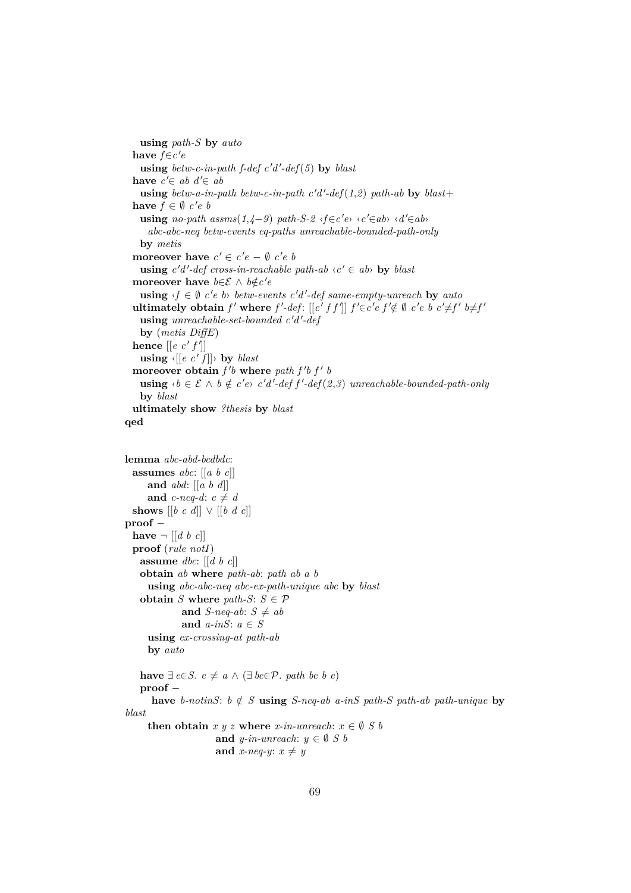```
    using path-S by auto
  have f∈c′e
    using betw-c-in-path f-def c′d′-def(5) by blast
  have c′∈ ab d′∈ ab
    using betw-a-in-path betw-c-in-path c′d′-def(1,2) path-ab by blast+
  have f ∈ ∅ c′e b
    using no-path assms(1,4−9) path-S-2 ‹f∈c′e› ‹c′∈ab› ‹d′∈ab›
      abc-abc-neq betw-events eq-paths unreachable-bounded-path-only
    by metis
  moreover have c′ ∈ c′e − ∅ c′e b
    using c′d′-def cross-in-reachable path-ab ‹c′ ∈ ab› by blast
  moreover have b∈ℰ ∧ b∉c′e
    using ‹f ∈ ∅ c′e b› betw-events c′d′-def same-empty-unreach by auto
  ultimately obtain f′ where f′-def: [[c′ f f′]] f′∈c′e f′∉ ∅ c′e b c′≠f′ b≠f′
    using unreachable-set-bounded c′d′-def
    by (metis DiffE)
  hence [[e c′ f′]]
    using ‹[[e c′ f]]› by blast
  moreover obtain f′b where path f′b f′ b
    using ‹b ∈ ℰ ∧ b ∉ c′e› c′d′-def f′-def(2,3) unreachable-bounded-path-only
    by blast
  ultimately show ?thesis by blast
qed


lemma abc-abd-bcdbdc:
  assumes abc: [[a b c]]
      and abd: [[a b d]]
      and c-neq-d: c ≠ d
  shows [[b c d]] ∨ [[b d c]]
proof −
  have ¬ [[d b c]]
  proof (rule notI)
    assume dbc: [[d b c]]
    obtain ab where path-ab: path ab a b
      using abc-abc-neq abc-ex-path-unique abc by blast
    obtain S where path-S: S ∈ 𝒫
              and S-neq-ab: S ≠ ab
              and a-inS: a ∈ S
      using ex-crossing-at path-ab
      by auto

    have ∃ e∈S. e ≠ a ∧ (∃ be∈𝒫. path be b e)
    proof −
      have b-notinS: b ∉ S using S-neq-ab a-inS path-S path-ab path-unique by
blast
      then obtain x y z where x-in-unreach: x ∈ ∅ S b
                         and y-in-unreach: y ∈ ∅ S b
                         and x-neq-y: x ≠ y
```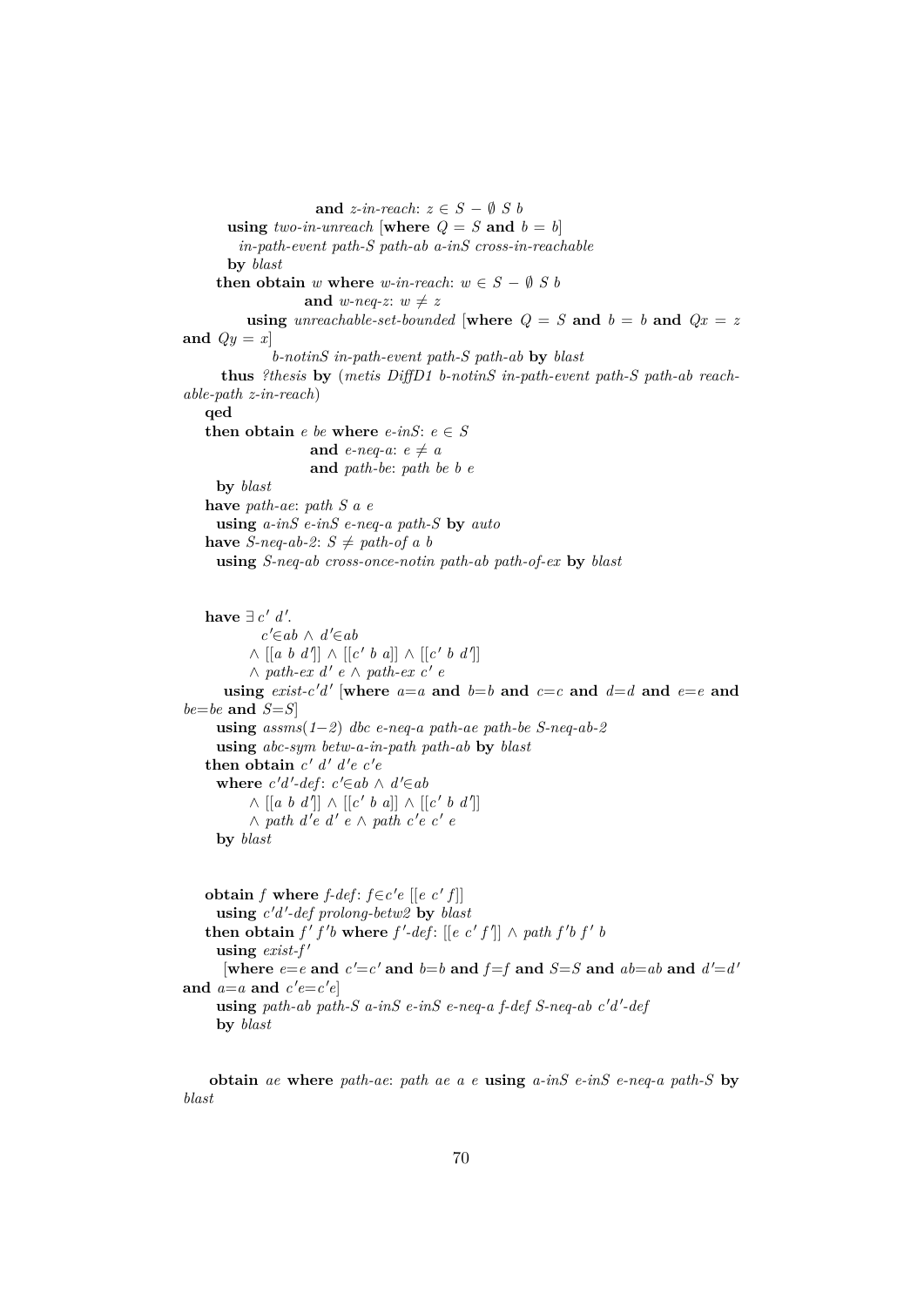```
                    and z-in-reach: z ∈ S − ∅ S b
        using two-in-unreach [where Q = S and b = b]
          in-path-event path-S path-ab a-inS cross-in-reachable
        by blast
      then obtain w where w-in-reach: w ∈ S − ∅ S b
                    and w-neq-z: w ≠ z
          using unreachable-set-bounded [where Q = S and b = b and Qx = z
and Qy = x]
              b-notinS in-path-event path-S path-ab by blast
      thus ?thesis by (metis DiffD1 b-notinS in-path-event path-S path-ab reach-
able-path z-in-reach)
    qed
    then obtain e be where e-inS: e ∈ S
                    and e-neq-a: e ≠ a
                    and path-be: path be b e
      by blast
    have path-ae: path S a e
      using a-inS e-inS e-neq-a path-S by auto
    have S-neq-ab-2: S ≠ path-of a b
      using S-neq-ab cross-once-notin path-ab path-of-ex by blast


    have ∃ c′ d′.
            c′∈ab ∧ d′∈ab
          ∧ [[a b d′]] ∧ [[c′ b a]] ∧ [[c′ b d′]]
          ∧ path-ex d′ e ∧ path-ex c′ e
       using exist-c′d′ [where a=a and b=b and c=c and d=d and e=e and
be=be and S=S]
      using assms(1−2) dbc e-neq-a path-ae path-be S-neq-ab-2
      using abc-sym betw-a-in-path path-ab by blast
    then obtain c′ d′ d′e c′e
      where c′d′-def: c′∈ab ∧ d′∈ab
          ∧ [[a b d′]] ∧ [[c′ b a]] ∧ [[c′ b d′]]
          ∧ path d′e d′ e ∧ path c′e c′ e
      by blast


    obtain f where f-def: f∈c′e [[e c′ f]]
      using c′d′-def prolong-betw2 by blast
    then obtain f′ f′b where f′-def: [[e c′ f′]] ∧ path f′b f′ b
      using exist-f′
        [where e=e and c′=c′ and b=b and f=f and S=S and ab=ab and d′=d′
and a=a and c′e=c′e]
      using path-ab path-S a-inS e-inS e-neq-a f-def S-neq-ab c′d′-def
      by blast


    obtain ae where path-ae: path ae a e using a-inS e-inS e-neq-a path-S by
blast
```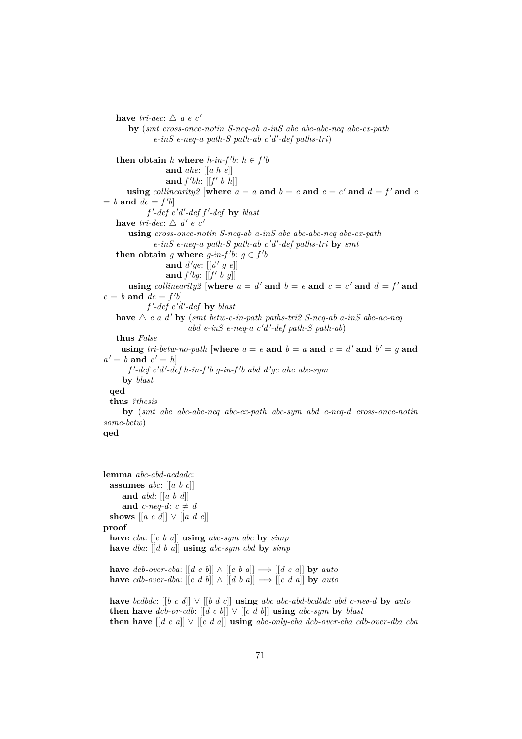**have** *tri-aec*: $\triangle$ *a e c′*
  **by** (*smt cross-once-notin S-neq-ab a-inS abc abc-abc-neq abc-ex-path e-inS e-neq-a path-S path-ab c′d′-def paths-tri*)

**then obtain** *h* **where** *h-in-f′b*: $h \in f'b$
  **and** *ahe*: [[*a h e*]]
  **and** *f′bh*: [[*f′ b h*]]
  **using** *collinearity2* [**where** $a = a$ **and** $b = e$ **and** $c = c'$ **and** $d = f'$ **and** $e = b$ **and** $de = f'b$]
  *f′-def c′d′-def f′-def* **by** *blast*
**have** *tri-dec*: $\triangle$ *d′ e c′*
  **using** *cross-once-notin S-neq-ab a-inS abc abc-abc-neq abc-ex-path e-inS e-neq-a path-S path-ab c′d′-def paths-tri* **by** *smt*
**then obtain** *g* **where** *g-in-f′b*: $g \in f'b$
  **and** *d′ge*: [[*d′ g e*]]
  **and** *f′bg*: [[*f′ b g*]]
  **using** *collinearity2* [**where** $a = d'$ **and** $b = e$ **and** $c = c'$ **and** $d = f'$ **and** $e = b$ **and** $de = f'b$]
  *f′-def c′d′-def* **by** *blast*
**have** $\triangle$ *e a d′* **by** (*smt betw-c-in-path paths-tri2 S-neq-ab a-inS abc-ac-neq abd e-inS e-neq-a c′d′-def path-S path-ab*)
**thus** *False*
  **using** *tri-betw-no-path* [**where** $a = e$ **and** $b = a$ **and** $c = d'$ **and** $b' = g$ **and** $a' = b$ **and** $c' = h$]
  *f′-def c′d′-def h-in-f′b g-in-f′b abd d′ge ahe abc-sym*
  **by** *blast*
**qed**
**thus** *?thesis*
  **by** (*smt abc abc-abc-neq abc-ex-path abc-sym abd c-neq-d cross-once-notin some-betw*)
**qed**

**lemma** *abc-abd-acdadc*:
  **assumes** *abc*: [[*a b c*]]
    **and** *abd*: [[*a b d*]]
    **and** *c-neq-d*: $c \neq d$
  **shows** [[*a c d*]] $\lor$ [[*a d c*]]
**proof** −
  **have** *cba*: [[*c b a*]] **using** *abc-sym abc* **by** *simp*
  **have** *dba*: [[*d b a*]] **using** *abc-sym abd* **by** *simp*

  **have** *dcb-over-cba*: [[*d c b*]] $\land$ [[*c b a*]] $\Longrightarrow$ [[*d c a*]] **by** *auto*
  **have** *cdb-over-dba*: [[*c d b*]] $\land$ [[*d b a*]] $\Longrightarrow$ [[*c d a*]] **by** *auto*

  **have** *bcdbdc*: [[*b c d*]] $\lor$ [[*b d c*]] **using** *abc abc-abd-bcdbdc abd c-neq-d* **by** *auto*
  **then have** *dcb-or-cdb*: [[*d c b*]] $\lor$ [[*c d b*]] **using** *abc-sym* **by** *blast*
  **then have** [[*d c a*]] $\lor$ [[*c d a*]] **using** *abc-only-cba dcb-over-cba cdb-over-dba cba*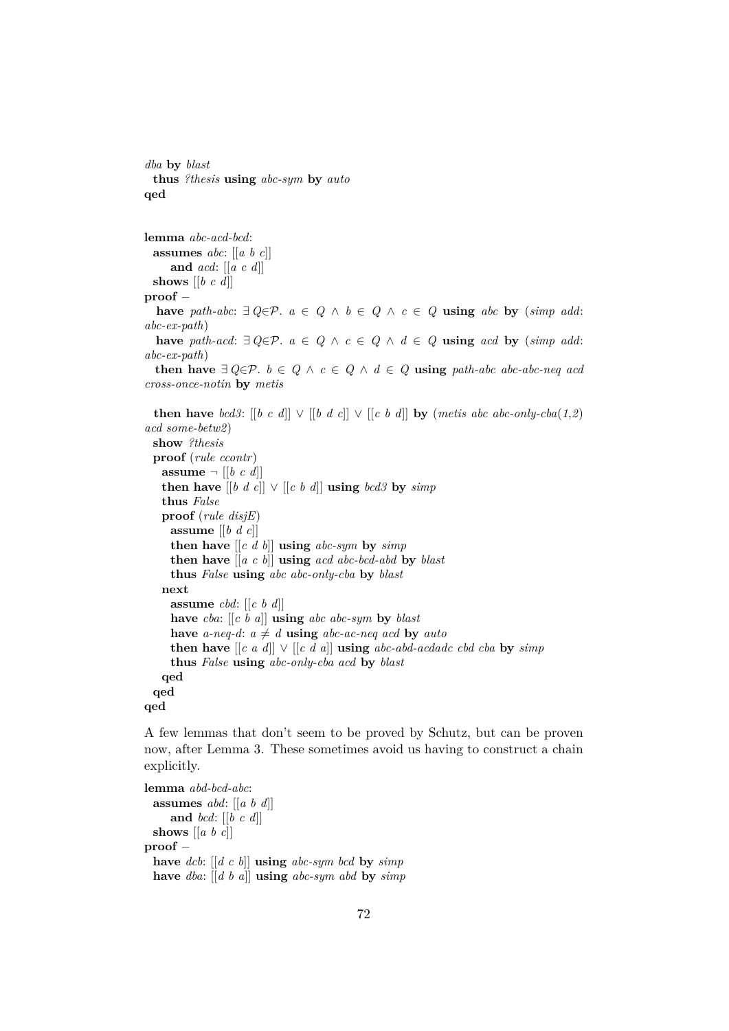```
dba by blast
  thus ?thesis using abc-sym by auto
qed
```

```
lemma abc-acd-bcd:
  assumes abc: [[a b c]]
      and acd: [[a c d]]
  shows [[b c d]]
proof −
  have path-abc: ∃ Q∈𝒫. a ∈ Q ∧ b ∈ Q ∧ c ∈ Q using abc by (simp add:
abc-ex-path)
  have path-acd: ∃ Q∈𝒫. a ∈ Q ∧ c ∈ Q ∧ d ∈ Q using acd by (simp add:
abc-ex-path)
  then have ∃ Q∈𝒫. b ∈ Q ∧ c ∈ Q ∧ d ∈ Q using path-abc abc-abc-neq acd
cross-once-notin by metis

  then have bcd3: [[b c d]] ∨ [[b d c]] ∨ [[c b d]] by (metis abc abc-only-cba(1,2)
acd some-betw2)
  show ?thesis
  proof (rule ccontr)
    assume ¬ [[b c d]]
    then have [[b d c]] ∨ [[c b d]] using bcd3 by simp
    thus False
    proof (rule disjE)
      assume [[b d c]]
      then have [[c d b]] using abc-sym by simp
      then have [[a c b]] using acd abc-bcd-abd by blast
      thus False using abc abc-only-cba by blast
    next
      assume cbd: [[c b d]]
      have cba: [[c b a]] using abc abc-sym by blast
      have a-neq-d: a ≠ d using abc-ac-neq acd by auto
      then have [[c a d]] ∨ [[c d a]] using abc-abd-acdadc cbd cba by simp
      thus False using abc-only-cba acd by blast
    qed
  qed
qed
```

A few lemmas that don't seem to be proved by Schutz, but can be proven now, after Lemma 3. These sometimes avoid us having to construct a chain explicitly.

```
lemma abd-bcd-abc:
  assumes abd: [[a b d]]
      and bcd: [[b c d]]
  shows [[a b c]]
proof −
  have dcb: [[d c b]] using abc-sym bcd by simp
  have dba: [[d b a]] using abc-sym abd by simp
```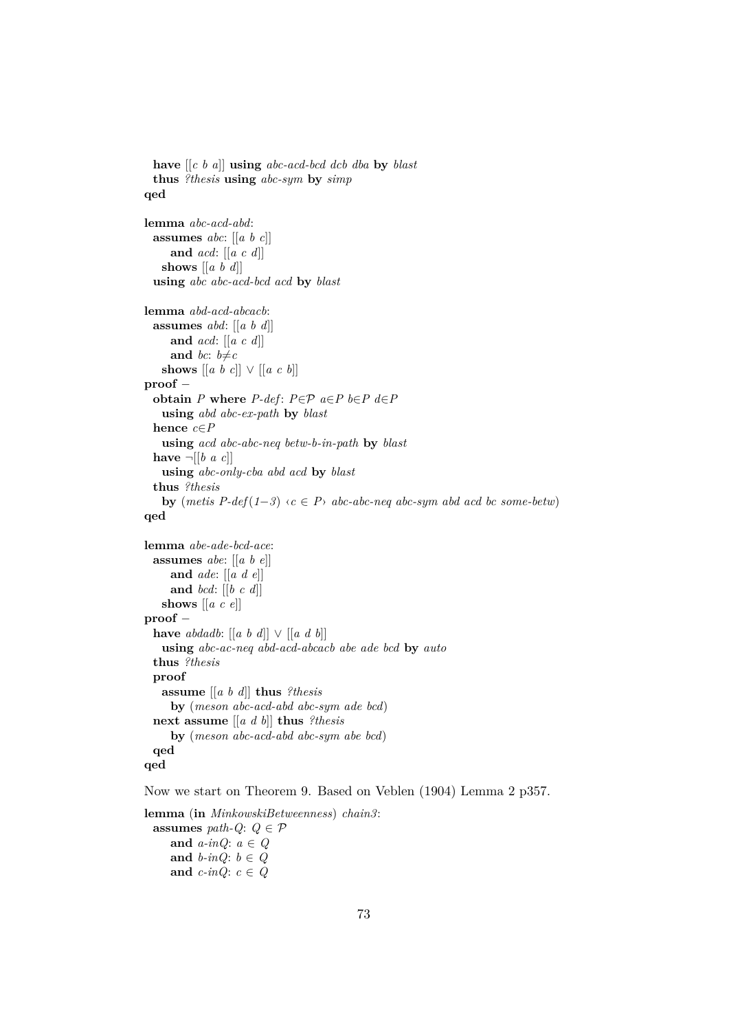```
  have [[c b a]] using abc-acd-bcd dcb dba by blast
  thus ?thesis using abc-sym by simp
qed

lemma abc-acd-abd:
  assumes abc: [[a b c]]
      and acd: [[a c d]]
    shows [[a b d]]
  using abc abc-acd-bcd acd by blast

lemma abd-acd-abcacb:
  assumes abd: [[a b d]]
      and acd: [[a c d]]
      and bc: b≠c
    shows [[a b c]] ∨ [[a c b]]
proof –
  obtain P where P-def: P∈𝒫 a∈P b∈P d∈P
    using abd abc-ex-path by blast
  hence c∈P
    using acd abc-abc-neq betw-b-in-path by blast
  have ¬[[b a c]]
    using abc-only-cba abd acd by blast
  thus ?thesis
    by (metis P-def(1–3) ‹c ∈ P› abc-abc-neq abc-sym abd acd bc some-betw)
qed

lemma abe-ade-bcd-ace:
  assumes abe: [[a b e]]
      and ade: [[a d e]]
      and bcd: [[b c d]]
    shows [[a c e]]
proof –
  have abdadb: [[a b d]] ∨ [[a d b]]
    using abc-ac-neq abd-acd-abcacb abe ade bcd by auto
  thus ?thesis
  proof
    assume [[a b d]] thus ?thesis
      by (meson abc-acd-abd abc-sym ade bcd)
  next assume [[a d b]] thus ?thesis
      by (meson abc-acd-abd abc-sym abe bcd)
  qed
qed
```

Now we start on Theorem 9. Based on Veblen (1904) Lemma 2 p357.

```
lemma (in MinkowskiBetweenness) chain3:
  assumes path-Q: Q ∈ 𝒫
      and a-inQ: a ∈ Q
      and b-inQ: b ∈ Q
      and c-inQ: c ∈ Q
```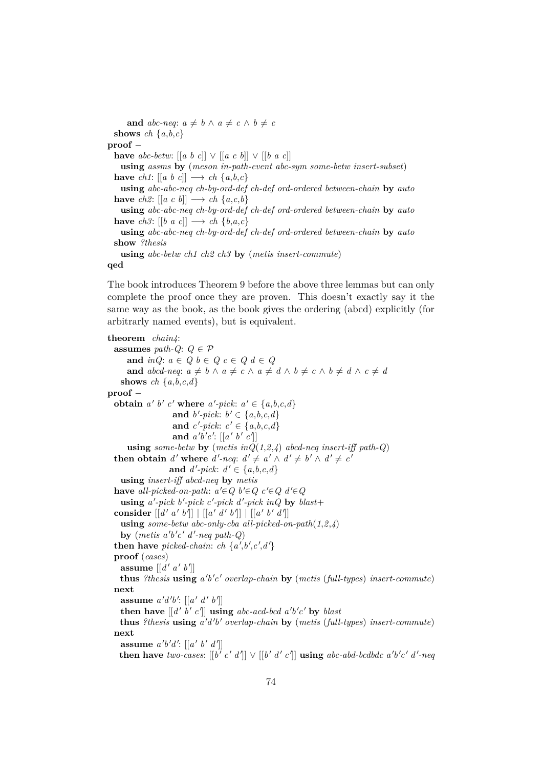```
    and abc-neq: a ≠ b ∧ a ≠ c ∧ b ≠ c
  shows ch {a,b,c}
proof −
  have abc-betw: [[a b c]] ∨ [[a c b]] ∨ [[b a c]]
    using assms by (meson in-path-event abc-sym some-betw insert-subset)
  have ch1: [[a b c]] ⟶ ch {a,b,c}
    using abc-abc-neq ch-by-ord-def ch-def ord-ordered between-chain by auto
  have ch2: [[a c b]] ⟶ ch {a,c,b}
    using abc-abc-neq ch-by-ord-def ch-def ord-ordered between-chain by auto
  have ch3: [[b a c]] ⟶ ch {b,a,c}
    using abc-abc-neq ch-by-ord-def ch-def ord-ordered between-chain by auto
  show ?thesis
    using abc-betw ch1 ch2 ch3 by (metis insert-commute)
qed
```

The book introduces Theorem 9 before the above three lemmas but can only complete the proof once they are proven. This doesn't exactly say it the same way as the book, as the book gives the ordering (abcd) explicitly (for arbitrarily named events), but is equivalent.

```
theorem chain4:
  assumes path-Q: Q ∈ 𝒫
    and inQ: a ∈ Q b ∈ Q c ∈ Q d ∈ Q
    and abcd-neq: a ≠ b ∧ a ≠ c ∧ a ≠ d ∧ b ≠ c ∧ b ≠ d ∧ c ≠ d
  shows ch {a,b,c,d}
proof −
  obtain a' b' c' where a'-pick: a' ∈ {a,b,c,d}
                  and b'-pick: b' ∈ {a,b,c,d}
                  and c'-pick: c' ∈ {a,b,c,d}
                  and a'b'c': [[a' b' c']]
    using some-betw by (metis inQ(1,2,4) abcd-neq insert-iff path-Q)
  then obtain d' where d'-neq: d' ≠ a' ∧ d' ≠ b' ∧ d' ≠ c'
                 and d'-pick: d' ∈ {a,b,c,d}
    using insert-iff abcd-neq by metis
  have all-picked-on-path: a'∈Q b'∈Q c'∈Q d'∈Q
    using a'-pick b'-pick c'-pick d'-pick inQ by blast+
  consider [[d' a' b']] | [[a' d' b']] | [[a' b' d']]
    using some-betw abc-only-cba all-picked-on-path(1,2,4)
    by (metis a'b'c' d'-neq path-Q)
  then have picked-chain: ch {a',b',c',d'}
  proof (cases)
    assume [[d' a' b']]
    thus ?thesis using a'b'c' overlap-chain by (metis (full-types) insert-commute)
  next
    assume a'd'b': [[a' d' b']]
    then have [[d' b' c']] using abc-acd-bcd a'b'c' by blast
    thus ?thesis using a'd'b' overlap-chain by (metis (full-types) insert-commute)
  next
    assume a'b'd': [[a' b' d']]
    then have two-cases: [[b' c' d']] ∨ [[b' d' c']] using abc-abd-bcdbdc a'b'c' d'-neq
```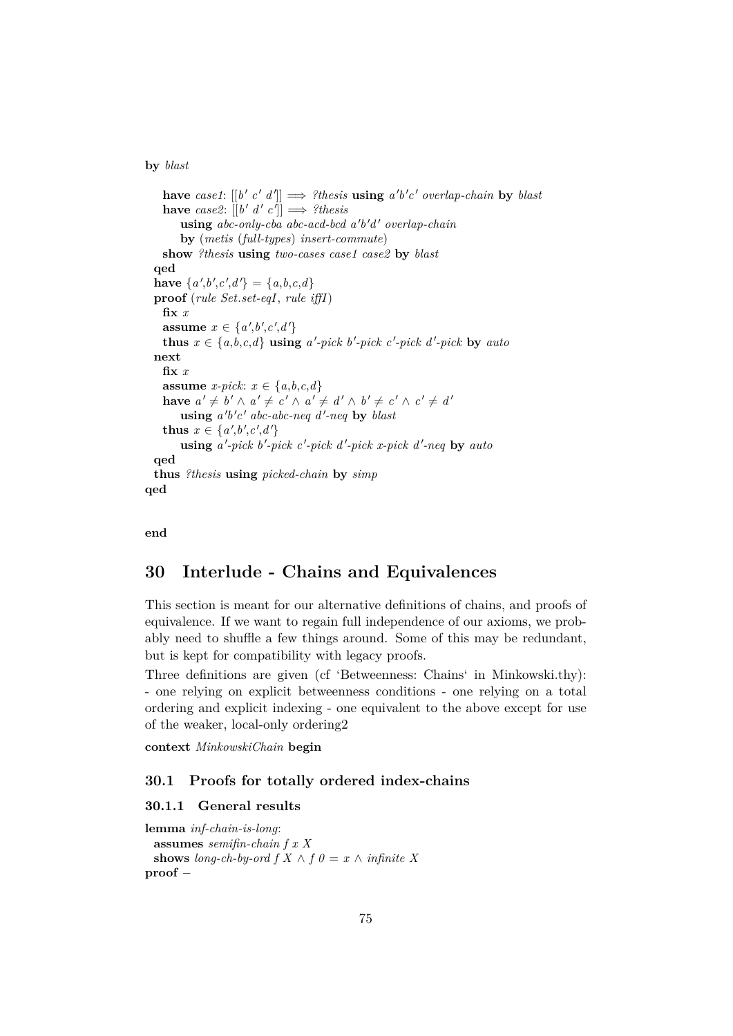```
by blast

    have case1: [[b′ c′ d′]] ⟹ ?thesis using a′b′c′ overlap-chain by blast
    have case2: [[b′ d′ c′]] ⟹ ?thesis
        using abc-only-cba abc-acd-bcd a′b′d′ overlap-chain
        by (metis (full-types) insert-commute)
    show ?thesis using two-cases case1 case2 by blast
  qed
  have {a′,b′,c′,d′} = {a,b,c,d}
  proof (rule Set.set-eqI, rule iffI)
    fix x
    assume x ∈ {a′,b′,c′,d′}
    thus x ∈ {a,b,c,d} using a′-pick b′-pick c′-pick d′-pick by auto
  next
    fix x
    assume x-pick: x ∈ {a,b,c,d}
    have a′ ≠ b′ ∧ a′ ≠ c′ ∧ a′ ≠ d′ ∧ b′ ≠ c′ ∧ c′ ≠ d′
        using a′b′c′ abc-abc-neq d′-neq by blast
    thus x ∈ {a′,b′,c′,d′}
        using a′-pick b′-pick c′-pick d′-pick x-pick d′-neq by auto
  qed
  thus ?thesis using picked-chain by simp
qed

end
```

# 30 Interlude - Chains and Equivalences

This section is meant for our alternative definitions of chains, and proofs of equivalence. If we want to regain full independence of our axioms, we probably need to shuffle a few things around. Some of this may be redundant, but is kept for compatibility with legacy proofs.

Three definitions are given (cf 'Betweenness: Chains' in Minkowski.thy): - one relying on explicit betweenness conditions - one relying on a total ordering and explicit indexing - one equivalent to the above except for use of the weaker, local-only ordering2

```
context MinkowskiChain begin
```

## 30.1 Proofs for totally ordered index-chains

### 30.1.1 General results

```
lemma inf-chain-is-long:
  assumes semifin-chain f x X
  shows long-ch-by-ord f X ∧ f 0 = x ∧ infinite X
proof −
```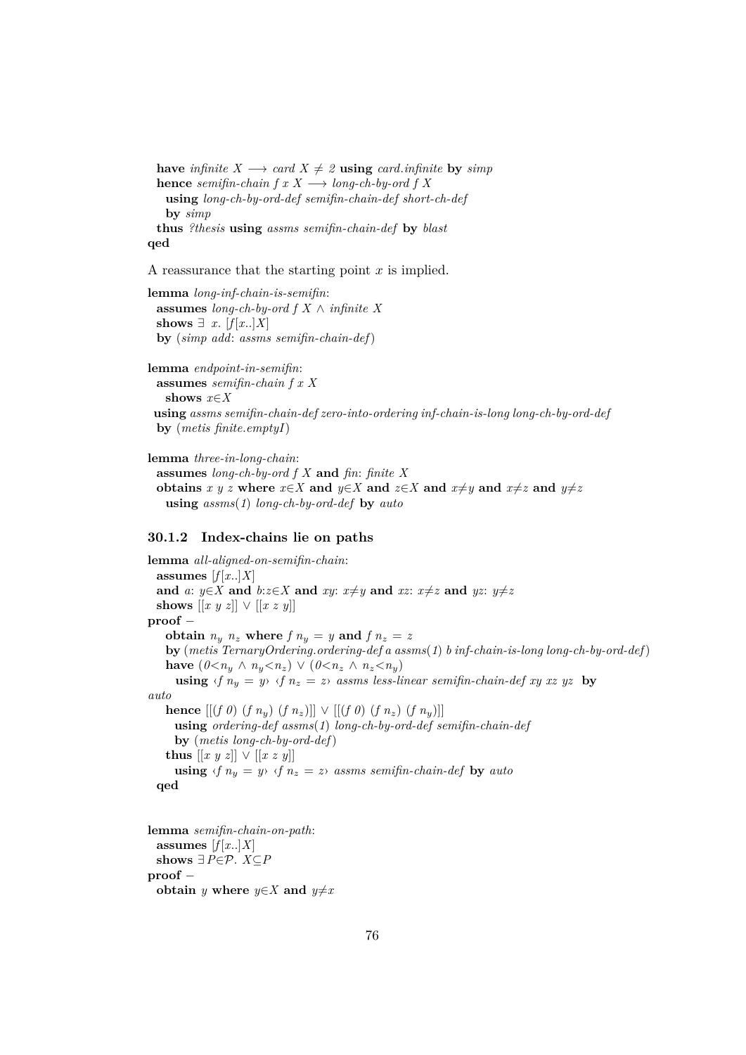```
  have infinite X ⟶ card X ≠ 2 using card.infinite by simp
  hence semifin-chain f x X ⟶ long-ch-by-ord f X
    using long-ch-by-ord-def semifin-chain-def short-ch-def
    by simp
  thus ?thesis using assms semifin-chain-def by blast
qed
```

A reassurance that the starting point $x$ is implied.

```
lemma long-inf-chain-is-semifin:
  assumes long-ch-by-ord f X ∧ infinite X
  shows ∃ x. [f[x..]X]
  by (simp add: assms semifin-chain-def)

lemma endpoint-in-semifin:
  assumes semifin-chain f x X
    shows x∈X
  using assms semifin-chain-def zero-into-ordering inf-chain-is-long long-ch-by-ord-def
  by (metis finite.emptyI)

lemma three-in-long-chain:
  assumes long-ch-by-ord f X and fin: finite X
  obtains x y z where x∈X and y∈X and z∈X and x≠y and x≠z and y≠z
    using assms(1) long-ch-by-ord-def by auto
```

### 30.1.2 Index-chains lie on paths

```
lemma all-aligned-on-semifin-chain:
  assumes [f[x..]X]
  and a: y∈X and b:z∈X and xy: x≠y and xz: x≠z and yz: y≠z
  shows [[x y z]] ∨ [[x z y]]
proof -
    obtain n_y n_z where f n_y = y and f n_z = z
    by (metis TernaryOrdering.ordering-def a assms(1) b inf-chain-is-long long-ch-by-ord-def)
    have (0<n_y ∧ n_y<n_z) ∨ (0<n_z ∧ n_z<n_y)
      using ‹f n_y = y› ‹f n_z = z› assms less-linear semifin-chain-def xy xz yz by
auto
    hence [[(f 0) (f n_y) (f n_z)]] ∨ [[(f 0) (f n_z) (f n_y)]]
      using ordering-def assms(1) long-ch-by-ord-def semifin-chain-def
      by (metis long-ch-by-ord-def)
    thus [[x y z]] ∨ [[x z y]]
      using ‹f n_y = y› ‹f n_z = z› assms semifin-chain-def by auto
  qed


lemma semifin-chain-on-path:
  assumes [f[x..]X]
  shows ∃P∈𝒫. X⊆P
proof -
  obtain y where y∈X and y≠x
```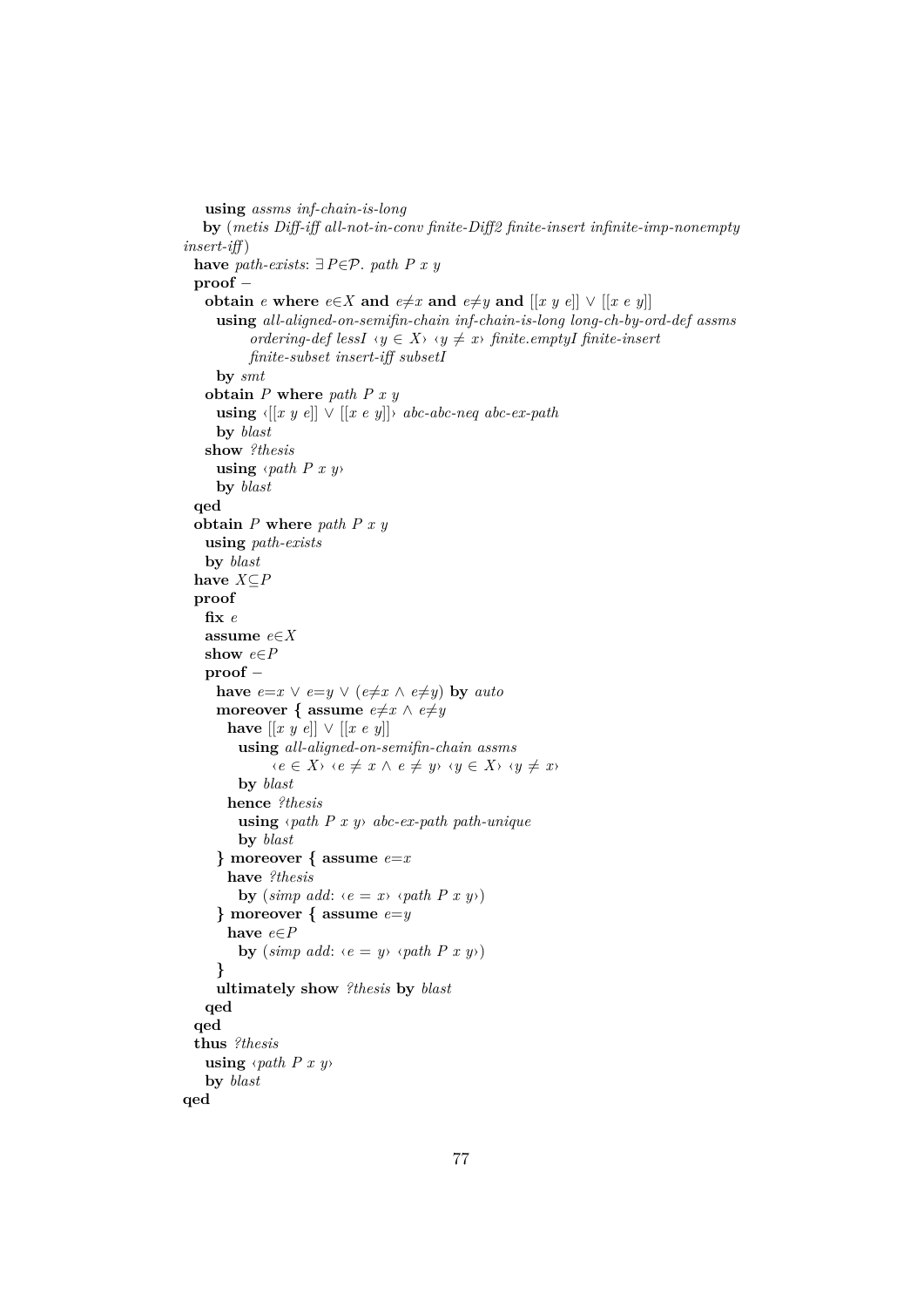```
    using assms inf-chain-is-long
    by (metis Diff-iff all-not-in-conv finite-Diff2 finite-insert infinite-imp-nonempty
insert-iff)
  have path-exists: ∃P∈𝒫. path P x y
  proof -
    obtain e where e∈X and e≠x and e≠y and [[x y e]] ∨ [[x e y]]
      using all-aligned-on-semifin-chain inf-chain-is-long long-ch-by-ord-def assms
            ordering-def lessI ‹y ∈ X› ‹y ≠ x› finite.emptyI finite-insert
            finite-subset insert-iff subsetI
      by smt
    obtain P where path P x y
      using ‹[[x y e]] ∨ [[x e y]]› abc-abc-neq abc-ex-path
      by blast
    show ?thesis
      using ‹path P x y›
      by blast
  qed
  obtain P where path P x y
    using path-exists
    by blast
  have X⊆P
  proof
    fix e
    assume e∈X
    show e∈P
    proof -
      have e=x ∨ e=y ∨ (e≠x ∧ e≠y) by auto
      moreover { assume e≠x ∧ e≠y
        have [[x y e]] ∨ [[x e y]]
          using all-aligned-on-semifin-chain assms
                ‹e ∈ X› ‹e ≠ x ∧ e ≠ y› ‹y ∈ X› ‹y ≠ x›
          by blast
        hence ?thesis
          using ‹path P x y› abc-ex-path path-unique
          by blast
      } moreover { assume e=x
        have ?thesis
          by (simp add: ‹e = x› ‹path P x y›)
      } moreover { assume e=y
        have e∈P
          by (simp add: ‹e = y› ‹path P x y›)
      }
      ultimately show ?thesis by blast
    qed
  qed
  thus ?thesis
    using ‹path P x y›
    by blast
qed
```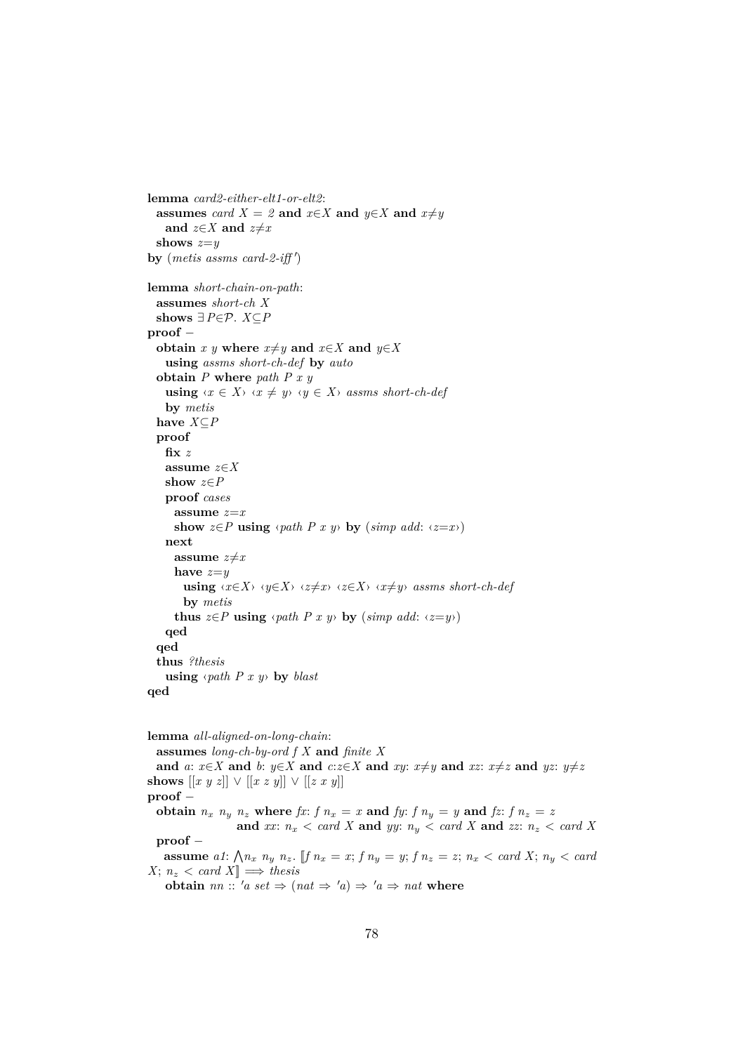```
lemma card2-either-elt1-or-elt2:
  assumes card X = 2 and x∈X and y∈X and x≠y
    and z∈X and z≠x
  shows z=y
by (metis assms card-2-iff')

lemma short-chain-on-path:
  assumes short-ch X
  shows ∃P∈𝒫. X⊆P
proof -
  obtain x y where x≠y and x∈X and y∈X
    using assms short-ch-def by auto
  obtain P where path P x y
    using ‹x ∈ X› ‹x ≠ y› ‹y ∈ X› assms short-ch-def
    by metis
  have X⊆P
  proof
    fix z
    assume z∈X
    show z∈P
    proof cases
      assume z=x
      show z∈P using ‹path P x y› by (simp add: ‹z=x›)
    next
      assume z≠x
      have z=y
        using ‹x∈X› ‹y∈X› ‹z≠x› ‹z∈X› ‹x≠y› assms short-ch-def
        by metis
      thus z∈P using ‹path P x y› by (simp add: ‹z=y›)
    qed
  qed
  thus ?thesis
    using ‹path P x y› by blast
qed


lemma all-aligned-on-long-chain:
  assumes long-ch-by-ord f X and finite X
  and a: x∈X and b: y∈X and c:z∈X and xy: x≠y and xz: x≠z and yz: y≠z
shows [[x y z]] ∨ [[x z y]] ∨ [[z x y]]
proof -
  obtain n_x n_y n_z where fx: f n_x = x and fy: f n_y = y and fz: f n_z = z
                 and xx: n_x < card X and yy: n_y < card X and zz: n_z < card X
  proof -
    assume a1: ⋀n_x n_y n_z. ⟦f n_x = x; f n_y = y; f n_z = z; n_x < card X; n_y < card
X; n_z < card X⟧ ⟹ thesis
    obtain nn :: 'a set ⇒ (nat ⇒ 'a) ⇒ 'a ⇒ nat where
```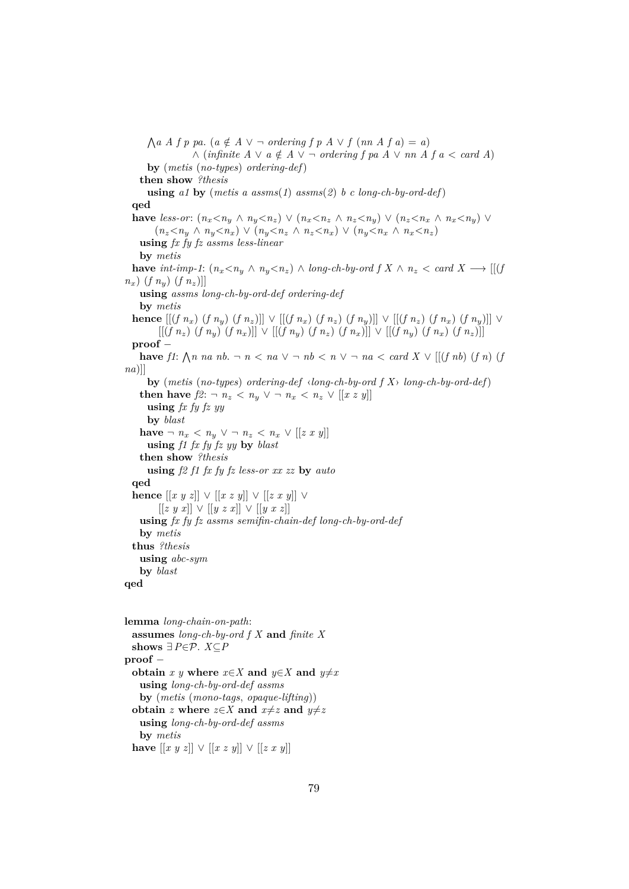```
      ⋀a A f p pa. (a ∉ A ∨ ¬ ordering f p A ∨ f (nn A f a) = a)
                ∧ (infinite A ∨ a ∉ A ∨ ¬ ordering f pa A ∨ nn A f a < card A)
      by (metis (no-types) ordering-def)
    then show ?thesis
      using a1 by (metis a assms(1) assms(2) b c long-ch-by-ord-def)
  qed
  have less-or: (n_x<n_y ∧ n_y<n_z) ∨ (n_x<n_z ∧ n_z<n_y) ∨ (n_z<n_x ∧ n_x<n_y) ∨
        (n_z<n_y ∧ n_y<n_x) ∨ (n_y<n_z ∧ n_z<n_x) ∨ (n_y<n_x ∧ n_x<n_z)
    using fx fy fz assms less-linear
    by metis
  have int-imp-1: (n_x<n_y ∧ n_y<n_z) ∧ long-ch-by-ord f X ∧ n_z < card X ⟶ [[(f
n_x) (f n_y) (f n_z)]]
    using assms long-ch-by-ord-def ordering-def
    by metis
  hence [[(f n_x) (f n_y) (f n_z)]] ∨ [[(f n_x) (f n_z) (f n_y)]] ∨ [[(f n_z) (f n_x) (f n_y)]] ∨
        [[(f n_z) (f n_y) (f n_x)]] ∨ [[(f n_y) (f n_z) (f n_x)]] ∨ [[(f n_y) (f n_x) (f n_z)]]
  proof -
    have f1: ⋀n na nb. ¬ n < na ∨ ¬ nb < n ∨ ¬ na < card X ∨ [[(f nb) (f n) (f
na)]]
      by (metis (no-types) ordering-def ‹long-ch-by-ord f X› long-ch-by-ord-def)
    then have f2: ¬ n_z < n_y ∨ ¬ n_x < n_z ∨ [[x z y]]
      using fx fy fz yy
      by blast
    have ¬ n_x < n_y ∨ ¬ n_z < n_x ∨ [[z x y]]
      using f1 fx fy fz yy by blast
    then show ?thesis
      using f2 f1 fx fy fz less-or xx zz by auto
  qed
  hence [[x y z]] ∨ [[x z y]] ∨ [[z x y]] ∨
        [[z y x]] ∨ [[y z x]] ∨ [[y x z]]
    using fx fy fz assms semifin-chain-def long-ch-by-ord-def
    by metis
  thus ?thesis
    using abc-sym
    by blast
qed


lemma long-chain-on-path:
  assumes long-ch-by-ord f X and finite X
  shows ∃P∈𝒫. X⊆P
proof -
  obtain x y where x∈X and y∈X and y≠x
    using long-ch-by-ord-def assms
    by (metis (mono-tags, opaque-lifting))
  obtain z where z∈X and x≠z and y≠z
    using long-ch-by-ord-def assms
    by metis
  have [[x y z]] ∨ [[x z y]] ∨ [[z x y]]
```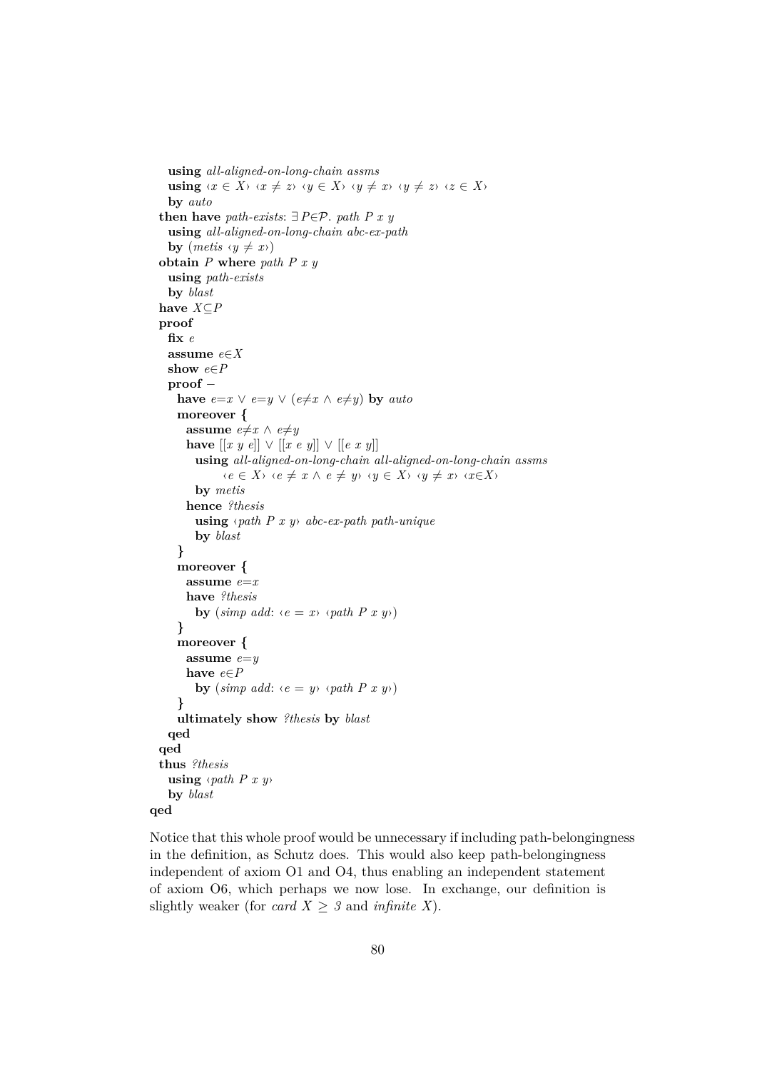```
    using all-aligned-on-long-chain assms
    using ‹x ∈ X› ‹x ≠ z› ‹y ∈ X› ‹y ≠ x› ‹y ≠ z› ‹z ∈ X›
    by auto
  then have path-exists: ∃ P∈𝒫. path P x y
    using all-aligned-on-long-chain abc-ex-path
    by (metis ‹y ≠ x›)
  obtain P where path P x y
    using path-exists
    by blast
  have X⊆P
  proof
    fix e
    assume e∈X
    show e∈P
    proof −
      have e=x ∨ e=y ∨ (e≠x ∧ e≠y) by auto
      moreover {
        assume e≠x ∧ e≠y
        have [[x y e]] ∨ [[x e y]] ∨ [[e x y]]
          using all-aligned-on-long-chain all-aligned-on-long-chain assms
                ‹e ∈ X› ‹e ≠ x ∧ e ≠ y› ‹y ∈ X› ‹y ≠ x› ‹x∈X›
          by metis
        hence ?thesis
          using ‹path P x y› abc-ex-path path-unique
          by blast
      }
      moreover {
        assume e=x
        have ?thesis
          by (simp add: ‹e = x› ‹path P x y›)
      }
      moreover {
        assume e=y
        have e∈P
          by (simp add: ‹e = y› ‹path P x y›)
      }
      ultimately show ?thesis by blast
    qed
  qed
  thus ?thesis
    using ‹path P x y›
    by blast
qed
```

Notice that this whole proof would be unnecessary if including path-belongingness in the definition, as Schutz does. This would also keep path-belongingness independent of axiom O1 and O4, thus enabling an independent statement of axiom O6, which perhaps we now lose. In exchange, our definition is slightly weaker (for $card\ X \geq 3$ and *infinite X*).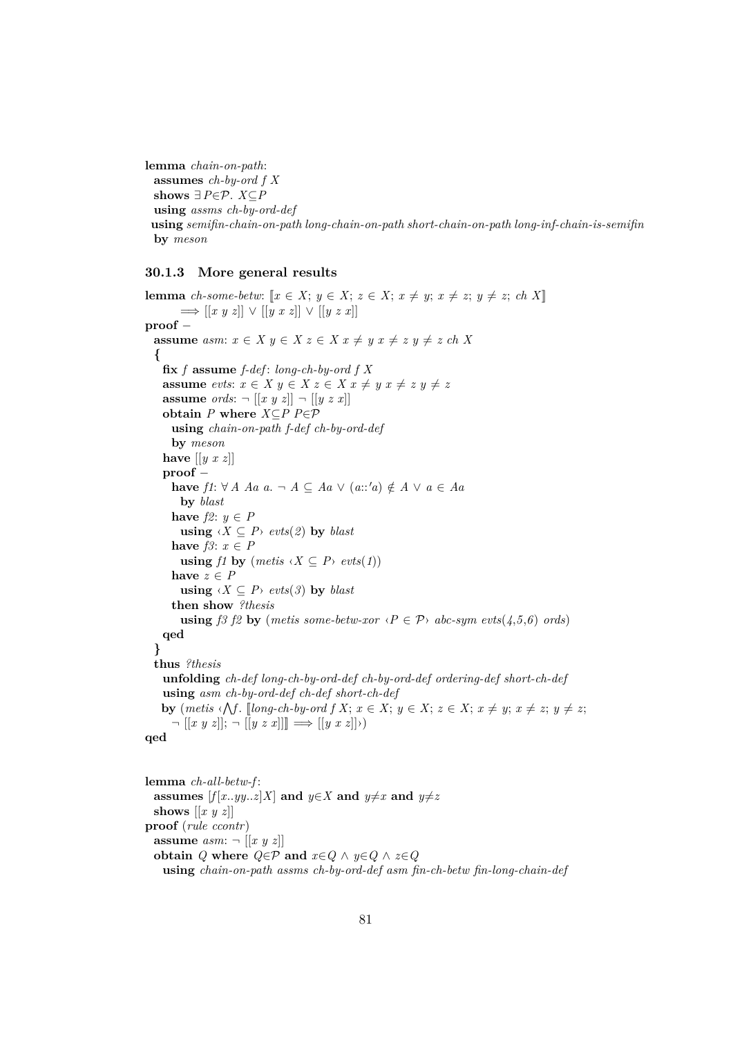**lemma** *chain-on-path*:
  **assumes** *ch-by-ord f X*
  **shows** ∃ *P*∈𝒫. *X*⊆*P*
  **using** *assms ch-by-ord-def*
  **using** *semifin-chain-on-path long-chain-on-path short-chain-on-path long-inf-chain-is-semifin*
  **by** *meson*

### 30.1.3 More general results

```
lemma ch-some-betw: ⟦x ∈ X; y ∈ X; z ∈ X; x ≠ y; x ≠ z; y ≠ z; ch X⟧
      ⟹ [[x y z]] ∨ [[y x z]] ∨ [[y z x]]
proof –
  assume asm: x ∈ X y ∈ X z ∈ X x ≠ y x ≠ z y ≠ z ch X
  {
    fix f assume f-def: long-ch-by-ord f X
    assume evts: x ∈ X y ∈ X z ∈ X x ≠ y x ≠ z y ≠ z
    assume ords: ¬ [[x y z]] ¬ [[y z x]]
    obtain P where X⊆P P∈𝒫
      using chain-on-path f-def ch-by-ord-def
      by meson
    have [[y x z]]
    proof –
      have f1: ∀ A Aa a. ¬ A ⊆ Aa ∨ (a::'a) ∉ A ∨ a ∈ Aa
        by blast
      have f2: y ∈ P
        using ‹X ⊆ P› evts(2) by blast
      have f3: x ∈ P
        using f1 by (metis ‹X ⊆ P› evts(1))
      have z ∈ P
        using ‹X ⊆ P› evts(3) by blast
      then show ?thesis
        using f3 f2 by (metis some-betw-xor ‹P ∈ 𝒫› abc-sym evts(4,5,6) ords)
    qed
  }
  thus ?thesis
    unfolding ch-def long-ch-by-ord-def ch-by-ord-def ordering-def short-ch-def
    using asm ch-by-ord-def ch-def short-ch-def
    by (metis ‹⋀f. ⟦long-ch-by-ord f X; x ∈ X; y ∈ X; z ∈ X; x ≠ y; x ≠ z; y ≠ z;
      ¬ [[x y z]]; ¬ [[y z x]]⟧ ⟹ [[y x z]]›)
qed
```

```
lemma ch-all-betw-f:
  assumes [f[x..yy..z]X] and y∈X and y≠x and y≠z
  shows [[x y z]]
proof (rule ccontr)
  assume asm: ¬ [[x y z]]
  obtain Q where Q∈𝒫 and x∈Q ∧ y∈Q ∧ z∈Q
    using chain-on-path assms ch-by-ord-def asm fin-ch-betw fin-long-chain-def
```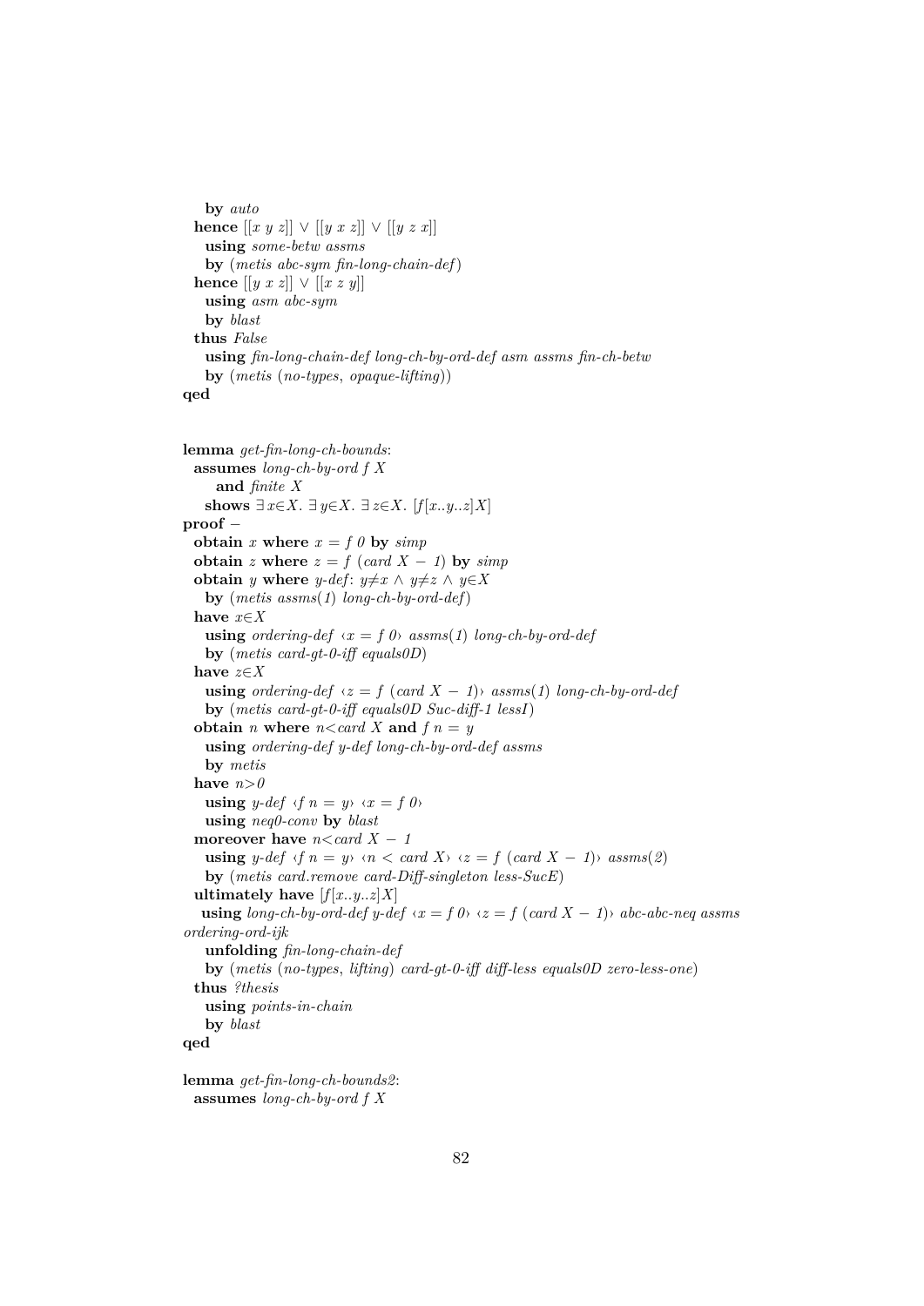```
    by auto
  hence [[x y z]] ∨ [[y x z]] ∨ [[y z x]]
    using some-betw assms
    by (metis abc-sym fin-long-chain-def)
  hence [[y x z]] ∨ [[x z y]]
    using asm abc-sym
    by blast
  thus False
    using fin-long-chain-def long-ch-by-ord-def asm assms fin-ch-betw
    by (metis (no-types, opaque-lifting))
qed


lemma get-fin-long-ch-bounds:
  assumes long-ch-by-ord f X
      and finite X
    shows ∃x∈X. ∃y∈X. ∃z∈X. [f[x..y..z]X]
proof −
  obtain x where x = f 0 by simp
  obtain z where z = f (card X − 1) by simp
  obtain y where y-def: y≠x ∧ y≠z ∧ y∈X
    by (metis assms(1) long-ch-by-ord-def)
  have x∈X
    using ordering-def ‹x = f 0› assms(1) long-ch-by-ord-def
    by (metis card-gt-0-iff equals0D)
  have z∈X
    using ordering-def ‹z = f (card X − 1)› assms(1) long-ch-by-ord-def
    by (metis card-gt-0-iff equals0D Suc-diff-1 lessI)
  obtain n where n<card X and f n = y
    using ordering-def y-def long-ch-by-ord-def assms
    by metis
  have n>0
    using y-def ‹f n = y› ‹x = f 0›
    using neq0-conv by blast
  moreover have n<card X − 1
    using y-def ‹f n = y› ‹n < card X› ‹z = f (card X − 1)› assms(2)
    by (metis card.remove card-Diff-singleton less-SucE)
  ultimately have [f[x..y..z]X]
   using long-ch-by-ord-def y-def ‹x = f 0› ‹z = f (card X − 1)› abc-abc-neq assms
ordering-ord-ijk
    unfolding fin-long-chain-def
    by (metis (no-types, lifting) card-gt-0-iff diff-less equals0D zero-less-one)
  thus ?thesis
    using points-in-chain
    by blast
qed

lemma get-fin-long-ch-bounds2:
  assumes long-ch-by-ord f X
```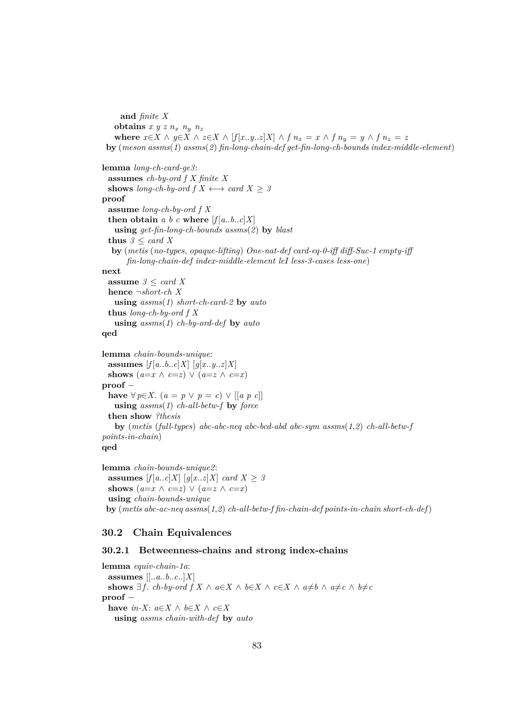```
    and finite X
  obtains x y z n_x n_y n_z
  where x∈X ∧ y∈X ∧ z∈X ∧ [f[x..y..z]X] ∧ f n_x = x ∧ f n_y = y ∧ f n_z = z
  by (meson assms(1) assms(2) fin-long-chain-def get-fin-long-ch-bounds index-middle-element)

lemma long-ch-card-ge3:
  assumes ch-by-ord f X finite X
  shows long-ch-by-ord f X ⟷ card X ≥ 3
proof
  assume long-ch-by-ord f X
  then obtain a b c where [f[a..b..c]X]
    using get-fin-long-ch-bounds assms(2) by blast
  thus 3 ≤ card X
    by (metis (no-types, opaque-lifting) One-nat-def card-eq-0-iff diff-Suc-1 empty-iff
        fin-long-chain-def index-middle-element leI less-3-cases less-one)
next
  assume 3 ≤ card X
  hence ¬short-ch X
    using assms(1) short-ch-card-2 by auto
  thus long-ch-by-ord f X
    using assms(1) ch-by-ord-def by auto
qed

lemma chain-bounds-unique:
  assumes [f[a..b..c]X] [g[x..y..z]X]
  shows (a=x ∧ c=z) ∨ (a=z ∧ c=x)
proof –
  have ∀ p∈X. (a = p ∨ p = c) ∨ [[a p c]]
    using assms(1) ch-all-betw-f by force
  then show ?thesis
    by (metis (full-types) abc-abc-neq abc-bcd-abd abc-sym assms(1,2) ch-all-betw-f
points-in-chain)
qed

lemma chain-bounds-unique2:
  assumes [f[a..c]X] [g[x..z]X] card X ≥ 3
  shows (a=x ∧ c=z) ∨ (a=z ∧ c=x)
  using chain-bounds-unique
  by (metis abc-ac-neq assms(1,2) ch-all-betw-f fin-chain-def points-in-chain short-ch-def)
```

## 30.2 Chain Equivalences

### 30.2.1 Betweenness-chains and strong index-chains

```
lemma equiv-chain-1a:
  assumes [[..a..b..c..]X]
  shows ∃f. ch-by-ord f X ∧ a∈X ∧ b∈X ∧ c∈X ∧ a≠b ∧ a≠c ∧ b≠c
proof –
  have in-X: a∈X ∧ b∈X ∧ c∈X
    using assms chain-with-def by auto
```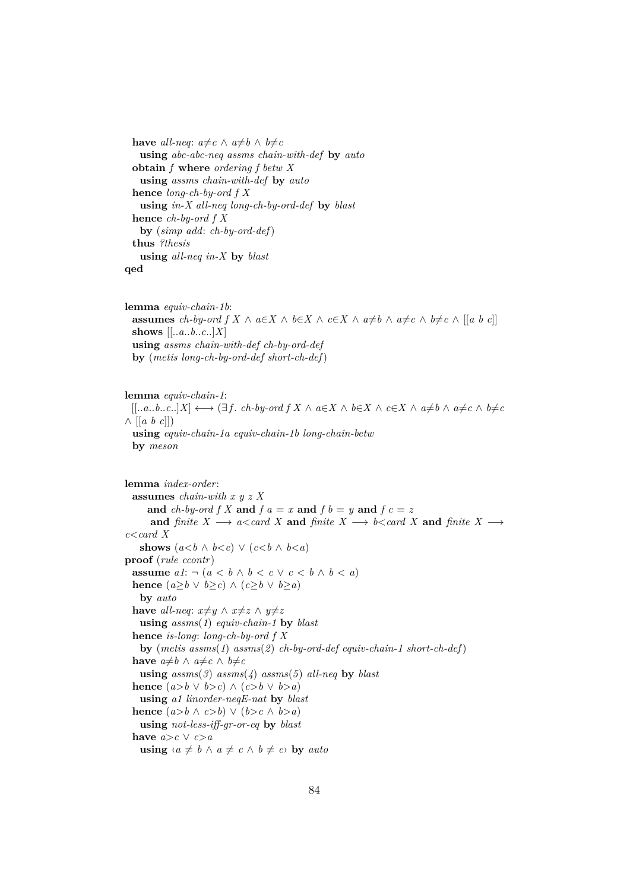```
  have all-neq: a≠c ∧ a≠b ∧ b≠c
    using abc-abc-neq assms chain-with-def by auto
  obtain f where ordering f betw X
    using assms chain-with-def by auto
  hence long-ch-by-ord f X
    using in-X all-neq long-ch-by-ord-def by blast
  hence ch-by-ord f X
    by (simp add: ch-by-ord-def)
  thus ?thesis
    using all-neq in-X by blast
qed


lemma equiv-chain-1b:
  assumes ch-by-ord f X ∧ a∈X ∧ b∈X ∧ c∈X ∧ a≠b ∧ a≠c ∧ b≠c ∧ [[a b c]]
  shows [[..a..b..c..]X]
  using assms chain-with-def ch-by-ord-def
  by (metis long-ch-by-ord-def short-ch-def)


lemma equiv-chain-1:
  [[..a..b..c..]X] ⟷ (∃f. ch-by-ord f X ∧ a∈X ∧ b∈X ∧ c∈X ∧ a≠b ∧ a≠c ∧ b≠c
∧ [[a b c]])
  using equiv-chain-1a equiv-chain-1b long-chain-betw
  by meson


lemma index-order:
  assumes chain-with x y z X
      and ch-by-ord f X and f a = x and f b = y and f c = z
       and finite X ⟶ a<card X and finite X ⟶ b<card X and finite X ⟶
c<card X
    shows (a<b ∧ b<c) ∨ (c<b ∧ b<a)
proof (rule ccontr)
  assume a1: ¬ (a < b ∧ b < c ∨ c < b ∧ b < a)
  hence (a≥b ∨ b≥c) ∧ (c≥b ∨ b≥a)
    by auto
  have all-neq: x≠y ∧ x≠z ∧ y≠z
    using assms(1) equiv-chain-1 by blast
  hence is-long: long-ch-by-ord f X
    by (metis assms(1) assms(2) ch-by-ord-def equiv-chain-1 short-ch-def)
  have a≠b ∧ a≠c ∧ b≠c
    using assms(3) assms(4) assms(5) all-neq by blast
  hence (a>b ∨ b>c) ∧ (c>b ∨ b>a)
    using a1 linorder-neqE-nat by blast
  hence (a>b ∧ c>b) ∨ (b>c ∧ b>a)
    using not-less-iff-gr-or-eq by blast
  have a>c ∨ c>a
    using ‹a ≠ b ∧ a ≠ c ∧ b ≠ c› by auto
```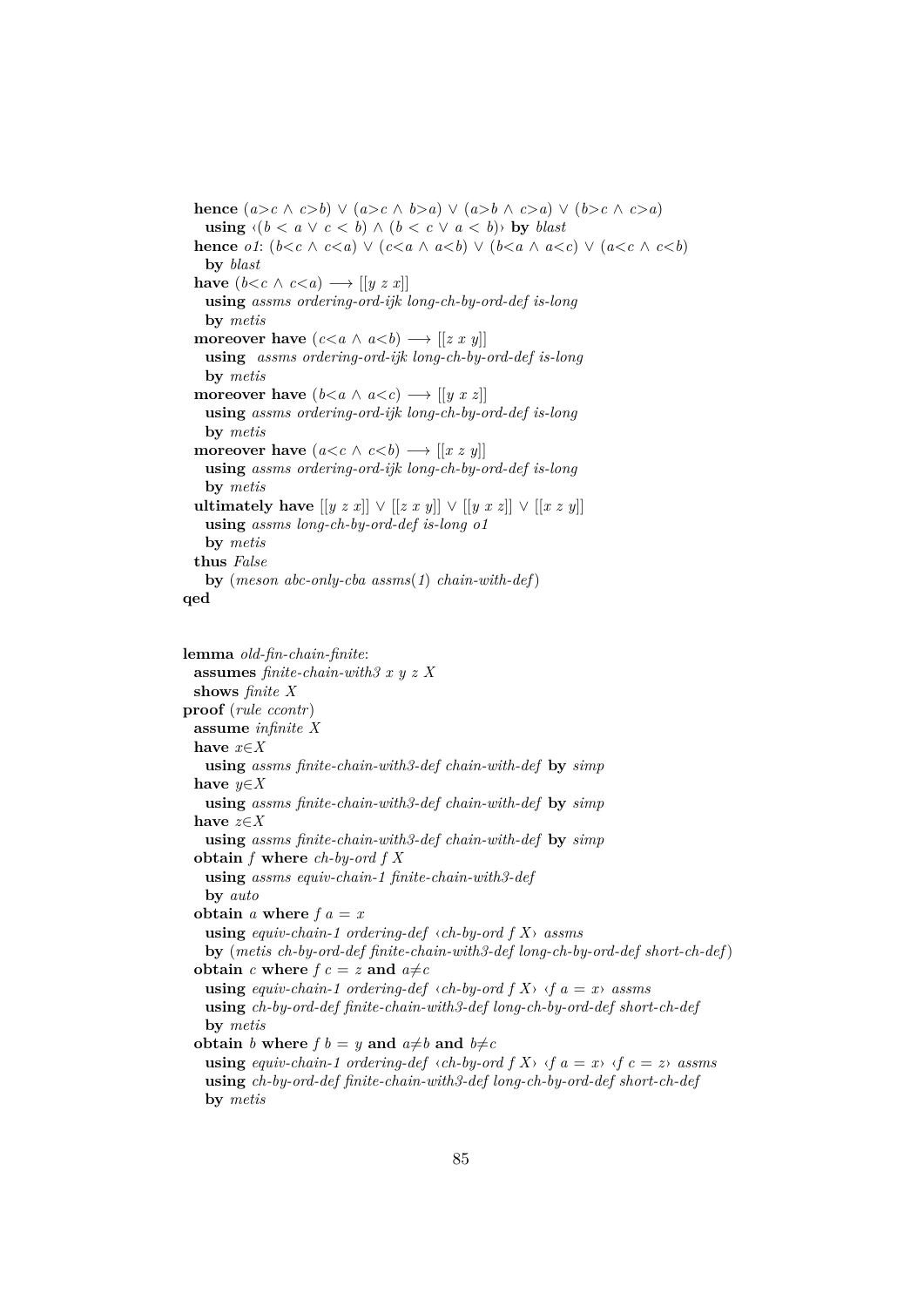```
  hence (a>c ∧ c>b) ∨ (a>c ∧ b>a) ∨ (a>b ∧ c>a) ∨ (b>c ∧ c>a)
    using ‹(b < a ∨ c < b) ∧ (b < c ∨ a < b)› by blast
  hence o1: (b<c ∧ c<a) ∨ (c<a ∧ a<b) ∨ (b<a ∧ a<c) ∨ (a<c ∧ c<b)
    by blast
  have (b<c ∧ c<a) ⟶ [[y z x]]
    using assms ordering-ord-ijk long-ch-by-ord-def is-long
    by metis
  moreover have (c<a ∧ a<b) ⟶ [[z x y]]
    using  assms ordering-ord-ijk long-ch-by-ord-def is-long
    by metis
  moreover have (b<a ∧ a<c) ⟶ [[y x z]]
    using assms ordering-ord-ijk long-ch-by-ord-def is-long
    by metis
  moreover have (a<c ∧ c<b) ⟶ [[x z y]]
    using assms ordering-ord-ijk long-ch-by-ord-def is-long
    by metis
  ultimately have [[y z x]] ∨ [[z x y]] ∨ [[y x z]] ∨ [[x z y]]
    using assms long-ch-by-ord-def is-long o1
    by metis
  thus False
    by (meson abc-only-cba assms(1) chain-with-def)
qed


lemma old-fin-chain-finite:
  assumes finite-chain-with3 x y z X
  shows finite X
proof (rule ccontr)
  assume infinite X
  have x∈X
    using assms finite-chain-with3-def chain-with-def by simp
  have y∈X
    using assms finite-chain-with3-def chain-with-def by simp
  have z∈X
    using assms finite-chain-with3-def chain-with-def by simp
  obtain f where ch-by-ord f X
    using assms equiv-chain-1 finite-chain-with3-def
    by auto
  obtain a where f a = x
    using equiv-chain-1 ordering-def ‹ch-by-ord f X› assms
    by (metis ch-by-ord-def finite-chain-with3-def long-ch-by-ord-def short-ch-def)
  obtain c where f c = z and a≠c
    using equiv-chain-1 ordering-def ‹ch-by-ord f X› ‹f a = x› assms
    using ch-by-ord-def finite-chain-with3-def long-ch-by-ord-def short-ch-def
    by metis
  obtain b where f b = y and a≠b and b≠c
    using equiv-chain-1 ordering-def ‹ch-by-ord f X› ‹f a = x› ‹f c = z› assms
    using ch-by-ord-def finite-chain-with3-def long-ch-by-ord-def short-ch-def
    by metis
```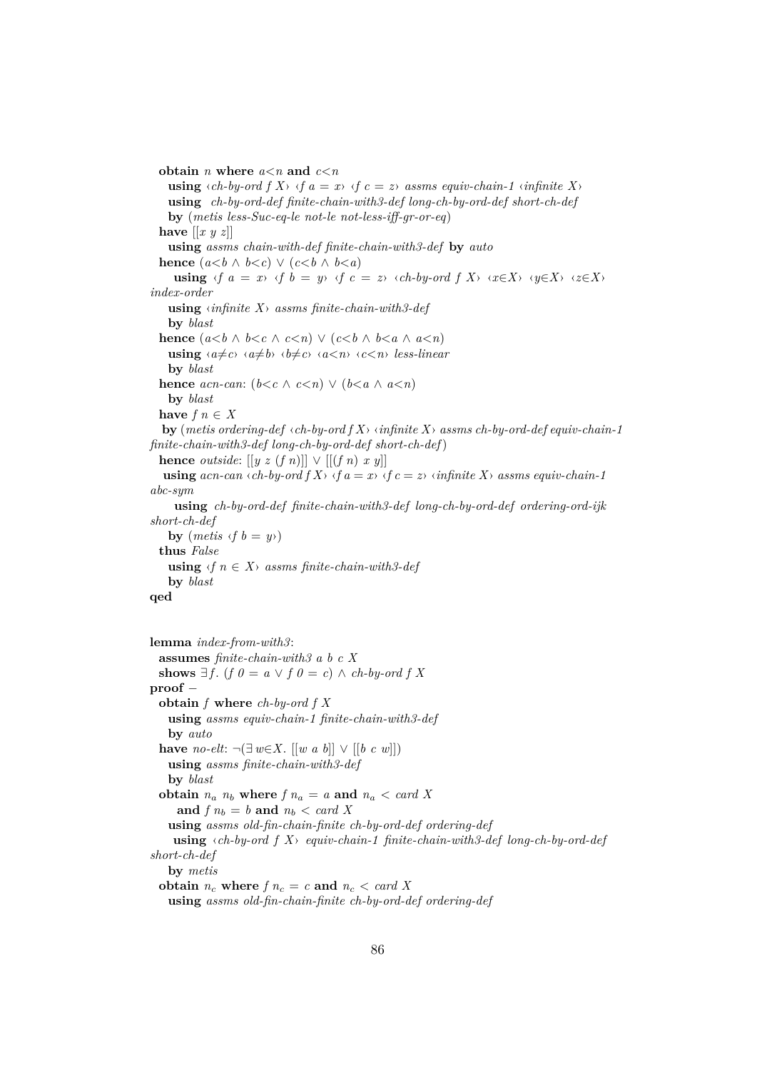```
  obtain n where a<n and c<n
    using ‹ch-by-ord f X› ‹f a = x› ‹f c = z› assms equiv-chain-1 ‹infinite X›
    using  ch-by-ord-def finite-chain-with3-def long-ch-by-ord-def short-ch-def
    by (metis less-Suc-eq-le not-le not-less-iff-gr-or-eq)
  have [[x y z]]
    using assms chain-with-def finite-chain-with3-def by auto
  hence (a<b ∧ b<c) ∨ (c<b ∧ b<a)
     using ‹f a = x› ‹f b = y› ‹f c = z› ‹ch-by-ord f X› ‹x∈X› ‹y∈X› ‹z∈X›
index-order
    using ‹infinite X› assms finite-chain-with3-def
    by blast
  hence (a<b ∧ b<c ∧ c<n) ∨ (c<b ∧ b<a ∧ a<n)
    using ‹a≠c› ‹a≠b› ‹b≠c› ‹a<n› ‹c<n› less-linear
    by blast
  hence acn-can: (b<c ∧ c<n) ∨ (b<a ∧ a<n)
    by blast
  have f n ∈ X
   by (metis ordering-def ‹ch-by-ord f X› ‹infinite X› assms ch-by-ord-def equiv-chain-1
finite-chain-with3-def long-ch-by-ord-def short-ch-def)
  hence outside: [[y z (f n)]] ∨ [[(f n) x y]]
   using acn-can ‹ch-by-ord f X› ‹f a = x› ‹f c = z› ‹infinite X› assms equiv-chain-1
abc-sym
     using  ch-by-ord-def finite-chain-with3-def long-ch-by-ord-def ordering-ord-ijk
short-ch-def
    by (metis ‹f b = y›)
  thus False
    using ‹f n ∈ X› assms finite-chain-with3-def
    by blast
qed


lemma index-from-with3:
  assumes finite-chain-with3 a b c X
  shows ∃f. (f 0 = a ∨ f 0 = c) ∧ ch-by-ord f X
proof -
  obtain f where ch-by-ord f X
    using assms equiv-chain-1 finite-chain-with3-def
    by auto
  have no-elt: ¬(∃w∈X. [[w a b]] ∨ [[b c w]])
    using assms finite-chain-with3-def
    by blast
  obtain n_a n_b where f n_a = a and n_a < card X
     and f n_b = b and n_b < card X
    using assms old-fin-chain-finite ch-by-ord-def ordering-def
     using ‹ch-by-ord f X› equiv-chain-1 finite-chain-with3-def long-ch-by-ord-def
short-ch-def
    by metis
  obtain n_c where f n_c = c and n_c < card X
    using assms old-fin-chain-finite ch-by-ord-def ordering-def
```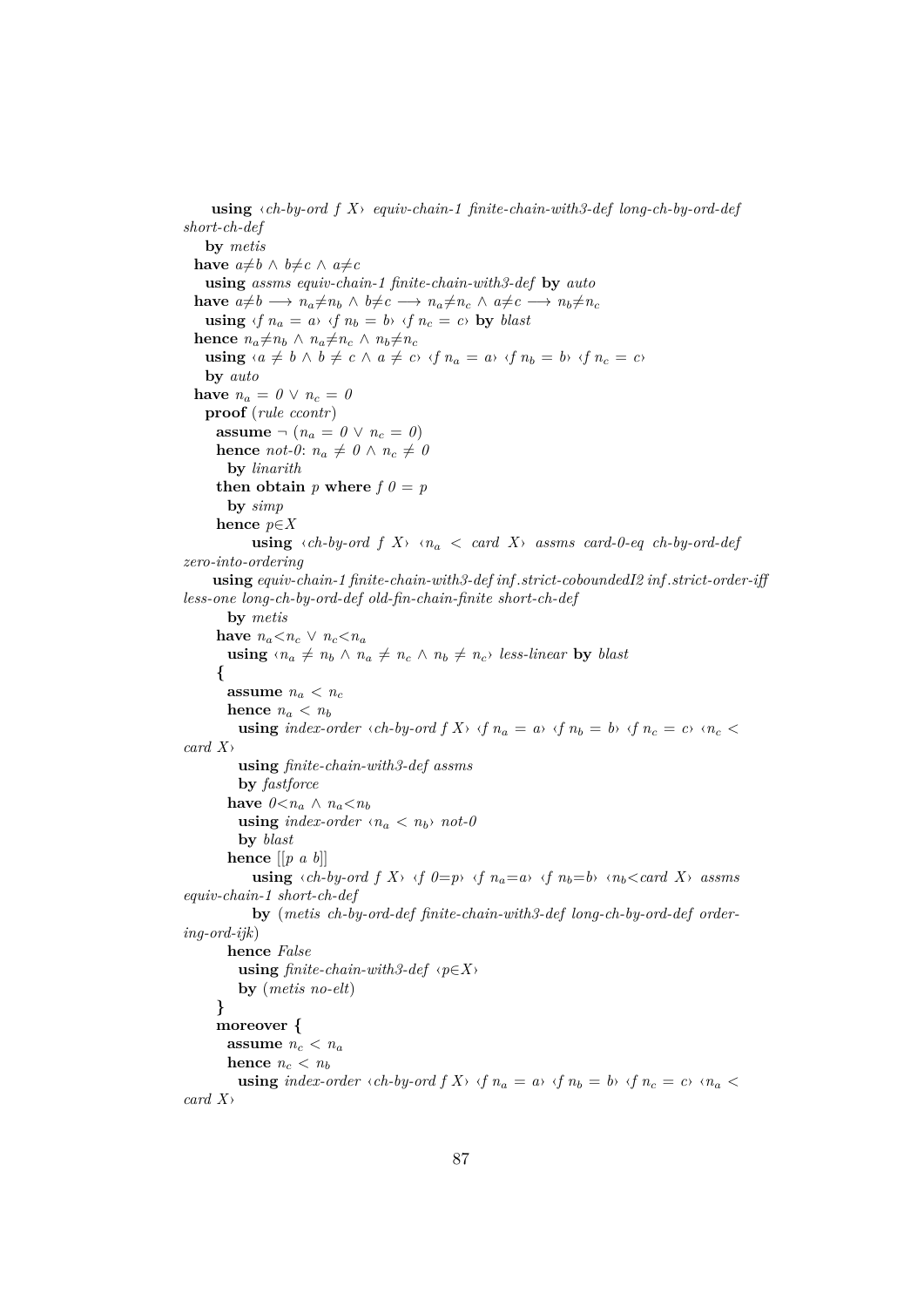```
    using ‹ch-by-ord f X› equiv-chain-1 finite-chain-with3-def long-ch-by-ord-def
short-ch-def
    by metis
  have a≠b ∧ b≠c ∧ a≠c
    using assms equiv-chain-1 finite-chain-with3-def by auto
  have a≠b ⟶ n_a≠n_b ∧ b≠c ⟶ n_a≠n_c ∧ a≠c ⟶ n_b≠n_c
    using ‹f n_a = a› ‹f n_b = b› ‹f n_c = c› by blast
  hence n_a≠n_b ∧ n_a≠n_c ∧ n_b≠n_c
    using ‹a ≠ b ∧ b ≠ c ∧ a ≠ c› ‹f n_a = a› ‹f n_b = b› ‹f n_c = c›
    by auto
  have n_a = 0 ∨ n_c = 0
    proof (rule ccontr)
      assume ¬ (n_a = 0 ∨ n_c = 0)
      hence not-0: n_a ≠ 0 ∧ n_c ≠ 0
        by linarith
      then obtain p where f 0 = p
        by simp
      hence p∈X
          using ‹ch-by-ord f X› ‹n_a < card X› assms card-0-eq ch-by-ord-def
zero-into-ordering
      using equiv-chain-1 finite-chain-with3-def inf.strict-coboundedI2 inf.strict-order-iff
less-one long-ch-by-ord-def old-fin-chain-finite short-ch-def
        by metis
      have n_a<n_c ∨ n_c<n_a
        using ‹n_a ≠ n_b ∧ n_a ≠ n_c ∧ n_b ≠ n_c› less-linear by blast
      {
        assume n_a < n_c
        hence n_a < n_b
          using index-order ‹ch-by-ord f X› ‹f n_a = a› ‹f n_b = b› ‹f n_c = c› ‹n_c <
card X›
          using finite-chain-with3-def assms
          by fastforce
        have 0<n_a ∧ n_a<n_b
          using index-order ‹n_a < n_b› not-0
          by blast
        hence [[p a b]]
            using ‹ch-by-ord f X› ‹f 0=p› ‹f n_a=a› ‹f n_b=b› ‹n_b<card X› assms
equiv-chain-1 short-ch-def
            by (metis ch-by-ord-def finite-chain-with3-def long-ch-by-ord-def order-
ing-ord-ijk)
        hence False
          using finite-chain-with3-def ‹p∈X›
          by (metis no-elt)
      }
      moreover {
        assume n_c < n_a
        hence n_c < n_b
          using index-order ‹ch-by-ord f X› ‹f n_a = a› ‹f n_b = b› ‹f n_c = c› ‹n_a <
card X›
```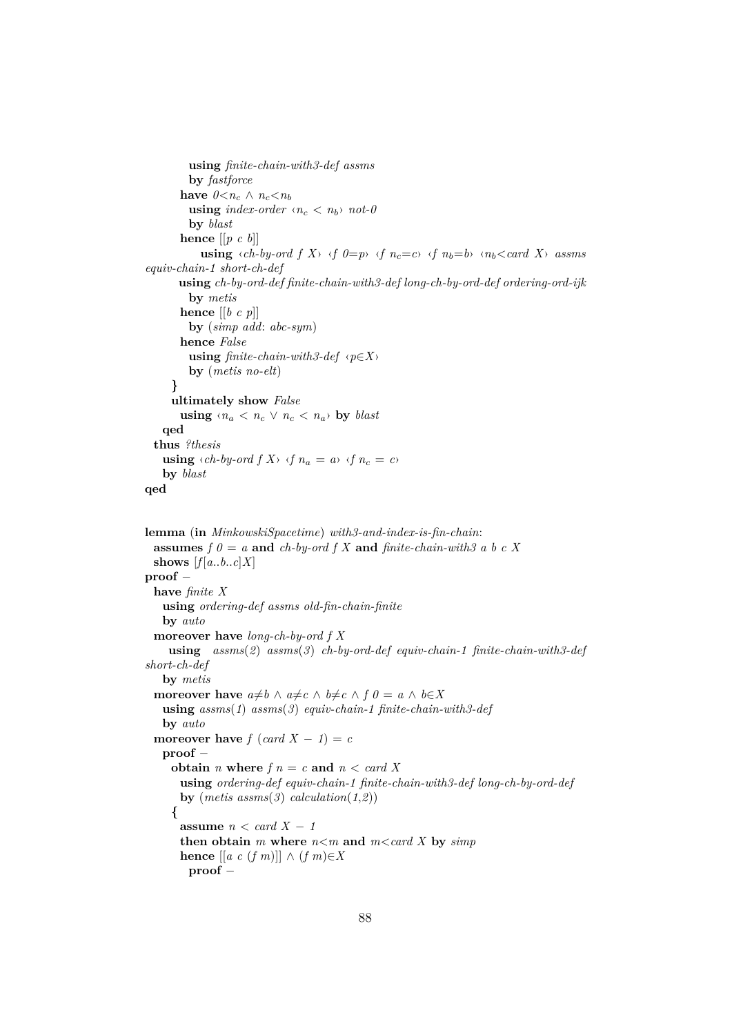```
          using finite-chain-with3-def assms
          by fastforce
        have 0<n_c ∧ n_c<n_b
          using index-order ‹n_c < n_b› not-0
          by blast
        hence [[p c b]]
            using ‹ch-by-ord f X› ‹f 0=p› ‹f n_c=c› ‹f n_b=b› ‹n_b<card X› assms
equiv-chain-1 short-ch-def
          using ch-by-ord-def finite-chain-with3-def long-ch-by-ord-def ordering-ord-ijk
          by metis
        hence [[b c p]]
          by (simp add: abc-sym)
        hence False
          using finite-chain-with3-def ‹p∈X›
          by (metis no-elt)
      }
      ultimately show False
        using ‹n_a < n_c ∨ n_c < n_a› by blast
    qed
  thus ?thesis
    using ‹ch-by-ord f X› ‹f n_a = a› ‹f n_c = c›
    by blast
qed


lemma (in MinkowskiSpacetime) with3-and-index-is-fin-chain:
  assumes f 0 = a and ch-by-ord f X and finite-chain-with3 a b c X
  shows [f[a..b..c]X]
proof −
  have finite X
    using ordering-def assms old-fin-chain-finite
    by auto
  moreover have long-ch-by-ord f X
      using  assms(2) assms(3) ch-by-ord-def equiv-chain-1 finite-chain-with3-def
short-ch-def
    by metis
  moreover have a≠b ∧ a≠c ∧ b≠c ∧ f 0 = a ∧ b∈X
    using assms(1) assms(3) equiv-chain-1 finite-chain-with3-def
    by auto
  moreover have f (card X − 1) = c
    proof −
      obtain n where f n = c and n < card X
        using ordering-def equiv-chain-1 finite-chain-with3-def long-ch-by-ord-def
        by (metis assms(3) calculation(1,2))
      {
        assume n < card X − 1
        then obtain m where n<m and m<card X by simp
        hence [[a c (f m)]] ∧ (f m)∈X
          proof −
```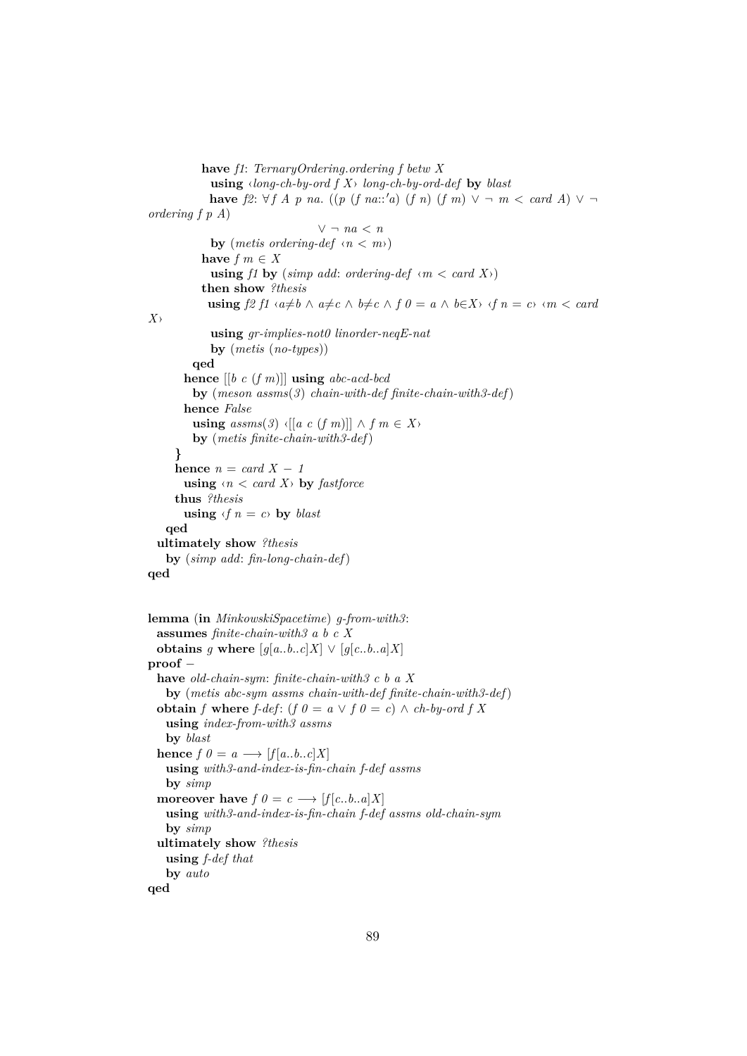```
          have f1: TernaryOrdering.ordering f betw X
            using ‹long-ch-by-ord f X› long-ch-by-ord-def by blast
            have f2: ∀ f A p na. ((p (f na::'a) (f n) (f m) ∨ ¬ m < card A) ∨ ¬
ordering f p A)
                                   ∨ ¬ na < n
            by (metis ordering-def ‹n < m›)
          have f m ∈ X
            using f1 by (simp add: ordering-def ‹m < card X›)
          then show ?thesis
            using f2 f1 ‹a≠b ∧ a≠c ∧ b≠c ∧ f 0 = a ∧ b∈X› ‹f n = c› ‹m < card
X›
            using gr-implies-not0 linorder-neqE-nat
            by (metis (no-types))
        qed
      hence [[b c (f m)]] using abc-acd-bcd
        by (meson assms(3) chain-with-def finite-chain-with3-def)
      hence False
        using assms(3) ‹[[a c (f m)]] ∧ f m ∈ X›
        by (metis finite-chain-with3-def)
    }
    hence n = card X − 1
      using ‹n < card X› by fastforce
    thus ?thesis
      using ‹f n = c› by blast
  qed
  ultimately show ?thesis
    by (simp add: fin-long-chain-def)
qed


lemma (in MinkowskiSpacetime) g-from-with3:
  assumes finite-chain-with3 a b c X
  obtains g where [g[a..b..c]X] ∨ [g[c..b..a]X]
proof −
  have old-chain-sym: finite-chain-with3 c b a X
    by (metis abc-sym assms chain-with-def finite-chain-with3-def)
  obtain f where f-def: (f 0 = a ∨ f 0 = c) ∧ ch-by-ord f X
    using index-from-with3 assms
    by blast
  hence f 0 = a ⟶ [f[a..b..c]X]
    using with3-and-index-is-fin-chain f-def assms
    by simp
  moreover have f 0 = c ⟶ [f[c..b..a]X]
    using with3-and-index-is-fin-chain f-def assms old-chain-sym
    by simp
  ultimately show ?thesis
    using f-def that
    by auto
qed
```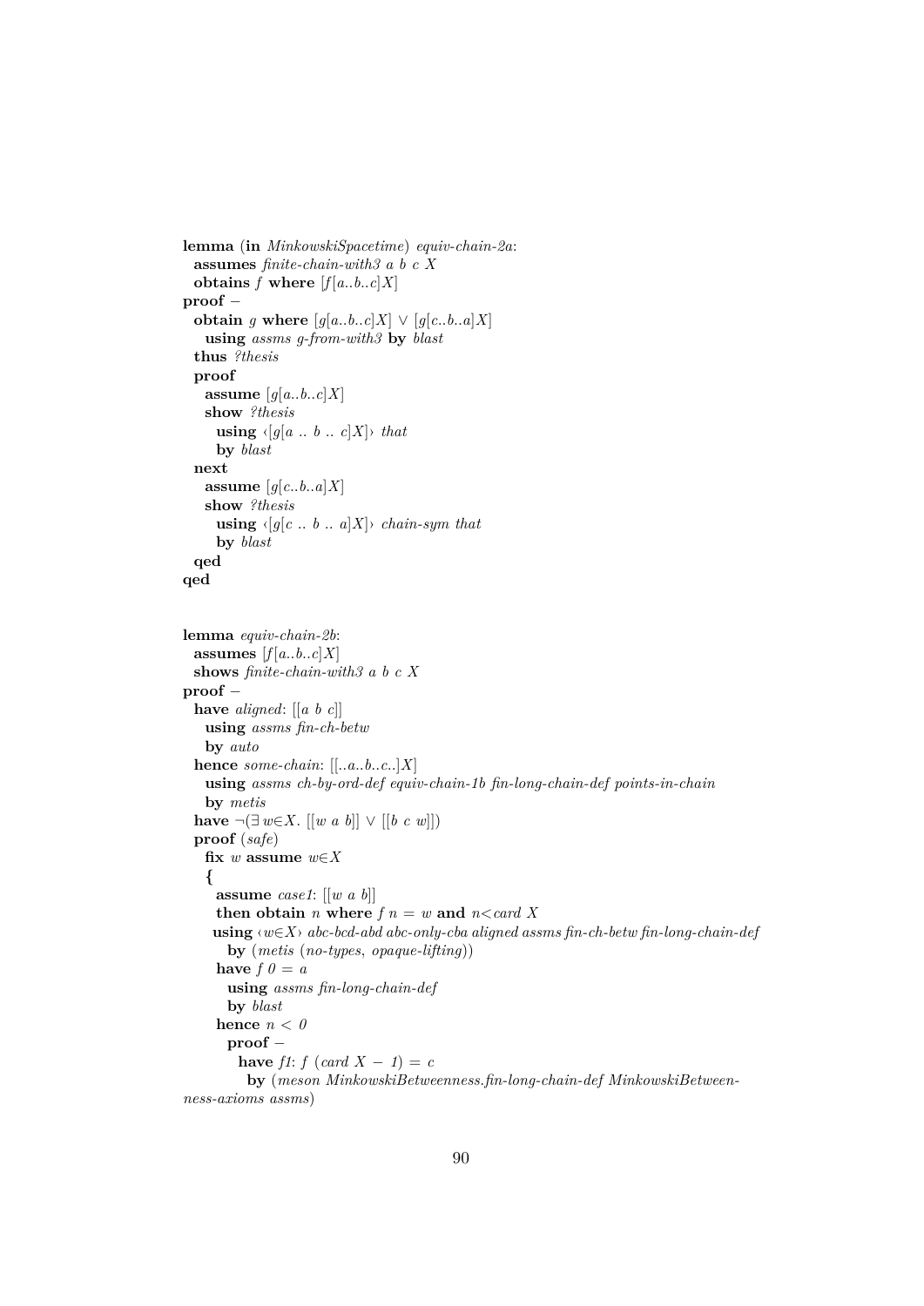```
lemma (in MinkowskiSpacetime) equiv-chain-2a:
  assumes finite-chain-with3 a b c X
  obtains f where [f[a..b..c]X]
proof −
  obtain g where [g[a..b..c]X] ∨ [g[c..b..a]X]
    using assms g-from-with3 by blast
  thus ?thesis
  proof
    assume [g[a..b..c]X]
    show ?thesis
      using ‹[g[a .. b .. c]X]› that
      by blast
  next
    assume [g[c..b..a]X]
    show ?thesis
      using ‹[g[c .. b .. a]X]› chain-sym that
      by blast
  qed
qed


lemma equiv-chain-2b:
  assumes [f[a..b..c]X]
  shows finite-chain-with3 a b c X
proof −
  have aligned: [[a b c]]
    using assms fin-ch-betw
    by auto
  hence some-chain: [[..a..b..c..]X]
    using assms ch-by-ord-def equiv-chain-1b fin-long-chain-def points-in-chain
    by metis
  have ¬(∃ w∈X. [[w a b]] ∨ [[b c w]])
  proof (safe)
    fix w assume w∈X
    {
      assume case1: [[w a b]]
      then obtain n where f n = w and n<card X
      using ‹w∈X› abc-bcd-abd abc-only-cba aligned assms fin-ch-betw fin-long-chain-def
        by (metis (no-types, opaque-lifting))
      have f 0 = a
        using assms fin-long-chain-def
        by blast
      hence n < 0
        proof −
          have f1: f (card X − 1) = c
            by (meson MinkowskiBetweenness.fin-long-chain-def MinkowskiBetween-
ness-axioms assms)
```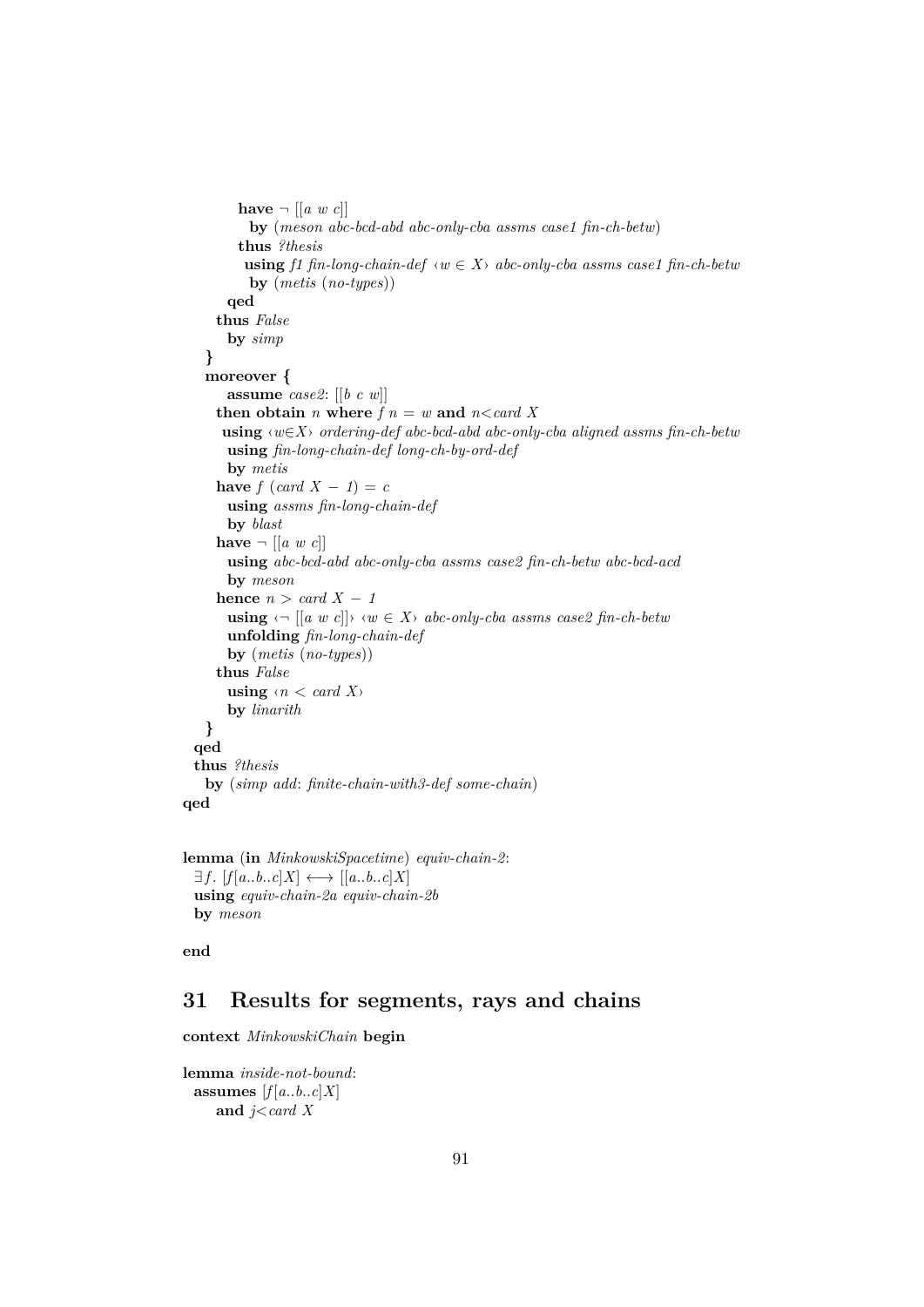```
          have ¬ [[a w c]]
            by (meson abc-bcd-abd abc-only-cba assms case1 fin-ch-betw)
          thus ?thesis
           using f1 fin-long-chain-def ‹w ∈ X› abc-only-cba assms case1 fin-ch-betw
            by (metis (no-types))
        qed
      thus False
        by simp
    }
    moreover {
        assume case2: [[b c w]]
      then obtain n where f n = w and n<card X
       using ‹w∈X› ordering-def abc-bcd-abd abc-only-cba aligned assms fin-ch-betw
        using fin-long-chain-def long-ch-by-ord-def
        by metis
      have f (card X − 1) = c
        using assms fin-long-chain-def
        by blast
      have ¬ [[a w c]]
        using abc-bcd-abd abc-only-cba assms case2 fin-ch-betw abc-bcd-acd
        by meson
      hence n > card X − 1
        using ‹¬ [[a w c]]› ‹w ∈ X› abc-only-cba assms case2 fin-ch-betw
        unfolding fin-long-chain-def
        by (metis (no-types))
      thus False
        using ‹n < card X›
        by linarith
    }
  qed
  thus ?thesis
    by (simp add: finite-chain-with3-def some-chain)
qed


lemma (in MinkowskiSpacetime) equiv-chain-2:
  ∃f. [f[a..b..c]X] ⟷ [[a..b..c]X]
  using equiv-chain-2a equiv-chain-2b
  by meson

end
```

## 31 Results for segments, rays and chains

```
context MinkowskiChain begin

lemma inside-not-bound:
  assumes [f[a..b..c]X]
      and j<card X
```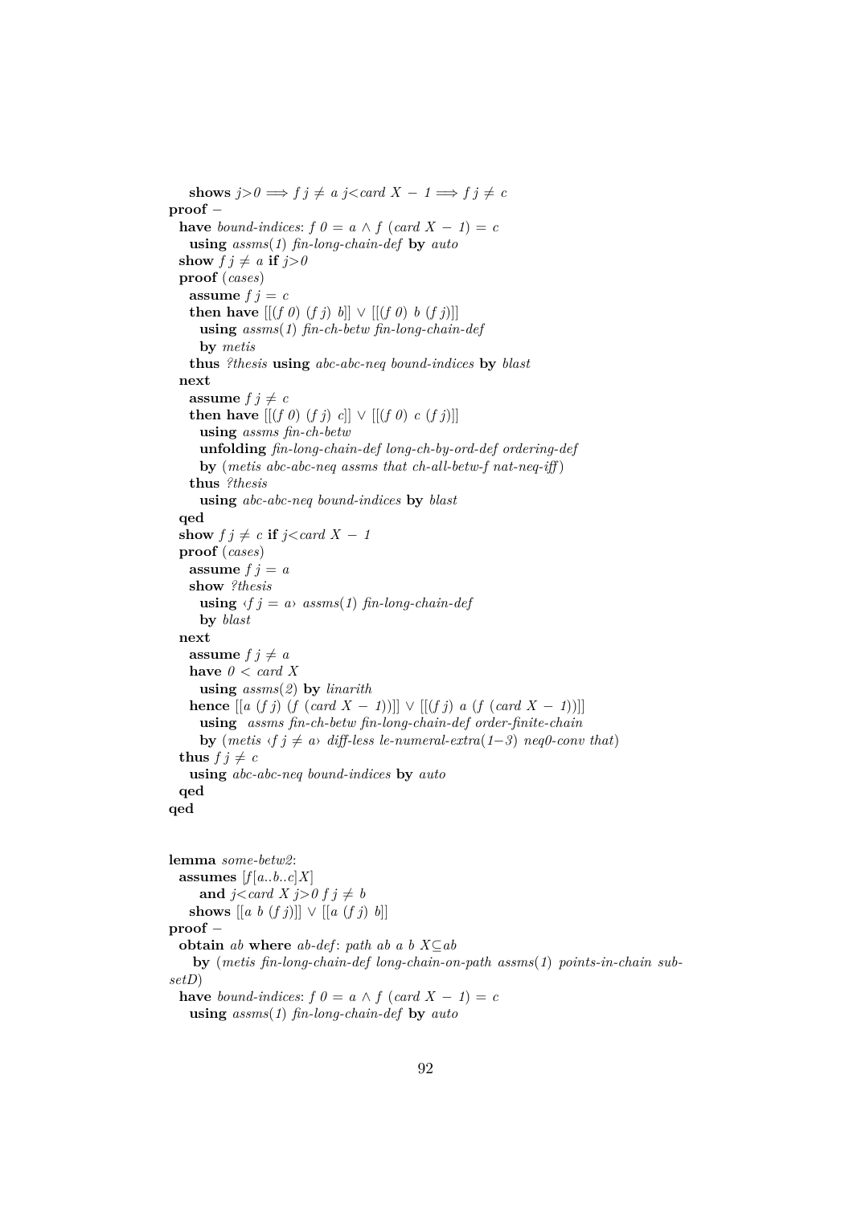```
    shows j>0 ⟹ f j ≠ a j<card X − 1 ⟹ f j ≠ c
proof −
  have bound-indices: f 0 = a ∧ f (card X − 1) = c
    using assms(1) fin-long-chain-def by auto
  show f j ≠ a if j>0
  proof (cases)
    assume f j = c
    then have [[(f 0) (f j) b]] ∨ [[(f 0) b (f j)]]
      using assms(1) fin-ch-betw fin-long-chain-def
      by metis
    thus ?thesis using abc-abc-neq bound-indices by blast
  next
    assume f j ≠ c
    then have [[(f 0) (f j) c]] ∨ [[(f 0) c (f j)]]
      using assms fin-ch-betw
      unfolding fin-long-chain-def long-ch-by-ord-def ordering-def
      by (metis abc-abc-neq assms that ch-all-betw-f nat-neq-iff)
    thus ?thesis
      using abc-abc-neq bound-indices by blast
  qed
  show f j ≠ c if j<card X − 1
  proof (cases)
    assume f j = a
    show ?thesis
      using ‹f j = a› assms(1) fin-long-chain-def
      by blast
  next
    assume f j ≠ a
    have 0 < card X
      using assms(2) by linarith
    hence [[a (f j) (f (card X − 1))]] ∨ [[(f j) a (f (card X − 1))]]
      using  assms fin-ch-betw fin-long-chain-def order-finite-chain
      by (metis ‹f j ≠ a› diff-less le-numeral-extra(1−3) neq0-conv that)
  thus f j ≠ c
    using abc-abc-neq bound-indices by auto
  qed
qed


lemma some-betw2:
  assumes [f[a..b..c]X]
      and j<card X j>0 f j ≠ b
    shows [[a b (f j)]] ∨ [[a (f j) b]]
proof −
  obtain ab where ab-def: path ab a b X⊆ab
    by (metis fin-long-chain-def long-chain-on-path assms(1) points-in-chain subsetD)
  have bound-indices: f 0 = a ∧ f (card X − 1) = c
    using assms(1) fin-long-chain-def by auto
```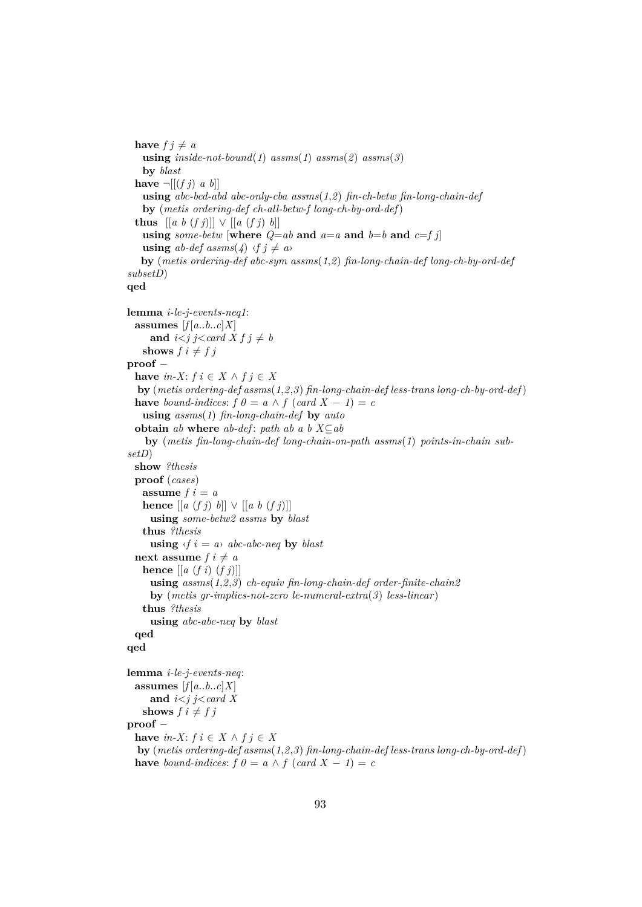```
  have f j ≠ a
    using inside-not-bound(1) assms(1) assms(2) assms(3)
    by blast
  have ¬[[(f j) a b]]
    using abc-bcd-abd abc-only-cba assms(1,2) fin-ch-betw fin-long-chain-def
    by (metis ordering-def ch-all-betw-f long-ch-by-ord-def)
  thus [[a b (f j)]] ∨ [[a (f j) b]]
    using some-betw [where Q=ab and a=a and b=b and c=f j]
    using ab-def assms(4) ‹f j ≠ a›
    by (metis ordering-def abc-sym assms(1,2) fin-long-chain-def long-ch-by-ord-def
subsetD)
qed

lemma i-le-j-events-neq1:
  assumes [f[a..b..c]X]
      and i<j j<card X f j ≠ b
    shows f i ≠ f j
proof −
  have in-X: f i ∈ X ∧ f j ∈ X
   by (metis ordering-def assms(1,2,3) fin-long-chain-def less-trans long-ch-by-ord-def)
  have bound-indices: f 0 = a ∧ f (card X − 1) = c
    using assms(1) fin-long-chain-def by auto
  obtain ab where ab-def: path ab a b X⊆ab
    by (metis fin-long-chain-def long-chain-on-path assms(1) points-in-chain sub-
setD)
  show ?thesis
  proof (cases)
    assume f i = a
    hence [[a (f j) b]] ∨ [[a b (f j)]]
      using some-betw2 assms by blast
    thus ?thesis
      using ‹f i = a› abc-abc-neq by blast
  next assume f i ≠ a
    hence [[a (f i) (f j)]]
      using assms(1,2,3) ch-equiv fin-long-chain-def order-finite-chain2
      by (metis gr-implies-not-zero le-numeral-extra(3) less-linear)
    thus ?thesis
      using abc-abc-neq by blast
  qed
qed

lemma i-le-j-events-neq:
  assumes [f[a..b..c]X]
      and i<j j<card X
    shows f i ≠ f j
proof −
  have in-X: f i ∈ X ∧ f j ∈ X
   by (metis ordering-def assms(1,2,3) fin-long-chain-def less-trans long-ch-by-ord-def)
  have bound-indices: f 0 = a ∧ f (card X − 1) = c
```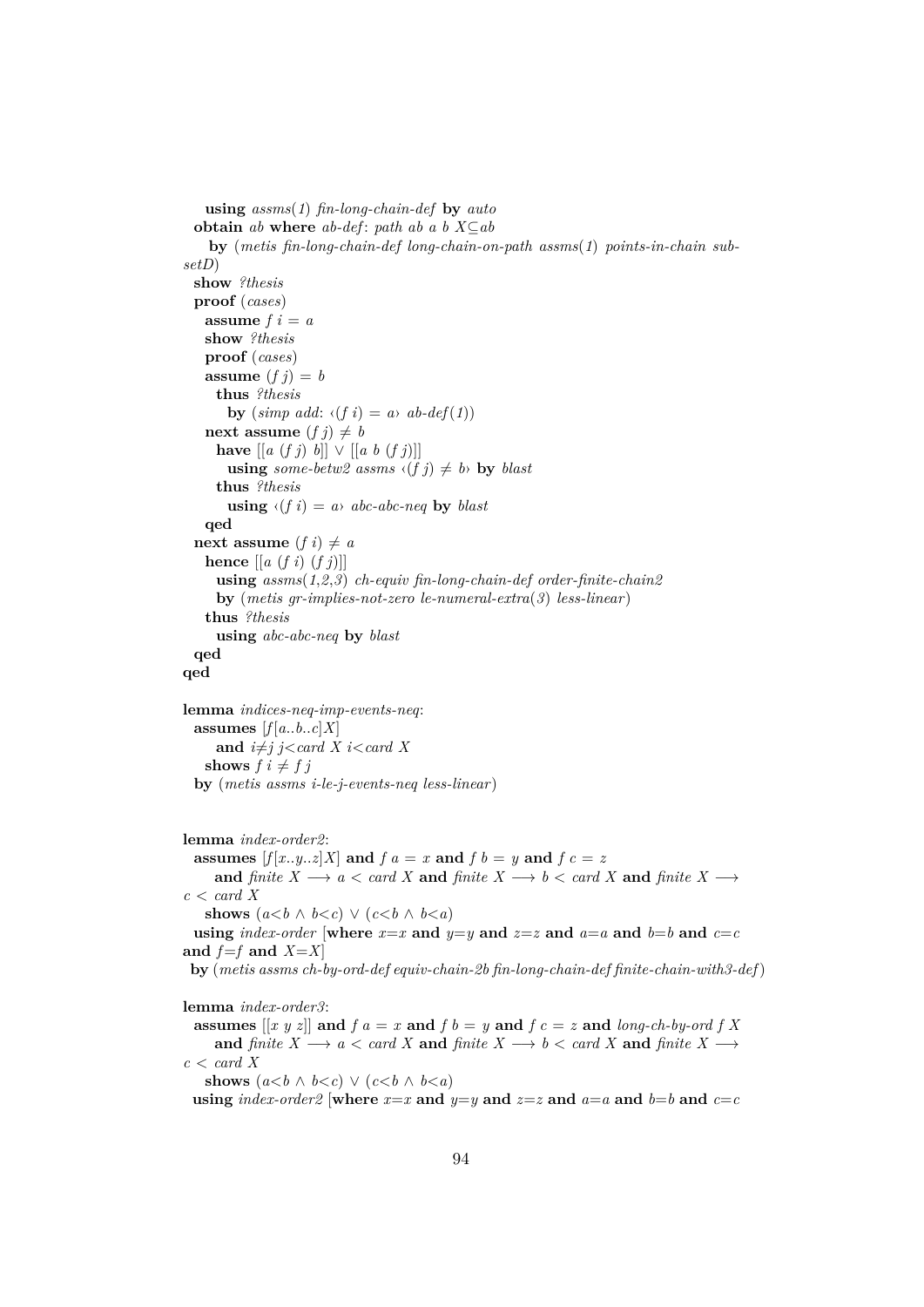```
    using assms(1) fin-long-chain-def by auto
  obtain ab where ab-def: path ab a b X⊆ab
    by (metis fin-long-chain-def long-chain-on-path assms(1) points-in-chain subsetD)
  show ?thesis
  proof (cases)
    assume f i = a
    show ?thesis
    proof (cases)
    assume (f j) = b
      thus ?thesis
        by (simp add: ‹(f i) = a› ab-def(1))
    next assume (f j) ≠ b
      have [[a (f j) b]] ∨ [[a b (f j)]]
        using some-betw2 assms ‹(f j) ≠ b› by blast
      thus ?thesis
        using ‹(f i) = a› abc-abc-neq by blast
    qed
  next assume (f i) ≠ a
    hence [[a (f i) (f j)]]
      using assms(1,2,3) ch-equiv fin-long-chain-def order-finite-chain2
      by (metis gr-implies-not-zero le-numeral-extra(3) less-linear)
    thus ?thesis
      using abc-abc-neq by blast
  qed
qed

lemma indices-neq-imp-events-neq:
  assumes [f[a..b..c]X]
      and i≠j j<card X i<card X
    shows f i ≠ f j
  by (metis assms i-le-j-events-neq less-linear)


lemma index-order2:
  assumes [f[x..y..z]X] and f a = x and f b = y and f c = z
      and finite X ⟶ a < card X and finite X ⟶ b < card X and finite X ⟶ c < card X
    shows (a<b ∧ b<c) ∨ (c<b ∧ b<a)
  using index-order [where x=x and y=y and z=z and a=a and b=b and c=c and f=f and X=X]
  by (metis assms ch-by-ord-def equiv-chain-2b fin-long-chain-def finite-chain-with3-def)

lemma index-order3:
  assumes [[x y z]] and f a = x and f b = y and f c = z and long-ch-by-ord f X
      and finite X ⟶ a < card X and finite X ⟶ b < card X and finite X ⟶ c < card X
    shows (a<b ∧ b<c) ∨ (c<b ∧ b<a)
  using index-order2 [where x=x and y=y and z=z and a=a and b=b and c=c
```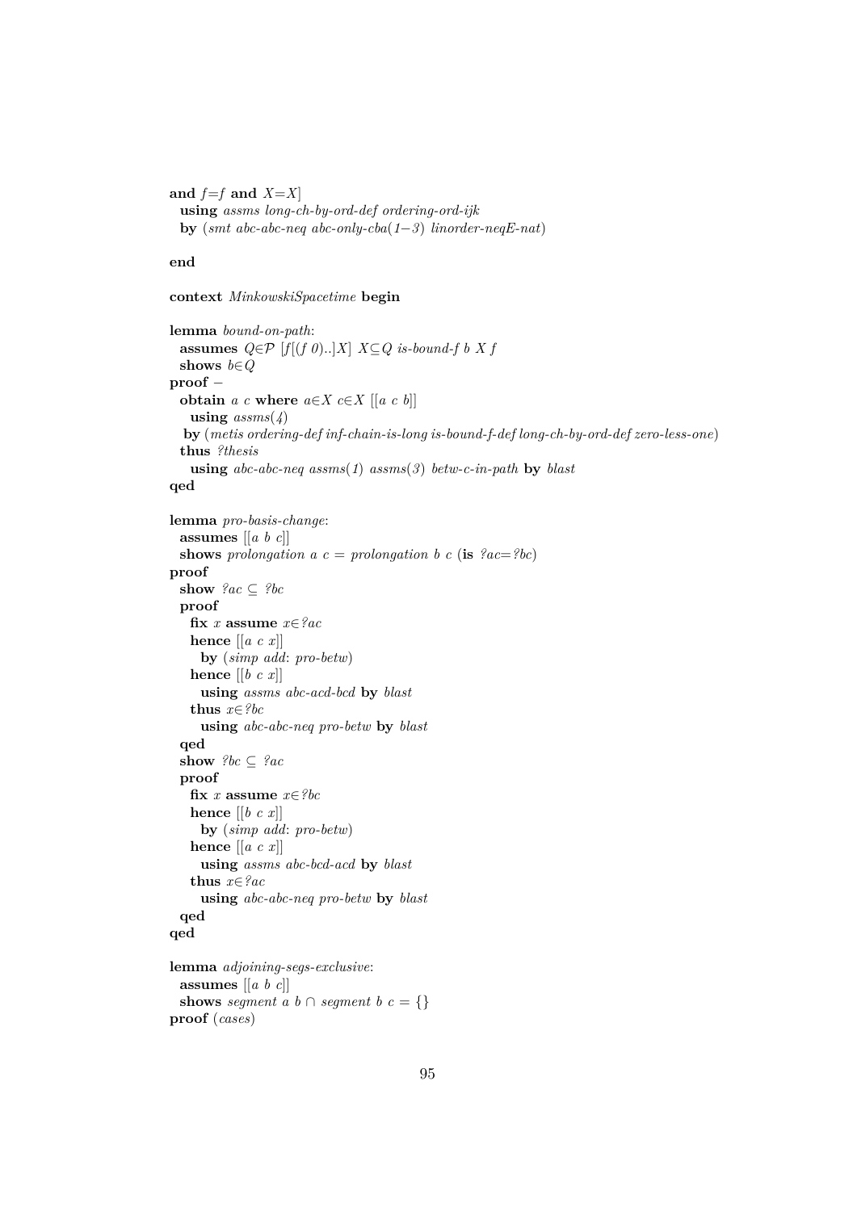```
and f=f and X=X]
  using assms long-ch-by-ord-def ordering-ord-ijk
  by (smt abc-abc-neq abc-only-cba(1−3) linorder-neqE-nat)

end

context MinkowskiSpacetime begin

lemma bound-on-path:
  assumes Q∈𝒫 [f[(f 0)..]X] X⊆Q is-bound-f b X f
  shows b∈Q
proof −
  obtain a c where a∈X c∈X [[a c b]]
    using assms(4)
   by (metis ordering-def inf-chain-is-long is-bound-f-def long-ch-by-ord-def zero-less-one)
  thus ?thesis
    using abc-abc-neq assms(1) assms(3) betw-c-in-path by blast
qed

lemma pro-basis-change:
  assumes [[a b c]]
  shows prolongation a c = prolongation b c (is ?ac=?bc)
proof
  show ?ac ⊆ ?bc
  proof
    fix x assume x∈?ac
    hence [[a c x]]
      by (simp add: pro-betw)
    hence [[b c x]]
      using assms abc-acd-bcd by blast
    thus x∈?bc
      using abc-abc-neq pro-betw by blast
  qed
  show ?bc ⊆ ?ac
  proof
    fix x assume x∈?bc
    hence [[b c x]]
      by (simp add: pro-betw)
    hence [[a c x]]
      using assms abc-bcd-acd by blast
    thus x∈?ac
      using abc-abc-neq pro-betw by blast
  qed
qed

lemma adjoining-segs-exclusive:
  assumes [[a b c]]
  shows segment a b ∩ segment b c = {}
proof (cases)
```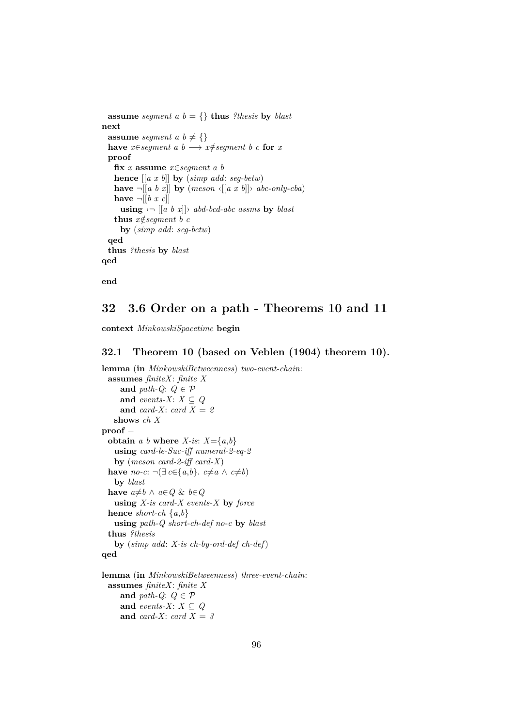```
  assume segment a b = {} thus ?thesis by blast
next
  assume segment a b ≠ {}
  have x∈segment a b ⟶ x∉segment b c for x
  proof
    fix x assume x∈segment a b
    hence [[a x b]] by (simp add: seg-betw)
    have ¬[[a b x]] by (meson ‹[[a x b]]› abc-only-cba)
    have ¬[[b x c]]
      using ‹¬ [[a b x]]› abd-bcd-abc assms by blast
    thus x∉segment b c
      by (simp add: seg-betw)
  qed
  thus ?thesis by blast
qed

end
```

# 32 3.6 Order on a path - Theorems 10 and 11

```
context MinkowskiSpacetime begin
```

## 32.1 Theorem 10 (based on Veblen (1904) theorem 10).

```
lemma (in MinkowskiBetweenness) two-event-chain:
  assumes finiteX: finite X
      and path-Q: Q ∈ 𝒫
      and events-X: X ⊆ Q
      and card-X: card X = 2
    shows ch X
proof −
  obtain a b where X-is: X={a,b}
    using card-le-Suc-iff numeral-2-eq-2
    by (meson card-2-iff card-X)
  have no-c: ¬(∃ c∈{a,b}. c≠a ∧ c≠b)
    by blast
  have a≠b ∧ a∈Q & b∈Q
    using X-is card-X events-X by force
  hence short-ch {a,b}
    using path-Q short-ch-def no-c by blast
  thus ?thesis
    by (simp add: X-is ch-by-ord-def ch-def)
qed

lemma (in MinkowskiBetweenness) three-event-chain:
  assumes finiteX: finite X
      and path-Q: Q ∈ 𝒫
      and events-X: X ⊆ Q
      and card-X: card X = 3
```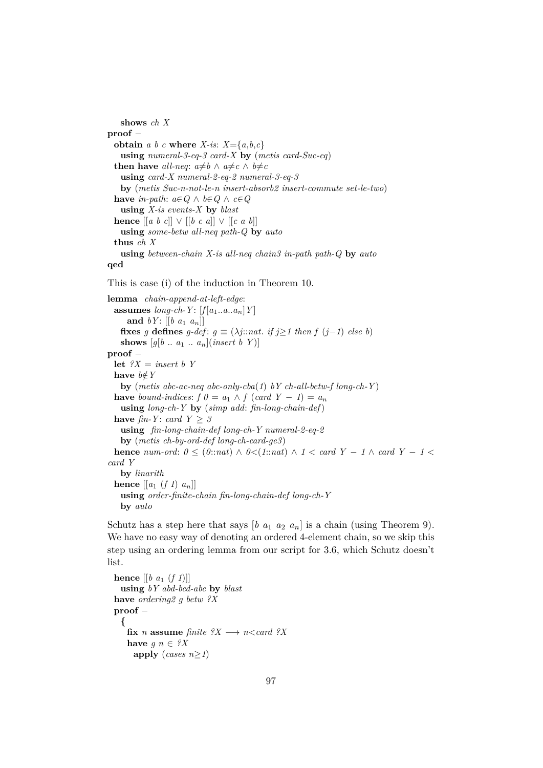```
    shows ch X
proof –
  obtain a b c where X-is: X={a,b,c}
    using numeral-3-eq-3 card-X by (metis card-Suc-eq)
  then have all-neq: a≠b ∧ a≠c ∧ b≠c
    using card-X numeral-2-eq-2 numeral-3-eq-3
    by (metis Suc-n-not-le-n insert-absorb2 insert-commute set-le-two)
  have in-path: a∈Q ∧ b∈Q ∧ c∈Q
    using X-is events-X by blast
  hence [[a b c]] ∨ [[b c a]] ∨ [[c a b]]
    using some-betw all-neq path-Q by auto
  thus ch X
    using between-chain X-is all-neq chain3 in-path path-Q by auto
qed
```

This is case (i) of the induction in Theorem 10.

```
lemma chain-append-at-left-edge:
  assumes long-ch-Y: [f[a₁..a..aₙ]Y]
      and bY: [[b a₁ aₙ]]
    fixes g defines g-def: g ≡ (λj::nat. if j≥1 then f (j−1) else b)
    shows [g[b .. a₁ .. aₙ](insert b Y)]
proof –
  let ?X = insert b Y
  have b∉Y
    by (metis abc-ac-neq abc-only-cba(1) bY ch-all-betw-f long-ch-Y)
  have bound-indices: f 0 = a₁ ∧ f (card Y − 1) = aₙ
    using long-ch-Y by (simp add: fin-long-chain-def)
  have fin-Y: card Y ≥ 3
    using fin-long-chain-def long-ch-Y numeral-2-eq-2
    by (metis ch-by-ord-def long-ch-card-ge3)
  hence num-ord: 0 ≤ (0::nat) ∧ 0<(1::nat) ∧ 1 < card Y − 1 ∧ card Y − 1 <
card Y
    by linarith
  hence [[a₁ (f 1) aₙ]]
    using order-finite-chain fin-long-chain-def long-ch-Y
    by auto
```

Schutz has a step here that says $[b\ a_1\ a_2\ a_n]$ is a chain (using Theorem 9). We have no easy way of denoting an ordered 4-element chain, so we skip this step using an ordering lemma from our script for 3.6, which Schutz doesn't list.

```
  hence [[b a₁ (f 1)]]
    using bY abd-bcd-abc by blast
  have ordering2 g betw ?X
  proof –
    {
      fix n assume finite ?X ⟶ n<card ?X
      have g n ∈ ?X
        apply (cases n≥1)
```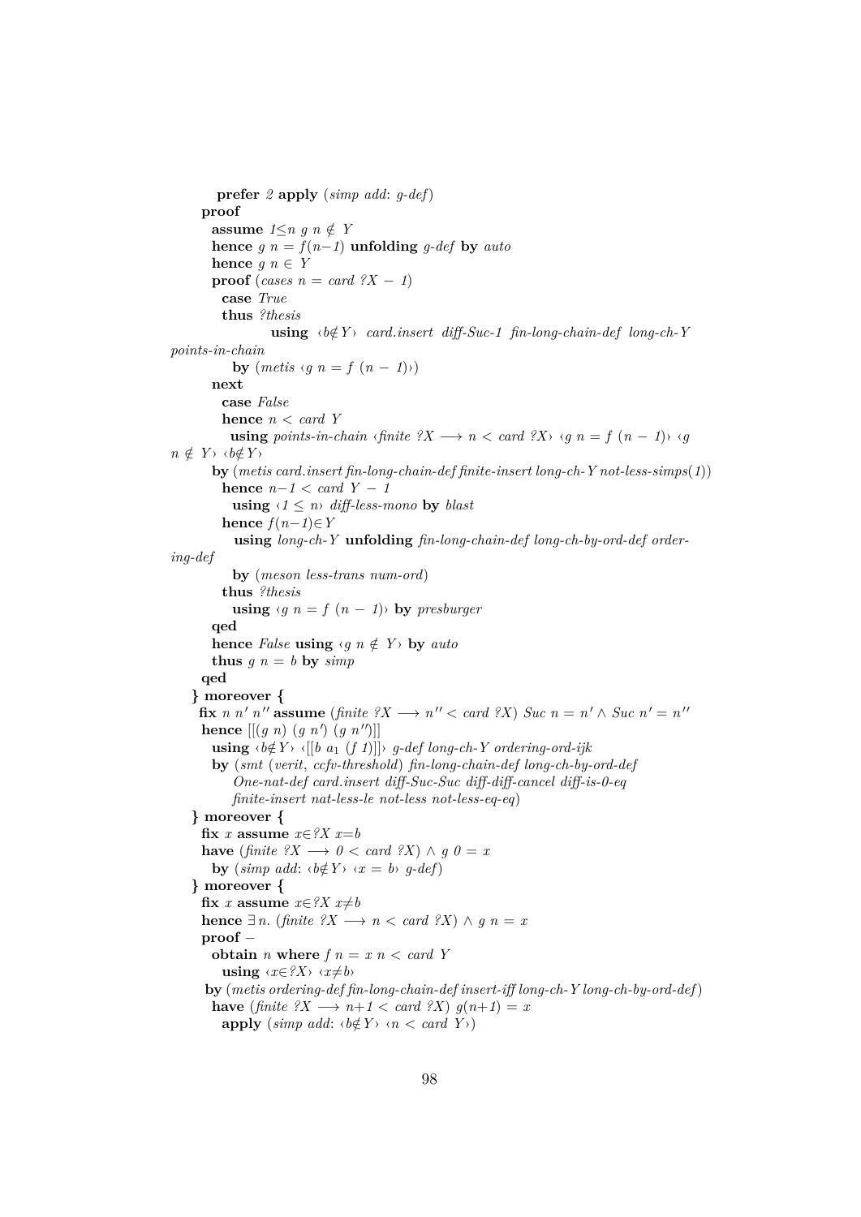```
      prefer 2 apply (simp add: g-def)
    proof
      assume 1≤n g n ∉ Y
      hence g n = f(n−1) unfolding g-def by auto
      hence g n ∈ Y
      proof (cases n = card ?X − 1)
        case True
        thus ?thesis
              using ‹b∉Y› card.insert diff-Suc-1 fin-long-chain-def long-ch-Y
points-in-chain
          by (metis ‹g n = f (n − 1)›)
      next
        case False
        hence n < card Y
          using points-in-chain ‹finite ?X ⟶ n < card ?X› ‹g n = f (n − 1)› ‹g
n ∉ Y› ‹b∉Y›
        by (metis card.insert fin-long-chain-def finite-insert long-ch-Y not-less-simps(1))
        hence n−1 < card Y − 1
          using ‹1 ≤ n› diff-less-mono by blast
        hence f(n−1)∈Y
          using long-ch-Y unfolding fin-long-chain-def long-ch-by-ord-def order-
ing-def
          by (meson less-trans num-ord)
        thus ?thesis
          using ‹g n = f (n − 1)› by presburger
      qed
      hence False using ‹g n ∉ Y› by auto
      thus g n = b by simp
    qed
  } moreover {
    fix n n' n'' assume (finite ?X ⟶ n'' < card ?X) Suc n = n' ∧ Suc n' = n''
    hence [[(g n) (g n') (g n'')]]
      using ‹b∉Y› ‹[[b a₁ (f 1)]]› g-def long-ch-Y ordering-ord-ijk
      by (smt (verit, ccfv-threshold) fin-long-chain-def long-ch-by-ord-def
          One-nat-def card.insert diff-Suc-Suc diff-diff-cancel diff-is-0-eq
          finite-insert nat-less-le not-less not-less-eq-eq)
  } moreover {
    fix x assume x∈?X x=b
    have (finite ?X ⟶ 0 < card ?X) ∧ g 0 = x
      by (simp add: ‹b∉Y› ‹x = b› g-def)
  } moreover {
    fix x assume x∈?X x≠b
    hence ∃n. (finite ?X ⟶ n < card ?X) ∧ g n = x
    proof −
      obtain n where f n = x n < card Y
        using ‹x∈?X› ‹x≠b›
      by (metis ordering-def fin-long-chain-def insert-iff long-ch-Y long-ch-by-ord-def)
      have (finite ?X ⟶ n+1 < card ?X) g(n+1) = x
        apply (simp add: ‹b∉Y› ‹n < card Y›)
```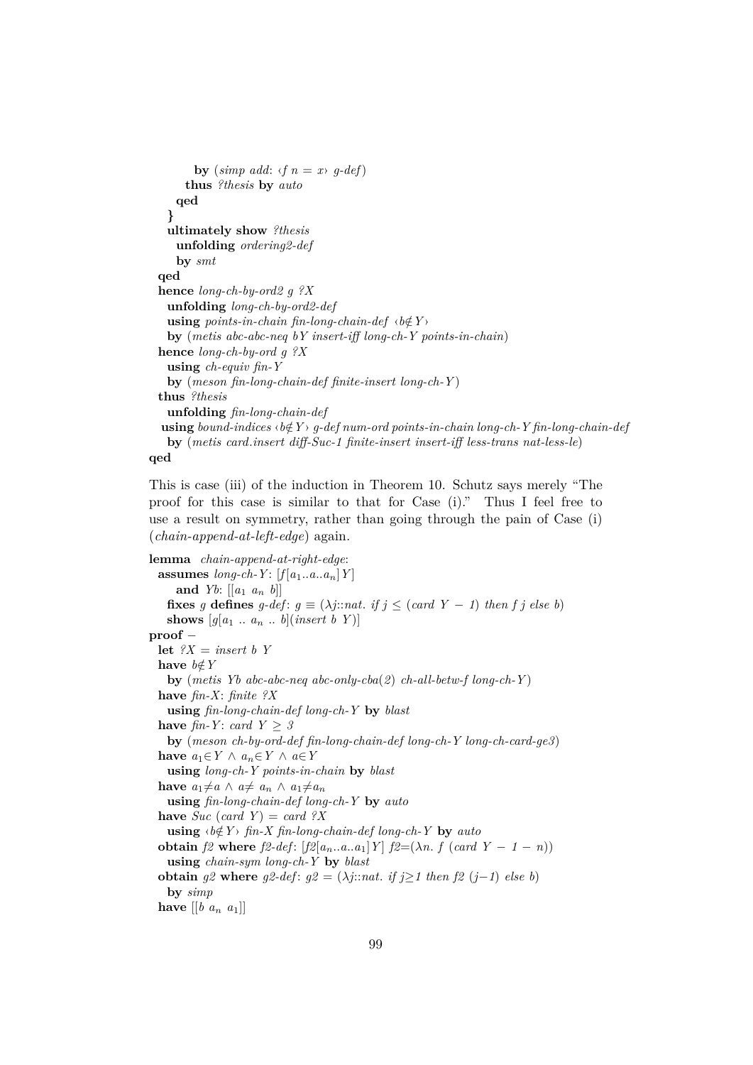```
        by (simp add: ‹f n = x› g-def)
      thus ?thesis by auto
    qed
  }
  ultimately show ?thesis
    unfolding ordering2-def
    by smt
qed
hence long-ch-by-ord2 g ?X
  unfolding long-ch-by-ord2-def
  using points-in-chain fin-long-chain-def ‹b∉Y›
  by (metis abc-abc-neq bY insert-iff long-ch-Y points-in-chain)
hence long-ch-by-ord g ?X
  using ch-equiv fin-Y
  by (meson fin-long-chain-def finite-insert long-ch-Y)
thus ?thesis
  unfolding fin-long-chain-def
  using bound-indices ‹b∉Y› g-def num-ord points-in-chain long-ch-Y fin-long-chain-def
  by (metis card.insert diff-Suc-1 finite-insert insert-iff less-trans nat-less-le)
qed
```

This is case (iii) of the induction in Theorem 10. Schutz says merely "The proof for this case is similar to that for Case (i)." Thus I feel free to use a result on symmetry, rather than going through the pain of Case (i) (*chain-append-at-left-edge*) again.

```
lemma chain-append-at-right-edge:
  assumes long-ch-Y: [f[a₁..a..aₙ]Y]
    and Yb: [[a₁ aₙ b]]
  fixes g defines g-def: g ≡ (λj::nat. if j ≤ (card Y − 1) then f j else b)
  shows [g[a₁ .. aₙ .. b](insert b Y)]
proof −
  let ?X = insert b Y
  have b∉Y
    by (metis Yb abc-abc-neq abc-only-cba(2) ch-all-betw-f long-ch-Y)
  have fin-X: finite ?X
    using fin-long-chain-def long-ch-Y by blast
  have fin-Y: card Y ≥ 3
    by (meson ch-by-ord-def fin-long-chain-def long-ch-Y long-ch-card-ge3)
  have a₁∈Y ∧ aₙ∈Y ∧ a∈Y
    using long-ch-Y points-in-chain by blast
  have a₁≠a ∧ a≠ aₙ ∧ a₁≠aₙ
    using fin-long-chain-def long-ch-Y by auto
  have Suc (card Y) = card ?X
    using ‹b∉Y› fin-X fin-long-chain-def long-ch-Y by auto
  obtain f2 where f2-def: [f2[aₙ..a..a₁]Y] f2=(λn. f (card Y − 1 − n))
    using chain-sym long-ch-Y by blast
  obtain g2 where g2-def: g2 = (λj::nat. if j≥1 then f2 (j−1) else b)
    by simp
  have [[b aₙ a₁]]
```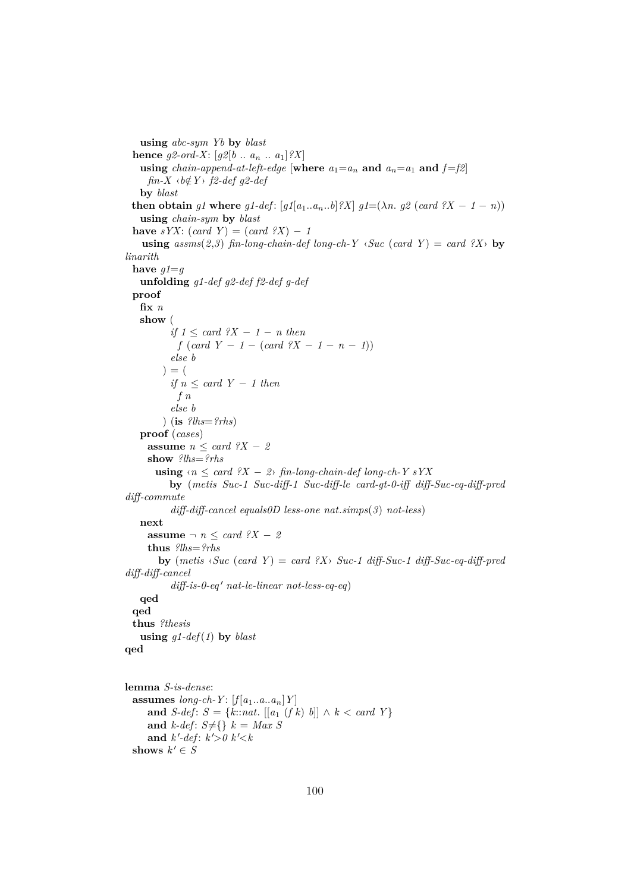```
    using abc-sym Yb by blast
  hence g2-ord-X: [g2[b .. a_n .. a_1]?X]
    using chain-append-at-left-edge [where a_1=a_n and a_n=a_1 and f=f2]
      fin-X ‹b∉Y› f2-def g2-def
    by blast
  then obtain g1 where g1-def: [g1[a_1..a_n..b]?X] g1=(λn. g2 (card ?X − 1 − n))
    using chain-sym by blast
  have sYX: (card Y) = (card ?X) − 1
     using assms(2,3) fin-long-chain-def long-ch-Y ‹Suc (card Y) = card ?X› by
linarith
  have g1=g
    unfolding g1-def g2-def f2-def g-def
  proof
    fix n
    show (
           if 1 ≤ card ?X − 1 − n then
             f (card Y − 1 − (card ?X − 1 − n − 1))
           else b
         ) = (
           if n ≤ card Y − 1 then
             f n
           else b
         ) (is ?lhs=?rhs)
    proof (cases)
      assume n ≤ card ?X − 2
      show ?lhs=?rhs
        using ‹n ≤ card ?X − 2› fin-long-chain-def long-ch-Y sYX
          by (metis Suc-1 Suc-diff-1 Suc-diff-le card-gt-0-iff diff-Suc-eq-diff-pred
diff-commute
            diff-diff-cancel equals0D less-one nat.simps(3) not-less)
    next
      assume ¬ n ≤ card ?X − 2
      thus ?lhs=?rhs
        by (metis ‹Suc (card Y) = card ?X› Suc-1 diff-Suc-1 diff-Suc-eq-diff-pred
diff-diff-cancel
            diff-is-0-eq' nat-le-linear not-less-eq-eq)
    qed
  qed
  thus ?thesis
    using g1-def(1) by blast
qed


lemma S-is-dense:
  assumes long-ch-Y: [f[a_1..a..a_n]Y]
      and S-def: S = {k::nat. [[a_1 (f k) b]] ∧ k < card Y}
      and k-def: S≠{} k = Max S
      and k'-def: k'>0 k'<k
  shows k' ∈ S
```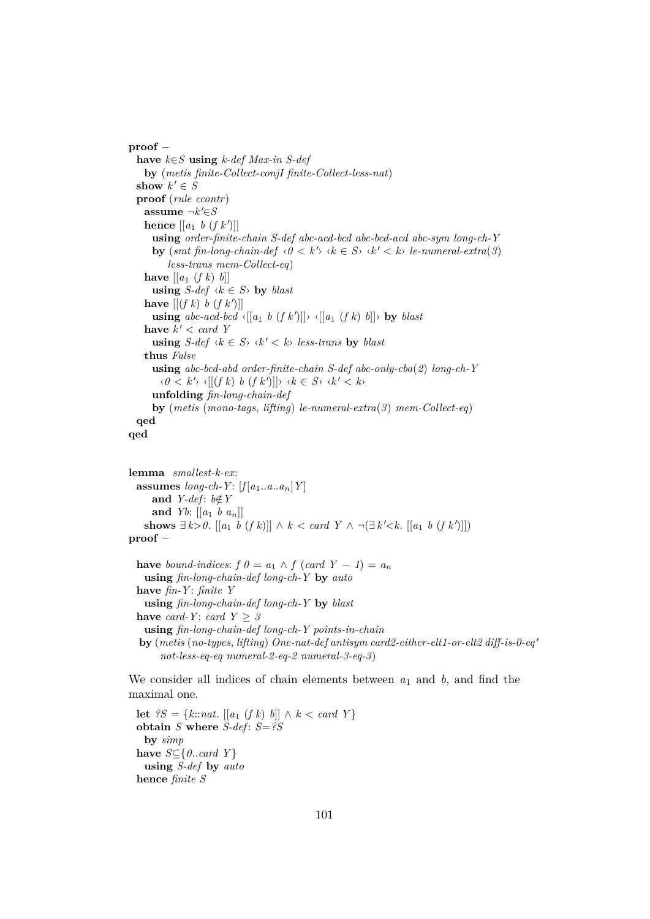**proof** −
  **have** $k{\in}S$ **using** *k-def Max-in S-def*
    **by** (*metis finite-Collect-conjI finite-Collect-less-nat*)
  **show** $k' \in S$
  **proof** (*rule ccontr*)
    **assume** $\neg k'{\in}S$
    **hence** $[[a_1\ b\ (f\ k')]]$
      **using** *order-finite-chain S-def abc-acd-bcd abc-bcd-acd abc-sym long-ch-Y*
      **by** (*smt fin-long-chain-def* ‹$0 < k'$› ‹$k \in S$› ‹$k' < k$› *le-numeral-extra*(*3*) *less-trans mem-Collect-eq*)
    **have** $[[a_1\ (f\ k)\ b]]$
      **using** *S-def* ‹$k \in S$› **by** *blast*
    **have** $[[(f\ k)\ b\ (f\ k')]]$
      **using** *abc-acd-bcd* ‹$[[a_1\ b\ (f\ k')]]$› ‹$[[a_1\ (f\ k)\ b]]$› **by** *blast*
    **have** $k' < card\ Y$
      **using** *S-def* ‹$k \in S$› ‹$k' < k$› *less-trans* **by** *blast*
    **thus** *False*
      **using** *abc-bcd-abd order-finite-chain S-def abc-only-cba*(*2*) *long-ch-Y* ‹$0 < k'$› ‹$[[(f\ k)\ b\ (f\ k')]]$› ‹$k \in S$› ‹$k' < k$›
      **unfolding** *fin-long-chain-def*
      **by** (*metis* (*mono-tags*, *lifting*) *le-numeral-extra*(*3*) *mem-Collect-eq*)
  **qed**
**qed**

**lemma** *smallest-k-ex*:
  **assumes** *long-ch-Y*: $[f[a_1..a..a_n]Y]$
    **and** *Y-def*: $b{\notin}Y$
    **and** *Yb*: $[[a_1\ b\ a_n]]$
  **shows** $\exists k{>}0.\ [[a_1\ b\ (f\ k)]] \wedge k < card\ Y \wedge \neg(\exists k'{<}k.\ [[a_1\ b\ (f\ k')]])$
**proof** −

  **have** *bound-indices*: $f\ 0 = a_1 \wedge f\ (card\ Y - 1) = a_n$
    **using** *fin-long-chain-def long-ch-Y* **by** *auto*
  **have** *fin-Y*: *finite Y*
    **using** *fin-long-chain-def long-ch-Y* **by** *blast*
  **have** *card-Y*: $card\ Y \geq 3$
    **using** *fin-long-chain-def long-ch-Y points-in-chain*
    **by** (*metis* (*no-types*, *lifting*) *One-nat-def antisym card2-either-elt1-or-elt2 diff-is-0-eq' not-less-eq-eq numeral-2-eq-2 numeral-3-eq-3*)

We consider all indices of chain elements between $a_1$ and $b$, and find the maximal one.

  **let** $?S = \{k{::}nat.\ [[a_1\ (f\ k)\ b]] \wedge k < card\ Y\}$
  **obtain** *S* **where** *S-def*: $S{=}?S$
    **by** *simp*
  **have** $S{\subseteq}\{0..card\ Y\}$
    **using** *S-def* **by** *auto*
  **hence** *finite S*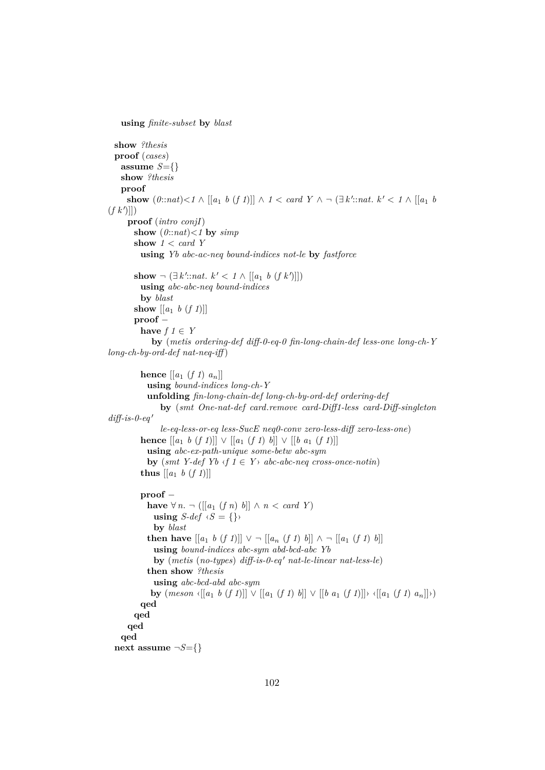```
    using finite-subset by blast

  show ?thesis
  proof (cases)
    assume S={}
    show ?thesis
    proof
      show (0::nat)<1 ∧ [[a₁ b (f 1)]] ∧ 1 < card Y ∧ ¬ (∃k'::nat. k' < 1 ∧ [[a₁ b
(f k')]])
      proof (intro conjI)
        show (0::nat)<1 by simp
        show 1 < card Y
          using Yb abc-ac-neq bound-indices not-le by fastforce

        show ¬ (∃k'::nat. k' < 1 ∧ [[a₁ b (f k')]])
          using abc-abc-neq bound-indices
          by blast
        show [[a₁ b (f 1)]]
        proof −
          have f 1 ∈ Y
            by (metis ordering-def diff-0-eq-0 fin-long-chain-def less-one long-ch-Y
long-ch-by-ord-def nat-neq-iff)

          hence [[a₁ (f 1) aₙ]]
            using bound-indices long-ch-Y
            unfolding fin-long-chain-def long-ch-by-ord-def ordering-def
              by (smt One-nat-def card.remove card-Diff1-less card-Diff-singleton
diff-is-0-eq'
                le-eq-less-or-eq less-SucE neq0-conv zero-less-diff zero-less-one)
          hence [[a₁ b (f 1)]] ∨ [[a₁ (f 1) b]] ∨ [[b a₁ (f 1)]]
            using abc-ex-path-unique some-betw abc-sym
            by (smt Y-def Yb ‹f 1 ∈ Y› abc-abc-neq cross-once-notin)
          thus [[a₁ b (f 1)]]

          proof −
            have ∀n. ¬ ([[a₁ (f n) b]] ∧ n < card Y)
              using S-def ‹S = {}›
              by blast
            then have [[a₁ b (f 1)]] ∨ ¬ [[aₙ (f 1) b]] ∧ ¬ [[a₁ (f 1) b]]
              using bound-indices abc-sym abd-bcd-abc Yb
              by (metis (no-types) diff-is-0-eq' nat-le-linear nat-less-le)
            then show ?thesis
              using abc-bcd-abd abc-sym
              by (meson ‹[[a₁ b (f 1)]] ∨ [[a₁ (f 1) b]] ∨ [[b a₁ (f 1)]]› ‹[[a₁ (f 1) aₙ]]›)
          qed
        qed
      qed
    qed
  next assume ¬S={}
```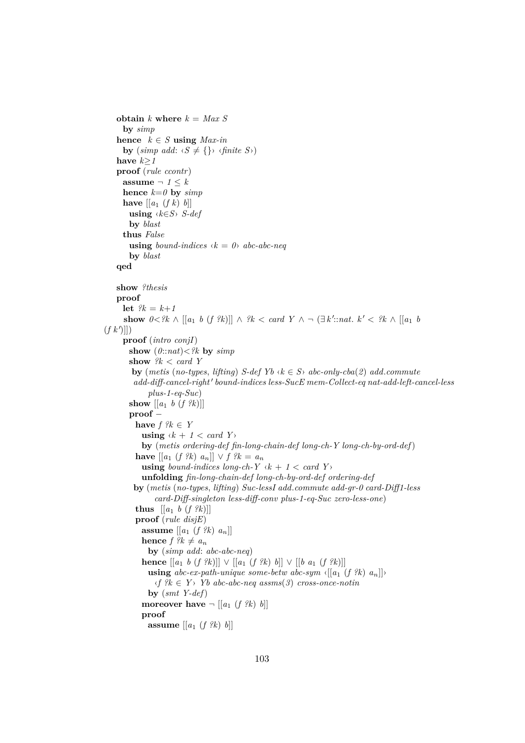```
    obtain k where k = Max S
      by simp
    hence  k ∈ S using Max-in
      by (simp add: ‹S ≠ {}› ‹finite S›)
    have k≥1
    proof (rule ccontr)
      assume ¬ 1 ≤ k
      hence k=0 by simp
      have [[a₁ (f k) b]]
        using ‹k∈S› S-def
        by blast
      thus False
        using bound-indices ‹k = 0› abc-abc-neq
        by blast
    qed

    show ?thesis
    proof
      let ?k = k+1
      show 0<?k ∧ [[a₁ b (f ?k)]] ∧ ?k < card Y ∧ ¬ (∃k'::nat. k' < ?k ∧ [[a₁ b
(f k')]])
      proof (intro conjI)
        show (0::nat)<?k by simp
        show ?k < card Y
         by (metis (no-types, lifting) S-def Yb ‹k ∈ S› abc-only-cba(2) add.commute
          add-diff-cancel-right' bound-indices less-SucE mem-Collect-eq nat-add-left-cancel-less
              plus-1-eq-Suc)
        show [[a₁ b (f ?k)]]
        proof −
          have f ?k ∈ Y
            using ‹k + 1 < card Y›
            by (metis ordering-def fin-long-chain-def long-ch-Y long-ch-by-ord-def)
          have [[a₁ (f ?k) aₙ]] ∨ f ?k = aₙ
            using bound-indices long-ch-Y ‹k + 1 < card Y›
            unfolding fin-long-chain-def long-ch-by-ord-def ordering-def
         by (metis (no-types, lifting) Suc-lessI add.commute add-gr-0 card-Diff1-less
              card-Diff-singleton less-diff-conv plus-1-eq-Suc zero-less-one)
          thus  [[a₁ b (f ?k)]]
          proof (rule disjE)
            assume [[a₁ (f ?k) aₙ]]
            hence f ?k ≠ aₙ
              by (simp add: abc-abc-neq)
            hence [[a₁ b (f ?k)]] ∨ [[a₁ (f ?k) b]] ∨ [[b a₁ (f ?k)]]
              using abc-ex-path-unique some-betw abc-sym ‹[[a₁ (f ?k) aₙ]]›
                ‹f ?k ∈ Y› Yb abc-abc-neq assms(3) cross-once-notin
              by (smt Y-def)
            moreover have ¬ [[a₁ (f ?k) b]]
            proof
              assume [[a₁ (f ?k) b]]
```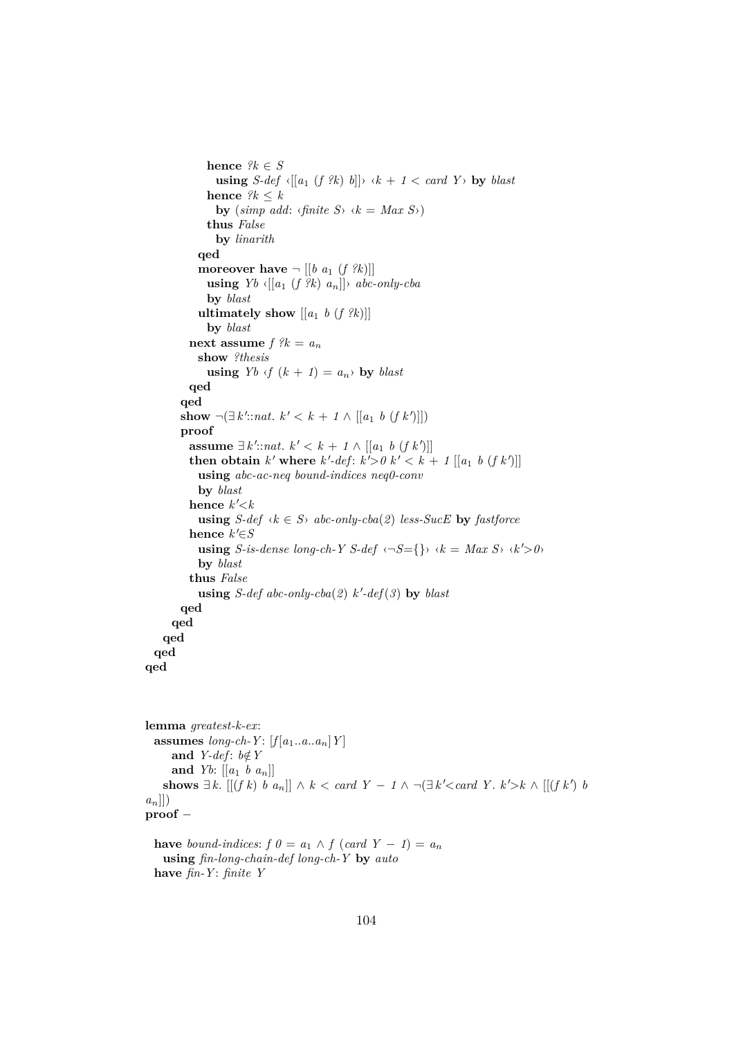```
            hence ?k ∈ S
              using S-def ‹[[a₁ (f ?k) b]]› ‹k + 1 < card Y› by blast
            hence ?k ≤ k
              by (simp add: ‹finite S› ‹k = Max S›)
            thus False
              by linarith
          qed
          moreover have ¬ [[b a₁ (f ?k)]]
            using Yb ‹[[a₁ (f ?k) aₙ]]› abc-only-cba
            by blast
          ultimately show [[a₁ b (f ?k)]]
            by blast
        next assume f ?k = aₙ
          show ?thesis
            using Yb ‹f (k + 1) = aₙ› by blast
        qed
      qed
      show ¬(∃k'::nat. k' < k + 1 ∧ [[a₁ b (f k')]])
      proof
        assume ∃k'::nat. k' < k + 1 ∧ [[a₁ b (f k')]]
        then obtain k' where k'-def: k'>0 k' < k + 1 [[a₁ b (f k')]]
          using abc-ac-neq bound-indices neq0-conv
          by blast
        hence k'<k
          using S-def ‹k ∈ S› abc-only-cba(2) less-SucE by fastforce
        hence k'∈S
          using S-is-dense long-ch-Y S-def ‹¬S={}› ‹k = Max S› ‹k'>0›
          by blast
        thus False
          using S-def abc-only-cba(2) k'-def(3) by blast
      qed
    qed
  qed
qed
qed
```

```
lemma greatest-k-ex:
  assumes long-ch-Y: [f[a₁..a..aₙ]Y]
      and Y-def: b∉Y
      and Yb: [[a₁ b aₙ]]
    shows ∃k. [[(f k) b aₙ]] ∧ k < card Y − 1 ∧ ¬(∃k'<card Y. k'>k ∧ [[(f k') b
aₙ]])
proof −

  have bound-indices: f 0 = a₁ ∧ f (card Y − 1) = aₙ
    using fin-long-chain-def long-ch-Y by auto
  have fin-Y: finite Y
```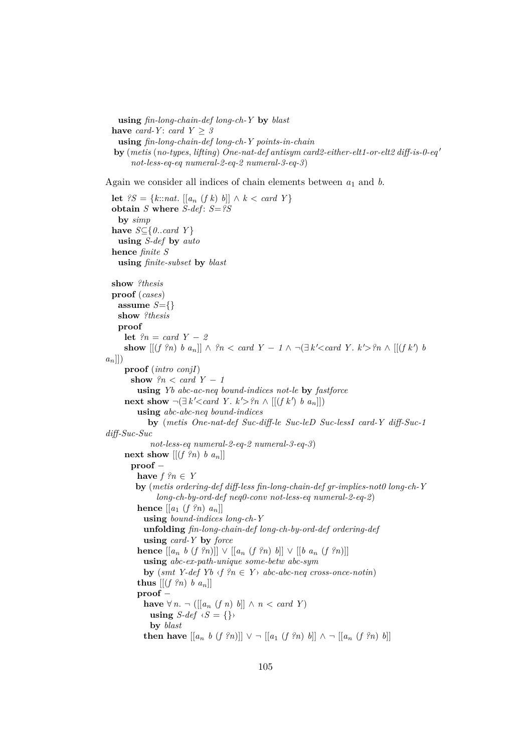```
    using fin-long-chain-def long-ch-Y by blast
  have card-Y: card Y ≥ 3
    using fin-long-chain-def long-ch-Y points-in-chain
   by (metis (no-types, lifting) One-nat-def antisym card2-either-elt1-or-elt2 diff-is-0-eq'
        not-less-eq-eq numeral-2-eq-2 numeral-3-eq-3)
```

Again we consider all indices of chain elements between $a_1$ and $b$.

```
  let ?S = {k::nat. [[a_n (f k) b]] ∧ k < card Y}
  obtain S where S-def: S=?S
    by simp
  have S⊆{0..card Y}
    using S-def by auto
  hence finite S
    using finite-subset by blast

  show ?thesis
  proof (cases)
    assume S={}
    show ?thesis
    proof
      let ?n = card Y − 2
      show [[(f ?n) b a_n]] ∧ ?n < card Y − 1 ∧ ¬(∃k'<card Y. k'>?n ∧ [[(f k') b
a_n]])
      proof (intro conjI)
        show ?n < card Y − 1
          using Yb abc-ac-neq bound-indices not-le by fastforce
      next show ¬(∃k'<card Y. k'>?n ∧ [[(f k') b a_n]])
          using abc-abc-neq bound-indices
            by (metis One-nat-def Suc-diff-le Suc-leD Suc-lessI card-Y diff-Suc-1
diff-Suc-Suc
              not-less-eq numeral-2-eq-2 numeral-3-eq-3)
      next show [[(f ?n) b a_n]]
        proof −
          have f ?n ∈ Y
          by (metis ordering-def diff-less fin-long-chain-def gr-implies-not0 long-ch-Y
              long-ch-by-ord-def neq0-conv not-less-eq numeral-2-eq-2)
          hence [[a_1 (f ?n) a_n]]
            using bound-indices long-ch-Y
            unfolding fin-long-chain-def long-ch-by-ord-def ordering-def
            using card-Y by force
          hence [[a_n b (f ?n)]] ∨ [[a_n (f ?n) b]] ∨ [[b a_n (f ?n)]]
            using abc-ex-path-unique some-betw abc-sym
            by (smt Y-def Yb ‹f ?n ∈ Y› abc-abc-neq cross-once-notin)
          thus [[(f ?n) b a_n]]
          proof −
            have ∀n. ¬ ([[a_n (f n) b]] ∧ n < card Y)
              using S-def ‹S = {}›
              by blast
            then have [[a_n b (f ?n)]] ∨ ¬ [[a_1 (f ?n) b]] ∧ ¬ [[a_n (f ?n) b]]
```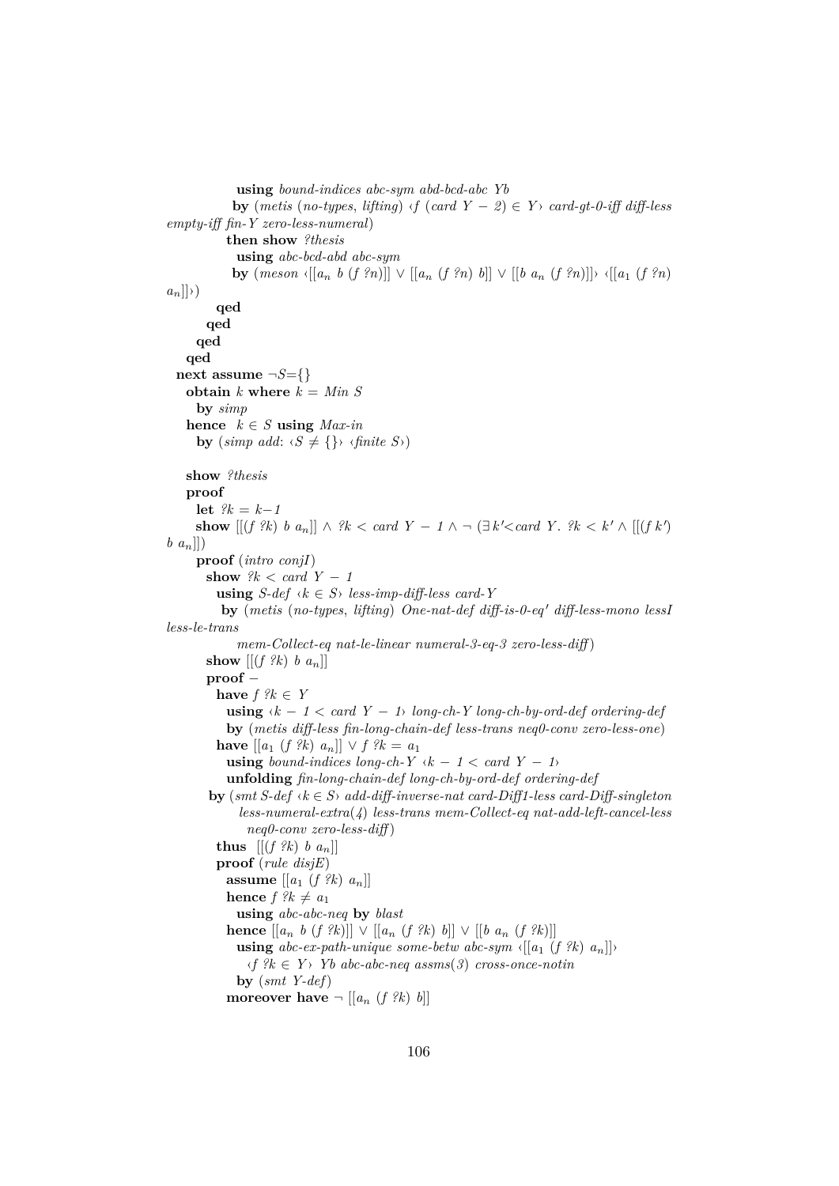```
              using bound-indices abc-sym abd-bcd-abc Yb
              by (metis (no-types, lifting) ‹f (card Y − 2) ∈ Y› card-gt-0-iff diff-less
empty-iff fin-Y zero-less-numeral)
            then show ?thesis
              using abc-bcd-abd abc-sym
              by (meson ‹[[aₙ b (f ?n)]] ∨ [[aₙ (f ?n) b]] ∨ [[b aₙ (f ?n)]]› ‹[[a₁ (f ?n)
aₙ]]›)
          qed
        qed
      qed
    qed
  next assume ¬S={}
    obtain k where k = Min S
      by simp
    hence  k ∈ S using Max-in
      by (simp add: ‹S ≠ {}› ‹finite S›)

    show ?thesis
    proof
      let ?k = k−1
      show [[(f ?k) b aₙ]] ∧ ?k < card Y − 1 ∧ ¬ (∃k'<card Y. ?k < k' ∧ [[(f k')
b aₙ]])
      proof (intro conjI)
        show ?k < card Y − 1
          using S-def ‹k ∈ S› less-imp-diff-less card-Y
           by (metis (no-types, lifting) One-nat-def diff-is-0-eq' diff-less-mono lessI
less-le-trans
              mem-Collect-eq nat-le-linear numeral-3-eq-3 zero-less-diff)
        show [[(f ?k) b aₙ]]
        proof −
          have f ?k ∈ Y
            using ‹k − 1 < card Y − 1› long-ch-Y long-ch-by-ord-def ordering-def
            by (metis diff-less fin-long-chain-def less-trans neq0-conv zero-less-one)
          have [[a₁ (f ?k) aₙ]] ∨ f ?k = a₁
            using bound-indices long-ch-Y ‹k − 1 < card Y − 1›
            unfolding fin-long-chain-def long-ch-by-ord-def ordering-def
        by (smt S-def ‹k ∈ S› add-diff-inverse-nat card-Diff1-less card-Diff-singleton
              less-numeral-extra(4) less-trans mem-Collect-eq nat-add-left-cancel-less
                neq0-conv zero-less-diff)
          thus  [[(f ?k) b aₙ]]
          proof (rule disjE)
            assume [[a₁ (f ?k) aₙ]]
            hence f ?k ≠ a₁
              using abc-abc-neq by blast
            hence [[aₙ b (f ?k)]] ∨ [[aₙ (f ?k) b]] ∨ [[b aₙ (f ?k)]]
              using abc-ex-path-unique some-betw abc-sym ‹[[a₁ (f ?k) aₙ]]›
                ‹f ?k ∈ Y› Yb abc-abc-neq assms(3) cross-once-notin
              by (smt Y-def)
            moreover have ¬ [[aₙ (f ?k) b]]
```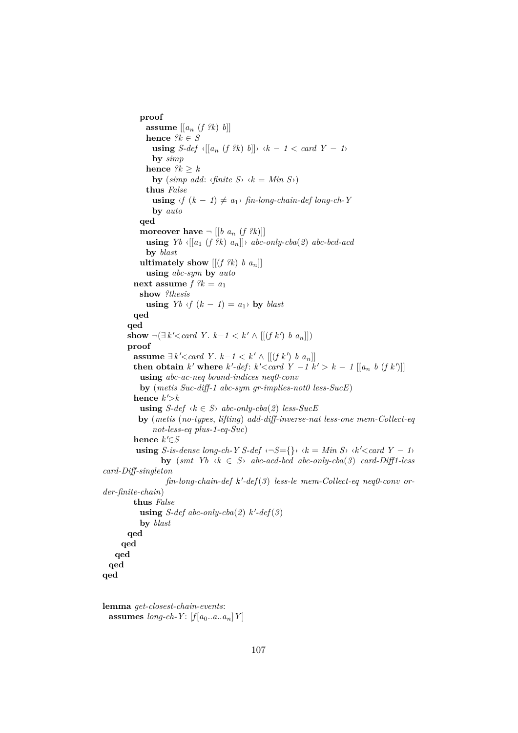```
          proof
            assume [[a_n (f ?k) b]]
            hence ?k ∈ S
              using S-def ‹[[a_n (f ?k) b]]› ‹k − 1 < card Y − 1›
              by simp
            hence ?k ≥ k
              by (simp add: ‹finite S› ‹k = Min S›)
            thus False
              using ‹f (k − 1) ≠ a_1› fin-long-chain-def long-ch-Y
              by auto
          qed
          moreover have ¬ [[b a_n (f ?k)]]
            using Yb ‹[[a_1 (f ?k) a_n]]› abc-only-cba(2) abc-bcd-acd
            by blast
          ultimately show [[(f ?k) b a_n]]
            using abc-sym by auto
        next assume f ?k = a_1
          show ?thesis
            using Yb ‹f (k − 1) = a_1› by blast
        qed
      qed
      show ¬(∃ k'<card Y. k−1 < k' ∧ [[(f k') b a_n]])
      proof
        assume ∃ k'<card Y. k−1 < k' ∧ [[(f k') b a_n]]
        then obtain k' where k'-def: k'<card Y −1 k' > k − 1 [[a_n b (f k')]]
          using abc-ac-neq bound-indices neq0-conv
          by (metis Suc-diff-1 abc-sym gr-implies-not0 less-SucE)
        hence k'>k
          using S-def ‹k ∈ S› abc-only-cba(2) less-SucE
         by (metis (no-types, lifting) add-diff-inverse-nat less-one mem-Collect-eq
              not-less-eq plus-1-eq-Suc)
        hence k'∈S
         using S-is-dense long-ch-Y S-def ‹¬S={}› ‹k = Min S› ‹k'<card Y − 1›
              by (smt Yb ‹k ∈ S› abc-acd-bcd abc-only-cba(3) card-Diff1-less
card-Diff-singleton
               fin-long-chain-def k'-def(3) less-le mem-Collect-eq neq0-conv or-
der-finite-chain)
        thus False
          using S-def abc-only-cba(2) k'-def(3)
          by blast
      qed
    qed
  qed
 qed
qed


lemma get-closest-chain-events:
  assumes long-ch-Y: [f[a_0..a..a_n]Y]
```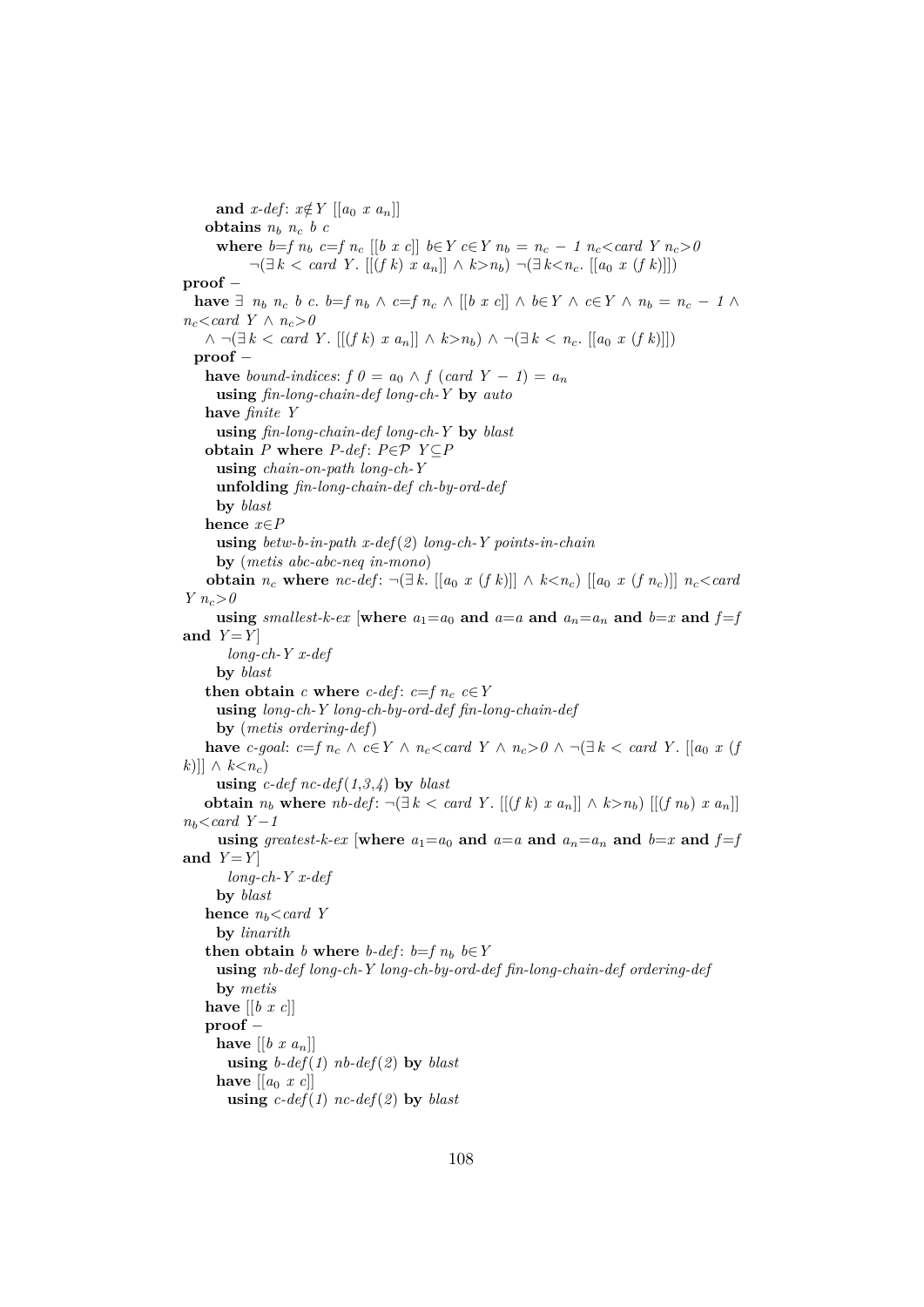**and** *x-def*: $x \notin Y$ $[[a_0\ x\ a_n]]$
**obtains** $n_b$ $n_c$ $b$ $c$
**where** $b = f\ n_b$ $c = f\ n_c$ $[[b\ x\ c]]$ $b \in Y$ $c \in Y$ $n_b = n_c - 1$ $n_c < card\ Y$ $n_c > 0$
$\neg(\exists k < card\ Y.\ [[(f\ k)\ x\ a_n]] \wedge k > n_b)$ $\neg(\exists k < n_c.\ [[a_0\ x\ (f\ k)]])$

**proof** −
**have** $\exists\ n_b\ n_c\ b\ c.\ b = f\ n_b \wedge c = f\ n_c \wedge [[b\ x\ c]] \wedge b \in Y \wedge c \in Y \wedge n_b = n_c - 1 \wedge n_c < card\ Y \wedge n_c > 0$
$\wedge \neg(\exists k < card\ Y.\ [[(f\ k)\ x\ a_n]] \wedge k > n_b) \wedge \neg(\exists k < n_c.\ [[a_0\ x\ (f\ k)]])$
**proof** −
**have** *bound-indices*: $f\ 0 = a_0 \wedge f\ (card\ Y - 1) = a_n$
**using** *fin-long-chain-def long-ch-Y* **by** *auto*
**have** *finite Y*
**using** *fin-long-chain-def long-ch-Y* **by** *blast*
**obtain** $P$ **where** *P-def*: $P \in \mathcal{P}$ $Y \subseteq P$
**using** *chain-on-path long-ch-Y*
**unfolding** *fin-long-chain-def ch-by-ord-def*
**by** *blast*
**hence** $x \in P$
**using** *betw-b-in-path x-def(2) long-ch-Y points-in-chain*
**by** (*metis abc-abc-neq in-mono*)
**obtain** $n_c$ **where** *nc-def*: $\neg(\exists k.\ [[a_0\ x\ (f\ k)]] \wedge k < n_c)$ $[[a_0\ x\ (f\ n_c)]]$ $n_c < card\ Y$ $n_c > 0$
**using** *smallest-k-ex* [**where** $a_1 = a_0$ **and** $a = a$ **and** $a_n = a_n$ **and** $b = x$ **and** $f = f$ **and** $Y = Y$]
*long-ch-Y x-def*
**by** *blast*
**then obtain** $c$ **where** *c-def*: $c = f\ n_c$ $c \in Y$
**using** *long-ch-Y long-ch-by-ord-def fin-long-chain-def*
**by** (*metis ordering-def*)
**have** *c-goal*: $c = f\ n_c \wedge c \in Y \wedge n_c < card\ Y \wedge n_c > 0 \wedge \neg(\exists k < card\ Y.\ [[a_0\ x\ (f\ k)]] \wedge k < n_c)$
**using** *c-def nc-def(1,3,4)* **by** *blast*
**obtain** $n_b$ **where** *nb-def*: $\neg(\exists k < card\ Y.\ [[(f\ k)\ x\ a_n]] \wedge k > n_b)$ $[[(f\ n_b)\ x\ a_n]]$ $n_b < card\ Y - 1$
**using** *greatest-k-ex* [**where** $a_1 = a_0$ **and** $a = a$ **and** $a_n = a_n$ **and** $b = x$ **and** $f = f$ **and** $Y = Y$]
*long-ch-Y x-def*
**by** *blast*
**hence** $n_b < card\ Y$
**by** *linarith*
**then obtain** $b$ **where** *b-def*: $b = f\ n_b$ $b \in Y$
**using** *nb-def long-ch-Y long-ch-by-ord-def fin-long-chain-def ordering-def*
**by** *metis*
**have** $[[b\ x\ c]]$
**proof** −
**have** $[[b\ x\ a_n]]$
**using** *b-def(1) nb-def(2)* **by** *blast*
**have** $[[a_0\ x\ c]]$
**using** *c-def(1) nc-def(2)* **by** *blast*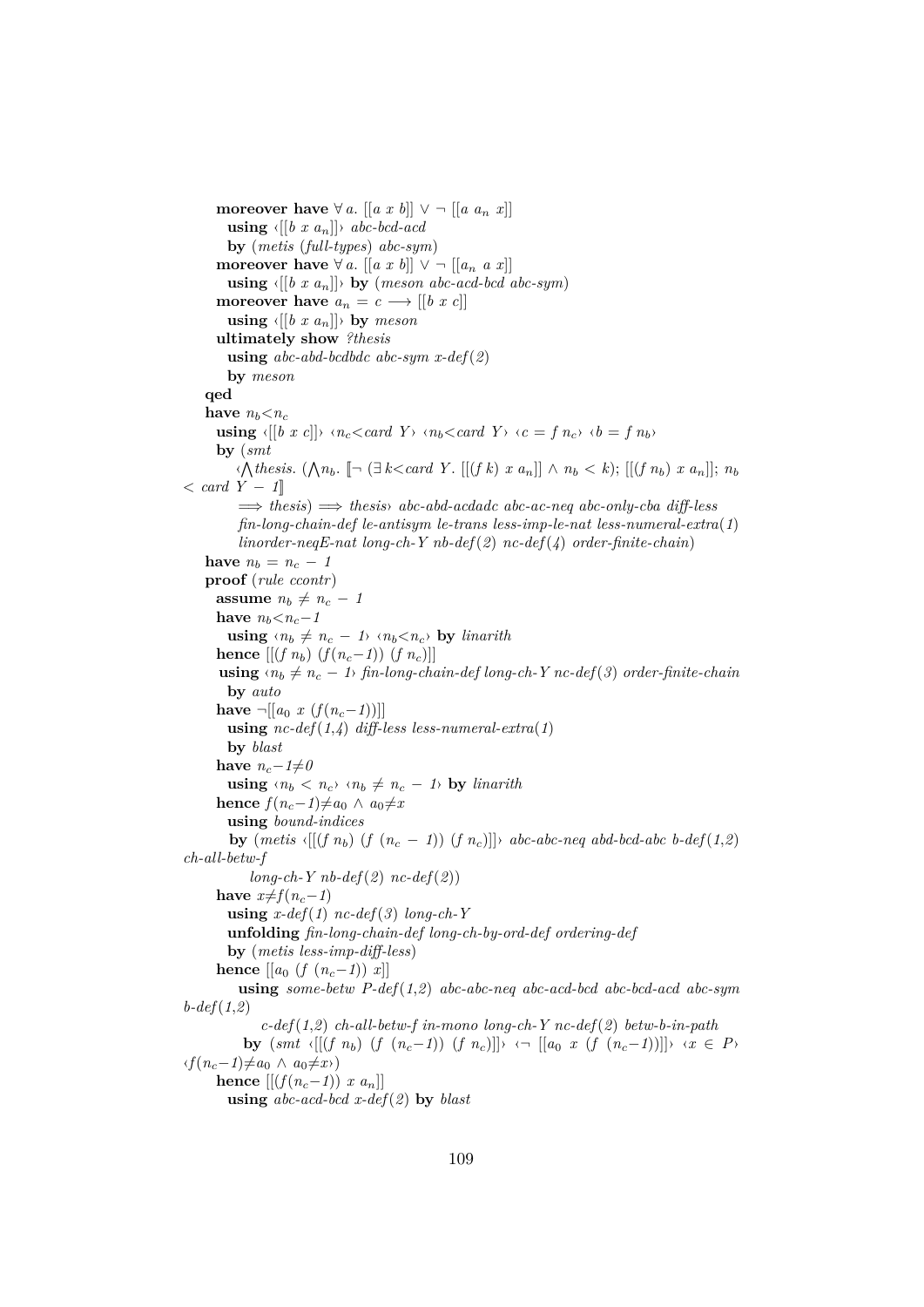```
      moreover have ∀ a. [[a x b]] ∨ ¬ [[a a_n x]]
        using ‹[[b x a_n]]› abc-bcd-acd
        by (metis (full-types) abc-sym)
      moreover have ∀ a. [[a x b]] ∨ ¬ [[a_n a x]]
        using ‹[[b x a_n]]› by (meson abc-acd-bcd abc-sym)
      moreover have a_n = c ⟶ [[b x c]]
        using ‹[[b x a_n]]› by meson
      ultimately show ?thesis
        using abc-abd-bcdbdc abc-sym x-def(2)
        by meson
    qed
    have n_b<n_c
      using ‹[[b x c]]› ‹n_c<card Y› ‹n_b<card Y› ‹c = f n_c› ‹b = f n_b›
      by (smt
          ‹⋀thesis. (⋀n_b. ⟦¬ (∃ k<card Y. [[(f k) x a_n]] ∧ n_b < k); [[(f n_b) x a_n]]; n_b
  < card Y − 1⟧
          ⟹ thesis) ⟹ thesis› abc-abd-acdadc abc-ac-neq abc-only-cba diff-less
          fin-long-chain-def le-antisym le-trans less-imp-le-nat less-numeral-extra(1)
          linorder-neqE-nat long-ch-Y nb-def(2) nc-def(4) order-finite-chain)
    have n_b = n_c − 1
    proof (rule ccontr)
      assume n_b ≠ n_c − 1
      have n_b<n_c−1
        using ‹n_b ≠ n_c − 1› ‹n_b<n_c› by linarith
      hence [[(f n_b) (f(n_c−1)) (f n_c)]]
       using ‹n_b ≠ n_c − 1› fin-long-chain-def long-ch-Y nc-def(3) order-finite-chain
        by auto
      have ¬[[a_0 x (f(n_c−1))]]
        using nc-def(1,4) diff-less less-numeral-extra(1)
        by blast
      have n_c−1≠0
        using ‹n_b < n_c› ‹n_b ≠ n_c − 1› by linarith
      hence f(n_c−1)≠a_0 ∧ a_0≠x
        using bound-indices
        by (metis ‹[[(f n_b) (f (n_c − 1)) (f n_c)]]› abc-abc-neq abd-bcd-abc b-def(1,2)
ch-all-betw-f
            long-ch-Y nb-def(2) nc-def(2))
      have x≠f(n_c−1)
        using x-def(1) nc-def(3) long-ch-Y
        unfolding fin-long-chain-def long-ch-by-ord-def ordering-def
        by (metis less-imp-diff-less)
      hence [[a_0 (f (n_c−1)) x]]
          using some-betw P-def(1,2) abc-abc-neq abc-acd-bcd abc-bcd-acd abc-sym
b-def(1,2)
             c-def(1,2) ch-all-betw-f in-mono long-ch-Y nc-def(2) betw-b-in-path
          by (smt ‹[[(f n_b) (f (n_c−1)) (f n_c)]]› ‹¬ [[a_0 x (f (n_c−1))]]› ‹x ∈ P›
‹f(n_c−1)≠a_0 ∧ a_0≠x›)
      hence [[(f(n_c−1)) x a_n]]
        using abc-acd-bcd x-def(2) by blast
```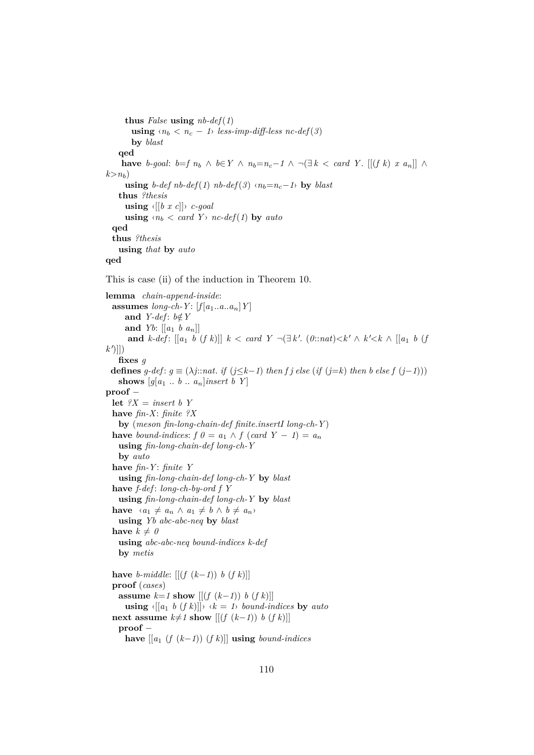```
      thus False using nb-def(1)
        using ‹nb < nc − 1› less-imp-diff-less nc-def(3)
        by blast
    qed
     have b-goal: b=f nb ∧ b∈Y ∧ nb=nc−1 ∧ ¬(∃ k < card Y. [[(f k) x an]] ∧
k>nb)
      using b-def nb-def(1) nb-def(3) ‹nb=nc−1› by blast
    thus ?thesis
      using ‹[[b x c]]› c-goal
      using ‹nb < card Y› nc-def(1) by auto
  qed
  thus ?thesis
    using that by auto
qed
```

This is case (ii) of the induction in Theorem 10.

```
lemma chain-append-inside:
  assumes long-ch-Y: [f[a1..a..an]Y]
      and Y-def: b∉Y
      and Yb: [[a1 b an]]
      and k-def: [[a1 b (f k)]] k < card Y ¬(∃ k'. (0::nat)<k' ∧ k'<k ∧ [[a1 b (f
k')]])
    fixes g
  defines g-def: g ≡ (λj::nat. if (j≤k−1) then f j else (if (j=k) then b else f (j−1)))
    shows [g[a1 .. b .. an]insert b Y]
proof −
  let ?X = insert b Y
  have fin-X: finite ?X
    by (meson fin-long-chain-def finite.insertI long-ch-Y)
  have bound-indices: f 0 = a1 ∧ f (card Y − 1) = an
    using fin-long-chain-def long-ch-Y
    by auto
  have fin-Y: finite Y
    using fin-long-chain-def long-ch-Y by blast
  have f-def: long-ch-by-ord f Y
    using fin-long-chain-def long-ch-Y by blast
  have ‹a1 ≠ an ∧ a1 ≠ b ∧ b ≠ an›
    using Yb abc-abc-neq by blast
  have k ≠ 0
    using abc-abc-neq bound-indices k-def
    by metis

  have b-middle: [[(f (k−1)) b (f k)]]
  proof (cases)
    assume k=1 show [[(f (k−1)) b (f k)]]
      using ‹[[a1 b (f k)]]› ‹k = 1› bound-indices by auto
  next assume k≠1 show [[(f (k−1)) b (f k)]]
    proof −
      have [[a1 (f (k−1)) (f k)]] using bound-indices
```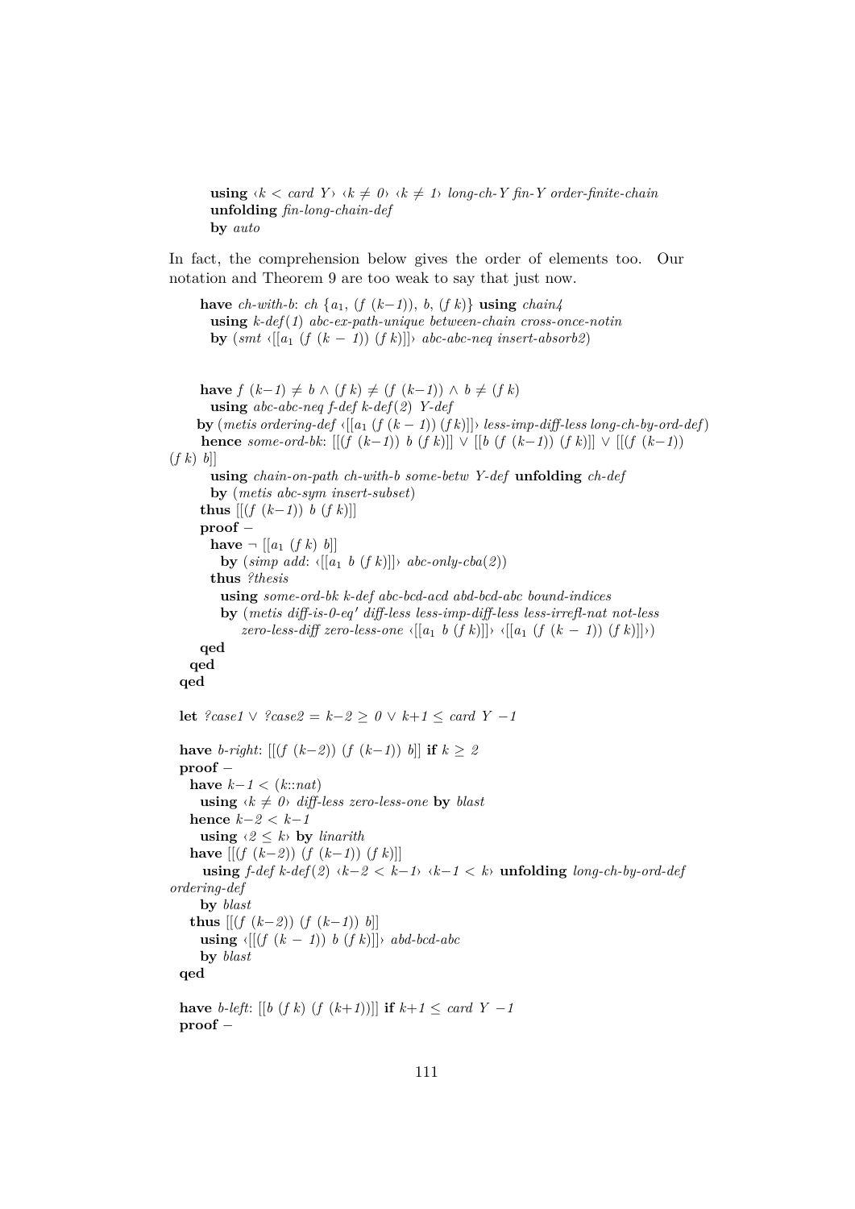```
        using ‹k < card Y› ‹k ≠ 0› ‹k ≠ 1› long-ch-Y fin-Y order-finite-chain
        unfolding fin-long-chain-def
        by auto
```

In fact, the comprehension below gives the order of elements too. Our notation and Theorem 9 are too weak to say that just now.

```
      have ch-with-b: ch {a₁, (f (k−1)), b, (f k)} using chain4
        using k-def(1) abc-ex-path-unique between-chain cross-once-notin
        by (smt ‹[[a₁ (f (k − 1)) (f k)]]› abc-abc-neq insert-absorb2)


      have f (k−1) ≠ b ∧ (f k) ≠ (f (k−1)) ∧ b ≠ (f k)
        using abc-abc-neq f-def k-def(2) Y-def
      by (metis ordering-def ‹[[a₁ (f (k − 1)) (f k)]]› less-imp-diff-less long-ch-by-ord-def)
      hence some-ord-bk: [[(f (k−1)) b (f k)]] ∨ [[b (f (k−1)) (f k)]] ∨ [[(f (k−1))
(f k) b]]
        using chain-on-path ch-with-b some-betw Y-def unfolding ch-def
        by (metis abc-sym insert-subset)
      thus [[(f (k−1)) b (f k)]]
      proof −
        have ¬ [[a₁ (f k) b]]
          by (simp add: ‹[[a₁ b (f k)]]› abc-only-cba(2))
        thus ?thesis
          using some-ord-bk k-def abc-bcd-acd abd-bcd-abc bound-indices
          by (metis diff-is-0-eq' diff-less less-imp-diff-less less-irrefl-nat not-less
              zero-less-diff zero-less-one ‹[[a₁ b (f k)]]› ‹[[a₁ (f (k − 1)) (f k)]]›)
      qed
    qed
  qed

  let ?case1 ∨ ?case2 = k−2 ≥ 0 ∨ k+1 ≤ card Y −1

  have b-right: [[(f (k−2)) (f (k−1)) b]] if k ≥ 2
  proof −
    have k−1 < (k::nat)
      using ‹k ≠ 0› diff-less zero-less-one by blast
    hence k−2 < k−1
      using ‹2 ≤ k› by linarith
    have [[(f (k−2)) (f (k−1)) (f k)]]
      using f-def k-def(2) ‹k−2 < k−1› ‹k−1 < k› unfolding long-ch-by-ord-def
ordering-def
      by blast
    thus [[(f (k−2)) (f (k−1)) b]]
      using ‹[[(f (k − 1)) b (f k)]]› abd-bcd-abc
      by blast
  qed

  have b-left: [[b (f k) (f (k+1))]] if k+1 ≤ card Y −1
  proof −
```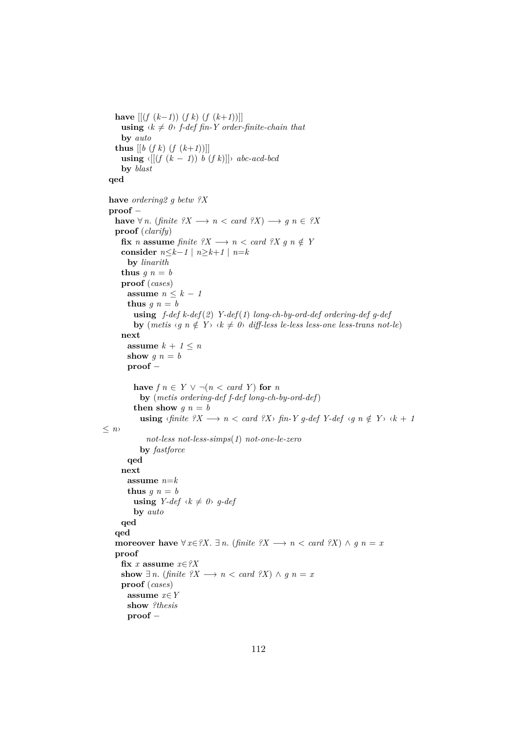```
      have [[(f (k−1)) (f k) (f (k+1))]]
        using ‹k ≠ 0› f-def fin-Y order-finite-chain that
        by auto
      thus [[b (f k) (f (k+1))]]
        using ‹[[(f (k − 1)) b (f k)]]› abc-acd-bcd
        by blast
    qed

    have ordering2 g betw ?X
    proof −
      have ∀ n. (finite ?X ⟶ n < card ?X) ⟶ g n ∈ ?X
      proof (clarify)
        fix n assume finite ?X ⟶ n < card ?X g n ∉ Y
        consider n≤k−1 | n≥k+1 | n=k
          by linarith
        thus g n = b
        proof (cases)
          assume n ≤ k − 1
          thus g n = b
            using f-def k-def(2) Y-def(1) long-ch-by-ord-def ordering-def g-def
            by (metis ‹g n ∉ Y› ‹k ≠ 0› diff-less le-less less-one less-trans not-le)
        next
          assume k + 1 ≤ n
          show g n = b
          proof −

            have f n ∈ Y ∨ ¬(n < card Y) for n
              by (metis ordering-def f-def long-ch-by-ord-def)
            then show g n = b
              using ‹finite ?X ⟶ n < card ?X› fin-Y g-def Y-def ‹g n ∉ Y› ‹k + 1
≤ n›
                not-less not-less-simps(1) not-one-le-zero
              by fastforce
          qed
        next
          assume n=k
          thus g n = b
            using Y-def ‹k ≠ 0› g-def
            by auto
        qed
      qed
      moreover have ∀ x∈?X. ∃ n. (finite ?X ⟶ n < card ?X) ∧ g n = x
      proof
        fix x assume x∈?X
        show ∃ n. (finite ?X ⟶ n < card ?X) ∧ g n = x
        proof (cases)
          assume x∈Y
          show ?thesis
          proof −
```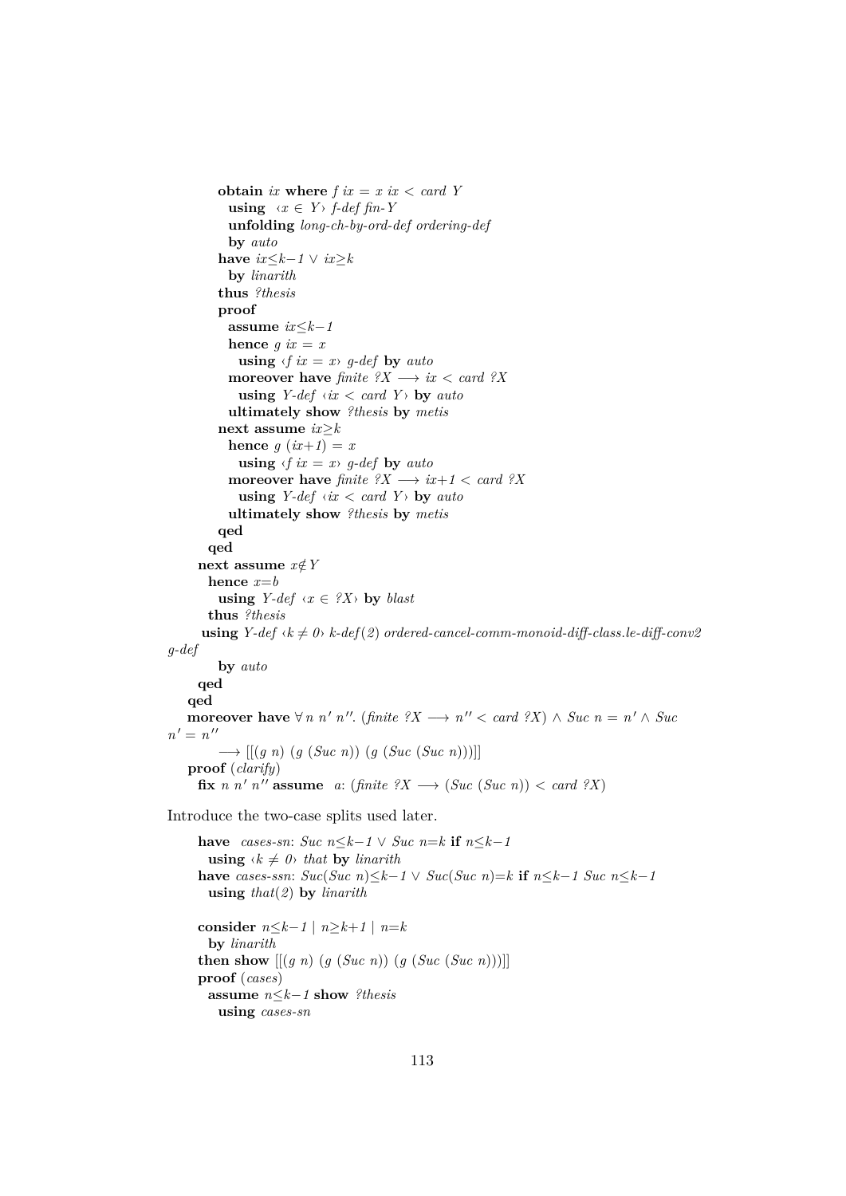```
          obtain ix where f ix = x ix < card Y
            using ‹x ∈ Y› f-def fin-Y
            unfolding long-ch-by-ord-def ordering-def
            by auto
          have ix≤k−1 ∨ ix≥k
            by linarith
          thus ?thesis
          proof
            assume ix≤k−1
            hence g ix = x
              using ‹f ix = x› g-def by auto
            moreover have finite ?X ⟶ ix < card ?X
              using Y-def ‹ix < card Y› by auto
            ultimately show ?thesis by metis
          next assume ix≥k
            hence g (ix+1) = x
              using ‹f ix = x› g-def by auto
            moreover have finite ?X ⟶ ix+1 < card ?X
              using Y-def ‹ix < card Y› by auto
            ultimately show ?thesis by metis
          qed
        qed
      next assume x∉Y
        hence x=b
          using Y-def ‹x ∈ ?X› by blast
        thus ?thesis
       using Y-def ‹k ≠ 0› k-def(2) ordered-cancel-comm-monoid-diff-class.le-diff-conv2
g-def
          by auto
      qed
    qed
    moreover have ∀ n n' n''. (finite ?X ⟶ n'' < card ?X) ∧ Suc n = n' ∧ Suc
n' = n''
          ⟶ [[(g n) (g (Suc n)) (g (Suc (Suc n)))]]
    proof (clarify)
      fix n n' n'' assume  a: (finite ?X ⟶ (Suc (Suc n)) < card ?X)
```

Introduce the two-case splits used later.

```
      have  cases-sn: Suc n≤k−1 ∨ Suc n=k if n≤k−1
        using ‹k ≠ 0› that by linarith
      have cases-ssn: Suc(Suc n)≤k−1 ∨ Suc(Suc n)=k if n≤k−1 Suc n≤k−1
        using that(2) by linarith

      consider n≤k−1 | n≥k+1 | n=k
        by linarith
      then show [[(g n) (g (Suc n)) (g (Suc (Suc n)))]]
      proof (cases)
        assume n≤k−1 show ?thesis
          using cases-sn
```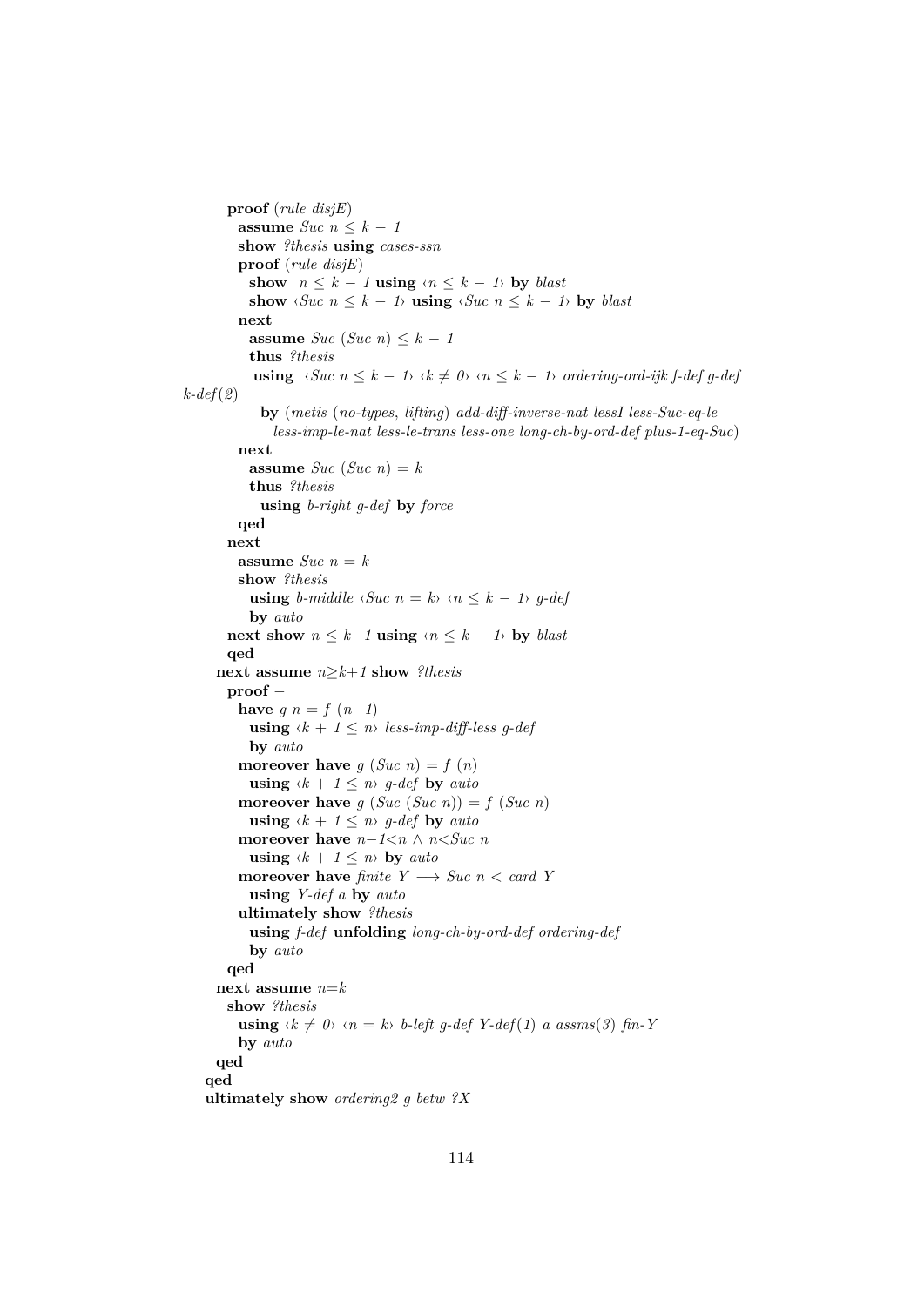```
      proof (rule disjE)
        assume Suc n ≤ k − 1
        show ?thesis using cases-ssn
        proof (rule disjE)
          show  n ≤ k − 1 using ‹n ≤ k − 1› by blast
          show ‹Suc n ≤ k − 1› using ‹Suc n ≤ k − 1› by blast
        next
          assume Suc (Suc n) ≤ k − 1
          thus ?thesis
           using ‹Suc n ≤ k − 1› ‹k ≠ 0› ‹n ≤ k − 1› ordering-ord-ijk f-def g-def
k-def(2)
            by (metis (no-types, lifting) add-diff-inverse-nat lessI less-Suc-eq-le
              less-imp-le-nat less-le-trans less-one long-ch-by-ord-def plus-1-eq-Suc)
        next
          assume Suc (Suc n) = k
          thus ?thesis
            using b-right g-def by force
        qed
      next
        assume Suc n = k
        show ?thesis
          using b-middle ‹Suc n = k› ‹n ≤ k − 1› g-def
          by auto
      next show n ≤ k−1 using ‹n ≤ k − 1› by blast
      qed
    next assume n≥k+1 show ?thesis
      proof −
        have g n = f (n−1)
          using ‹k + 1 ≤ n› less-imp-diff-less g-def
          by auto
        moreover have g (Suc n) = f (n)
          using ‹k + 1 ≤ n› g-def by auto
        moreover have g (Suc (Suc n)) = f (Suc n)
          using ‹k + 1 ≤ n› g-def by auto
        moreover have n−1<n ∧ n<Suc n
          using ‹k + 1 ≤ n› by auto
        moreover have finite Y ⟶ Suc n < card Y
          using Y-def a by auto
        ultimately show ?thesis
          using f-def unfolding long-ch-by-ord-def ordering-def
          by auto
      qed
    next assume n=k
      show ?thesis
        using ‹k ≠ 0› ‹n = k› b-left g-def Y-def(1) a assms(3) fin-Y
        by auto
    qed
  qed
  ultimately show ordering2 g betw ?X
```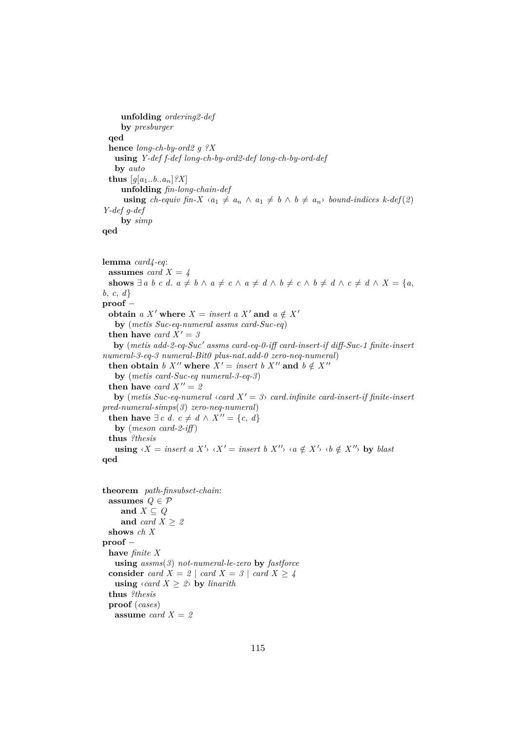```
      unfolding ordering2-def
      by presburger
  qed
  hence long-ch-by-ord2 g ?X
    using Y-def f-def long-ch-by-ord2-def long-ch-by-ord-def
    by auto
  thus [g[a₁..b..aₙ]?X]
      unfolding fin-long-chain-def
      using ch-equiv fin-X ‹a₁ ≠ aₙ ∧ a₁ ≠ b ∧ b ≠ aₙ› bound-indices k-def(2)
Y-def g-def
      by simp
qed


lemma card4-eq:
  assumes card X = 4
  shows ∃ a b c d. a ≠ b ∧ a ≠ c ∧ a ≠ d ∧ b ≠ c ∧ b ≠ d ∧ c ≠ d ∧ X = {a,
b, c, d}
proof –
  obtain a X' where X = insert a X' and a ∉ X'
    by (metis Suc-eq-numeral assms card-Suc-eq)
  then have card X' = 3
    by (metis add-2-eq-Suc' assms card-eq-0-iff card-insert-if diff-Suc-1 finite-insert
numeral-3-eq-3 numeral-Bit0 plus-nat.add-0 zero-neq-numeral)
  then obtain b X'' where X' = insert b X'' and b ∉ X''
    by (metis card-Suc-eq numeral-3-eq-3)
  then have card X'' = 2
    by (metis Suc-eq-numeral ‹card X' = 3› card.infinite card-insert-if finite-insert
pred-numeral-simps(3) zero-neq-numeral)
  then have ∃ c d. c ≠ d ∧ X'' = {c, d}
    by (meson card-2-iff)
  thus ?thesis
    using ‹X = insert a X'› ‹X' = insert b X''› ‹a ∉ X'› ‹b ∉ X''› by blast
qed


theorem path-finsubset-chain:
  assumes Q ∈ 𝒫
      and X ⊆ Q
      and card X ≥ 2
  shows ch X
proof –
  have finite X
    using assms(3) not-numeral-le-zero by fastforce
  consider card X = 2 | card X = 3 | card X ≥ 4
    using ‹card X ≥ 2› by linarith
  thus ?thesis
  proof (cases)
    assume card X = 2
```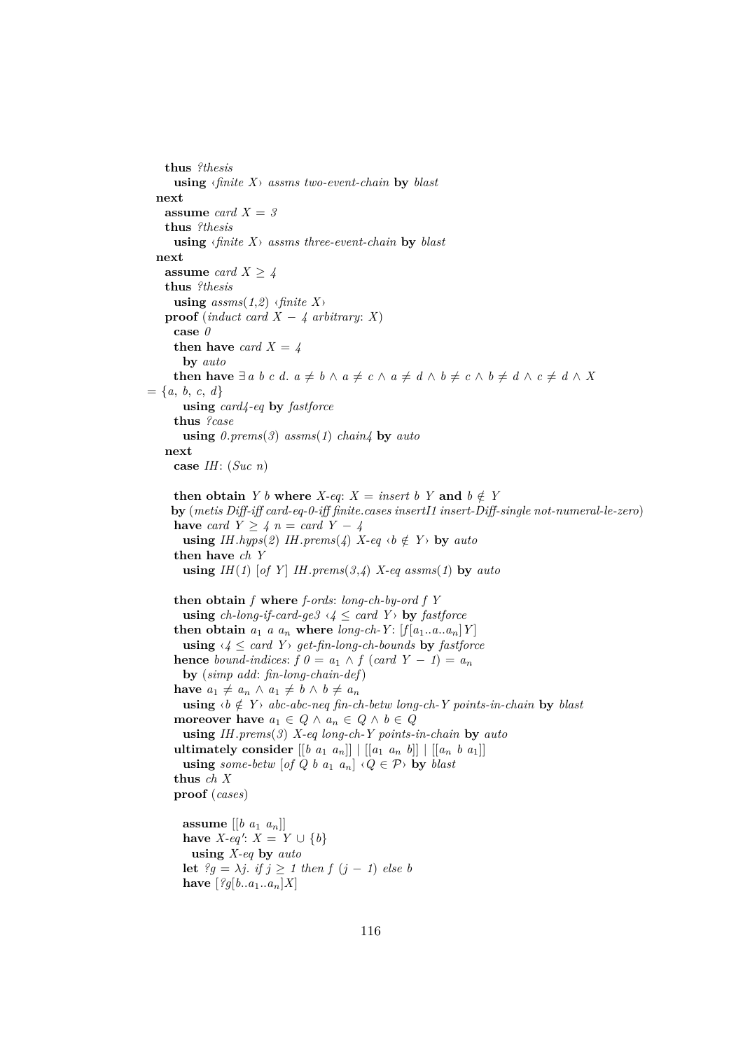```
    thus ?thesis
      using ‹finite X› assms two-event-chain by blast
  next
    assume card X = 3
    thus ?thesis
      using ‹finite X› assms three-event-chain by blast
  next
    assume card X ≥ 4
    thus ?thesis
      using assms(1,2) ‹finite X›
    proof (induct card X − 4 arbitrary: X)
      case 0
      then have card X = 4
        by auto
      then have ∃ a b c d. a ≠ b ∧ a ≠ c ∧ a ≠ d ∧ b ≠ c ∧ b ≠ d ∧ c ≠ d ∧ X
= {a, b, c, d}
        using card4-eq by fastforce
      thus ?case
        using 0.prems(3) assms(1) chain4 by auto
    next
      case IH: (Suc n)

      then obtain Y b where X-eq: X = insert b Y and b ∉ Y
      by (metis Diff-iff card-eq-0-iff finite.cases insertI1 insert-Diff-single not-numeral-le-zero)
      have card Y ≥ 4 n = card Y − 4
        using IH.hyps(2) IH.prems(4) X-eq ‹b ∉ Y› by auto
      then have ch Y
        using IH(1) [of Y] IH.prems(3,4) X-eq assms(1) by auto

      then obtain f where f-ords: long-ch-by-ord f Y
        using ch-long-if-card-ge3 ‹4 ≤ card Y› by fastforce
      then obtain a₁ a aₙ where long-ch-Y: [f[a₁..a..aₙ]Y]
        using ‹4 ≤ card Y› get-fin-long-ch-bounds by fastforce
      hence bound-indices: f 0 = a₁ ∧ f (card Y − 1) = aₙ
        by (simp add: fin-long-chain-def)
      have a₁ ≠ aₙ ∧ a₁ ≠ b ∧ b ≠ aₙ
        using ‹b ∉ Y› abc-abc-neq fin-ch-betw long-ch-Y points-in-chain by blast
      moreover have a₁ ∈ Q ∧ aₙ ∈ Q ∧ b ∈ Q
        using IH.prems(3) X-eq long-ch-Y points-in-chain by auto
      ultimately consider [[b a₁ aₙ]] | [[a₁ aₙ b]] | [[aₙ b a₁]]
        using some-betw [of Q b a₁ aₙ] ‹Q ∈ 𝒫› by blast
      thus ch X
      proof (cases)

        assume [[b a₁ aₙ]]
        have X-eq': X = Y ∪ {b}
          using X-eq by auto
        let ?g = λj. if j ≥ 1 then f (j − 1) else b
        have [?g[b..a₁..aₙ]X]
```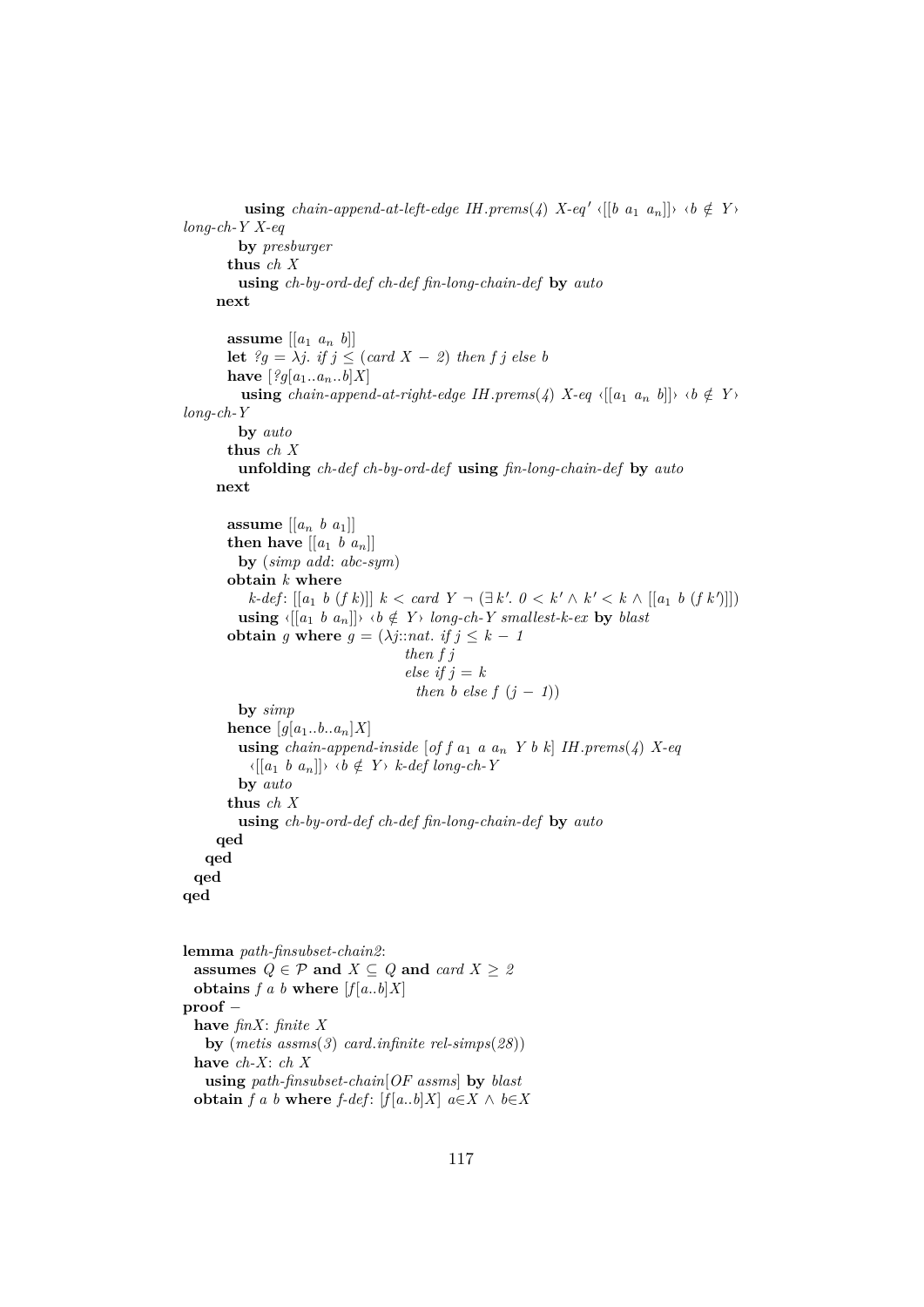```
          using chain-append-at-left-edge IH.prems(4) X-eq' ‹[[b a₁ aₙ]]› ‹b ∉ Y›
long-ch-Y X-eq
          by presburger
        thus ch X
          using ch-by-ord-def ch-def fin-long-chain-def by auto
      next

        assume [[a₁ aₙ b]]
        let ?g = λj. if j ≤ (card X − 2) then f j else b
        have [?g[a₁..aₙ..b]X]
          using chain-append-at-right-edge IH.prems(4) X-eq ‹[[a₁ aₙ b]]› ‹b ∉ Y›
long-ch-Y
          by auto
        thus ch X
          unfolding ch-def ch-by-ord-def using fin-long-chain-def by auto
      next

        assume [[aₙ b a₁]]
        then have [[a₁ b aₙ]]
          by (simp add: abc-sym)
        obtain k where
            k-def: [[a₁ b (f k)]] k < card Y ¬ (∃k'. 0 < k' ∧ k' < k ∧ [[a₁ b (f k')]])
          using ‹[[a₁ b aₙ]]› ‹b ∉ Y› long-ch-Y smallest-k-ex by blast
        obtain g where g = (λj::nat. if j ≤ k − 1
                                        then f j
                                        else if j = k
                                          then b else f (j − 1))
          by simp
        hence [g[a₁..b..aₙ]X]
          using chain-append-inside [of f a₁ a aₙ Y b k] IH.prems(4) X-eq
            ‹[[a₁ b aₙ]]› ‹b ∉ Y› k-def long-ch-Y
          by auto
        thus ch X
          using ch-by-ord-def ch-def fin-long-chain-def by auto
      qed
    qed
  qed
qed


lemma path-finsubset-chain2:
  assumes Q ∈ 𝒫 and X ⊆ Q and card X ≥ 2
  obtains f a b where [f[a..b]X]
proof −
  have finX: finite X
    by (metis assms(3) card.infinite rel-simps(28))
  have ch-X: ch X
    using path-finsubset-chain[OF assms] by blast
  obtain f a b where f-def: [f[a..b]X] a∈X ∧ b∈X
```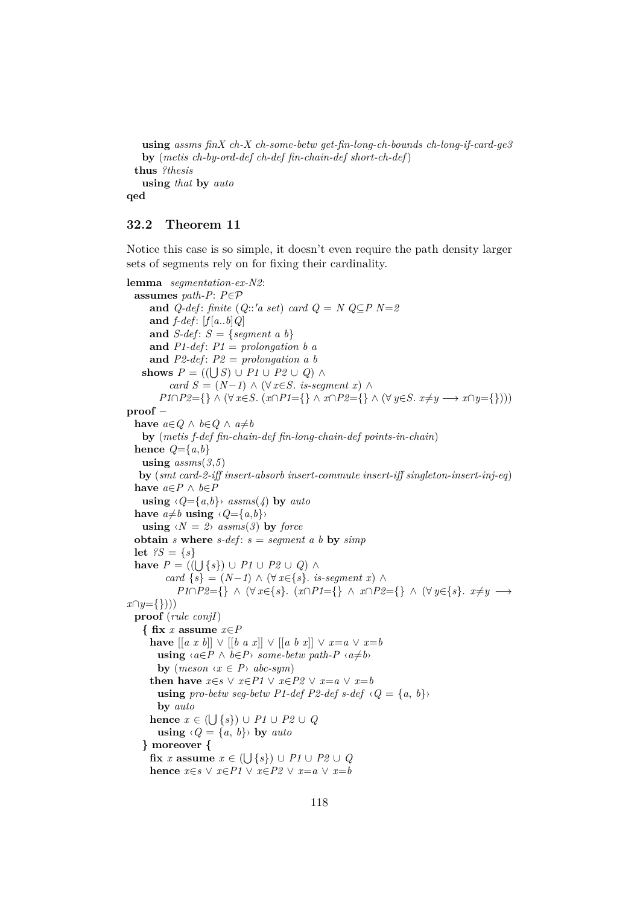```
    using assms finX ch-X ch-some-betw get-fin-long-ch-bounds ch-long-if-card-ge3
    by (metis ch-by-ord-def ch-def fin-chain-def short-ch-def)
  thus ?thesis
    using that by auto
qed
```

## 32.2 Theorem 11

Notice this case is so simple, it doesn't even require the path density larger sets of segments rely on for fixing their cardinality.

```
lemma segmentation-ex-N2:
  assumes path-P: P∈𝒫
    and Q-def: finite (Q::'a set) card Q = N Q⊆P N=2
    and f-def: [f[a..b]Q]
    and S-def: S = {segment a b}
    and P1-def: P1 = prolongation b a
    and P2-def: P2 = prolongation a b
  shows P = ((⋃S) ∪ P1 ∪ P2 ∪ Q) ∧
          card S = (N−1) ∧ (∀x∈S. is-segment x) ∧
        P1∩P2={} ∧ (∀x∈S. (x∩P1={} ∧ x∩P2={} ∧ (∀y∈S. x≠y ⟶ x∩y={})))
proof −
  have a∈Q ∧ b∈Q ∧ a≠b
    by (metis f-def fin-chain-def fin-long-chain-def points-in-chain)
  hence Q={a,b}
    using assms(3,5)
   by (smt card-2-iff insert-absorb insert-commute insert-iff singleton-insert-inj-eq)
  have a∈P ∧ b∈P
    using ‹Q={a,b}› assms(4) by auto
  have a≠b using ‹Q={a,b}›
    using ‹N = 2› assms(3) by force
  obtain s where s-def: s = segment a b by simp
  let ?S = {s}
  have P = ((⋃{s}) ∪ P1 ∪ P2 ∪ Q) ∧
          card {s} = (N−1) ∧ (∀x∈{s}. is-segment x) ∧
            P1∩P2={} ∧ (∀x∈{s}. (x∩P1={} ∧ x∩P2={} ∧ (∀y∈{s}. x≠y ⟶
x∩y={})))
  proof (rule conjI)
    { fix x assume x∈P
      have [[a x b]] ∨ [[b a x]] ∨ [[a b x]] ∨ x=a ∨ x=b
        using ‹a∈P ∧ b∈P› some-betw path-P ‹a≠b›
        by (meson ‹x ∈ P› abc-sym)
      then have x∈s ∨ x∈P1 ∨ x∈P2 ∨ x=a ∨ x=b
        using pro-betw seg-betw P1-def P2-def s-def ‹Q = {a, b}›
        by auto
      hence x ∈ (⋃{s}) ∪ P1 ∪ P2 ∪ Q
        using ‹Q = {a, b}› by auto
    } moreover {
      fix x assume x ∈ (⋃{s}) ∪ P1 ∪ P2 ∪ Q
      hence x∈s ∨ x∈P1 ∨ x∈P2 ∨ x=a ∨ x=b
```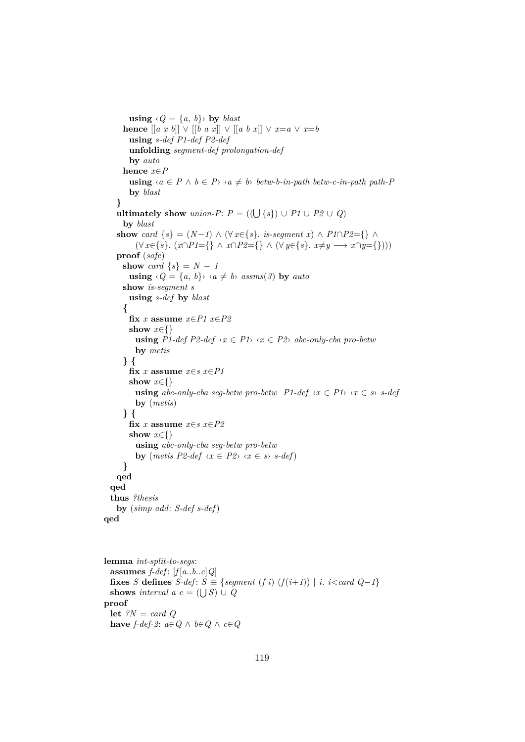```
        using ‹Q = {a, b}› by blast
      hence [[a x b]] ∨ [[b a x]] ∨ [[a b x]] ∨ x=a ∨ x=b
        using s-def P1-def P2-def
        unfolding segment-def prolongation-def
        by auto
      hence x∈P
        using ‹a ∈ P ∧ b ∈ P› ‹a ≠ b› betw-b-in-path betw-c-in-path path-P
        by blast
    }
    ultimately show union-P: P = ((⋃{s}) ∪ P1 ∪ P2 ∪ Q)
      by blast
    show card {s} = (N−1) ∧ (∀x∈{s}. is-segment x) ∧ P1∩P2={} ∧
          (∀x∈{s}. (x∩P1={} ∧ x∩P2={} ∧ (∀y∈{s}. x≠y ⟶ x∩y={})))
    proof (safe)
      show card {s} = N − 1
        using ‹Q = {a, b}› ‹a ≠ b› assms(3) by auto
      show is-segment s
        using s-def by blast
      {
        fix x assume x∈P1 x∈P2
        show x∈{}
          using P1-def P2-def ‹x ∈ P1› ‹x ∈ P2› abc-only-cba pro-betw
          by metis
      } {
        fix x assume x∈s x∈P1
        show x∈{}
          using abc-only-cba seg-betw pro-betw  P1-def ‹x ∈ P1› ‹x ∈ s› s-def
          by (metis)
      } {
        fix x assume x∈s x∈P2
        show x∈{}
          using abc-only-cba seg-betw pro-betw
          by (metis P2-def ‹x ∈ P2› ‹x ∈ s› s-def)
      }
    qed
  qed
  thus ?thesis
    by (simp add: S-def s-def)
qed



lemma int-split-to-segs:
  assumes f-def: [f[a..b..c]Q]
  fixes S defines S-def: S ≡ {segment (f i) (f(i+1)) | i. i<card Q−1}
  shows interval a c = (⋃S) ∪ Q
proof
  let ?N = card Q
  have f-def-2: a∈Q ∧ b∈Q ∧ c∈Q
```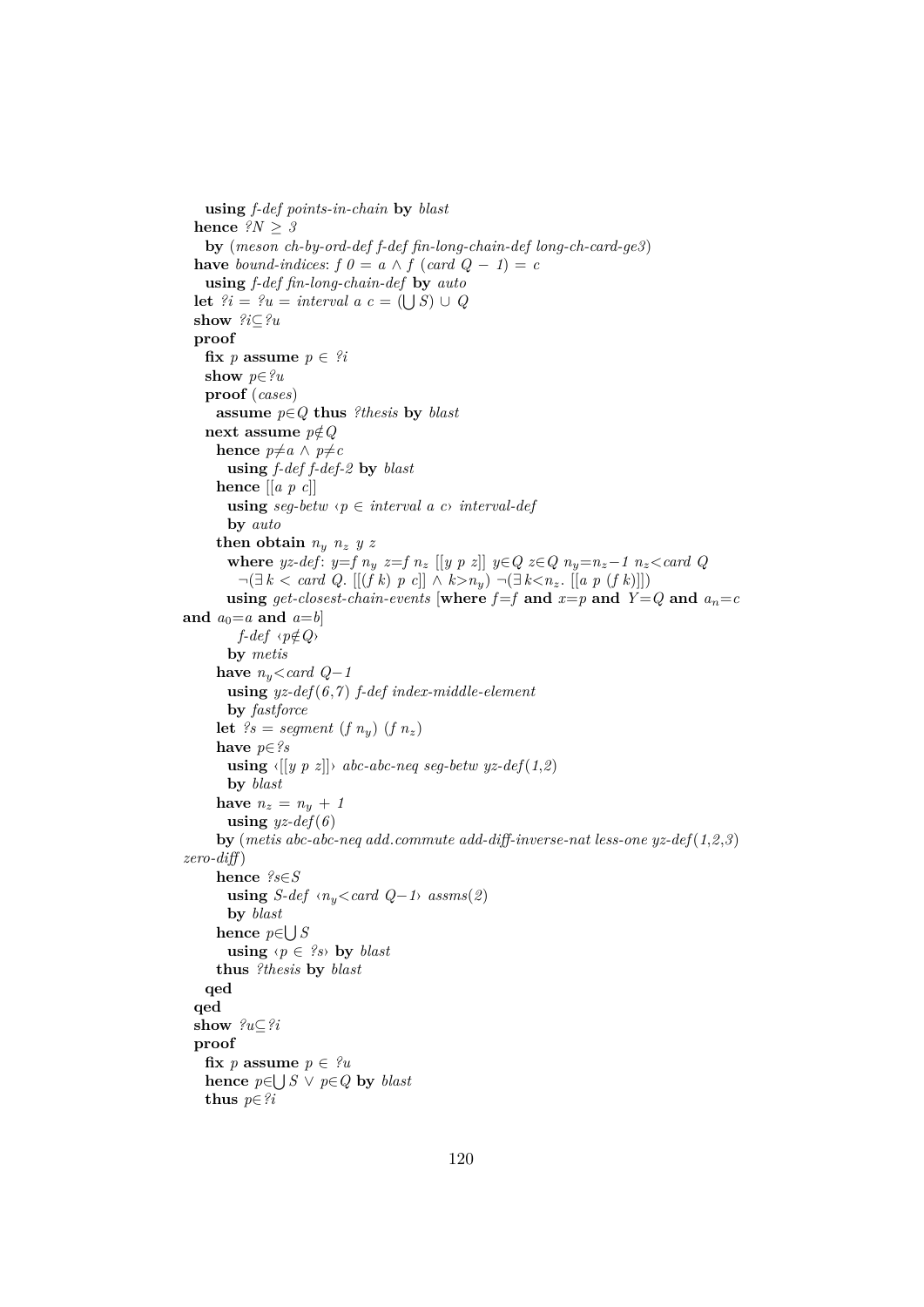```
      using f-def points-in-chain by blast
    hence ?N ≥ 3
      by (meson ch-by-ord-def f-def fin-long-chain-def long-ch-card-ge3)
    have bound-indices: f 0 = a ∧ f (card Q − 1) = c
      using f-def fin-long-chain-def by auto
    let ?i = ?u = interval a c = (⋃ S) ∪ Q
    show ?i⊆?u
    proof
      fix p assume p ∈ ?i
      show p∈?u
      proof (cases)
        assume p∈Q thus ?thesis by blast
      next assume p∉Q
        hence p≠a ∧ p≠c
          using f-def f-def-2 by blast
        hence [[a p c]]
          using seg-betw ‹p ∈ interval a c› interval-def
          by auto
        then obtain n_y n_z y z
          where yz-def: y=f n_y z=f n_z [[y p z]] y∈Q z∈Q n_y=n_z−1 n_z<card Q
            ¬(∃ k < card Q. [[(f k) p c]] ∧ k>n_y) ¬(∃ k<n_z. [[a p (f k)]])
          using get-closest-chain-events [where f=f and x=p and Y=Q and a_n=c
and a_0=a and a=b]
            f-def ‹p∉Q›
          by metis
        have n_y<card Q−1
          using yz-def(6,7) f-def index-middle-element
          by fastforce
        let ?s = segment (f n_y) (f n_z)
        have p∈?s
          using ‹[[y p z]]› abc-abc-neq seg-betw yz-def(1,2)
          by blast
        have n_z = n_y + 1
          using yz-def(6)
        by (metis abc-abc-neq add.commute add-diff-inverse-nat less-one yz-def(1,2,3)
zero-diff)
        hence ?s∈S
          using S-def ‹n_y<card Q−1› assms(2)
          by blast
        hence p∈⋃ S
          using ‹p ∈ ?s› by blast
        thus ?thesis by blast
      qed
    qed
    show ?u⊆?i
    proof
      fix p assume p ∈ ?u
      hence p∈⋃ S ∨ p∈Q by blast
      thus p∈?i
```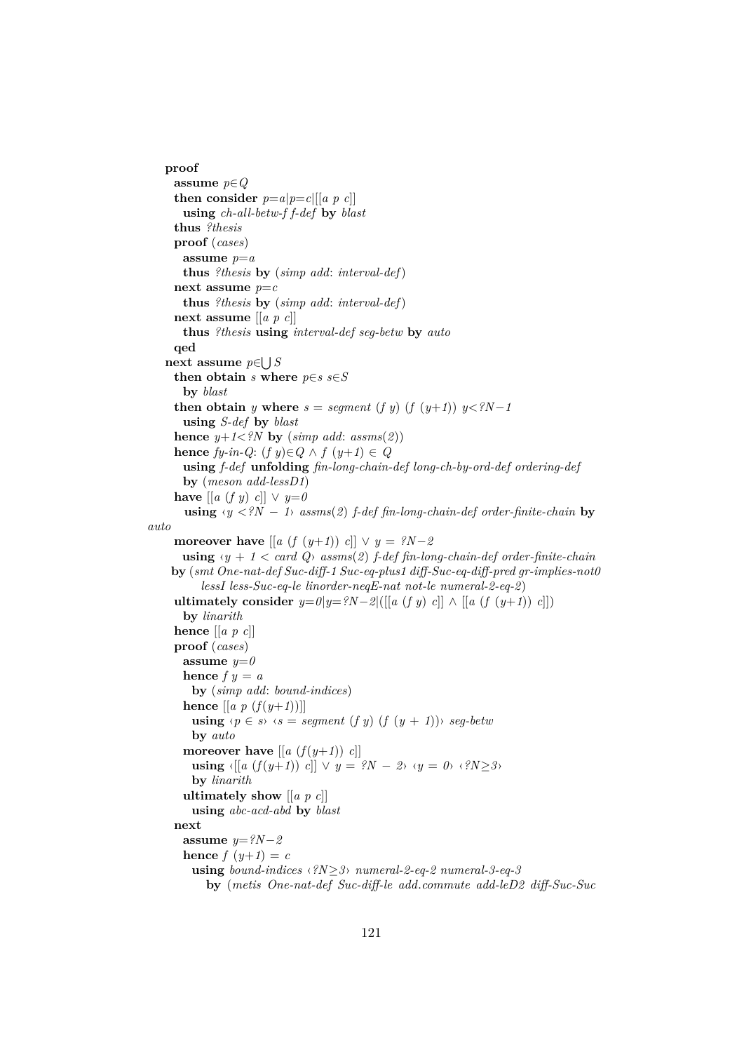```
proof
  assume p∈Q
  then consider p=a|p=c|[[a p c]]
    using ch-all-betw-f f-def by blast
  thus ?thesis
  proof (cases)
    assume p=a
    thus ?thesis by (simp add: interval-def)
  next assume p=c
    thus ?thesis by (simp add: interval-def)
  next assume [[a p c]]
    thus ?thesis using interval-def seg-betw by auto
  qed
next assume p∈⋃S
  then obtain s where p∈s s∈S
    by blast
  then obtain y where s = segment (f y) (f (y+1)) y<?N−1
    using S-def by blast
  hence y+1<?N by (simp add: assms(2))
  hence fy-in-Q: (f y)∈Q ∧ f (y+1) ∈ Q
    using f-def unfolding fin-long-chain-def long-ch-by-ord-def ordering-def
    by (meson add-lessD1)
  have [[a (f y) c]] ∨ y=0
    using ‹y <?N − 1› assms(2) f-def fin-long-chain-def order-finite-chain by
auto
  moreover have [[a (f (y+1)) c]] ∨ y = ?N−2
    using ‹y + 1 < card Q› assms(2) f-def fin-long-chain-def order-finite-chain
   by (smt One-nat-def Suc-diff-1 Suc-eq-plus1 diff-Suc-eq-diff-pred gr-implies-not0
        lessI less-Suc-eq-le linorder-neqE-nat not-le numeral-2-eq-2)
  ultimately consider y=0|y=?N−2|([[a (f y) c]] ∧ [[a (f (y+1)) c]])
    by linarith
  hence [[a p c]]
  proof (cases)
    assume y=0
    hence f y = a
      by (simp add: bound-indices)
    hence [[a p (f(y+1))]]
      using ‹p ∈ s› ‹s = segment (f y) (f (y + 1))› seg-betw
      by auto
    moreover have [[a (f(y+1)) c]]
      using ‹[[a (f(y+1)) c]] ∨ y = ?N − 2› ‹y = 0› ‹?N≥3›
      by linarith
    ultimately show [[a p c]]
      using abc-acd-abd by blast
  next
    assume y=?N−2
    hence f (y+1) = c
      using bound-indices ‹?N≥3› numeral-2-eq-2 numeral-3-eq-3
        by (metis One-nat-def Suc-diff-le add.commute add-leD2 diff-Suc-Suc
```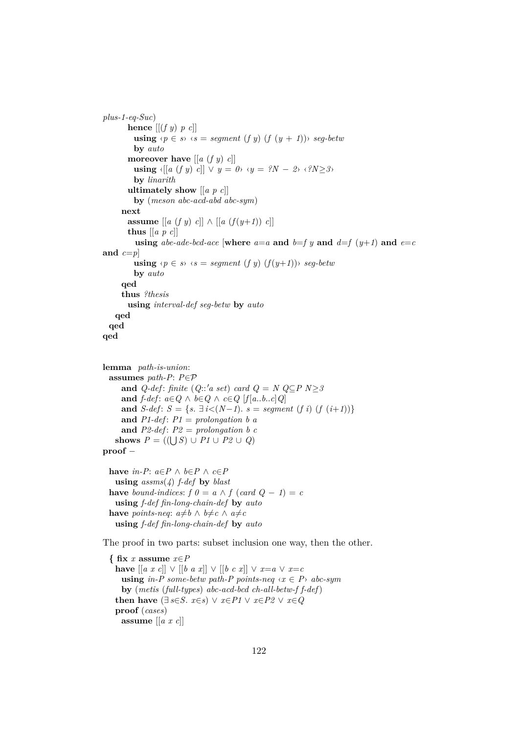```
plus-1-eq-Suc)
        hence [[(f y) p c]]
          using ‹p ∈ s› ‹s = segment (f y) (f (y + 1))› seg-betw
          by auto
        moreover have [[a (f y) c]]
          using ‹[[a (f y) c]] ∨ y = 0› ‹y = ?N − 2› ‹?N≥3›
          by linarith
        ultimately show [[a p c]]
          by (meson abc-acd-abd abc-sym)
      next
        assume [[a (f y) c]] ∧ [[a (f(y+1)) c]]
        thus [[a p c]]
          using abe-ade-bcd-ace [where a=a and b=f y and d=f (y+1) and e=c
and c=p]
          using ‹p ∈ s› ‹s = segment (f y) (f(y+1))› seg-betw
          by auto
      qed
      thus ?thesis
        using interval-def seg-betw by auto
    qed
  qed
qed


lemma path-is-union:
  assumes path-P: P∈𝒫
      and Q-def: finite (Q::'a set) card Q = N Q⊆P N≥3
      and f-def: a∈Q ∧ b∈Q ∧ c∈Q [f[a..b..c]Q]
      and S-def: S = {s. ∃ i<(N−1). s = segment (f i) (f (i+1))}
      and P1-def: P1 = prolongation b a
      and P2-def: P2 = prolongation b c
    shows P = ((⋃ S) ∪ P1 ∪ P2 ∪ Q)
proof −

  have in-P: a∈P ∧ b∈P ∧ c∈P
    using assms(4) f-def by blast
  have bound-indices: f 0 = a ∧ f (card Q − 1) = c
    using f-def fin-long-chain-def by auto
  have points-neq: a≠b ∧ b≠c ∧ a≠c
    using f-def fin-long-chain-def by auto
```

The proof in two parts: subset inclusion one way, then the other.

```
  { fix x assume x∈P
    have [[a x c]] ∨ [[b a x]] ∨ [[b c x]] ∨ x=a ∨ x=c
      using in-P some-betw path-P points-neq ‹x ∈ P› abc-sym
      by (metis (full-types) abc-acd-bcd ch-all-betw-f f-def)
    then have (∃ s∈S. x∈s) ∨ x∈P1 ∨ x∈P2 ∨ x∈Q
    proof (cases)
      assume [[a x c]]
```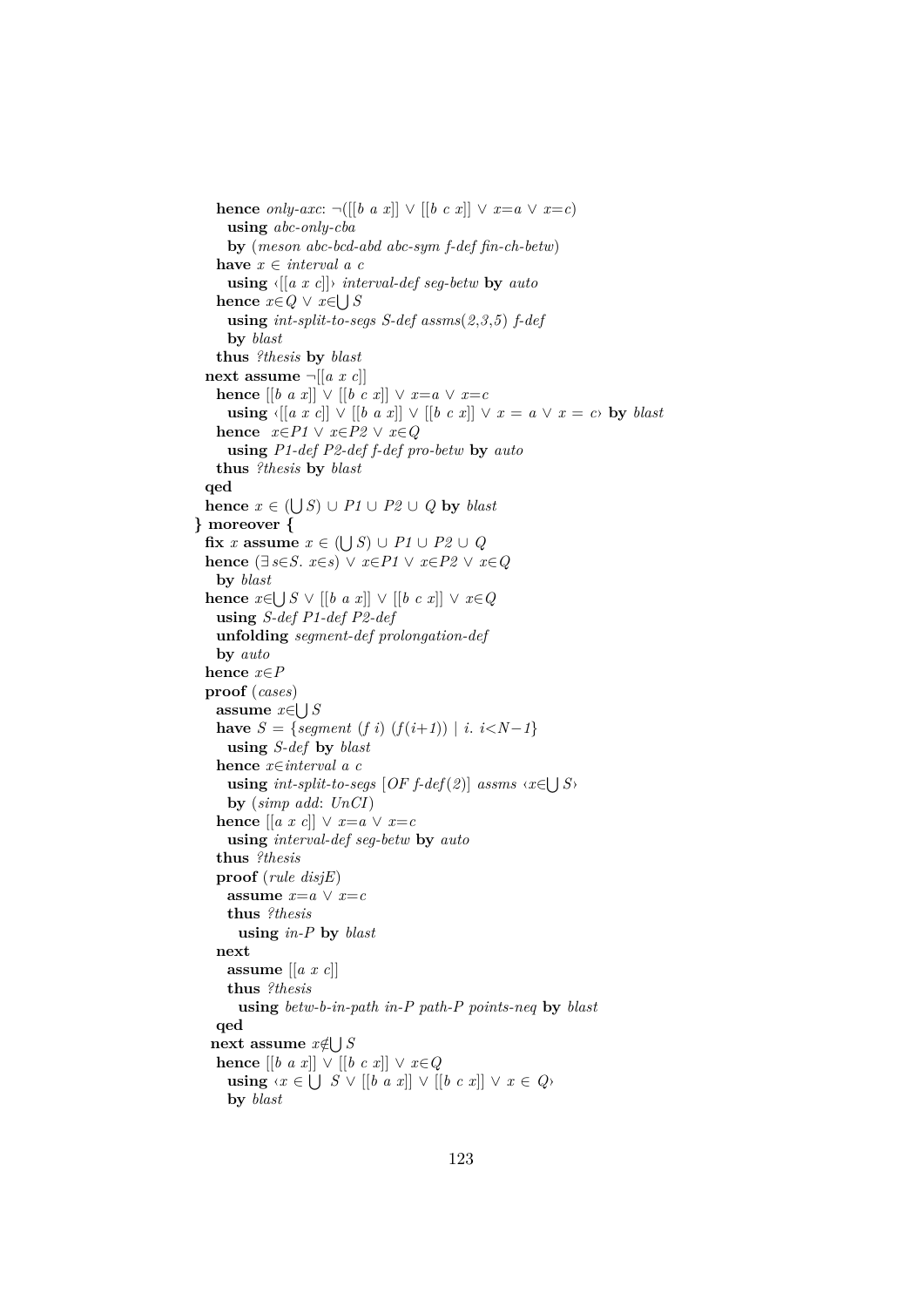```
      hence only-axc: ¬([[b a x]] ∨ [[b c x]] ∨ x=a ∨ x=c)
        using abc-only-cba
        by (meson abc-bcd-abd abc-sym f-def fin-ch-betw)
      have x ∈ interval a c
        using ‹[[a x c]]› interval-def seg-betw by auto
      hence x∈Q ∨ x∈⋃ S
        using int-split-to-segs S-def assms(2,3,5) f-def
        by blast
      thus ?thesis by blast
    next assume ¬[[a x c]]
      hence [[b a x]] ∨ [[b c x]] ∨ x=a ∨ x=c
        using ‹[[a x c]] ∨ [[b a x]] ∨ [[b c x]] ∨ x = a ∨ x = c› by blast
      hence  x∈P1 ∨ x∈P2 ∨ x∈Q
        using P1-def P2-def f-def pro-betw by auto
      thus ?thesis by blast
    qed
    hence x ∈ (⋃ S) ∪ P1 ∪ P2 ∪ Q by blast
  } moreover {
    fix x assume x ∈ (⋃ S) ∪ P1 ∪ P2 ∪ Q
    hence (∃ s∈S. x∈s) ∨ x∈P1 ∨ x∈P2 ∨ x∈Q
      by blast
    hence x∈⋃ S ∨ [[b a x]] ∨ [[b c x]] ∨ x∈Q
      using S-def P1-def P2-def
      unfolding segment-def prolongation-def
      by auto
    hence x∈P
    proof (cases)
      assume x∈⋃ S
      have S = {segment (f i) (f(i+1)) | i. i<N-1}
        using S-def by blast
      hence x∈interval a c
        using int-split-to-segs [OF f-def(2)] assms ‹x∈⋃ S›
        by (simp add: UnCI)
      hence [[a x c]] ∨ x=a ∨ x=c
        using interval-def seg-betw by auto
      thus ?thesis
      proof (rule disjE)
        assume x=a ∨ x=c
        thus ?thesis
          using in-P by blast
      next
        assume [[a x c]]
        thus ?thesis
          using betw-b-in-path in-P path-P points-neq by blast
      qed
     next assume x∉⋃ S
      hence [[b a x]] ∨ [[b c x]] ∨ x∈Q
        using ‹x ∈ ⋃ S ∨ [[b a x]] ∨ [[b c x]] ∨ x ∈ Q›
        by blast
```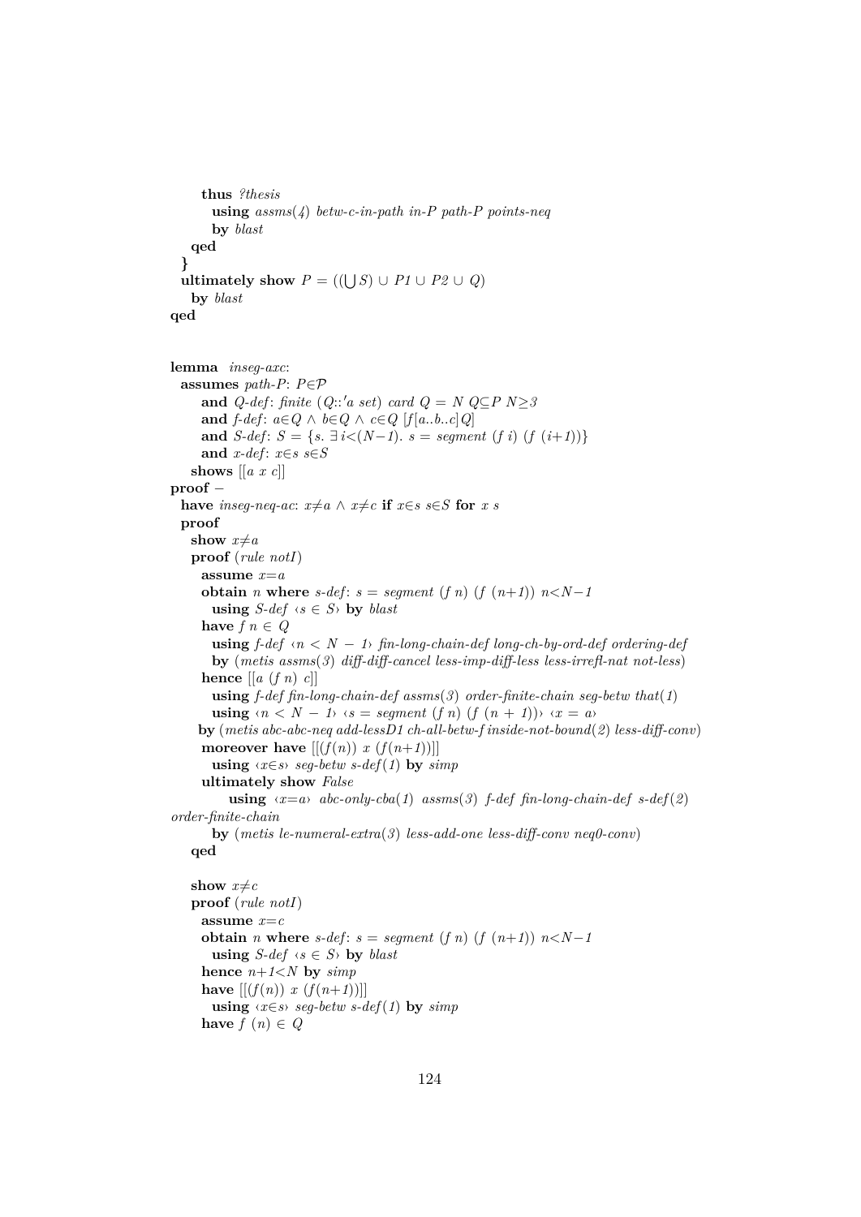```
      thus ?thesis
        using assms(4) betw-c-in-path in-P path-P points-neq
        by blast
    qed
  }
  ultimately show P = ((⋃S) ∪ P1 ∪ P2 ∪ Q)
    by blast
qed


lemma inseg-axc:
  assumes path-P: P∈𝒫
    and Q-def: finite (Q::'a set) card Q = N Q⊆P N≥3
    and f-def: a∈Q ∧ b∈Q ∧ c∈Q [f[a..b..c]Q]
    and S-def: S = {s. ∃ i<(N−1). s = segment (f i) (f (i+1))}
    and x-def: x∈s s∈S
  shows [[a x c]]
proof −
  have inseg-neq-ac: x≠a ∧ x≠c if x∈s s∈S for x s
  proof
    show x≠a
    proof (rule notI)
      assume x=a
      obtain n where s-def: s = segment (f n) (f (n+1)) n<N−1
        using S-def ‹s ∈ S› by blast
      have f n ∈ Q
        using f-def ‹n < N − 1› fin-long-chain-def long-ch-by-ord-def ordering-def
        by (metis assms(3) diff-diff-cancel less-imp-diff-less less-irrefl-nat not-less)
      hence [[a (f n) c]]
        using f-def fin-long-chain-def assms(3) order-finite-chain seg-betw that(1)
        using ‹n < N − 1› ‹s = segment (f n) (f (n + 1))› ‹x = a›
      by (metis abc-abc-neq add-lessD1 ch-all-betw-f inside-not-bound(2) less-diff-conv)
      moreover have [[(f(n)) x (f(n+1))]]
        using ‹x∈s› seg-betw s-def(1) by simp
      ultimately show False
          using ‹x=a› abc-only-cba(1) assms(3) f-def fin-long-chain-def s-def(2)
order-finite-chain
        by (metis le-numeral-extra(3) less-add-one less-diff-conv neq0-conv)
    qed

    show x≠c
    proof (rule notI)
      assume x=c
      obtain n where s-def: s = segment (f n) (f (n+1)) n<N−1
        using S-def ‹s ∈ S› by blast
      hence n+1<N by simp
      have [[(f(n)) x (f(n+1))]]
        using ‹x∈s› seg-betw s-def(1) by simp
      have f (n) ∈ Q
```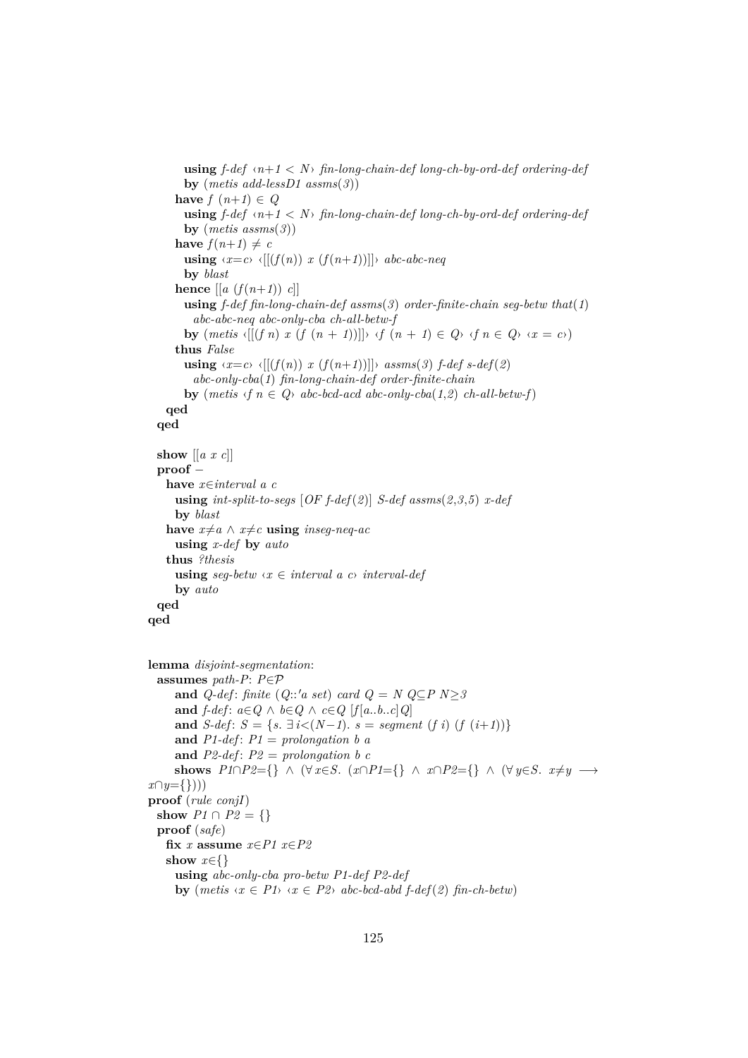```
        using f-def ‹n+1 < N› fin-long-chain-def long-ch-by-ord-def ordering-def
        by (metis add-lessD1 assms(3))
      have f (n+1) ∈ Q
        using f-def ‹n+1 < N› fin-long-chain-def long-ch-by-ord-def ordering-def
        by (metis assms(3))
      have f(n+1) ≠ c
        using ‹x=c› ‹[[(f(n)) x (f(n+1))]]› abc-abc-neq
        by blast
      hence [[a (f(n+1)) c]]
        using f-def fin-long-chain-def assms(3) order-finite-chain seg-betw that(1)
          abc-abc-neq abc-only-cba ch-all-betw-f
        by (metis ‹[[(f n) x (f (n + 1))]]› ‹f (n + 1) ∈ Q› ‹f n ∈ Q› ‹x = c›)
      thus False
        using ‹x=c› ‹[[(f(n)) x (f(n+1))]]› assms(3) f-def s-def(2)
          abc-only-cba(1) fin-long-chain-def order-finite-chain
        by (metis ‹f n ∈ Q› abc-bcd-acd abc-only-cba(1,2) ch-all-betw-f)
    qed
  qed

  show [[a x c]]
  proof -
    have x∈interval a c
      using int-split-to-segs [OF f-def(2)] S-def assms(2,3,5) x-def
      by blast
    have x≠a ∧ x≠c using inseg-neq-ac
      using x-def by auto
    thus ?thesis
      using seg-betw ‹x ∈ interval a c› interval-def
      by auto
  qed
qed


lemma disjoint-segmentation:
  assumes path-P: P∈𝒫
    and Q-def: finite (Q::'a set) card Q = N Q⊆P N≥3
    and f-def: a∈Q ∧ b∈Q ∧ c∈Q [f[a..b..c]Q]
    and S-def: S = {s. ∃i<(N−1). s = segment (f i) (f (i+1))}
    and P1-def: P1 = prolongation b a
    and P2-def: P2 = prolongation b c
  shows P1∩P2={} ∧ (∀x∈S. (x∩P1={} ∧ x∩P2={} ∧ (∀y∈S. x≠y ⟶
x∩y={})))
proof (rule conjI)
  show P1 ∩ P2 = {}
  proof (safe)
    fix x assume x∈P1 x∈P2
    show x∈{}
      using abc-only-cba pro-betw P1-def P2-def
      by (metis ‹x ∈ P1› ‹x ∈ P2› abc-bcd-abd f-def(2) fin-ch-betw)
```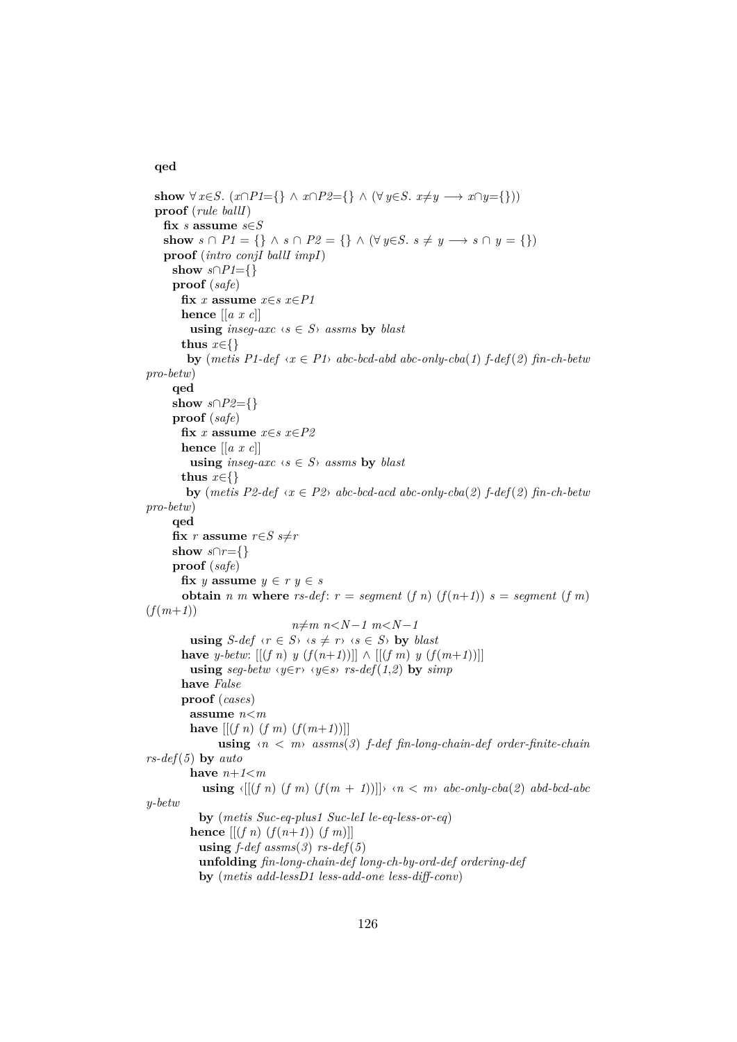```
qed

show ∀x∈S. (x∩P1={} ∧ x∩P2={} ∧ (∀y∈S. x≠y ⟶ x∩y={}))
proof (rule ballI)
  fix s assume s∈S
  show s ∩ P1 = {} ∧ s ∩ P2 = {} ∧ (∀y∈S. s ≠ y ⟶ s ∩ y = {})
  proof (intro conjI ballI impI)
    show s∩P1={}
    proof (safe)
      fix x assume x∈s x∈P1
      hence [[a x c]]
        using inseg-axc ‹s ∈ S› assms by blast
      thus x∈{}
        by (metis P1-def ‹x ∈ P1› abc-bcd-abd abc-only-cba(1) f-def(2) fin-ch-betw
pro-betw)
    qed
    show s∩P2={}
    proof (safe)
      fix x assume x∈s x∈P2
      hence [[a x c]]
        using inseg-axc ‹s ∈ S› assms by blast
      thus x∈{}
        by (metis P2-def ‹x ∈ P2› abc-bcd-acd abc-only-cba(2) f-def(2) fin-ch-betw
pro-betw)
    qed
    fix r assume r∈S s≠r
    show s∩r={}
    proof (safe)
      fix y assume y ∈ r y ∈ s
      obtain n m where rs-def: r = segment (f n) (f(n+1)) s = segment (f m)
(f(m+1))
                          n≠m n<N−1 m<N−1
        using S-def ‹r ∈ S› ‹s ≠ r› ‹s ∈ S› by blast
      have y-betw: [[(f n) y (f(n+1))]] ∧ [[(f m) y (f(m+1))]]
        using seg-betw ‹y∈r› ‹y∈s› rs-def(1,2) by simp
      have False
      proof (cases)
        assume n<m
        have [[(f n) (f m) (f(m+1))]]
            using ‹n < m› assms(3) f-def fin-long-chain-def order-finite-chain
rs-def(5) by auto
        have n+1<m
          using ‹[[(f n) (f m) (f(m + 1))]]› ‹n < m› abc-only-cba(2) abd-bcd-abc
y-betw
          by (metis Suc-eq-plus1 Suc-leI le-eq-less-or-eq)
        hence [[(f n) (f(n+1)) (f m)]]
          using f-def assms(3) rs-def(5)
          unfolding fin-long-chain-def long-ch-by-ord-def ordering-def
          by (metis add-lessD1 less-add-one less-diff-conv)
```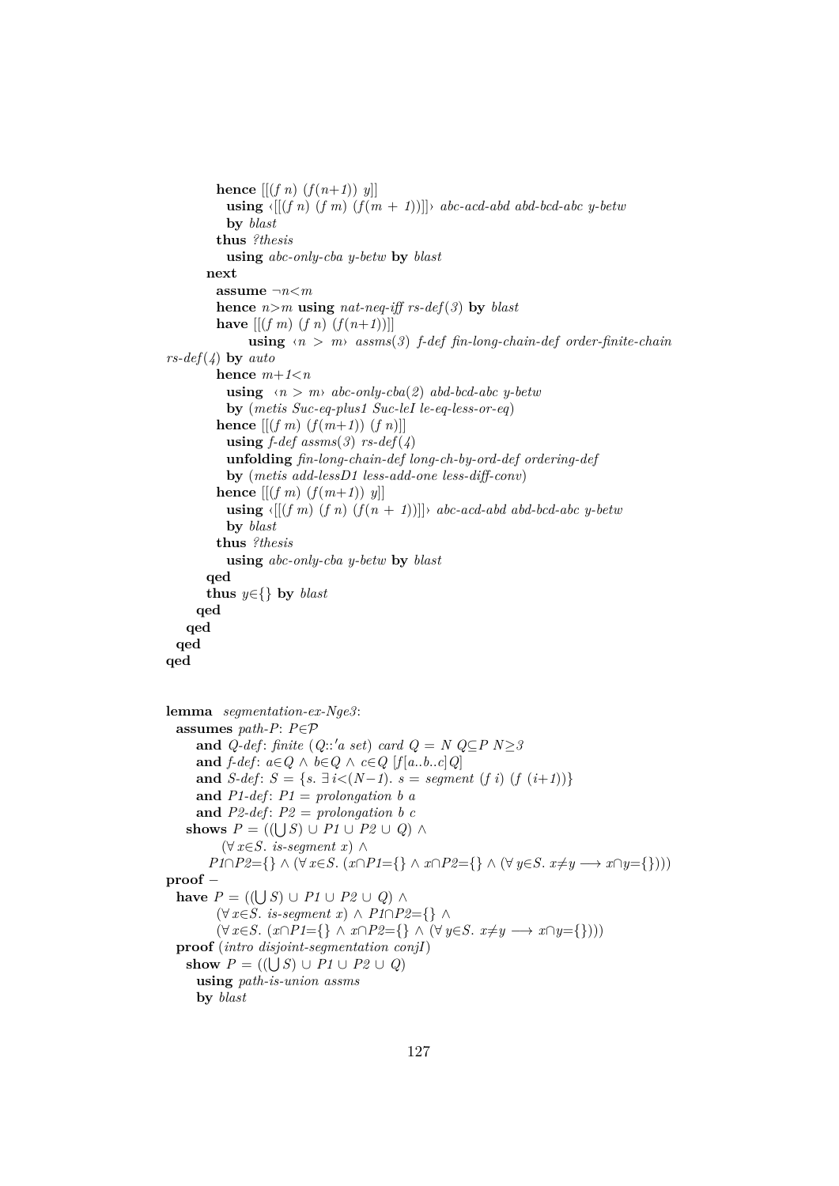```
          hence [[(f n) (f(n+1)) y]]
            using ‹[[(f n) (f m) (f(m + 1))]]› abc-acd-abd abd-bcd-abc y-betw
            by blast
          thus ?thesis
            using abc-only-cba y-betw by blast
        next
          assume ¬n<m
          hence n>m using nat-neq-iff rs-def(3) by blast
          have [[(f m) (f n) (f(n+1))]]
                using ‹n > m› assms(3) f-def fin-long-chain-def order-finite-chain
rs-def(4) by auto
          hence m+1<n
            using ‹n > m› abc-only-cba(2) abd-bcd-abc y-betw
            by (metis Suc-eq-plus1 Suc-leI le-eq-less-or-eq)
          hence [[(f m) (f(m+1)) (f n)]]
            using f-def assms(3) rs-def(4)
            unfolding fin-long-chain-def long-ch-by-ord-def ordering-def
            by (metis add-lessD1 less-add-one less-diff-conv)
          hence [[(f m) (f(m+1)) y]]
            using ‹[[(f m) (f n) (f(n + 1))]]› abc-acd-abd abd-bcd-abc y-betw
            by blast
          thus ?thesis
            using abc-only-cba y-betw by blast
        qed
        thus y∈{} by blast
      qed
    qed
  qed
qed


lemma segmentation-ex-Nge3:
  assumes path-P: P∈𝒫
      and Q-def: finite (Q::'a set) card Q = N Q⊆P N≥3
      and f-def: a∈Q ∧ b∈Q ∧ c∈Q [f[a..b..c]Q]
      and S-def: S = {s. ∃i<(N−1). s = segment (f i) (f (i+1))}
      and P1-def: P1 = prolongation b a
      and P2-def: P2 = prolongation b c
    shows P = ((⋃S) ∪ P1 ∪ P2 ∪ Q) ∧
          (∀x∈S. is-segment x) ∧
        P1∩P2={} ∧ (∀x∈S. (x∩P1={} ∧ x∩P2={} ∧ (∀y∈S. x≠y ⟶ x∩y={})))
proof −
  have P = ((⋃S) ∪ P1 ∪ P2 ∪ Q) ∧
          (∀x∈S. is-segment x) ∧ P1∩P2={} ∧
          (∀x∈S. (x∩P1={} ∧ x∩P2={} ∧ (∀y∈S. x≠y ⟶ x∩y={})))
  proof (intro disjoint-segmentation conjI)
    show P = ((⋃S) ∪ P1 ∪ P2 ∪ Q)
      using path-is-union assms
      by blast
```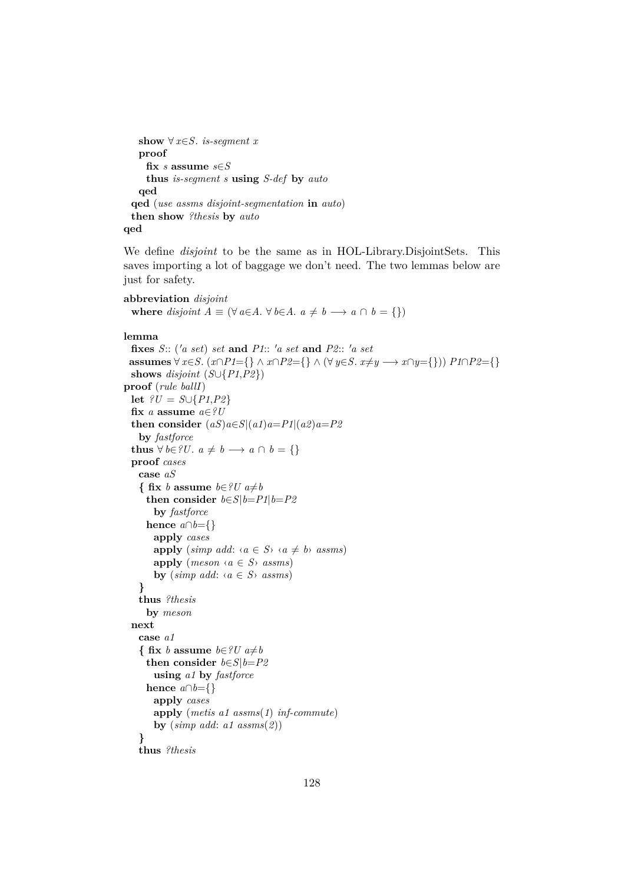```
    show ∀ x∈S. is-segment x
    proof
      fix s assume s∈S
      thus is-segment s using S-def by auto
    qed
  qed (use assms disjoint-segmentation in auto)
  then show ?thesis by auto
qed
```

We define *disjoint* to be the same as in HOL-Library.DisjointSets. This saves importing a lot of baggage we don't need. The two lemmas below are just for safety.

```
abbreviation disjoint
  where disjoint A ≡ (∀ a∈A. ∀ b∈A. a ≠ b ⟶ a ∩ b = {})

lemma
  fixes S:: ('a set) set and P1:: 'a set and P2:: 'a set
 assumes ∀ x∈S. (x∩P1={} ∧ x∩P2={} ∧ (∀ y∈S. x≠y ⟶ x∩y={})) P1∩P2={}
  shows disjoint (S∪{P1,P2})
proof (rule ballI)
  let ?U = S∪{P1,P2}
  fix a assume a∈?U
  then consider (aS)a∈S|(a1)a=P1|(a2)a=P2
    by fastforce
  thus ∀ b∈?U. a ≠ b ⟶ a ∩ b = {}
  proof cases
    case aS
    { fix b assume b∈?U a≠b
      then consider b∈S|b=P1|b=P2
        by fastforce
      hence a∩b={}
        apply cases
        apply (simp add: ‹a ∈ S› ‹a ≠ b› assms)
        apply (meson ‹a ∈ S› assms)
        by (simp add: ‹a ∈ S› assms)
    }
    thus ?thesis
      by meson
  next
    case a1
    { fix b assume b∈?U a≠b
      then consider b∈S|b=P2
        using a1 by fastforce
      hence a∩b={}
        apply cases
        apply (metis a1 assms(1) inf-commute)
        by (simp add: a1 assms(2))
    }
    thus ?thesis
```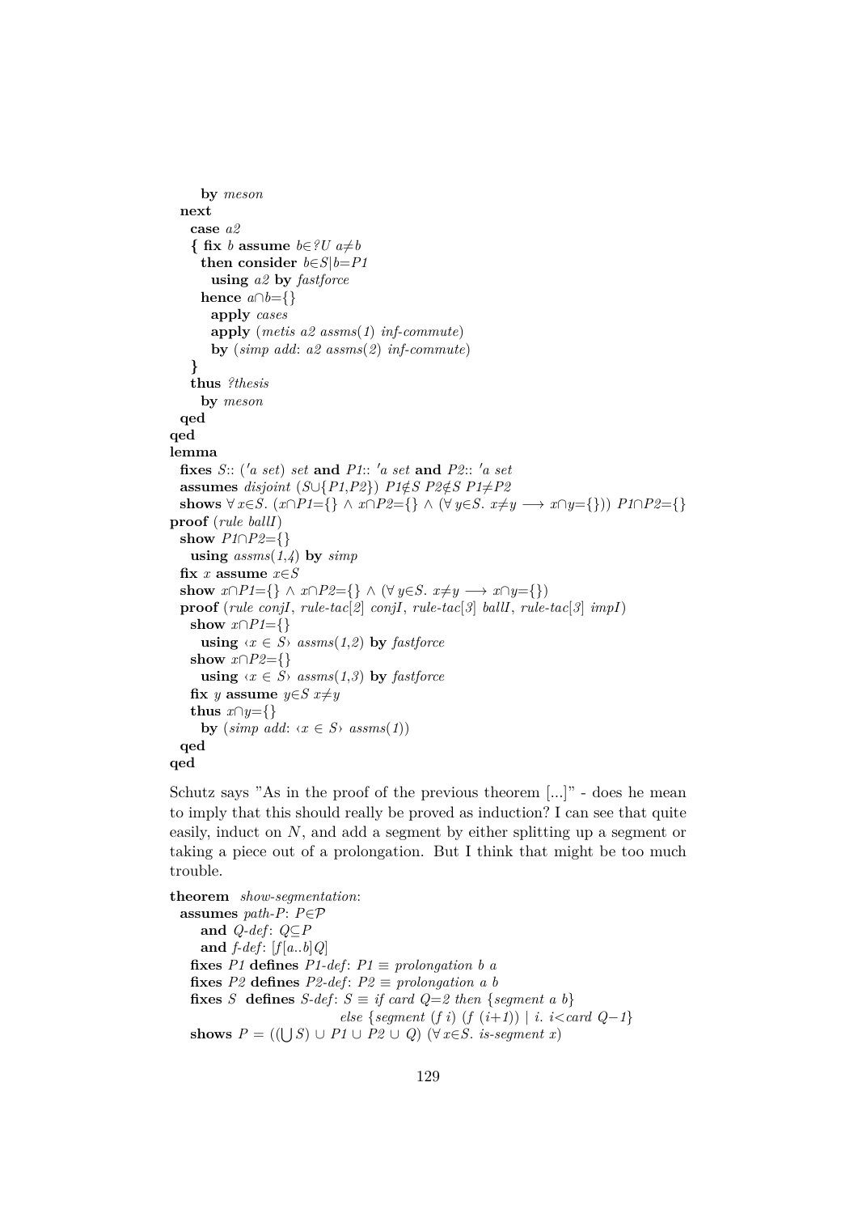```
      by meson
  next
    case a2
    { fix b assume b∈?U a≠b
      then consider b∈S|b=P1
        using a2 by fastforce
      hence a∩b={}
        apply cases
        apply (metis a2 assms(1) inf-commute)
        by (simp add: a2 assms(2) inf-commute)
    }
    thus ?thesis
      by meson
  qed
qed
lemma
  fixes S:: ('a set) set and P1:: 'a set and P2:: 'a set
  assumes disjoint (S∪{P1,P2}) P1∉S P2∉S P1≠P2
  shows ∀ x∈S. (x∩P1={} ∧ x∩P2={} ∧ (∀ y∈S. x≠y ⟶ x∩y={})) P1∩P2={}
proof (rule ballI)
  show P1∩P2={}
    using assms(1,4) by simp
  fix x assume x∈S
  show x∩P1={} ∧ x∩P2={} ∧ (∀ y∈S. x≠y ⟶ x∩y={})
  proof (rule conjI, rule-tac[2] conjI, rule-tac[3] ballI, rule-tac[3] impI)
    show x∩P1={}
      using ‹x ∈ S› assms(1,2) by fastforce
    show x∩P2={}
      using ‹x ∈ S› assms(1,3) by fastforce
    fix y assume y∈S x≠y
    thus x∩y={}
      by (simp add: ‹x ∈ S› assms(1))
  qed
qed
```

Schutz says "As in the proof of the previous theorem [...]" - does he mean to imply that this should really be proved as induction? I can see that quite easily, induct on $N$, and add a segment by either splitting up a segment or taking a piece out of a prolongation. But I think that might be too much trouble.

```
theorem show-segmentation:
  assumes path-P: P∈𝒫
    and Q-def: Q⊆P
    and f-def: [f[a..b]Q]
  fixes P1 defines P1-def: P1 ≡ prolongation b a
  fixes P2 defines P2-def: P2 ≡ prolongation a b
  fixes S defines S-def: S ≡ if card Q=2 then {segment a b}
                              else {segment (f i) (f (i+1)) | i. i<card Q−1}
  shows P = ((⋃S) ∪ P1 ∪ P2 ∪ Q) (∀ x∈S. is-segment x)
```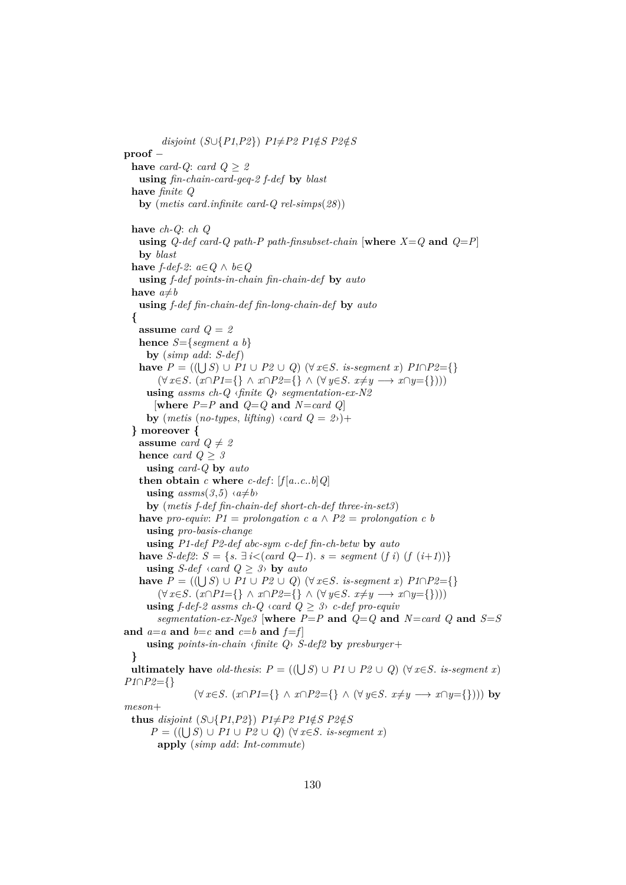```
      disjoint (S∪{P1,P2}) P1≠P2 P1∉S P2∉S
proof -
  have card-Q: card Q ≥ 2
    using fin-chain-card-geq-2 f-def by blast
  have finite Q
    by (metis card.infinite card-Q rel-simps(28))

  have ch-Q: ch Q
    using Q-def card-Q path-P path-finsubset-chain [where X=Q and Q=P]
    by blast
  have f-def-2: a∈Q ∧ b∈Q
    using f-def points-in-chain fin-chain-def by auto
  have a≠b
    using f-def fin-chain-def fin-long-chain-def by auto
  {
    assume card Q = 2
    hence S={segment a b}
      by (simp add: S-def)
    have P = ((⋃S) ∪ P1 ∪ P2 ∪ Q) (∀x∈S. is-segment x) P1∩P2={}
        (∀x∈S. (x∩P1={} ∧ x∩P2={} ∧ (∀y∈S. x≠y ⟶ x∩y={})))
      using assms ch-Q ‹finite Q› segmentation-ex-N2
        [where P=P and Q=Q and N=card Q]
      by (metis (no-types, lifting) ‹card Q = 2›)+
  } moreover {
    assume card Q ≠ 2
    hence card Q ≥ 3
      using card-Q by auto
    then obtain c where c-def: [f[a..c..b]Q]
      using assms(3,5) ‹a≠b›
      by (metis f-def fin-chain-def short-ch-def three-in-set3)
    have pro-equiv: P1 = prolongation c a ∧ P2 = prolongation c b
      using pro-basis-change
      using P1-def P2-def abc-sym c-def fin-ch-betw by auto
    have S-def2: S = {s. ∃i<(card Q-1). s = segment (f i) (f (i+1))}
      using S-def ‹card Q ≥ 3› by auto
    have P = ((⋃S) ∪ P1 ∪ P2 ∪ Q) (∀x∈S. is-segment x) P1∩P2={}
        (∀x∈S. (x∩P1={} ∧ x∩P2={} ∧ (∀y∈S. x≠y ⟶ x∩y={})))
      using f-def-2 assms ch-Q ‹card Q ≥ 3› c-def pro-equiv
        segmentation-ex-Nge3 [where P=P and Q=Q and N=card Q and S=S
and a=a and b=c and c=b and f=f]
      using points-in-chain ‹finite Q› S-def2 by presburger+
  }
  ultimately have old-thesis: P = ((⋃S) ∪ P1 ∪ P2 ∪ Q) (∀x∈S. is-segment x)
P1∩P2={}
                (∀x∈S. (x∩P1={} ∧ x∩P2={} ∧ (∀y∈S. x≠y ⟶ x∩y={}))) by
meson+
  thus disjoint (S∪{P1,P2}) P1≠P2 P1∉S P2∉S
      P = ((⋃S) ∪ P1 ∪ P2 ∪ Q) (∀x∈S. is-segment x)
        apply (simp add: Int-commute)
```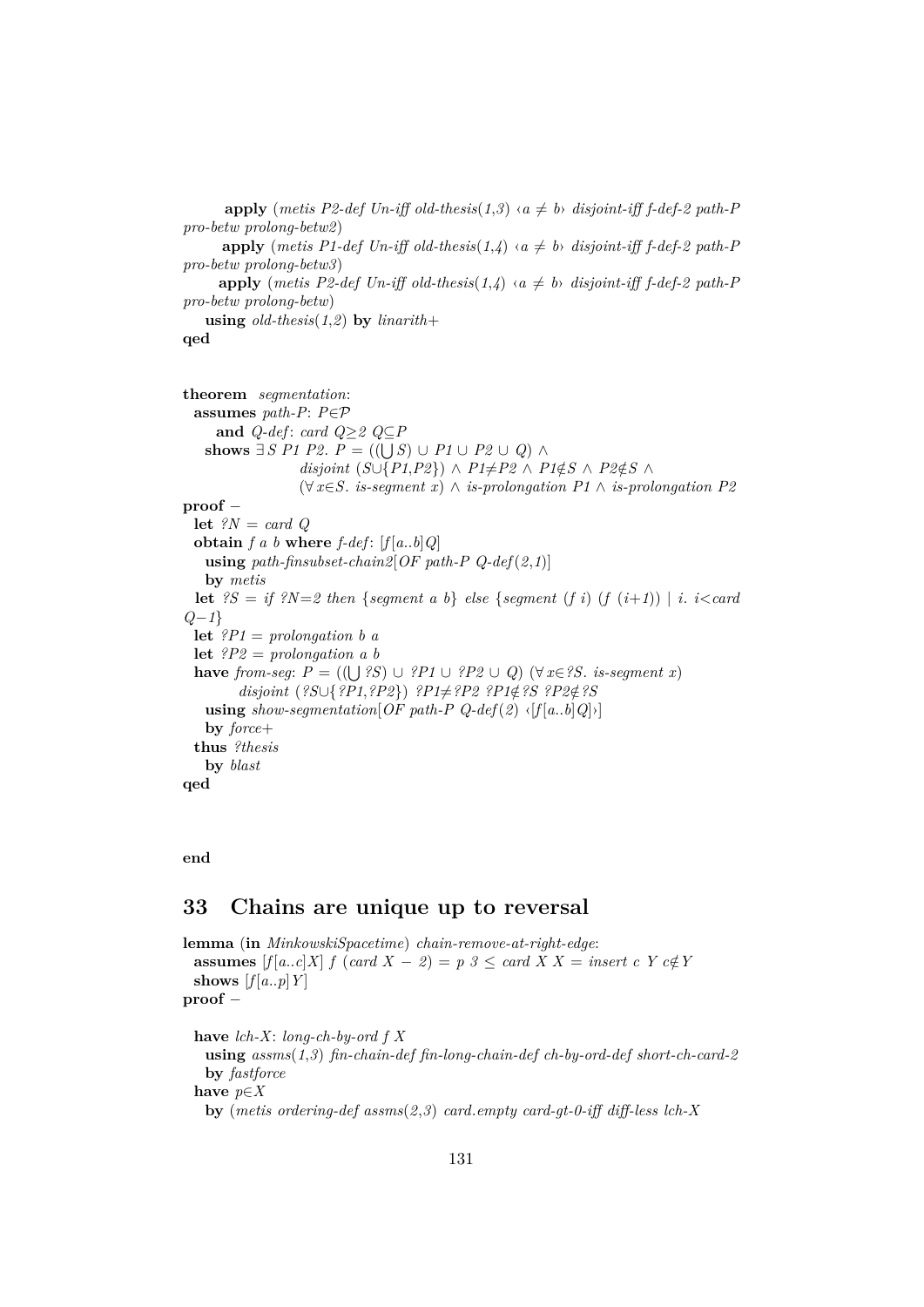```
    apply (metis P2-def Un-iff old-thesis(1,3) ‹a ≠ b› disjoint-iff f-def-2 path-P
pro-betw prolong-betw2)
    apply (metis P1-def Un-iff old-thesis(1,4) ‹a ≠ b› disjoint-iff f-def-2 path-P
pro-betw prolong-betw3)
    apply (metis P2-def Un-iff old-thesis(1,4) ‹a ≠ b› disjoint-iff f-def-2 path-P
pro-betw prolong-betw)
  using old-thesis(1,2) by linarith+
qed


theorem segmentation:
  assumes path-P: P∈𝒫
    and Q-def: card Q≥2 Q⊆P
  shows ∃ S P1 P2. P = ((⋃ S) ∪ P1 ∪ P2 ∪ Q) ∧
                disjoint (S∪{P1,P2}) ∧ P1≠P2 ∧ P1∉S ∧ P2∉S ∧
                (∀ x∈S. is-segment x) ∧ is-prolongation P1 ∧ is-prolongation P2
proof −
  let ?N = card Q
  obtain f a b where f-def: [f[a..b]Q]
    using path-finsubset-chain2[OF path-P Q-def(2,1)]
    by metis
  let ?S = if ?N=2 then {segment a b} else {segment (f i) (f (i+1)) | i. i<card
Q−1}
  let ?P1 = prolongation b a
  let ?P2 = prolongation a b
  have from-seg: P = ((⋃ ?S) ∪ ?P1 ∪ ?P2 ∪ Q) (∀ x∈?S. is-segment x)
        disjoint (?S∪{?P1,?P2}) ?P1≠?P2 ?P1∉?S ?P2∉?S
    using show-segmentation[OF path-P Q-def(2) ‹[f[a..b]Q]›]
    by force+
  thus ?thesis
    by blast
qed


end
```

# 33 Chains are unique up to reversal

```
lemma (in MinkowskiSpacetime) chain-remove-at-right-edge:
  assumes [f[a..c]X] f (card X − 2) = p 3 ≤ card X X = insert c Y c∉Y
  shows [f[a..p]Y]
proof −

  have lch-X: long-ch-by-ord f X
    using assms(1,3) fin-chain-def fin-long-chain-def ch-by-ord-def short-ch-card-2
    by fastforce
  have p∈X
    by (metis ordering-def assms(2,3) card.empty card-gt-0-iff diff-less lch-X
```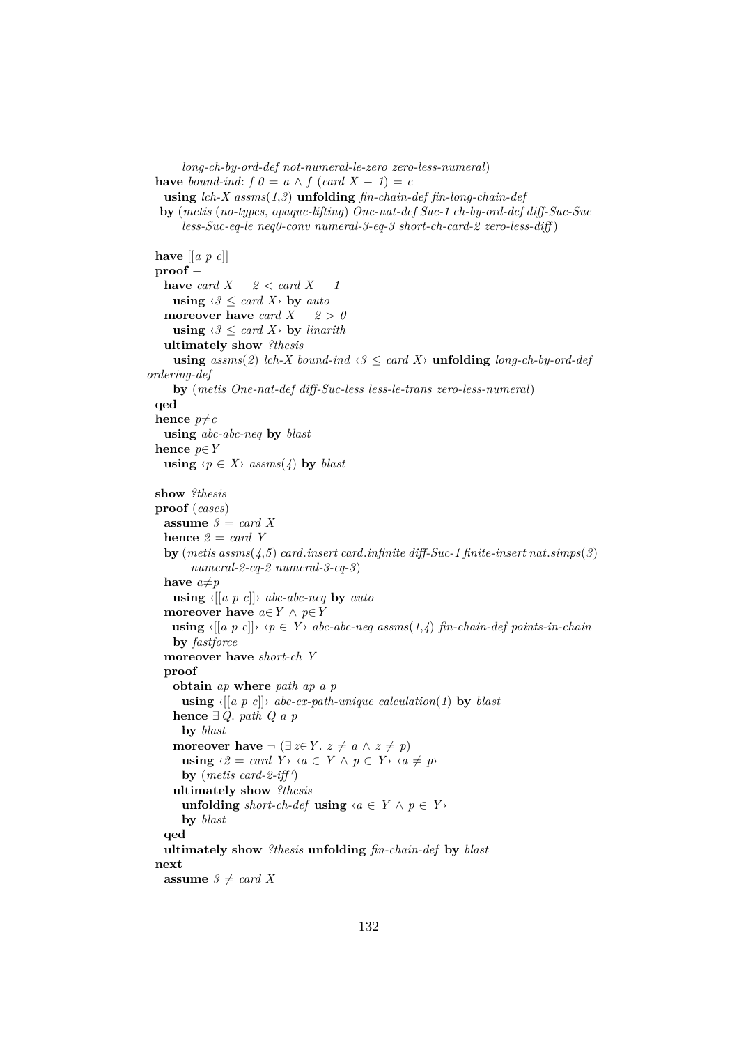```
        long-ch-by-ord-def not-numeral-le-zero zero-less-numeral)
  have bound-ind: f 0 = a ∧ f (card X − 1) = c
    using lch-X assms(1,3) unfolding fin-chain-def fin-long-chain-def
   by (metis (no-types, opaque-lifting) One-nat-def Suc-1 ch-by-ord-def diff-Suc-Suc
        less-Suc-eq-le neq0-conv numeral-3-eq-3 short-ch-card-2 zero-less-diff)

  have [[a p c]]
  proof −
    have card X − 2 < card X − 1
      using ‹3 ≤ card X› by auto
    moreover have card X − 2 > 0
      using ‹3 ≤ card X› by linarith
    ultimately show ?thesis
      using assms(2) lch-X bound-ind ‹3 ≤ card X› unfolding long-ch-by-ord-def
ordering-def
      by (metis One-nat-def diff-Suc-less less-le-trans zero-less-numeral)
  qed
  hence p≠c
    using abc-abc-neq by blast
  hence p∈Y
    using ‹p ∈ X› assms(4) by blast

  show ?thesis
  proof (cases)
    assume 3 = card X
    hence 2 = card Y
    by (metis assms(4,5) card.insert card.infinite diff-Suc-1 finite-insert nat.simps(3)
         numeral-2-eq-2 numeral-3-eq-3)
    have a≠p
      using ‹[[a p c]]› abc-abc-neq by auto
    moreover have a∈Y ∧ p∈Y
     using ‹[[a p c]]› ‹p ∈ Y› abc-abc-neq assms(1,4) fin-chain-def points-in-chain
      by fastforce
    moreover have short-ch Y
    proof −
      obtain ap where path ap a p
        using ‹[[a p c]]› abc-ex-path-unique calculation(1) by blast
      hence ∃ Q. path Q a p
        by blast
      moreover have ¬ (∃ z∈Y. z ≠ a ∧ z ≠ p)
        using ‹2 = card Y› ‹a ∈ Y ∧ p ∈ Y› ‹a ≠ p›
        by (metis card-2-iff')
      ultimately show ?thesis
        unfolding short-ch-def using ‹a ∈ Y ∧ p ∈ Y›
        by blast
    qed
    ultimately show ?thesis unfolding fin-chain-def by blast
  next
    assume 3 ≠ card X
```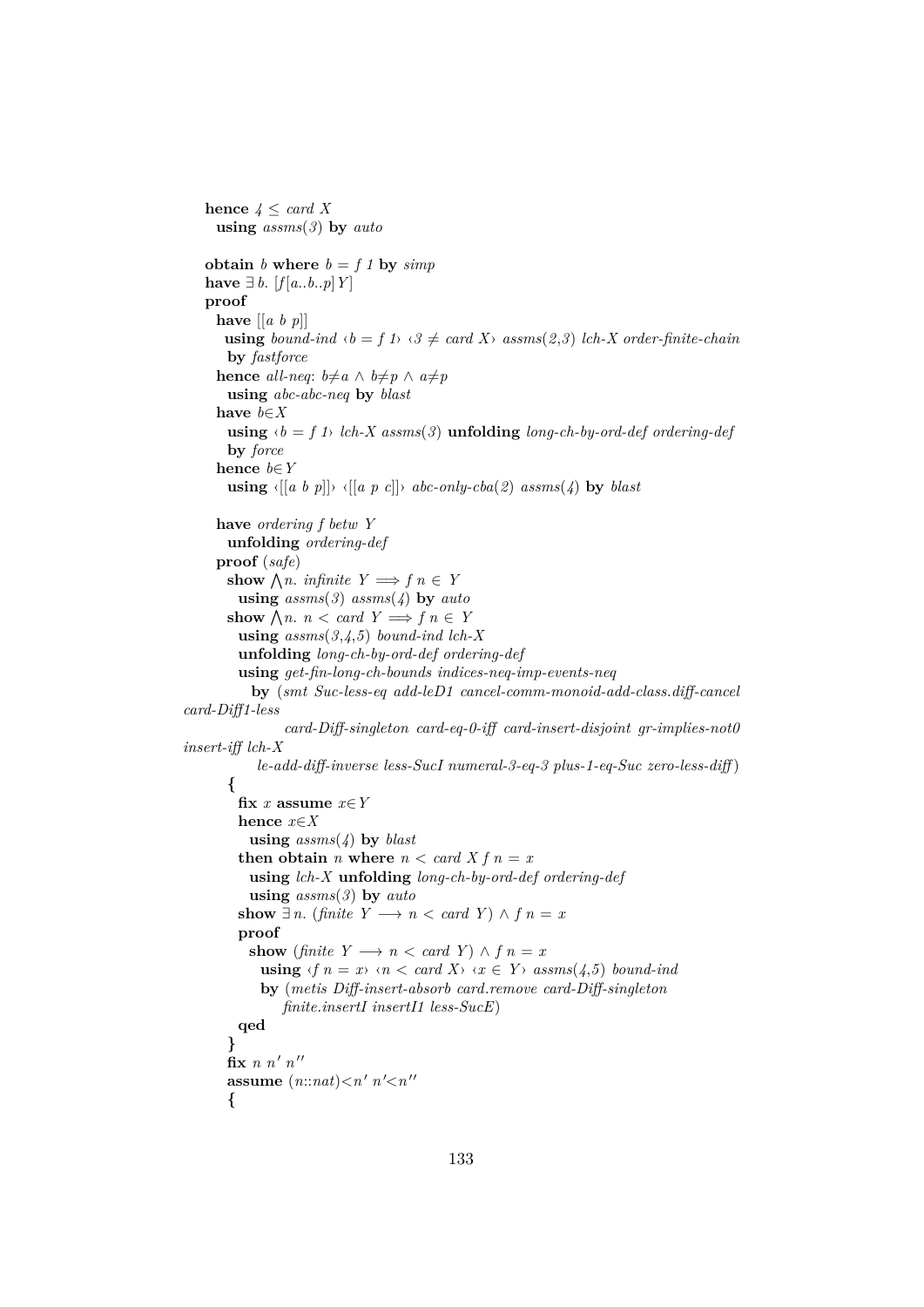```
    hence 4 ≤ card X
      using assms(3) by auto

    obtain b where b = f 1 by simp
    have ∃ b. [f[a..b..p]Y]
    proof
      have [[a b p]]
       using bound-ind ‹b = f 1› ‹3 ≠ card X› assms(2,3) lch-X order-finite-chain
        by fastforce
      hence all-neq: b≠a ∧ b≠p ∧ a≠p
        using abc-abc-neq by blast
      have b∈X
        using ‹b = f 1› lch-X assms(3) unfolding long-ch-by-ord-def ordering-def
        by force
      hence b∈Y
        using ‹[[a b p]]› ‹[[a p c]]› abc-only-cba(2) assms(4) by blast

      have ordering f betw Y
        unfolding ordering-def
      proof (safe)
        show ⋀n. infinite Y ⟹ f n ∈ Y
          using assms(3) assms(4) by auto
        show ⋀n. n < card Y ⟹ f n ∈ Y
          using assms(3,4,5) bound-ind lch-X
          unfolding long-ch-by-ord-def ordering-def
          using get-fin-long-ch-bounds indices-neq-imp-events-neq
            by (smt Suc-less-eq add-leD1 cancel-comm-monoid-add-class.diff-cancel
card-Diff1-less
                card-Diff-singleton card-eq-0-iff card-insert-disjoint gr-implies-not0
insert-iff lch-X
            le-add-diff-inverse less-SucI numeral-3-eq-3 plus-1-eq-Suc zero-less-diff)
        {
          fix x assume x∈Y
          hence x∈X
            using assms(4) by blast
          then obtain n where n < card X f n = x
            using lch-X unfolding long-ch-by-ord-def ordering-def
            using assms(3) by auto
          show ∃ n. (finite Y ⟶ n < card Y) ∧ f n = x
          proof
            show (finite Y ⟶ n < card Y) ∧ f n = x
              using ‹f n = x› ‹n < card X› ‹x ∈ Y› assms(4,5) bound-ind
              by (metis Diff-insert-absorb card.remove card-Diff-singleton
                  finite.insertI insertI1 less-SucE)
          qed
        }
        fix n n' n''
        assume (n::nat)<n' n'<n''
        {
```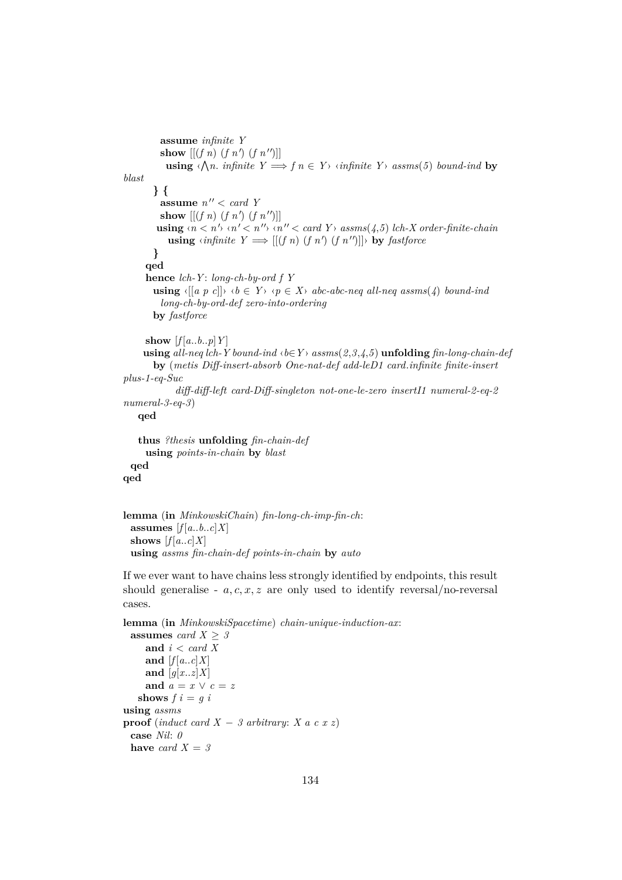```
          assume infinite Y
          show [[(f n) (f n') (f n'')]]
            using ‹⋀n. infinite Y ⟹ f n ∈ Y› ‹infinite Y› assms(5) bound-ind by
blast
        } {
          assume n'' < card Y
          show [[(f n) (f n') (f n'')]]
         using ‹n < n'› ‹n' < n''› ‹n'' < card Y› assms(4,5) lch-X order-finite-chain
            using ‹infinite Y ⟹ [[(f n) (f n') (f n'')]]› by fastforce
        }
      qed
      hence lch-Y: long-ch-by-ord f Y
        using ‹[[a p c]]› ‹b ∈ Y› ‹p ∈ X› abc-abc-neq all-neq assms(4) bound-ind
          long-ch-by-ord-def zero-into-ordering
        by fastforce

      show [f[a..b..p]Y]
      using all-neq lch-Y bound-ind ‹b∈Y› assms(2,3,4,5) unfolding fin-long-chain-def
        by (metis Diff-insert-absorb One-nat-def add-leD1 card.infinite finite-insert
plus-1-eq-Suc
              diff-diff-left card-Diff-singleton not-one-le-zero insertI1 numeral-2-eq-2
numeral-3-eq-3)
    qed

    thus ?thesis unfolding fin-chain-def
      using points-in-chain by blast
  qed
qed


lemma (in MinkowskiChain) fin-long-ch-imp-fin-ch:
  assumes [f[a..b..c]X]
  shows [f[a..c]X]
  using assms fin-chain-def points-in-chain by auto
```

If we ever want to have chains less strongly identified by endpoints, this result should generalise - $a, c, x, z$ are only used to identify reversal/no-reversal cases.

```
lemma (in MinkowskiSpacetime) chain-unique-induction-ax:
  assumes card X ≥ 3
      and i < card X
      and [f[a..c]X]
      and [g[x..z]X]
      and a = x ∨ c = z
    shows f i = g i
using assms
proof (induct card X − 3 arbitrary: X a c x z)
  case Nil: 0
  have card X = 3
```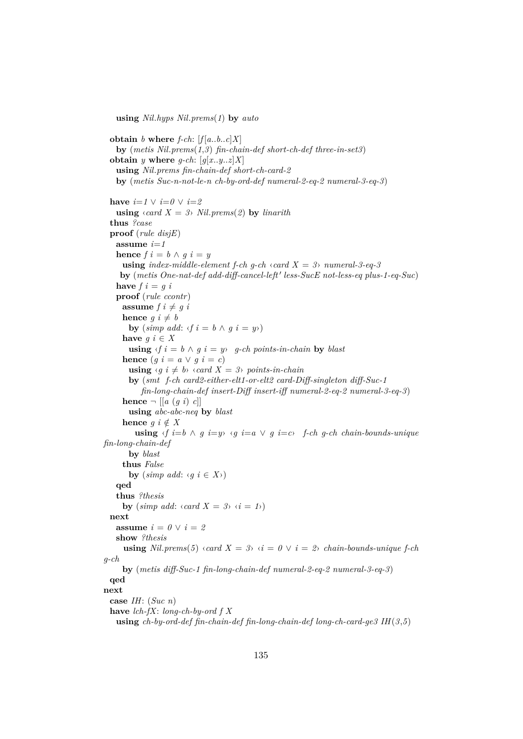```
    using Nil.hyps Nil.prems(1) by auto

  obtain b where f-ch: [f[a..b..c]X]
    by (metis Nil.prems(1,3) fin-chain-def short-ch-def three-in-set3)
  obtain y where g-ch: [g[x..y..z]X]
    using Nil.prems fin-chain-def short-ch-card-2
    by (metis Suc-n-not-le-n ch-by-ord-def numeral-2-eq-2 numeral-3-eq-3)

  have i=1 ∨ i=0 ∨ i=2
    using ‹card X = 3› Nil.prems(2) by linarith
  thus ?case
  proof (rule disjE)
    assume i=1
    hence f i = b ∧ g i = y
      using index-middle-element f-ch g-ch ‹card X = 3› numeral-3-eq-3
     by (metis One-nat-def add-diff-cancel-left' less-SucE not-less-eq plus-1-eq-Suc)
    have f i = g i
    proof (rule ccontr)
      assume f i ≠ g i
      hence g i ≠ b
        by (simp add: ‹f i = b ∧ g i = y›)
      have g i ∈ X
        using ‹f i = b ∧ g i = y›  g-ch points-in-chain by blast
      hence (g i = a ∨ g i = c)
        using ‹g i ≠ b› ‹card X = 3› points-in-chain
        by (smt  f-ch card2-either-elt1-or-elt2 card-Diff-singleton diff-Suc-1
            fin-long-chain-def insert-Diff insert-iff numeral-2-eq-2 numeral-3-eq-3)
      hence ¬ [[a (g i) c]]
        using abc-abc-neq by blast
      hence g i ∉ X
          using ‹f i=b ∧ g i=y› ‹g i=a ∨ g i=c›  f-ch g-ch chain-bounds-unique
fin-long-chain-def
        by blast
      thus False
        by (simp add: ‹g i ∈ X›)
    qed
    thus ?thesis
      by (simp add: ‹card X = 3› ‹i = 1›)
  next
    assume i = 0 ∨ i = 2
    show ?thesis
      using Nil.prems(5) ‹card X = 3› ‹i = 0 ∨ i = 2› chain-bounds-unique f-ch
g-ch
      by (metis diff-Suc-1 fin-long-chain-def numeral-2-eq-2 numeral-3-eq-3)
  qed
next
  case IH: (Suc n)
  have lch-fX: long-ch-by-ord f X
    using ch-by-ord-def fin-chain-def fin-long-chain-def long-ch-card-ge3 IH(3,5)
```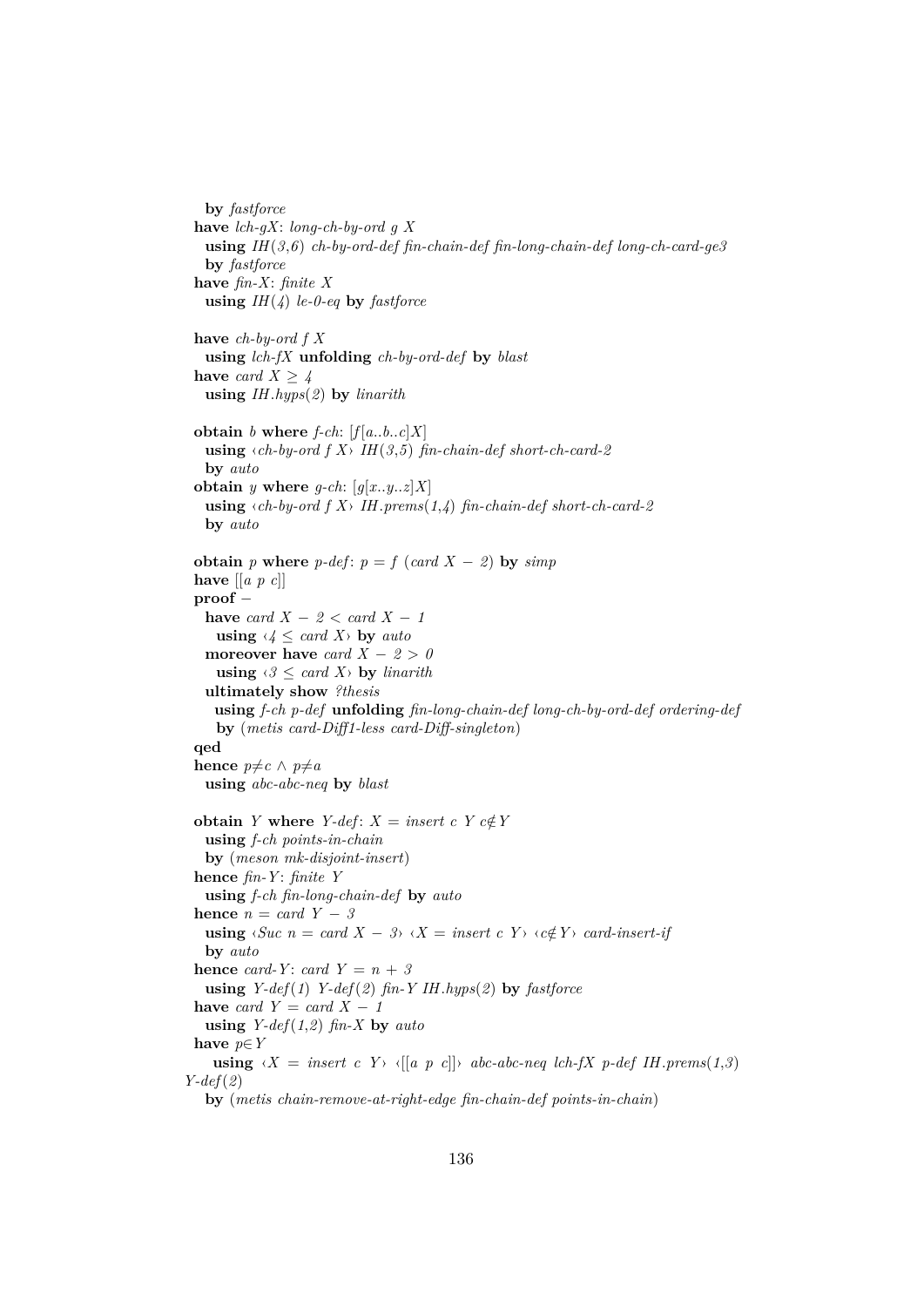```
    by fastforce
  have lch-gX: long-ch-by-ord g X
    using IH(3,6) ch-by-ord-def fin-chain-def fin-long-chain-def long-ch-card-ge3
    by fastforce
  have fin-X: finite X
    using IH(4) le-0-eq by fastforce

  have ch-by-ord f X
    using lch-fX unfolding ch-by-ord-def by blast
  have card X ≥ 4
    using IH.hyps(2) by linarith

  obtain b where f-ch: [f[a..b..c]X]
    using ‹ch-by-ord f X› IH(3,5) fin-chain-def short-ch-card-2
    by auto
  obtain y where g-ch: [g[x..y..z]X]
    using ‹ch-by-ord f X› IH.prems(1,4) fin-chain-def short-ch-card-2
    by auto

  obtain p where p-def: p = f (card X − 2) by simp
  have [[a p c]]
  proof −
    have card X − 2 < card X − 1
      using ‹4 ≤ card X› by auto
    moreover have card X − 2 > 0
      using ‹3 ≤ card X› by linarith
    ultimately show ?thesis
      using f-ch p-def unfolding fin-long-chain-def long-ch-by-ord-def ordering-def
      by (metis card-Diff1-less card-Diff-singleton)
  qed
  hence p≠c ∧ p≠a
    using abc-abc-neq by blast

  obtain Y where Y-def: X = insert c Y c∉Y
    using f-ch points-in-chain
    by (meson mk-disjoint-insert)
  hence fin-Y: finite Y
    using f-ch fin-long-chain-def by auto
  hence n = card Y − 3
    using ‹Suc n = card X − 3› ‹X = insert c Y› ‹c∉Y› card-insert-if
    by auto
  hence card-Y: card Y = n + 3
    using Y-def(1) Y-def(2) fin-Y IH.hyps(2) by fastforce
  have card Y = card X − 1
    using Y-def(1,2) fin-X by auto
  have p∈Y
    using ‹X = insert c Y› ‹[[a p c]]› abc-abc-neq lch-fX p-def IH.prems(1,3)
Y-def(2)
    by (metis chain-remove-at-right-edge fin-chain-def points-in-chain)
```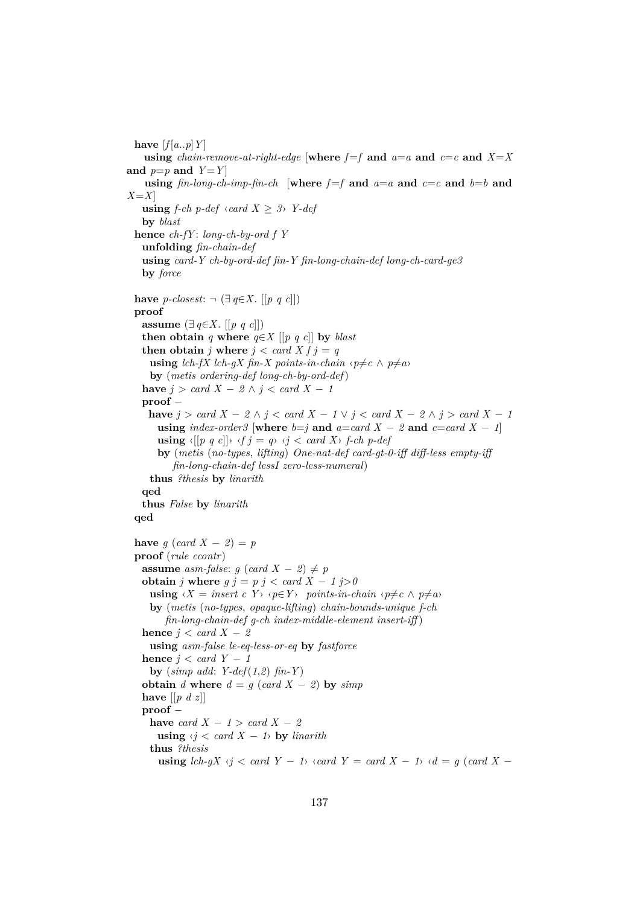```
  have [f[a..p]Y]
    using chain-remove-at-right-edge [where f=f and a=a and c=c and X=X
and p=p and Y=Y]
    using fin-long-ch-imp-fin-ch  [where f=f and a=a and c=c and b=b and
X=X]
    using f-ch p-def ‹card X ≥ 3› Y-def
    by blast
  hence ch-fY: long-ch-by-ord f Y
    unfolding fin-chain-def
    using card-Y ch-by-ord-def fin-Y fin-long-chain-def long-ch-card-ge3
    by force

  have p-closest: ¬ (∃ q∈X. [[p q c]])
  proof
    assume (∃ q∈X. [[p q c]])
    then obtain q where q∈X [[p q c]] by blast
    then obtain j where j < card X f j = q
      using lch-fX lch-gX fin-X points-in-chain ‹p≠c ∧ p≠a›
      by (metis ordering-def long-ch-by-ord-def)
    have j > card X − 2 ∧ j < card X − 1
    proof −
      have j > card X − 2 ∧ j < card X − 1 ∨ j < card X − 2 ∧ j > card X − 1
        using index-order3 [where b=j and a=card X − 2 and c=card X − 1]
        using ‹[[p q c]]› ‹f j = q› ‹j < card X› f-ch p-def
        by (metis (no-types, lifting) One-nat-def card-gt-0-iff diff-less empty-iff
            fin-long-chain-def lessI zero-less-numeral)
      thus ?thesis by linarith
    qed
    thus False by linarith
  qed

  have g (card X − 2) = p
  proof (rule ccontr)
    assume asm-false: g (card X − 2) ≠ p
    obtain j where g j = p j < card X − 1 j>0
      using ‹X = insert c Y› ‹p∈Y›  points-in-chain ‹p≠c ∧ p≠a›
      by (metis (no-types, opaque-lifting) chain-bounds-unique f-ch
          fin-long-chain-def g-ch index-middle-element insert-iff)
    hence j < card X − 2
      using asm-false le-eq-less-or-eq by fastforce
    hence j < card Y − 1
      by (simp add: Y-def(1,2) fin-Y)
    obtain d where d = g (card X − 2) by simp
    have [[p d z]]
    proof −
      have card X − 1 > card X − 2
        using ‹j < card X − 1› by linarith
      thus ?thesis
        using lch-gX ‹j < card Y − 1› ‹card Y = card X − 1› ‹d = g (card X −
```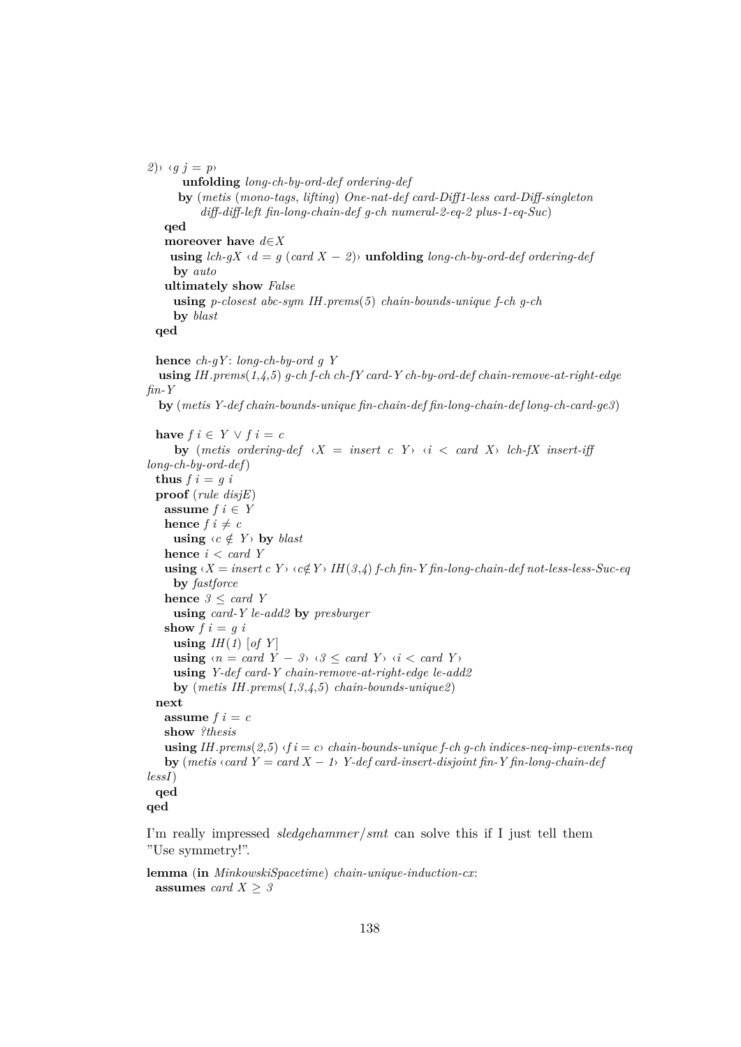```
2)› ‹g j = p›
        unfolding long-ch-by-ord-def ordering-def
       by (metis (mono-tags, lifting) One-nat-def card-Diff1-less card-Diff-singleton
            diff-diff-left fin-long-chain-def g-ch numeral-2-eq-2 plus-1-eq-Suc)
    qed
    moreover have d∈X
     using lch-gX ‹d = g (card X − 2)› unfolding long-ch-by-ord-def ordering-def
      by auto
    ultimately show False
      using p-closest abc-sym IH.prems(5) chain-bounds-unique f-ch g-ch
      by blast
  qed

  hence ch-gY: long-ch-by-ord g Y
   using IH.prems(1,4,5) g-ch f-ch ch-fY card-Y ch-by-ord-def chain-remove-at-right-edge
fin-Y
   by (metis Y-def chain-bounds-unique fin-chain-def fin-long-chain-def long-ch-card-ge3)

  have f i ∈ Y ∨ f i = c
      by (metis ordering-def ‹X = insert c Y› ‹i < card X› lch-fX insert-iff
long-ch-by-ord-def)
  thus f i = g i
  proof (rule disjE)
    assume f i ∈ Y
    hence f i ≠ c
      using ‹c ∉ Y› by blast
    hence i < card Y
      using ‹X = insert c Y› ‹c∉Y› IH(3,4) f-ch fin-Y fin-long-chain-def not-less-less-Suc-eq
      by fastforce
    hence 3 ≤ card Y
      using card-Y le-add2 by presburger
    show f i = g i
      using IH(1) [of Y]
      using ‹n = card Y − 3› ‹3 ≤ card Y› ‹i < card Y›
      using Y-def card-Y chain-remove-at-right-edge le-add2
      by (metis IH.prems(1,3,4,5) chain-bounds-unique2)
  next
    assume f i = c
    show ?thesis
    using IH.prems(2,5) ‹f i = c› chain-bounds-unique f-ch g-ch indices-neq-imp-events-neq
    by (metis ‹card Y = card X − 1› Y-def card-insert-disjoint fin-Y fin-long-chain-def
lessI)
  qed
qed
```

I'm really impressed *sledgehammer*/*smt* can solve this if I just tell them "Use symmetry!".

```
lemma (in MinkowskiSpacetime) chain-unique-induction-cx:
  assumes card X ≥ 3
```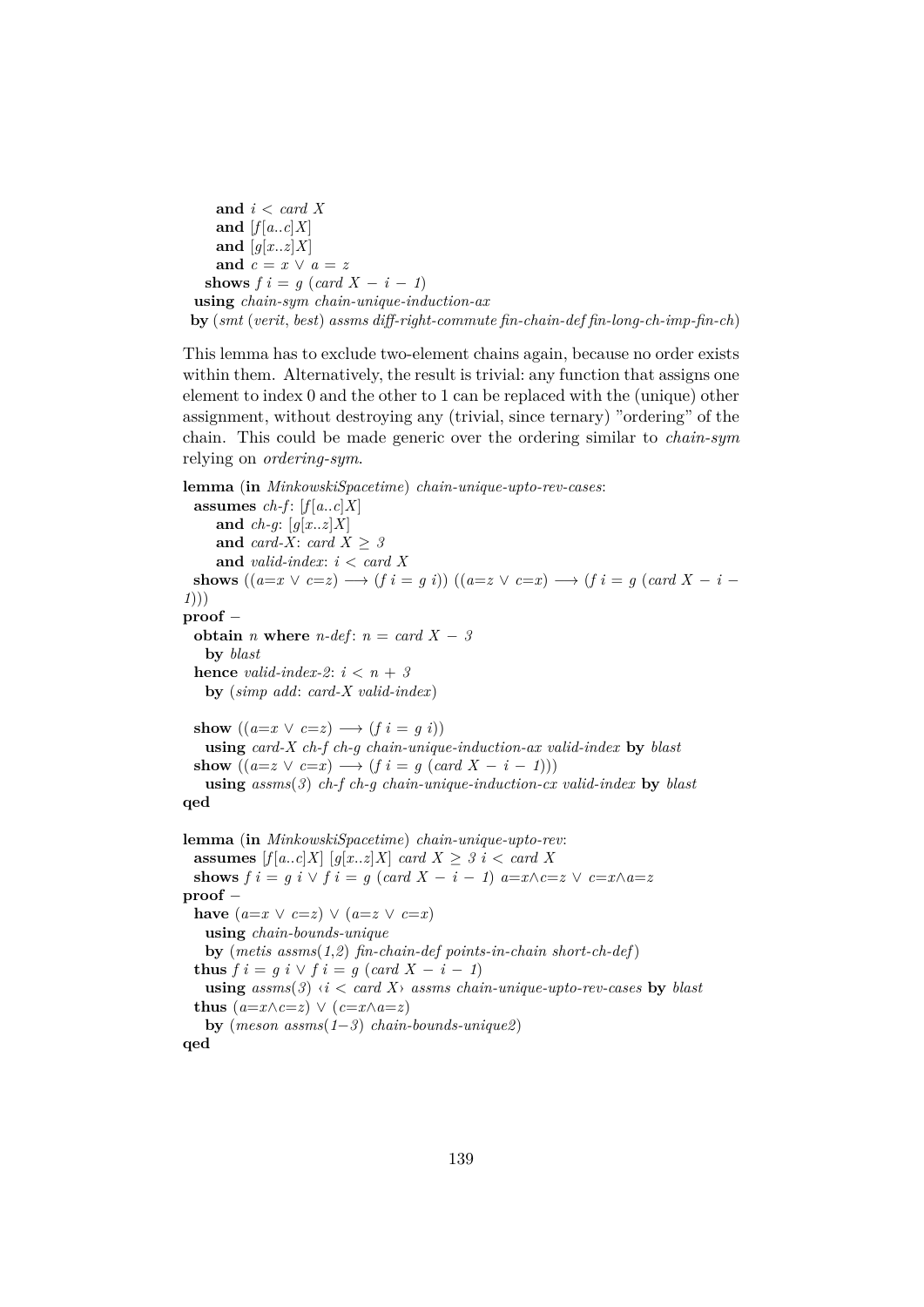```
    and i < card X
    and [f[a..c]X]
    and [g[x..z]X]
    and c = x ∨ a = z
  shows f i = g (card X − i − 1)
 using chain-sym chain-unique-induction-ax
 by (smt (verit, best) assms diff-right-commute fin-chain-def fin-long-ch-imp-fin-ch)
```

This lemma has to exclude two-element chains again, because no order exists within them. Alternatively, the result is trivial: any function that assigns one element to index 0 and the other to 1 can be replaced with the (unique) other assignment, without destroying any (trivial, since ternary) "ordering" of the chain. This could be made generic over the ordering similar to *chain-sym* relying on *ordering-sym*.

```
lemma (in MinkowskiSpacetime) chain-unique-upto-rev-cases:
  assumes ch-f: [f[a..c]X]
    and ch-g: [g[x..z]X]
    and card-X: card X ≥ 3
    and valid-index: i < card X
  shows ((a=x ∨ c=z) ⟶ (f i = g i)) ((a=z ∨ c=x) ⟶ (f i = g (card X − i −
1)))
proof −
  obtain n where n-def: n = card X − 3
    by blast
  hence valid-index-2: i < n + 3
    by (simp add: card-X valid-index)

  show ((a=x ∨ c=z) ⟶ (f i = g i))
    using card-X ch-f ch-g chain-unique-induction-ax valid-index by blast
  show ((a=z ∨ c=x) ⟶ (f i = g (card X − i − 1)))
    using assms(3) ch-f ch-g chain-unique-induction-cx valid-index by blast
qed

lemma (in MinkowskiSpacetime) chain-unique-upto-rev:
  assumes [f[a..c]X] [g[x..z]X] card X ≥ 3 i < card X
  shows f i = g i ∨ f i = g (card X − i − 1) a=x∧c=z ∨ c=x∧a=z
proof −
  have (a=x ∨ c=z) ∨ (a=z ∨ c=x)
    using chain-bounds-unique
    by (metis assms(1,2) fin-chain-def points-in-chain short-ch-def)
  thus f i = g i ∨ f i = g (card X − i − 1)
    using assms(3) ‹i < card X› assms chain-unique-upto-rev-cases by blast
  thus (a=x∧c=z) ∨ (c=x∧a=z)
    by (meson assms(1−3) chain-bounds-unique2)
qed
```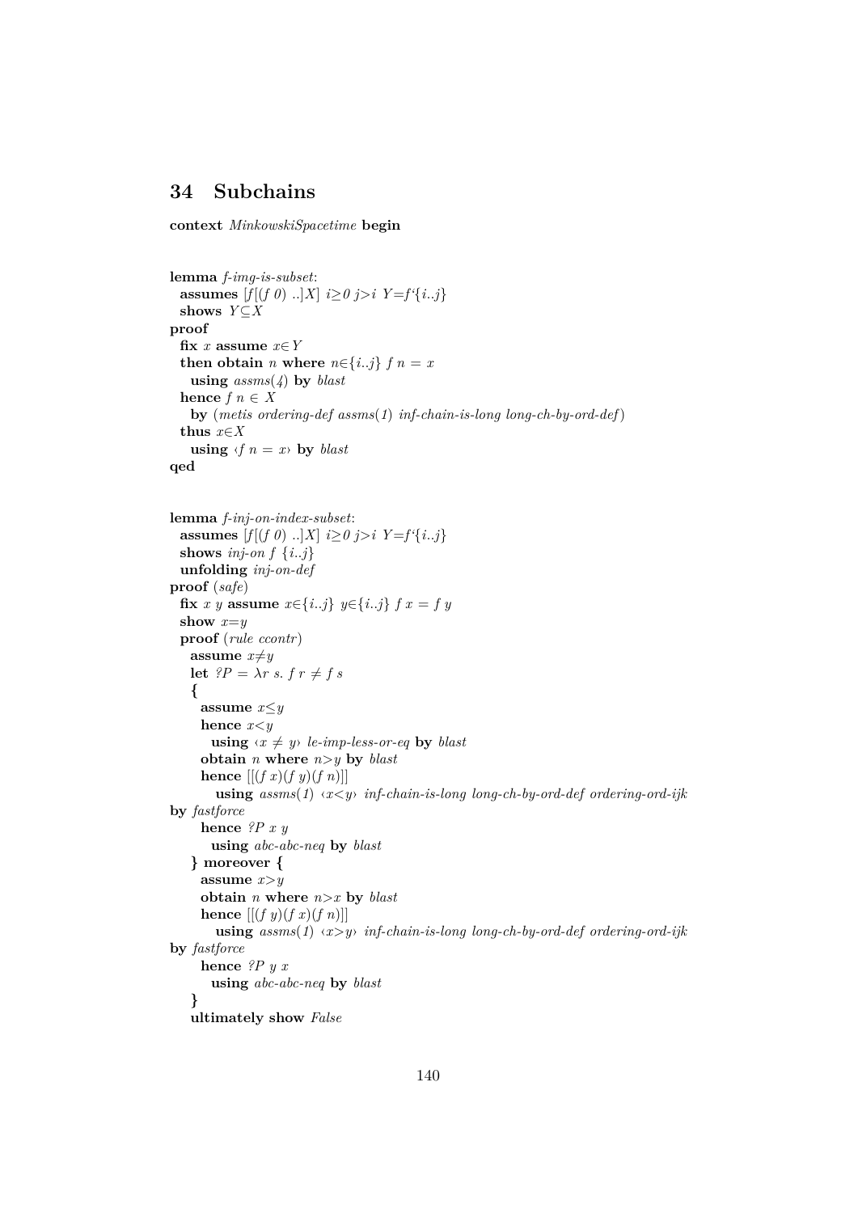## 34 Subchains

```
context MinkowskiSpacetime begin


lemma f-img-is-subset:
  assumes [f[(f 0) ..]X] i≥0 j>i Y=f`{i..j}
  shows Y⊆X
proof
  fix x assume x∈Y
  then obtain n where n∈{i..j} f n = x
    using assms(4) by blast
  hence f n ∈ X
    by (metis ordering-def assms(1) inf-chain-is-long long-ch-by-ord-def)
  thus x∈X
    using ‹f n = x› by blast
qed


lemma f-inj-on-index-subset:
  assumes [f[(f 0) ..]X] i≥0 j>i Y=f`{i..j}
  shows inj-on f {i..j}
  unfolding inj-on-def
proof (safe)
  fix x y assume x∈{i..j} y∈{i..j} f x = f y
  show x=y
  proof (rule ccontr)
    assume x≠y
    let ?P = λr s. f r ≠ f s
    {
      assume x≤y
      hence x<y
        using ‹x ≠ y› le-imp-less-or-eq by blast
      obtain n where n>y by blast
      hence [[(f x)(f y)(f n)]]
         using assms(1) ‹x<y› inf-chain-is-long long-ch-by-ord-def ordering-ord-ijk
by fastforce
      hence ?P x y
        using abc-abc-neq by blast
    } moreover {
      assume x>y
      obtain n where n>x by blast
      hence [[(f y)(f x)(f n)]]
         using assms(1) ‹x>y› inf-chain-is-long long-ch-by-ord-def ordering-ord-ijk
by fastforce
      hence ?P y x
        using abc-abc-neq by blast
    }
    ultimately show False
```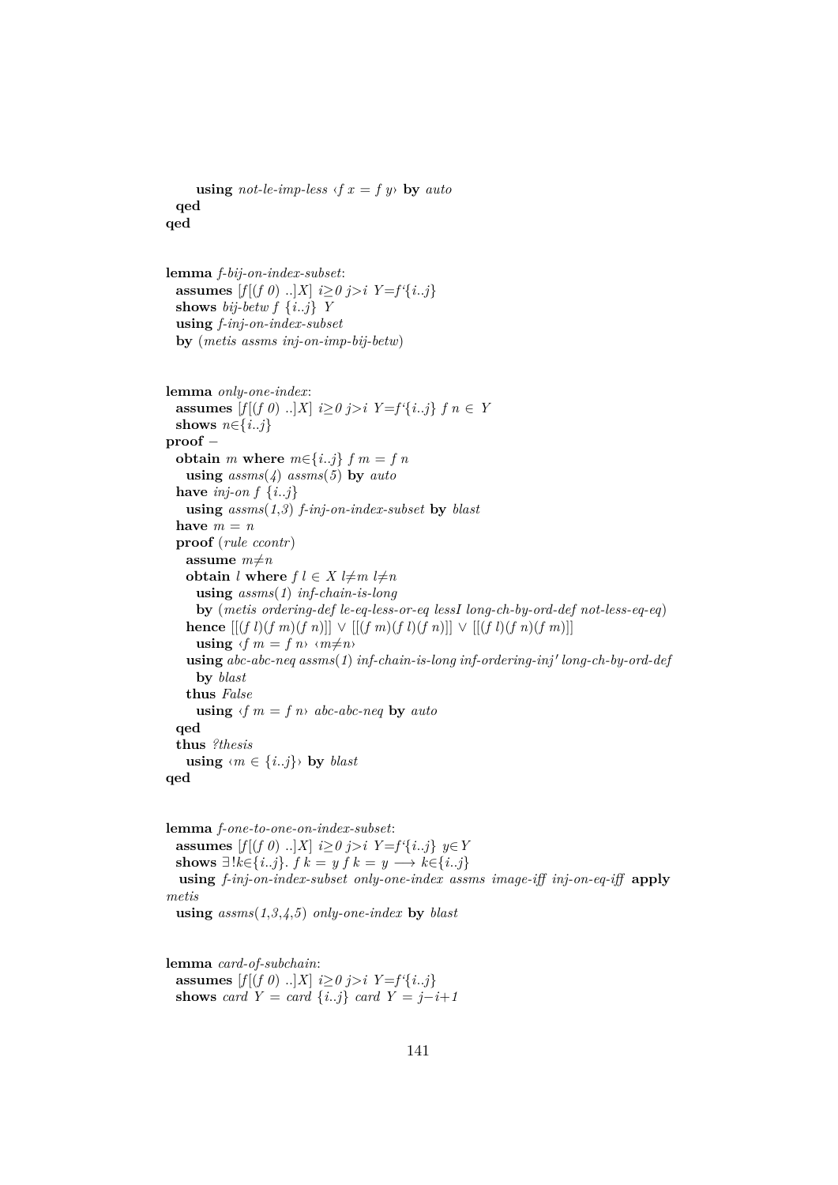```
    using not-le-imp-less ‹f x = f y› by auto
  qed
qed


lemma f-bij-on-index-subset:
  assumes [f[(f 0) ..]X] i≥0 j>i Y=f‘{i..j}
  shows bij-betw f {i..j} Y
  using f-inj-on-index-subset
  by (metis assms inj-on-imp-bij-betw)


lemma only-one-index:
  assumes [f[(f 0) ..]X] i≥0 j>i Y=f‘{i..j} f n ∈ Y
  shows n∈{i..j}
proof −
  obtain m where m∈{i..j} f m = f n
    using assms(4) assms(5) by auto
  have inj-on f {i..j}
    using assms(1,3) f-inj-on-index-subset by blast
  have m = n
  proof (rule ccontr)
    assume m≠n
    obtain l where f l ∈ X l≠m l≠n
      using assms(1) inf-chain-is-long
      by (metis ordering-def le-eq-less-or-eq lessI long-ch-by-ord-def not-less-eq-eq)
    hence [[(f l)(f m)(f n)]] ∨ [[(f m)(f l)(f n)]] ∨ [[(f l)(f n)(f m)]]
      using ‹f m = f n› ‹m≠n›
    using abc-abc-neq assms(1) inf-chain-is-long inf-ordering-inj' long-ch-by-ord-def
      by blast
    thus False
      using ‹f m = f n› abc-abc-neq by auto
  qed
  thus ?thesis
    using ‹m ∈ {i..j}› by blast
qed


lemma f-one-to-one-on-index-subset:
  assumes [f[(f 0) ..]X] i≥0 j>i Y=f‘{i..j} y∈Y
  shows ∃!k∈{i..j}. f k = y f k = y ⟶ k∈{i..j}
   using f-inj-on-index-subset only-one-index assms image-iff inj-on-eq-iff apply
metis
  using assms(1,3,4,5) only-one-index by blast


lemma card-of-subchain:
  assumes [f[(f 0) ..]X] i≥0 j>i Y=f‘{i..j}
  shows card Y = card {i..j} card Y = j−i+1
```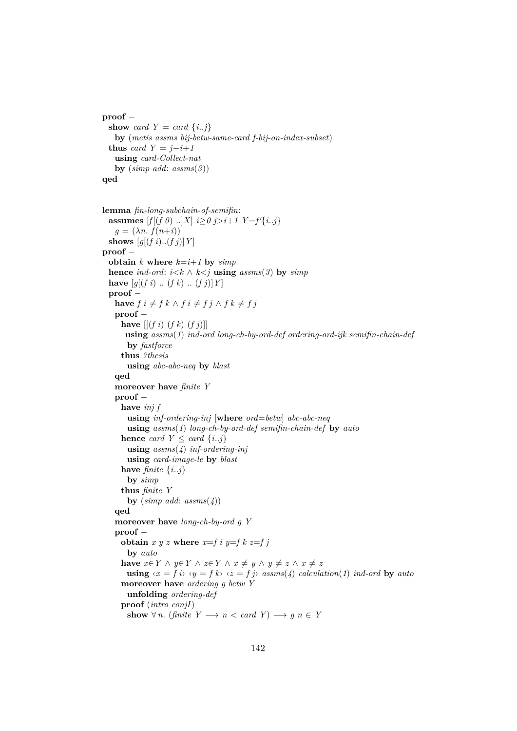```
proof -
  show card Y = card {i..j}
    by (metis assms bij-betw-same-card f-bij-on-index-subset)
  thus card Y = j-i+1
    using card-Collect-nat
    by (simp add: assms(3))
qed


lemma fin-long-subchain-of-semifin:
  assumes [f[(f 0) ..]X] i≥0 j>i+1 Y=f`{i..j}
    g = (λn. f(n+i))
  shows [g[(f i)..(f j)]Y]
proof -
  obtain k where k=i+1 by simp
  hence ind-ord: i<k ∧ k<j using assms(3) by simp
  have [g[(f i) .. (f k) .. (f j)]Y]
  proof -
    have f i ≠ f k ∧ f i ≠ f j ∧ f k ≠ f j
    proof -
      have [[(f i) (f k) (f j)]]
       using assms(1) ind-ord long-ch-by-ord-def ordering-ord-ijk semifin-chain-def
        by fastforce
      thus ?thesis
        using abc-abc-neq by blast
    qed
    moreover have finite Y
    proof -
      have inj f
        using inf-ordering-inj [where ord=betw] abc-abc-neq
        using assms(1) long-ch-by-ord-def semifin-chain-def by auto
      hence card Y ≤ card {i..j}
        using assms(4) inf-ordering-inj
        using card-image-le by blast
      have finite {i..j}
        by simp
      thus finite Y
        by (simp add: assms(4))
    qed
    moreover have long-ch-by-ord g Y
    proof -
      obtain x y z where x=f i y=f k z=f j
        by auto
      have x∈Y ∧ y∈Y ∧ z∈Y ∧ x ≠ y ∧ y ≠ z ∧ x ≠ z
        using ‹x = f i› ‹y = f k› ‹z = f j› assms(4) calculation(1) ind-ord by auto
      moreover have ordering g betw Y
        unfolding ordering-def
      proof (intro conjI)
        show ∀n. (finite Y ⟶ n < card Y) ⟶ g n ∈ Y
```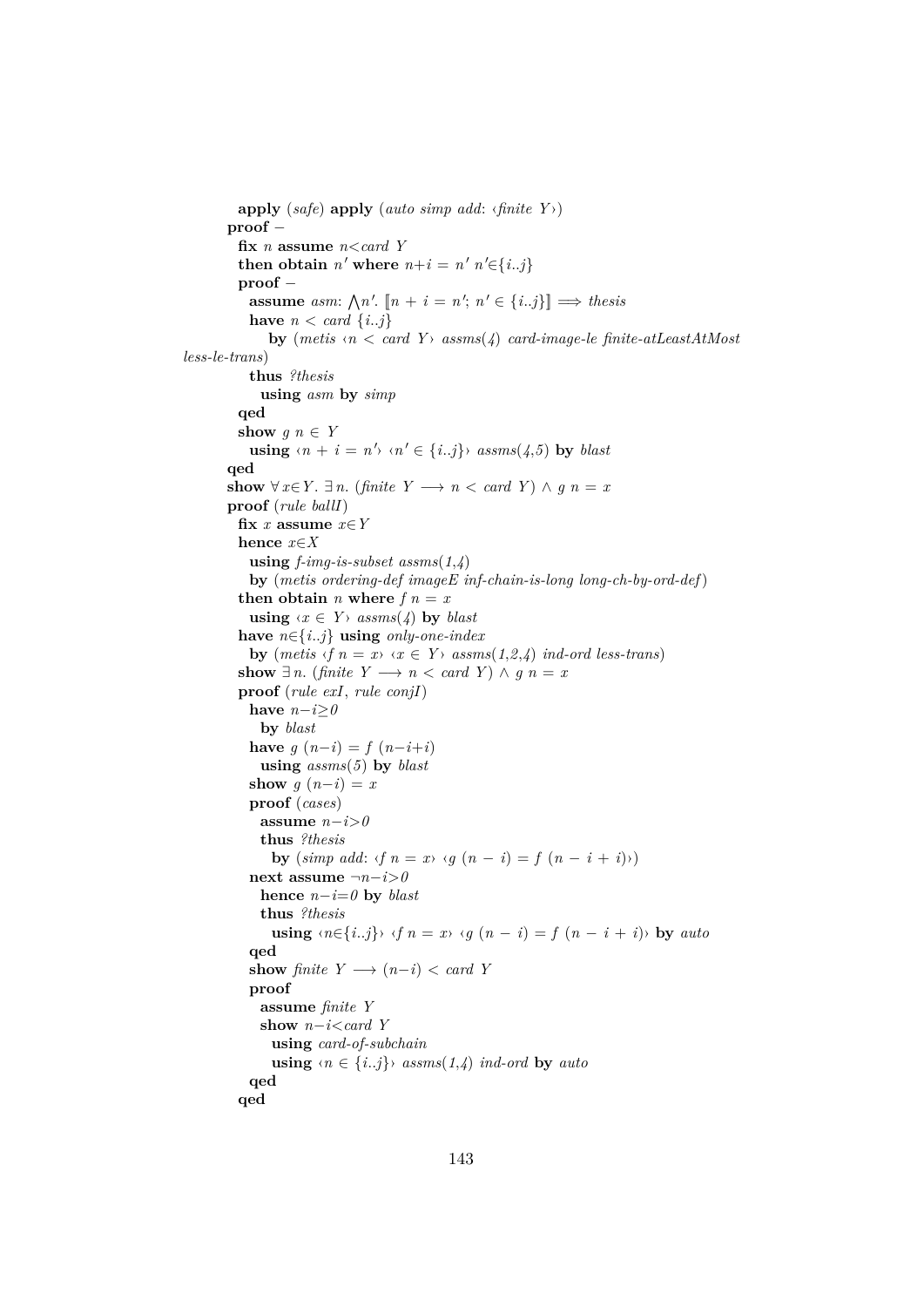```
      apply (safe) apply (auto simp add: ‹finite Y›)
    proof –
      fix n assume n<card Y
      then obtain n' where n+i = n' n'∈{i..j}
      proof –
        assume asm: ⋀n'. ⟦n + i = n'; n' ∈ {i..j}⟧ ⟹ thesis
        have n < card {i..j}
          by (metis ‹n < card Y› assms(4) card-image-le finite-atLeastAtMost
less-le-trans)
        thus ?thesis
          using asm by simp
      qed
      show g n ∈ Y
        using ‹n + i = n'› ‹n' ∈ {i..j}› assms(4,5) by blast
    qed
    show ∀x∈Y. ∃n. (finite Y ⟶ n < card Y) ∧ g n = x
    proof (rule ballI)
      fix x assume x∈Y
      hence x∈X
        using f-img-is-subset assms(1,4)
        by (metis ordering-def imageE inf-chain-is-long long-ch-by-ord-def)
      then obtain n where f n = x
        using ‹x ∈ Y› assms(4) by blast
      have n∈{i..j} using only-one-index
        by (metis ‹f n = x› ‹x ∈ Y› assms(1,2,4) ind-ord less-trans)
      show ∃n. (finite Y ⟶ n < card Y) ∧ g n = x
      proof (rule exI, rule conjI)
        have n−i≥0
          by blast
        have g (n−i) = f (n−i+i)
          using assms(5) by blast
        show g (n−i) = x
        proof (cases)
          assume n−i>0
          thus ?thesis
            by (simp add: ‹f n = x› ‹g (n − i) = f (n − i + i)›)
        next assume ¬n−i>0
          hence n−i=0 by blast
          thus ?thesis
            using ‹n∈{i..j}› ‹f n = x› ‹g (n − i) = f (n − i + i)› by auto
        qed
        show finite Y ⟶ (n−i) < card Y
        proof
          assume finite Y
          show n−i<card Y
            using card-of-subchain
            using ‹n ∈ {i..j}› assms(1,4) ind-ord by auto
        qed
      qed
```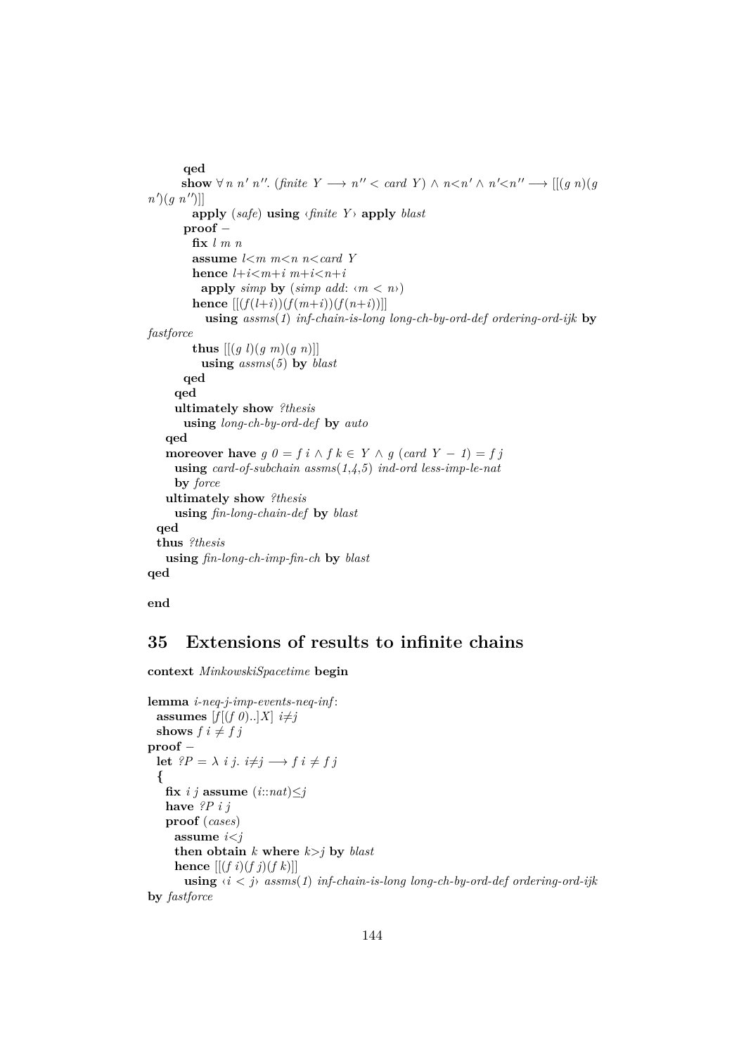```
        qed
        show ∀ n n' n''. (finite Y ⟶ n'' < card Y) ∧ n<n' ∧ n'<n'' ⟶ [[(g n)(g n')(g n'')]]
          apply (safe) using ‹finite Y› apply blast
        proof -
          fix l m n
          assume l<m m<n n<card Y
          hence l+i<m+i m+i<n+i
            apply simp by (simp add: ‹m < n›)
          hence [[(f(l+i))(f(m+i))(f(n+i))]]
            using assms(1) inf-chain-is-long long-ch-by-ord-def ordering-ord-ijk by fastforce
          thus [[(g l)(g m)(g n)]]
            using assms(5) by blast
        qed
      qed
      ultimately show ?thesis
        using long-ch-by-ord-def by auto
    qed
    moreover have g 0 = f i ∧ f k ∈ Y ∧ g (card Y − 1) = f j
      using card-of-subchain assms(1,4,5) ind-ord less-imp-le-nat
      by force
    ultimately show ?thesis
      using fin-long-chain-def by blast
  qed
  thus ?thesis
    using fin-long-ch-imp-fin-ch by blast
qed

end
```

## 35 Extensions of results to infinite chains

```
context MinkowskiSpacetime begin

lemma i-neq-j-imp-events-neq-inf:
  assumes [f[(f 0)..]X] i≠j
  shows f i ≠ f j
proof -
  let ?P = λ i j. i≠j ⟶ f i ≠ f j
  {
    fix i j assume (i::nat)≤j
    have ?P i j
    proof (cases)
      assume i<j
      then obtain k where k>j by blast
      hence [[(f i)(f j)(f k)]]
        using ‹i < j› assms(1) inf-chain-is-long long-ch-by-ord-def ordering-ord-ijk by fastforce
```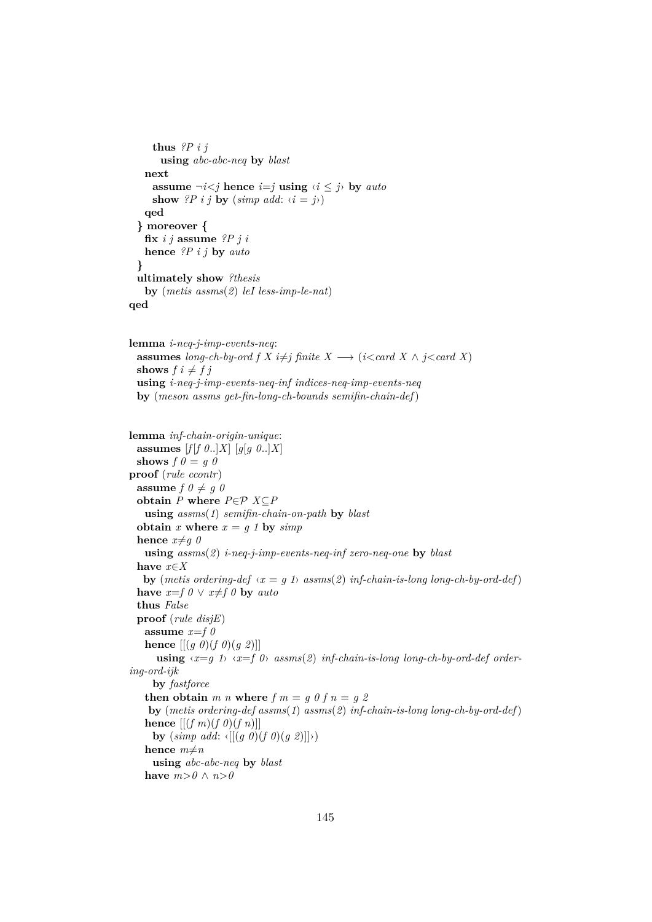```
      thus ?P i j
        using abc-abc-neq by blast
    next
      assume ¬i<j hence i=j using ‹i ≤ j› by auto
      show ?P i j by (simp add: ‹i = j›)
    qed
  } moreover {
    fix i j assume ?P j i
    hence ?P i j by auto
  }
  ultimately show ?thesis
    by (metis assms(2) leI less-imp-le-nat)
qed


lemma i-neq-j-imp-events-neq:
  assumes long-ch-by-ord f X i≠j finite X ⟶ (i<card X ∧ j<card X)
  shows f i ≠ f j
  using i-neq-j-imp-events-neq-inf indices-neq-imp-events-neq
  by (meson assms get-fin-long-ch-bounds semifin-chain-def)


lemma inf-chain-origin-unique:
  assumes [f[f 0..]X] [g[g 0..]X]
  shows f 0 = g 0
proof (rule ccontr)
  assume f 0 ≠ g 0
  obtain P where P∈𝒫 X⊆P
    using assms(1) semifin-chain-on-path by blast
  obtain x where x = g 1 by simp
  hence x≠g 0
    using assms(2) i-neq-j-imp-events-neq-inf zero-neq-one by blast
  have x∈X
   by (metis ordering-def ‹x = g 1› assms(2) inf-chain-is-long long-ch-by-ord-def)
  have x=f 0 ∨ x≠f 0 by auto
  thus False
  proof (rule disjE)
    assume x=f 0
    hence [[(g 0)(f 0)(g 2)]]
       using ‹x=g 1› ‹x=f 0› assms(2) inf-chain-is-long long-ch-by-ord-def ordering-ord-ijk
      by fastforce
    then obtain m n where f m = g 0 f n = g 2
     by (metis ordering-def assms(1) assms(2) inf-chain-is-long long-ch-by-ord-def)
    hence [[(f m)(f 0)(f n)]]
      by (simp add: ‹[[(g 0)(f 0)(g 2)]]›)
    hence m≠n
      using abc-abc-neq by blast
    have m>0 ∧ n>0
```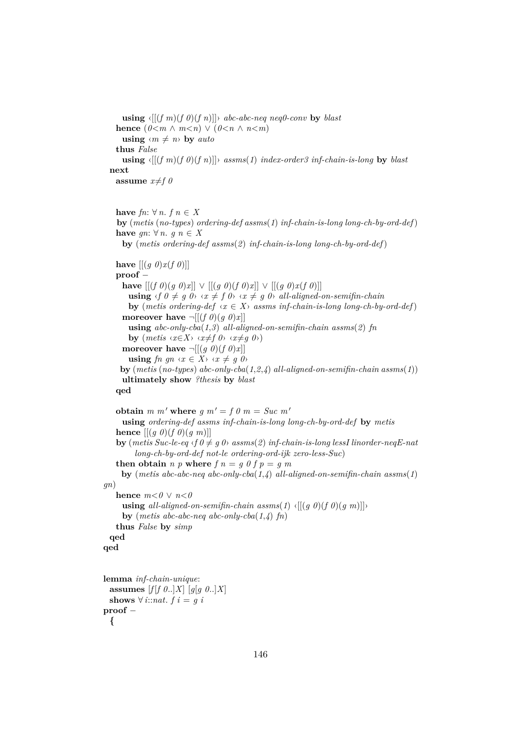```
      using ‹[[(f m)(f 0)(f n)]]› abc-abc-neq neq0-conv by blast
    hence (0<m ∧ m<n) ∨ (0<n ∧ n<m)
      using ‹m ≠ n› by auto
    thus False
      using ‹[[(f m)(f 0)(f n)]]› assms(1) index-order3 inf-chain-is-long by blast
  next
    assume x≠f 0


    have fn: ∀ n. f n ∈ X
     by (metis (no-types) ordering-def assms(1) inf-chain-is-long long-ch-by-ord-def)
    have gn: ∀ n. g n ∈ X
      by (metis ordering-def assms(2) inf-chain-is-long long-ch-by-ord-def)

    have [[(g 0)x(f 0)]]
    proof −
      have [[(f 0)(g 0)x]] ∨ [[(g 0)(f 0)x]] ∨ [[(g 0)x(f 0)]]
        using ‹f 0 ≠ g 0› ‹x ≠ f 0› ‹x ≠ g 0› all-aligned-on-semifin-chain
        by (metis ordering-def ‹x ∈ X› assms inf-chain-is-long long-ch-by-ord-def)
      moreover have ¬[[(f 0)(g 0)x]]
        using abc-only-cba(1,3) all-aligned-on-semifin-chain assms(2) fn
        by (metis ‹x∈X› ‹x≠f 0› ‹x≠g 0›)
      moreover have ¬[[(g 0)(f 0)x]]
        using fn gn ‹x ∈ X› ‹x ≠ g 0›
     by (metis (no-types) abc-only-cba(1,2,4) all-aligned-on-semifin-chain assms(1))
      ultimately show ?thesis by blast
    qed

    obtain m m' where g m' = f 0 m = Suc m'
      using ordering-def assms inf-chain-is-long long-ch-by-ord-def by metis
    hence [[(g 0)(f 0)(g m)]]
    by (metis Suc-le-eq ‹f 0 ≠ g 0› assms(2) inf-chain-is-long lessI linorder-neqE-nat
          long-ch-by-ord-def not-le ordering-ord-ijk zero-less-Suc)
    then obtain n p where f n = g 0 f p = g m
      by (metis abc-abc-neq abc-only-cba(1,4) all-aligned-on-semifin-chain assms(1)
gn)
    hence m<0 ∨ n<0
      using all-aligned-on-semifin-chain assms(1) ‹[[(g 0)(f 0)(g m)]]›
      by (metis abc-abc-neq abc-only-cba(1,4) fn)
    thus False by simp
  qed
qed


lemma inf-chain-unique:
  assumes [f[f 0..]X] [g[g 0..]X]
  shows ∀ i::nat. f i = g i
proof −
  {
```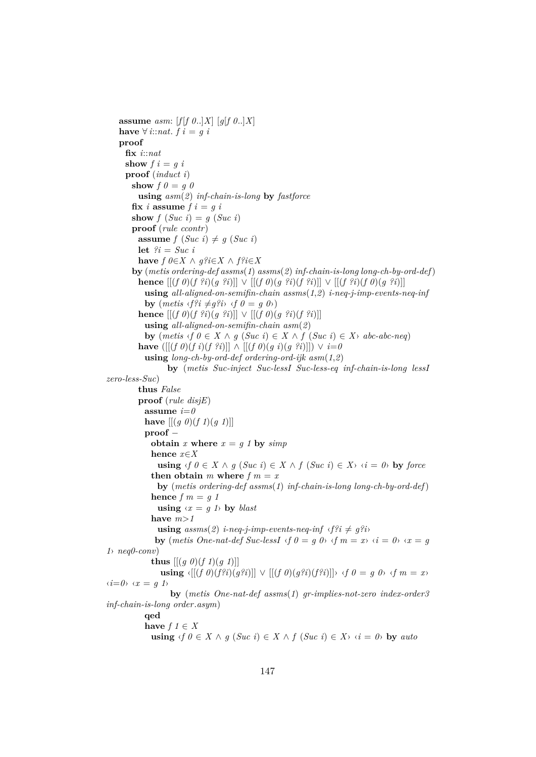```
assume asm: [f[f 0..]X] [g[f 0..]X]
have ∀ i::nat. f i = g i
proof
  fix i::nat
  show f i = g i
  proof (induct i)
    show f 0 = g 0
      using asm(2) inf-chain-is-long by fastforce
    fix i assume f i = g i
    show f (Suc i) = g (Suc i)
    proof (rule ccontr)
      assume f (Suc i) ≠ g (Suc i)
      let ?i = Suc i
      have f 0∈X ∧ g?i∈X ∧ f?i∈X
    by (metis ordering-def assms(1) assms(2) inf-chain-is-long long-ch-by-ord-def)
      hence [[(f 0)(f ?i)(g ?i)]] ∨ [[(f 0)(g ?i)(f ?i)]] ∨ [[(f ?i)(f 0)(g ?i)]]
        using all-aligned-on-semifin-chain assms(1,2) i-neq-j-imp-events-neq-inf
        by (metis ‹f?i ≠g?i› ‹f 0 = g 0›)
      hence [[(f 0)(f ?i)(g ?i)]] ∨ [[(f 0)(g ?i)(f ?i)]]
        using all-aligned-on-semifin-chain asm(2)
        by (metis ‹f 0 ∈ X ∧ g (Suc i) ∈ X ∧ f (Suc i) ∈ X› abc-abc-neq)
      have ([[(f 0)(f i)(f ?i)]] ∧ [[(f 0)(g i)(g ?i)]]) ∨ i=0
        using long-ch-by-ord-def ordering-ord-ijk asm(1,2)
             by (metis Suc-inject Suc-lessI Suc-less-eq inf-chain-is-long lessI
zero-less-Suc)
      thus False
      proof (rule disjE)
        assume i=0
        have [[(g 0)(f 1)(g 1)]]
        proof −
          obtain x where x = g 1 by simp
          hence x∈X
            using ‹f 0 ∈ X ∧ g (Suc i) ∈ X ∧ f (Suc i) ∈ X› ‹i = 0› by force
          then obtain m where f m = x
            by (metis ordering-def assms(1) inf-chain-is-long long-ch-by-ord-def)
          hence f m = g 1
            using ‹x = g 1› by blast
          have m>1
            using assms(2) i-neq-j-imp-events-neq-inf ‹f?i ≠ g?i›
           by (metis One-nat-def Suc-lessI ‹f 0 = g 0› ‹f m = x› ‹i = 0› ‹x = g
1› neq0-conv)
          thus [[(g 0)(f 1)(g 1)]]
             using ‹[[(f 0)(f?i)(g?i)]] ∨ [[(f 0)(g?i)(f?i)]]› ‹f 0 = g 0› ‹f m = x›
‹i=0› ‹x = g 1›
              by (metis One-nat-def assms(1) gr-implies-not-zero index-order3
inf-chain-is-long order.asym)
        qed
        have f 1 ∈ X
          using ‹f 0 ∈ X ∧ g (Suc i) ∈ X ∧ f (Suc i) ∈ X› ‹i = 0› by auto
```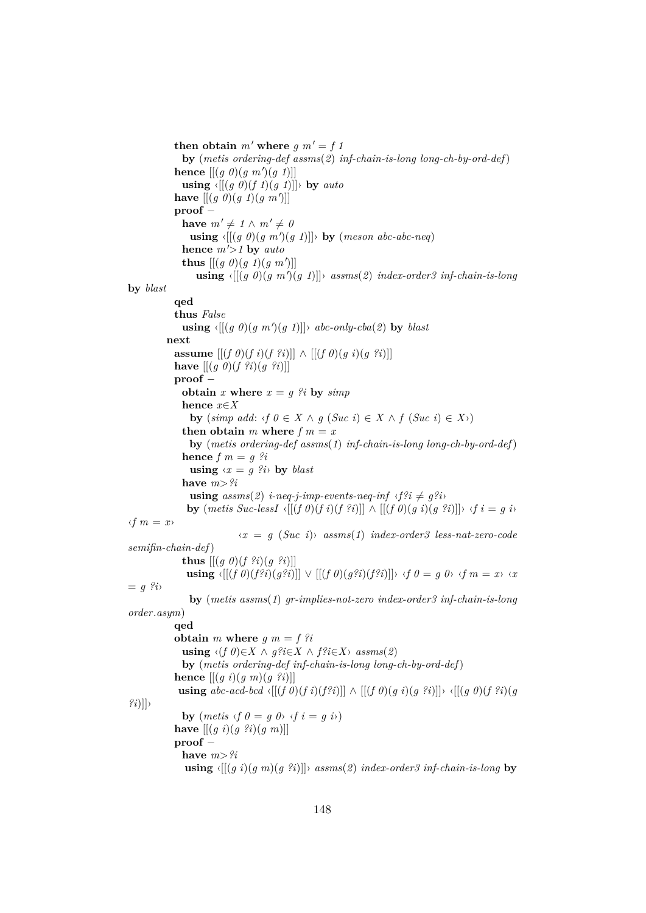```
then obtain m' where g m' = f 1
  by (metis ordering-def assms(2) inf-chain-is-long long-ch-by-ord-def)
hence [[(g 0)(g m')(g 1)]]
  using ‹[[(g 0)(f 1)(g 1)]]› by auto
have [[(g 0)(g 1)(g m')]]
proof −
  have m' ≠ 1 ∧ m' ≠ 0
    using ‹[[(g 0)(g m')(g 1)]]› by (meson abc-abc-neq)
  hence m'>1 by auto
  thus [[(g 0)(g 1)(g m')]]
    using ‹[[(g 0)(g m')(g 1)]]› assms(2) index-order3 inf-chain-is-long
by blast
qed
thus False
  using ‹[[(g 0)(g m')(g 1)]]› abc-only-cba(2) by blast
next
assume [[(f 0)(f i)(f ?i)]] ∧ [[(f 0)(g i)(g ?i)]]
have [[(g 0)(f ?i)(g ?i)]]
proof −
  obtain x where x = g ?i by simp
  hence x∈X
    by (simp add: ‹f 0 ∈ X ∧ g (Suc i) ∈ X ∧ f (Suc i) ∈ X›)
  then obtain m where f m = x
    by (metis ordering-def assms(1) inf-chain-is-long long-ch-by-ord-def)
  hence f m = g ?i
    using ‹x = g ?i› by blast
  have m>?i
    using assms(2) i-neq-j-imp-events-neq-inf ‹f?i ≠ g?i›
    by (metis Suc-lessI ‹[[(f 0)(f i)(f ?i)]] ∧ [[(f 0)(g i)(g ?i)]]› ‹f i = g i›
‹f m = x›
          ‹x = g (Suc i)› assms(1) index-order3 less-nat-zero-code
semifin-chain-def)
  thus [[(g 0)(f ?i)(g ?i)]]
   using ‹[[(f 0)(f?i)(g?i)]] ∨ [[(f 0)(g?i)(f?i)]]› ‹f 0 = g 0› ‹f m = x› ‹x
= g ?i›
    by (metis assms(1) gr-implies-not-zero index-order3 inf-chain-is-long
order.asym)
qed
obtain m where g m = f ?i
  using ‹(f 0)∈X ∧ g?i∈X ∧ f?i∈X› assms(2)
  by (metis ordering-def inf-chain-is-long long-ch-by-ord-def)
hence [[(g i)(g m)(g ?i)]]
 using abc-acd-bcd ‹[[(f 0)(f i)(f?i)]] ∧ [[(f 0)(g i)(g ?i)]]› ‹[[(g 0)(f ?i)(g
?i)]]›
  by (metis ‹f 0 = g 0› ‹f i = g i›)
have [[(g i)(g ?i)(g m)]]
proof −
  have m>?i
   using ‹[[(g i)(g m)(g ?i)]]› assms(2) index-order3 inf-chain-is-long by
```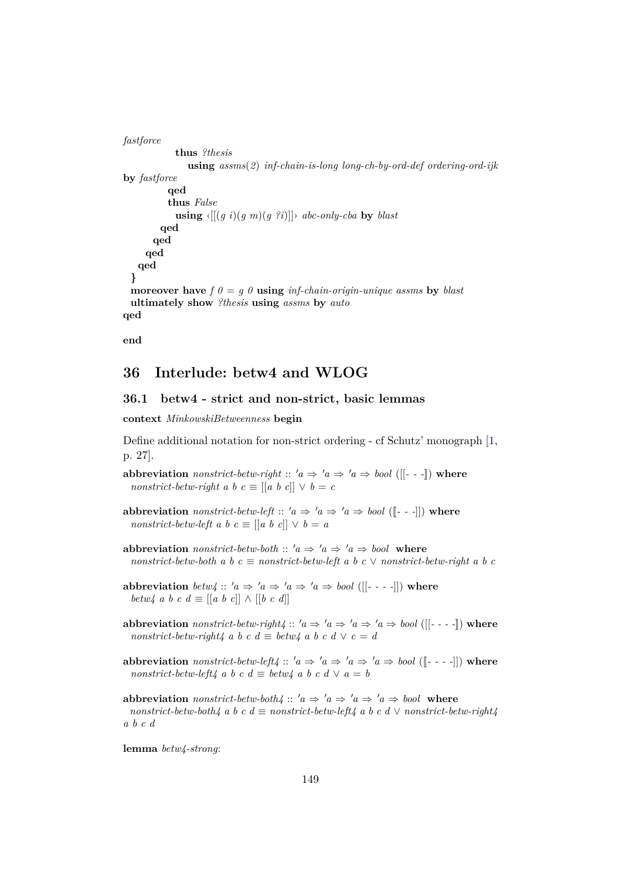```
fastforce
          thus ?thesis
            using assms(2) inf-chain-is-long long-ch-by-ord-def ordering-ord-ijk
by fastforce
        qed
        thus False
          using ‹[[(g i)(g m)(g ?i)]]› abc-only-cba by blast
      qed
    qed
  qed
 qed
}
moreover have f 0 = g 0 using inf-chain-origin-unique assms by blast
ultimately show ?thesis using assms by auto
qed

end
```

# 36 Interlude: betw4 and WLOG

## 36.1 betw4 - strict and non-strict, basic lemmas

**context** *MinkowskiBetweenness* **begin**

Define additional notation for non-strict ordering - cf Schutz' monograph [1, p. 27].

```
abbreviation nonstrict-betw-right :: 'a ⇒ 'a ⇒ 'a ⇒ bool ([[- - -⟧) where
  nonstrict-betw-right a b c ≡ [[a b c]] ∨ b = c

abbreviation nonstrict-betw-left :: 'a ⇒ 'a ⇒ 'a ⇒ bool (⟦- - -]]) where
  nonstrict-betw-left a b c ≡ [[a b c]] ∨ b = a

abbreviation nonstrict-betw-both :: 'a ⇒ 'a ⇒ 'a ⇒ bool where
  nonstrict-betw-both a b c ≡ nonstrict-betw-left a b c ∨ nonstrict-betw-right a b c

abbreviation betw4 :: 'a ⇒ 'a ⇒ 'a ⇒ 'a ⇒ bool ([[- - - -]]) where
  betw4 a b c d ≡ [[a b c]] ∧ [[b c d]]

abbreviation nonstrict-betw-right4 :: 'a ⇒ 'a ⇒ 'a ⇒ 'a ⇒ bool ([[- - - -⟧) where
  nonstrict-betw-right4 a b c d ≡ betw4 a b c d ∨ c = d

abbreviation nonstrict-betw-left4 :: 'a ⇒ 'a ⇒ 'a ⇒ 'a ⇒ bool (⟦- - - -]]) where
  nonstrict-betw-left4 a b c d ≡ betw4 a b c d ∨ a = b

abbreviation nonstrict-betw-both4 :: 'a ⇒ 'a ⇒ 'a ⇒ 'a ⇒ bool where
  nonstrict-betw-both4 a b c d ≡ nonstrict-betw-left4 a b c d ∨ nonstrict-betw-right4
a b c d

lemma betw4-strong:
```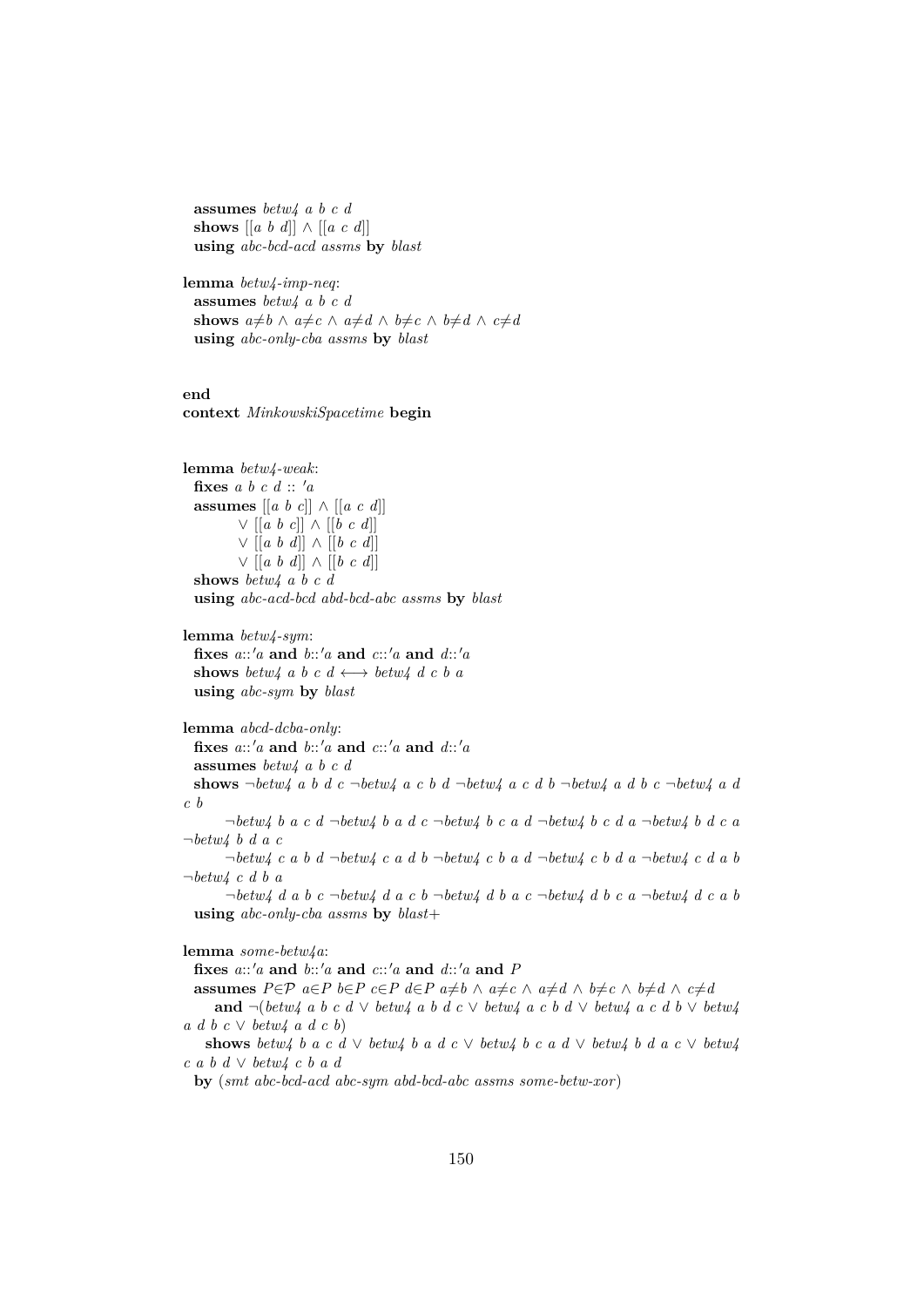```
  assumes betw4 a b c d
  shows [[a b d]] ∧ [[a c d]]
  using abc-bcd-acd assms by blast

lemma betw4-imp-neq:
  assumes betw4 a b c d
  shows a≠b ∧ a≠c ∧ a≠d ∧ b≠c ∧ b≠d ∧ c≠d
  using abc-only-cba assms by blast


end
context MinkowskiSpacetime begin


lemma betw4-weak:
  fixes a b c d :: 'a
  assumes [[a b c]] ∧ [[a c d]]
        ∨ [[a b c]] ∧ [[b c d]]
        ∨ [[a b d]] ∧ [[b c d]]
        ∨ [[a b d]] ∧ [[b c d]]
  shows betw4 a b c d
  using abc-acd-bcd abd-bcd-abc assms by blast

lemma betw4-sym:
  fixes a::'a and b::'a and c::'a and d::'a
  shows betw4 a b c d ⟷ betw4 d c b a
  using abc-sym by blast

lemma abcd-dcba-only:
  fixes a::'a and b::'a and c::'a and d::'a
  assumes betw4 a b c d
  shows ¬betw4 a b d c ¬betw4 a c b d ¬betw4 a c d b ¬betw4 a d b c ¬betw4 a d c b
        ¬betw4 b a c d ¬betw4 b a d c ¬betw4 b c a d ¬betw4 b c d a ¬betw4 b d c a ¬betw4 b d a c
        ¬betw4 c a b d ¬betw4 c a d b ¬betw4 c b a d ¬betw4 c b d a ¬betw4 c d a b ¬betw4 c d b a
        ¬betw4 d a b c ¬betw4 d a c b ¬betw4 d b a c ¬betw4 d b c a ¬betw4 d c a b
  using abc-only-cba assms by blast+

lemma some-betw4a:
  fixes a::'a and b::'a and c::'a and d::'a and P
  assumes P∈𝒫 a∈P b∈P c∈P d∈P a≠b ∧ a≠c ∧ a≠d ∧ b≠c ∧ b≠d ∧ c≠d
     and ¬(betw4 a b c d ∨ betw4 a b d c ∨ betw4 a c b d ∨ betw4 a c d b ∨ betw4 a d b c ∨ betw4 a d c b)
    shows betw4 b a c d ∨ betw4 b a d c ∨ betw4 b c a d ∨ betw4 b d a c ∨ betw4 c a b d ∨ betw4 c b a d
  by (smt abc-bcd-acd abc-sym abd-bcd-abc assms some-betw-xor)
```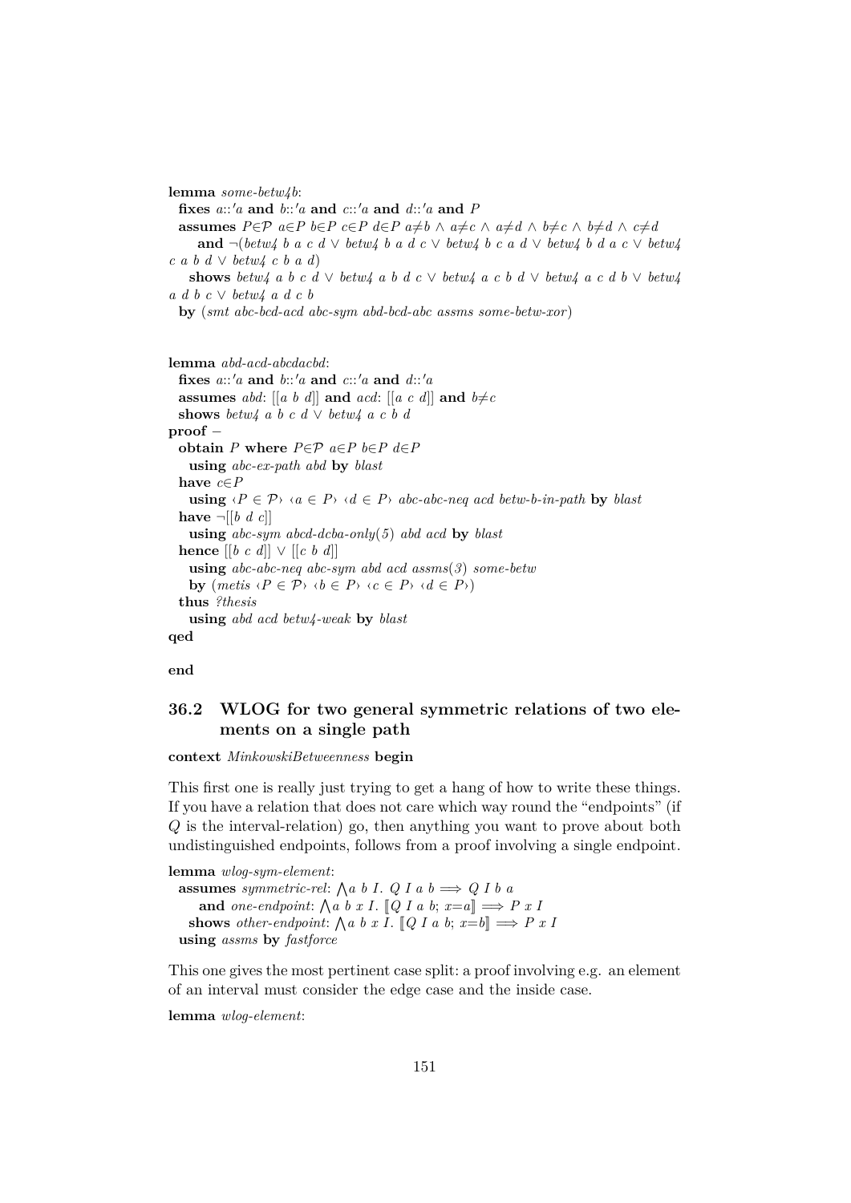```
lemma some-betw4b:
  fixes a::'a and b::'a and c::'a and d::'a and P
  assumes P∈𝒫 a∈P b∈P c∈P d∈P a≠b ∧ a≠c ∧ a≠d ∧ b≠c ∧ b≠d ∧ c≠d
      and ¬(betw4 b a c d ∨ betw4 b a d c ∨ betw4 b c a d ∨ betw4 b d a c ∨ betw4
c a b d ∨ betw4 c b a d)
    shows betw4 a b c d ∨ betw4 a b d c ∨ betw4 a c b d ∨ betw4 a c d b ∨ betw4
a d b c ∨ betw4 a d c b
  by (smt abc-bcd-acd abc-sym abd-bcd-abc assms some-betw-xor)


lemma abd-acd-abcdacbd:
  fixes a::'a and b::'a and c::'a and d::'a
  assumes abd: [[a b d]] and acd: [[a c d]] and b≠c
  shows betw4 a b c d ∨ betw4 a c b d
proof −
  obtain P where P∈𝒫 a∈P b∈P d∈P
    using abc-ex-path abd by blast
  have c∈P
    using ‹P ∈ 𝒫› ‹a ∈ P› ‹d ∈ P› abc-abc-neq acd betw-b-in-path by blast
  have ¬[[b d c]]
    using abc-sym abcd-dcba-only(5) abd acd by blast
  hence [[b c d]] ∨ [[c b d]]
    using abc-abc-neq abc-sym abd acd assms(3) some-betw
    by (metis ‹P ∈ 𝒫› ‹b ∈ P› ‹c ∈ P› ‹d ∈ P›)
  thus ?thesis
    using abd acd betw4-weak by blast
qed

end
```

## 36.2 WLOG for two general symmetric relations of two elements on a single path

```
context MinkowskiBetweenness begin
```

This first one is really just trying to get a hang of how to write these things. If you have a relation that does not care which way round the "endpoints" (if $Q$ is the interval-relation) go, then anything you want to prove about both undistinguished endpoints, follows from a proof involving a single endpoint.

```
lemma wlog-sym-element:
  assumes symmetric-rel: ⋀a b I. Q I a b ⟹ Q I b a
      and one-endpoint: ⋀a b x I. ⟦Q I a b; x=a⟧ ⟹ P x I
    shows other-endpoint: ⋀a b x I. ⟦Q I a b; x=b⟧ ⟹ P x I
  using assms by fastforce
```

This one gives the most pertinent case split: a proof involving e.g. an element of an interval must consider the edge case and the inside case.

```
lemma wlog-element:
```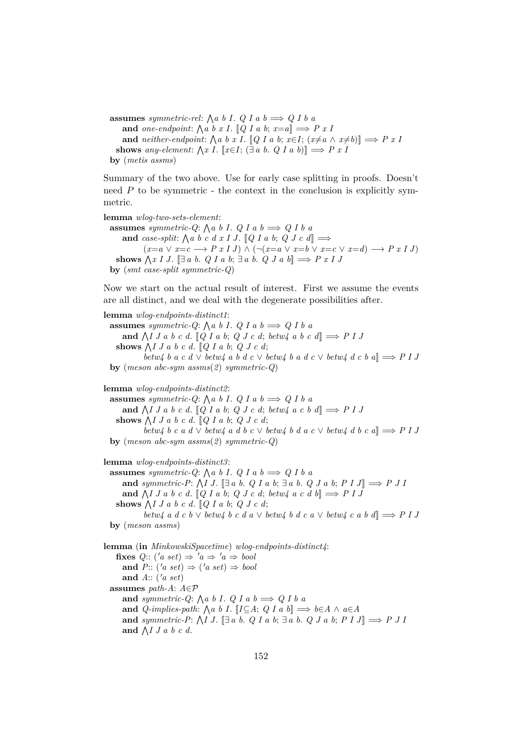```
  assumes symmetric-rel: ⋀a b I. Q I a b ⟹ Q I b a
      and one-endpoint: ⋀a b x I. ⟦Q I a b; x=a⟧ ⟹ P x I
      and neither-endpoint: ⋀a b x I. ⟦Q I a b; x∈I; (x≠a ∧ x≠b)⟧ ⟹ P x I
    shows any-element: ⋀x I. ⟦x∈I; (∃a b. Q I a b)⟧ ⟹ P x I
  by (metis assms)
```

Summary of the two above. Use for early case splitting in proofs. Doesn't need $P$ to be symmetric - the context in the conclusion is explicitly symmetric.

```
lemma wlog-two-sets-element:
  assumes symmetric-Q: ⋀a b I. Q I a b ⟹ Q I b a
      and case-split: ⋀a b c d x I J. ⟦Q I a b; Q J c d⟧ ⟹
          (x=a ∨ x=c ⟶ P x I J) ∧ (¬(x=a ∨ x=b ∨ x=c ∨ x=d) ⟶ P x I J)
    shows ⋀x I J. ⟦∃a b. Q I a b; ∃a b. Q J a b⟧ ⟹ P x I J
  by (smt case-split symmetric-Q)
```

Now we start on the actual result of interest. First we assume the events are all distinct, and we deal with the degenerate possibilities after.

```
lemma wlog-endpoints-distinct1:
  assumes symmetric-Q: ⋀a b I. Q I a b ⟹ Q I b a
      and ⋀I J a b c d. ⟦Q I a b; Q J c d; betw4 a b c d⟧ ⟹ P I J
    shows ⋀I J a b c d. ⟦Q I a b; Q J c d;
          betw4 b a c d ∨ betw4 a b d c ∨ betw4 b a d c ∨ betw4 d c b a⟧ ⟹ P I J
  by (meson abc-sym assms(2) symmetric-Q)

lemma wlog-endpoints-distinct2:
  assumes symmetric-Q: ⋀a b I. Q I a b ⟹ Q I b a
      and ⋀I J a b c d. ⟦Q I a b; Q J c d; betw4 a c b d⟧ ⟹ P I J
    shows ⋀I J a b c d. ⟦Q I a b; Q J c d;
          betw4 b c a d ∨ betw4 a d b c ∨ betw4 b d a c ∨ betw4 d b c a⟧ ⟹ P I J
  by (meson abc-sym assms(2) symmetric-Q)

lemma wlog-endpoints-distinct3:
  assumes symmetric-Q: ⋀a b I. Q I a b ⟹ Q I b a
      and symmetric-P: ⋀I J. ⟦∃a b. Q I a b; ∃a b. Q J a b; P I J⟧ ⟹ P J I
      and ⋀I J a b c d. ⟦Q I a b; Q J c d; betw4 a c d b⟧ ⟹ P I J
    shows ⋀I J a b c d. ⟦Q I a b; Q J c d;
          betw4 a d c b ∨ betw4 b c d a ∨ betw4 b d c a ∨ betw4 c a b d⟧ ⟹ P I J
  by (meson assms)

lemma (in MinkowskiSpacetime) wlog-endpoints-distinct4:
    fixes Q:: ('a set) ⇒ 'a ⇒ 'a ⇒ bool
      and P:: ('a set) ⇒ ('a set) ⇒ bool
      and A:: ('a set)
  assumes path-A: A∈𝒫
      and symmetric-Q: ⋀a b I. Q I a b ⟹ Q I b a
      and Q-implies-path: ⋀a b I. ⟦I⊆A; Q I a b⟧ ⟹ b∈A ∧ a∈A
      and symmetric-P: ⋀I J. ⟦∃a b. Q I a b; ∃a b. Q J a b; P I J⟧ ⟹ P J I
      and ⋀I J a b c d.
```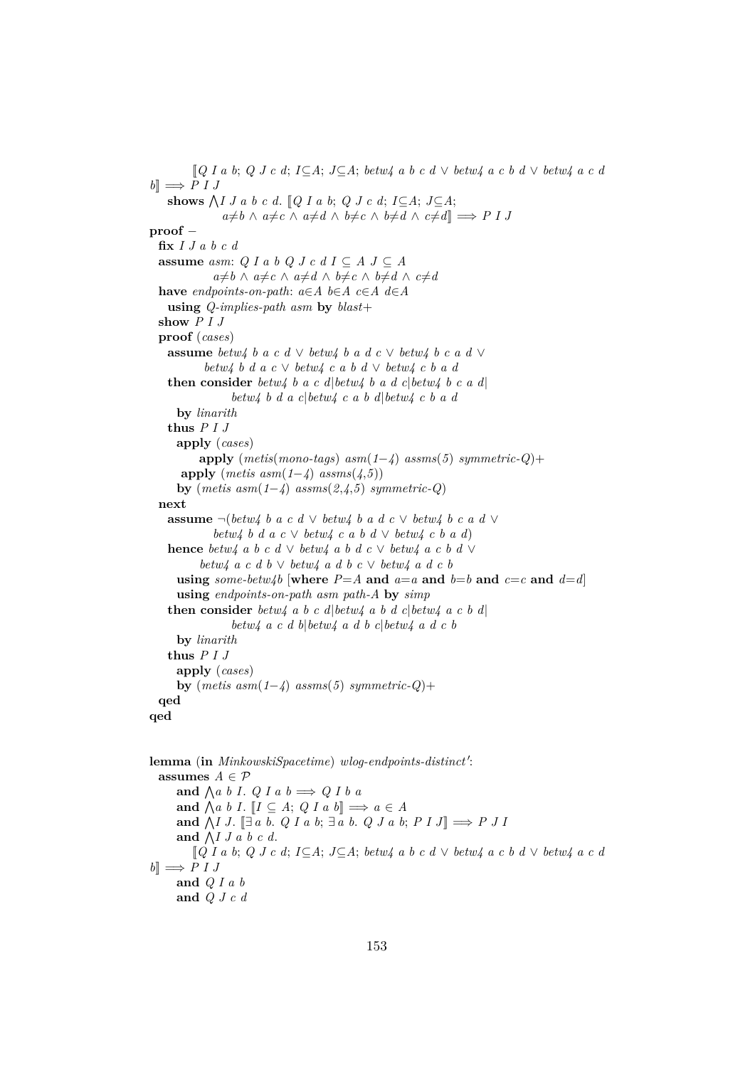```
        ⟦Q I a b; Q J c d; I⊆A; J⊆A; betw4 a b c d ∨ betw4 a c b d ∨ betw4 a c d
b⟧ ⟹ P I J
    shows ⋀I J a b c d. ⟦Q I a b; Q J c d; I⊆A; J⊆A;
              a≠b ∧ a≠c ∧ a≠d ∧ b≠c ∧ b≠d ∧ c≠d⟧ ⟹ P I J
proof −
  fix I J a b c d
  assume asm: Q I a b Q J c d I ⊆ A J ⊆ A
              a≠b ∧ a≠c ∧ a≠d ∧ b≠c ∧ b≠d ∧ c≠d
  have endpoints-on-path: a∈A b∈A c∈A d∈A
    using Q-implies-path asm by blast+
  show P I J
  proof (cases)
    assume betw4 b a c d ∨ betw4 b a d c ∨ betw4 b c a d ∨
           betw4 b d a c ∨ betw4 c a b d ∨ betw4 c b a d
    then consider betw4 b a c d|betw4 b a d c|betw4 b c a d|
               betw4 b d a c|betw4 c a b d|betw4 c b a d
      by linarith
    thus P I J
      apply (cases)
          apply (metis(mono-tags) asm(1−4) assms(5) symmetric-Q)+
       apply (metis asm(1−4) assms(4,5))
      by (metis asm(1−4) assms(2,4,5) symmetric-Q)
  next
    assume ¬(betw4 b a c d ∨ betw4 b a d c ∨ betw4 b c a d ∨
             betw4 b d a c ∨ betw4 c a b d ∨ betw4 c b a d)
    hence betw4 a b c d ∨ betw4 a b d c ∨ betw4 a c b d ∨
          betw4 a c d b ∨ betw4 a d b c ∨ betw4 a d c b
      using some-betw4b [where P=A and a=a and b=b and c=c and d=d]
      using endpoints-on-path asm path-A by simp
    then consider betw4 a b c d|betw4 a b d c|betw4 a c b d|
               betw4 a c d b|betw4 a d b c|betw4 a d c b
      by linarith
    thus P I J
      apply (cases)
      by (metis asm(1−4) assms(5) symmetric-Q)+
  qed
qed


lemma (in MinkowskiSpacetime) wlog-endpoints-distinct':
  assumes A ∈ 𝒫
      and ⋀a b I. Q I a b ⟹ Q I b a
      and ⋀a b I. ⟦I ⊆ A; Q I a b⟧ ⟹ a ∈ A
      and ⋀I J. ⟦∃a b. Q I a b; ∃a b. Q J a b; P I J⟧ ⟹ P J I
      and ⋀I J a b c d.
        ⟦Q I a b; Q J c d; I⊆A; J⊆A; betw4 a b c d ∨ betw4 a c b d ∨ betw4 a c d
b⟧ ⟹ P I J
      and Q I a b
      and Q J c d
```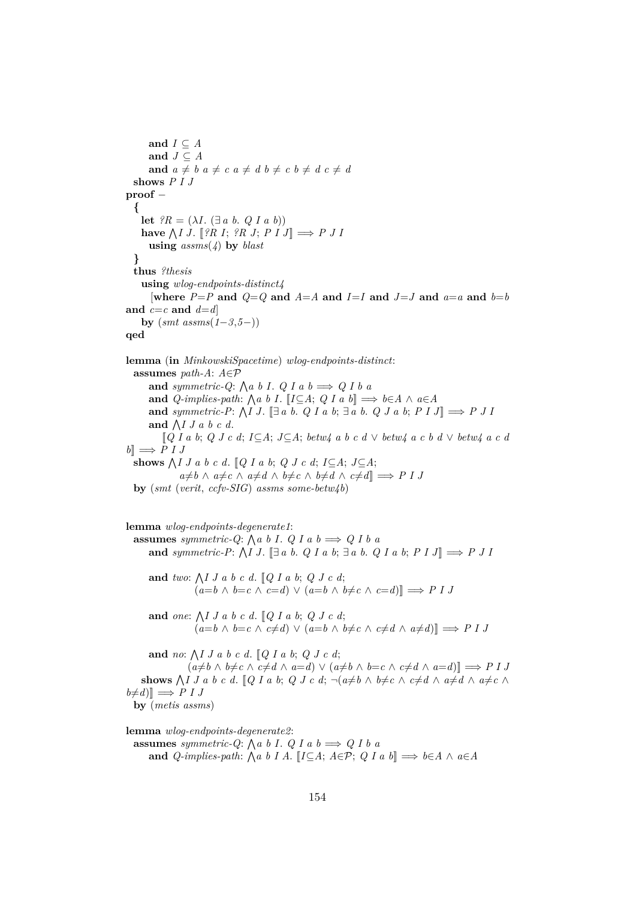```
      and I ⊆ A
      and J ⊆ A
      and a ≠ b a ≠ c a ≠ d b ≠ c b ≠ d c ≠ d
  shows P I J
proof –
  {
    let ?R = (λI. (∃ a b. Q I a b))
    have ⋀I J. ⟦?R I; ?R J; P I J⟧ ⟹ P J I
      using assms(4) by blast
  }
  thus ?thesis
    using wlog-endpoints-distinct4
      [where P=P and Q=Q and A=A and I=I and J=J and a=a and b=b
and c=c and d=d]
    by (smt assms(1–3,5–))
qed

lemma (in MinkowskiSpacetime) wlog-endpoints-distinct:
  assumes path-A: A∈𝒫
      and symmetric-Q: ⋀a b I. Q I a b ⟹ Q I b a
      and Q-implies-path: ⋀a b I. ⟦I⊆A; Q I a b⟧ ⟹ b∈A ∧ a∈A
      and symmetric-P: ⋀I J. ⟦∃ a b. Q I a b; ∃ a b. Q J a b; P I J⟧ ⟹ P J I
      and ⋀I J a b c d.
          ⟦Q I a b; Q J c d; I⊆A; J⊆A; betw4 a b c d ∨ betw4 a c b d ∨ betw4 a c d
b⟧ ⟹ P I J
  shows ⋀I J a b c d. ⟦Q I a b; Q J c d; I⊆A; J⊆A;
              a≠b ∧ a≠c ∧ a≠d ∧ b≠c ∧ b≠d ∧ c≠d⟧ ⟹ P I J
  by (smt (verit, ccfv-SIG) assms some-betw4b)


lemma wlog-endpoints-degenerate1:
  assumes symmetric-Q: ⋀a b I. Q I a b ⟹ Q I b a
      and symmetric-P: ⋀I J. ⟦∃ a b. Q I a b; ∃ a b. Q I a b; P I J⟧ ⟹ P J I

      and two: ⋀I J a b c d. ⟦Q I a b; Q J c d;
                (a=b ∧ b=c ∧ c=d) ∨ (a=b ∧ b≠c ∧ c=d)⟧ ⟹ P I J

      and one: ⋀I J a b c d. ⟦Q I a b; Q J c d;
                (a=b ∧ b=c ∧ c≠d) ∨ (a=b ∧ b≠c ∧ c≠d ∧ a≠d)⟧ ⟹ P I J

      and no: ⋀I J a b c d. ⟦Q I a b; Q J c d;
               (a≠b ∧ b≠c ∧ c≠d ∧ a=d) ∨ (a≠b ∧ b=c ∧ c≠d ∧ a=d)⟧ ⟹ P I J
    shows ⋀I J a b c d. ⟦Q I a b; Q J c d; ¬(a≠b ∧ b≠c ∧ c≠d ∧ a≠d ∧ a≠c ∧
b≠d)⟧ ⟹ P I J
  by (metis assms)

lemma wlog-endpoints-degenerate2:
  assumes symmetric-Q: ⋀a b I. Q I a b ⟹ Q I b a
      and Q-implies-path: ⋀a b I A. ⟦I⊆A; A∈𝒫; Q I a b⟧ ⟹ b∈A ∧ a∈A
```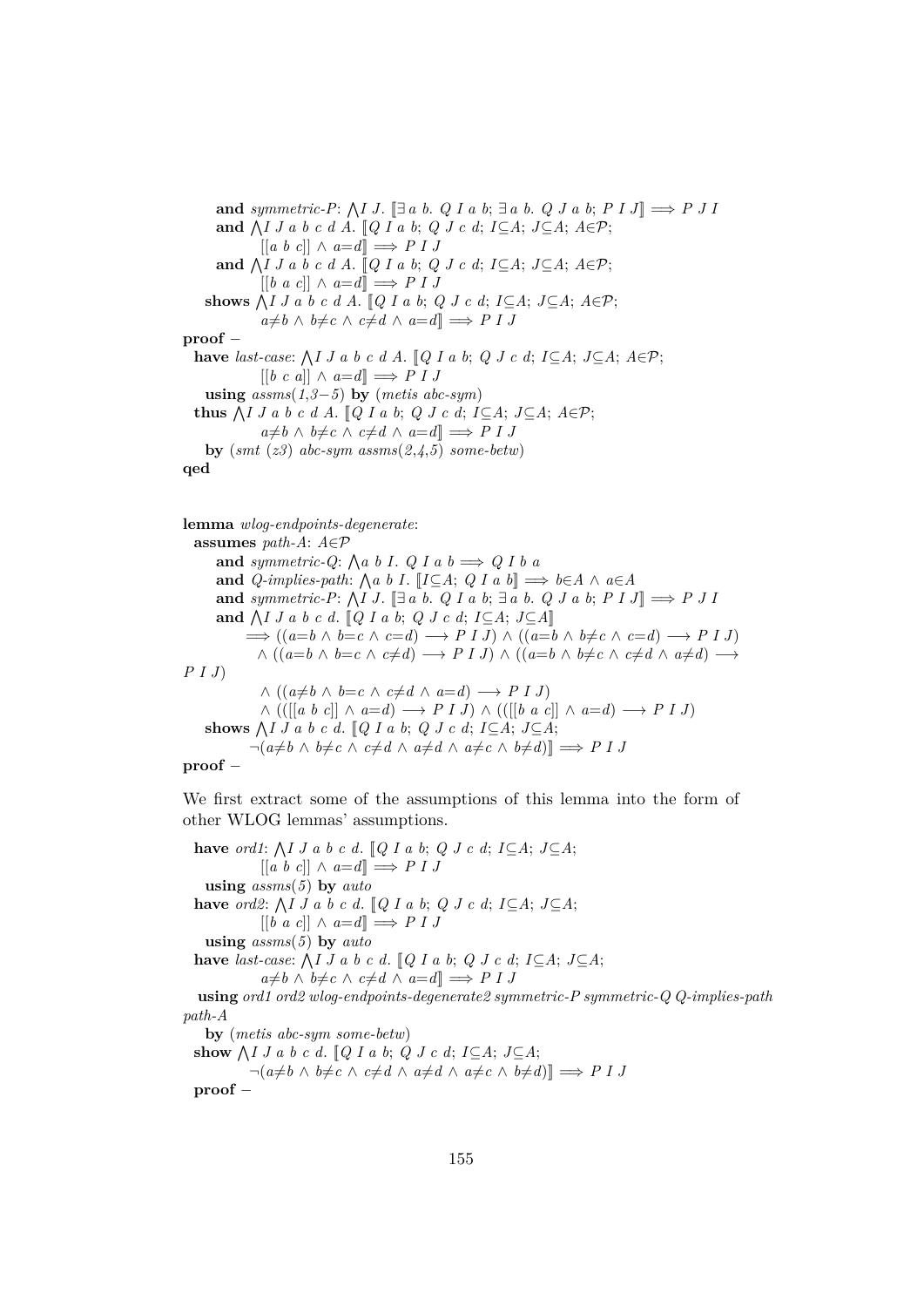```
    and symmetric-P: ⋀I J. ⟦∃ a b. Q I a b; ∃ a b. Q J a b; P I J⟧ ⟹ P J I
    and ⋀I J a b c d A. ⟦Q I a b; Q J c d; I⊆A; J⊆A; A∈𝒫;
          [[a b c]] ∧ a=d⟧ ⟹ P I J
    and ⋀I J a b c d A. ⟦Q I a b; Q J c d; I⊆A; J⊆A; A∈𝒫;
          [[b a c]] ∧ a=d⟧ ⟹ P I J
  shows ⋀I J a b c d A. ⟦Q I a b; Q J c d; I⊆A; J⊆A; A∈𝒫;
          a≠b ∧ b≠c ∧ c≠d ∧ a=d⟧ ⟹ P I J
proof –
  have last-case: ⋀I J a b c d A. ⟦Q I a b; Q J c d; I⊆A; J⊆A; A∈𝒫;
          [[b c a]] ∧ a=d⟧ ⟹ P I J
    using assms(1,3–5) by (metis abc-sym)
  thus ⋀I J a b c d A. ⟦Q I a b; Q J c d; I⊆A; J⊆A; A∈𝒫;
          a≠b ∧ b≠c ∧ c≠d ∧ a=d⟧ ⟹ P I J
    by (smt (z3) abc-sym assms(2,4,5) some-betw)
qed


lemma wlog-endpoints-degenerate:
  assumes path-A: A∈𝒫
    and symmetric-Q: ⋀a b I. Q I a b ⟹ Q I b a
    and Q-implies-path: ⋀a b I. ⟦I⊆A; Q I a b⟧ ⟹ b∈A ∧ a∈A
    and symmetric-P: ⋀I J. ⟦∃ a b. Q I a b; ∃ a b. Q J a b; P I J⟧ ⟹ P J I
    and ⋀I J a b c d. ⟦Q I a b; Q J c d; I⊆A; J⊆A⟧
        ⟹ ((a=b ∧ b=c ∧ c=d) ⟶ P I J) ∧ ((a=b ∧ b≠c ∧ c=d) ⟶ P I J)
          ∧ ((a=b ∧ b=c ∧ c≠d) ⟶ P I J) ∧ ((a=b ∧ b≠c ∧ c≠d ∧ a≠d) ⟶
P I J)
          ∧ ((a≠b ∧ b=c ∧ c≠d ∧ a=d) ⟶ P I J)
          ∧ (([[a b c]] ∧ a=d) ⟶ P I J) ∧ (([[b a c]] ∧ a=d) ⟶ P I J)
  shows ⋀I J a b c d. ⟦Q I a b; Q J c d; I⊆A; J⊆A;
          ¬(a≠b ∧ b≠c ∧ c≠d ∧ a≠d ∧ a≠c ∧ b≠d)⟧ ⟹ P I J
proof –
```

We first extract some of the assumptions of this lemma into the form of other WLOG lemmas' assumptions.

```
  have ord1: ⋀I J a b c d. ⟦Q I a b; Q J c d; I⊆A; J⊆A;
          [[a b c]] ∧ a=d⟧ ⟹ P I J
    using assms(5) by auto
  have ord2: ⋀I J a b c d. ⟦Q I a b; Q J c d; I⊆A; J⊆A;
          [[b a c]] ∧ a=d⟧ ⟹ P I J
    using assms(5) by auto
  have last-case: ⋀I J a b c d. ⟦Q I a b; Q J c d; I⊆A; J⊆A;
          a≠b ∧ b≠c ∧ c≠d ∧ a=d⟧ ⟹ P I J
   using ord1 ord2 wlog-endpoints-degenerate2 symmetric-P symmetric-Q Q-implies-path
path-A
    by (metis abc-sym some-betw)
  show ⋀I J a b c d. ⟦Q I a b; Q J c d; I⊆A; J⊆A;
          ¬(a≠b ∧ b≠c ∧ c≠d ∧ a≠d ∧ a≠c ∧ b≠d)⟧ ⟹ P I J
  proof –
```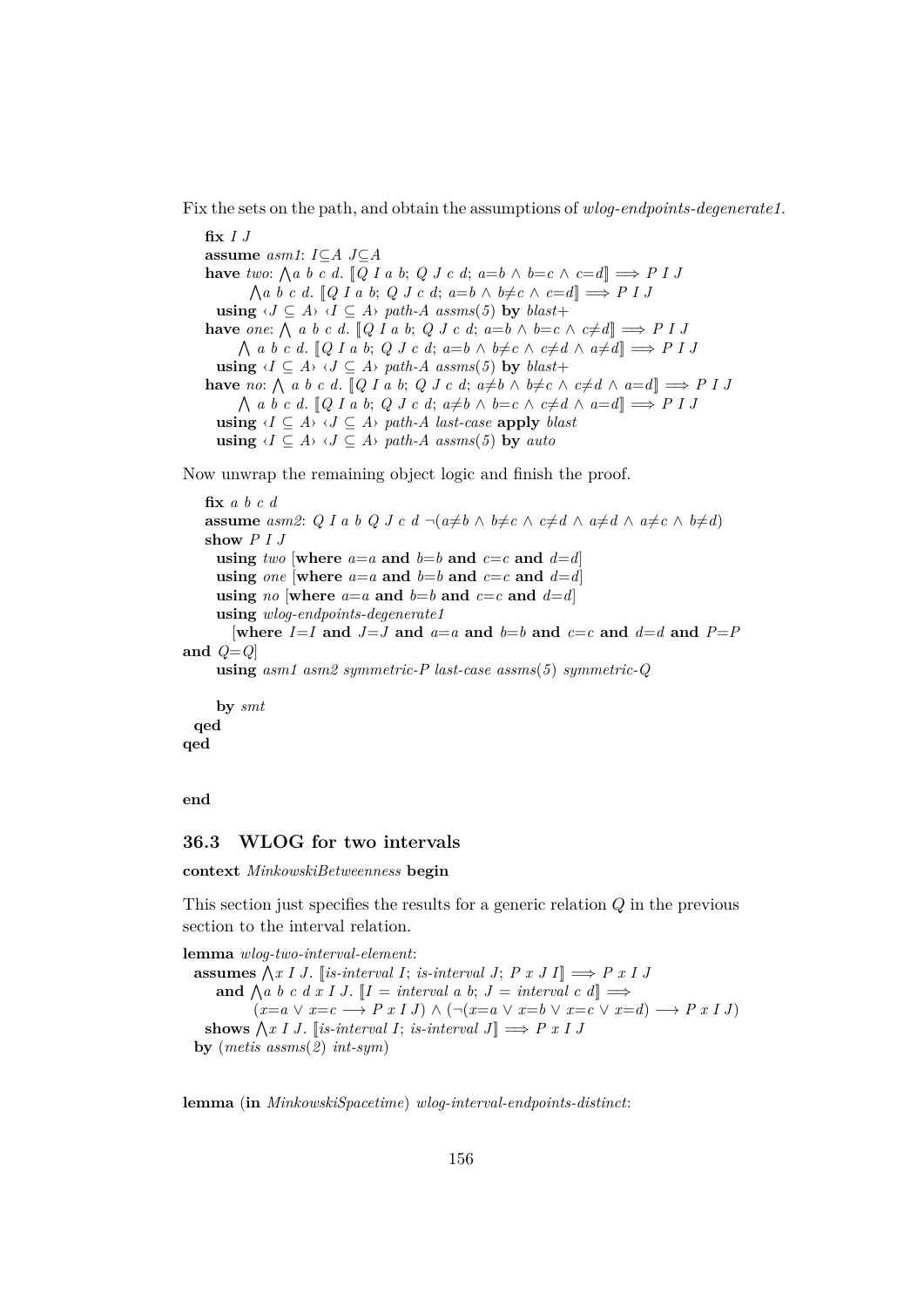Fix the sets on the path, and obtain the assumptions of *wlog-endpoints-degenerate1*.

```
fix I J
assume asm1: I⊆A J⊆A
have two: ⋀a b c d. ⟦Q I a b; Q J c d; a=b ∧ b=c ∧ c=d⟧ ⟹ P I J
      ⋀a b c d. ⟦Q I a b; Q J c d; a=b ∧ b≠c ∧ c=d⟧ ⟹ P I J
  using ‹J ⊆ A› ‹I ⊆ A› path-A assms(5) by blast+
have one: ⋀ a b c d. ⟦Q I a b; Q J c d; a=b ∧ b=c ∧ c≠d⟧ ⟹ P I J
    ⋀ a b c d. ⟦Q I a b; Q J c d; a=b ∧ b≠c ∧ c≠d ∧ a≠d⟧ ⟹ P I J
  using ‹I ⊆ A› ‹J ⊆ A› path-A assms(5) by blast+
have no: ⋀ a b c d. ⟦Q I a b; Q J c d; a≠b ∧ b≠c ∧ c≠d ∧ a=d⟧ ⟹ P I J
    ⋀ a b c d. ⟦Q I a b; Q J c d; a≠b ∧ b=c ∧ c≠d ∧ a=d⟧ ⟹ P I J
  using ‹I ⊆ A› ‹J ⊆ A› path-A last-case apply blast
  using ‹I ⊆ A› ‹J ⊆ A› path-A assms(5) by auto
```

Now unwrap the remaining object logic and finish the proof.

```
  fix a b c d
  assume asm2: Q I a b Q J c d ¬(a≠b ∧ b≠c ∧ c≠d ∧ a≠d ∧ a≠c ∧ b≠d)
  show P I J
    using two [where a=a and b=b and c=c and d=d]
    using one [where a=a and b=b and c=c and d=d]
    using no [where a=a and b=b and c=c and d=d]
    using wlog-endpoints-degenerate1
      [where I=I and J=J and a=a and b=b and c=c and d=d and P=P
and Q=Q]
    using asm1 asm2 symmetric-P last-case assms(5) symmetric-Q

    by smt
  qed
qed


end
```

### 36.3 WLOG for two intervals

```
context MinkowskiBetweenness begin
```

This section just specifies the results for a generic relation $Q$ in the previous section to the interval relation.

```
lemma wlog-two-interval-element:
  assumes ⋀x I J. ⟦is-interval I; is-interval J; P x J I⟧ ⟹ P x I J
    and ⋀a b c d x I J. ⟦I = interval a b; J = interval c d⟧ ⟹
        (x=a ∨ x=c ⟶ P x I J) ∧ (¬(x=a ∨ x=b ∨ x=c ∨ x=d) ⟶ P x I J)
  shows ⋀x I J. ⟦is-interval I; is-interval J⟧ ⟹ P x I J
  by (metis assms(2) int-sym)


lemma (in MinkowskiSpacetime) wlog-interval-endpoints-distinct:
```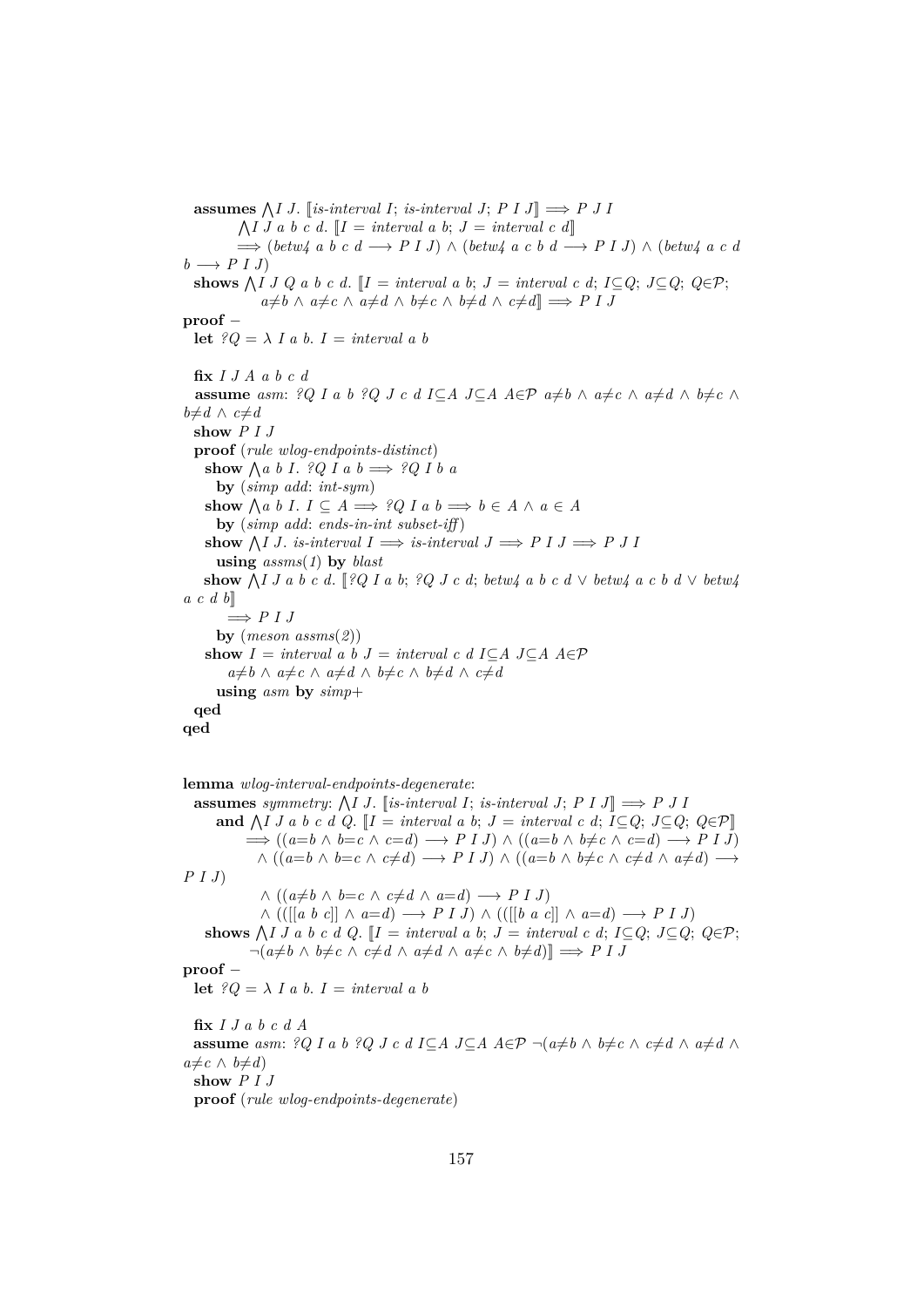```
  assumes ⋀I J. ⟦is-interval I; is-interval J; P I J⟧ ⟹ P J I
          ⋀I J a b c d. ⟦I = interval a b; J = interval c d⟧
          ⟹ (betw4 a b c d ⟶ P I J) ∧ (betw4 a c b d ⟶ P I J) ∧ (betw4 a c d
b ⟶ P I J)
  shows ⋀I J Q a b c d. ⟦I = interval a b; J = interval c d; I⊆Q; J⊆Q; Q∈𝒫;
             a≠b ∧ a≠c ∧ a≠d ∧ b≠c ∧ b≠d ∧ c≠d⟧ ⟹ P I J
proof −
  let ?Q = λ I a b. I = interval a b

  fix I J A a b c d
  assume asm: ?Q I a b ?Q J c d I⊆A J⊆A A∈𝒫 a≠b ∧ a≠c ∧ a≠d ∧ b≠c ∧
b≠d ∧ c≠d
  show P I J
  proof (rule wlog-endpoints-distinct)
    show ⋀a b I. ?Q I a b ⟹ ?Q I b a
      by (simp add: int-sym)
    show ⋀a b I. I ⊆ A ⟹ ?Q I a b ⟹ b ∈ A ∧ a ∈ A
      by (simp add: ends-in-int subset-iff)
    show ⋀I J. is-interval I ⟹ is-interval J ⟹ P I J ⟹ P J I
      using assms(1) by blast
    show ⋀I J a b c d. ⟦?Q I a b; ?Q J c d; betw4 a b c d ∨ betw4 a c b d ∨ betw4
a c d b⟧
        ⟹ P I J
      by (meson assms(2))
    show I = interval a b J = interval c d I⊆A J⊆A A∈𝒫
        a≠b ∧ a≠c ∧ a≠d ∧ b≠c ∧ b≠d ∧ c≠d
      using asm by simp+
  qed
qed


lemma wlog-interval-endpoints-degenerate:
  assumes symmetry: ⋀I J. ⟦is-interval I; is-interval J; P I J⟧ ⟹ P J I
      and ⋀I J a b c d Q. ⟦I = interval a b; J = interval c d; I⊆Q; J⊆Q; Q∈𝒫⟧
           ⟹ ((a=b ∧ b=c ∧ c=d) ⟶ P I J) ∧ ((a=b ∧ b≠c ∧ c=d) ⟶ P I J)
             ∧ ((a=b ∧ b=c ∧ c≠d) ⟶ P I J) ∧ ((a=b ∧ b≠c ∧ c≠d ∧ a≠d) ⟶
P I J)
             ∧ ((a≠b ∧ b=c ∧ c≠d ∧ a=d) ⟶ P I J)
             ∧ (([[a b c]] ∧ a=d) ⟶ P I J) ∧ (([[b a c]] ∧ a=d) ⟶ P I J)
    shows ⋀I J a b c d Q. ⟦I = interval a b; J = interval c d; I⊆Q; J⊆Q; Q∈𝒫;
            ¬(a≠b ∧ b≠c ∧ c≠d ∧ a≠d ∧ a≠c ∧ b≠d)⟧ ⟹ P I J
proof −
  let ?Q = λ I a b. I = interval a b

  fix I J a b c d A
  assume asm: ?Q I a b ?Q J c d I⊆A J⊆A A∈𝒫 ¬(a≠b ∧ b≠c ∧ c≠d ∧ a≠d ∧
a≠c ∧ b≠d)
  show P I J
  proof (rule wlog-endpoints-degenerate)
```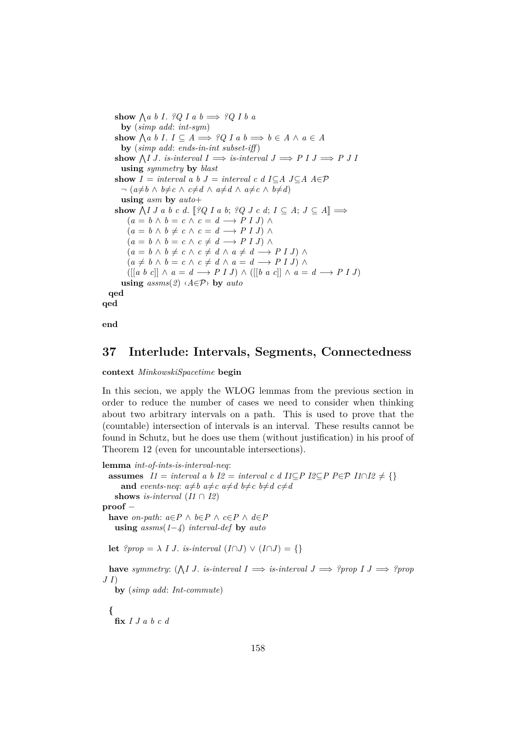```
    show ⋀a b I. ?Q I a b ⟹ ?Q I b a
      by (simp add: int-sym)
    show ⋀a b I. I ⊆ A ⟹ ?Q I a b ⟹ b ∈ A ∧ a ∈ A
      by (simp add: ends-in-int subset-iff)
    show ⋀I J. is-interval I ⟹ is-interval J ⟹ P I J ⟹ P J I
      using symmetry by blast
    show I = interval a b J = interval c d I⊆A J⊆A A∈𝒫
      ¬ (a≠b ∧ b≠c ∧ c≠d ∧ a≠d ∧ a≠c ∧ b≠d)
      using asm by auto+
    show ⋀I J a b c d. ⟦?Q I a b; ?Q J c d; I ⊆ A; J ⊆ A⟧ ⟹
        (a = b ∧ b = c ∧ c = d ⟶ P I J) ∧
        (a = b ∧ b ≠ c ∧ c = d ⟶ P I J) ∧
        (a = b ∧ b = c ∧ c ≠ d ⟶ P I J) ∧
        (a = b ∧ b ≠ c ∧ c ≠ d ∧ a ≠ d ⟶ P I J) ∧
        (a ≠ b ∧ b = c ∧ c ≠ d ∧ a = d ⟶ P I J) ∧
        ([[a b c]] ∧ a = d ⟶ P I J) ∧ ([[b a c]] ∧ a = d ⟶ P I J)
      using assms(2) ‹A∈𝒫› by auto
  qed
qed

end
```

## 37 Interlude: Intervals, Segments, Connectedness

```
context MinkowskiSpacetime begin
```

In this secion, we apply the WLOG lemmas from the previous section in order to reduce the number of cases we need to consider when thinking about two arbitrary intervals on a path. This is used to prove that the (countable) intersection of intervals is an interval. These results cannot be found in Schutz, but he does use them (without justification) in his proof of Theorem 12 (even for uncountable intersections).

```
lemma int-of-ints-is-interval-neq:
  assumes I1 = interval a b I2 = interval c d I1⊆P I2⊆P P∈𝒫 I1∩I2 ≠ {}
    and events-neq: a≠b a≠c a≠d b≠c b≠d c≠d
  shows is-interval (I1 ∩ I2)
proof −
  have on-path: a∈P ∧ b∈P ∧ c∈P ∧ d∈P
    using assms(1−4) interval-def by auto

  let ?prop = λ I J. is-interval (I∩J) ∨ (I∩J) = {}

  have symmetry: (⋀I J. is-interval I ⟹ is-interval J ⟹ ?prop I J ⟹ ?prop
J I)
    by (simp add: Int-commute)

  {
    fix I J a b c d
```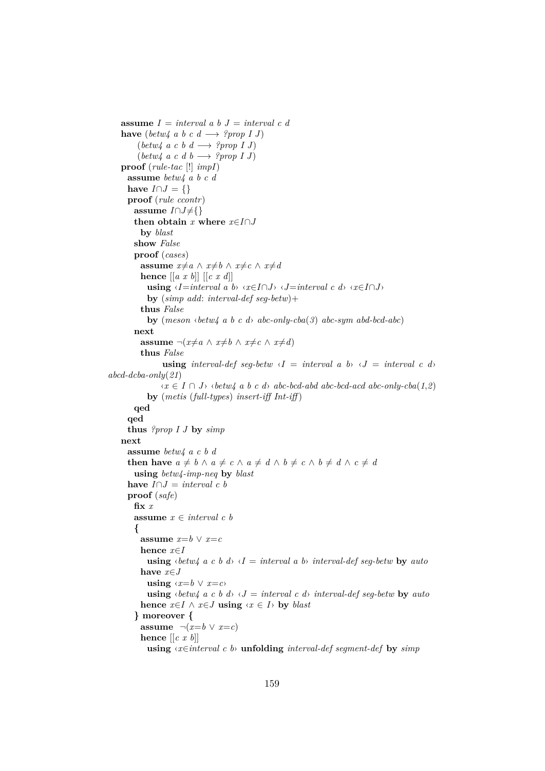```
    assume I = interval a b J = interval c d
    have (betw4 a b c d ⟶ ?prop I J)
         (betw4 a c b d ⟶ ?prop I J)
         (betw4 a c d b ⟶ ?prop I J)
    proof (rule-tac [!] impI)
      assume betw4 a b c d
      have I∩J = {}
      proof (rule ccontr)
        assume I∩J≠{}
        then obtain x where x∈I∩J
          by blast
        show False
        proof (cases)
          assume x≠a ∧ x≠b ∧ x≠c ∧ x≠d
          hence [[a x b]] [[c x d]]
            using ‹I=interval a b› ‹x∈I∩J› ‹J=interval c d› ‹x∈I∩J›
            by (simp add: interval-def seg-betw)+
          thus False
            by (meson ‹betw4 a b c d› abc-only-cba(3) abc-sym abd-bcd-abc)
        next
          assume ¬(x≠a ∧ x≠b ∧ x≠c ∧ x≠d)
          thus False
               using interval-def seg-betw ‹I = interval a b› ‹J = interval c d›
abcd-dcba-only(21)
                ‹x ∈ I ∩ J› ‹betw4 a b c d› abc-bcd-abd abc-bcd-acd abc-only-cba(1,2)
            by (metis (full-types) insert-iff Int-iff)
        qed
      qed
      thus ?prop I J by simp
    next
      assume betw4 a c b d
      then have a ≠ b ∧ a ≠ c ∧ a ≠ d ∧ b ≠ c ∧ b ≠ d ∧ c ≠ d
        using betw4-imp-neq by blast
      have I∩J = interval c b
      proof (safe)
        fix x
        assume x ∈ interval c b
        {
          assume x=b ∨ x=c
          hence x∈I
            using ‹betw4 a c b d› ‹I = interval a b› interval-def seg-betw by auto
          have x∈J
            using ‹x=b ∨ x=c›
            using ‹betw4 a c b d› ‹J = interval c d› interval-def seg-betw by auto
          hence x∈I ∧ x∈J using ‹x ∈ I› by blast
        } moreover {
          assume  ¬(x=b ∨ x=c)
          hence [[c x b]]
            using ‹x∈interval c b› unfolding interval-def segment-def by simp
```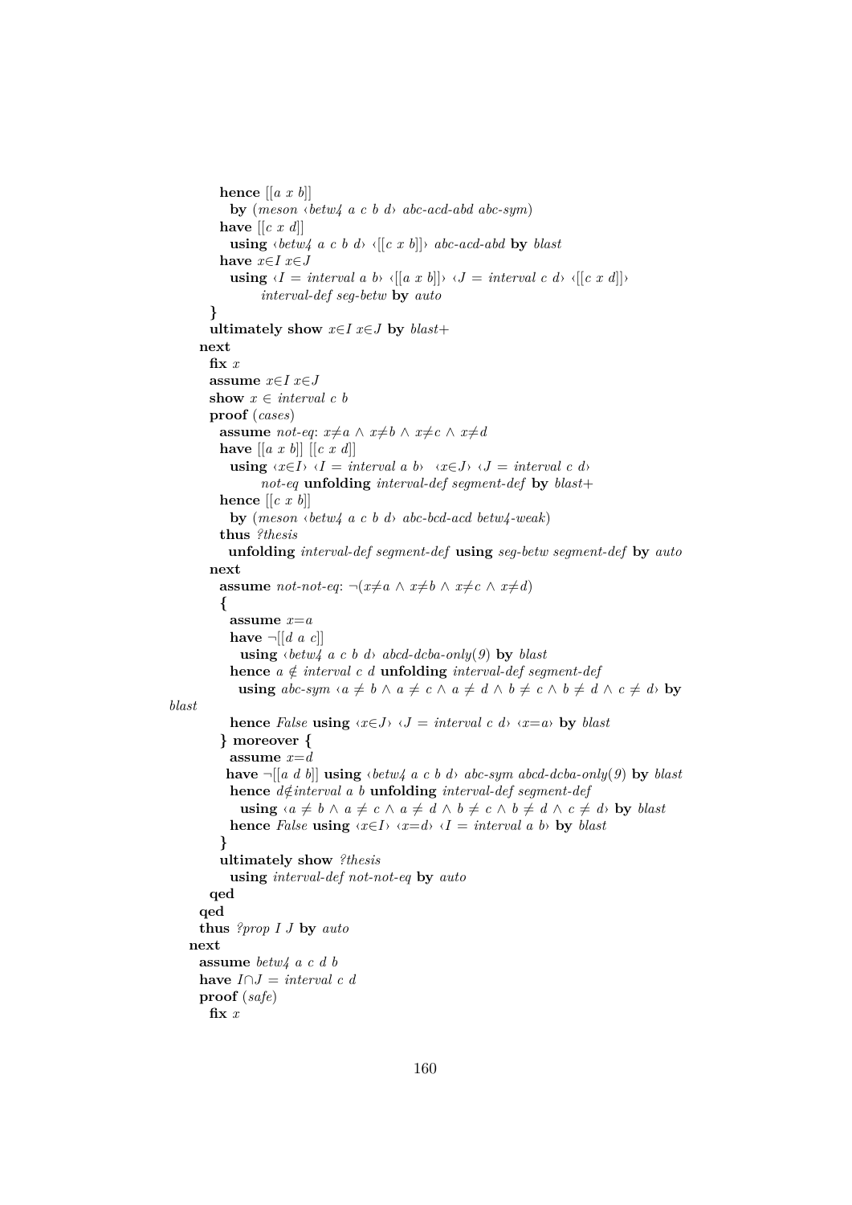```
        hence [[a x b]]
          by (meson ‹betw4 a c b d› abc-acd-abd abc-sym)
        have [[c x d]]
          using ‹betw4 a c b d› ‹[[c x b]]› abc-acd-abd by blast
        have x∈I x∈J
          using ‹I = interval a b› ‹[[a x b]]› ‹J = interval c d› ‹[[c x d]]›
                interval-def seg-betw by auto
      }
      ultimately show x∈I x∈J by blast+
    next
      fix x
      assume x∈I x∈J
      show x ∈ interval c b
      proof (cases)
        assume not-eq: x≠a ∧ x≠b ∧ x≠c ∧ x≠d
        have [[a x b]] [[c x d]]
          using ‹x∈I› ‹I = interval a b›  ‹x∈J› ‹J = interval c d›
                not-eq unfolding interval-def segment-def by blast+
        hence [[c x b]]
          by (meson ‹betw4 a c b d› abc-bcd-acd betw4-weak)
        thus ?thesis
          unfolding interval-def segment-def using seg-betw segment-def by auto
      next
        assume not-not-eq: ¬(x≠a ∧ x≠b ∧ x≠c ∧ x≠d)
        {
          assume x=a
          have ¬[[d a c]]
            using ‹betw4 a c b d› abcd-dcba-only(9) by blast
          hence a ∉ interval c d unfolding interval-def segment-def
            using abc-sym ‹a ≠ b ∧ a ≠ c ∧ a ≠ d ∧ b ≠ c ∧ b ≠ d ∧ c ≠ d› by
blast
          hence False using ‹x∈J› ‹J = interval c d› ‹x=a› by blast
        } moreover {
          assume x=d
         have ¬[[a d b]] using ‹betw4 a c b d› abc-sym abcd-dcba-only(9) by blast
          hence d∉interval a b unfolding interval-def segment-def
            using ‹a ≠ b ∧ a ≠ c ∧ a ≠ d ∧ b ≠ c ∧ b ≠ d ∧ c ≠ d› by blast
          hence False using ‹x∈I› ‹x=d› ‹I = interval a b› by blast
        }
        ultimately show ?thesis
          using interval-def not-not-eq by auto
      qed
    qed
    thus ?prop I J by auto
  next
    assume betw4 a c d b
    have I∩J = interval c d
    proof (safe)
      fix x
```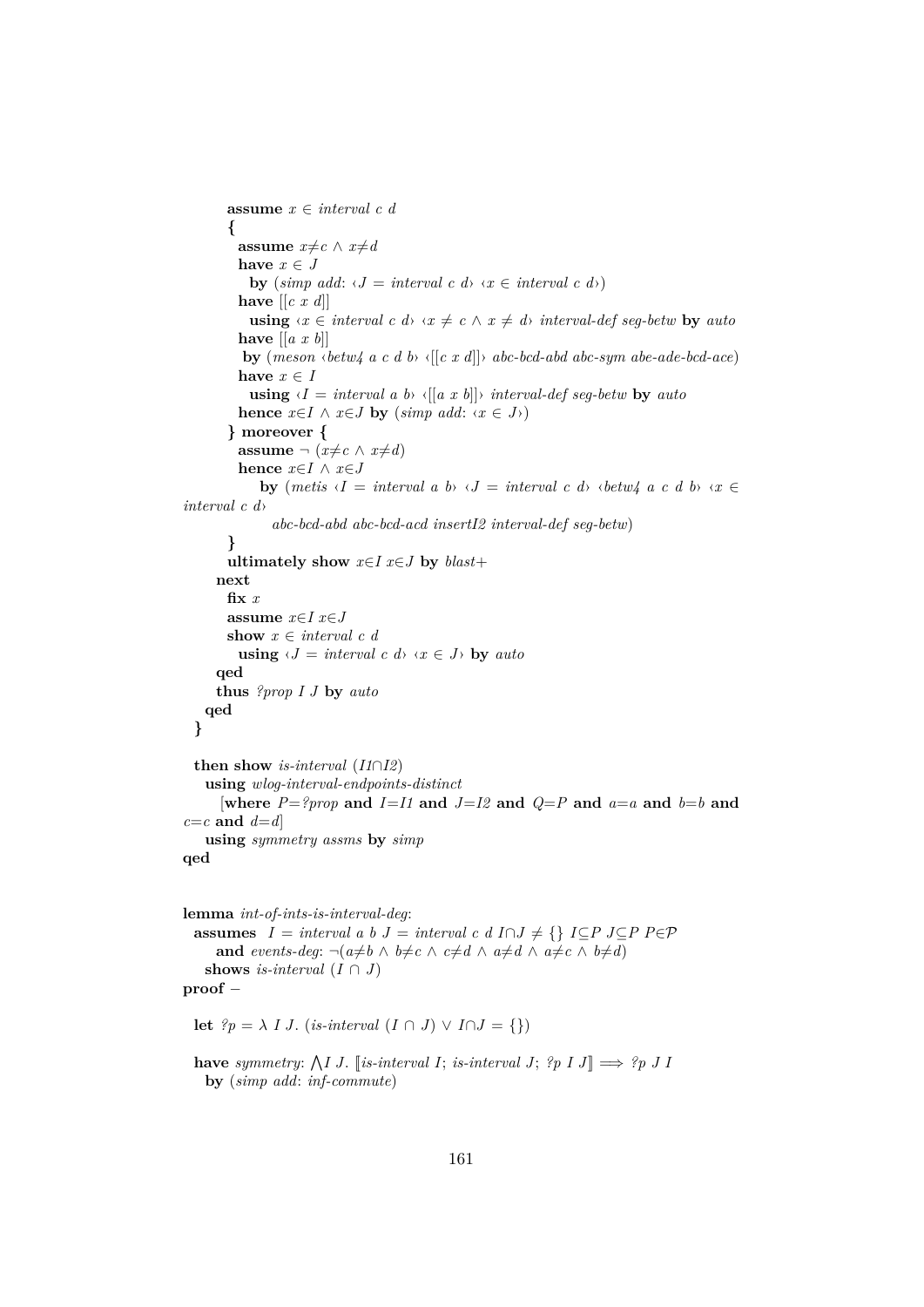```
        assume x ∈ interval c d
        {
          assume x≠c ∧ x≠d
          have x ∈ J
            by (simp add: ‹J = interval c d› ‹x ∈ interval c d›)
          have [[c x d]]
            using ‹x ∈ interval c d› ‹x ≠ c ∧ x ≠ d› interval-def seg-betw by auto
          have [[a x b]]
           by (meson ‹betw4 a c d b› ‹[[c x d]]› abc-bcd-abd abc-sym abe-ade-bcd-ace)
          have x ∈ I
            using ‹I = interval a b› ‹[[a x b]]› interval-def seg-betw by auto
          hence x∈I ∧ x∈J by (simp add: ‹x ∈ J›)
        } moreover {
          assume ¬ (x≠c ∧ x≠d)
          hence x∈I ∧ x∈J
              by (metis ‹I = interval a b› ‹J = interval c d› ‹betw4 a c d b› ‹x ∈
interval c d›
                abc-bcd-abd abc-bcd-acd insertI2 interval-def seg-betw)
        }
        ultimately show x∈I x∈J by blast+
      next
        fix x
        assume x∈I x∈J
        show x ∈ interval c d
          using ‹J = interval c d› ‹x ∈ J› by auto
      qed
      thus ?prop I J by auto
    qed
  }

  then show is-interval (I1∩I2)
    using wlog-interval-endpoints-distinct
      [where P=?prop and I=I1 and J=I2 and Q=P and a=a and b=b and
c=c and d=d]
    using symmetry assms by simp
qed


lemma int-of-ints-is-interval-deg:
  assumes  I = interval a b J = interval c d I∩J ≠ {} I⊆P J⊆P P∈𝒫
      and events-deg: ¬(a≠b ∧ b≠c ∧ c≠d ∧ a≠d ∧ a≠c ∧ b≠d)
    shows is-interval (I ∩ J)
proof −

  let ?p = λ I J. (is-interval (I ∩ J) ∨ I∩J = {})

  have symmetry: ⋀I J. ⟦is-interval I; is-interval J; ?p I J⟧ ⟹ ?p J I
    by (simp add: inf-commute)
```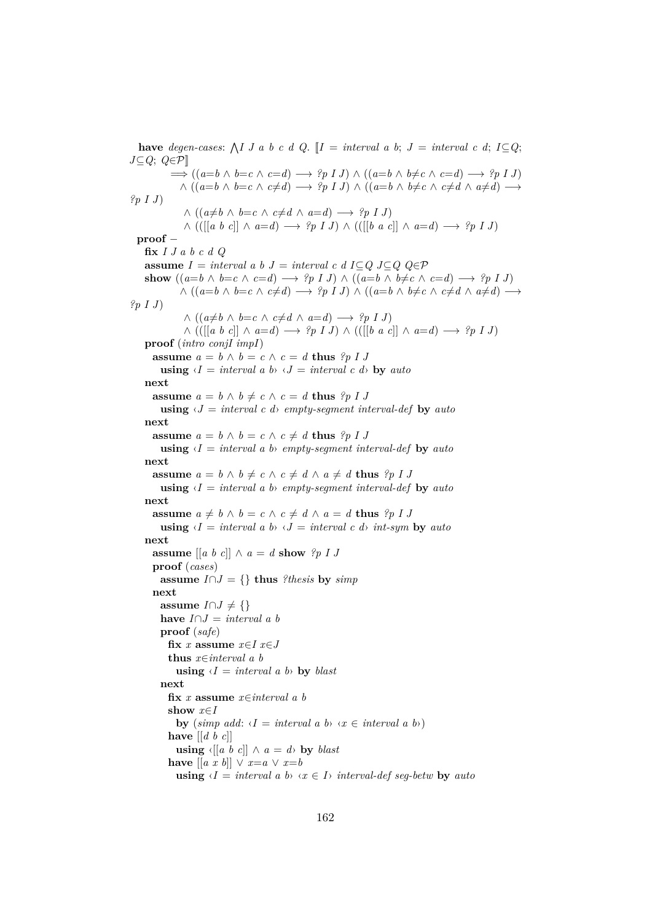```
  have degen-cases: ⋀I J a b c d Q. ⟦I = interval a b; J = interval c d; I⊆Q;
J⊆Q; Q∈𝒫⟧
        ⟹ ((a=b ∧ b=c ∧ c=d) ⟶ ?p I J) ∧ ((a=b ∧ b≠c ∧ c=d) ⟶ ?p I J)
          ∧ ((a=b ∧ b=c ∧ c≠d) ⟶ ?p I J) ∧ ((a=b ∧ b≠c ∧ c≠d ∧ a≠d) ⟶
?p I J)
          ∧ ((a≠b ∧ b=c ∧ c≠d ∧ a=d) ⟶ ?p I J)
          ∧ (([[a b c]] ∧ a=d) ⟶ ?p I J) ∧ (([[b a c]] ∧ a=d) ⟶ ?p I J)
  proof −
    fix I J a b c d Q
    assume I = interval a b J = interval c d I⊆Q J⊆Q Q∈𝒫
    show ((a=b ∧ b=c ∧ c=d) ⟶ ?p I J) ∧ ((a=b ∧ b≠c ∧ c=d) ⟶ ?p I J)
          ∧ ((a=b ∧ b=c ∧ c≠d) ⟶ ?p I J) ∧ ((a=b ∧ b≠c ∧ c≠d ∧ a≠d) ⟶
?p I J)
          ∧ ((a≠b ∧ b=c ∧ c≠d ∧ a=d) ⟶ ?p I J)
          ∧ (([[a b c]] ∧ a=d) ⟶ ?p I J) ∧ (([[b a c]] ∧ a=d) ⟶ ?p I J)
    proof (intro conjI impI)
      assume a = b ∧ b = c ∧ c = d thus ?p I J
        using ‹I = interval a b› ‹J = interval c d› by auto
    next
      assume a = b ∧ b ≠ c ∧ c = d thus ?p I J
        using ‹J = interval c d› empty-segment interval-def by auto
    next
      assume a = b ∧ b = c ∧ c ≠ d thus ?p I J
        using ‹I = interval a b› empty-segment interval-def by auto
    next
      assume a = b ∧ b ≠ c ∧ c ≠ d ∧ a ≠ d thus ?p I J
        using ‹I = interval a b› empty-segment interval-def by auto
    next
      assume a ≠ b ∧ b = c ∧ c ≠ d ∧ a = d thus ?p I J
        using ‹I = interval a b› ‹J = interval c d› int-sym by auto
    next
      assume [[a b c]] ∧ a = d show ?p I J
      proof (cases)
        assume I∩J = {} thus ?thesis by simp
      next
        assume I∩J ≠ {}
        have I∩J = interval a b
        proof (safe)
          fix x assume x∈I x∈J
          thus x∈interval a b
            using ‹I = interval a b› by blast
        next
          fix x assume x∈interval a b
          show x∈I
            by (simp add: ‹I = interval a b› ‹x ∈ interval a b›)
          have [[d b c]]
            using ‹[[a b c]] ∧ a = d› by blast
          have [[a x b]] ∨ x=a ∨ x=b
            using ‹I = interval a b› ‹x ∈ I› interval-def seg-betw by auto
```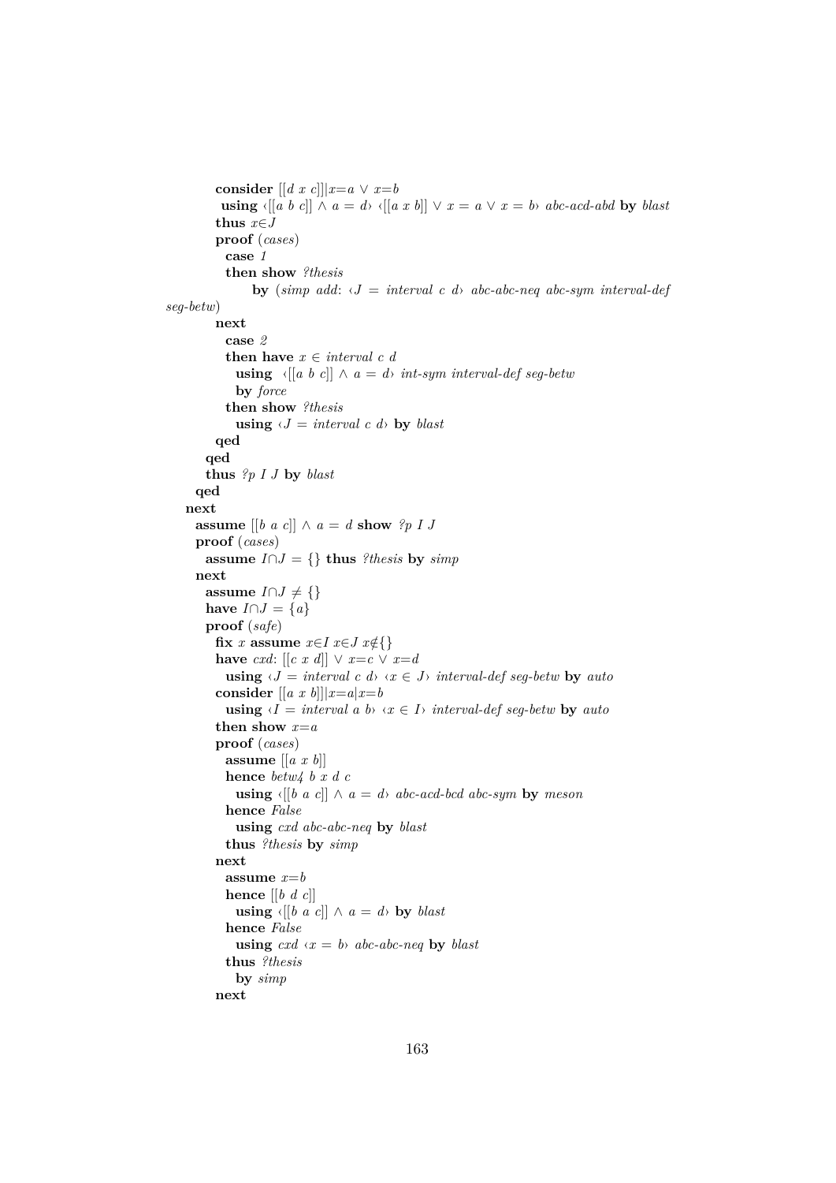```
          consider [[d x c]]|x=a ∨ x=b
           using ‹[[a b c]] ∧ a = d› ‹[[a x b]] ∨ x = a ∨ x = b› abc-acd-abd by blast
          thus x∈J
          proof (cases)
            case 1
            then show ?thesis
                by (simp add: ‹J = interval c d› abc-abc-neq abc-sym interval-def
seg-betw)
          next
            case 2
            then have x ∈ interval c d
              using ‹[[a b c]] ∧ a = d› int-sym interval-def seg-betw
              by force
            then show ?thesis
              using ‹J = interval c d› by blast
          qed
        qed
        thus ?p I J by blast
      qed
    next
      assume [[b a c]] ∧ a = d show ?p I J
      proof (cases)
        assume I∩J = {} thus ?thesis by simp
      next
        assume I∩J ≠ {}
        have I∩J = {a}
        proof (safe)
          fix x assume x∈I x∈J x∉{}
          have cxd: [[c x d]] ∨ x=c ∨ x=d
            using ‹J = interval c d› ‹x ∈ J› interval-def seg-betw by auto
          consider [[a x b]]|x=a|x=b
            using ‹I = interval a b› ‹x ∈ I› interval-def seg-betw by auto
          then show x=a
          proof (cases)
            assume [[a x b]]
            hence betw4 b x d c
              using ‹[[b a c]] ∧ a = d› abc-acd-bcd abc-sym by meson
            hence False
              using cxd abc-abc-neq by blast
            thus ?thesis by simp
          next
            assume x=b
            hence [[b d c]]
              using ‹[[b a c]] ∧ a = d› by blast
            hence False
              using cxd ‹x = b› abc-abc-neq by blast
            thus ?thesis
              by simp
          next
```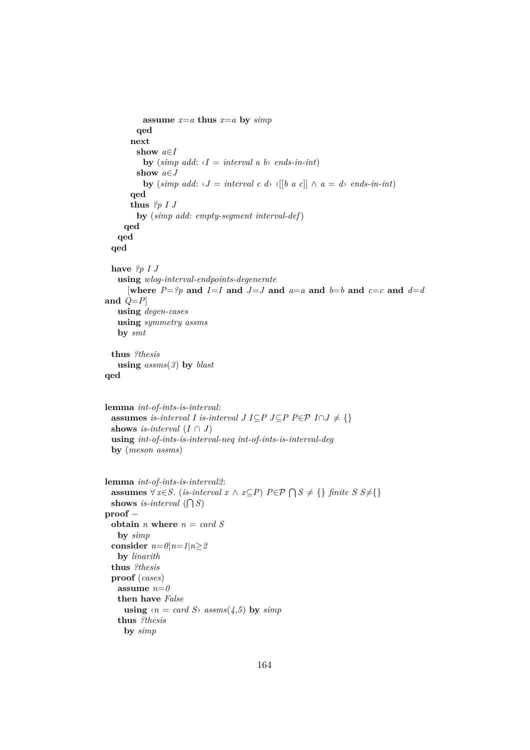```
          assume x=a thus x=a by simp
        qed
      next
        show a∈I
          by (simp add: ‹I = interval a b› ends-in-int)
        show a∈J
          by (simp add: ‹J = interval c d› ‹[[b a c]] ∧ a = d› ends-in-int)
      qed
      thus ?p I J
        by (simp add: empty-segment interval-def)
    qed
  qed
qed

have ?p I J
  using wlog-interval-endpoints-degenerate
    [where P=?p and I=I and J=J and a=a and b=b and c=c and d=d
and Q=P]
  using degen-cases
  using symmetry assms
  by smt

thus ?thesis
  using assms(3) by blast
qed


lemma int-of-ints-is-interval:
  assumes is-interval I is-interval J I⊆P J⊆P P∈𝒫 I∩J ≠ {}
  shows is-interval (I ∩ J)
  using int-of-ints-is-interval-neq int-of-ints-is-interval-deg
  by (meson assms)


lemma int-of-ints-is-interval2:
  assumes ∀ x∈S. (is-interval x ∧ x⊆P) P∈𝒫 ⋂S ≠ {} finite S S≠{}
  shows is-interval (⋂S)
proof −
  obtain n where n = card S
    by simp
  consider n=0|n=1|n≥2
    by linarith
  thus ?thesis
  proof (cases)
    assume n=0
    then have False
      using ‹n = card S› assms(4,5) by simp
    thus ?thesis
      by simp
```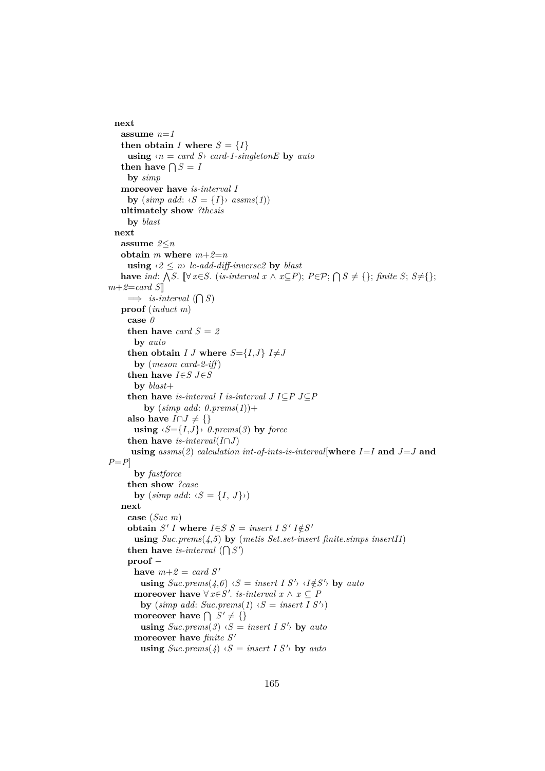```
  next
    assume n=1
    then obtain I where S = {I}
      using ‹n = card S› card-1-singletonE by auto
    then have ⋂ S = I
      by simp
    moreover have is-interval I
      by (simp add: ‹S = {I}› assms(1))
    ultimately show ?thesis
      by blast
  next
    assume 2≤n
    obtain m where m+2=n
      using ‹2 ≤ n› le-add-diff-inverse2 by blast
    have ind: ⋀S. ⟦∀x∈S. (is-interval x ∧ x⊆P); P∈𝒫; ⋂ S ≠ {}; finite S; S≠{};
m+2=card S⟧
      ⟹ is-interval (⋂ S)
    proof (induct m)
      case 0
      then have card S = 2
        by auto
      then obtain I J where S={I,J} I≠J
        by (meson card-2-iff)
      then have I∈S J∈S
        by blast+
      then have is-interval I is-interval J I⊆P J⊆P
          by (simp add: 0.prems(1))+
      also have I∩J ≠ {}
        using ‹S={I,J}› 0.prems(3) by force
      then have is-interval(I∩J)
       using assms(2) calculation int-of-ints-is-interval[where I=I and J=J and
P=P]
        by fastforce
      then show ?case
        by (simp add: ‹S = {I, J}›)
    next
      case (Suc m)
      obtain S' I where I∈S S = insert I S' I∉S'
        using Suc.prems(4,5) by (metis Set.set-insert finite.simps insertI1)
      then have is-interval (⋂ S')
      proof −
        have m+2 = card S'
          using Suc.prems(4,6) ‹S = insert I S'› ‹I∉S'› by auto
        moreover have ∀x∈S'. is-interval x ∧ x ⊆ P
          by (simp add: Suc.prems(1) ‹S = insert I S'›)
        moreover have ⋂ S' ≠ {}
          using Suc.prems(3) ‹S = insert I S'› by auto
        moreover have finite S'
          using Suc.prems(4) ‹S = insert I S'› by auto
```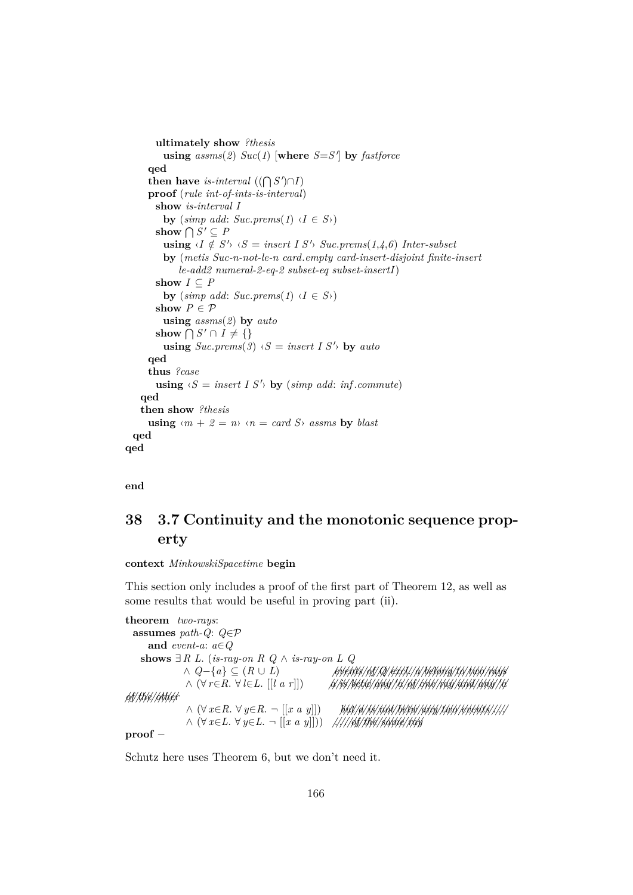```
        ultimately show ?thesis
          using assms(2) Suc(1) [where S=S'] by fastforce
      qed
      then have is-interval ((⋂ S')∩I)
      proof (rule int-of-ints-is-interval)
        show is-interval I
          by (simp add: Suc.prems(1) ‹I ∈ S›)
        show ⋂ S' ⊆ P
          using ‹I ∉ S'› ‹S = insert I S'› Suc.prems(1,4,6) Inter-subset
          by (metis Suc-n-not-le-n card.empty card-insert-disjoint finite-insert
              le-add2 numeral-2-eq-2 subset-eq subset-insertI)
        show I ⊆ P
          by (simp add: Suc.prems(1) ‹I ∈ S›)
        show P ∈ 𝒫
          using assms(2) by auto
        show ⋂ S' ∩ I ≠ {}
          using Suc.prems(3) ‹S = insert I S'› by auto
      qed
      thus ?case
        using ‹S = insert I S'› by (simp add: inf.commute)
    qed
    then show ?thesis
      using ‹m + 2 = n› ‹n = card S› assms by blast
  qed
qed


end
```

# 38 3.7 Continuity and the monotonic sequence property

**context** *MinkowskiSpacetime* **begin**

This section only includes a proof of the first part of Theorem 12, as well as some results that would be useful in proving part (ii).

```
theorem two-rays:
  assumes path-Q: Q∈𝒫
      and event-a: a∈Q
    shows ∃ R L. (is-ray-on R Q ∧ is-ray-on L Q
               ∧ Q−{a} ⊆ (R ∪ L)              ― ‹events of Q excl. a belong to two rays›
               ∧ (∀ r∈R. ∀ l∈L. [[l a r]])      ― ‹a is betw any r of one ray and any l of the other›
               ∧ (∀ x∈R. ∀ y∈R. ¬ [[x a y]])    ― ‹but a is not betw any two events ...›
               ∧ (∀ x∈L. ∀ y∈L. ¬ [[x a y]]))   ― ‹... of the same ray›
proof −
```

Schutz here uses Theorem 6, but we don't need it.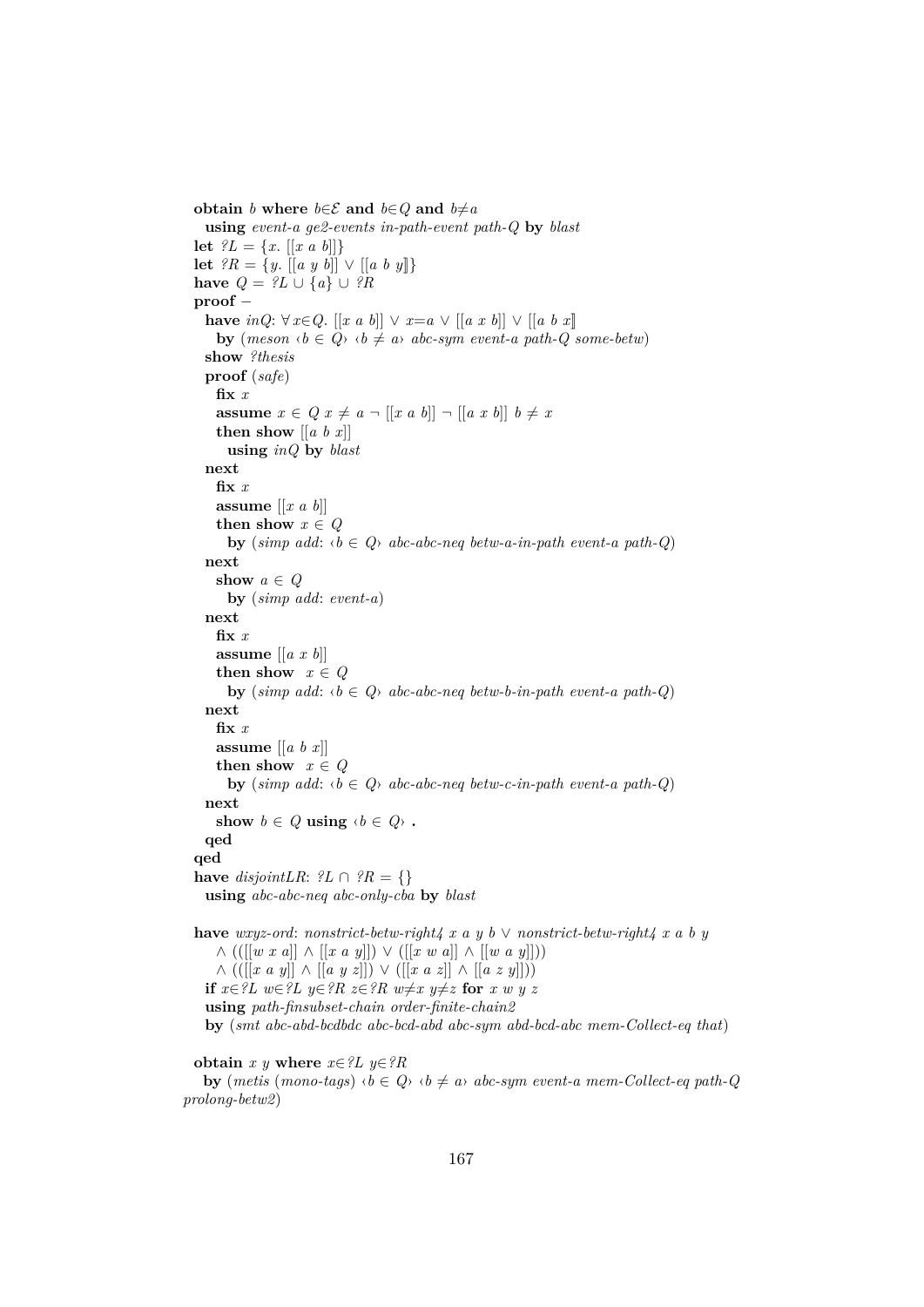```
obtain b where b∈ℰ and b∈Q and b≠a
  using event-a ge2-events in-path-event path-Q by blast
let ?L = {x. [[x a b]]}
let ?R = {y. [[a y b]] ∨ [[a b y]]}
have Q = ?L ∪ {a} ∪ ?R
proof −
  have inQ: ∀x∈Q. [[x a b]] ∨ x=a ∨ [[a x b]] ∨ [[a b x]]
    by (meson ‹b ∈ Q› ‹b ≠ a› abc-sym event-a path-Q some-betw)
  show ?thesis
  proof (safe)
    fix x
    assume x ∈ Q x ≠ a ¬ [[x a b]] ¬ [[a x b]] b ≠ x
    then show [[a b x]]
      using inQ by blast
  next
    fix x
    assume [[x a b]]
    then show x ∈ Q
      by (simp add: ‹b ∈ Q› abc-abc-neq betw-a-in-path event-a path-Q)
  next
    show a ∈ Q
      by (simp add: event-a)
  next
    fix x
    assume [[a x b]]
    then show  x ∈ Q
      by (simp add: ‹b ∈ Q› abc-abc-neq betw-b-in-path event-a path-Q)
  next
    fix x
    assume [[a b x]]
    then show  x ∈ Q
      by (simp add: ‹b ∈ Q› abc-abc-neq betw-c-in-path event-a path-Q)
  next
    show b ∈ Q using ‹b ∈ Q› .
  qed
qed
have disjointLR: ?L ∩ ?R = {}
  using abc-abc-neq abc-only-cba by blast

have wxyz-ord: nonstrict-betw-right4 x a y b ∨ nonstrict-betw-right4 x a b y
    ∧ ((([[w x a]] ∧ [[x a y]]) ∨ ([[x w a]] ∧ [[w a y]]))
    ∧ ((([[x a y]] ∧ [[a y z]]) ∨ ([[x a z]] ∧ [[a z y]]))
  if x∈?L w∈?L y∈?R z∈?R w≠x y≠z for x w y z
  using path-finsubset-chain order-finite-chain2
  by (smt abc-abd-bcdbdc abc-bcd-abd abc-sym abd-bcd-abc mem-Collect-eq that)

obtain x y where x∈?L y∈?R
  by (metis (mono-tags) ‹b ∈ Q› ‹b ≠ a› abc-sym event-a mem-Collect-eq path-Q
prolong-betw2)
```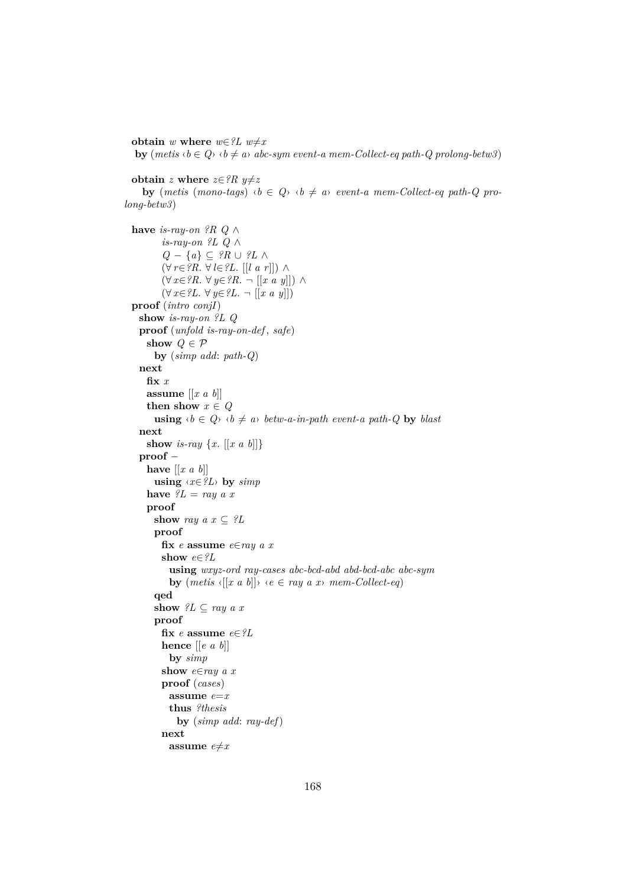```
obtain w where w∈?L w≠x
  by (metis ‹b ∈ Q› ‹b ≠ a› abc-sym event-a mem-Collect-eq path-Q prolong-betw3)

obtain z where z∈?R y≠z
  by (metis (mono-tags) ‹b ∈ Q› ‹b ≠ a› event-a mem-Collect-eq path-Q prolong-betw3)

have is-ray-on ?R Q ∧
       is-ray-on ?L Q ∧
       Q − {a} ⊆ ?R ∪ ?L ∧
       (∀r∈?R. ∀l∈?L. [[l a r]]) ∧
       (∀x∈?R. ∀y∈?R. ¬ [[x a y]]) ∧
       (∀x∈?L. ∀y∈?L. ¬ [[x a y]])
proof (intro conjI)
  show is-ray-on ?L Q
  proof (unfold is-ray-on-def, safe)
    show Q ∈ 𝒫
      by (simp add: path-Q)
  next
    fix x
    assume [[x a b]]
    then show x ∈ Q
      using ‹b ∈ Q› ‹b ≠ a› betw-a-in-path event-a path-Q by blast
  next
    show is-ray {x. [[x a b]]}
    proof −
      have [[x a b]]
        using ‹x∈?L› by simp
      have ?L = ray a x
      proof
        show ray a x ⊆ ?L
        proof
          fix e assume e∈ray a x
          show e∈?L
            using wxyz-ord ray-cases abc-bcd-abd abd-bcd-abc abc-sym
            by (metis ‹[[x a b]]› ‹e ∈ ray a x› mem-Collect-eq)
        qed
        show ?L ⊆ ray a x
        proof
          fix e assume e∈?L
          hence [[e a b]]
            by simp
          show e∈ray a x
          proof (cases)
            assume e=x
            thus ?thesis
              by (simp add: ray-def)
          next
            assume e≠x
```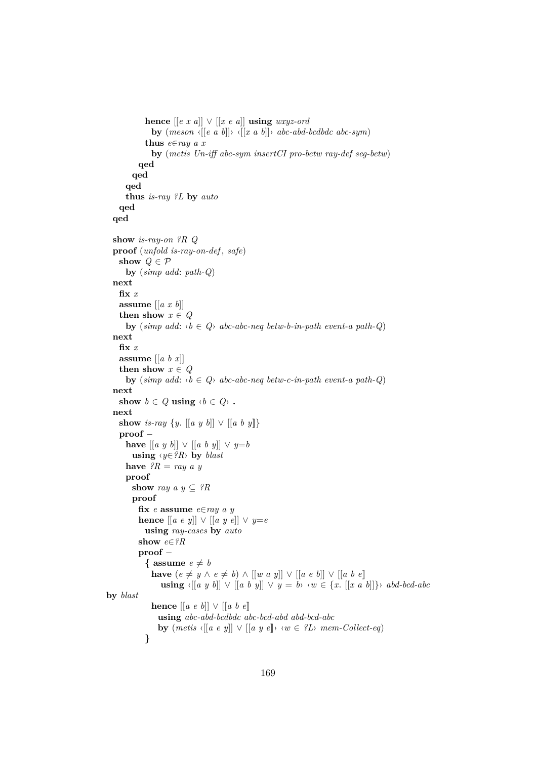```
          hence [[e x a]] ∨ [[x e a]] using wxyz-ord
            by (meson ‹[[e a b]]› ‹[[x a b]]› abc-abd-bcdbdc abc-sym)
          thus e∈ray a x
            by (metis Un-iff abc-sym insertCI pro-betw ray-def seg-betw)
        qed
      qed
    qed
    thus is-ray ?L by auto
  qed
qed

show is-ray-on ?R Q
proof (unfold is-ray-on-def, safe)
  show Q ∈ 𝒫
    by (simp add: path-Q)
next
  fix x
  assume [[a x b]]
  then show x ∈ Q
    by (simp add: ‹b ∈ Q› abc-abc-neq betw-b-in-path event-a path-Q)
next
  fix x
  assume [[a b x]]
  then show x ∈ Q
    by (simp add: ‹b ∈ Q› abc-abc-neq betw-c-in-path event-a path-Q)
next
  show b ∈ Q using ‹b ∈ Q› .
next
  show is-ray {y. [[a y b]] ∨ [[a b y]]}
  proof −
    have [[a y b]] ∨ [[a b y]] ∨ y=b
      using ‹y∈?R› by blast
    have ?R = ray a y
    proof
      show ray a y ⊆ ?R
      proof
        fix e assume e∈ray a y
        hence [[a e y]] ∨ [[a y e]] ∨ y=e
          using ray-cases by auto
        show e∈?R
        proof −
          { assume e ≠ b
            have (e ≠ y ∧ e ≠ b) ∧ [[w a y]] ∨ [[a e b]] ∨ [[a b e]]
                using ‹[[a y b]] ∨ [[a b y]] ∨ y = b› ‹w ∈ {x. [[x a b]]}› abd-bcd-abc
by blast
            hence [[a e b]] ∨ [[a b e]]
              using abc-abd-bcdbdc abc-bcd-abd abd-bcd-abc
              by (metis ‹[[a e y]] ∨ [[a y e]]› ‹w ∈ ?L› mem-Collect-eq)
          }
```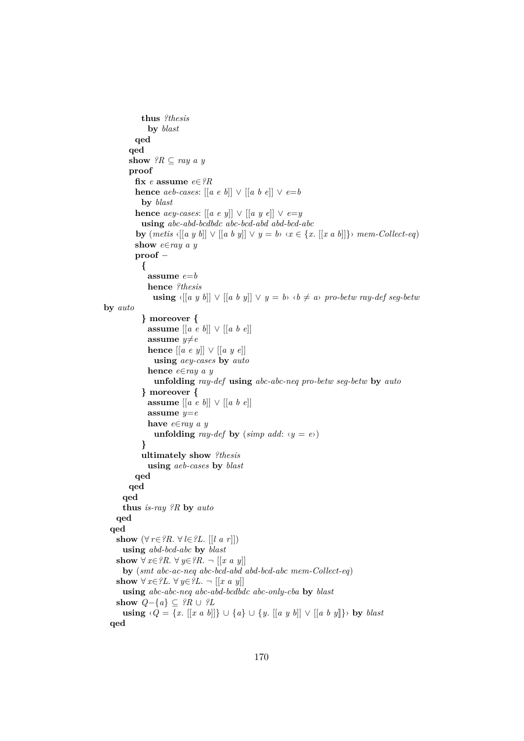```
            thus ?thesis
              by blast
          qed
        qed
        show ?R ⊆ ray a y
        proof
          fix e assume e∈?R
          hence aeb-cases: [[a e b]] ∨ [[a b e]] ∨ e=b
            by blast
          hence aey-cases: [[a e y]] ∨ [[a y e]] ∨ e=y
            using abc-abd-bcdbdc abc-bcd-abd abd-bcd-abc
           by (metis ‹[[a y b]] ∨ [[a b y]] ∨ y = b› ‹x ∈ {x. [[x a b]]}› mem-Collect-eq)
          show e∈ray a y
          proof −
            {
              assume e=b
              hence ?thesis
                using ‹[[a y b]] ∨ [[a b y]] ∨ y = b› ‹b ≠ a› pro-betw ray-def seg-betw
by auto
            } moreover {
              assume [[a e b]] ∨ [[a b e]]
              assume y≠e
              hence [[a e y]] ∨ [[a y e]]
                using aey-cases by auto
              hence e∈ray a y
                unfolding ray-def using abc-abc-neq pro-betw seg-betw by auto
            } moreover {
              assume [[a e b]] ∨ [[a b e]]
              assume y=e
              have e∈ray a y
                unfolding ray-def by (simp add: ‹y = e›)
            }
            ultimately show ?thesis
              using aeb-cases by blast
          qed
        qed
      qed
      thus is-ray ?R by auto
    qed
  qed
    show (∀ r∈?R. ∀ l∈?L. [[l a r]])
      using abd-bcd-abc by blast
    show ∀ x∈?R. ∀ y∈?R. ¬ [[x a y]]
      by (smt abc-ac-neq abc-bcd-abd abd-bcd-abc mem-Collect-eq)
    show ∀ x∈?L. ∀ y∈?L. ¬ [[x a y]]
      using abc-abc-neq abc-abd-bcdbdc abc-only-cba by blast
    show Q−{a} ⊆ ?R ∪ ?L
      using ‹Q = {x. [[x a b]]} ∪ {a} ∪ {y. [[a y b]] ∨ [[a b y]]}› by blast
  qed
```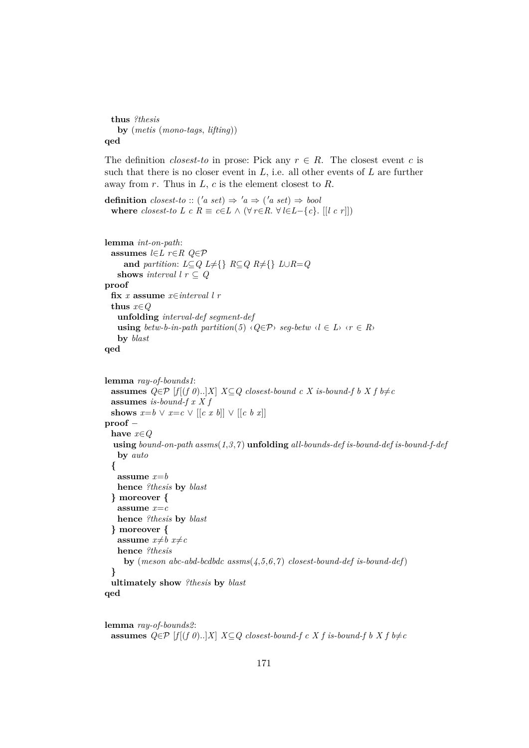```
  thus ?thesis
    by (metis (mono-tags, lifting))
qed
```

The definition *closest-to* in prose: Pick any $r \in R$. The closest event $c$ is such that there is no closer event in $L$, i.e. all other events of $L$ are further away from $r$. Thus in $L$, $c$ is the element closest to $R$.

```
definition closest-to :: ('a set) ⇒ 'a ⇒ ('a set) ⇒ bool
  where closest-to L c R ≡ c∈L ∧ (∀ r∈R. ∀ l∈L−{c}. [[l c r]])


lemma int-on-path:
  assumes l∈L r∈R Q∈𝒫
      and partition: L⊆Q L≠{} R⊆Q R≠{} L∪R=Q
    shows interval l r ⊆ Q
proof
  fix x assume x∈interval l r
  thus x∈Q
    unfolding interval-def segment-def
    using betw-b-in-path partition(5) ‹Q∈𝒫› seg-betw ‹l ∈ L› ‹r ∈ R›
    by blast
qed


lemma ray-of-bounds1:
  assumes Q∈𝒫 [f[(f 0)..]X] X⊆Q closest-bound c X is-bound-f b X f b≠c
  assumes is-bound-f x X f
  shows x=b ∨ x=c ∨ [[c x b]] ∨ [[c b x]]
proof −
  have x∈Q
   using bound-on-path assms(1,3,7) unfolding all-bounds-def is-bound-def is-bound-f-def
    by auto
  {
    assume x=b
    hence ?thesis by blast
  } moreover {
    assume x=c
    hence ?thesis by blast
  } moreover {
    assume x≠b x≠c
    hence ?thesis
      by (meson abc-abd-bcdbdc assms(4,5,6,7) closest-bound-def is-bound-def)
  }
  ultimately show ?thesis by blast
qed


lemma ray-of-bounds2:
  assumes Q∈𝒫 [f[(f 0)..]X] X⊆Q closest-bound-f c X f is-bound-f b X f b≠c
```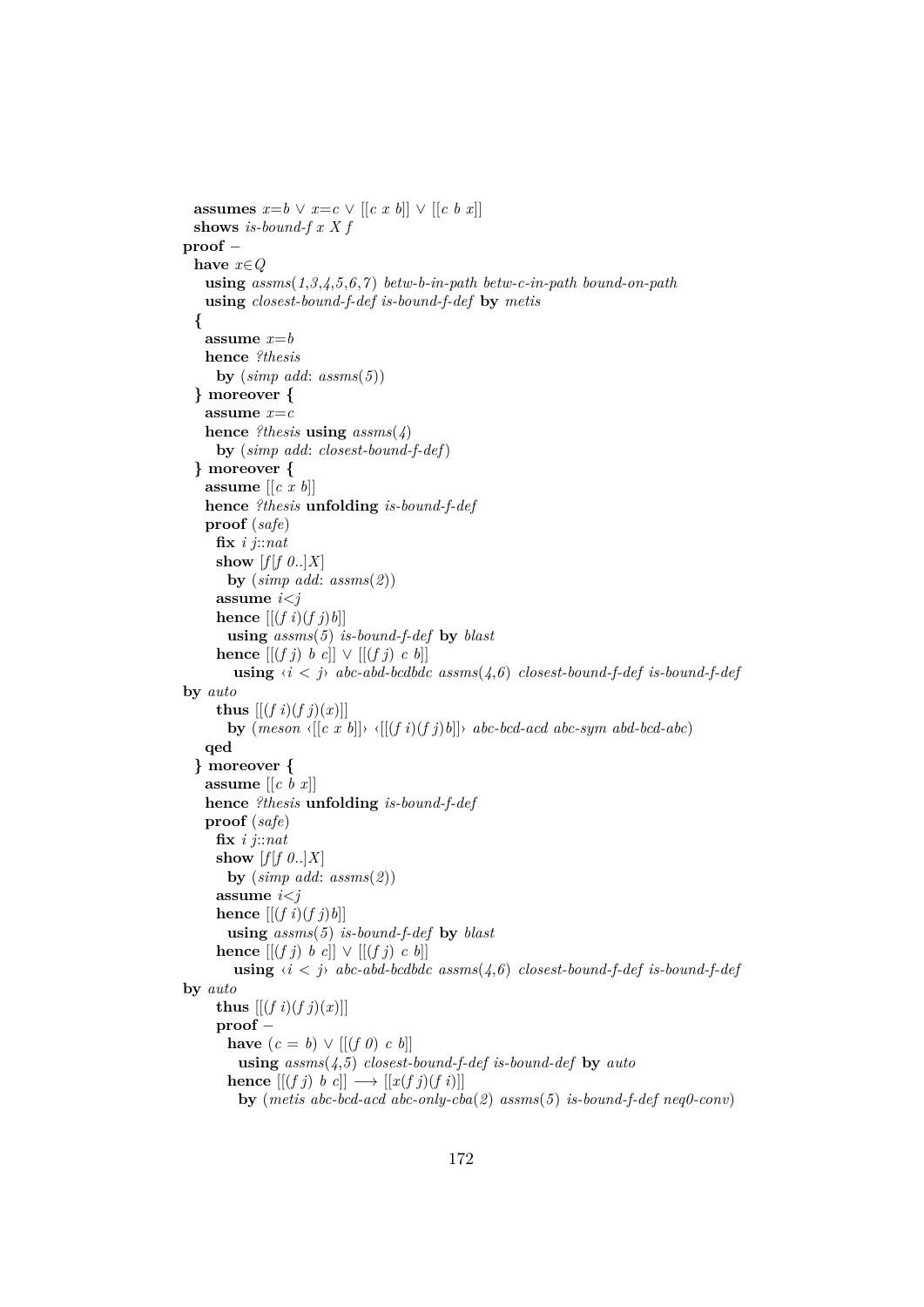```
  assumes x=b ∨ x=c ∨ [[c x b]] ∨ [[c b x]]
  shows is-bound-f x X f
proof −
  have x∈Q
    using assms(1,3,4,5,6,7) betw-b-in-path betw-c-in-path bound-on-path
    using closest-bound-f-def is-bound-f-def by metis
  {
    assume x=b
    hence ?thesis
      by (simp add: assms(5))
  } moreover {
    assume x=c
    hence ?thesis using assms(4)
      by (simp add: closest-bound-f-def)
  } moreover {
    assume [[c x b]]
    hence ?thesis unfolding is-bound-f-def
    proof (safe)
      fix i j::nat
      show [f[f 0..]X]
        by (simp add: assms(2))
      assume i<j
      hence [[(f i)(f j)b]]
        using assms(5) is-bound-f-def by blast
      hence [[(f j) b c]] ∨ [[(f j) c b]]
         using ‹i < j› abc-abd-bcdbdc assms(4,6) closest-bound-f-def is-bound-f-def
by auto
      thus [[(f i)(f j)(x)]]
        by (meson ‹[[c x b]]› ‹[[(f i)(f j)b]]› abc-bcd-acd abc-sym abd-bcd-abc)
    qed
  } moreover {
    assume [[c b x]]
    hence ?thesis unfolding is-bound-f-def
    proof (safe)
      fix i j::nat
      show [f[f 0..]X]
        by (simp add: assms(2))
      assume i<j
      hence [[(f i)(f j)b]]
        using assms(5) is-bound-f-def by blast
      hence [[(f j) b c]] ∨ [[(f j) c b]]
         using ‹i < j› abc-abd-bcdbdc assms(4,6) closest-bound-f-def is-bound-f-def
by auto
      thus [[(f i)(f j)(x)]]
      proof −
        have (c = b) ∨ [[(f 0) c b]]
          using assms(4,5) closest-bound-f-def is-bound-def by auto
        hence [[(f j) b c]] ⟶ [[x(f j)(f i)]]
          by (metis abc-bcd-acd abc-only-cba(2) assms(5) is-bound-f-def neq0-conv)
```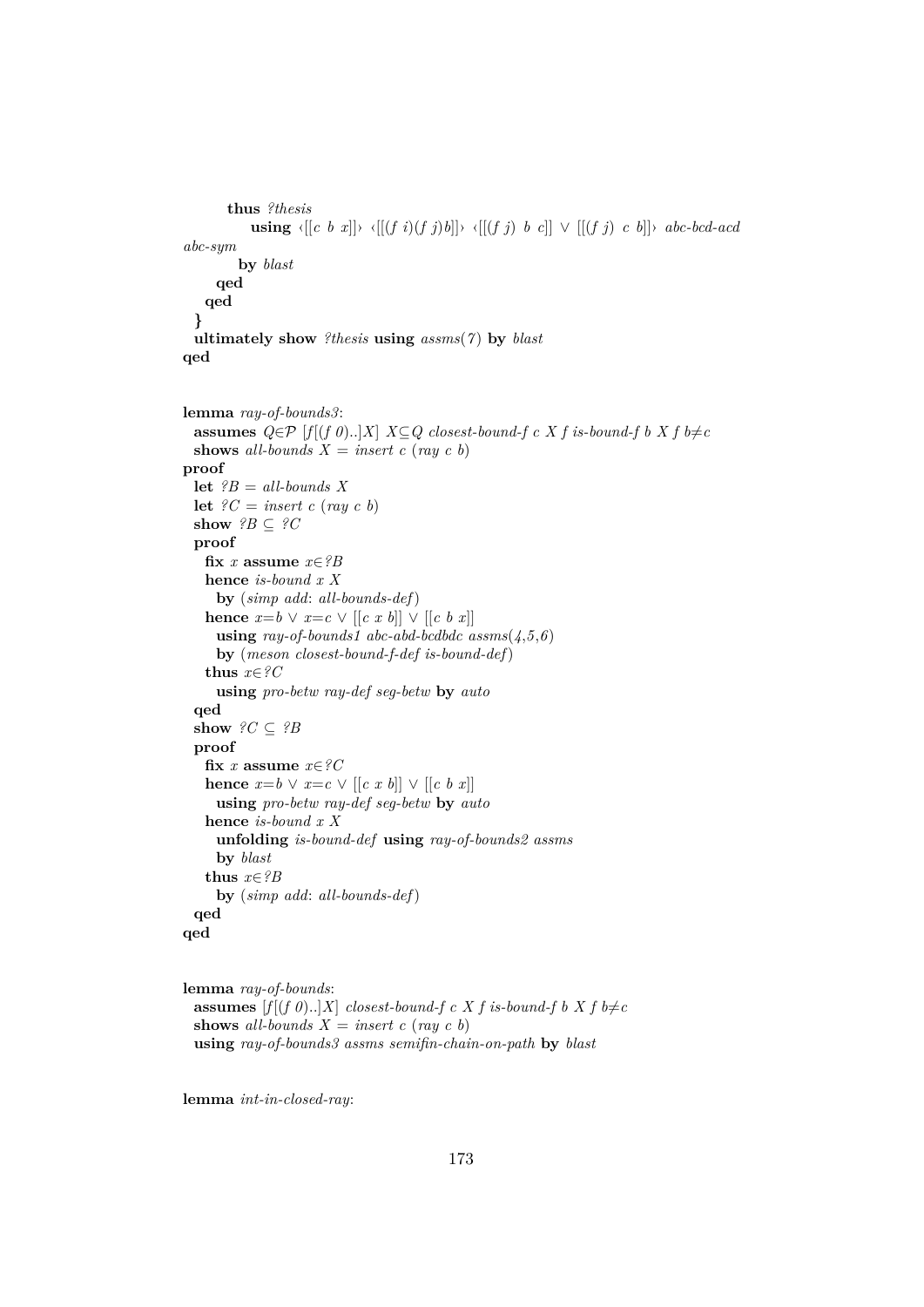```
        thus ?thesis
          using ‹[[c b x]]› ‹[[(f i)(f j)b]]› ‹[[(f j) b c]] ∨ [[(f j) c b]]› abc-bcd-acd
abc-sym
          by blast
      qed
    qed
  }
  ultimately show ?thesis using assms(7) by blast
qed


lemma ray-of-bounds3:
  assumes Q∈𝒫 [f[(f 0)..]X] X⊆Q closest-bound-f c X f is-bound-f b X f b≠c
  shows all-bounds X = insert c (ray c b)
proof
  let ?B = all-bounds X
  let ?C = insert c (ray c b)
  show ?B ⊆ ?C
  proof
    fix x assume x∈?B
    hence is-bound x X
      by (simp add: all-bounds-def)
    hence x=b ∨ x=c ∨ [[c x b]] ∨ [[c b x]]
      using ray-of-bounds1 abc-abd-bcdbdc assms(4,5,6)
      by (meson closest-bound-f-def is-bound-def)
    thus x∈?C
      using pro-betw ray-def seg-betw by auto
  qed
  show ?C ⊆ ?B
  proof
    fix x assume x∈?C
    hence x=b ∨ x=c ∨ [[c x b]] ∨ [[c b x]]
      using pro-betw ray-def seg-betw by auto
    hence is-bound x X
      unfolding is-bound-def using ray-of-bounds2 assms
      by blast
    thus x∈?B
      by (simp add: all-bounds-def)
  qed
qed


lemma ray-of-bounds:
  assumes [f[(f 0)..]X] closest-bound-f c X f is-bound-f b X f b≠c
  shows all-bounds X = insert c (ray c b)
  using ray-of-bounds3 assms semifin-chain-on-path by blast


lemma int-in-closed-ray:
```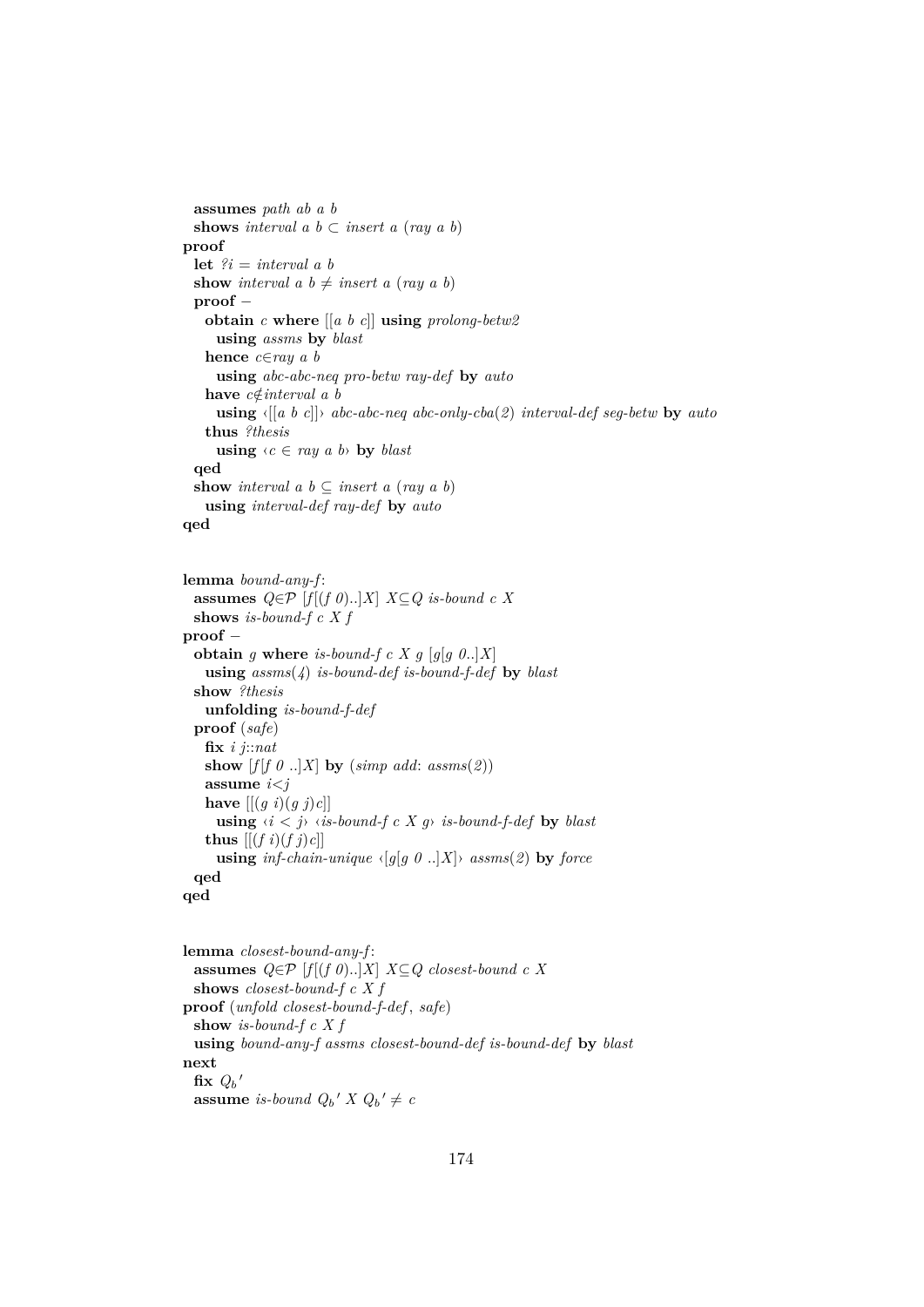```
  assumes path ab a b
  shows interval a b ⊂ insert a (ray a b)
proof
  let ?i = interval a b
  show interval a b ≠ insert a (ray a b)
  proof −
    obtain c where [[a b c]] using prolong-betw2
      using assms by blast
    hence c∈ray a b
      using abc-abc-neq pro-betw ray-def by auto
    have c∉interval a b
      using ‹[[a b c]]› abc-abc-neq abc-only-cba(2) interval-def seg-betw by auto
    thus ?thesis
      using ‹c ∈ ray a b› by blast
  qed
  show interval a b ⊆ insert a (ray a b)
    using interval-def ray-def by auto
qed


lemma bound-any-f:
  assumes Q∈𝒫 [f[(f 0)..]X] X⊆Q is-bound c X
  shows is-bound-f c X f
proof −
  obtain g where is-bound-f c X g [g[g 0..]X]
    using assms(4) is-bound-def is-bound-f-def by blast
  show ?thesis
    unfolding is-bound-f-def
  proof (safe)
    fix i j::nat
    show [f[f 0 ..]X] by (simp add: assms(2))
    assume i<j
    have [[(g i)(g j)c]]
      using ‹i < j› ‹is-bound-f c X g› is-bound-f-def by blast
    thus [[(f i)(f j)c]]
      using inf-chain-unique ‹[g[g 0 ..]X]› assms(2) by force
  qed
qed


lemma closest-bound-any-f:
  assumes Q∈𝒫 [f[(f 0)..]X] X⊆Q closest-bound c X
  shows closest-bound-f c X f
proof (unfold closest-bound-f-def, safe)
  show is-bound-f c X f
  using bound-any-f assms closest-bound-def is-bound-def by blast
next
  fix Qb'
  assume is-bound Qb' X Qb' ≠ c
```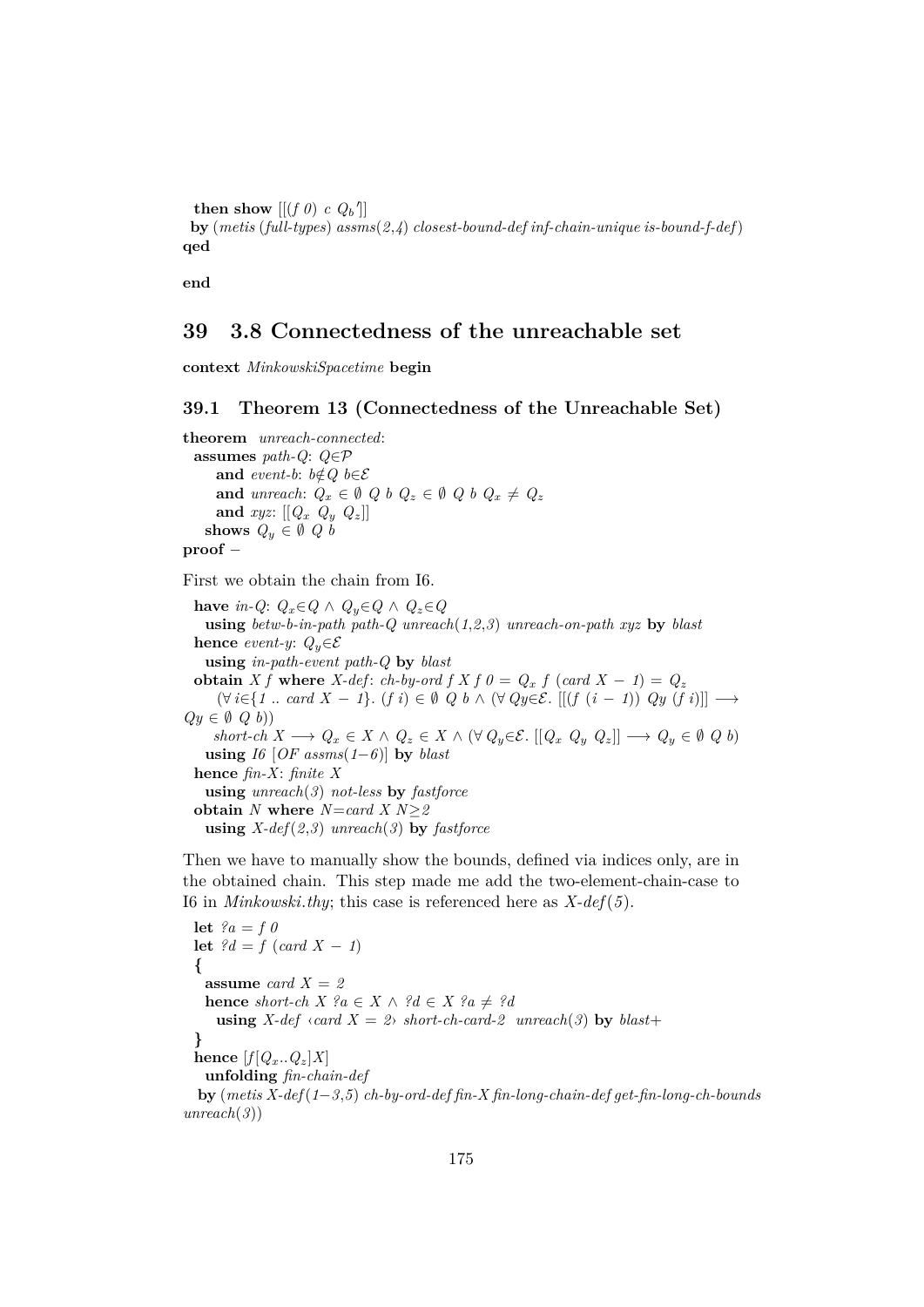```
  then show [[(f 0) c Q_b']]
 by (metis (full-types) assms(2,4) closest-bound-def inf-chain-unique is-bound-f-def)
qed

end
```

# 39 3.8 Connectedness of the unreachable set

```
context MinkowskiSpacetime begin
```

## 39.1 Theorem 13 (Connectedness of the Unreachable Set)

```
theorem unreach-connected:
  assumes path-Q: Q∈𝒫
      and event-b: b∉Q b∈ℰ
      and unreach: Q_x ∈ ∅ Q b Q_z ∈ ∅ Q b Q_x ≠ Q_z
      and xyz: [[Q_x Q_y Q_z]]
    shows Q_y ∈ ∅ Q b
proof −
```

First we obtain the chain from I6.

```
  have in-Q: Q_x∈Q ∧ Q_y∈Q ∧ Q_z∈Q
    using betw-b-in-path path-Q unreach(1,2,3) unreach-on-path xyz by blast
  hence event-y: Q_y∈ℰ
    using in-path-event path-Q by blast
  obtain X f where X-def: ch-by-ord f X f 0 = Q_x f (card X − 1) = Q_z
      (∀ i∈{1 .. card X − 1}. (f i) ∈ ∅ Q b ∧ (∀ Qy∈ℰ. [[(f (i − 1)) Qy (f i)]] ⟶
Qy ∈ ∅ Q b))
      short-ch X ⟶ Q_x ∈ X ∧ Q_z ∈ X ∧ (∀ Q_y∈ℰ. [[Q_x Q_y Q_z]] ⟶ Q_y ∈ ∅ Q b)
    using I6 [OF assms(1−6)] by blast
  hence fin-X: finite X
    using unreach(3) not-less by fastforce
  obtain N where N=card X N≥2
    using X-def(2,3) unreach(3) by fastforce
```

Then we have to manually show the bounds, defined via indices only, are in the obtained chain. This step made me add the two-element-chain-case to I6 in *Minkowski.thy*; this case is referenced here as *X-def*(5).

```
  let ?a = f 0
  let ?d = f (card X − 1)
  {
    assume card X = 2
    hence short-ch X ?a ∈ X ∧ ?d ∈ X ?a ≠ ?d
      using X-def ‹card X = 2› short-ch-card-2 unreach(3) by blast+
  }
  hence [f[Q_x..Q_z]X]
    unfolding fin-chain-def
   by (metis X-def(1−3,5) ch-by-ord-def fin-X fin-long-chain-def get-fin-long-ch-bounds
unreach(3))
```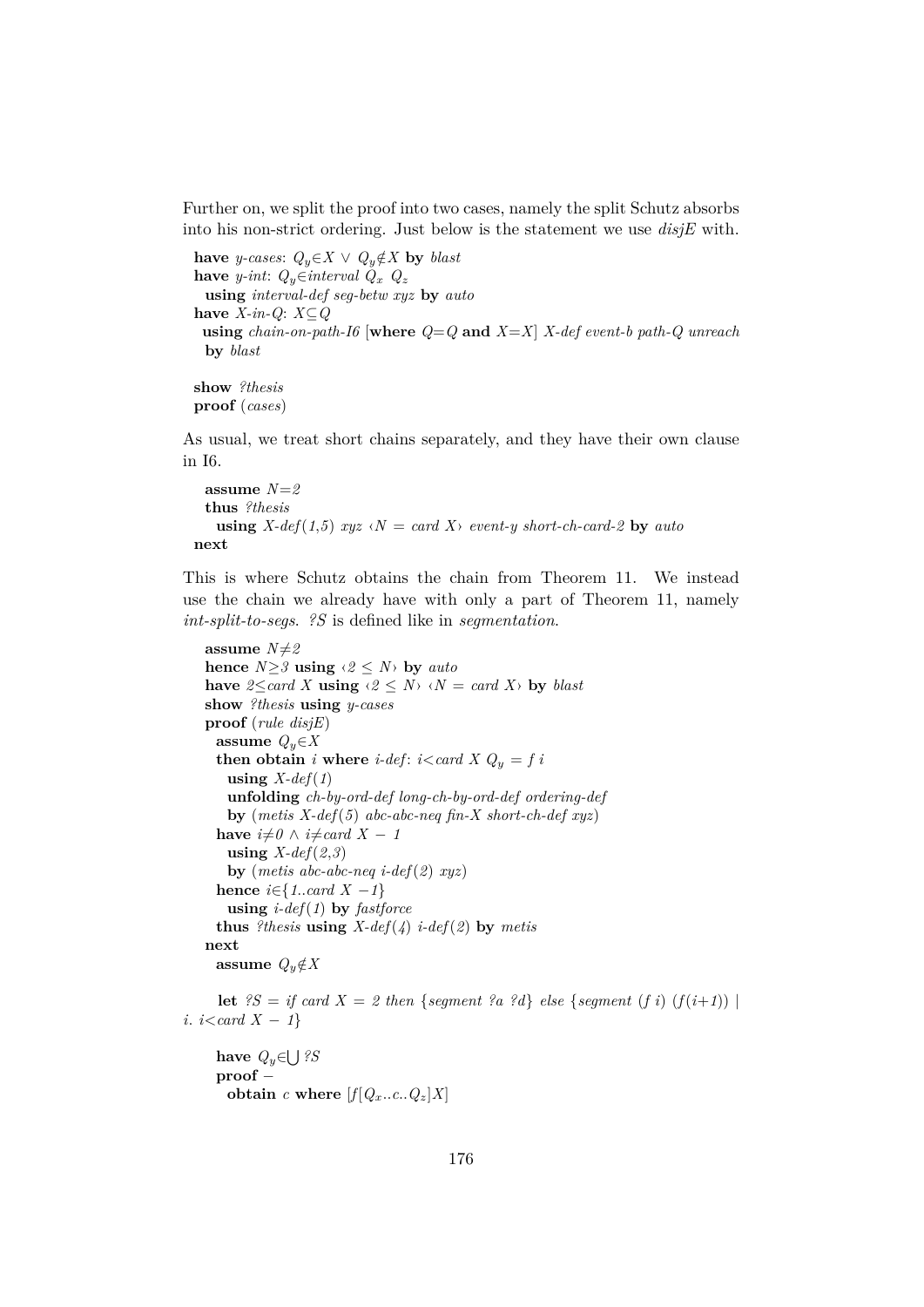Further on, we split the proof into two cases, namely the split Schutz absorbs into his non-strict ordering. Just below is the statement we use *disjE* with.

```
have y-cases: Q_y∈X ∨ Q_y∉X by blast
have y-int: Q_y∈interval Q_x Q_z
  using interval-def seg-betw xyz by auto
have X-in-Q: X⊆Q
  using chain-on-path-I6 [where Q=Q and X=X] X-def event-b path-Q unreach
  by blast

show ?thesis
proof (cases)
```

As usual, we treat short chains separately, and they have their own clause in I6.

```
  assume N=2
  thus ?thesis
    using X-def(1,5) xyz ‹N = card X› event-y short-ch-card-2 by auto
next
```

This is where Schutz obtains the chain from Theorem 11. We instead use the chain we already have with only a part of Theorem 11, namely *int-split-to-segs*. *?S* is defined like in *segmentation*.

```
  assume N≠2
  hence N≥3 using ‹2 ≤ N› by auto
  have 2≤card X using ‹2 ≤ N› ‹N = card X› by blast
  show ?thesis using y-cases
  proof (rule disjE)
    assume Q_y∈X
    then obtain i where i-def: i<card X Q_y = f i
      using X-def(1)
      unfolding ch-by-ord-def long-ch-by-ord-def ordering-def
      by (metis X-def(5) abc-abc-neq fin-X short-ch-def xyz)
    have i≠0 ∧ i≠card X − 1
      using X-def(2,3)
      by (metis abc-abc-neq i-def(2) xyz)
    hence i∈{1..card X −1}
      using i-def(1) by fastforce
    thus ?thesis using X-def(4) i-def(2) by metis
  next
    assume Q_y∉X

    let ?S = if card X = 2 then {segment ?a ?d} else {segment (f i) (f(i+1)) |
i. i<card X − 1}

    have Q_y∈⋃ ?S
    proof −
      obtain c where [f[Q_x..c..Q_z]X]
```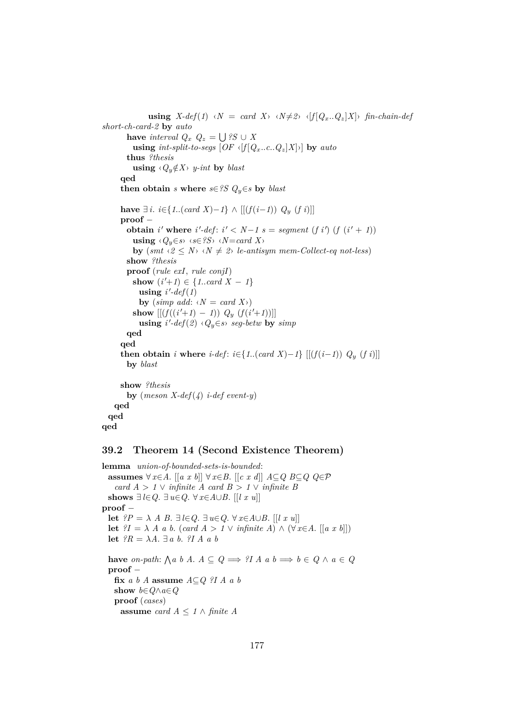```
          using X-def(1) ‹N = card X› ‹N≠2› ‹[f[Q_x..Q_z]X]› fin-chain-def
short-ch-card-2 by auto
        have interval Q_x Q_z = ⋃ ?S ∪ X
          using int-split-to-segs [OF ‹[f[Q_x..c..Q_z]X]›] by auto
        thus ?thesis
          using ‹Q_y∉X› y-int by blast
      qed
      then obtain s where s∈?S Q_y∈s by blast

      have ∃ i. i∈{1..(card X)−1} ∧ [[(f(i−1)) Q_y (f i)]]
      proof −
        obtain i' where i'-def: i' < N−1 s = segment (f i') (f (i' + 1))
          using ‹Q_y∈s› ‹s∈?S› ‹N=card X›
          by (smt ‹2 ≤ N› ‹N ≠ 2› le-antisym mem-Collect-eq not-less)
        show ?thesis
        proof (rule exI, rule conjI)
          show (i'+1) ∈ {1..card X − 1}
            using i'-def(1)
            by (simp add: ‹N = card X›)
          show [[(f((i'+1) − 1)) Q_y (f(i'+1))]]
            using i'-def(2) ‹Q_y∈s› seg-betw by simp
        qed
      qed
      then obtain i where i-def: i∈{1..(card X)−1} [[(f(i−1)) Q_y (f i)]]
        by blast

      show ?thesis
        by (meson X-def(4) i-def event-y)
    qed
  qed
qed
```

## 39.2 Theorem 14 (Second Existence Theorem)

```
lemma union-of-bounded-sets-is-bounded:
  assumes ∀ x∈A. [[a x b]] ∀ x∈B. [[c x d]] A⊆Q B⊆Q Q∈𝒫
    card A > 1 ∨ infinite A card B > 1 ∨ infinite B
  shows ∃ l∈Q. ∃ u∈Q. ∀ x∈A∪B. [[l x u]]
proof −
  let ?P = λ A B. ∃ l∈Q. ∃ u∈Q. ∀ x∈A∪B. [[l x u]]
  let ?I = λ A a b. (card A > 1 ∨ infinite A) ∧ (∀ x∈A. [[a x b]])
  let ?R = λA. ∃ a b. ?I A a b

  have on-path: ⋀a b A. A ⊆ Q ⟹ ?I A a b ⟹ b ∈ Q ∧ a ∈ Q
  proof −
    fix a b A assume A⊆Q ?I A a b
    show b∈Q∧a∈Q
    proof (cases)
      assume card A ≤ 1 ∧ finite A
```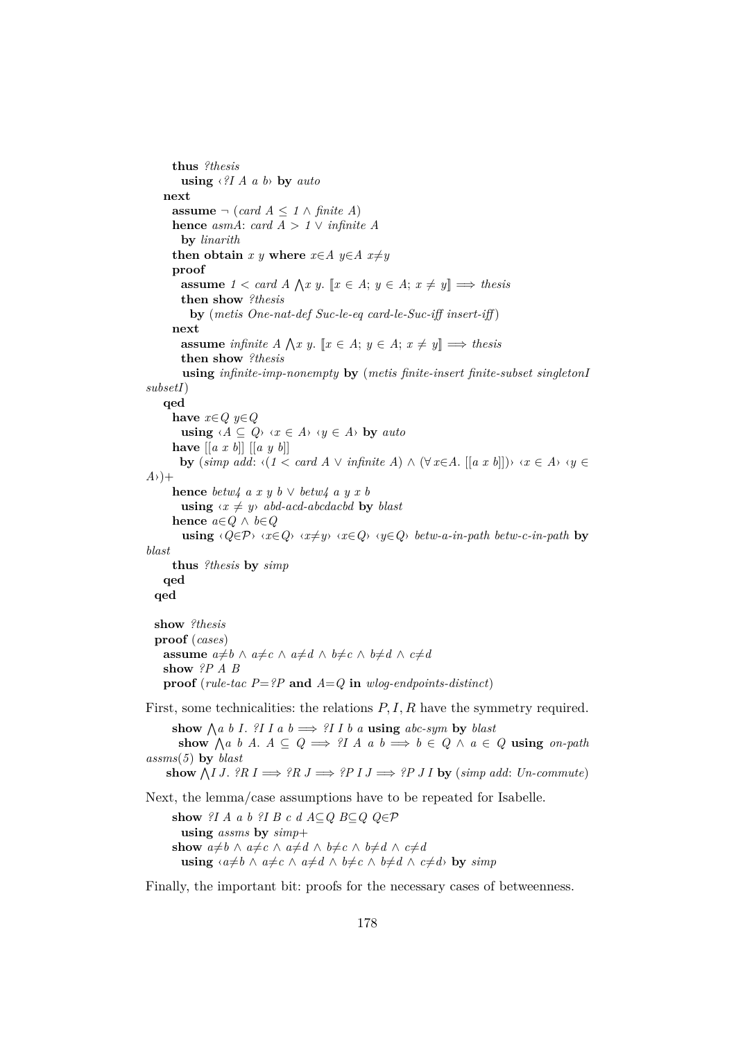```
      thus ?thesis
        using ‹?I A a b› by auto
    next
      assume ¬ (card A ≤ 1 ∧ finite A)
      hence asmA: card A > 1 ∨ infinite A
        by linarith
      then obtain x y where x∈A y∈A x≠y
      proof
        assume 1 < card A ⋀x y. ⟦x ∈ A; y ∈ A; x ≠ y⟧ ⟹ thesis
        then show ?thesis
          by (metis One-nat-def Suc-le-eq card-le-Suc-iff insert-iff)
      next
        assume infinite A ⋀x y. ⟦x ∈ A; y ∈ A; x ≠ y⟧ ⟹ thesis
        then show ?thesis
          using infinite-imp-nonempty by (metis finite-insert finite-subset singletonI
subsetI)
    qed
      have x∈Q y∈Q
        using ‹A ⊆ Q› ‹x ∈ A› ‹y ∈ A› by auto
      have [[a x b]] [[a y b]]
        by (simp add: ‹(1 < card A ∨ infinite A) ∧ (∀ x∈A. [[a x b]])› ‹x ∈ A› ‹y ∈
A›)+
      hence betw4 a x y b ∨ betw4 a y x b
        using ‹x ≠ y› abd-acd-abcdacbd by blast
      hence a∈Q ∧ b∈Q
        using ‹Q∈𝒫› ‹x∈Q› ‹x≠y› ‹x∈Q› ‹y∈Q› betw-a-in-path betw-c-in-path by
blast
      thus ?thesis by simp
    qed
  qed

  show ?thesis
  proof (cases)
    assume a≠b ∧ a≠c ∧ a≠d ∧ b≠c ∧ b≠d ∧ c≠d
    show ?P A B
    proof (rule-tac P=?P and A=Q in wlog-endpoints-distinct)
```

First, some technicalities: the relations $P, I, R$ have the symmetry required.

```
      show ⋀a b I. ?I I a b ⟹ ?I I b a using abc-sym by blast
      show ⋀a b A. A ⊆ Q ⟹ ?I A a b ⟹ b ∈ Q ∧ a ∈ Q using on-path
assms(5) by blast
      show ⋀I J. ?R I ⟹ ?R J ⟹ ?P I J ⟹ ?P J I by (simp add: Un-commute)
```

Next, the lemma/case assumptions have to be repeated for Isabelle.

```
      show ?I A a b ?I B c d A⊆Q B⊆Q Q∈𝒫
        using assms by simp+
      show a≠b ∧ a≠c ∧ a≠d ∧ b≠c ∧ b≠d ∧ c≠d
        using ‹a≠b ∧ a≠c ∧ a≠d ∧ b≠c ∧ b≠d ∧ c≠d› by simp
```

Finally, the important bit: proofs for the necessary cases of betweenness.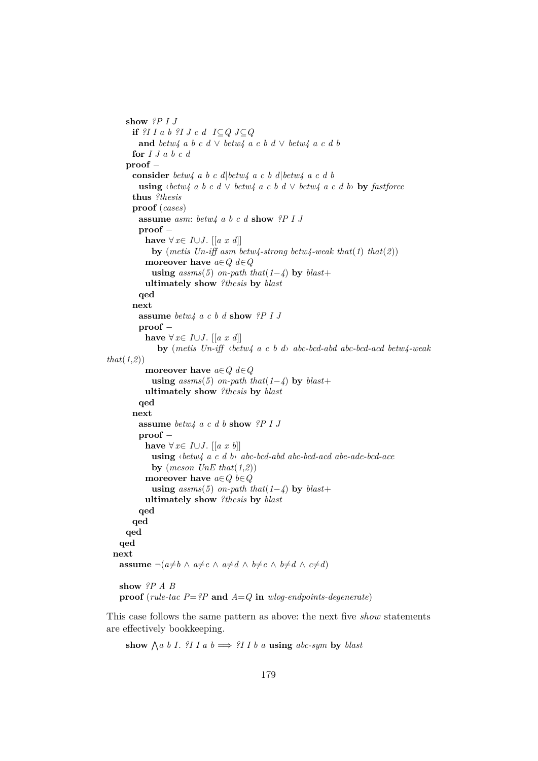```
      show ?P I J
        if ?I I a b ?I J c d  I⊆Q J⊆Q
          and betw4 a b c d ∨ betw4 a c b d ∨ betw4 a c d b
        for I J a b c d
      proof –
        consider betw4 a b c d|betw4 a c b d|betw4 a c d b
          using ‹betw4 a b c d ∨ betw4 a c b d ∨ betw4 a c d b› by fastforce
        thus ?thesis
        proof (cases)
          assume asm: betw4 a b c d show ?P I J
          proof –
            have ∀x∈ I∪J. [[a x d]]
              by (metis Un-iff asm betw4-strong betw4-weak that(1) that(2))
            moreover have a∈Q d∈Q
              using assms(5) on-path that(1–4) by blast+
            ultimately show ?thesis by blast
          qed
        next
          assume betw4 a c b d show ?P I J
          proof –
            have ∀x∈ I∪J. [[a x d]]
                by (metis Un-iff ‹betw4 a c b d› abc-bcd-abd abc-bcd-acd betw4-weak
that(1,2))
            moreover have a∈Q d∈Q
              using assms(5) on-path that(1–4) by blast+
            ultimately show ?thesis by blast
          qed
        next
          assume betw4 a c d b show ?P I J
          proof –
            have ∀x∈ I∪J. [[a x b]]
              using ‹betw4 a c d b› abc-bcd-abd abc-bcd-acd abe-ade-bcd-ace
              by (meson UnE that(1,2))
            moreover have a∈Q b∈Q
              using assms(5) on-path that(1–4) by blast+
            ultimately show ?thesis by blast
          qed
        qed
      qed
    qed
  next
    assume ¬(a≠b ∧ a≠c ∧ a≠d ∧ b≠c ∧ b≠d ∧ c≠d)

    show ?P A B
    proof (rule-tac P=?P and A=Q in wlog-endpoints-degenerate)
```

This case follows the same pattern as above: the next five *show* statements are effectively bookkeeping.

```
      show ⋀a b I. ?I I a b ⟹ ?I I b a using abc-sym by blast
```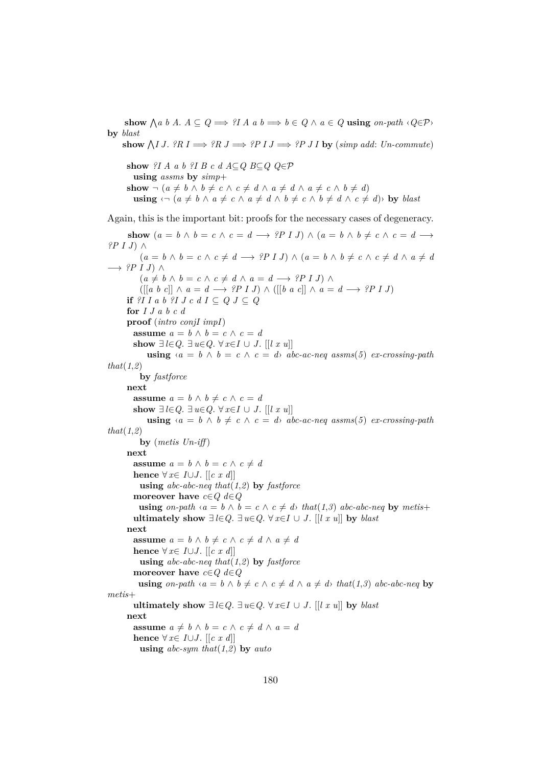```
    show ⋀a b A. A ⊆ Q ⟹ ?I A a b ⟹ b ∈ Q ∧ a ∈ Q using on-path ‹Q∈𝒫›
by blast
    show ⋀I J. ?R I ⟹ ?R J ⟹ ?P I J ⟹ ?P J I by (simp add: Un-commute)

      show ?I A a b ?I B c d A⊆Q B⊆Q Q∈𝒫
        using assms by simp+
      show ¬ (a ≠ b ∧ b ≠ c ∧ c ≠ d ∧ a ≠ d ∧ a ≠ c ∧ b ≠ d)
        using ‹¬ (a ≠ b ∧ a ≠ c ∧ a ≠ d ∧ b ≠ c ∧ b ≠ d ∧ c ≠ d)› by blast
```

Again, this is the important bit: proofs for the necessary cases of degeneracy.

```
      show (a = b ∧ b = c ∧ c = d ⟶ ?P I J) ∧ (a = b ∧ b ≠ c ∧ c = d ⟶
?P I J) ∧
          (a = b ∧ b = c ∧ c ≠ d ⟶ ?P I J) ∧ (a = b ∧ b ≠ c ∧ c ≠ d ∧ a ≠ d
⟶ ?P I J) ∧
          (a ≠ b ∧ b = c ∧ c ≠ d ∧ a = d ⟶ ?P I J) ∧
          ([[a b c]] ∧ a = d ⟶ ?P I J) ∧ ([[b a c]] ∧ a = d ⟶ ?P I J)
      if ?I I a b ?I J c d I ⊆ Q J ⊆ Q
      for I J a b c d
      proof (intro conjI impI)
        assume a = b ∧ b = c ∧ c = d
        show ∃l∈Q. ∃u∈Q. ∀x∈I ∪ J. [[l x u]]
            using ‹a = b ∧ b = c ∧ c = d› abc-ac-neq assms(5) ex-crossing-path
that(1,2)
          by fastforce
      next
        assume a = b ∧ b ≠ c ∧ c = d
        show ∃l∈Q. ∃u∈Q. ∀x∈I ∪ J. [[l x u]]
            using ‹a = b ∧ b ≠ c ∧ c = d› abc-ac-neq assms(5) ex-crossing-path
that(1,2)
          by (metis Un-iff)
      next
        assume a = b ∧ b = c ∧ c ≠ d
        hence ∀x∈ I∪J. [[c x d]]
          using abc-abc-neq that(1,2) by fastforce
        moreover have c∈Q d∈Q
          using on-path ‹a = b ∧ b = c ∧ c ≠ d› that(1,3) abc-abc-neq by metis+
        ultimately show ∃l∈Q. ∃u∈Q. ∀x∈I ∪ J. [[l x u]] by blast
      next
        assume a = b ∧ b ≠ c ∧ c ≠ d ∧ a ≠ d
        hence ∀x∈ I∪J. [[c x d]]
          using abc-abc-neq that(1,2) by fastforce
        moreover have c∈Q d∈Q
          using on-path ‹a = b ∧ b ≠ c ∧ c ≠ d ∧ a ≠ d› that(1,3) abc-abc-neq by
metis+
        ultimately show ∃l∈Q. ∃u∈Q. ∀x∈I ∪ J. [[l x u]] by blast
      next
        assume a ≠ b ∧ b = c ∧ c ≠ d ∧ a = d
        hence ∀x∈ I∪J. [[c x d]]
          using abc-sym that(1,2) by auto
```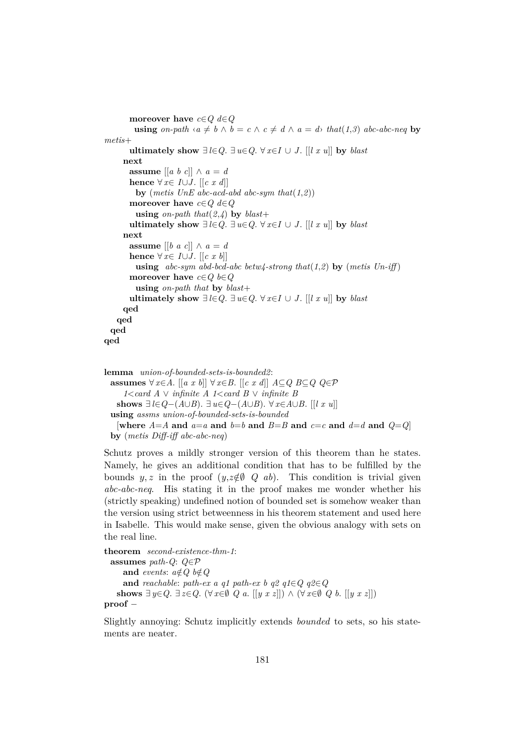```
        moreover have c∈Q d∈Q
          using on-path ‹a ≠ b ∧ b = c ∧ c ≠ d ∧ a = d› that(1,3) abc-abc-neq by metis+
        ultimately show ∃l∈Q. ∃u∈Q. ∀x∈I ∪ J. [[l x u]] by blast
      next
        assume [[a b c]] ∧ a = d
        hence ∀x∈ I∪J. [[c x d]]
          by (metis UnE abc-acd-abd abc-sym that(1,2))
        moreover have c∈Q d∈Q
          using on-path that(2,4) by blast+
        ultimately show ∃l∈Q. ∃u∈Q. ∀x∈I ∪ J. [[l x u]] by blast
      next
        assume [[b a c]] ∧ a = d
        hence ∀x∈ I∪J. [[c x b]]
          using  abc-sym abd-bcd-abc betw4-strong that(1,2) by (metis Un-iff)
        moreover have c∈Q b∈Q
          using on-path that by blast+
        ultimately show ∃l∈Q. ∃u∈Q. ∀x∈I ∪ J. [[l x u]] by blast
      qed
    qed
  qed
qed
```

```
lemma union-of-bounded-sets-is-bounded2:
  assumes ∀x∈A. [[a x b]] ∀x∈B. [[c x d]] A⊆Q B⊆Q Q∈𝒫
      1<card A ∨ infinite A 1<card B ∨ infinite B
    shows ∃l∈Q−(A∪B). ∃u∈Q−(A∪B). ∀x∈A∪B. [[l x u]]
  using assms union-of-bounded-sets-is-bounded
    [where A=A and a=a and b=b and B=B and c=c and d=d and Q=Q]
  by (metis Diff-iff abc-abc-neq)
```

Schutz proves a mildly stronger version of this theorem than he states. Namely, he gives an additional condition that has to be fulfilled by the bounds $y, z$ in the proof ($y,z \notin \emptyset\ Q\ ab$). This condition is trivial given *abc-abc-neq*. His stating it in the proof makes me wonder whether his (strictly speaking) undefined notion of bounded set is somehow weaker than the version using strict betweenness in his theorem statement and used here in Isabelle. This would make sense, given the obvious analogy with sets on the real line.

```
theorem second-existence-thm-1:
  assumes path-Q: Q∈𝒫
      and events: a∉Q b∉Q
      and reachable: path-ex a q1 path-ex b q2 q1∈Q q2∈Q
    shows ∃y∈Q. ∃z∈Q. (∀x∈∅ Q a. [[y x z]]) ∧ (∀x∈∅ Q b. [[y x z]])
proof −
```

Slightly annoying: Schutz implicitly extends *bounded* to sets, so his statements are neater.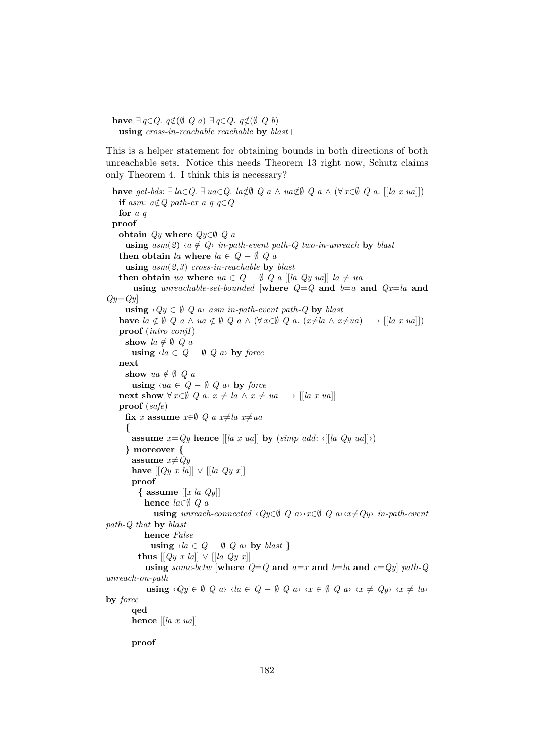```
have ∃ q∈Q. q∉(∅ Q a) ∃ q∈Q. q∉(∅ Q b)
  using cross-in-reachable reachable by blast+
```

This is a helper statement for obtaining bounds in both directions of both unreachable sets. Notice this needs Theorem 13 right now, Schutz claims only Theorem 4. I think this is necessary?

```
have get-bds: ∃ la∈Q. ∃ ua∈Q. la∉∅ Q a ∧ ua∉∅ Q a ∧ (∀ x∈∅ Q a. [[la x ua]])
  if asm: a∉Q path-ex a q q∈Q
  for a q
proof −
  obtain Qy where Qy∈∅ Q a
    using asm(2) ‹a ∉ Q› in-path-event path-Q two-in-unreach by blast
  then obtain la where la ∈ Q − ∅ Q a
    using asm(2,3) cross-in-reachable by blast
  then obtain ua where ua ∈ Q − ∅ Q a [[la Qy ua]] la ≠ ua
      using unreachable-set-bounded [where Q=Q and b=a and Qx=la and
Qy=Qy]
    using ‹Qy ∈ ∅ Q a› asm in-path-event path-Q by blast
  have la ∉ ∅ Q a ∧ ua ∉ ∅ Q a ∧ (∀ x∈∅ Q a. (x≠la ∧ x≠ua) ⟶ [[la x ua]])
  proof (intro conjI)
    show la ∉ ∅ Q a
      using ‹la ∈ Q − ∅ Q a› by force
  next
    show ua ∉ ∅ Q a
      using ‹ua ∈ Q − ∅ Q a› by force
  next show ∀ x∈∅ Q a. x ≠ la ∧ x ≠ ua ⟶ [[la x ua]]
  proof (safe)
    fix x assume x∈∅ Q a x≠la x≠ua
    {
      assume x=Qy hence [[la x ua]] by (simp add: ‹[[la Qy ua]]›)
    } moreover {
      assume x≠Qy
      have [[Qy x la]] ∨ [[la Qy x]]
      proof −
        { assume [[x la Qy]]
          hence la∈∅ Q a
            using unreach-connected ‹Qy∈∅ Q a›‹x∈∅ Q a›‹x≠Qy› in-path-event
path-Q that by blast
          hence False
            using ‹la ∈ Q − ∅ Q a› by blast }
        thus [[Qy x la]] ∨ [[la Qy x]]
          using some-betw [where Q=Q and a=x and b=la and c=Qy] path-Q
unreach-on-path
          using ‹Qy ∈ ∅ Q a› ‹la ∈ Q − ∅ Q a› ‹x ∈ ∅ Q a› ‹x ≠ Qy› ‹x ≠ la›
by force
      qed
      hence [[la x ua]]

      proof
```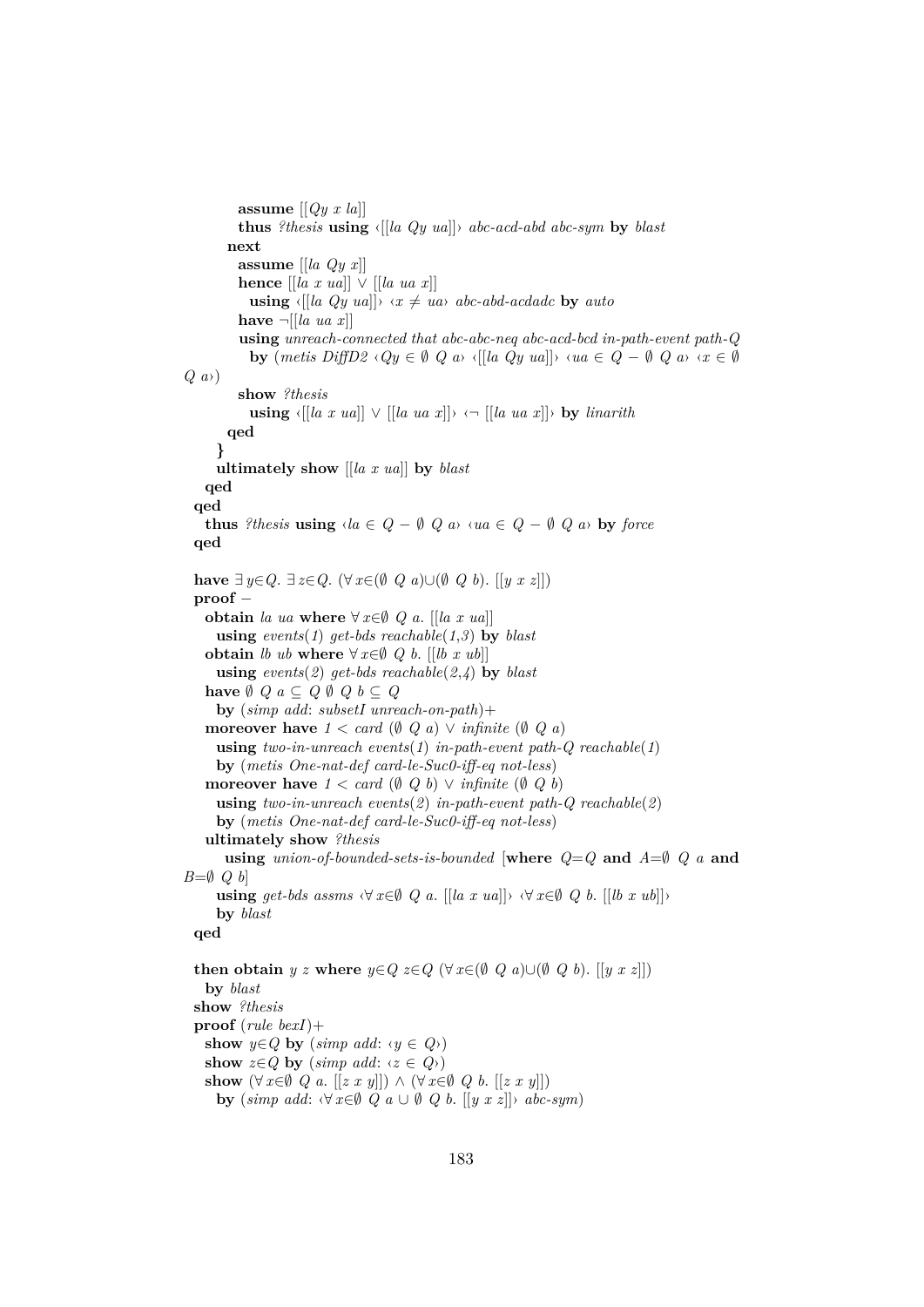```
          assume [[Qy x la]]
          thus ?thesis using ‹[[la Qy ua]]› abc-acd-abd abc-sym by blast
        next
          assume [[la Qy x]]
          hence [[la x ua]] ∨ [[la ua x]]
            using ‹[[la Qy ua]]› ‹x ≠ ua› abc-abd-acdadc by auto
          have ¬[[la ua x]]
          using unreach-connected that abc-abc-neq abc-acd-bcd in-path-event path-Q
            by (metis DiffD2 ‹Qy ∈ ∅ Q a› ‹[[la Qy ua]]› ‹ua ∈ Q − ∅ Q a› ‹x ∈ ∅
Q a›)
          show ?thesis
            using ‹[[la x ua]] ∨ [[la ua x]]› ‹¬ [[la ua x]]› by linarith
        qed
      }
      ultimately show [[la x ua]] by blast
    qed
  qed
    thus ?thesis using ‹la ∈ Q − ∅ Q a› ‹ua ∈ Q − ∅ Q a› by force
  qed

  have ∃y∈Q. ∃z∈Q. (∀x∈(∅ Q a)∪(∅ Q b). [[y x z]])
  proof −
    obtain la ua where ∀x∈∅ Q a. [[la x ua]]
      using events(1) get-bds reachable(1,3) by blast
    obtain lb ub where ∀x∈∅ Q b. [[lb x ub]]
      using events(2) get-bds reachable(2,4) by blast
    have ∅ Q a ⊆ Q ∅ Q b ⊆ Q
      by (simp add: subsetI unreach-on-path)+
    moreover have 1 < card (∅ Q a) ∨ infinite (∅ Q a)
      using two-in-unreach events(1) in-path-event path-Q reachable(1)
      by (metis One-nat-def card-le-Suc0-iff-eq not-less)
    moreover have 1 < card (∅ Q b) ∨ infinite (∅ Q b)
      using two-in-unreach events(2) in-path-event path-Q reachable(2)
      by (metis One-nat-def card-le-Suc0-iff-eq not-less)
    ultimately show ?thesis
       using union-of-bounded-sets-is-bounded [where Q=Q and A=∅ Q a and
B=∅ Q b]
      using get-bds assms ‹∀x∈∅ Q a. [[la x ua]]› ‹∀x∈∅ Q b. [[lb x ub]]›
      by blast
  qed

  then obtain y z where y∈Q z∈Q (∀x∈(∅ Q a)∪(∅ Q b). [[y x z]])
    by blast
  show ?thesis
  proof (rule bexI)+
    show y∈Q by (simp add: ‹y ∈ Q›)
    show z∈Q by (simp add: ‹z ∈ Q›)
    show (∀x∈∅ Q a. [[z x y]]) ∧ (∀x∈∅ Q b. [[z x y]])
      by (simp add: ‹∀x∈∅ Q a ∪ ∅ Q b. [[y x z]]› abc-sym)
```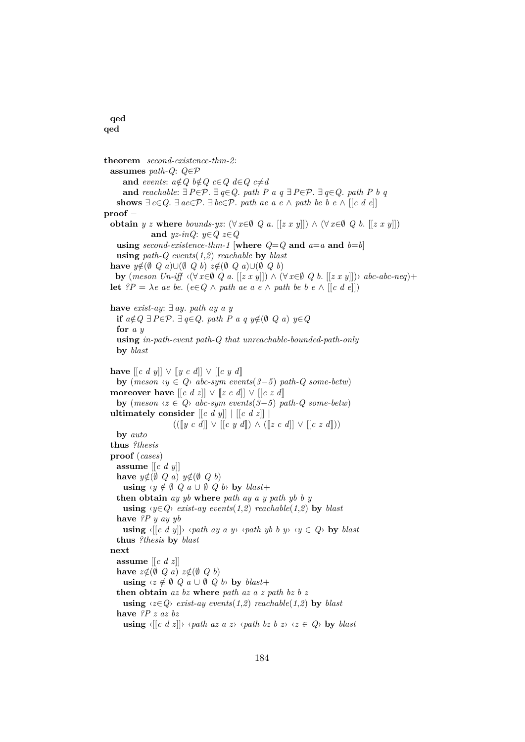```
  qed
qed

theorem second-existence-thm-2:
  assumes path-Q: Q∈𝒫
      and events: a∉Q b∉Q c∈Q d∈Q c≠d
      and reachable: ∃ P∈𝒫. ∃ q∈Q. path P a q ∃ P∈𝒫. ∃ q∈Q. path P b q
    shows ∃ e∈Q. ∃ ae∈𝒫. ∃ be∈𝒫. path ae a e ∧ path be b e ∧ [[c d e]]
proof −
  obtain y z where bounds-yz: (∀ x∈∅ Q a. [[z x y]]) ∧ (∀ x∈∅ Q b. [[z x y]])
             and yz-inQ: y∈Q z∈Q
    using second-existence-thm-1 [where Q=Q and a=a and b=b]
    using path-Q events(1,2) reachable by blast
  have y∉(∅ Q a)∪(∅ Q b) z∉(∅ Q a)∪(∅ Q b)
   by (meson Un-iff ‹(∀ x∈∅ Q a. [[z x y]]) ∧ (∀ x∈∅ Q b. [[z x y]])› abc-abc-neq)+
  let ?P = λe ae be. (e∈Q ∧ path ae a e ∧ path be b e ∧ [[c d e]])

  have exist-ay: ∃ ay. path ay a y
    if a∉Q ∃ P∈𝒫. ∃ q∈Q. path P a q y∉(∅ Q a) y∈Q
    for a y
    using in-path-event path-Q that unreachable-bounded-path-only
    by blast

  have [[c d y]] ∨ [[y c d]] ∨ [[c y d]]
    by (meson ‹y ∈ Q› abc-sym events(3−5) path-Q some-betw)
  moreover have [[c d z]] ∨ [[z c d]] ∨ [[c z d]]
    by (meson ‹z ∈ Q› abc-sym events(3−5) path-Q some-betw)
  ultimately consider [[c d y]] | [[c d z]] |
                     (([[y c d]] ∨ [[c y d]]) ∧ ([[z c d]] ∨ [[c z d]]))
    by auto
  thus ?thesis
  proof (cases)
    assume [[c d y]]
    have y∉(∅ Q a) y∉(∅ Q b)
      using ‹y ∉ ∅ Q a ∪ ∅ Q b› by blast+
    then obtain ay yb where path ay a y path yb b y
      using ‹y∈Q› exist-ay events(1,2) reachable(1,2) by blast
    have ?P y ay yb
      using ‹[[c d y]]› ‹path ay a y› ‹path yb b y› ‹y ∈ Q› by blast
    thus ?thesis by blast
  next
    assume [[c d z]]
    have z∉(∅ Q a) z∉(∅ Q b)
      using ‹z ∉ ∅ Q a ∪ ∅ Q b› by blast+
    then obtain az bz where path az a z path bz b z
      using ‹z∈Q› exist-ay events(1,2) reachable(1,2) by blast
    have ?P z az bz
      using ‹[[c d z]]› ‹path az a z› ‹path bz b z› ‹z ∈ Q› by blast
```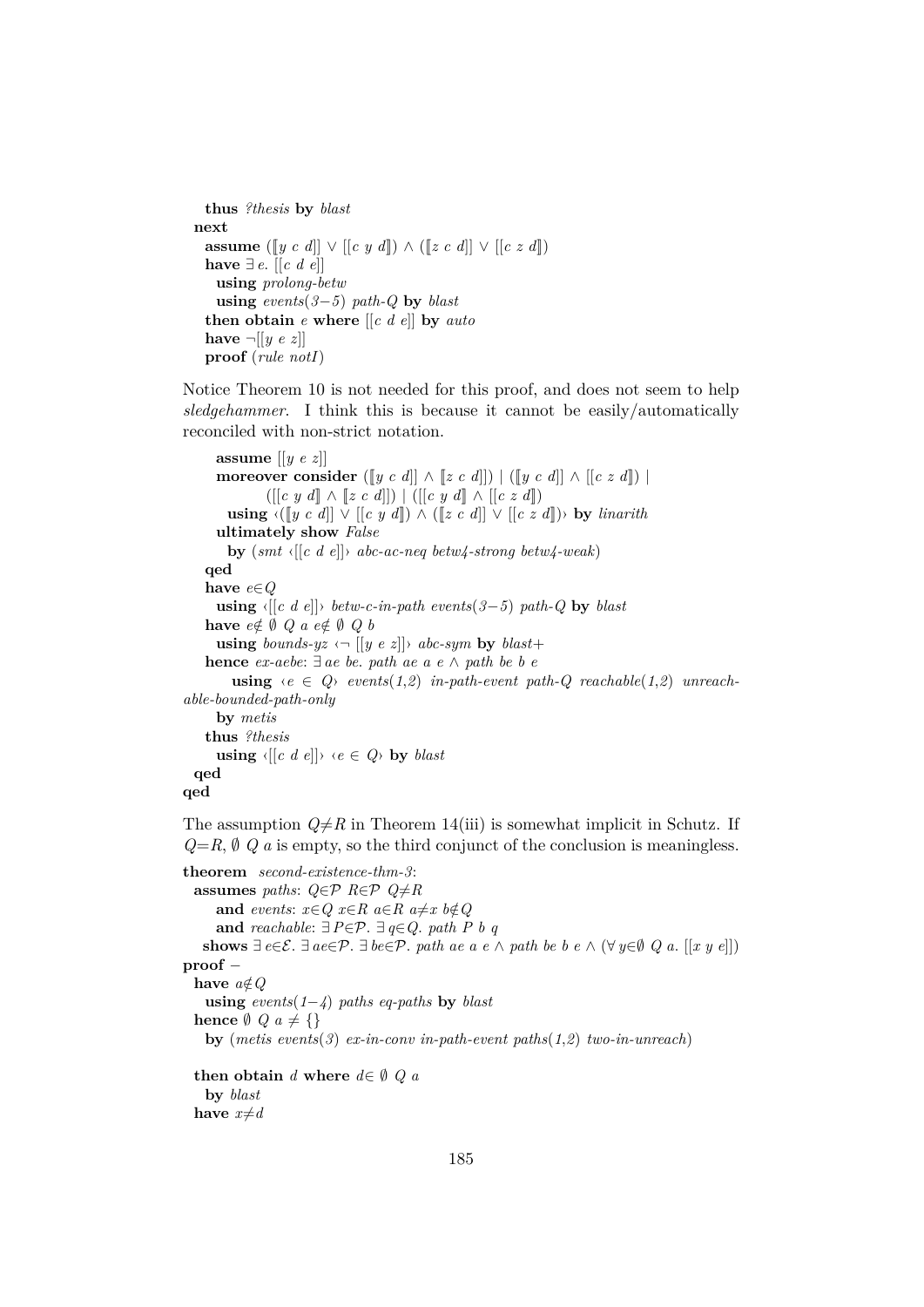```
    thus ?thesis by blast
  next
    assume ([[y c d]] ∨ [[c y d]]) ∧ ([[z c d]] ∨ [[c z d]])
    have ∃ e. [[c d e]]
      using prolong-betw
      using events(3−5) path-Q by blast
    then obtain e where [[c d e]] by auto
    have ¬[[y e z]]
    proof (rule notI)
```

Notice Theorem 10 is not needed for this proof, and does not seem to help *sledgehammer*. I think this is because it cannot be easily/automatically reconciled with non-strict notation.

```
      assume [[y e z]]
      moreover consider ([[y c d]] ∧ [[z c d]]) | ([[y c d]] ∧ [[c z d]]) |
            ([[c y d]] ∧ [[z c d]]) | ([[c y d]] ∧ [[c z d]])
        using ‹([[y c d]] ∨ [[c y d]]) ∧ ([[z c d]] ∨ [[c z d]])› by linarith
      ultimately show False
        by (smt ‹[[c d e]]› abc-ac-neq betw4-strong betw4-weak)
    qed
    have e∈Q
      using ‹[[c d e]]› betw-c-in-path events(3−5) path-Q by blast
    have e∉ ∅ Q a e∉ ∅ Q b
      using bounds-yz ‹¬ [[y e z]]› abc-sym by blast+
    hence ex-aebe: ∃ ae be. path ae a e ∧ path be b e
        using ‹e ∈ Q› events(1,2) in-path-event path-Q reachable(1,2) unreach-
able-bounded-path-only
      by metis
    thus ?thesis
      using ‹[[c d e]]› ‹e ∈ Q› by blast
  qed
qed
```

The assumption $Q \neq R$ in Theorem 14(iii) is somewhat implicit in Schutz. If $Q = R$, $\emptyset\ Q\ a$ is empty, so the third conjunct of the conclusion is meaningless.

```
theorem second-existence-thm-3:
  assumes paths: Q∈𝒫 R∈𝒫 Q≠R
      and events: x∈Q x∈R a∈R a≠x b∉Q
      and reachable: ∃ P∈𝒫. ∃ q∈Q. path P b q
    shows ∃ e∈ℰ. ∃ ae∈𝒫. ∃ be∈𝒫. path ae a e ∧ path be b e ∧ (∀ y∈∅ Q a. [[x y e]])
proof −
  have a∉Q
    using events(1−4) paths eq-paths by blast
  hence ∅ Q a ≠ {}
    by (metis events(3) ex-in-conv in-path-event paths(1,2) two-in-unreach)

  then obtain d where d∈ ∅ Q a
    by blast
  have x≠d
```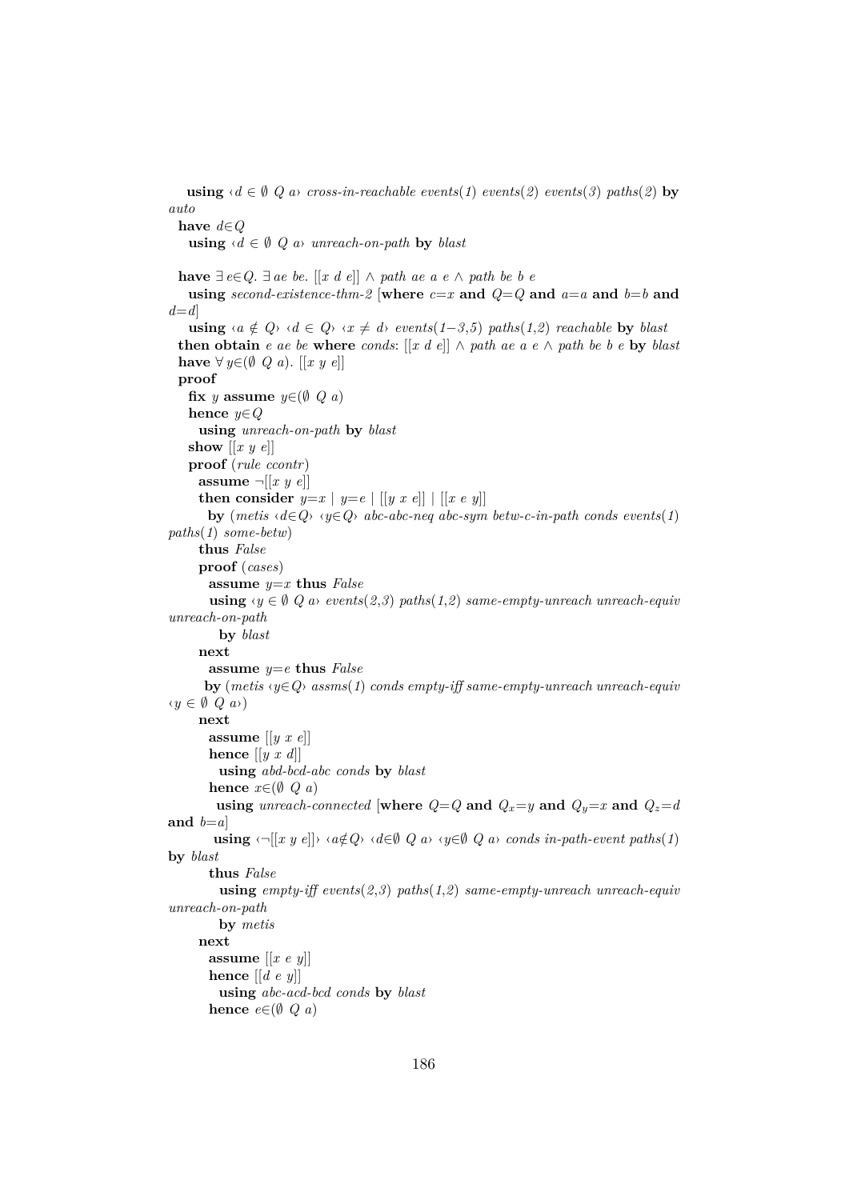```
    using ‹d ∈ ∅ Q a› cross-in-reachable events(1) events(2) events(3) paths(2) by auto
  have d∈Q
    using ‹d ∈ ∅ Q a› unreach-on-path by blast

  have ∃ e∈Q. ∃ ae be. [[x d e]] ∧ path ae a e ∧ path be b e
    using second-existence-thm-2 [where c=x and Q=Q and a=a and b=b and d=d]
    using ‹a ∉ Q› ‹d ∈ Q› ‹x ≠ d› events(1–3,5) paths(1,2) reachable by blast
  then obtain e ae be where conds: [[x d e]] ∧ path ae a e ∧ path be b e by blast
  have ∀ y∈(∅ Q a). [[x y e]]
  proof
    fix y assume y∈(∅ Q a)
    hence y∈Q
      using unreach-on-path by blast
    show [[x y e]]
    proof (rule ccontr)
      assume ¬[[x y e]]
      then consider y=x | y=e | [[y x e]] | [[x e y]]
        by (metis ‹d∈Q› ‹y∈Q› abc-abc-neq abc-sym betw-c-in-path conds events(1) paths(1) some-betw)
      thus False
      proof (cases)
        assume y=x thus False
        using ‹y ∈ ∅ Q a› events(2,3) paths(1,2) same-empty-unreach unreach-equiv unreach-on-path
          by blast
      next
        assume y=e thus False
       by (metis ‹y∈Q› assms(1) conds empty-iff same-empty-unreach unreach-equiv ‹y ∈ ∅ Q a›)
      next
        assume [[y x e]]
        hence [[y x d]]
          using abd-bcd-abc conds by blast
        hence x∈(∅ Q a)
          using unreach-connected [where Q=Q and Qx=y and Qy=x and Qz=d and b=a]
         using ‹¬[[x y e]]› ‹a∉Q› ‹d∈∅ Q a› ‹y∈∅ Q a› conds in-path-event paths(1) by blast
        thus False
          using empty-iff events(2,3) paths(1,2) same-empty-unreach unreach-equiv unreach-on-path
          by metis
      next
        assume [[x e y]]
        hence [[d e y]]
          using abc-acd-bcd conds by blast
        hence e∈(∅ Q a)
```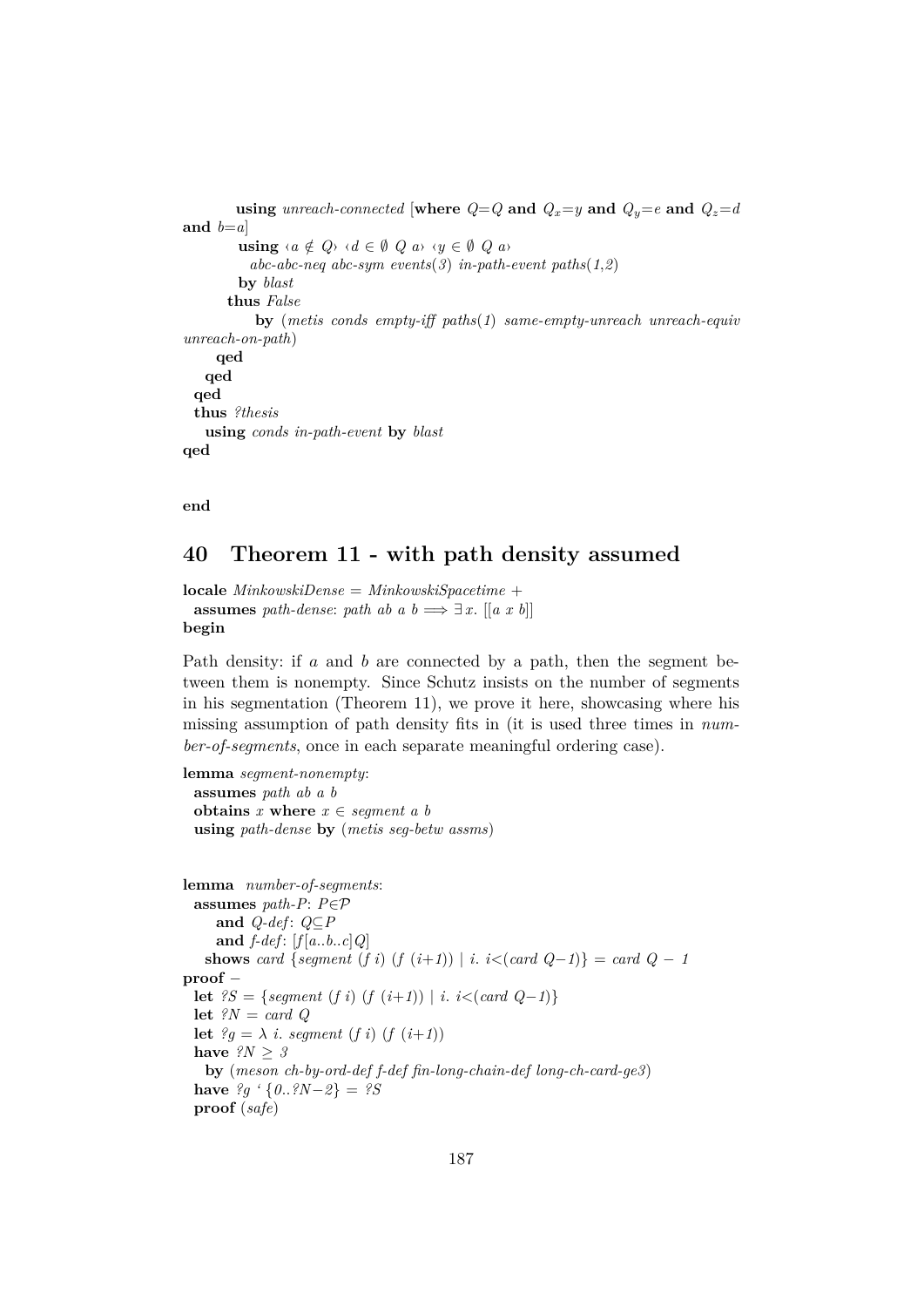```
        using unreach-connected [where Q=Q and Q_x=y and Q_y=e and Q_z=d
and b=a]
         using ‹a ∉ Q› ‹d ∈ ∅ Q a› ‹y ∈ ∅ Q a›
           abc-abc-neq abc-sym events(3) in-path-event paths(1,2)
         by blast
       thus False
          by (metis conds empty-iff paths(1) same-empty-unreach unreach-equiv
unreach-on-path)
      qed
    qed
  qed
  thus ?thesis
    using conds in-path-event by blast
qed


end
```

## 40 Theorem 11 - with path density assumed

```
locale MinkowskiDense = MinkowskiSpacetime +
  assumes path-dense: path ab a b ⟹ ∃x. [[a x b]]
begin
```

Path density: if $a$ and $b$ are connected by a path, then the segment between them is nonempty. Since Schutz insists on the number of segments in his segmentation (Theorem 11), we prove it here, showcasing where his missing assumption of path density fits in (it is used three times in *number-of-segments*, once in each separate meaningful ordering case).

```
lemma segment-nonempty:
  assumes path ab a b
  obtains x where x ∈ segment a b
  using path-dense by (metis seg-betw assms)


lemma  number-of-segments:
  assumes path-P: P∈𝒫
      and Q-def: Q⊆P
      and f-def: [f[a..b..c]Q]
    shows card {segment (f i) (f (i+1)) | i. i<(card Q−1)} = card Q − 1
proof −
  let ?S = {segment (f i) (f (i+1)) | i. i<(card Q−1)}
  let ?N = card Q
  let ?g = λ i. segment (f i) (f (i+1))
  have ?N ≥ 3
    by (meson ch-by-ord-def f-def fin-long-chain-def long-ch-card-ge3)
  have ?g ‘ {0..?N−2} = ?S
  proof (safe)
```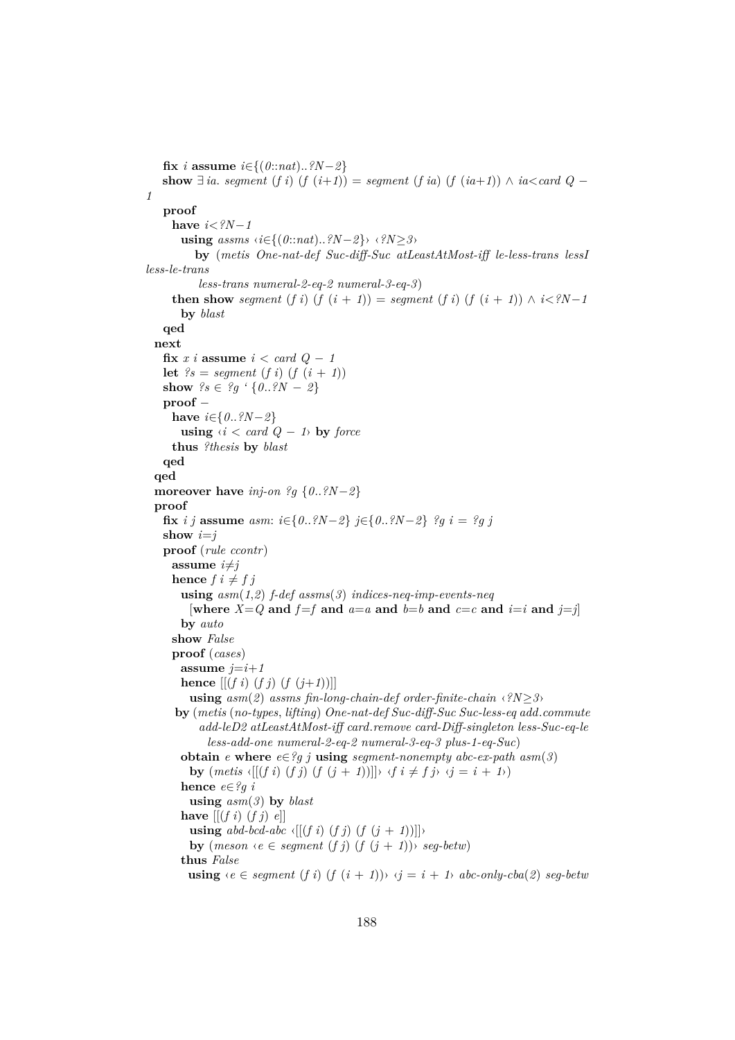```
    fix i assume i∈{(0::nat)..?N−2}
    show ∃ia. segment (f i) (f (i+1)) = segment (f ia) (f (ia+1)) ∧ ia< card Q −
1
    proof
      have i<?N−1
        using assms ‹i∈{(0::nat)..?N−2}› ‹?N≥3›
          by (metis One-nat-def Suc-diff-Suc atLeastAtMost-iff le-less-trans lessI
less-le-trans
            less-trans numeral-2-eq-2 numeral-3-eq-3)
      then show segment (f i) (f (i + 1)) = segment (f i) (f (i + 1)) ∧ i<?N−1
        by blast
    qed
  next
    fix x i assume i < card Q − 1
    let ?s = segment (f i) (f (i + 1))
    show ?s ∈ ?g ‘ {0..?N − 2}
    proof −
      have i∈{0..?N−2}
        using ‹i < card Q − 1› by force
      thus ?thesis by blast
    qed
  qed
  moreover have inj-on ?g {0..?N−2}
  proof
    fix i j assume asm: i∈{0..?N−2} j∈{0..?N−2} ?g i = ?g j
    show i=j
    proof (rule ccontr)
      assume i≠j
      hence f i ≠ f j
        using asm(1,2) f-def assms(3) indices-neq-imp-events-neq
          [where X=Q and f=f and a=a and b=b and c=c and i=i and j=j]
        by auto
      show False
      proof (cases)
        assume j=i+1
        hence [[(f i) (f j) (f (j+1))]]
          using asm(2) assms fin-long-chain-def order-finite-chain ‹?N≥3›
      by (metis (no-types, lifting) One-nat-def Suc-diff-Suc Suc-less-eq add.commute
          add-leD2 atLeastAtMost-iff card.remove card-Diff-singleton less-Suc-eq-le
            less-add-one numeral-2-eq-2 numeral-3-eq-3 plus-1-eq-Suc)
        obtain e where e∈?g j using segment-nonempty abc-ex-path asm(3)
          by (metis ‹[[(f i) (f j) (f (j + 1))]]› ‹f i ≠ f j› ‹j = i + 1›)
        hence e∈?g i
          using asm(3) by blast
        have [[(f i) (f j) e]]
          using abd-bcd-abc ‹[[(f i) (f j) (f (j + 1))]]›
          by (meson ‹e ∈ segment (f j) (f (j + 1))› seg-betw)
        thus False
         using ‹e ∈ segment (f i) (f (i + 1))› ‹j = i + 1› abc-only-cba(2) seg-betw
```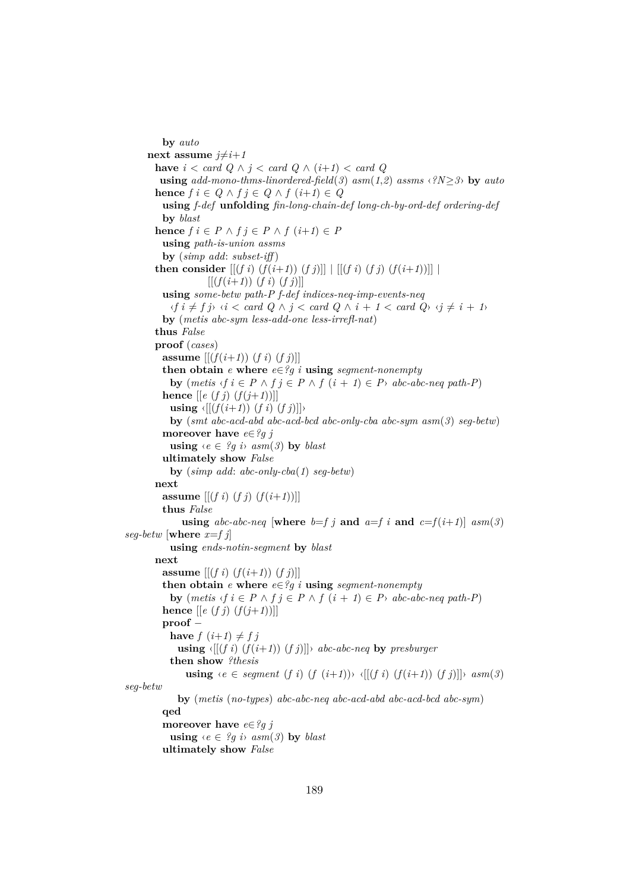```
      by auto
  next assume j≠i+1
    have i < card Q ∧ j < card Q ∧ (i+1) < card Q
     using add-mono-thms-linordered-field(3) asm(1,2) assms ‹?N≥3› by auto
    hence f i ∈ Q ∧ f j ∈ Q ∧ f (i+1) ∈ Q
      using f-def unfolding fin-long-chain-def long-ch-by-ord-def ordering-def
      by blast
    hence f i ∈ P ∧ f j ∈ P ∧ f (i+1) ∈ P
      using path-is-union assms
      by (simp add: subset-iff)
    then consider [[(f i) (f(i+1)) (f j)]] | [[(f i) (f j) (f(i+1))]] |
                  [[(f(i+1)) (f i) (f j)]]
      using some-betw path-P f-def indices-neq-imp-events-neq
        ‹f i ≠ f j› ‹i < card Q ∧ j < card Q ∧ i + 1 < card Q› ‹j ≠ i + 1›
      by (metis abc-sym less-add-one less-irrefl-nat)
    thus False
    proof (cases)
      assume [[(f(i+1)) (f i) (f j)]]
      then obtain e where e∈?g i using segment-nonempty
        by (metis ‹f i ∈ P ∧ f j ∈ P ∧ f (i + 1) ∈ P› abc-abc-neq path-P)
      hence [[e (f j) (f(j+1))]]
        using ‹[[(f(i+1)) (f i) (f j)]]›
        by (smt abc-acd-abd abc-acd-bcd abc-only-cba abc-sym asm(3) seg-betw)
      moreover have e∈?g j
        using ‹e ∈ ?g i› asm(3) by blast
      ultimately show False
        by (simp add: abc-only-cba(1) seg-betw)
    next
      assume [[(f i) (f j) (f(i+1))]]
      thus False
          using abc-abc-neq [where b=f j and a=f i and c=f(i+1)] asm(3)
seg-betw [where x=f j]
        using ends-notin-segment by blast
    next
      assume [[(f i) (f(i+1)) (f j)]]
      then obtain e where e∈?g i using segment-nonempty
        by (metis ‹f i ∈ P ∧ f j ∈ P ∧ f (i + 1) ∈ P› abc-abc-neq path-P)
      hence [[e (f j) (f(j+1))]]
      proof −
        have f (i+1) ≠ f j
          using ‹[[(f i) (f(i+1)) (f j)]]› abc-abc-neq by presburger
        then show ?thesis
            using ‹e ∈ segment (f i) (f (i+1))› ‹[[(f i) (f(i+1)) (f j)]]› asm(3)
seg-betw
          by (metis (no-types) abc-abc-neq abc-acd-abd abc-acd-bcd abc-sym)
      qed
      moreover have e∈?g j
        using ‹e ∈ ?g i› asm(3) by blast
      ultimately show False
```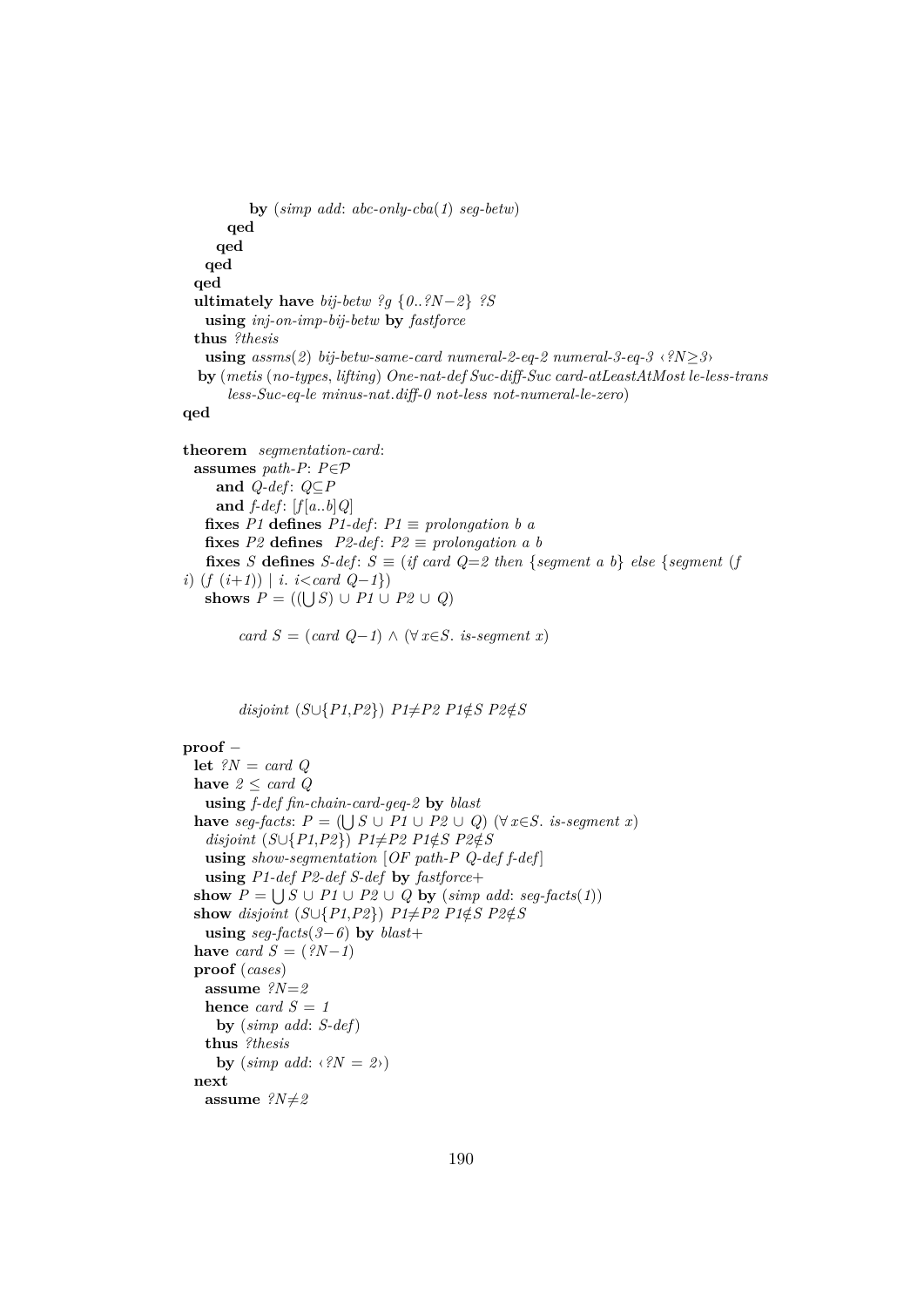```
          by (simp add: abc-only-cba(1) seg-betw)
        qed
      qed
    qed
  qed
  ultimately have bij-betw ?g {0..?N−2} ?S
    using inj-on-imp-bij-betw by fastforce
  thus ?thesis
    using assms(2) bij-betw-same-card numeral-2-eq-2 numeral-3-eq-3 ‹?N≥3›
   by (metis (no-types, lifting) One-nat-def Suc-diff-Suc card-atLeastAtMost le-less-trans
        less-Suc-eq-le minus-nat.diff-0 not-less not-numeral-le-zero)
qed

theorem segmentation-card:
  assumes path-P: P∈𝒫
      and Q-def: Q⊆P
      and f-def: [f[a..b]Q]
    fixes P1 defines P1-def: P1 ≡ prolongation b a
    fixes P2 defines  P2-def: P2 ≡ prolongation a b
    fixes S defines S-def: S ≡ (if card Q=2 then {segment a b} else {segment (f
i) (f (i+1)) | i. i<card Q−1})
    shows P = ((⋃S) ∪ P1 ∪ P2 ∪ Q)

        card S = (card Q−1) ∧ (∀x∈S. is-segment x)



        disjoint (S∪{P1,P2}) P1≠P2 P1∉S P2∉S

proof −
  let ?N = card Q
  have 2 ≤ card Q
    using f-def fin-chain-card-geq-2 by blast
  have seg-facts: P = (⋃S ∪ P1 ∪ P2 ∪ Q) (∀x∈S. is-segment x)
    disjoint (S∪{P1,P2}) P1≠P2 P1∉S P2∉S
    using show-segmentation [OF path-P Q-def f-def]
    using P1-def P2-def S-def by fastforce+
  show P = ⋃S ∪ P1 ∪ P2 ∪ Q by (simp add: seg-facts(1))
  show disjoint (S∪{P1,P2}) P1≠P2 P1∉S P2∉S
    using seg-facts(3−6) by blast+
  have card S = (?N−1)
  proof (cases)
    assume ?N=2
    hence card S = 1
      by (simp add: S-def)
    thus ?thesis
      by (simp add: ‹?N = 2›)
  next
    assume ?N≠2
```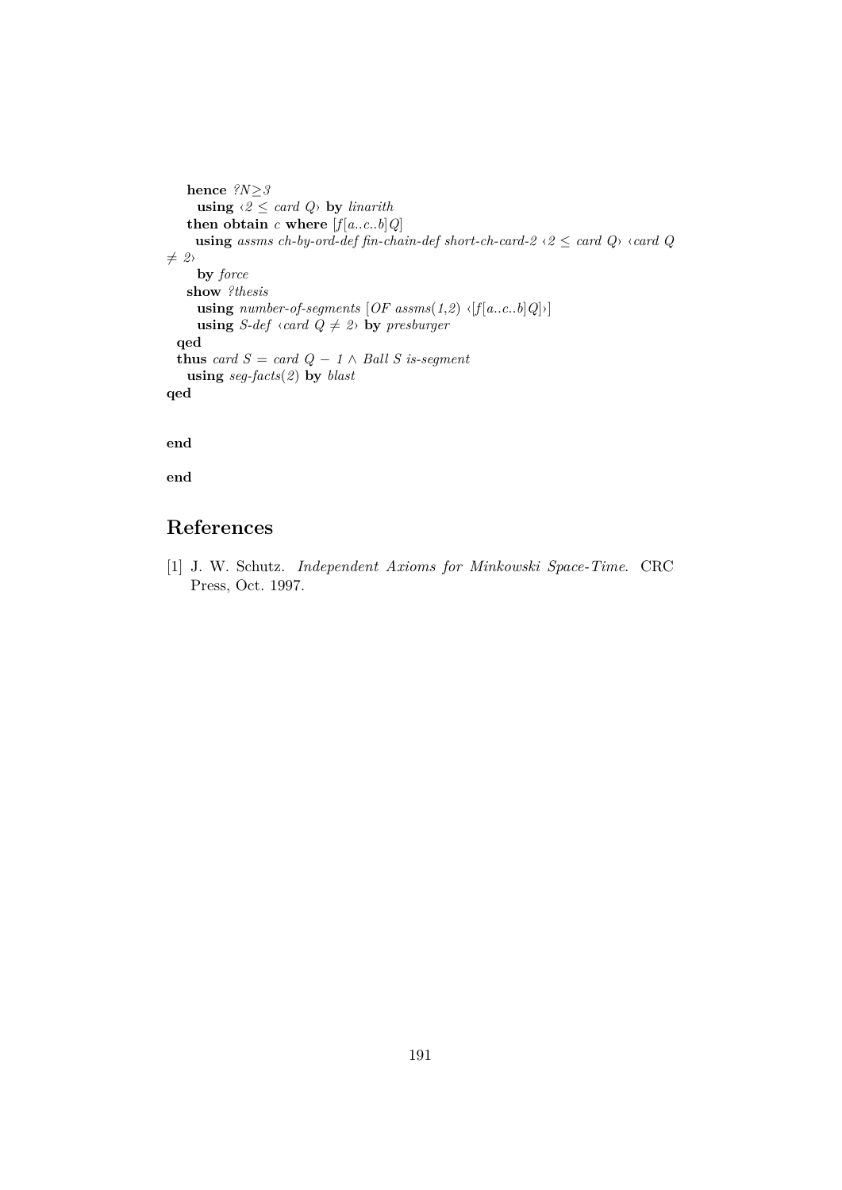```
    hence ?N≥3
      using ‹2 ≤ card Q› by linarith
    then obtain c where [f[a..c..b]Q]
      using assms ch-by-ord-def fin-chain-def short-ch-card-2 ‹2 ≤ card Q› ‹card Q
≠ 2›
      by force
    show ?thesis
      using number-of-segments [OF assms(1,2) ‹[f[a..c..b]Q]›]
      using S-def ‹card Q ≠ 2› by presburger
  qed
  thus card S = card Q − 1 ∧ Ball S is-segment
    using seg-facts(2) by blast
qed

end

end
```

# References

[1] J. W. Schutz. *Independent Axioms for Minkowski Space-Time*. CRC Press, Oct. 1997.